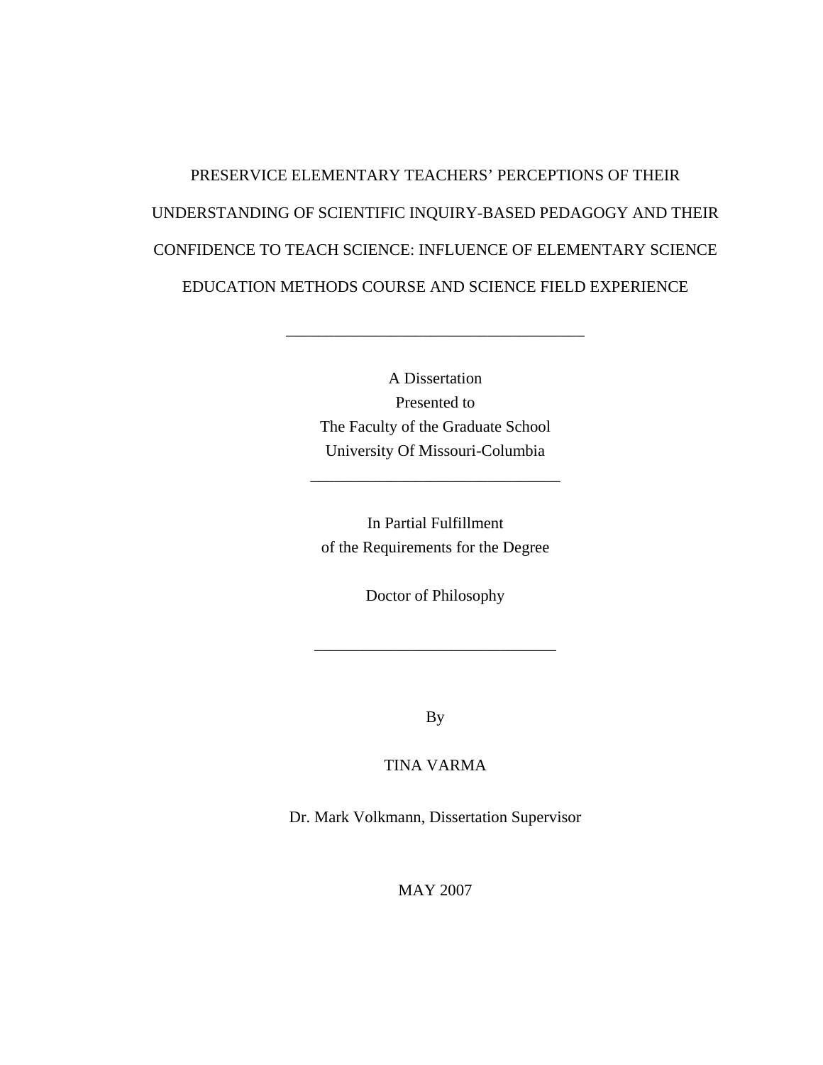# PRESERVICE ELEMENTARY TEACHERS' PERCEPTIONS OF THEIR UNDERSTANDING OF SCIENTIFIC INQUIRY-BASED PEDAGOGY AND THEIR CONFIDENCE TO TEACH SCIENCE: INFLUENCE OF ELEMENTARY SCIENCE EDUCATION METHODS COURSE AND SCIENCE FIELD EXPERIENCE

---

A Dissertation
Presented to
The Faculty of the Graduate School
University Of Missouri-Columbia

---

In Partial Fulfillment
of the Requirements for the Degree

Doctor of Philosophy

---

By

TINA VARMA

Dr. Mark Volkmann, Dissertation Supervisor

MAY 2007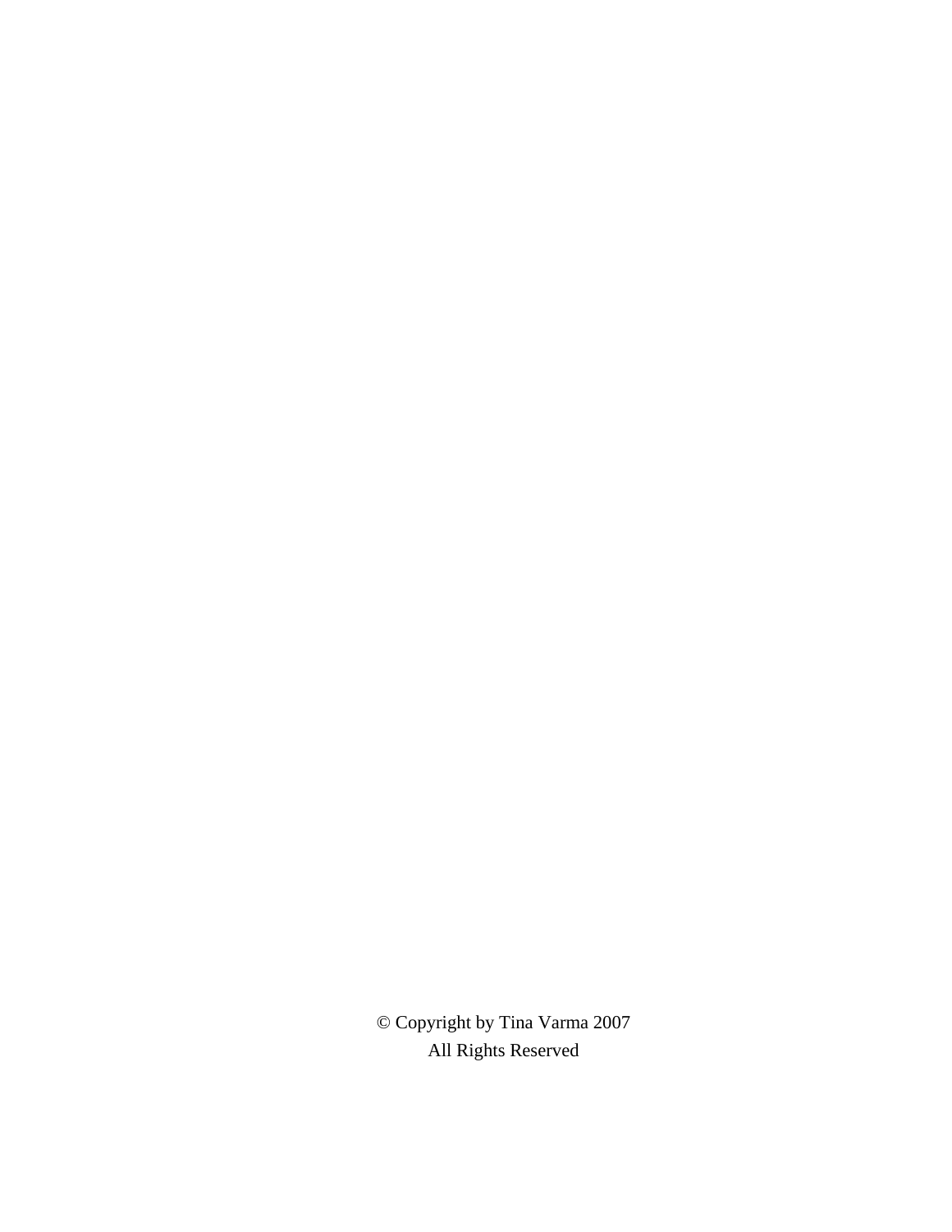© Copyright by Tina Varma 2007
All Rights Reserved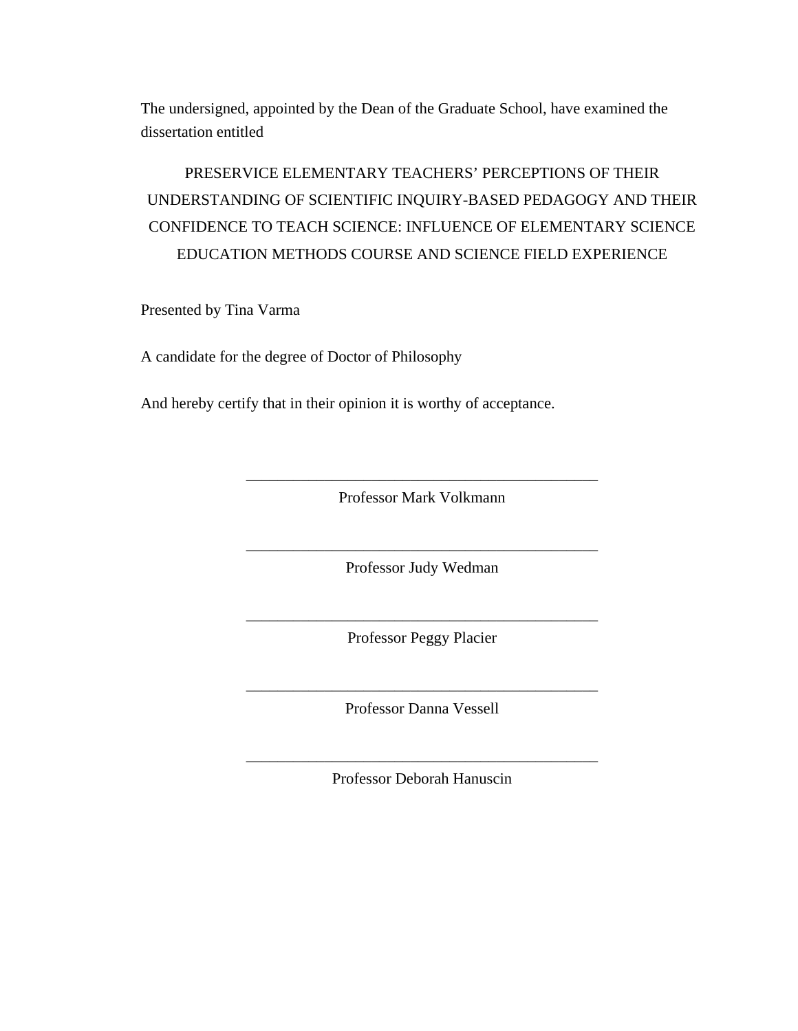The undersigned, appointed by the Dean of the Graduate School, have examined the dissertation entitled

PRESERVICE ELEMENTARY TEACHERS' PERCEPTIONS OF THEIR UNDERSTANDING OF SCIENTIFIC INQUIRY-BASED PEDAGOGY AND THEIR CONFIDENCE TO TEACH SCIENCE: INFLUENCE OF ELEMENTARY SCIENCE EDUCATION METHODS COURSE AND SCIENCE FIELD EXPERIENCE

Presented by Tina Varma

A candidate for the degree of Doctor of Philosophy

And hereby certify that in their opinion it is worthy of acceptance.

_______________________________________________

Professor Mark Volkmann

_______________________________________________

Professor Judy Wedman

_______________________________________________

Professor Peggy Placier

_______________________________________________

Professor Danna Vessell

_______________________________________________

Professor Deborah Hanuscin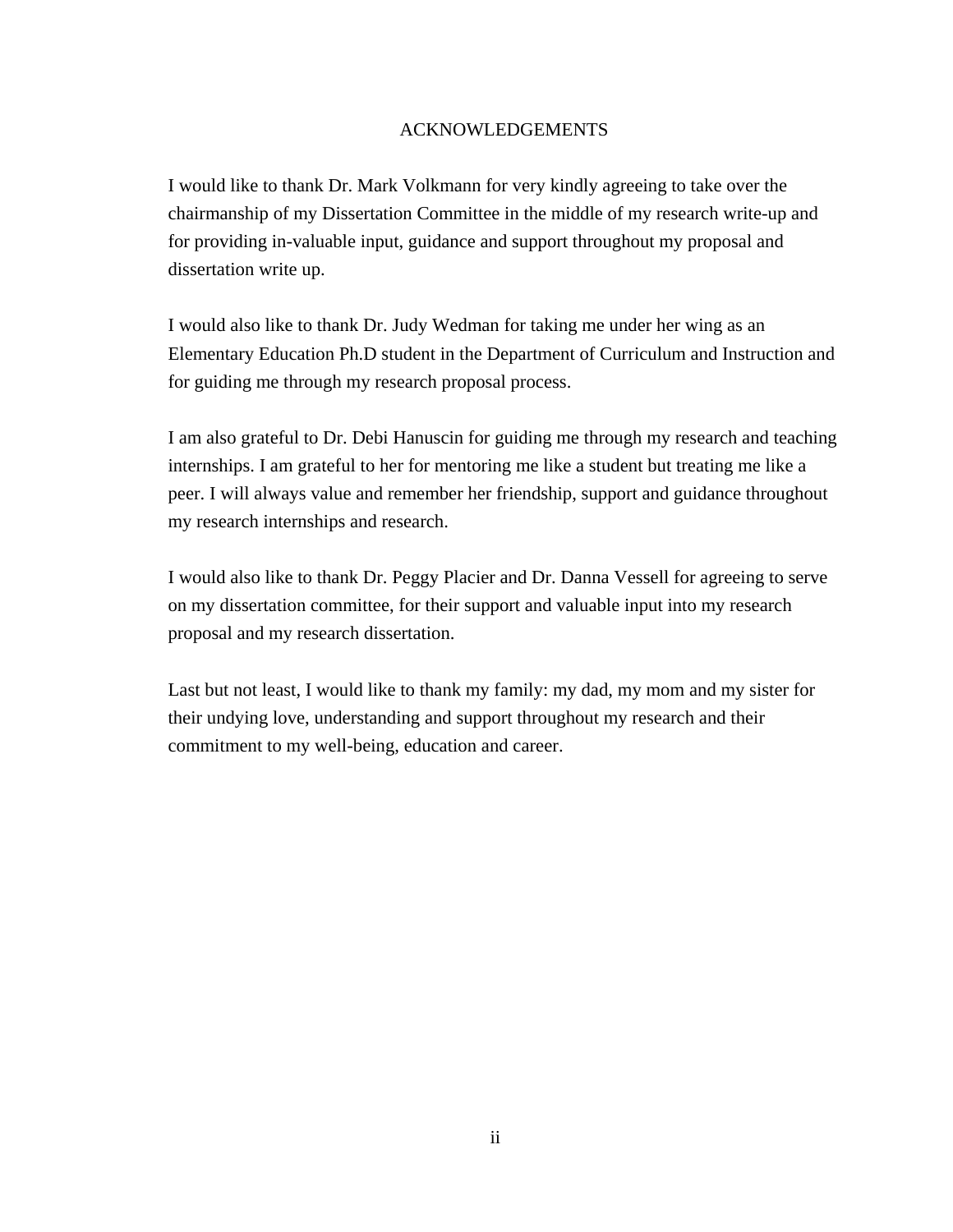# ACKNOWLEDGEMENTS

I would like to thank Dr. Mark Volkmann for very kindly agreeing to take over the chairmanship of my Dissertation Committee in the middle of my research write-up and for providing in-valuable input, guidance and support throughout my proposal and dissertation write up.

I would also like to thank Dr. Judy Wedman for taking me under her wing as an Elementary Education Ph.D student in the Department of Curriculum and Instruction and for guiding me through my research proposal process.

I am also grateful to Dr. Debi Hanuscin for guiding me through my research and teaching internships. I am grateful to her for mentoring me like a student but treating me like a peer. I will always value and remember her friendship, support and guidance throughout my research internships and research.

I would also like to thank Dr. Peggy Placier and Dr. Danna Vessell for agreeing to serve on my dissertation committee, for their support and valuable input into my research proposal and my research dissertation.

Last but not least, I would like to thank my family: my dad, my mom and my sister for their undying love, understanding and support throughout my research and their commitment to my well-being, education and career.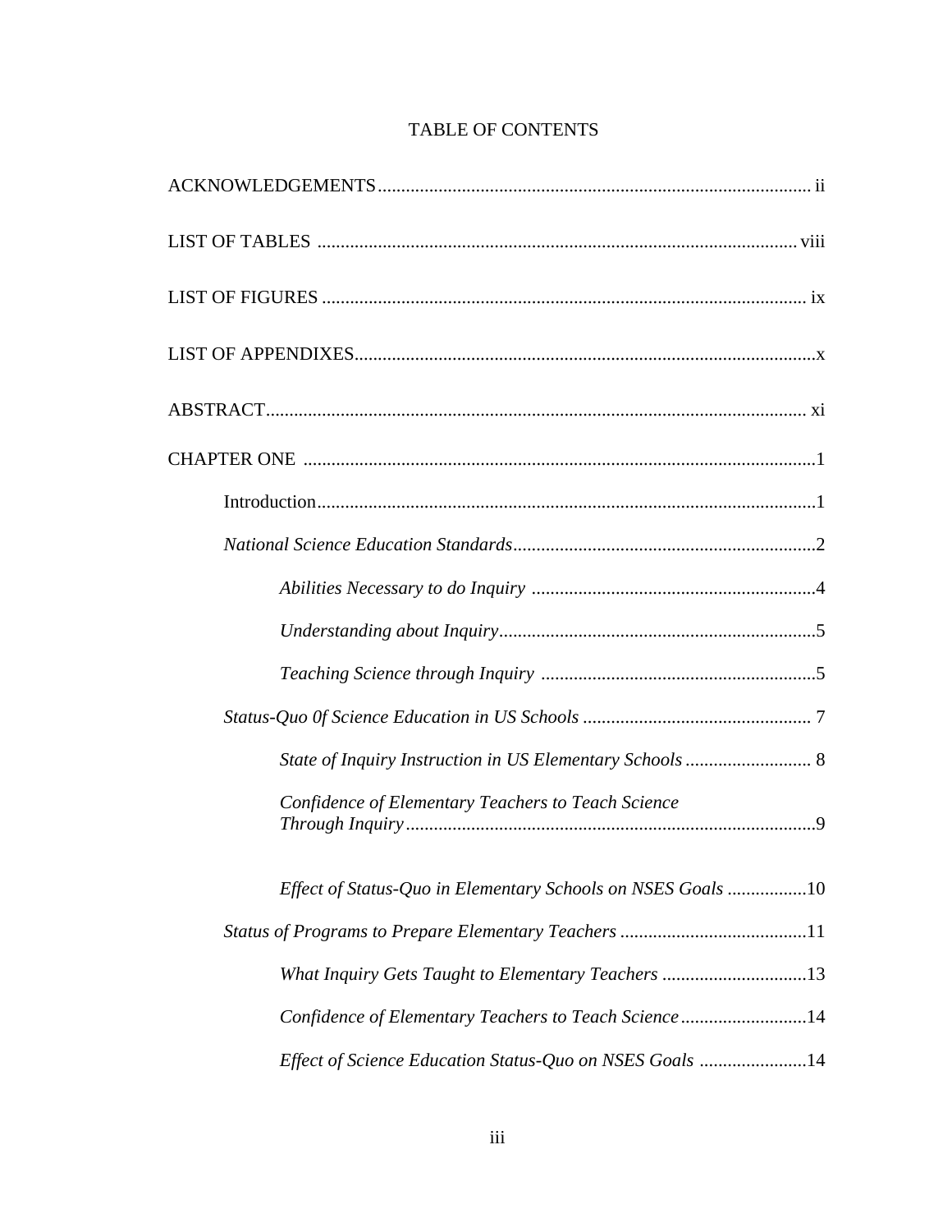# TABLE OF CONTENTS

ACKNOWLEDGEMENTS ........................................................................................ ii

LIST OF TABLES ........................................................................................ viii

LIST OF FIGURES ........................................................................................ ix

LIST OF APPENDIXES ........................................................................................ x

ABSTRACT ........................................................................................ xi

CHAPTER ONE ........................................................................................ 1

- Introduction ........................................................................................ 1
- *National Science Education Standards* ........................................................................................ 2
  - *Abilities Necessary to do Inquiry* ........................................................................................ 4
  - *Understanding about Inquiry* ........................................................................................ 5
  - *Teaching Science through Inquiry* ........................................................................................ 5
- *Status-Quo 0f Science Education in US Schools* ........................................................................................ 7
  - *State of Inquiry Instruction in US Elementary Schools* ........................................................................................ 8
  - *Confidence of Elementary Teachers to Teach Science Through Inquiry* ........................................................................................ 9
  - *Effect of Status-Quo in Elementary Schools on NSES Goals* ........................................................................................ 10
- *Status of Programs to Prepare Elementary Teachers* ........................................................................................ 11
  - *What Inquiry Gets Taught to Elementary Teachers* ........................................................................................ 13
  - *Confidence of Elementary Teachers to Teach Science* ........................................................................................ 14
  - *Effect of Science Education Status-Quo on NSES Goals* ........................................................................................ 14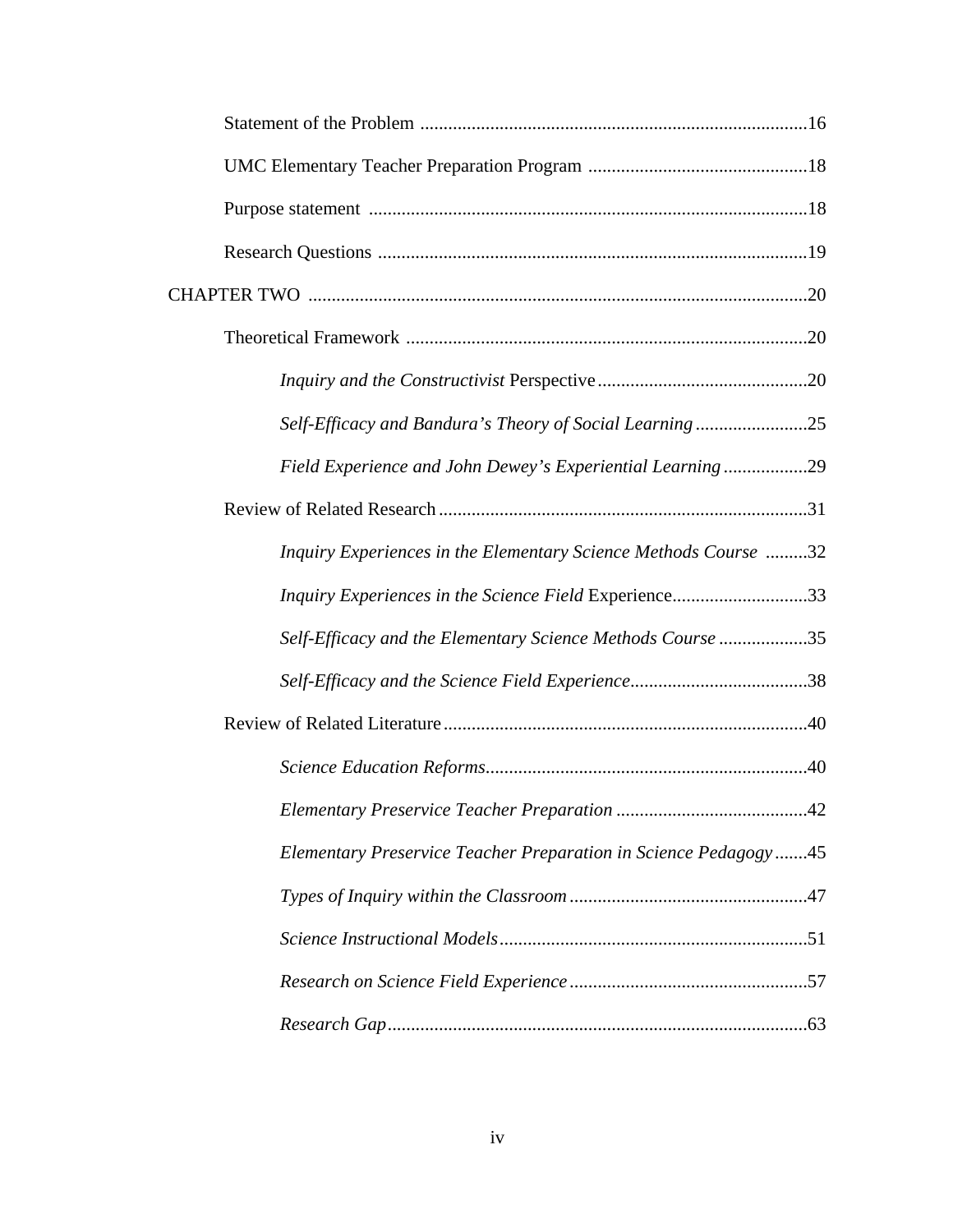Statement of the Problem ..................................................................................16

UMC Elementary Teacher Preparation Program ...............................................18

Purpose statement .............................................................................................18

Research Questions ...........................................................................................19

CHAPTER TWO ...........................................................................................................20

Theoretical Framework .....................................................................................20

*Inquiry and the Constructivist* Perspective .............................................20

*Self-Efficacy and Bandura's Theory of Social Learning* ........................25

*Field Experience and John Dewey's Experiential Learning* ..................29

Review of Related Research ..............................................................................31

*Inquiry Experiences in the Elementary Science Methods Course* .........32

*Inquiry Experiences in the Science Field* Experience.............................33

*Self-Efficacy and the Elementary Science Methods Course* ...................35

*Self-Efficacy and the Science Field Experience*......................................38

Review of Related Literature .............................................................................40

*Science Education Reforms*....................................................................40

*Elementary Preservice Teacher Preparation* .........................................42

*Elementary Preservice Teacher Preparation in Science Pedagogy* .......45

*Types of Inquiry within the Classroom* ..................................................47

*Science Instructional Models*..................................................................51

*Research on Science Field Experience* ...................................................57

*Research Gap*.........................................................................................63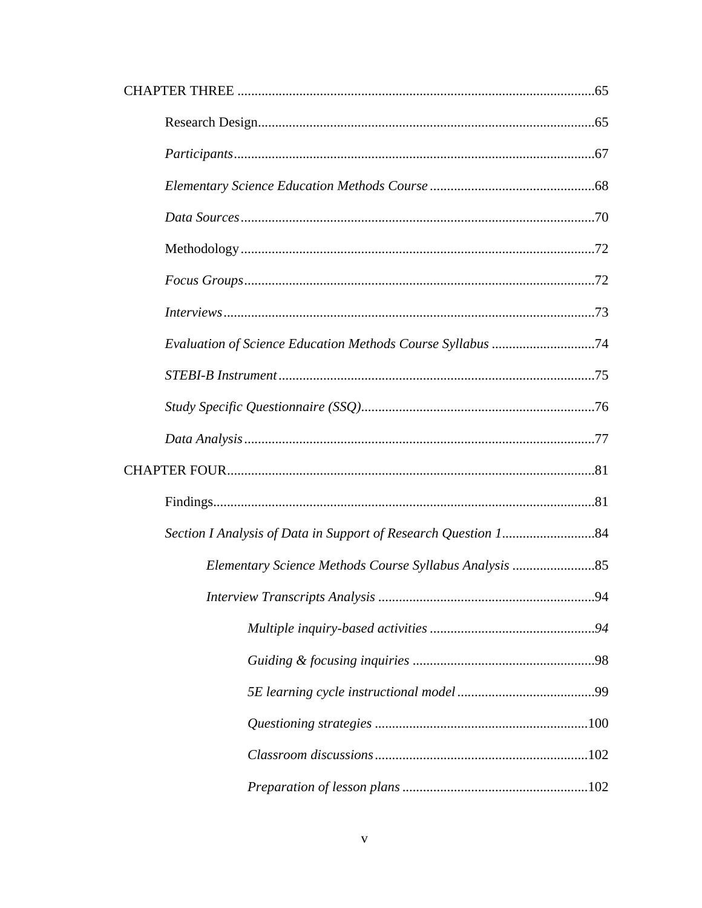CHAPTER THREE .......................................................................................................65

Research Design.................................................................................................65

*Participants*........................................................................................................67

*Elementary Science Education Methods Course* ................................................68

*Data Sources*......................................................................................................70

Methodology......................................................................................................72

*Focus Groups*.....................................................................................................72

*Interviews*...........................................................................................................73

*Evaluation of Science Education Methods Course Syllabus* ..............................74

*STEBI-B Instrument*...........................................................................................75

*Study Specific Questionnaire (SSQ)*...................................................................76

*Data Analysis*.....................................................................................................77

CHAPTER FOUR..........................................................................................................81

Findings..............................................................................................................81

*Section I Analysis of Data in Support of Research Question 1*...........................84

*Elementary Science Methods Course Syllabus Analysis* ........................85

*Interview Transcripts Analysis* ...............................................................94

*Multiple inquiry-based activities* ................................................*94*

*Guiding & focusing inquiries* .....................................................98

*5E learning cycle instructional model*........................................99

*Questioning strategies* .............................................................100

*Classroom discussions*.............................................................102

*Preparation of lesson plans* .....................................................102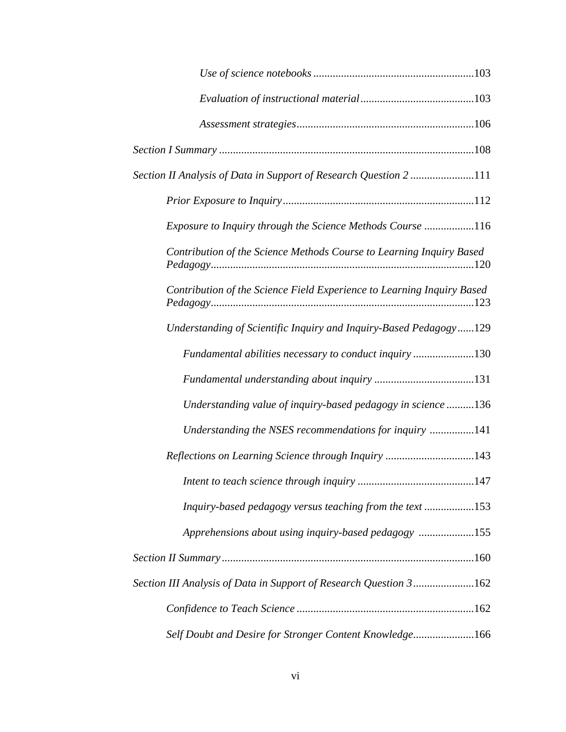*Use of science notebooks* .......................................................... 103

*Evaluation of instructional material* ......................................... 103

*Assessment strategies* ............................................................... 106

*Section I Summary* ........................................................................................... 108

*Section II Analysis of Data in Support of Research Question 2* ....................... 111

*Prior Exposure to Inquiry* .................................................................... 112

*Exposure to Inquiry through the Science Methods Course* .................. 116

*Contribution of the Science Methods Course to Learning Inquiry Based Pedagogy* ............................................................................................ 120

*Contribution of the Science Field Experience to Learning Inquiry Based Pedagogy* ............................................................................................ 123

*Understanding of Scientific Inquiry and Inquiry-Based Pedagogy* ...... 129

*Fundamental abilities necessary to conduct inquiry* ..................... 130

*Fundamental understanding about inquiry* .................................... 131

*Understanding value of inquiry-based pedagogy in science* .......... 136

*Understanding the NSES recommendations for inquiry* ................ 141

*Reflections on Learning Science through Inquiry* ................................ 143

*Intent to teach science through inquiry* .......................................... 147

*Inquiry-based pedagogy versus teaching from the text* .................. 153

*Apprehensions about using inquiry-based pedagogy* .................... 155

*Section II Summary* .......................................................................................... 160

*Section III Analysis of Data in Support of Research Question 3* ...................... 162

*Confidence to Teach Science* ............................................................... 162

*Self Doubt and Desire for Stronger Content Knowledge* ...................... 166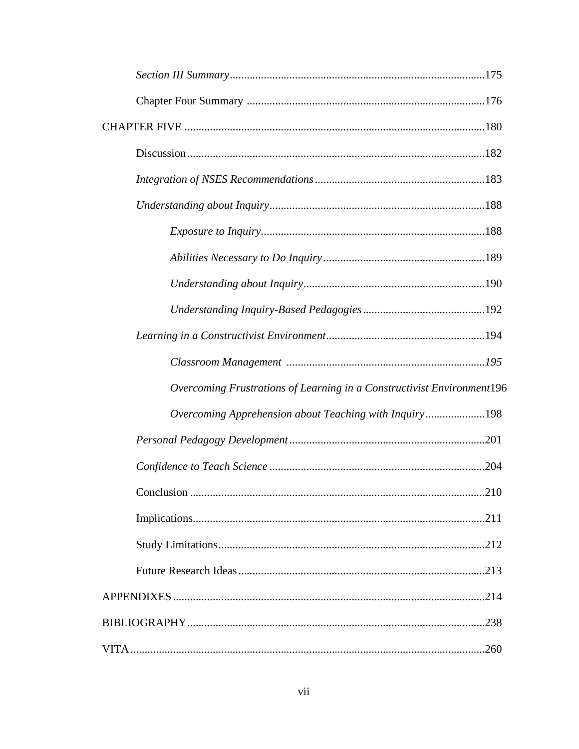*Section III Summary*.........................................................................................175

Chapter Four Summary ...................................................................................176

CHAPTER FIVE .........................................................................................................180

Discussion........................................................................................................182

*Integration of NSES Recommendations*............................................................183

*Understanding about Inquiry*............................................................................188

*Exposure to Inquiry*..............................................................................188

*Abilities Necessary to Do Inquiry*.........................................................189

*Understanding about Inquiry*................................................................190

*Understanding Inquiry-Based Pedagogies*...........................................192

*Learning in a Constructivist Environment*........................................................194

*Classroom Management* .....................................................................*195*

*Overcoming Frustrations of Learning in a Constructivist Environment*196

*Overcoming Apprehension about Teaching with Inquiry*.....................198

*Personal Pedagogy Development*.....................................................................201

*Confidence to Teach Science* ...........................................................................204

Conclusion .......................................................................................................210

Implications......................................................................................................211

Study Limitations.............................................................................................212

Future Research Ideas.......................................................................................213

APPENDIXES .............................................................................................................214

BIBLIOGRAPHY........................................................................................................238

VITA ............................................................................................................................260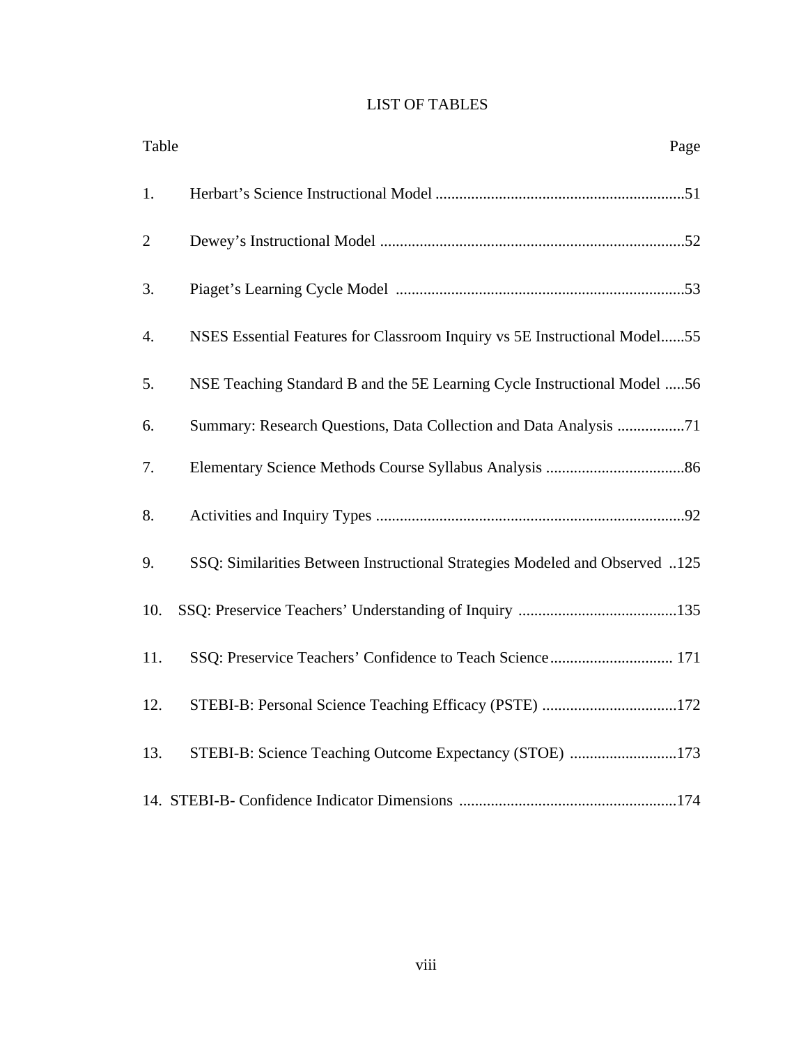# LIST OF TABLES

| Table | | Page |
|---|---|---|
| 1. | Herbart's Science Instructional Model | 51 |
| 2 | Dewey's Instructional Model | 52 |
| 3. | Piaget's Learning Cycle Model | 53 |
| 4. | NSES Essential Features for Classroom Inquiry vs 5E Instructional Model | 55 |
| 5. | NSE Teaching Standard B and the 5E Learning Cycle Instructional Model | 56 |
| 6. | Summary: Research Questions, Data Collection and Data Analysis | 71 |
| 7. | Elementary Science Methods Course Syllabus Analysis | 86 |
| 8. | Activities and Inquiry Types | 92 |
| 9. | SSQ: Similarities Between Instructional Strategies Modeled and Observed | 125 |
| 10. | SSQ: Preservice Teachers' Understanding of Inquiry | 135 |
| 11. | SSQ: Preservice Teachers' Confidence to Teach Science | 171 |
| 12. | STEBI-B: Personal Science Teaching Efficacy (PSTE) | 172 |
| 13. | STEBI-B: Science Teaching Outcome Expectancy (STOE) | 173 |
| 14. | STEBI-B- Confidence Indicator Dimensions | 174 |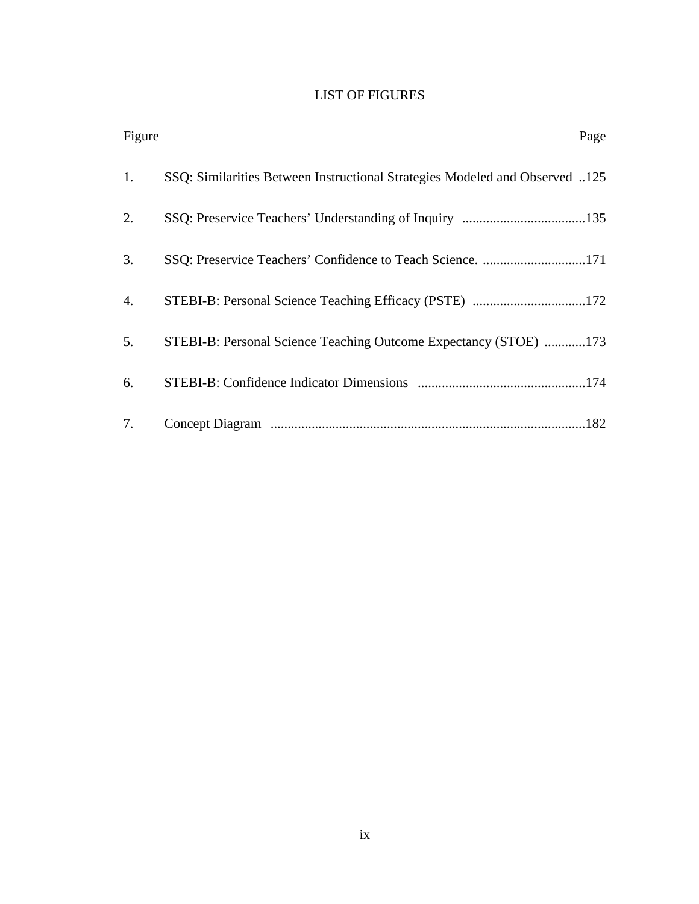# LIST OF FIGURES

| Figure | | Page |
|---|---|---|
| 1. | SSQ: Similarities Between Instructional Strategies Modeled and Observed | 125 |
| 2. | SSQ: Preservice Teachers' Understanding of Inquiry | 135 |
| 3. | SSQ: Preservice Teachers' Confidence to Teach Science. | 171 |
| 4. | STEBI-B: Personal Science Teaching Efficacy (PSTE) | 172 |
| 5. | STEBI-B: Personal Science Teaching Outcome Expectancy (STOE) | 173 |
| 6. | STEBI-B: Confidence Indicator Dimensions | 174 |
| 7. | Concept Diagram | 182 |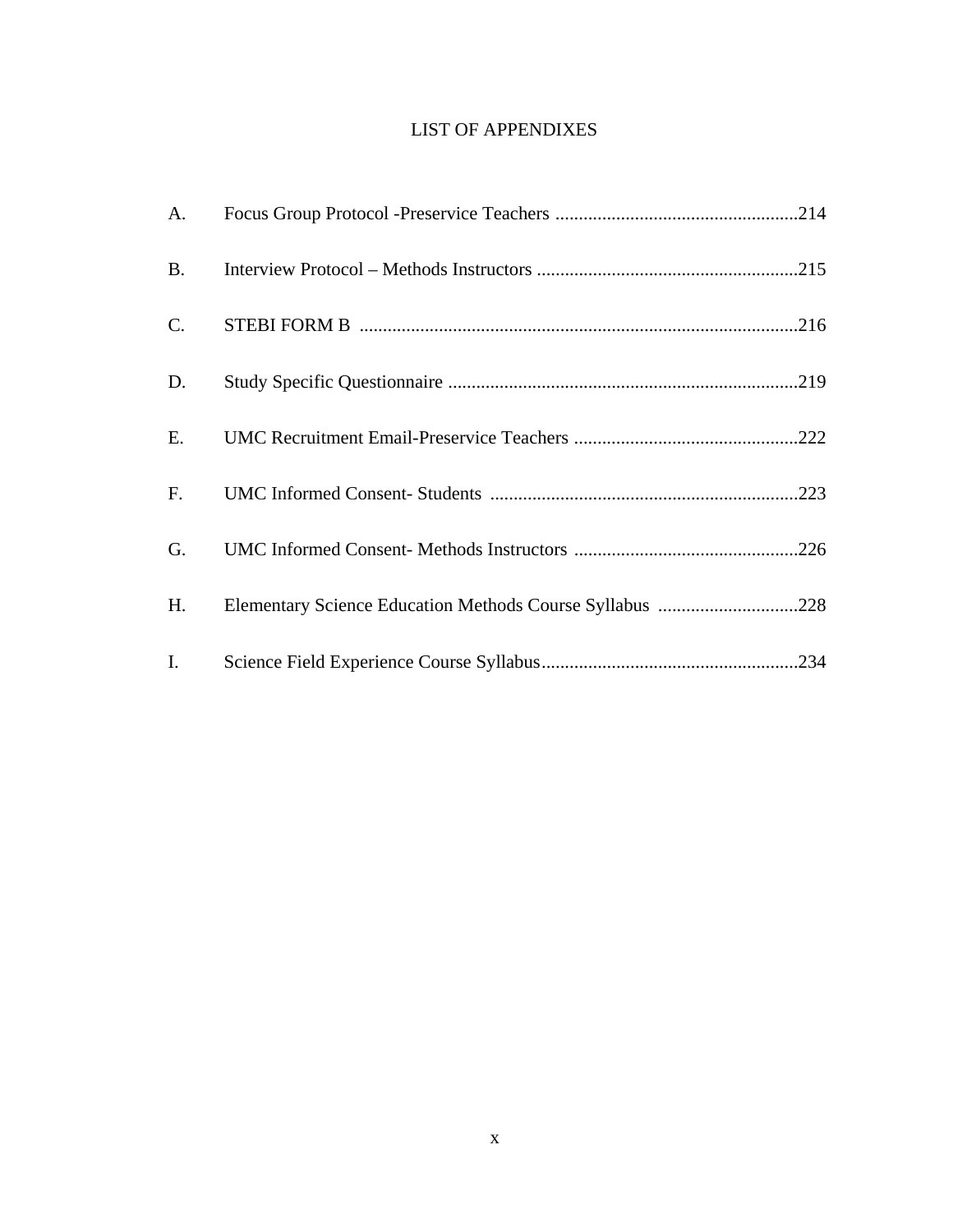# LIST OF APPENDIXES

A. Focus Group Protocol -Preservice Teachers ....................................................214

B. Interview Protocol – Methods Instructors ........................................................215

C. STEBI FORM B .............................................................................................216

D. Study Specific Questionnaire ...........................................................................219

E. UMC Recruitment Email-Preservice Teachers ................................................222

F. UMC Informed Consent- Students ..................................................................223

G. UMC Informed Consent- Methods Instructors ................................................226

H. Elementary Science Education Methods Course Syllabus ..............................228

I. Science Field Experience Course Syllabus.......................................................234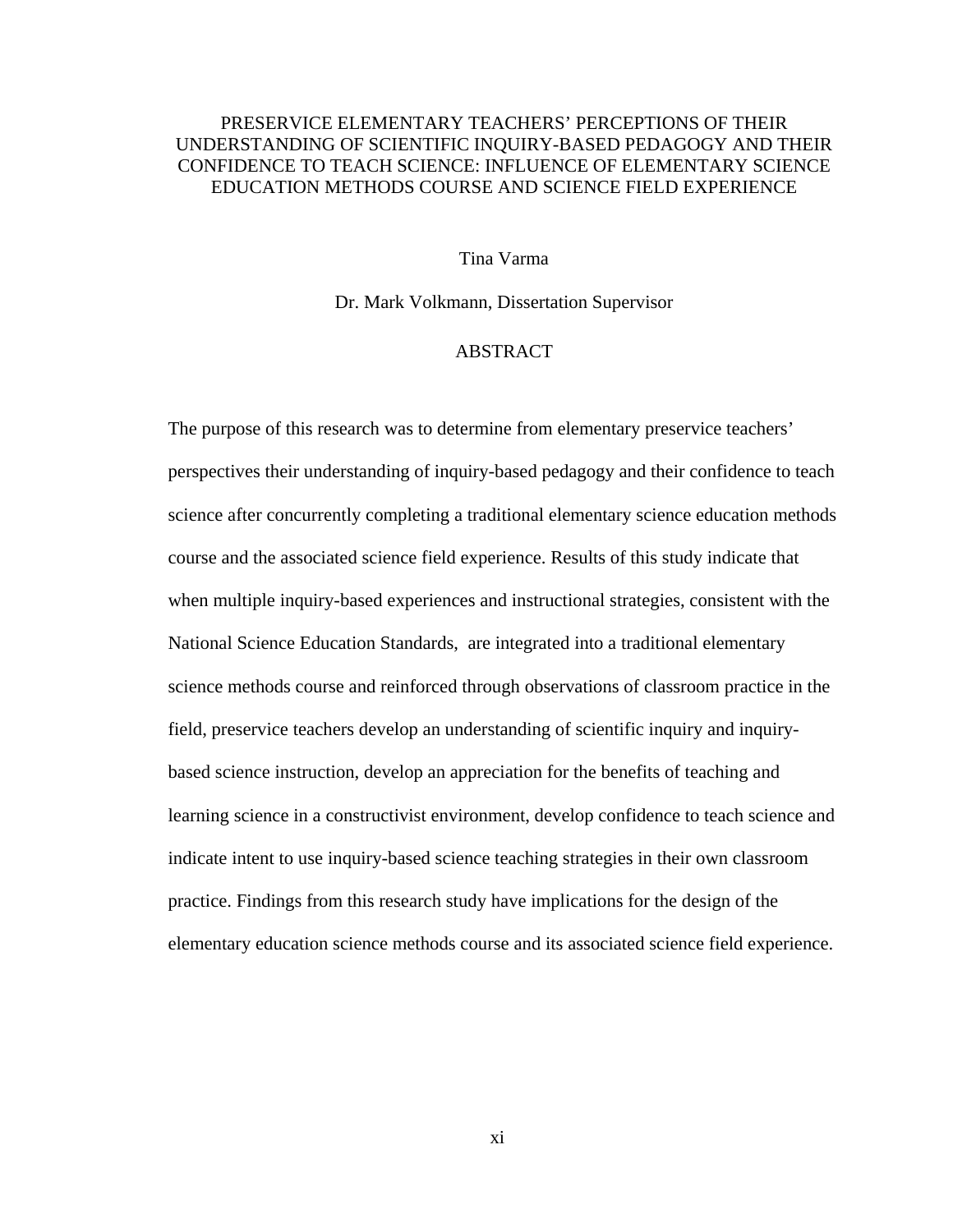PRESERVICE ELEMENTARY TEACHERS' PERCEPTIONS OF THEIR UNDERSTANDING OF SCIENTIFIC INQUIRY-BASED PEDAGOGY AND THEIR CONFIDENCE TO TEACH SCIENCE: INFLUENCE OF ELEMENTARY SCIENCE EDUCATION METHODS COURSE AND SCIENCE FIELD EXPERIENCE

Tina Varma

Dr. Mark Volkmann, Dissertation Supervisor

## ABSTRACT

The purpose of this research was to determine from elementary preservice teachers' perspectives their understanding of inquiry-based pedagogy and their confidence to teach science after concurrently completing a traditional elementary science education methods course and the associated science field experience. Results of this study indicate that when multiple inquiry-based experiences and instructional strategies, consistent with the National Science Education Standards, are integrated into a traditional elementary science methods course and reinforced through observations of classroom practice in the field, preservice teachers develop an understanding of scientific inquiry and inquiry-based science instruction, develop an appreciation for the benefits of teaching and learning science in a constructivist environment, develop confidence to teach science and indicate intent to use inquiry-based science teaching strategies in their own classroom practice. Findings from this research study have implications for the design of the elementary education science methods course and its associated science field experience.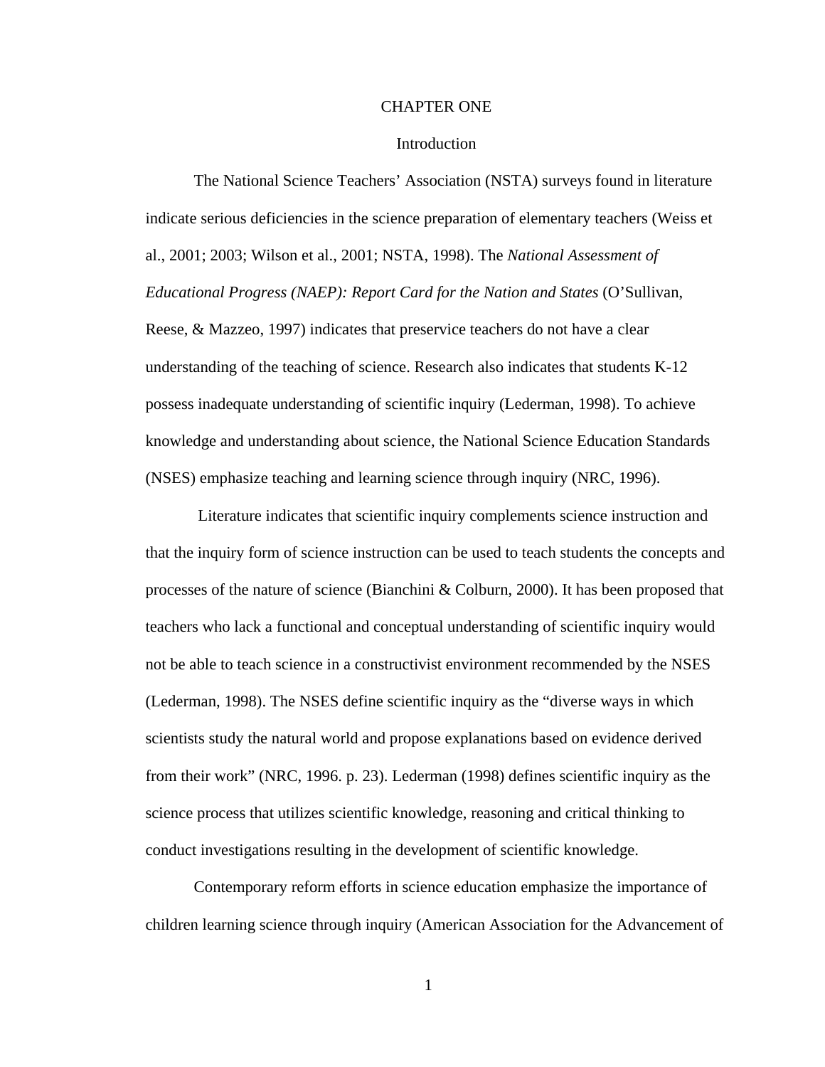# CHAPTER ONE

## Introduction

The National Science Teachers' Association (NSTA) surveys found in literature indicate serious deficiencies in the science preparation of elementary teachers (Weiss et al., 2001; 2003; Wilson et al., 2001; NSTA, 1998). The *National Assessment of Educational Progress (NAEP): Report Card for the Nation and States* (O'Sullivan, Reese, & Mazzeo, 1997) indicates that preservice teachers do not have a clear understanding of the teaching of science. Research also indicates that students K-12 possess inadequate understanding of scientific inquiry (Lederman, 1998). To achieve knowledge and understanding about science, the National Science Education Standards (NSES) emphasize teaching and learning science through inquiry (NRC, 1996).

Literature indicates that scientific inquiry complements science instruction and that the inquiry form of science instruction can be used to teach students the concepts and processes of the nature of science (Bianchini & Colburn, 2000). It has been proposed that teachers who lack a functional and conceptual understanding of scientific inquiry would not be able to teach science in a constructivist environment recommended by the NSES (Lederman, 1998). The NSES define scientific inquiry as the "diverse ways in which scientists study the natural world and propose explanations based on evidence derived from their work" (NRC, 1996. p. 23). Lederman (1998) defines scientific inquiry as the science process that utilizes scientific knowledge, reasoning and critical thinking to conduct investigations resulting in the development of scientific knowledge.

Contemporary reform efforts in science education emphasize the importance of children learning science through inquiry (American Association for the Advancement of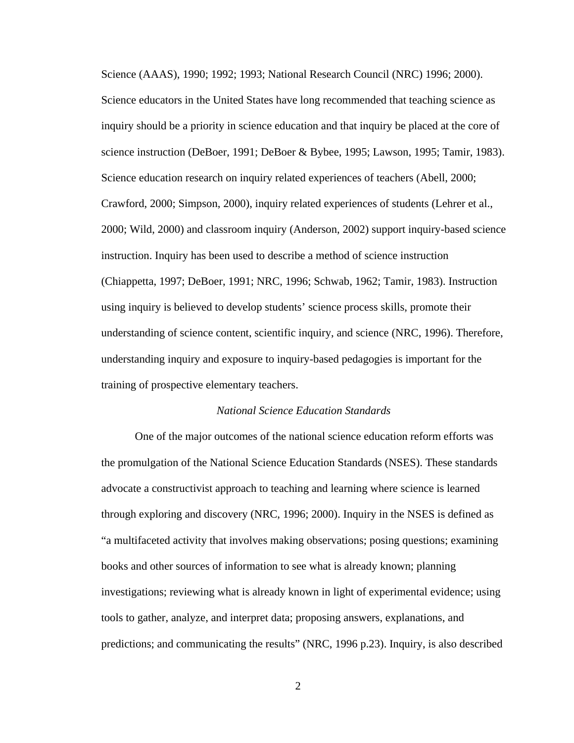Science (AAAS), 1990; 1992; 1993; National Research Council (NRC) 1996; 2000). Science educators in the United States have long recommended that teaching science as inquiry should be a priority in science education and that inquiry be placed at the core of science instruction (DeBoer, 1991; DeBoer & Bybee, 1995; Lawson, 1995; Tamir, 1983). Science education research on inquiry related experiences of teachers (Abell, 2000; Crawford, 2000; Simpson, 2000), inquiry related experiences of students (Lehrer et al., 2000; Wild, 2000) and classroom inquiry (Anderson, 2002) support inquiry-based science instruction. Inquiry has been used to describe a method of science instruction (Chiappetta, 1997; DeBoer, 1991; NRC, 1996; Schwab, 1962; Tamir, 1983). Instruction using inquiry is believed to develop students' science process skills, promote their understanding of science content, scientific inquiry, and science (NRC, 1996). Therefore, understanding inquiry and exposure to inquiry-based pedagogies is important for the training of prospective elementary teachers.

### *National Science Education Standards*

One of the major outcomes of the national science education reform efforts was the promulgation of the National Science Education Standards (NSES). These standards advocate a constructivist approach to teaching and learning where science is learned through exploring and discovery (NRC, 1996; 2000). Inquiry in the NSES is defined as "a multifaceted activity that involves making observations; posing questions; examining books and other sources of information to see what is already known; planning investigations; reviewing what is already known in light of experimental evidence; using tools to gather, analyze, and interpret data; proposing answers, explanations, and predictions; and communicating the results" (NRC, 1996 p.23). Inquiry, is also described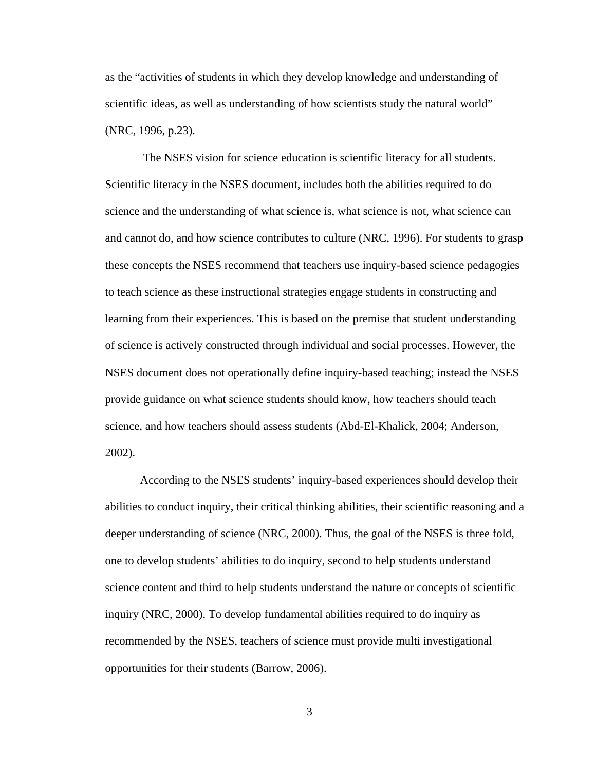as the "activities of students in which they develop knowledge and understanding of scientific ideas, as well as understanding of how scientists study the natural world" (NRC, 1996, p.23).

The NSES vision for science education is scientific literacy for all students. Scientific literacy in the NSES document, includes both the abilities required to do science and the understanding of what science is, what science is not, what science can and cannot do, and how science contributes to culture (NRC, 1996). For students to grasp these concepts the NSES recommend that teachers use inquiry-based science pedagogies to teach science as these instructional strategies engage students in constructing and learning from their experiences. This is based on the premise that student understanding of science is actively constructed through individual and social processes. However, the NSES document does not operationally define inquiry-based teaching; instead the NSES provide guidance on what science students should know, how teachers should teach science, and how teachers should assess students (Abd-El-Khalick, 2004; Anderson, 2002).

According to the NSES students' inquiry-based experiences should develop their abilities to conduct inquiry, their critical thinking abilities, their scientific reasoning and a deeper understanding of science (NRC, 2000). Thus, the goal of the NSES is three fold, one to develop students' abilities to do inquiry, second to help students understand science content and third to help students understand the nature or concepts of scientific inquiry (NRC, 2000). To develop fundamental abilities required to do inquiry as recommended by the NSES, teachers of science must provide multi investigational opportunities for their students (Barrow, 2006).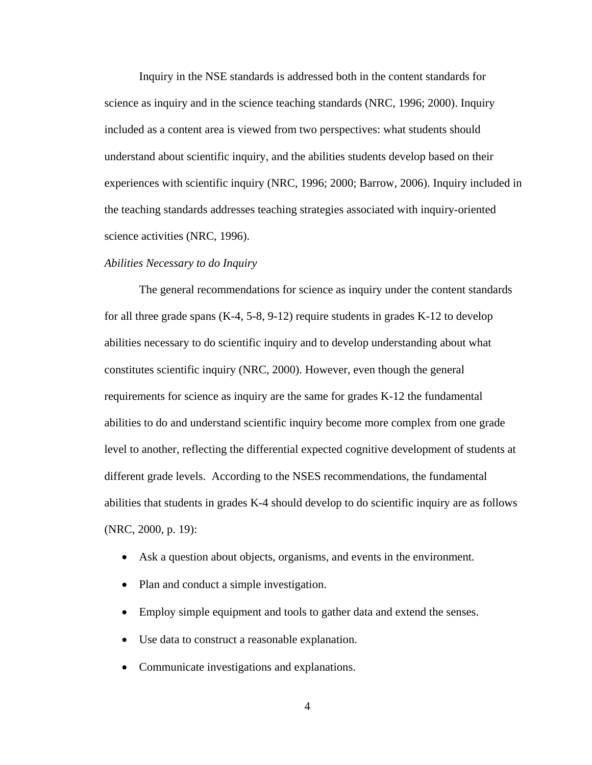Inquiry in the NSE standards is addressed both in the content standards for science as inquiry and in the science teaching standards (NRC, 1996; 2000). Inquiry included as a content area is viewed from two perspectives: what students should understand about scientific inquiry, and the abilities students develop based on their experiences with scientific inquiry (NRC, 1996; 2000; Barrow, 2006). Inquiry included in the teaching standards addresses teaching strategies associated with inquiry-oriented science activities (NRC, 1996).

*Abilities Necessary to do Inquiry*

The general recommendations for science as inquiry under the content standards for all three grade spans (K-4, 5-8, 9-12) require students in grades K-12 to develop abilities necessary to do scientific inquiry and to develop understanding about what constitutes scientific inquiry (NRC, 2000). However, even though the general requirements for science as inquiry are the same for grades K-12 the fundamental abilities to do and understand scientific inquiry become more complex from one grade level to another, reflecting the differential expected cognitive development of students at different grade levels. According to the NSES recommendations, the fundamental abilities that students in grades K-4 should develop to do scientific inquiry are as follows (NRC, 2000, p. 19):

- Ask a question about objects, organisms, and events in the environment.
- Plan and conduct a simple investigation.
- Employ simple equipment and tools to gather data and extend the senses.
- Use data to construct a reasonable explanation.
- Communicate investigations and explanations.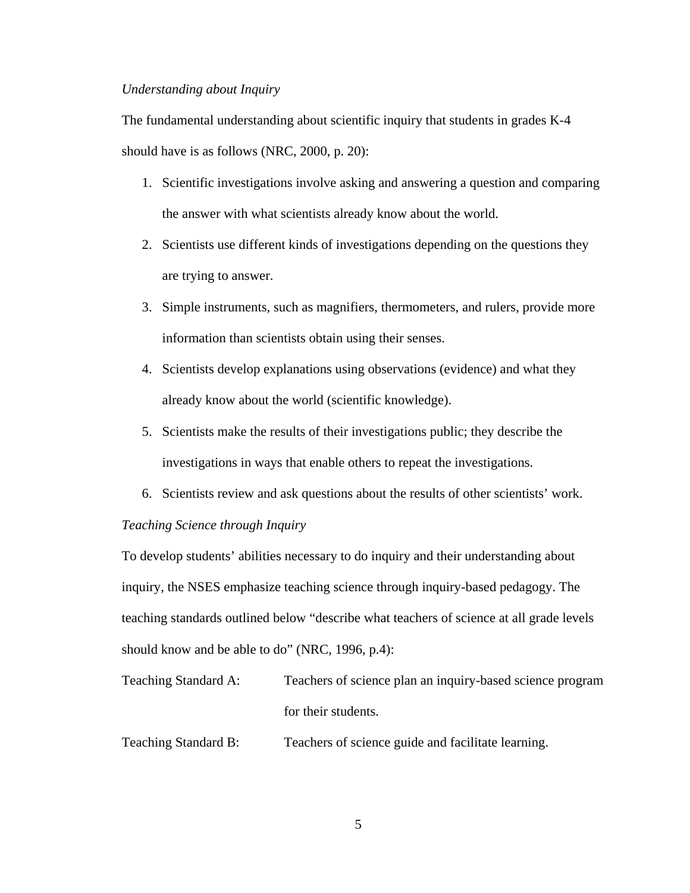*Understanding about Inquiry*

The fundamental understanding about scientific inquiry that students in grades K-4 should have is as follows (NRC, 2000, p. 20):

1. Scientific investigations involve asking and answering a question and comparing the answer with what scientists already know about the world.
2. Scientists use different kinds of investigations depending on the questions they are trying to answer.
3. Simple instruments, such as magnifiers, thermometers, and rulers, provide more information than scientists obtain using their senses.
4. Scientists develop explanations using observations (evidence) and what they already know about the world (scientific knowledge).
5. Scientists make the results of their investigations public; they describe the investigations in ways that enable others to repeat the investigations.
6. Scientists review and ask questions about the results of other scientists' work.

*Teaching Science through Inquiry*

To develop students' abilities necessary to do inquiry and their understanding about inquiry, the NSES emphasize teaching science through inquiry-based pedagogy. The teaching standards outlined below "describe what teachers of science at all grade levels should know and be able to do" (NRC, 1996, p.4):

Teaching Standard A: Teachers of science plan an inquiry-based science program for their students.

Teaching Standard B: Teachers of science guide and facilitate learning.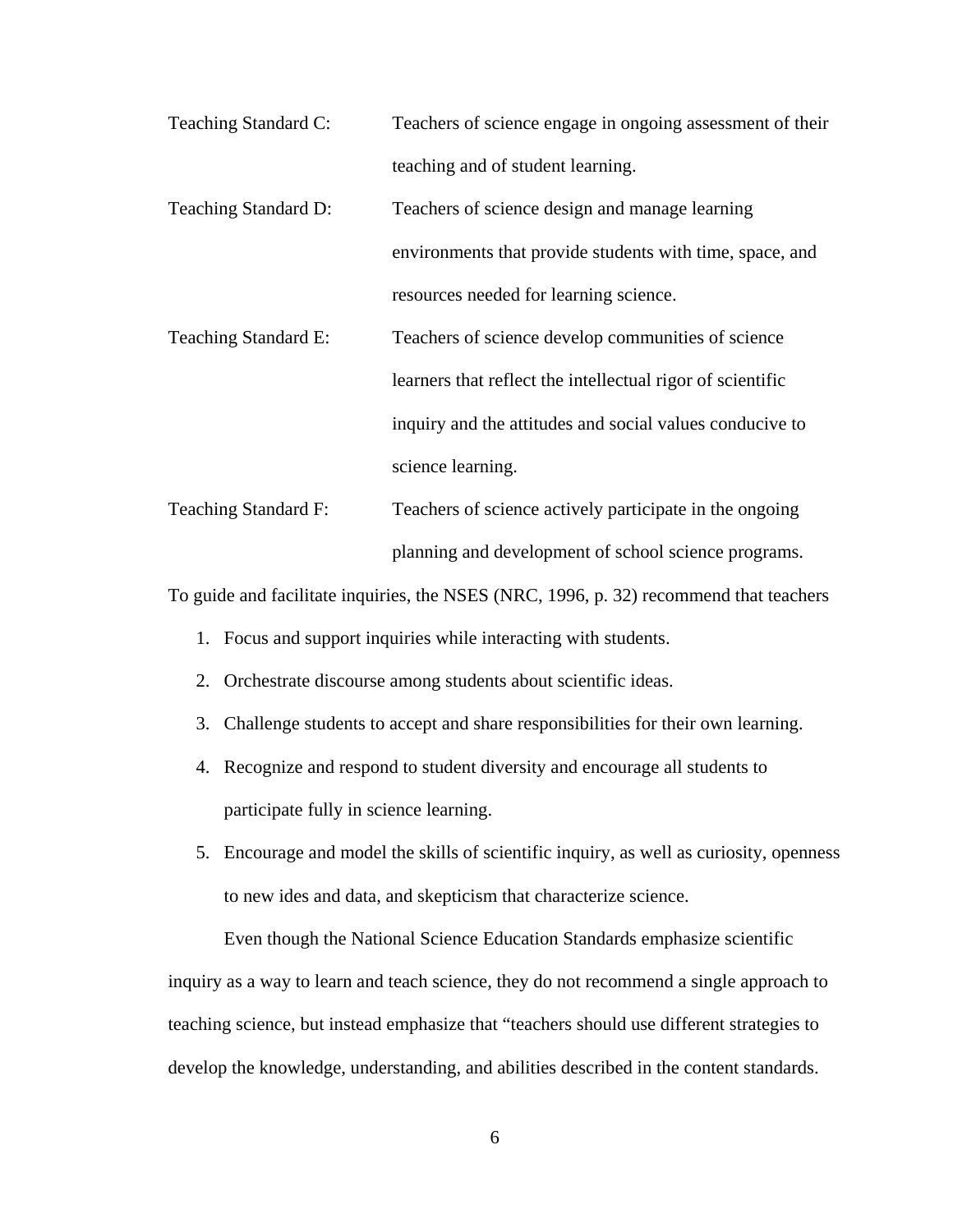Teaching Standard C: Teachers of science engage in ongoing assessment of their teaching and of student learning.

Teaching Standard D: Teachers of science design and manage learning environments that provide students with time, space, and resources needed for learning science.

Teaching Standard E: Teachers of science develop communities of science learners that reflect the intellectual rigor of scientific inquiry and the attitudes and social values conducive to science learning.

Teaching Standard F: Teachers of science actively participate in the ongoing planning and development of school science programs.

To guide and facilitate inquiries, the NSES (NRC, 1996, p. 32) recommend that teachers

1. Focus and support inquiries while interacting with students.
2. Orchestrate discourse among students about scientific ideas.
3. Challenge students to accept and share responsibilities for their own learning.
4. Recognize and respond to student diversity and encourage all students to participate fully in science learning.
5. Encourage and model the skills of scientific inquiry, as well as curiosity, openness to new ides and data, and skepticism that characterize science.

Even though the National Science Education Standards emphasize scientific inquiry as a way to learn and teach science, they do not recommend a single approach to teaching science, but instead emphasize that "teachers should use different strategies to develop the knowledge, understanding, and abilities described in the content standards.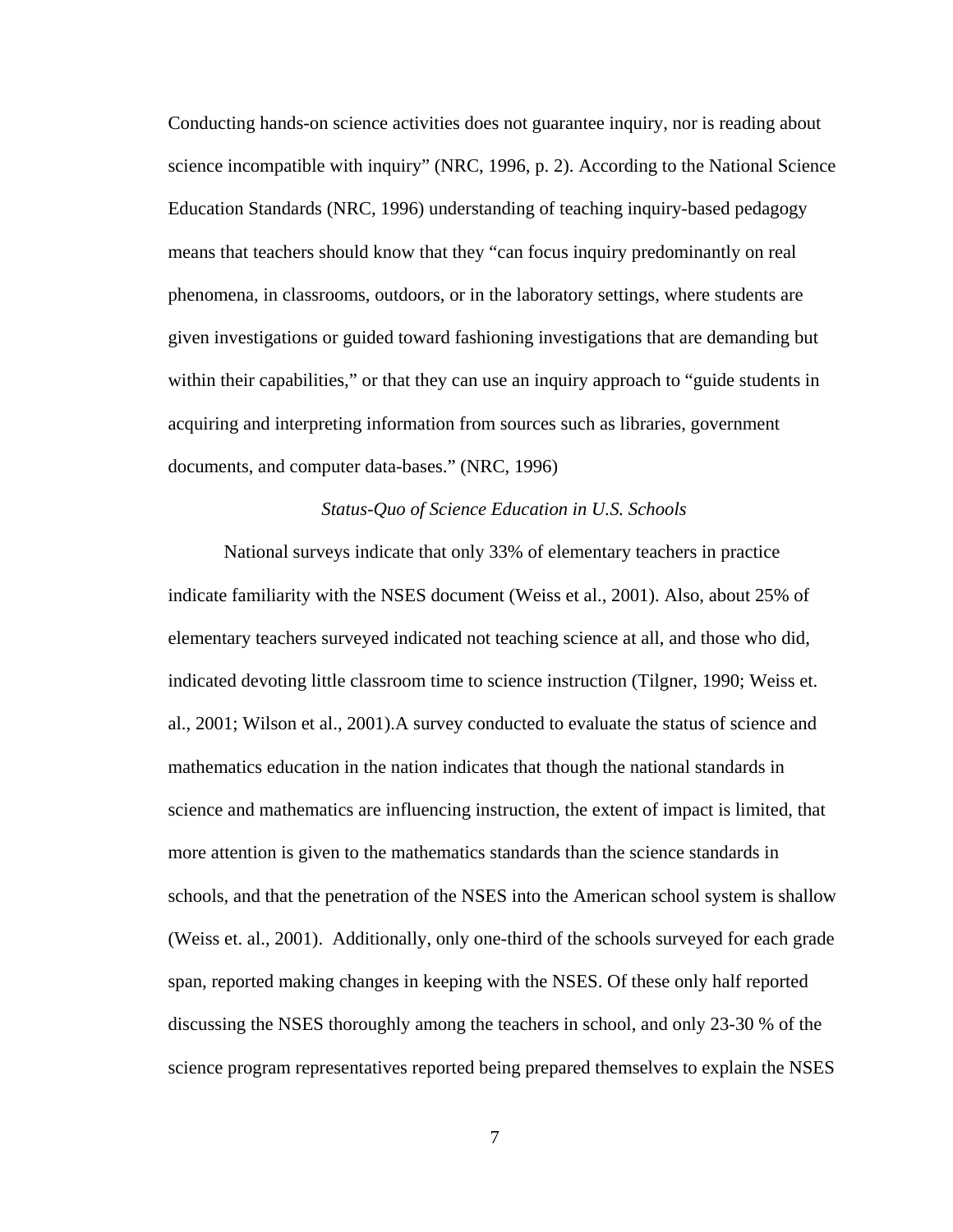Conducting hands-on science activities does not guarantee inquiry, nor is reading about science incompatible with inquiry" (NRC, 1996, p. 2). According to the National Science Education Standards (NRC, 1996) understanding of teaching inquiry-based pedagogy means that teachers should know that they "can focus inquiry predominantly on real phenomena, in classrooms, outdoors, or in the laboratory settings, where students are given investigations or guided toward fashioning investigations that are demanding but within their capabilities," or that they can use an inquiry approach to "guide students in acquiring and interpreting information from sources such as libraries, government documents, and computer data-bases." (NRC, 1996)

### *Status-Quo of Science Education in U.S. Schools*

National surveys indicate that only 33% of elementary teachers in practice indicate familiarity with the NSES document (Weiss et al., 2001). Also, about 25% of elementary teachers surveyed indicated not teaching science at all, and those who did, indicated devoting little classroom time to science instruction (Tilgner, 1990; Weiss et. al., 2001; Wilson et al., 2001).A survey conducted to evaluate the status of science and mathematics education in the nation indicates that though the national standards in science and mathematics are influencing instruction, the extent of impact is limited, that more attention is given to the mathematics standards than the science standards in schools, and that the penetration of the NSES into the American school system is shallow (Weiss et. al., 2001). Additionally, only one-third of the schools surveyed for each grade span, reported making changes in keeping with the NSES. Of these only half reported discussing the NSES thoroughly among the teachers in school, and only 23-30 % of the science program representatives reported being prepared themselves to explain the NSES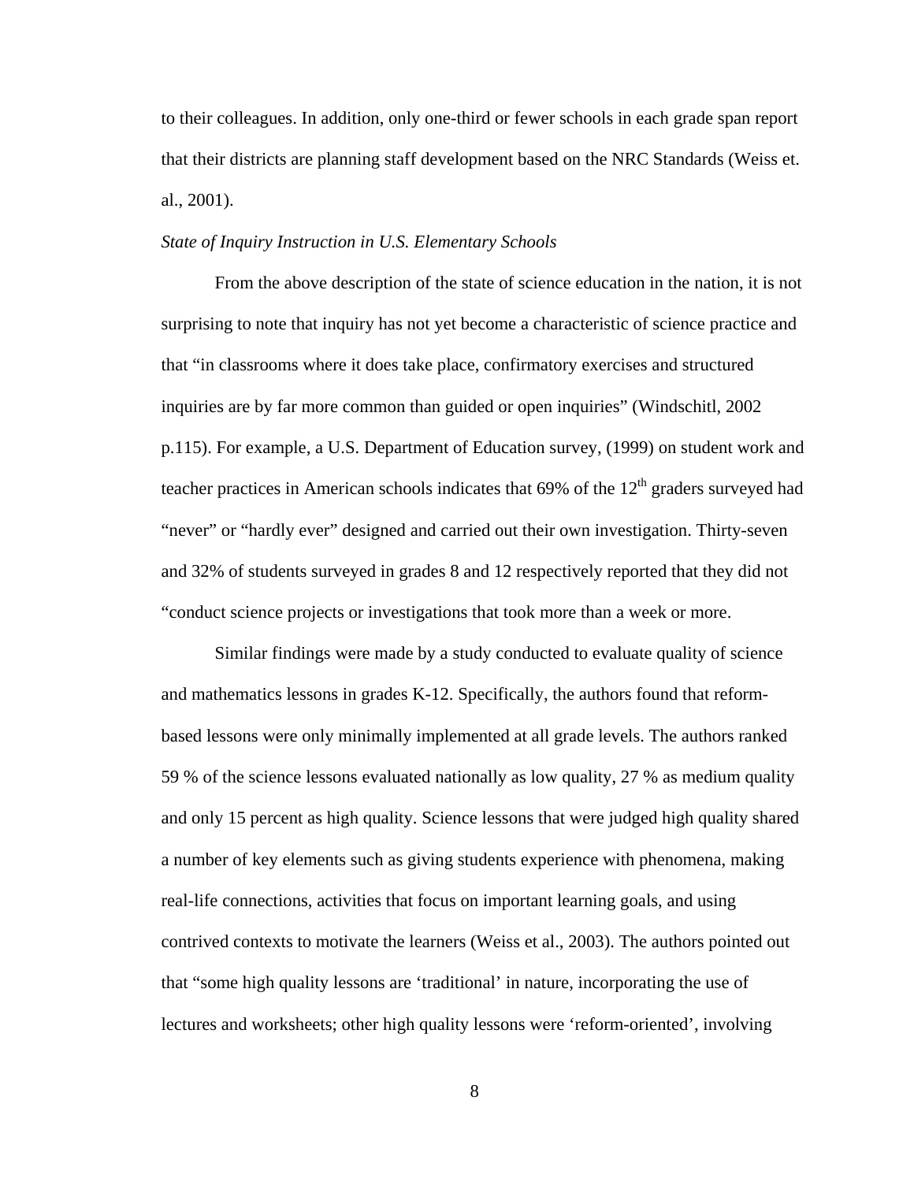to their colleagues. In addition, only one-third or fewer schools in each grade span report that their districts are planning staff development based on the NRC Standards (Weiss et. al., 2001).

*State of Inquiry Instruction in U.S. Elementary Schools*

From the above description of the state of science education in the nation, it is not surprising to note that inquiry has not yet become a characteristic of science practice and that "in classrooms where it does take place, confirmatory exercises and structured inquiries are by far more common than guided or open inquiries" (Windschitl, 2002 p.115). For example, a U.S. Department of Education survey, (1999) on student work and teacher practices in American schools indicates that 69% of the 12th graders surveyed had "never" or "hardly ever" designed and carried out their own investigation. Thirty-seven and 32% of students surveyed in grades 8 and 12 respectively reported that they did not "conduct science projects or investigations that took more than a week or more.

Similar findings were made by a study conducted to evaluate quality of science and mathematics lessons in grades K-12. Specifically, the authors found that reform-based lessons were only minimally implemented at all grade levels. The authors ranked 59 % of the science lessons evaluated nationally as low quality, 27 % as medium quality and only 15 percent as high quality. Science lessons that were judged high quality shared a number of key elements such as giving students experience with phenomena, making real-life connections, activities that focus on important learning goals, and using contrived contexts to motivate the learners (Weiss et al., 2003). The authors pointed out that "some high quality lessons are 'traditional' in nature, incorporating the use of lectures and worksheets; other high quality lessons were 'reform-oriented', involving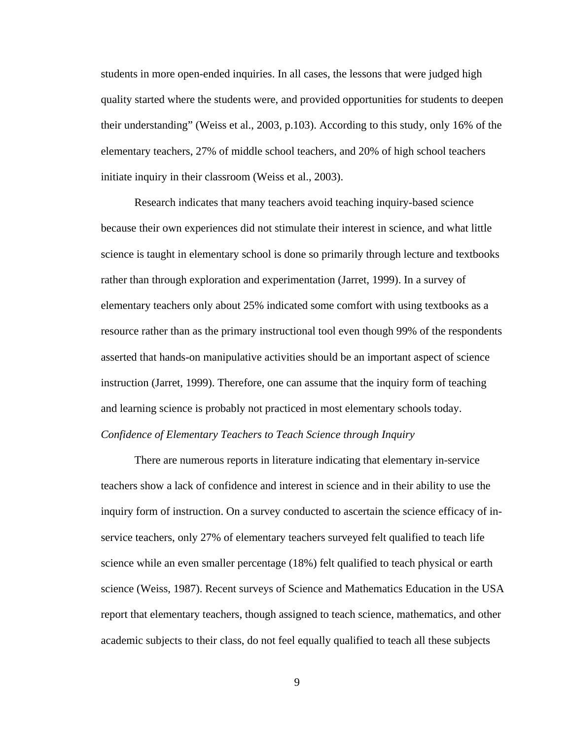students in more open-ended inquiries. In all cases, the lessons that were judged high quality started where the students were, and provided opportunities for students to deepen their understanding" (Weiss et al., 2003, p.103). According to this study, only 16% of the elementary teachers, 27% of middle school teachers, and 20% of high school teachers initiate inquiry in their classroom (Weiss et al., 2003).

Research indicates that many teachers avoid teaching inquiry-based science because their own experiences did not stimulate their interest in science, and what little science is taught in elementary school is done so primarily through lecture and textbooks rather than through exploration and experimentation (Jarret, 1999). In a survey of elementary teachers only about 25% indicated some comfort with using textbooks as a resource rather than as the primary instructional tool even though 99% of the respondents asserted that hands-on manipulative activities should be an important aspect of science instruction (Jarret, 1999). Therefore, one can assume that the inquiry form of teaching and learning science is probably not practiced in most elementary schools today.

*Confidence of Elementary Teachers to Teach Science through Inquiry*

There are numerous reports in literature indicating that elementary in-service teachers show a lack of confidence and interest in science and in their ability to use the inquiry form of instruction. On a survey conducted to ascertain the science efficacy of in-service teachers, only 27% of elementary teachers surveyed felt qualified to teach life science while an even smaller percentage (18%) felt qualified to teach physical or earth science (Weiss, 1987). Recent surveys of Science and Mathematics Education in the USA report that elementary teachers, though assigned to teach science, mathematics, and other academic subjects to their class, do not feel equally qualified to teach all these subjects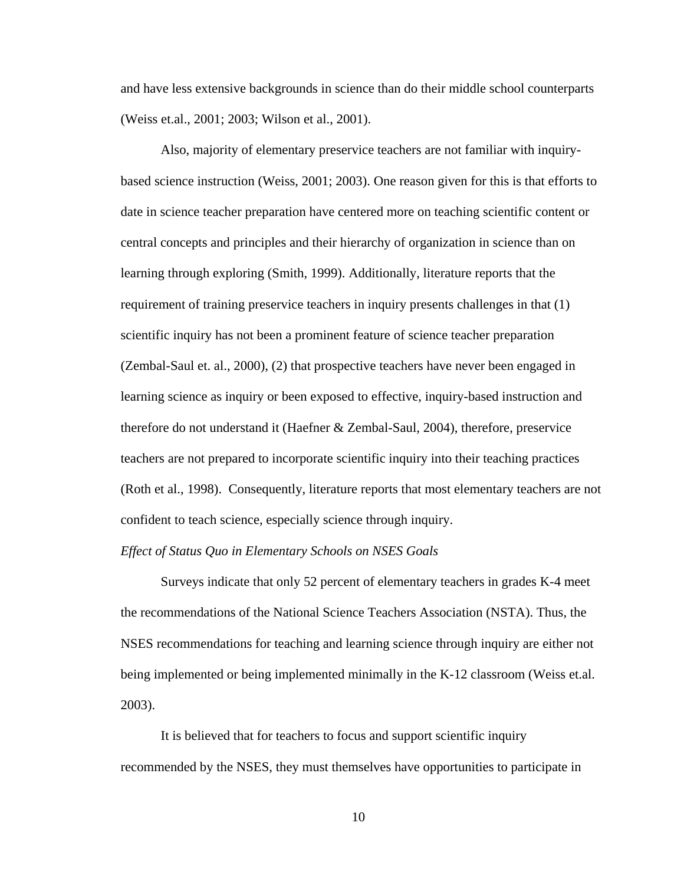and have less extensive backgrounds in science than do their middle school counterparts (Weiss et.al., 2001; 2003; Wilson et al., 2001).

Also, majority of elementary preservice teachers are not familiar with inquiry-based science instruction (Weiss, 2001; 2003). One reason given for this is that efforts to date in science teacher preparation have centered more on teaching scientific content or central concepts and principles and their hierarchy of organization in science than on learning through exploring (Smith, 1999). Additionally, literature reports that the requirement of training preservice teachers in inquiry presents challenges in that (1) scientific inquiry has not been a prominent feature of science teacher preparation (Zembal-Saul et. al., 2000), (2) that prospective teachers have never been engaged in learning science as inquiry or been exposed to effective, inquiry-based instruction and therefore do not understand it (Haefner & Zembal-Saul, 2004), therefore, preservice teachers are not prepared to incorporate scientific inquiry into their teaching practices (Roth et al., 1998). Consequently, literature reports that most elementary teachers are not confident to teach science, especially science through inquiry.

*Effect of Status Quo in Elementary Schools on NSES Goals*

Surveys indicate that only 52 percent of elementary teachers in grades K-4 meet the recommendations of the National Science Teachers Association (NSTA). Thus, the NSES recommendations for teaching and learning science through inquiry are either not being implemented or being implemented minimally in the K-12 classroom (Weiss et.al. 2003).

It is believed that for teachers to focus and support scientific inquiry recommended by the NSES, they must themselves have opportunities to participate in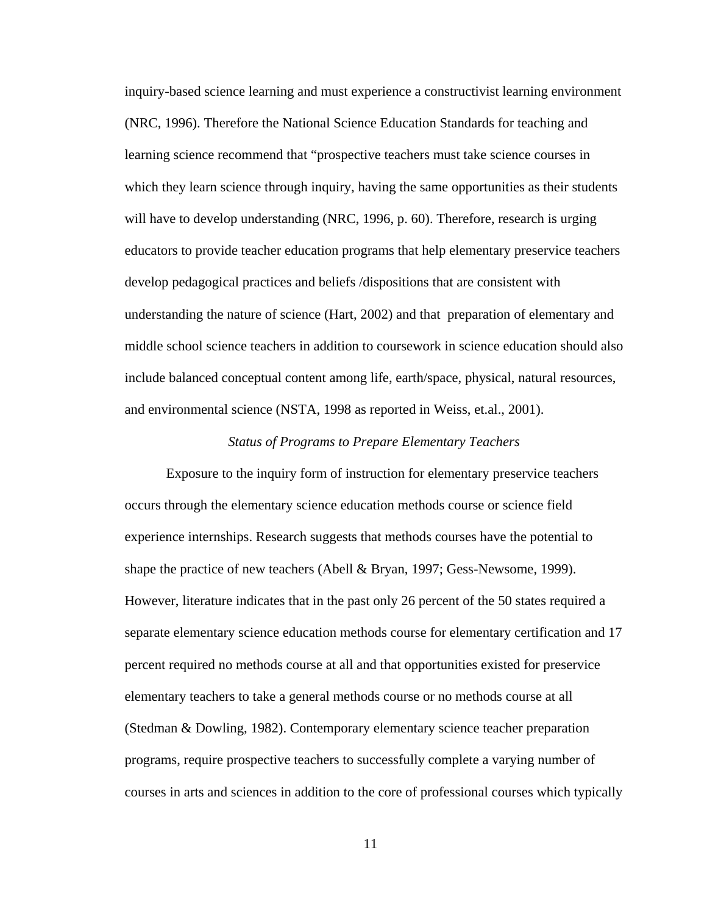inquiry-based science learning and must experience a constructivist learning environment (NRC, 1996). Therefore the National Science Education Standards for teaching and learning science recommend that "prospective teachers must take science courses in which they learn science through inquiry, having the same opportunities as their students will have to develop understanding (NRC, 1996, p. 60). Therefore, research is urging educators to provide teacher education programs that help elementary preservice teachers develop pedagogical practices and beliefs /dispositions that are consistent with understanding the nature of science (Hart, 2002) and that preparation of elementary and middle school science teachers in addition to coursework in science education should also include balanced conceptual content among life, earth/space, physical, natural resources, and environmental science (NSTA, 1998 as reported in Weiss, et.al., 2001).

### *Status of Programs to Prepare Elementary Teachers*

Exposure to the inquiry form of instruction for elementary preservice teachers occurs through the elementary science education methods course or science field experience internships. Research suggests that methods courses have the potential to shape the practice of new teachers (Abell & Bryan, 1997; Gess-Newsome, 1999). However, literature indicates that in the past only 26 percent of the 50 states required a separate elementary science education methods course for elementary certification and 17 percent required no methods course at all and that opportunities existed for preservice elementary teachers to take a general methods course or no methods course at all (Stedman & Dowling, 1982). Contemporary elementary science teacher preparation programs, require prospective teachers to successfully complete a varying number of courses in arts and sciences in addition to the core of professional courses which typically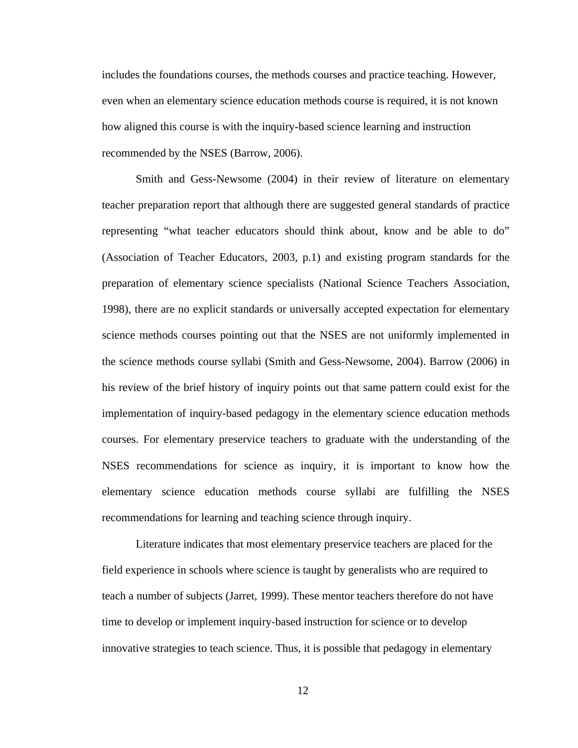includes the foundations courses, the methods courses and practice teaching. However, even when an elementary science education methods course is required, it is not known how aligned this course is with the inquiry-based science learning and instruction recommended by the NSES (Barrow, 2006).

Smith and Gess-Newsome (2004) in their review of literature on elementary teacher preparation report that although there are suggested general standards of practice representing "what teacher educators should think about, know and be able to do" (Association of Teacher Educators, 2003, p.1) and existing program standards for the preparation of elementary science specialists (National Science Teachers Association, 1998), there are no explicit standards or universally accepted expectation for elementary science methods courses pointing out that the NSES are not uniformly implemented in the science methods course syllabi (Smith and Gess-Newsome, 2004). Barrow (2006) in his review of the brief history of inquiry points out that same pattern could exist for the implementation of inquiry-based pedagogy in the elementary science education methods courses. For elementary preservice teachers to graduate with the understanding of the NSES recommendations for science as inquiry, it is important to know how the elementary science education methods course syllabi are fulfilling the NSES recommendations for learning and teaching science through inquiry.

Literature indicates that most elementary preservice teachers are placed for the field experience in schools where science is taught by generalists who are required to teach a number of subjects (Jarret, 1999). These mentor teachers therefore do not have time to develop or implement inquiry-based instruction for science or to develop innovative strategies to teach science. Thus, it is possible that pedagogy in elementary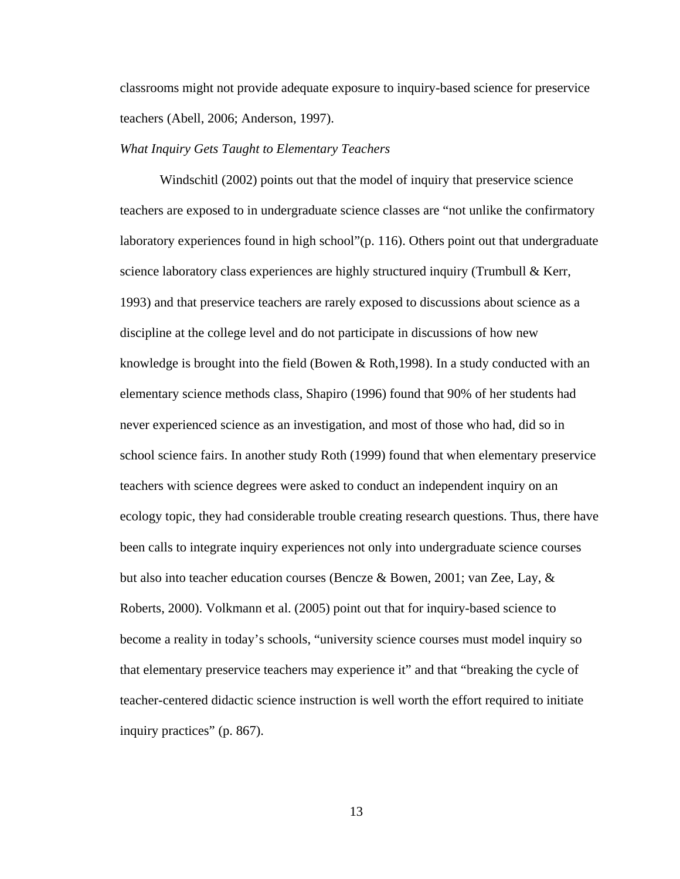classrooms might not provide adequate exposure to inquiry-based science for preservice teachers (Abell, 2006; Anderson, 1997).

*What Inquiry Gets Taught to Elementary Teachers*

Windschitl (2002) points out that the model of inquiry that preservice science teachers are exposed to in undergraduate science classes are “not unlike the confirmatory laboratory experiences found in high school”(p. 116). Others point out that undergraduate science laboratory class experiences are highly structured inquiry (Trumbull & Kerr, 1993) and that preservice teachers are rarely exposed to discussions about science as a discipline at the college level and do not participate in discussions of how new knowledge is brought into the field (Bowen & Roth,1998). In a study conducted with an elementary science methods class, Shapiro (1996) found that 90% of her students had never experienced science as an investigation, and most of those who had, did so in school science fairs. In another study Roth (1999) found that when elementary preservice teachers with science degrees were asked to conduct an independent inquiry on an ecology topic, they had considerable trouble creating research questions. Thus, there have been calls to integrate inquiry experiences not only into undergraduate science courses but also into teacher education courses (Bencze & Bowen, 2001; van Zee, Lay, & Roberts, 2000). Volkmann et al. (2005) point out that for inquiry-based science to become a reality in today’s schools, “university science courses must model inquiry so that elementary preservice teachers may experience it” and that “breaking the cycle of teacher-centered didactic science instruction is well worth the effort required to initiate inquiry practices” (p. 867).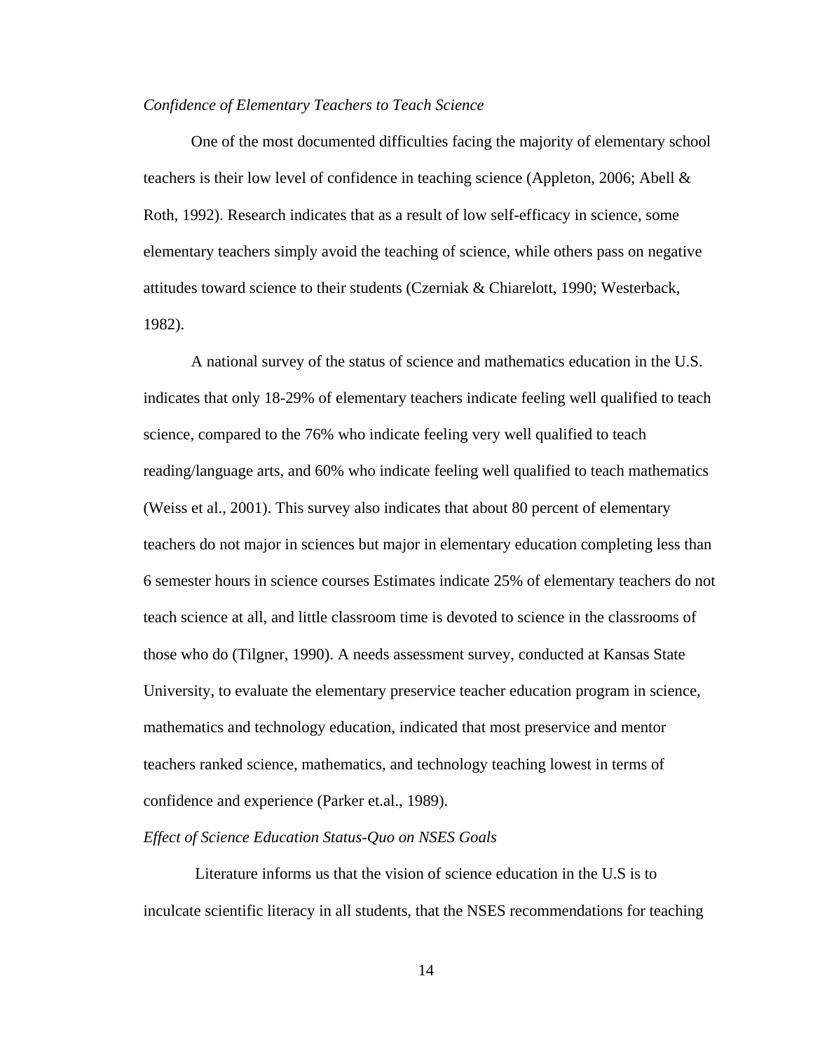*Confidence of Elementary Teachers to Teach Science*

One of the most documented difficulties facing the majority of elementary school teachers is their low level of confidence in teaching science (Appleton, 2006; Abell & Roth, 1992). Research indicates that as a result of low self-efficacy in science, some elementary teachers simply avoid the teaching of science, while others pass on negative attitudes toward science to their students (Czerniak & Chiarelott, 1990; Westerback, 1982).

A national survey of the status of science and mathematics education in the U.S. indicates that only 18-29% of elementary teachers indicate feeling well qualified to teach science, compared to the 76% who indicate feeling very well qualified to teach reading/language arts, and 60% who indicate feeling well qualified to teach mathematics (Weiss et al., 2001). This survey also indicates that about 80 percent of elementary teachers do not major in sciences but major in elementary education completing less than 6 semester hours in science courses Estimates indicate 25% of elementary teachers do not teach science at all, and little classroom time is devoted to science in the classrooms of those who do (Tilgner, 1990). A needs assessment survey, conducted at Kansas State University, to evaluate the elementary preservice teacher education program in science, mathematics and technology education, indicated that most preservice and mentor teachers ranked science, mathematics, and technology teaching lowest in terms of confidence and experience (Parker et.al., 1989).

*Effect of Science Education Status-Quo on NSES Goals*

Literature informs us that the vision of science education in the U.S is to inculcate scientific literacy in all students, that the NSES recommendations for teaching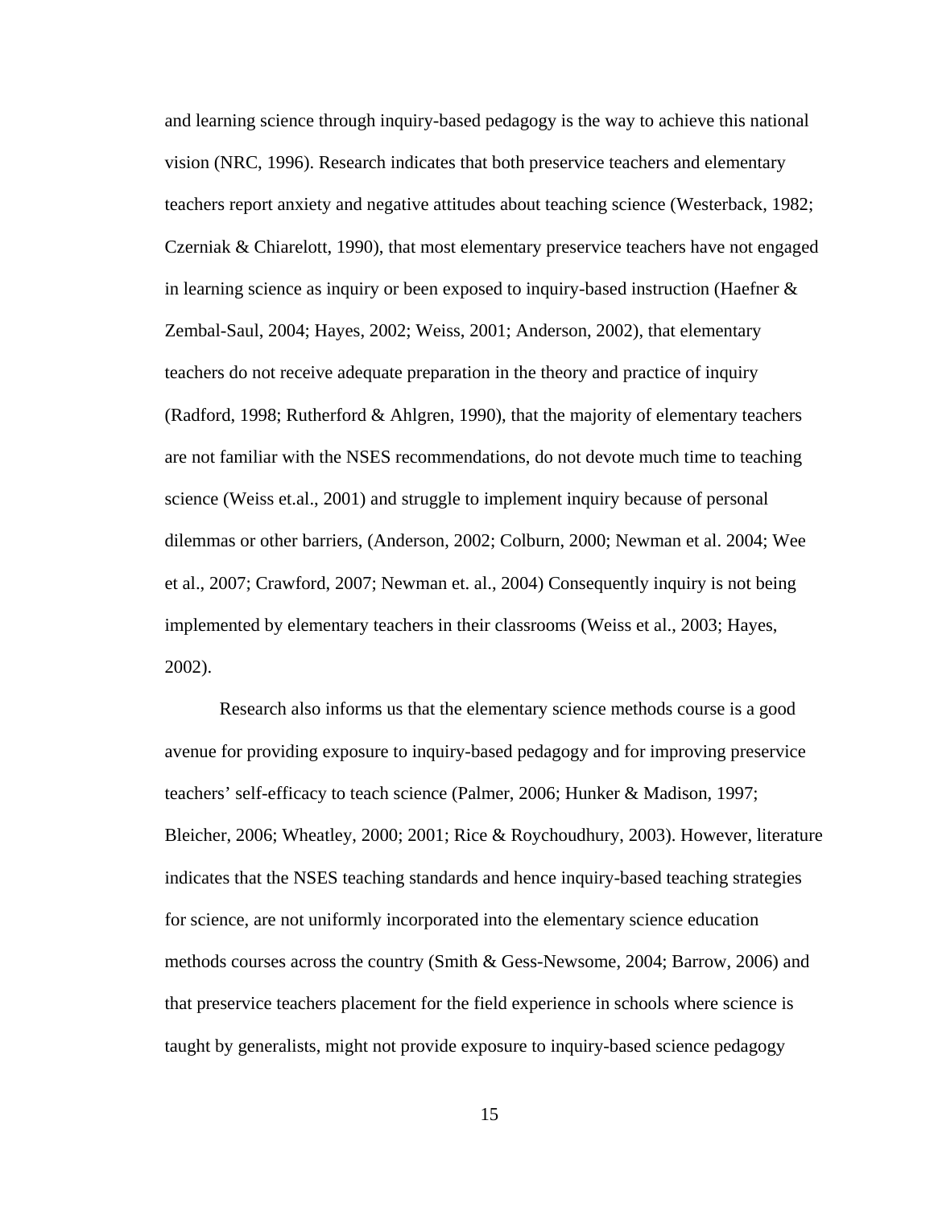and learning science through inquiry-based pedagogy is the way to achieve this national vision (NRC, 1996). Research indicates that both preservice teachers and elementary teachers report anxiety and negative attitudes about teaching science (Westerback, 1982; Czerniak & Chiarelott, 1990), that most elementary preservice teachers have not engaged in learning science as inquiry or been exposed to inquiry-based instruction (Haefner & Zembal-Saul, 2004; Hayes, 2002; Weiss, 2001; Anderson, 2002), that elementary teachers do not receive adequate preparation in the theory and practice of inquiry (Radford, 1998; Rutherford & Ahlgren, 1990), that the majority of elementary teachers are not familiar with the NSES recommendations, do not devote much time to teaching science (Weiss et.al., 2001) and struggle to implement inquiry because of personal dilemmas or other barriers, (Anderson, 2002; Colburn, 2000; Newman et al. 2004; Wee et al., 2007; Crawford, 2007; Newman et. al., 2004) Consequently inquiry is not being implemented by elementary teachers in their classrooms (Weiss et al., 2003; Hayes, 2002).

Research also informs us that the elementary science methods course is a good avenue for providing exposure to inquiry-based pedagogy and for improving preservice teachers' self-efficacy to teach science (Palmer, 2006; Hunker & Madison, 1997; Bleicher, 2006; Wheatley, 2000; 2001; Rice & Roychoudhury, 2003). However, literature indicates that the NSES teaching standards and hence inquiry-based teaching strategies for science, are not uniformly incorporated into the elementary science education methods courses across the country (Smith & Gess-Newsome, 2004; Barrow, 2006) and that preservice teachers placement for the field experience in schools where science is taught by generalists, might not provide exposure to inquiry-based science pedagogy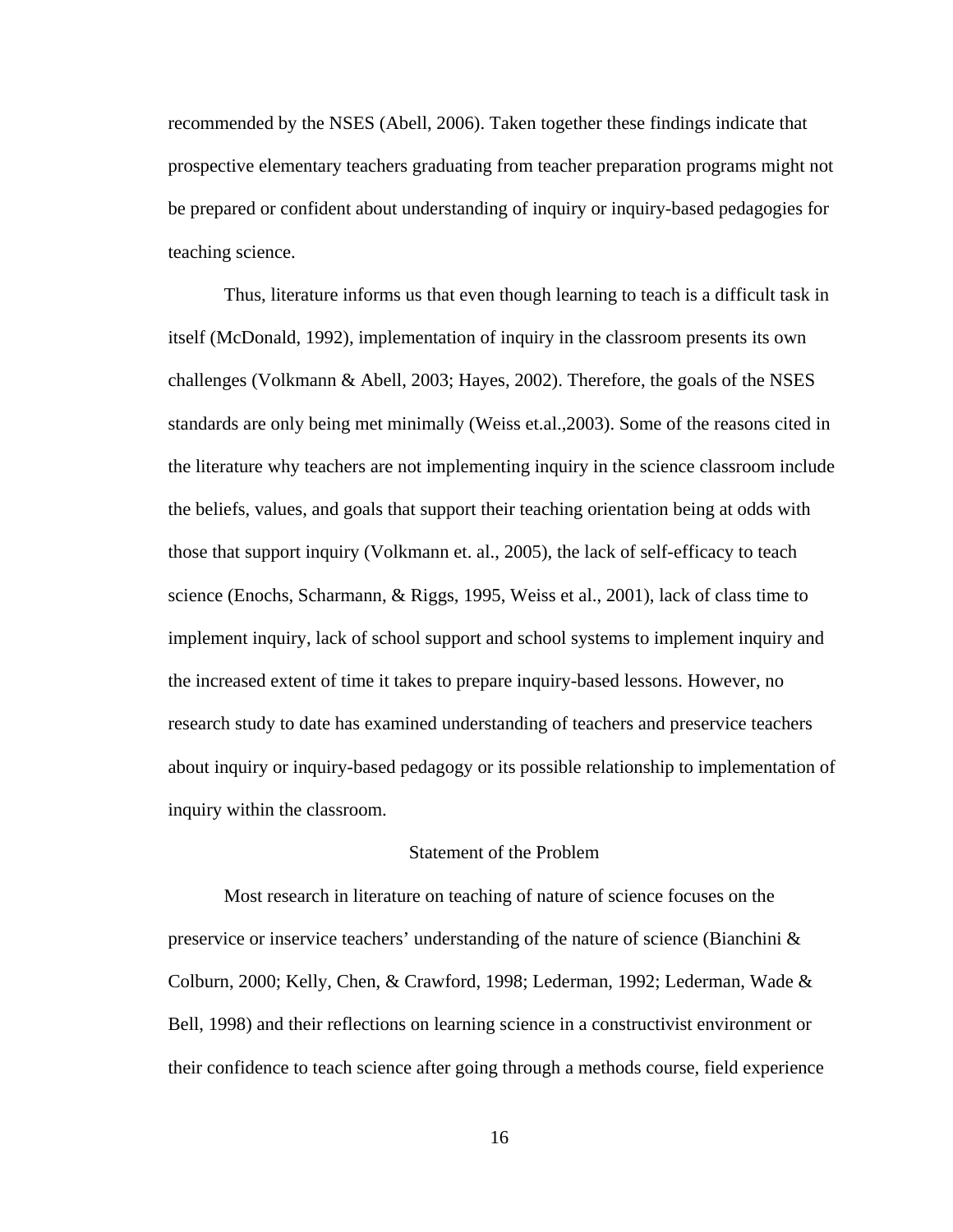recommended by the NSES (Abell, 2006). Taken together these findings indicate that prospective elementary teachers graduating from teacher preparation programs might not be prepared or confident about understanding of inquiry or inquiry-based pedagogies for teaching science.

Thus, literature informs us that even though learning to teach is a difficult task in itself (McDonald, 1992), implementation of inquiry in the classroom presents its own challenges (Volkmann & Abell, 2003; Hayes, 2002). Therefore, the goals of the NSES standards are only being met minimally (Weiss et.al.,2003). Some of the reasons cited in the literature why teachers are not implementing inquiry in the science classroom include the beliefs, values, and goals that support their teaching orientation being at odds with those that support inquiry (Volkmann et. al., 2005), the lack of self-efficacy to teach science (Enochs, Scharmann, & Riggs, 1995, Weiss et al., 2001), lack of class time to implement inquiry, lack of school support and school systems to implement inquiry and the increased extent of time it takes to prepare inquiry-based lessons. However, no research study to date has examined understanding of teachers and preservice teachers about inquiry or inquiry-based pedagogy or its possible relationship to implementation of inquiry within the classroom.

## Statement of the Problem

Most research in literature on teaching of nature of science focuses on the preservice or inservice teachers' understanding of the nature of science (Bianchini & Colburn, 2000; Kelly, Chen, & Crawford, 1998; Lederman, 1992; Lederman, Wade & Bell, 1998) and their reflections on learning science in a constructivist environment or their confidence to teach science after going through a methods course, field experience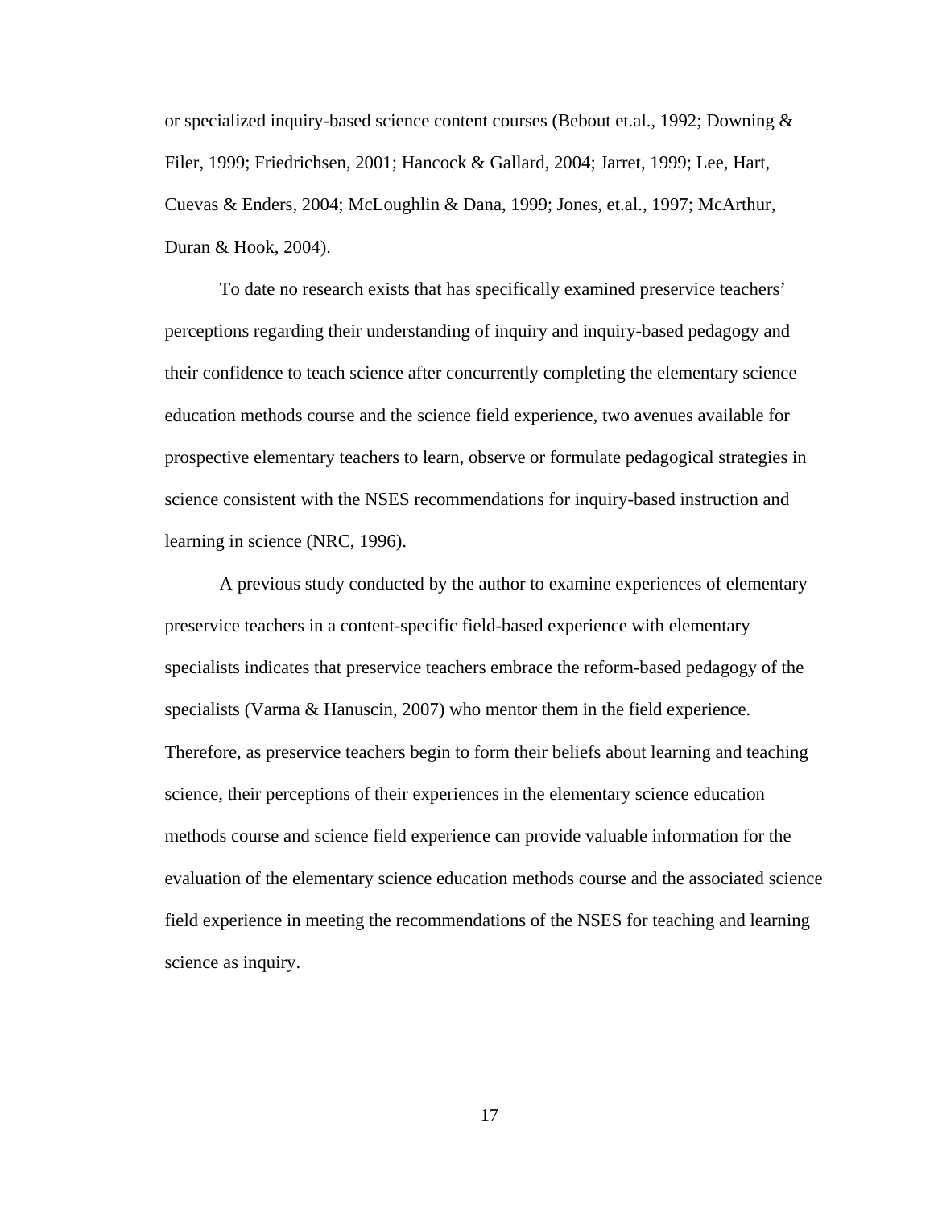or specialized inquiry-based science content courses (Bebout et.al., 1992; Downing & Filer, 1999; Friedrichsen, 2001; Hancock & Gallard, 2004; Jarret, 1999; Lee, Hart, Cuevas & Enders, 2004; McLoughlin & Dana, 1999; Jones, et.al., 1997; McArthur, Duran & Hook, 2004).

To date no research exists that has specifically examined preservice teachers' perceptions regarding their understanding of inquiry and inquiry-based pedagogy and their confidence to teach science after concurrently completing the elementary science education methods course and the science field experience, two avenues available for prospective elementary teachers to learn, observe or formulate pedagogical strategies in science consistent with the NSES recommendations for inquiry-based instruction and learning in science (NRC, 1996).

A previous study conducted by the author to examine experiences of elementary preservice teachers in a content-specific field-based experience with elementary specialists indicates that preservice teachers embrace the reform-based pedagogy of the specialists (Varma & Hanuscin, 2007) who mentor them in the field experience. Therefore, as preservice teachers begin to form their beliefs about learning and teaching science, their perceptions of their experiences in the elementary science education methods course and science field experience can provide valuable information for the evaluation of the elementary science education methods course and the associated science field experience in meeting the recommendations of the NSES for teaching and learning science as inquiry.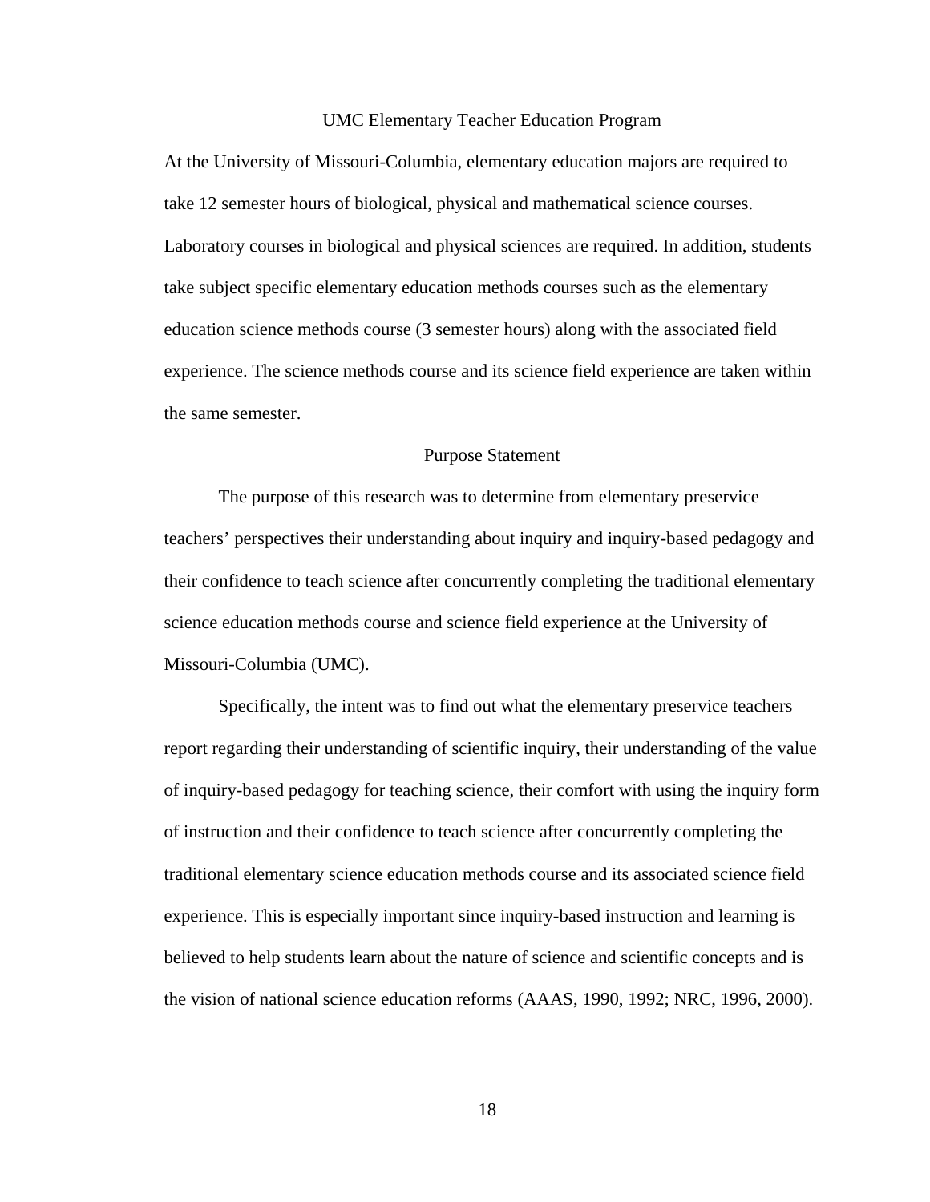## UMC Elementary Teacher Education Program

At the University of Missouri-Columbia, elementary education majors are required to take 12 semester hours of biological, physical and mathematical science courses. Laboratory courses in biological and physical sciences are required. In addition, students take subject specific elementary education methods courses such as the elementary education science methods course (3 semester hours) along with the associated field experience. The science methods course and its science field experience are taken within the same semester.

## Purpose Statement

The purpose of this research was to determine from elementary preservice teachers' perspectives their understanding about inquiry and inquiry-based pedagogy and their confidence to teach science after concurrently completing the traditional elementary science education methods course and science field experience at the University of Missouri-Columbia (UMC).

Specifically, the intent was to find out what the elementary preservice teachers report regarding their understanding of scientific inquiry, their understanding of the value of inquiry-based pedagogy for teaching science, their comfort with using the inquiry form of instruction and their confidence to teach science after concurrently completing the traditional elementary science education methods course and its associated science field experience. This is especially important since inquiry-based instruction and learning is believed to help students learn about the nature of science and scientific concepts and is the vision of national science education reforms (AAAS, 1990, 1992; NRC, 1996, 2000).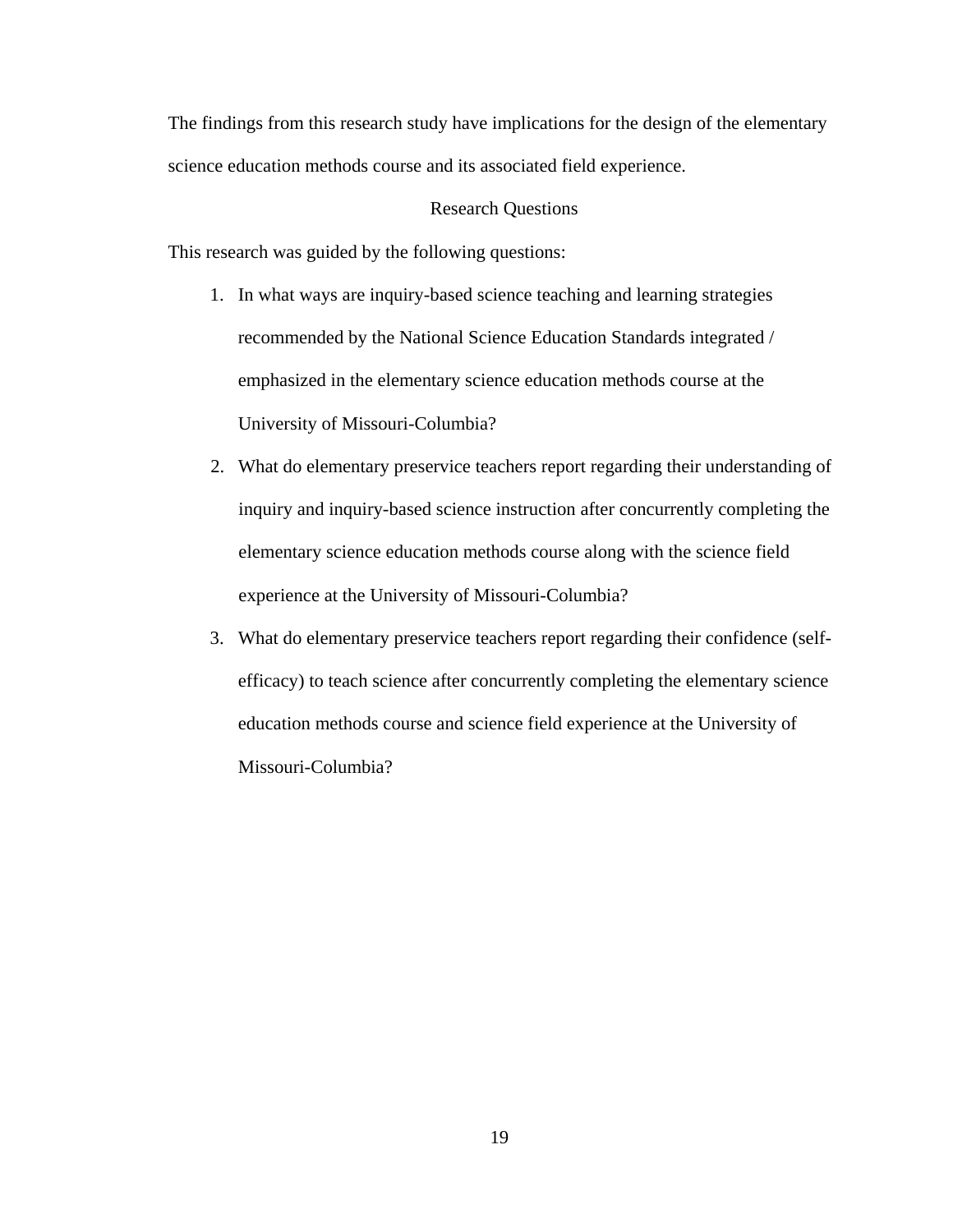The findings from this research study have implications for the design of the elementary science education methods course and its associated field experience.

## Research Questions

This research was guided by the following questions:

1. In what ways are inquiry-based science teaching and learning strategies recommended by the National Science Education Standards integrated / emphasized in the elementary science education methods course at the University of Missouri-Columbia?
2. What do elementary preservice teachers report regarding their understanding of inquiry and inquiry-based science instruction after concurrently completing the elementary science education methods course along with the science field experience at the University of Missouri-Columbia?
3. What do elementary preservice teachers report regarding their confidence (self-efficacy) to teach science after concurrently completing the elementary science education methods course and science field experience at the University of Missouri-Columbia?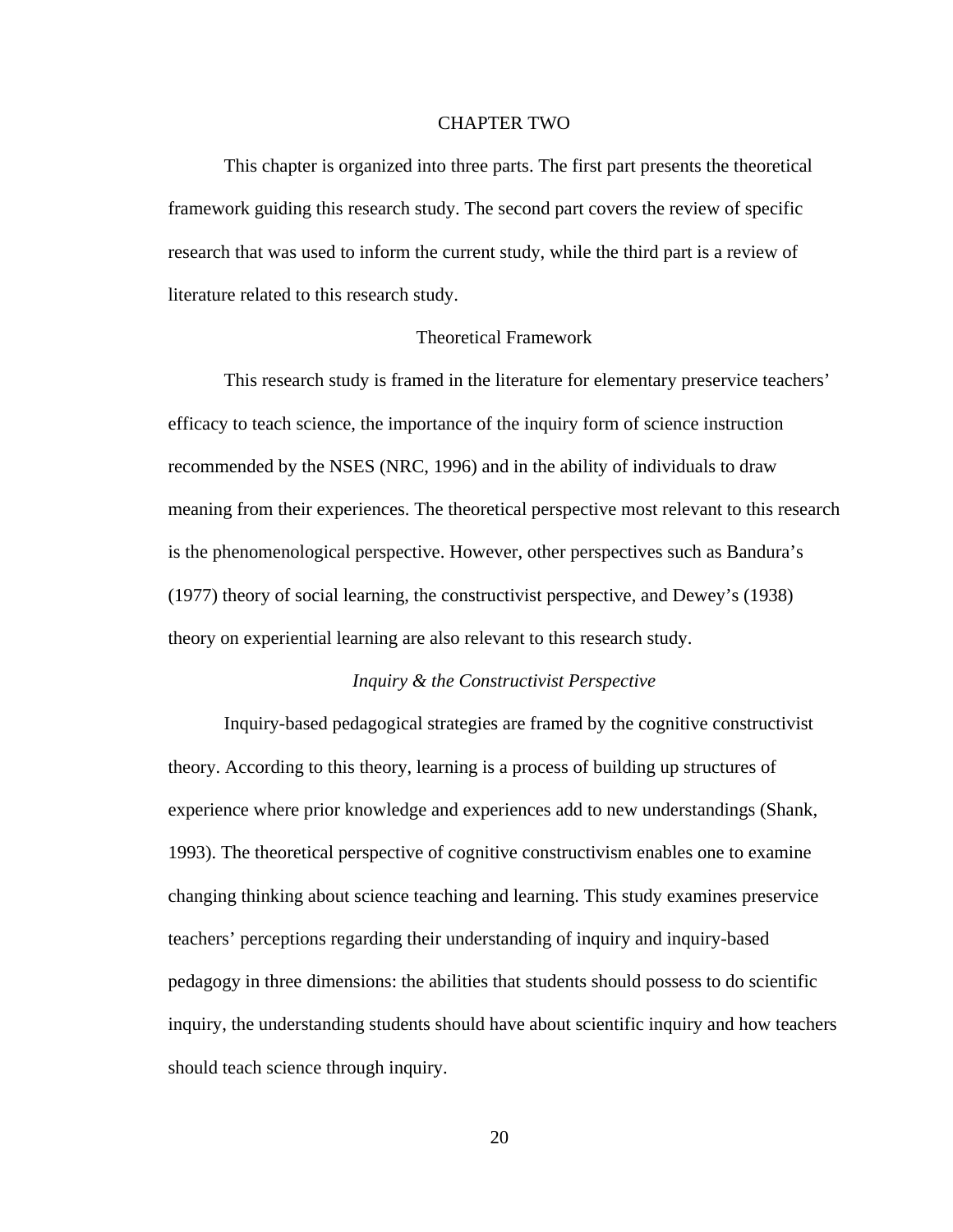# CHAPTER TWO

This chapter is organized into three parts. The first part presents the theoretical framework guiding this research study. The second part covers the review of specific research that was used to inform the current study, while the third part is a review of literature related to this research study.

## Theoretical Framework

This research study is framed in the literature for elementary preservice teachers' efficacy to teach science, the importance of the inquiry form of science instruction recommended by the NSES (NRC, 1996) and in the ability of individuals to draw meaning from their experiences. The theoretical perspective most relevant to this research is the phenomenological perspective. However, other perspectives such as Bandura's (1977) theory of social learning, the constructivist perspective, and Dewey's (1938) theory on experiential learning are also relevant to this research study.

### *Inquiry & the Constructivist Perspective*

Inquiry-based pedagogical strategies are framed by the cognitive constructivist theory. According to this theory, learning is a process of building up structures of experience where prior knowledge and experiences add to new understandings (Shank, 1993). The theoretical perspective of cognitive constructivism enables one to examine changing thinking about science teaching and learning. This study examines preservice teachers' perceptions regarding their understanding of inquiry and inquiry-based pedagogy in three dimensions: the abilities that students should possess to do scientific inquiry, the understanding students should have about scientific inquiry and how teachers should teach science through inquiry.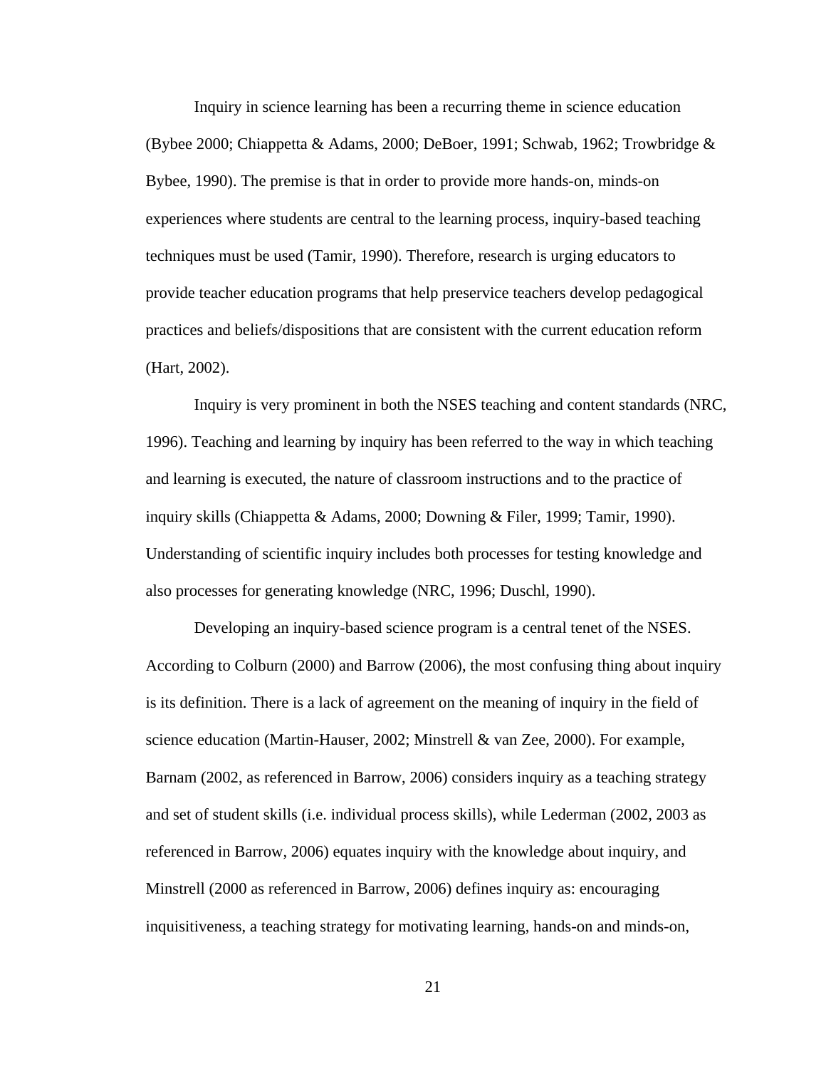Inquiry in science learning has been a recurring theme in science education (Bybee 2000; Chiappetta & Adams, 2000; DeBoer, 1991; Schwab, 1962; Trowbridge & Bybee, 1990). The premise is that in order to provide more hands-on, minds-on experiences where students are central to the learning process, inquiry-based teaching techniques must be used (Tamir, 1990). Therefore, research is urging educators to provide teacher education programs that help preservice teachers develop pedagogical practices and beliefs/dispositions that are consistent with the current education reform (Hart, 2002).

Inquiry is very prominent in both the NSES teaching and content standards (NRC, 1996). Teaching and learning by inquiry has been referred to the way in which teaching and learning is executed, the nature of classroom instructions and to the practice of inquiry skills (Chiappetta & Adams, 2000; Downing & Filer, 1999; Tamir, 1990). Understanding of scientific inquiry includes both processes for testing knowledge and also processes for generating knowledge (NRC, 1996; Duschl, 1990).

Developing an inquiry-based science program is a central tenet of the NSES. According to Colburn (2000) and Barrow (2006), the most confusing thing about inquiry is its definition. There is a lack of agreement on the meaning of inquiry in the field of science education (Martin-Hauser, 2002; Minstrell & van Zee, 2000). For example, Barnam (2002, as referenced in Barrow, 2006) considers inquiry as a teaching strategy and set of student skills (i.e. individual process skills), while Lederman (2002, 2003 as referenced in Barrow, 2006) equates inquiry with the knowledge about inquiry, and Minstrell (2000 as referenced in Barrow, 2006) defines inquiry as: encouraging inquisitiveness, a teaching strategy for motivating learning, hands-on and minds-on,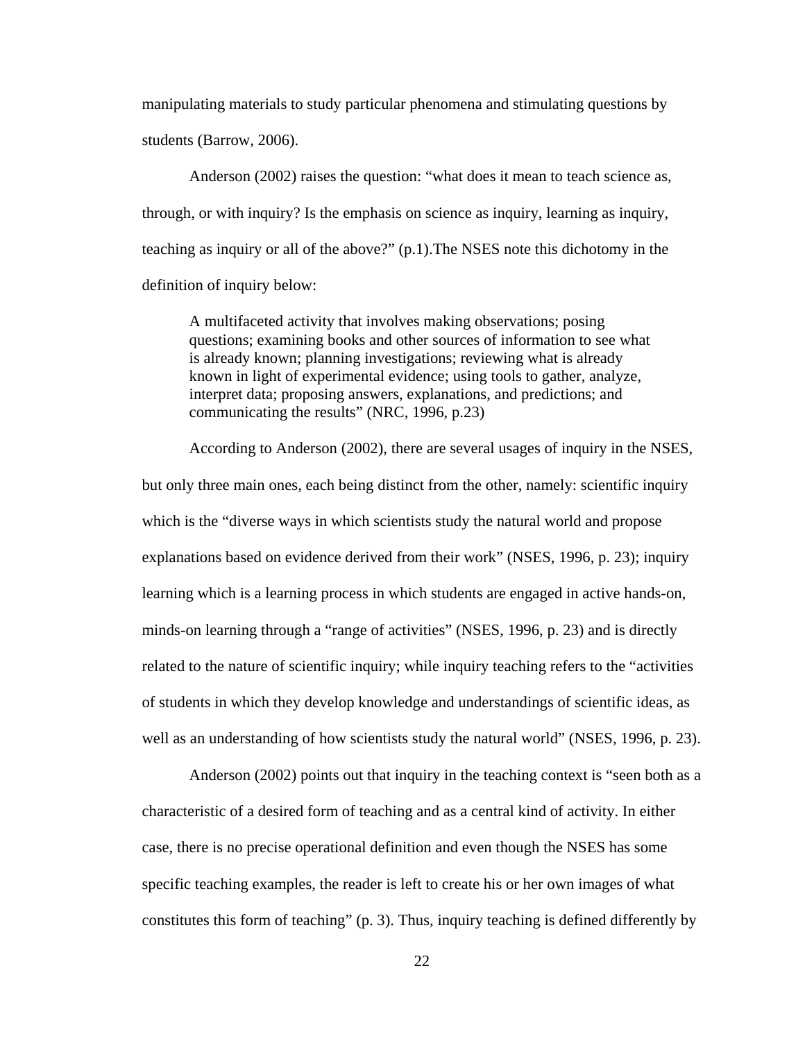manipulating materials to study particular phenomena and stimulating questions by students (Barrow, 2006).

Anderson (2002) raises the question: "what does it mean to teach science as, through, or with inquiry? Is the emphasis on science as inquiry, learning as inquiry, teaching as inquiry or all of the above?" (p.1).The NSES note this dichotomy in the definition of inquiry below:

> A multifaceted activity that involves making observations; posing questions; examining books and other sources of information to see what is already known; planning investigations; reviewing what is already known in light of experimental evidence; using tools to gather, analyze, interpret data; proposing answers, explanations, and predictions; and communicating the results" (NRC, 1996, p.23)

According to Anderson (2002), there are several usages of inquiry in the NSES, but only three main ones, each being distinct from the other, namely: scientific inquiry which is the "diverse ways in which scientists study the natural world and propose explanations based on evidence derived from their work" (NSES, 1996, p. 23); inquiry learning which is a learning process in which students are engaged in active hands-on, minds-on learning through a "range of activities" (NSES, 1996, p. 23) and is directly related to the nature of scientific inquiry; while inquiry teaching refers to the "activities of students in which they develop knowledge and understandings of scientific ideas, as well as an understanding of how scientists study the natural world" (NSES, 1996, p. 23).

Anderson (2002) points out that inquiry in the teaching context is "seen both as a characteristic of a desired form of teaching and as a central kind of activity. In either case, there is no precise operational definition and even though the NSES has some specific teaching examples, the reader is left to create his or her own images of what constitutes this form of teaching" (p. 3). Thus, inquiry teaching is defined differently by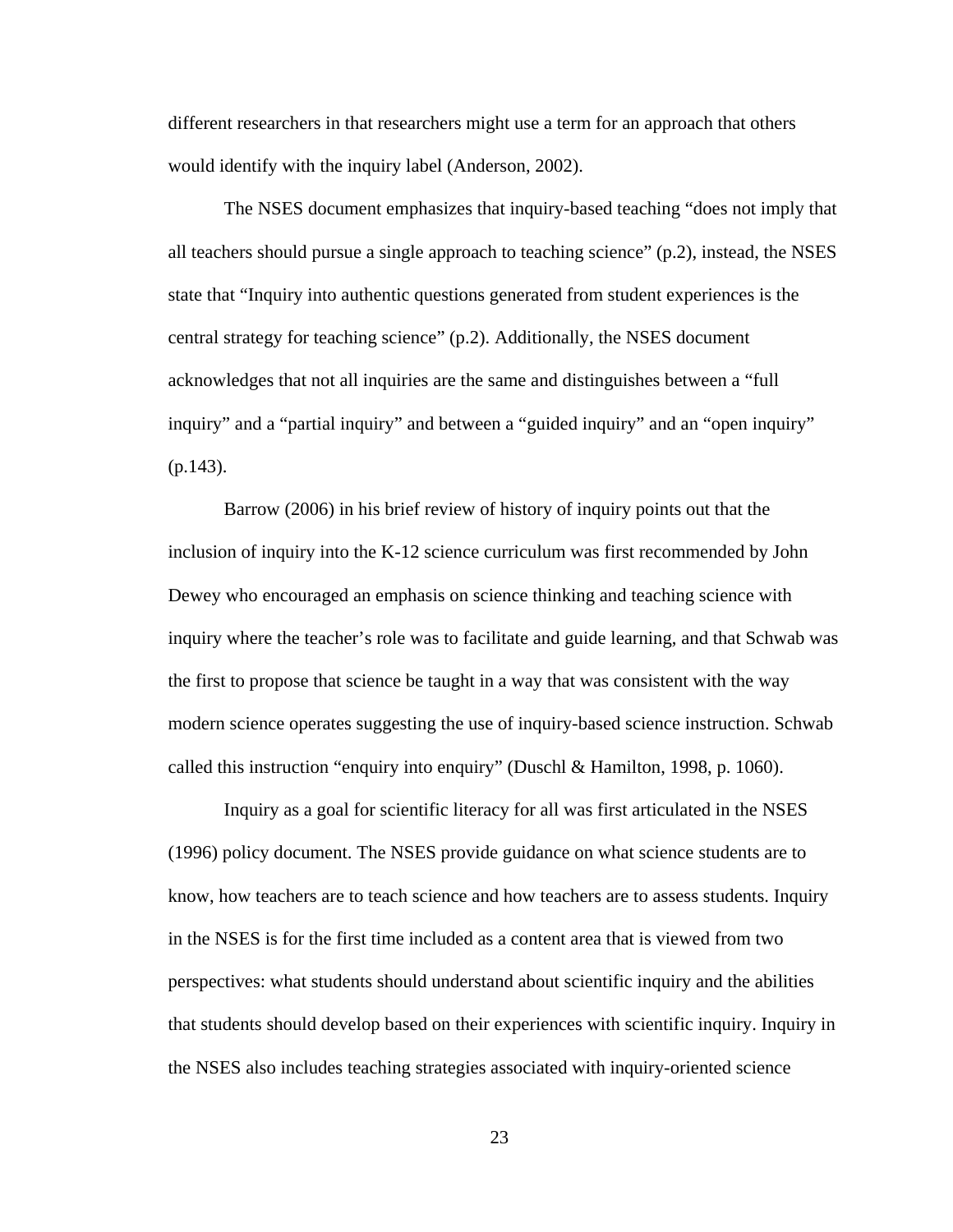different researchers in that researchers might use a term for an approach that others would identify with the inquiry label (Anderson, 2002).

The NSES document emphasizes that inquiry-based teaching "does not imply that all teachers should pursue a single approach to teaching science" (p.2), instead, the NSES state that "Inquiry into authentic questions generated from student experiences is the central strategy for teaching science" (p.2). Additionally, the NSES document acknowledges that not all inquiries are the same and distinguishes between a "full inquiry" and a "partial inquiry" and between a "guided inquiry" and an "open inquiry" (p.143).

Barrow (2006) in his brief review of history of inquiry points out that the inclusion of inquiry into the K-12 science curriculum was first recommended by John Dewey who encouraged an emphasis on science thinking and teaching science with inquiry where the teacher's role was to facilitate and guide learning, and that Schwab was the first to propose that science be taught in a way that was consistent with the way modern science operates suggesting the use of inquiry-based science instruction. Schwab called this instruction "enquiry into enquiry" (Duschl & Hamilton, 1998, p. 1060).

Inquiry as a goal for scientific literacy for all was first articulated in the NSES (1996) policy document. The NSES provide guidance on what science students are to know, how teachers are to teach science and how teachers are to assess students. Inquiry in the NSES is for the first time included as a content area that is viewed from two perspectives: what students should understand about scientific inquiry and the abilities that students should develop based on their experiences with scientific inquiry. Inquiry in the NSES also includes teaching strategies associated with inquiry-oriented science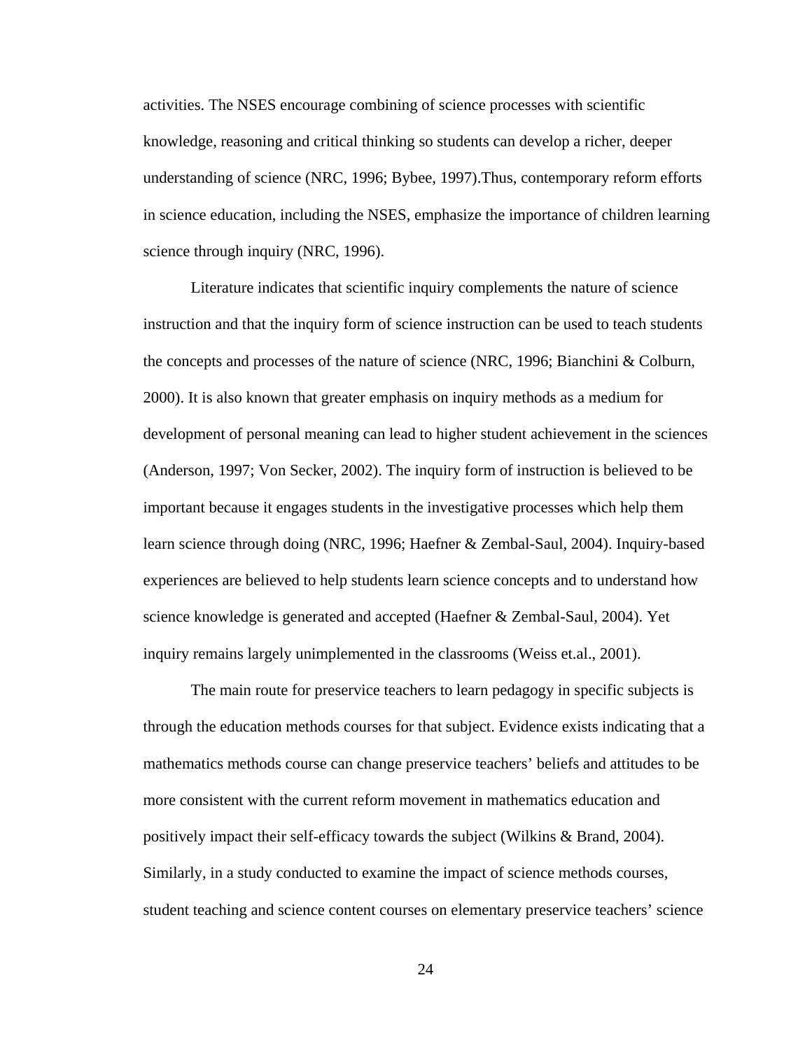activities. The NSES encourage combining of science processes with scientific knowledge, reasoning and critical thinking so students can develop a richer, deeper understanding of science (NRC, 1996; Bybee, 1997).Thus, contemporary reform efforts in science education, including the NSES, emphasize the importance of children learning science through inquiry (NRC, 1996).

Literature indicates that scientific inquiry complements the nature of science instruction and that the inquiry form of science instruction can be used to teach students the concepts and processes of the nature of science (NRC, 1996; Bianchini & Colburn, 2000). It is also known that greater emphasis on inquiry methods as a medium for development of personal meaning can lead to higher student achievement in the sciences (Anderson, 1997; Von Secker, 2002). The inquiry form of instruction is believed to be important because it engages students in the investigative processes which help them learn science through doing (NRC, 1996; Haefner & Zembal-Saul, 2004). Inquiry-based experiences are believed to help students learn science concepts and to understand how science knowledge is generated and accepted (Haefner & Zembal-Saul, 2004). Yet inquiry remains largely unimplemented in the classrooms (Weiss et.al., 2001).

The main route for preservice teachers to learn pedagogy in specific subjects is through the education methods courses for that subject. Evidence exists indicating that a mathematics methods course can change preservice teachers' beliefs and attitudes to be more consistent with the current reform movement in mathematics education and positively impact their self-efficacy towards the subject (Wilkins & Brand, 2004). Similarly, in a study conducted to examine the impact of science methods courses, student teaching and science content courses on elementary preservice teachers' science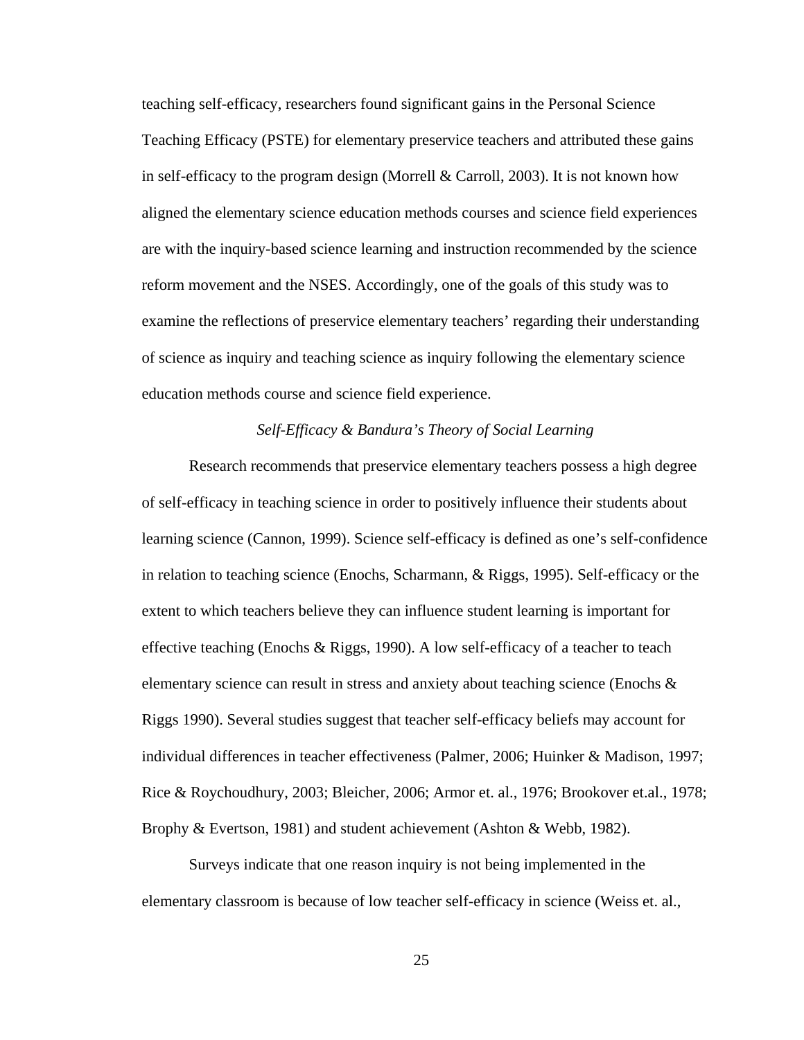teaching self-efficacy, researchers found significant gains in the Personal Science Teaching Efficacy (PSTE) for elementary preservice teachers and attributed these gains in self-efficacy to the program design (Morrell & Carroll, 2003). It is not known how aligned the elementary science education methods courses and science field experiences are with the inquiry-based science learning and instruction recommended by the science reform movement and the NSES. Accordingly, one of the goals of this study was to examine the reflections of preservice elementary teachers' regarding their understanding of science as inquiry and teaching science as inquiry following the elementary science education methods course and science field experience.

### *Self-Efficacy & Bandura's Theory of Social Learning*

Research recommends that preservice elementary teachers possess a high degree of self-efficacy in teaching science in order to positively influence their students about learning science (Cannon, 1999). Science self-efficacy is defined as one's self-confidence in relation to teaching science (Enochs, Scharmann, & Riggs, 1995). Self-efficacy or the extent to which teachers believe they can influence student learning is important for effective teaching (Enochs & Riggs, 1990). A low self-efficacy of a teacher to teach elementary science can result in stress and anxiety about teaching science (Enochs & Riggs 1990). Several studies suggest that teacher self-efficacy beliefs may account for individual differences in teacher effectiveness (Palmer, 2006; Huinker & Madison, 1997; Rice & Roychoudhury, 2003; Bleicher, 2006; Armor et. al., 1976; Brookover et.al., 1978; Brophy & Evertson, 1981) and student achievement (Ashton & Webb, 1982).

Surveys indicate that one reason inquiry is not being implemented in the elementary classroom is because of low teacher self-efficacy in science (Weiss et. al.,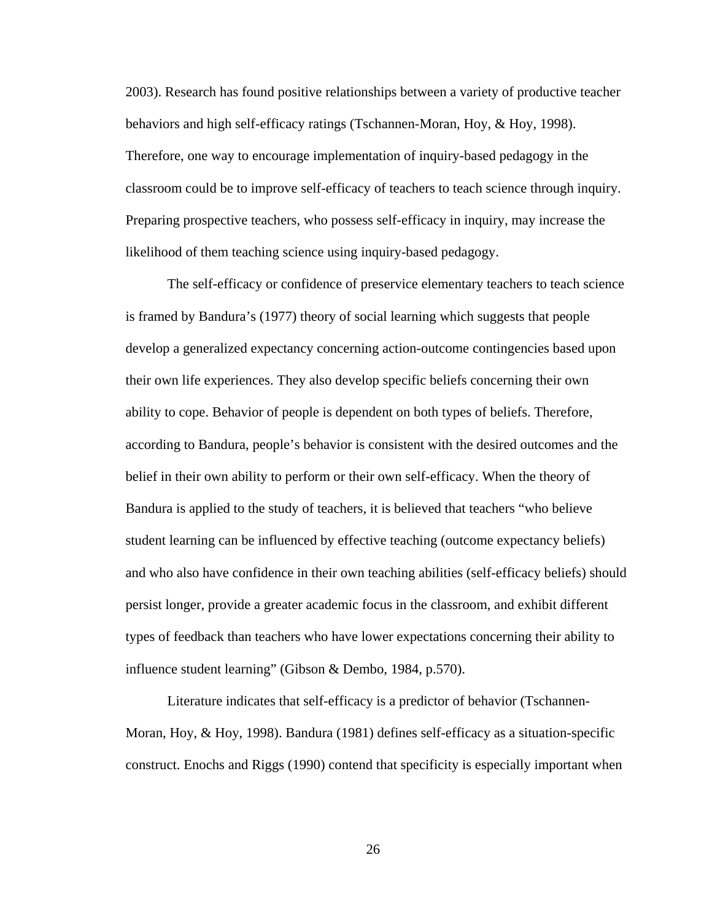2003). Research has found positive relationships between a variety of productive teacher behaviors and high self-efficacy ratings (Tschannen-Moran, Hoy, & Hoy, 1998). Therefore, one way to encourage implementation of inquiry-based pedagogy in the classroom could be to improve self-efficacy of teachers to teach science through inquiry. Preparing prospective teachers, who possess self-efficacy in inquiry, may increase the likelihood of them teaching science using inquiry-based pedagogy.

The self-efficacy or confidence of preservice elementary teachers to teach science is framed by Bandura's (1977) theory of social learning which suggests that people develop a generalized expectancy concerning action-outcome contingencies based upon their own life experiences. They also develop specific beliefs concerning their own ability to cope. Behavior of people is dependent on both types of beliefs. Therefore, according to Bandura, people's behavior is consistent with the desired outcomes and the belief in their own ability to perform or their own self-efficacy. When the theory of Bandura is applied to the study of teachers, it is believed that teachers "who believe student learning can be influenced by effective teaching (outcome expectancy beliefs) and who also have confidence in their own teaching abilities (self-efficacy beliefs) should persist longer, provide a greater academic focus in the classroom, and exhibit different types of feedback than teachers who have lower expectations concerning their ability to influence student learning" (Gibson & Dembo, 1984, p.570).

Literature indicates that self-efficacy is a predictor of behavior (Tschannen-Moran, Hoy, & Hoy, 1998). Bandura (1981) defines self-efficacy as a situation-specific construct. Enochs and Riggs (1990) contend that specificity is especially important when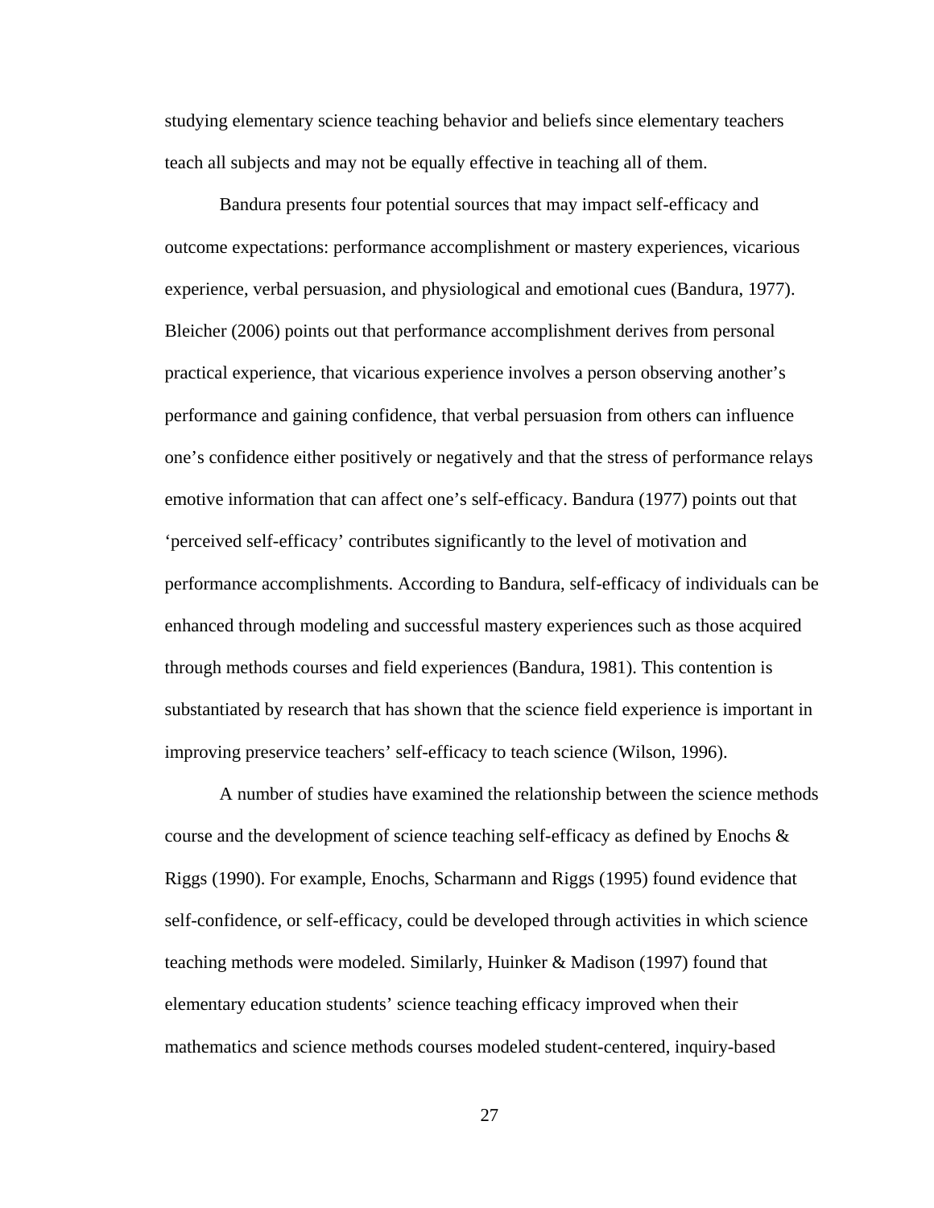studying elementary science teaching behavior and beliefs since elementary teachers teach all subjects and may not be equally effective in teaching all of them.

Bandura presents four potential sources that may impact self-efficacy and outcome expectations: performance accomplishment or mastery experiences, vicarious experience, verbal persuasion, and physiological and emotional cues (Bandura, 1977). Bleicher (2006) points out that performance accomplishment derives from personal practical experience, that vicarious experience involves a person observing another's performance and gaining confidence, that verbal persuasion from others can influence one's confidence either positively or negatively and that the stress of performance relays emotive information that can affect one's self-efficacy. Bandura (1977) points out that 'perceived self-efficacy' contributes significantly to the level of motivation and performance accomplishments. According to Bandura, self-efficacy of individuals can be enhanced through modeling and successful mastery experiences such as those acquired through methods courses and field experiences (Bandura, 1981). This contention is substantiated by research that has shown that the science field experience is important in improving preservice teachers' self-efficacy to teach science (Wilson, 1996).

A number of studies have examined the relationship between the science methods course and the development of science teaching self-efficacy as defined by Enochs & Riggs (1990). For example, Enochs, Scharmann and Riggs (1995) found evidence that self-confidence, or self-efficacy, could be developed through activities in which science teaching methods were modeled. Similarly, Huinker & Madison (1997) found that elementary education students' science teaching efficacy improved when their mathematics and science methods courses modeled student-centered, inquiry-based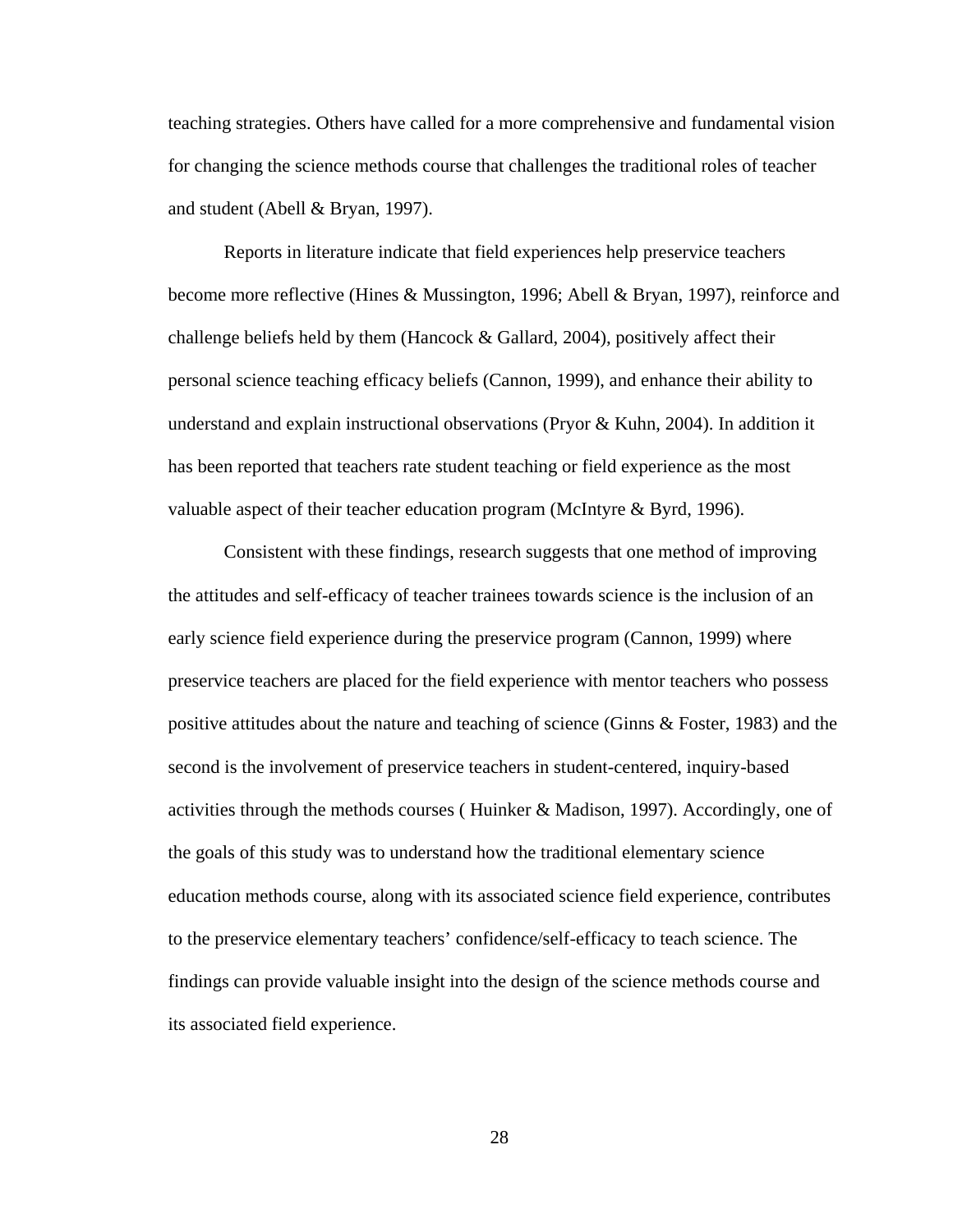teaching strategies. Others have called for a more comprehensive and fundamental vision for changing the science methods course that challenges the traditional roles of teacher and student (Abell & Bryan, 1997).

Reports in literature indicate that field experiences help preservice teachers become more reflective (Hines & Mussington, 1996; Abell & Bryan, 1997), reinforce and challenge beliefs held by them (Hancock & Gallard, 2004), positively affect their personal science teaching efficacy beliefs (Cannon, 1999), and enhance their ability to understand and explain instructional observations (Pryor & Kuhn, 2004). In addition it has been reported that teachers rate student teaching or field experience as the most valuable aspect of their teacher education program (McIntyre & Byrd, 1996).

Consistent with these findings, research suggests that one method of improving the attitudes and self-efficacy of teacher trainees towards science is the inclusion of an early science field experience during the preservice program (Cannon, 1999) where preservice teachers are placed for the field experience with mentor teachers who possess positive attitudes about the nature and teaching of science (Ginns & Foster, 1983) and the second is the involvement of preservice teachers in student-centered, inquiry-based activities through the methods courses ( Huinker & Madison, 1997). Accordingly, one of the goals of this study was to understand how the traditional elementary science education methods course, along with its associated science field experience, contributes to the preservice elementary teachers' confidence/self-efficacy to teach science. The findings can provide valuable insight into the design of the science methods course and its associated field experience.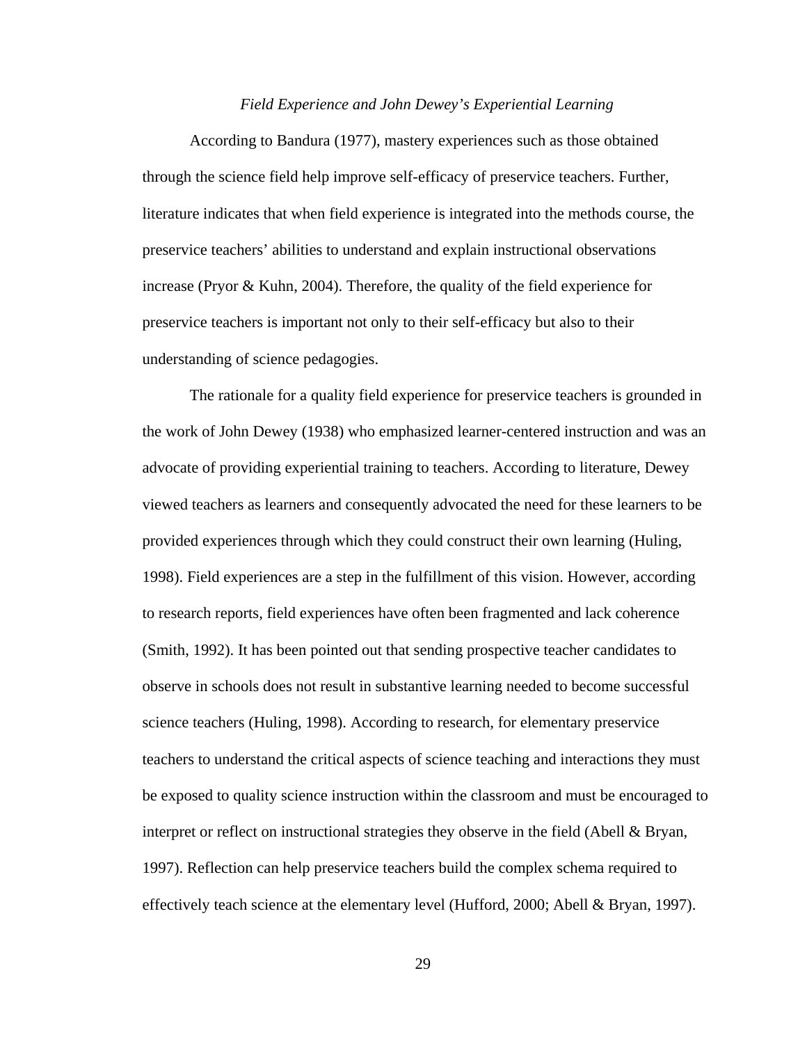### *Field Experience and John Dewey's Experiential Learning*

According to Bandura (1977), mastery experiences such as those obtained through the science field help improve self-efficacy of preservice teachers. Further, literature indicates that when field experience is integrated into the methods course, the preservice teachers' abilities to understand and explain instructional observations increase (Pryor & Kuhn, 2004). Therefore, the quality of the field experience for preservice teachers is important not only to their self-efficacy but also to their understanding of science pedagogies.

The rationale for a quality field experience for preservice teachers is grounded in the work of John Dewey (1938) who emphasized learner-centered instruction and was an advocate of providing experiential training to teachers. According to literature, Dewey viewed teachers as learners and consequently advocated the need for these learners to be provided experiences through which they could construct their own learning (Huling, 1998). Field experiences are a step in the fulfillment of this vision. However, according to research reports, field experiences have often been fragmented and lack coherence (Smith, 1992). It has been pointed out that sending prospective teacher candidates to observe in schools does not result in substantive learning needed to become successful science teachers (Huling, 1998). According to research, for elementary preservice teachers to understand the critical aspects of science teaching and interactions they must be exposed to quality science instruction within the classroom and must be encouraged to interpret or reflect on instructional strategies they observe in the field (Abell & Bryan, 1997). Reflection can help preservice teachers build the complex schema required to effectively teach science at the elementary level (Hufford, 2000; Abell & Bryan, 1997).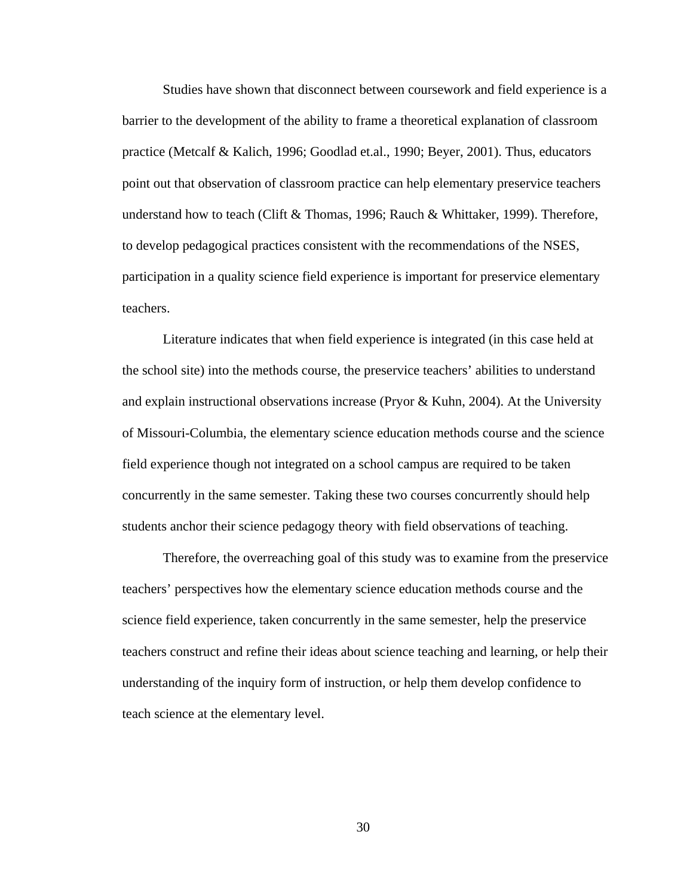Studies have shown that disconnect between coursework and field experience is a barrier to the development of the ability to frame a theoretical explanation of classroom practice (Metcalf & Kalich, 1996; Goodlad et.al., 1990; Beyer, 2001). Thus, educators point out that observation of classroom practice can help elementary preservice teachers understand how to teach (Clift & Thomas, 1996; Rauch & Whittaker, 1999). Therefore, to develop pedagogical practices consistent with the recommendations of the NSES, participation in a quality science field experience is important for preservice elementary teachers.

Literature indicates that when field experience is integrated (in this case held at the school site) into the methods course, the preservice teachers' abilities to understand and explain instructional observations increase (Pryor & Kuhn, 2004). At the University of Missouri-Columbia, the elementary science education methods course and the science field experience though not integrated on a school campus are required to be taken concurrently in the same semester. Taking these two courses concurrently should help students anchor their science pedagogy theory with field observations of teaching.

Therefore, the overreaching goal of this study was to examine from the preservice teachers' perspectives how the elementary science education methods course and the science field experience, taken concurrently in the same semester, help the preservice teachers construct and refine their ideas about science teaching and learning, or help their understanding of the inquiry form of instruction, or help them develop confidence to teach science at the elementary level.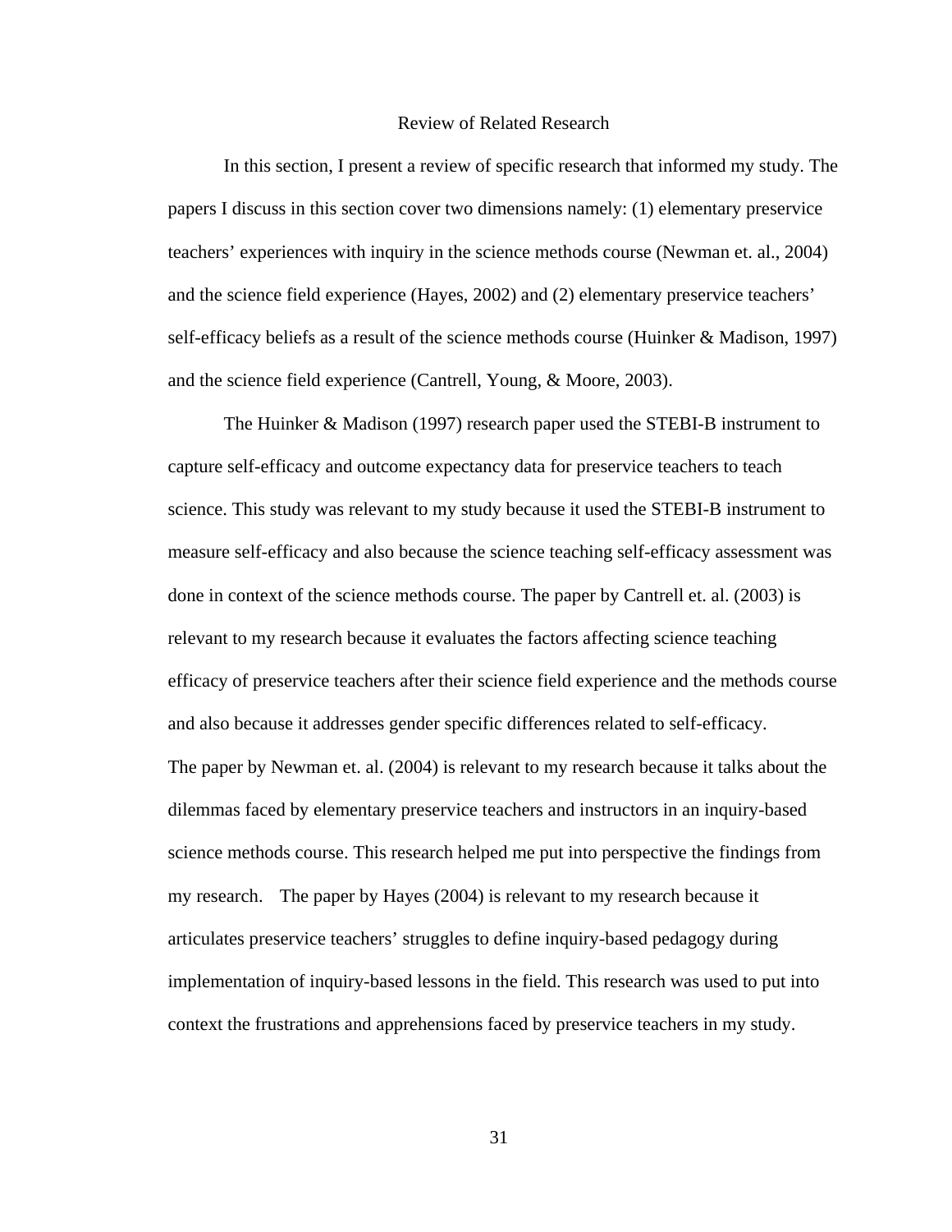## Review of Related Research

In this section, I present a review of specific research that informed my study. The papers I discuss in this section cover two dimensions namely: (1) elementary preservice teachers' experiences with inquiry in the science methods course (Newman et. al., 2004) and the science field experience (Hayes, 2002) and (2) elementary preservice teachers' self-efficacy beliefs as a result of the science methods course (Huinker & Madison, 1997) and the science field experience (Cantrell, Young, & Moore, 2003).

The Huinker & Madison (1997) research paper used the STEBI-B instrument to capture self-efficacy and outcome expectancy data for preservice teachers to teach science. This study was relevant to my study because it used the STEBI-B instrument to measure self-efficacy and also because the science teaching self-efficacy assessment was done in context of the science methods course. The paper by Cantrell et. al. (2003) is relevant to my research because it evaluates the factors affecting science teaching efficacy of preservice teachers after their science field experience and the methods course and also because it addresses gender specific differences related to self-efficacy.

The paper by Newman et. al. (2004) is relevant to my research because it talks about the dilemmas faced by elementary preservice teachers and instructors in an inquiry-based science methods course. This research helped me put into perspective the findings from my research. The paper by Hayes (2004) is relevant to my research because it articulates preservice teachers' struggles to define inquiry-based pedagogy during implementation of inquiry-based lessons in the field. This research was used to put into context the frustrations and apprehensions faced by preservice teachers in my study.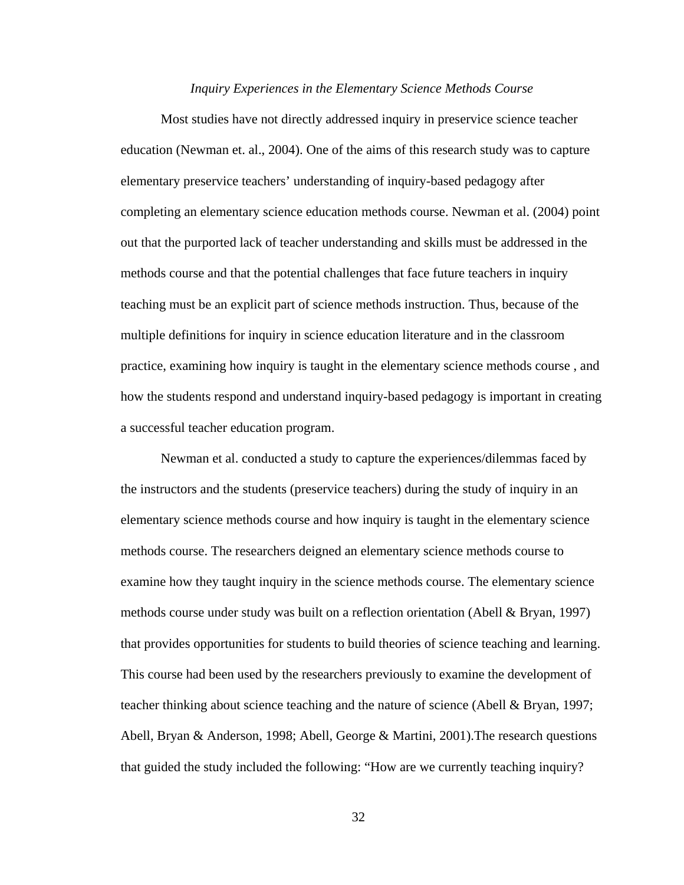*Inquiry Experiences in the Elementary Science Methods Course*

Most studies have not directly addressed inquiry in preservice science teacher education (Newman et. al., 2004). One of the aims of this research study was to capture elementary preservice teachers' understanding of inquiry-based pedagogy after completing an elementary science education methods course. Newman et al. (2004) point out that the purported lack of teacher understanding and skills must be addressed in the methods course and that the potential challenges that face future teachers in inquiry teaching must be an explicit part of science methods instruction. Thus, because of the multiple definitions for inquiry in science education literature and in the classroom practice, examining how inquiry is taught in the elementary science methods course , and how the students respond and understand inquiry-based pedagogy is important in creating a successful teacher education program.

Newman et al. conducted a study to capture the experiences/dilemmas faced by the instructors and the students (preservice teachers) during the study of inquiry in an elementary science methods course and how inquiry is taught in the elementary science methods course. The researchers deigned an elementary science methods course to examine how they taught inquiry in the science methods course. The elementary science methods course under study was built on a reflection orientation (Abell & Bryan, 1997) that provides opportunities for students to build theories of science teaching and learning. This course had been used by the researchers previously to examine the development of teacher thinking about science teaching and the nature of science (Abell & Bryan, 1997; Abell, Bryan & Anderson, 1998; Abell, George & Martini, 2001).The research questions that guided the study included the following: "How are we currently teaching inquiry?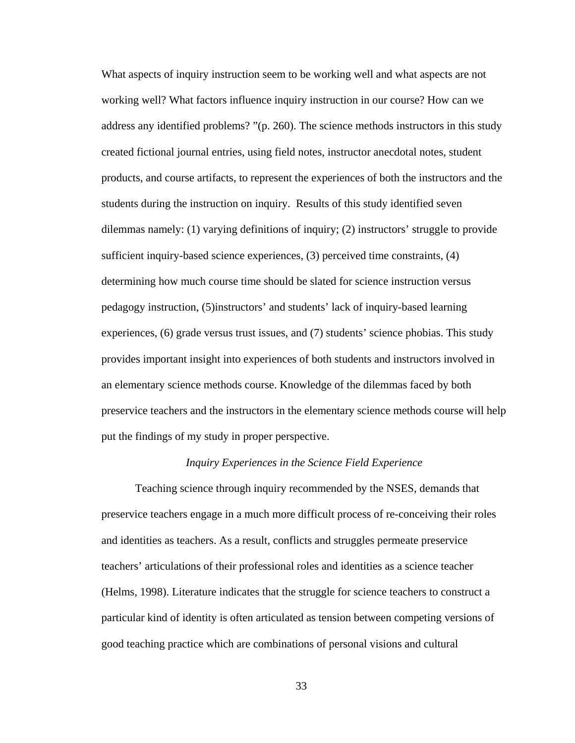What aspects of inquiry instruction seem to be working well and what aspects are not working well? What factors influence inquiry instruction in our course? How can we address any identified problems? "(p. 260). The science methods instructors in this study created fictional journal entries, using field notes, instructor anecdotal notes, student products, and course artifacts, to represent the experiences of both the instructors and the students during the instruction on inquiry. Results of this study identified seven dilemmas namely: (1) varying definitions of inquiry; (2) instructors' struggle to provide sufficient inquiry-based science experiences, (3) perceived time constraints, (4) determining how much course time should be slated for science instruction versus pedagogy instruction, (5)instructors' and students' lack of inquiry-based learning experiences, (6) grade versus trust issues, and (7) students' science phobias. This study provides important insight into experiences of both students and instructors involved in an elementary science methods course. Knowledge of the dilemmas faced by both preservice teachers and the instructors in the elementary science methods course will help put the findings of my study in proper perspective.

### *Inquiry Experiences in the Science Field Experience*

Teaching science through inquiry recommended by the NSES, demands that preservice teachers engage in a much more difficult process of re-conceiving their roles and identities as teachers. As a result, conflicts and struggles permeate preservice teachers' articulations of their professional roles and identities as a science teacher (Helms, 1998). Literature indicates that the struggle for science teachers to construct a particular kind of identity is often articulated as tension between competing versions of good teaching practice which are combinations of personal visions and cultural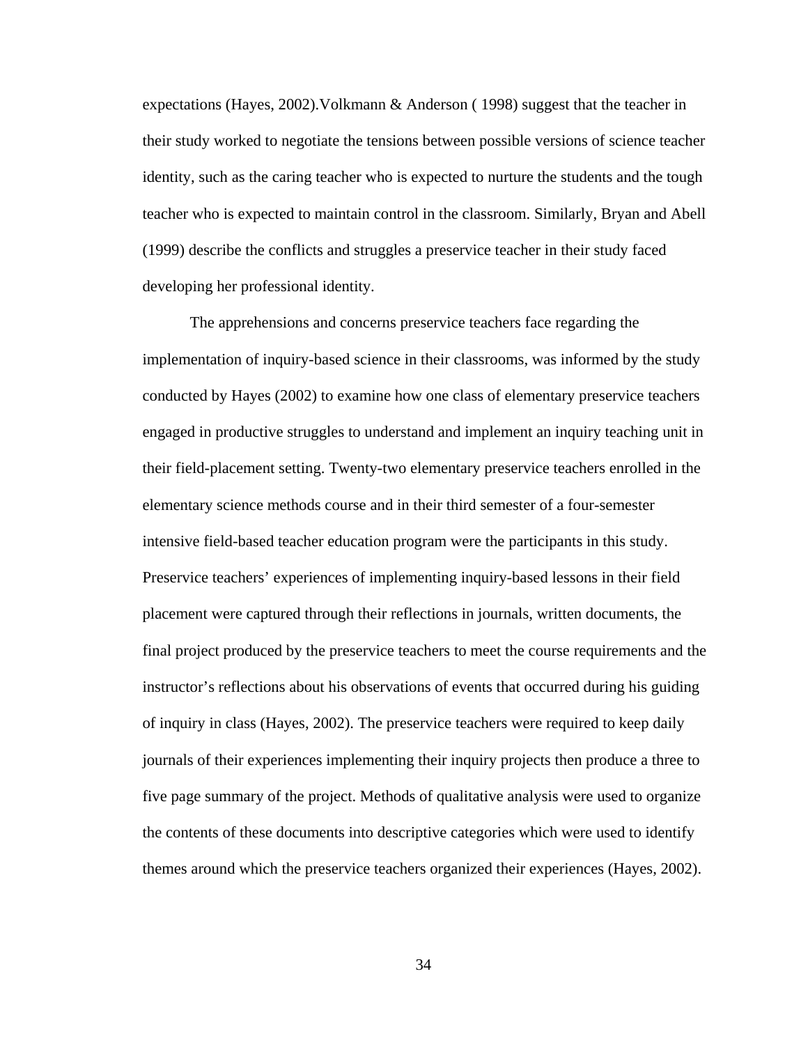expectations (Hayes, 2002).Volkmann & Anderson ( 1998) suggest that the teacher in their study worked to negotiate the tensions between possible versions of science teacher identity, such as the caring teacher who is expected to nurture the students and the tough teacher who is expected to maintain control in the classroom. Similarly, Bryan and Abell (1999) describe the conflicts and struggles a preservice teacher in their study faced developing her professional identity.

The apprehensions and concerns preservice teachers face regarding the implementation of inquiry-based science in their classrooms, was informed by the study conducted by Hayes (2002) to examine how one class of elementary preservice teachers engaged in productive struggles to understand and implement an inquiry teaching unit in their field-placement setting. Twenty-two elementary preservice teachers enrolled in the elementary science methods course and in their third semester of a four-semester intensive field-based teacher education program were the participants in this study. Preservice teachers' experiences of implementing inquiry-based lessons in their field placement were captured through their reflections in journals, written documents, the final project produced by the preservice teachers to meet the course requirements and the instructor's reflections about his observations of events that occurred during his guiding of inquiry in class (Hayes, 2002). The preservice teachers were required to keep daily journals of their experiences implementing their inquiry projects then produce a three to five page summary of the project. Methods of qualitative analysis were used to organize the contents of these documents into descriptive categories which were used to identify themes around which the preservice teachers organized their experiences (Hayes, 2002).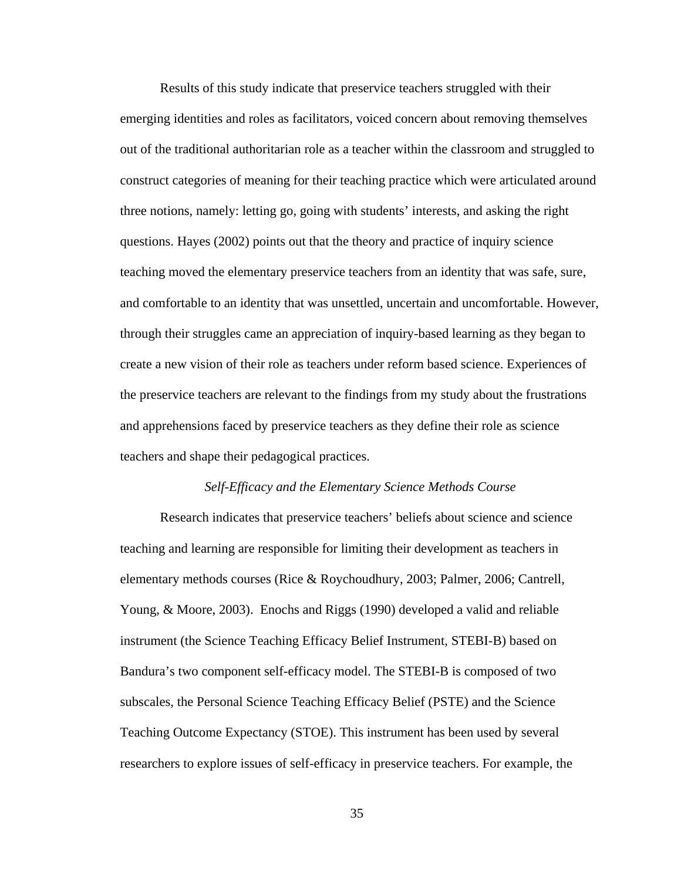Results of this study indicate that preservice teachers struggled with their emerging identities and roles as facilitators, voiced concern about removing themselves out of the traditional authoritarian role as a teacher within the classroom and struggled to construct categories of meaning for their teaching practice which were articulated around three notions, namely: letting go, going with students' interests, and asking the right questions. Hayes (2002) points out that the theory and practice of inquiry science teaching moved the elementary preservice teachers from an identity that was safe, sure, and comfortable to an identity that was unsettled, uncertain and uncomfortable. However, through their struggles came an appreciation of inquiry-based learning as they began to create a new vision of their role as teachers under reform based science. Experiences of the preservice teachers are relevant to the findings from my study about the frustrations and apprehensions faced by preservice teachers as they define their role as science teachers and shape their pedagogical practices.

### *Self-Efficacy and the Elementary Science Methods Course*

Research indicates that preservice teachers' beliefs about science and science teaching and learning are responsible for limiting their development as teachers in elementary methods courses (Rice & Roychoudhury, 2003; Palmer, 2006; Cantrell, Young, & Moore, 2003). Enochs and Riggs (1990) developed a valid and reliable instrument (the Science Teaching Efficacy Belief Instrument, STEBI-B) based on Bandura's two component self-efficacy model. The STEBI-B is composed of two subscales, the Personal Science Teaching Efficacy Belief (PSTE) and the Science Teaching Outcome Expectancy (STOE). This instrument has been used by several researchers to explore issues of self-efficacy in preservice teachers. For example, the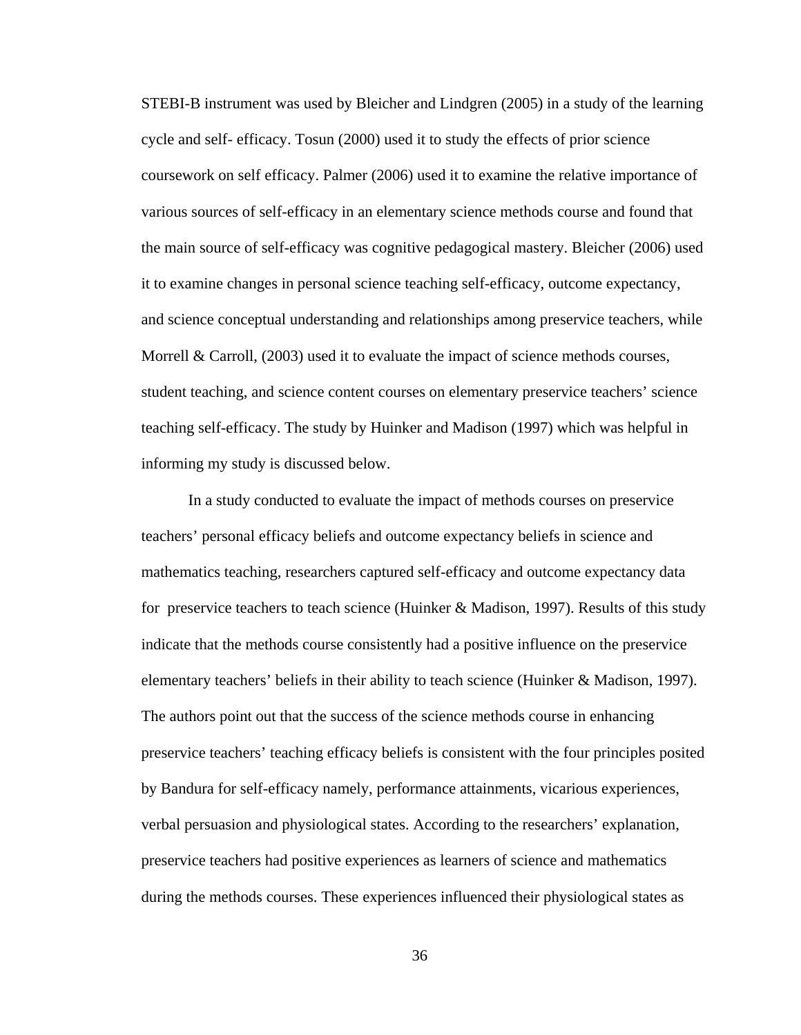STEBI-B instrument was used by Bleicher and Lindgren (2005) in a study of the learning cycle and self- efficacy. Tosun (2000) used it to study the effects of prior science coursework on self efficacy. Palmer (2006) used it to examine the relative importance of various sources of self-efficacy in an elementary science methods course and found that the main source of self-efficacy was cognitive pedagogical mastery. Bleicher (2006) used it to examine changes in personal science teaching self-efficacy, outcome expectancy, and science conceptual understanding and relationships among preservice teachers, while Morrell & Carroll, (2003) used it to evaluate the impact of science methods courses, student teaching, and science content courses on elementary preservice teachers' science teaching self-efficacy. The study by Huinker and Madison (1997) which was helpful in informing my study is discussed below.

In a study conducted to evaluate the impact of methods courses on preservice teachers' personal efficacy beliefs and outcome expectancy beliefs in science and mathematics teaching, researchers captured self-efficacy and outcome expectancy data for preservice teachers to teach science (Huinker & Madison, 1997). Results of this study indicate that the methods course consistently had a positive influence on the preservice elementary teachers' beliefs in their ability to teach science (Huinker & Madison, 1997). The authors point out that the success of the science methods course in enhancing preservice teachers' teaching efficacy beliefs is consistent with the four principles posited by Bandura for self-efficacy namely, performance attainments, vicarious experiences, verbal persuasion and physiological states. According to the researchers' explanation, preservice teachers had positive experiences as learners of science and mathematics during the methods courses. These experiences influenced their physiological states as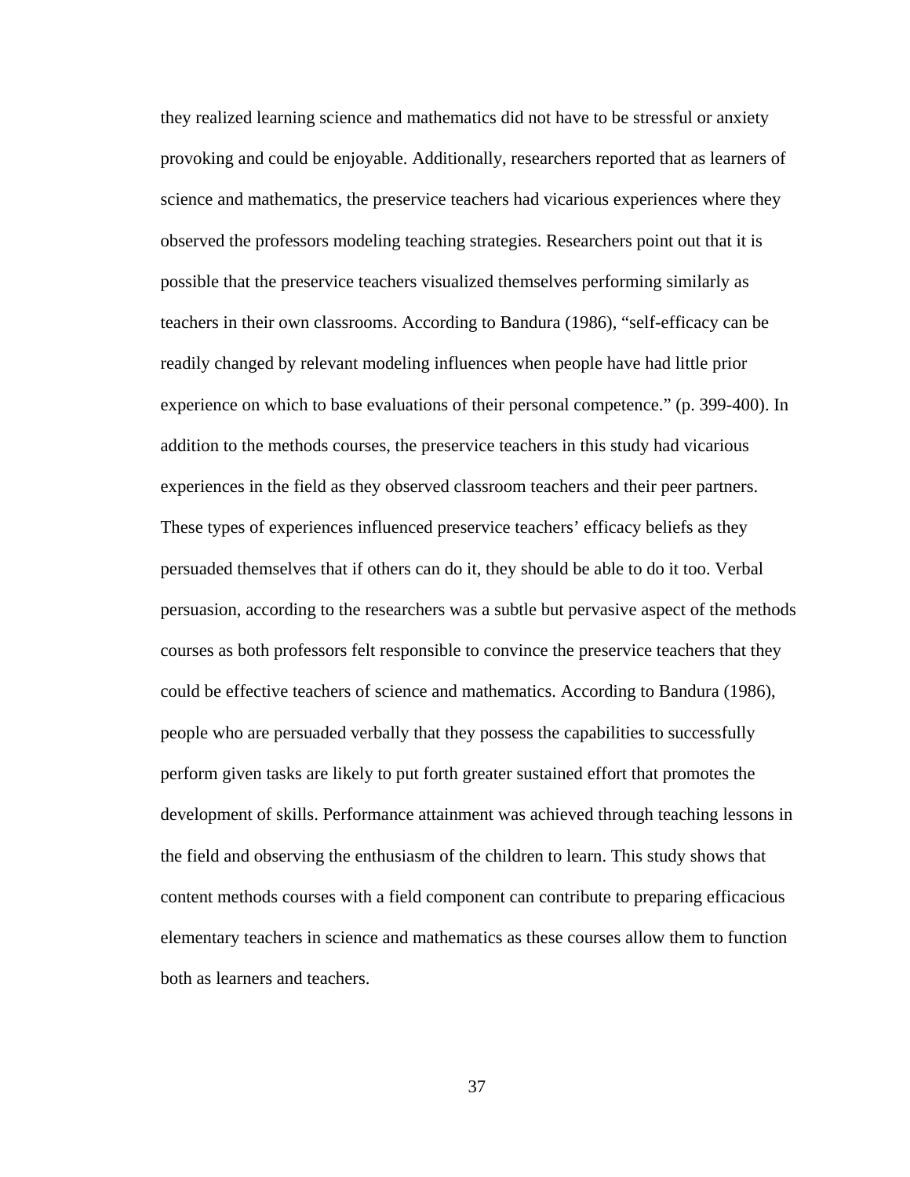they realized learning science and mathematics did not have to be stressful or anxiety provoking and could be enjoyable. Additionally, researchers reported that as learners of science and mathematics, the preservice teachers had vicarious experiences where they observed the professors modeling teaching strategies. Researchers point out that it is possible that the preservice teachers visualized themselves performing similarly as teachers in their own classrooms. According to Bandura (1986), “self-efficacy can be readily changed by relevant modeling influences when people have had little prior experience on which to base evaluations of their personal competence.” (p. 399-400). In addition to the methods courses, the preservice teachers in this study had vicarious experiences in the field as they observed classroom teachers and their peer partners. These types of experiences influenced preservice teachers’ efficacy beliefs as they persuaded themselves that if others can do it, they should be able to do it too. Verbal persuasion, according to the researchers was a subtle but pervasive aspect of the methods courses as both professors felt responsible to convince the preservice teachers that they could be effective teachers of science and mathematics. According to Bandura (1986), people who are persuaded verbally that they possess the capabilities to successfully perform given tasks are likely to put forth greater sustained effort that promotes the development of skills. Performance attainment was achieved through teaching lessons in the field and observing the enthusiasm of the children to learn. This study shows that content methods courses with a field component can contribute to preparing efficacious elementary teachers in science and mathematics as these courses allow them to function both as learners and teachers.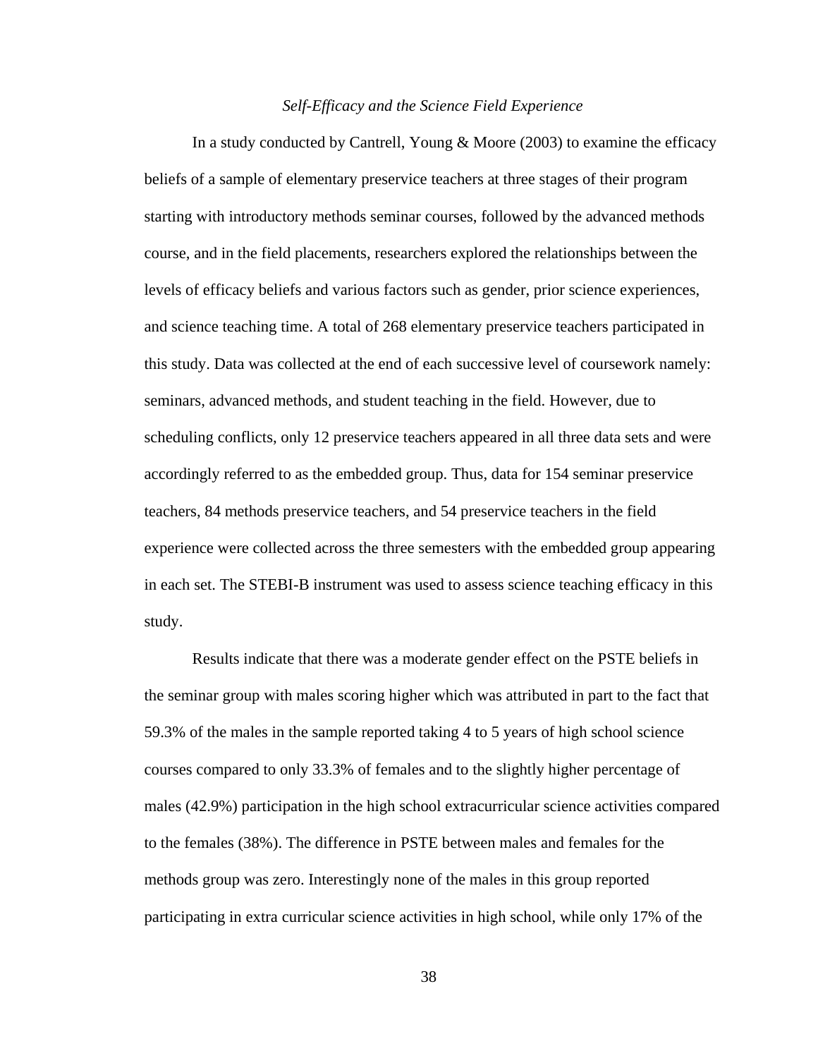*Self-Efficacy and the Science Field Experience*

In a study conducted by Cantrell, Young & Moore (2003) to examine the efficacy beliefs of a sample of elementary preservice teachers at three stages of their program starting with introductory methods seminar courses, followed by the advanced methods course, and in the field placements, researchers explored the relationships between the levels of efficacy beliefs and various factors such as gender, prior science experiences, and science teaching time. A total of 268 elementary preservice teachers participated in this study. Data was collected at the end of each successive level of coursework namely: seminars, advanced methods, and student teaching in the field. However, due to scheduling conflicts, only 12 preservice teachers appeared in all three data sets and were accordingly referred to as the embedded group. Thus, data for 154 seminar preservice teachers, 84 methods preservice teachers, and 54 preservice teachers in the field experience were collected across the three semesters with the embedded group appearing in each set. The STEBI-B instrument was used to assess science teaching efficacy in this study.

Results indicate that there was a moderate gender effect on the PSTE beliefs in the seminar group with males scoring higher which was attributed in part to the fact that 59.3% of the males in the sample reported taking 4 to 5 years of high school science courses compared to only 33.3% of females and to the slightly higher percentage of males (42.9%) participation in the high school extracurricular science activities compared to the females (38%). The difference in PSTE between males and females for the methods group was zero. Interestingly none of the males in this group reported participating in extra curricular science activities in high school, while only 17% of the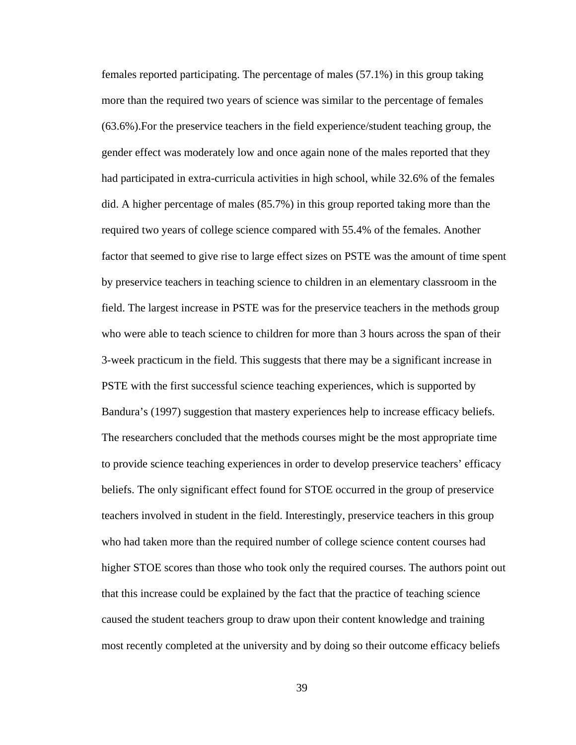females reported participating. The percentage of males (57.1%) in this group taking more than the required two years of science was similar to the percentage of females (63.6%).For the preservice teachers in the field experience/student teaching group, the gender effect was moderately low and once again none of the males reported that they had participated in extra-curricula activities in high school, while 32.6% of the females did. A higher percentage of males (85.7%) in this group reported taking more than the required two years of college science compared with 55.4% of the females. Another factor that seemed to give rise to large effect sizes on PSTE was the amount of time spent by preservice teachers in teaching science to children in an elementary classroom in the field. The largest increase in PSTE was for the preservice teachers in the methods group who were able to teach science to children for more than 3 hours across the span of their 3-week practicum in the field. This suggests that there may be a significant increase in PSTE with the first successful science teaching experiences, which is supported by Bandura's (1997) suggestion that mastery experiences help to increase efficacy beliefs. The researchers concluded that the methods courses might be the most appropriate time to provide science teaching experiences in order to develop preservice teachers' efficacy beliefs. The only significant effect found for STOE occurred in the group of preservice teachers involved in student in the field. Interestingly, preservice teachers in this group who had taken more than the required number of college science content courses had higher STOE scores than those who took only the required courses. The authors point out that this increase could be explained by the fact that the practice of teaching science caused the student teachers group to draw upon their content knowledge and training most recently completed at the university and by doing so their outcome efficacy beliefs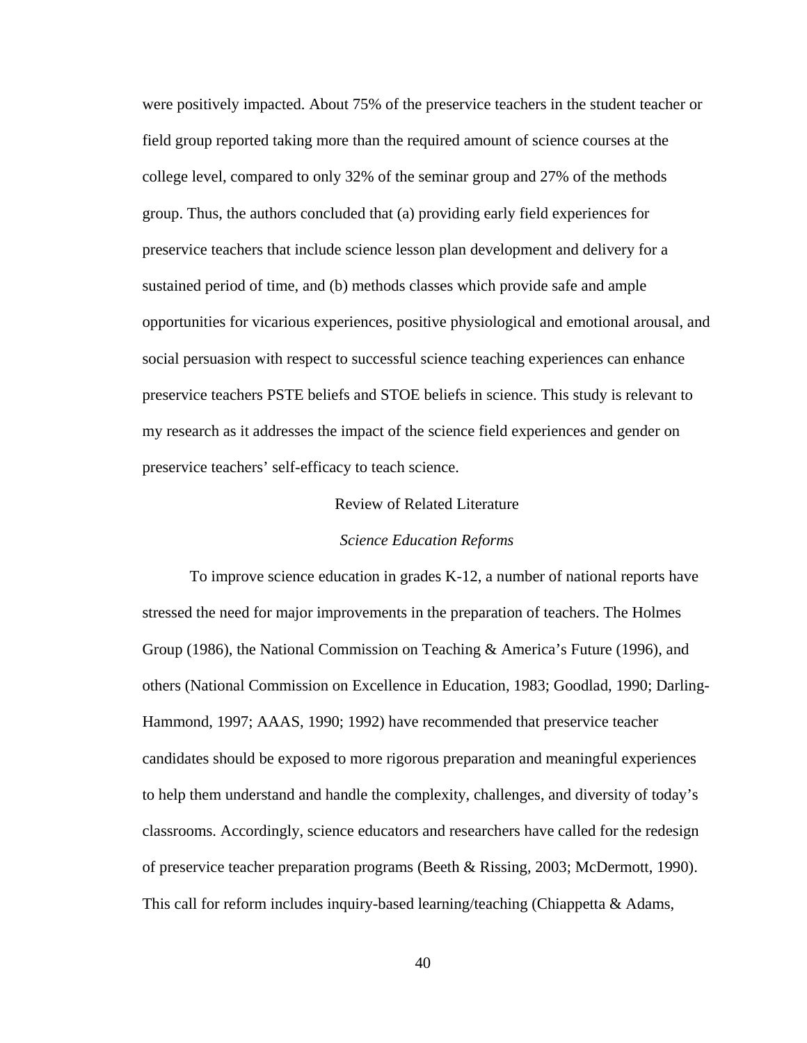were positively impacted. About 75% of the preservice teachers in the student teacher or field group reported taking more than the required amount of science courses at the college level, compared to only 32% of the seminar group and 27% of the methods group. Thus, the authors concluded that (a) providing early field experiences for preservice teachers that include science lesson plan development and delivery for a sustained period of time, and (b) methods classes which provide safe and ample opportunities for vicarious experiences, positive physiological and emotional arousal, and social persuasion with respect to successful science teaching experiences can enhance preservice teachers PSTE beliefs and STOE beliefs in science. This study is relevant to my research as it addresses the impact of the science field experiences and gender on preservice teachers' self-efficacy to teach science.

## Review of Related Literature

### *Science Education Reforms*

To improve science education in grades K-12, a number of national reports have stressed the need for major improvements in the preparation of teachers. The Holmes Group (1986), the National Commission on Teaching & America's Future (1996), and others (National Commission on Excellence in Education, 1983; Goodlad, 1990; Darling-Hammond, 1997; AAAS, 1990; 1992) have recommended that preservice teacher candidates should be exposed to more rigorous preparation and meaningful experiences to help them understand and handle the complexity, challenges, and diversity of today's classrooms. Accordingly, science educators and researchers have called for the redesign of preservice teacher preparation programs (Beeth & Rissing, 2003; McDermott, 1990). This call for reform includes inquiry-based learning/teaching (Chiappetta & Adams,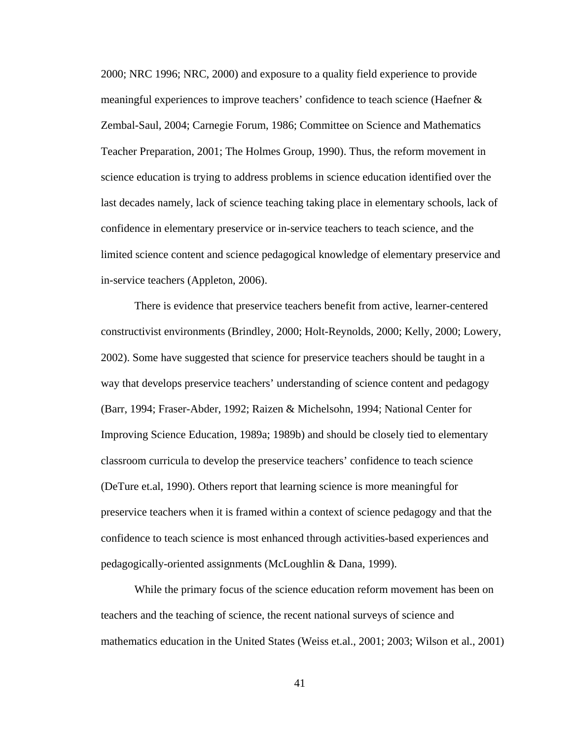2000; NRC 1996; NRC, 2000) and exposure to a quality field experience to provide meaningful experiences to improve teachers' confidence to teach science (Haefner & Zembal-Saul, 2004; Carnegie Forum, 1986; Committee on Science and Mathematics Teacher Preparation, 2001; The Holmes Group, 1990). Thus, the reform movement in science education is trying to address problems in science education identified over the last decades namely, lack of science teaching taking place in elementary schools, lack of confidence in elementary preservice or in-service teachers to teach science, and the limited science content and science pedagogical knowledge of elementary preservice and in-service teachers (Appleton, 2006).

There is evidence that preservice teachers benefit from active, learner-centered constructivist environments (Brindley, 2000; Holt-Reynolds, 2000; Kelly, 2000; Lowery, 2002). Some have suggested that science for preservice teachers should be taught in a way that develops preservice teachers' understanding of science content and pedagogy (Barr, 1994; Fraser-Abder, 1992; Raizen & Michelsohn, 1994; National Center for Improving Science Education, 1989a; 1989b) and should be closely tied to elementary classroom curricula to develop the preservice teachers' confidence to teach science (DeTure et.al, 1990). Others report that learning science is more meaningful for preservice teachers when it is framed within a context of science pedagogy and that the confidence to teach science is most enhanced through activities-based experiences and pedagogically-oriented assignments (McLoughlin & Dana, 1999).

While the primary focus of the science education reform movement has been on teachers and the teaching of science, the recent national surveys of science and mathematics education in the United States (Weiss et.al., 2001; 2003; Wilson et al., 2001)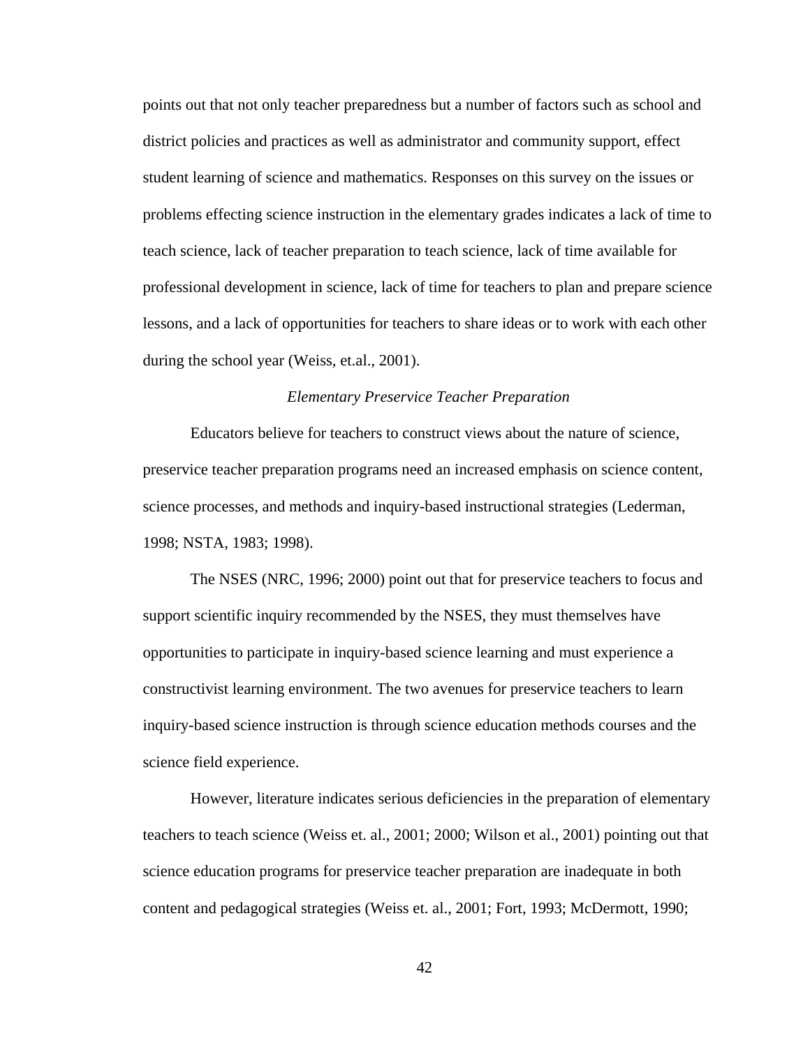points out that not only teacher preparedness but a number of factors such as school and district policies and practices as well as administrator and community support, effect student learning of science and mathematics. Responses on this survey on the issues or problems effecting science instruction in the elementary grades indicates a lack of time to teach science, lack of teacher preparation to teach science, lack of time available for professional development in science, lack of time for teachers to plan and prepare science lessons, and a lack of opportunities for teachers to share ideas or to work with each other during the school year (Weiss, et.al., 2001).

*Elementary Preservice Teacher Preparation*

Educators believe for teachers to construct views about the nature of science, preservice teacher preparation programs need an increased emphasis on science content, science processes, and methods and inquiry-based instructional strategies (Lederman, 1998; NSTA, 1983; 1998).

The NSES (NRC, 1996; 2000) point out that for preservice teachers to focus and support scientific inquiry recommended by the NSES, they must themselves have opportunities to participate in inquiry-based science learning and must experience a constructivist learning environment. The two avenues for preservice teachers to learn inquiry-based science instruction is through science education methods courses and the science field experience.

However, literature indicates serious deficiencies in the preparation of elementary teachers to teach science (Weiss et. al., 2001; 2000; Wilson et al., 2001) pointing out that science education programs for preservice teacher preparation are inadequate in both content and pedagogical strategies (Weiss et. al., 2001; Fort, 1993; McDermott, 1990;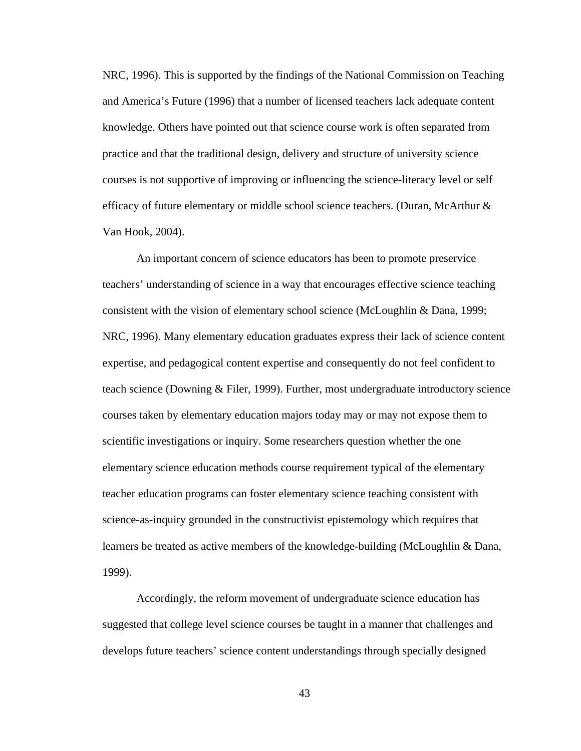NRC, 1996). This is supported by the findings of the National Commission on Teaching and America's Future (1996) that a number of licensed teachers lack adequate content knowledge. Others have pointed out that science course work is often separated from practice and that the traditional design, delivery and structure of university science courses is not supportive of improving or influencing the science-literacy level or self efficacy of future elementary or middle school science teachers. (Duran, McArthur & Van Hook, 2004).

An important concern of science educators has been to promote preservice teachers' understanding of science in a way that encourages effective science teaching consistent with the vision of elementary school science (McLoughlin & Dana, 1999; NRC, 1996). Many elementary education graduates express their lack of science content expertise, and pedagogical content expertise and consequently do not feel confident to teach science (Downing & Filer, 1999). Further, most undergraduate introductory science courses taken by elementary education majors today may or may not expose them to scientific investigations or inquiry. Some researchers question whether the one elementary science education methods course requirement typical of the elementary teacher education programs can foster elementary science teaching consistent with science-as-inquiry grounded in the constructivist epistemology which requires that learners be treated as active members of the knowledge-building (McLoughlin & Dana, 1999).

Accordingly, the reform movement of undergraduate science education has suggested that college level science courses be taught in a manner that challenges and develops future teachers' science content understandings through specially designed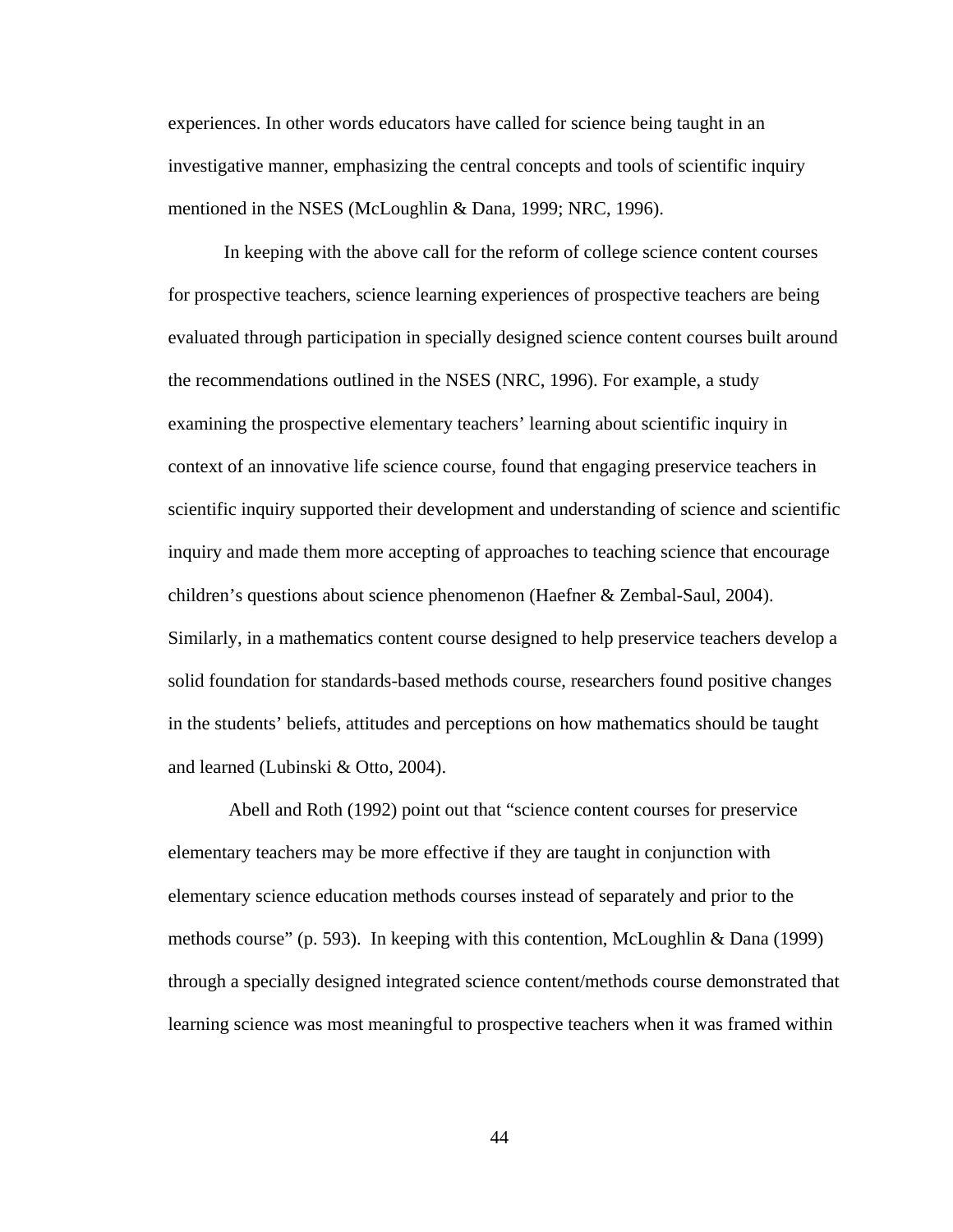experiences. In other words educators have called for science being taught in an investigative manner, emphasizing the central concepts and tools of scientific inquiry mentioned in the NSES (McLoughlin & Dana, 1999; NRC, 1996).

In keeping with the above call for the reform of college science content courses for prospective teachers, science learning experiences of prospective teachers are being evaluated through participation in specially designed science content courses built around the recommendations outlined in the NSES (NRC, 1996). For example, a study examining the prospective elementary teachers' learning about scientific inquiry in context of an innovative life science course, found that engaging preservice teachers in scientific inquiry supported their development and understanding of science and scientific inquiry and made them more accepting of approaches to teaching science that encourage children's questions about science phenomenon (Haefner & Zembal-Saul, 2004). Similarly, in a mathematics content course designed to help preservice teachers develop a solid foundation for standards-based methods course, researchers found positive changes in the students' beliefs, attitudes and perceptions on how mathematics should be taught and learned (Lubinski & Otto, 2004).

Abell and Roth (1992) point out that "science content courses for preservice elementary teachers may be more effective if they are taught in conjunction with elementary science education methods courses instead of separately and prior to the methods course" (p. 593). In keeping with this contention, McLoughlin & Dana (1999) through a specially designed integrated science content/methods course demonstrated that learning science was most meaningful to prospective teachers when it was framed within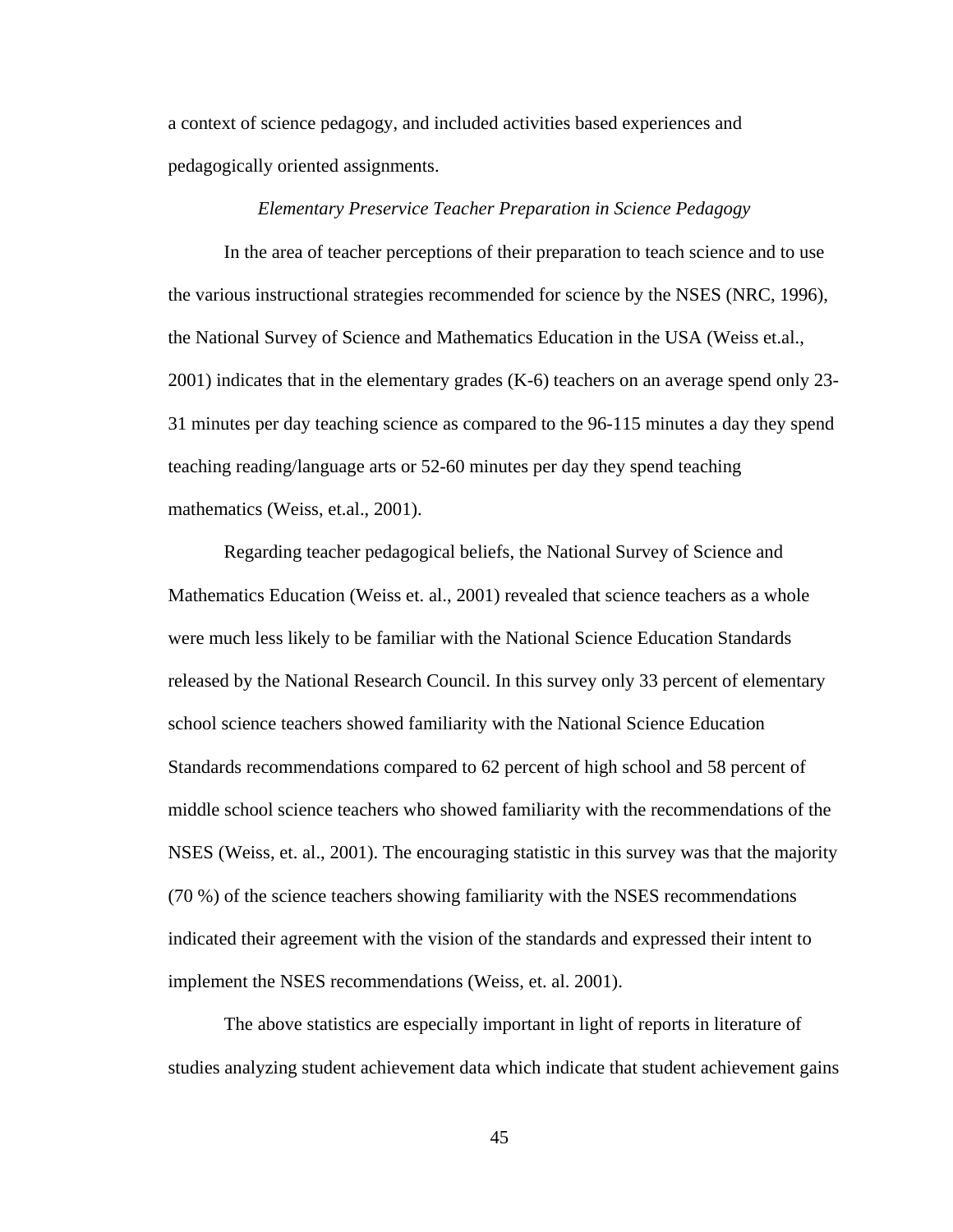a context of science pedagogy, and included activities based experiences and pedagogically oriented assignments.

*Elementary Preservice Teacher Preparation in Science Pedagogy*

In the area of teacher perceptions of their preparation to teach science and to use the various instructional strategies recommended for science by the NSES (NRC, 1996), the National Survey of Science and Mathematics Education in the USA (Weiss et.al., 2001) indicates that in the elementary grades (K-6) teachers on an average spend only 23-31 minutes per day teaching science as compared to the 96-115 minutes a day they spend teaching reading/language arts or 52-60 minutes per day they spend teaching mathematics (Weiss, et.al., 2001).

Regarding teacher pedagogical beliefs, the National Survey of Science and Mathematics Education (Weiss et. al., 2001) revealed that science teachers as a whole were much less likely to be familiar with the National Science Education Standards released by the National Research Council. In this survey only 33 percent of elementary school science teachers showed familiarity with the National Science Education Standards recommendations compared to 62 percent of high school and 58 percent of middle school science teachers who showed familiarity with the recommendations of the NSES (Weiss, et. al., 2001). The encouraging statistic in this survey was that the majority (70 %) of the science teachers showing familiarity with the NSES recommendations indicated their agreement with the vision of the standards and expressed their intent to implement the NSES recommendations (Weiss, et. al. 2001).

The above statistics are especially important in light of reports in literature of studies analyzing student achievement data which indicate that student achievement gains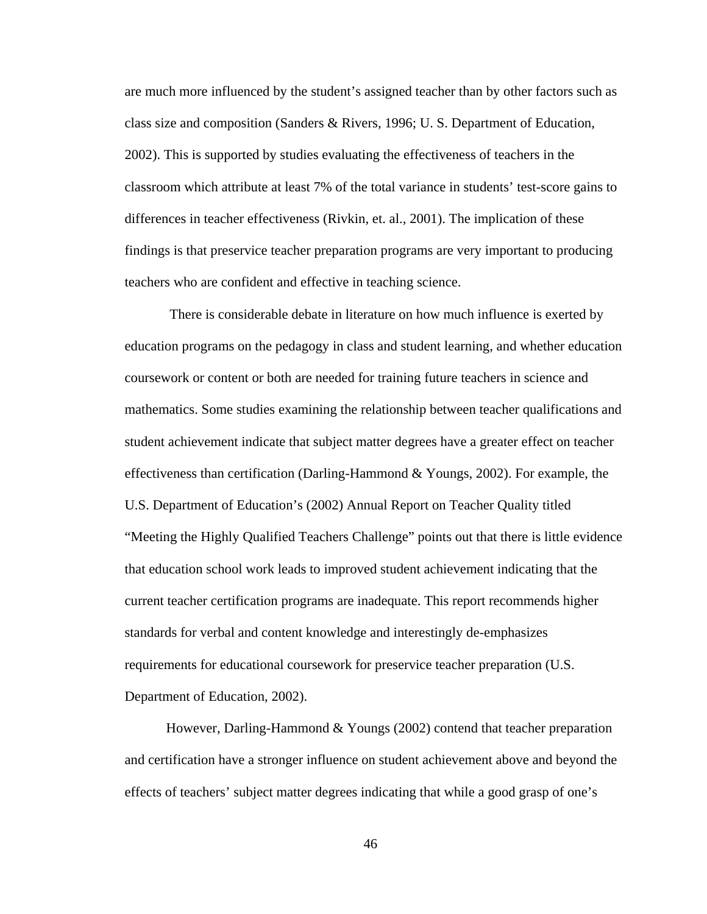are much more influenced by the student's assigned teacher than by other factors such as class size and composition (Sanders & Rivers, 1996; U. S. Department of Education, 2002). This is supported by studies evaluating the effectiveness of teachers in the classroom which attribute at least 7% of the total variance in students' test-score gains to differences in teacher effectiveness (Rivkin, et. al., 2001). The implication of these findings is that preservice teacher preparation programs are very important to producing teachers who are confident and effective in teaching science.

There is considerable debate in literature on how much influence is exerted by education programs on the pedagogy in class and student learning, and whether education coursework or content or both are needed for training future teachers in science and mathematics. Some studies examining the relationship between teacher qualifications and student achievement indicate that subject matter degrees have a greater effect on teacher effectiveness than certification (Darling-Hammond & Youngs, 2002). For example, the U.S. Department of Education's (2002) Annual Report on Teacher Quality titled "Meeting the Highly Qualified Teachers Challenge" points out that there is little evidence that education school work leads to improved student achievement indicating that the current teacher certification programs are inadequate. This report recommends higher standards for verbal and content knowledge and interestingly de-emphasizes requirements for educational coursework for preservice teacher preparation (U.S. Department of Education, 2002).

However, Darling-Hammond & Youngs (2002) contend that teacher preparation and certification have a stronger influence on student achievement above and beyond the effects of teachers' subject matter degrees indicating that while a good grasp of one's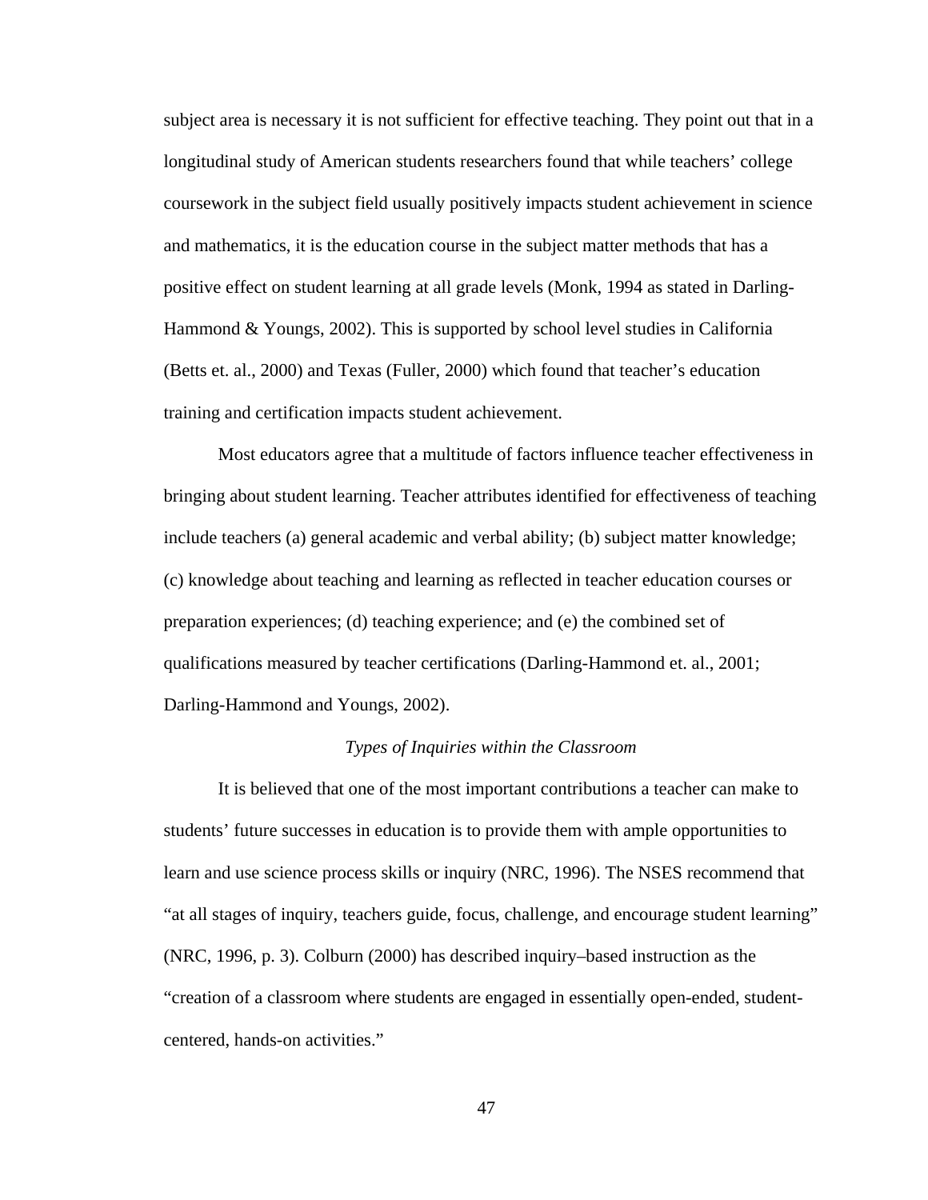subject area is necessary it is not sufficient for effective teaching. They point out that in a longitudinal study of American students researchers found that while teachers' college coursework in the subject field usually positively impacts student achievement in science and mathematics, it is the education course in the subject matter methods that has a positive effect on student learning at all grade levels (Monk, 1994 as stated in Darling-Hammond & Youngs, 2002). This is supported by school level studies in California (Betts et. al., 2000) and Texas (Fuller, 2000) which found that teacher's education training and certification impacts student achievement.

Most educators agree that a multitude of factors influence teacher effectiveness in bringing about student learning. Teacher attributes identified for effectiveness of teaching include teachers (a) general academic and verbal ability; (b) subject matter knowledge; (c) knowledge about teaching and learning as reflected in teacher education courses or preparation experiences; (d) teaching experience; and (e) the combined set of qualifications measured by teacher certifications (Darling-Hammond et. al., 2001; Darling-Hammond and Youngs, 2002).

### *Types of Inquiries within the Classroom*

It is believed that one of the most important contributions a teacher can make to students' future successes in education is to provide them with ample opportunities to learn and use science process skills or inquiry (NRC, 1996). The NSES recommend that "at all stages of inquiry, teachers guide, focus, challenge, and encourage student learning" (NRC, 1996, p. 3). Colburn (2000) has described inquiry–based instruction as the "creation of a classroom where students are engaged in essentially open-ended, student-centered, hands-on activities."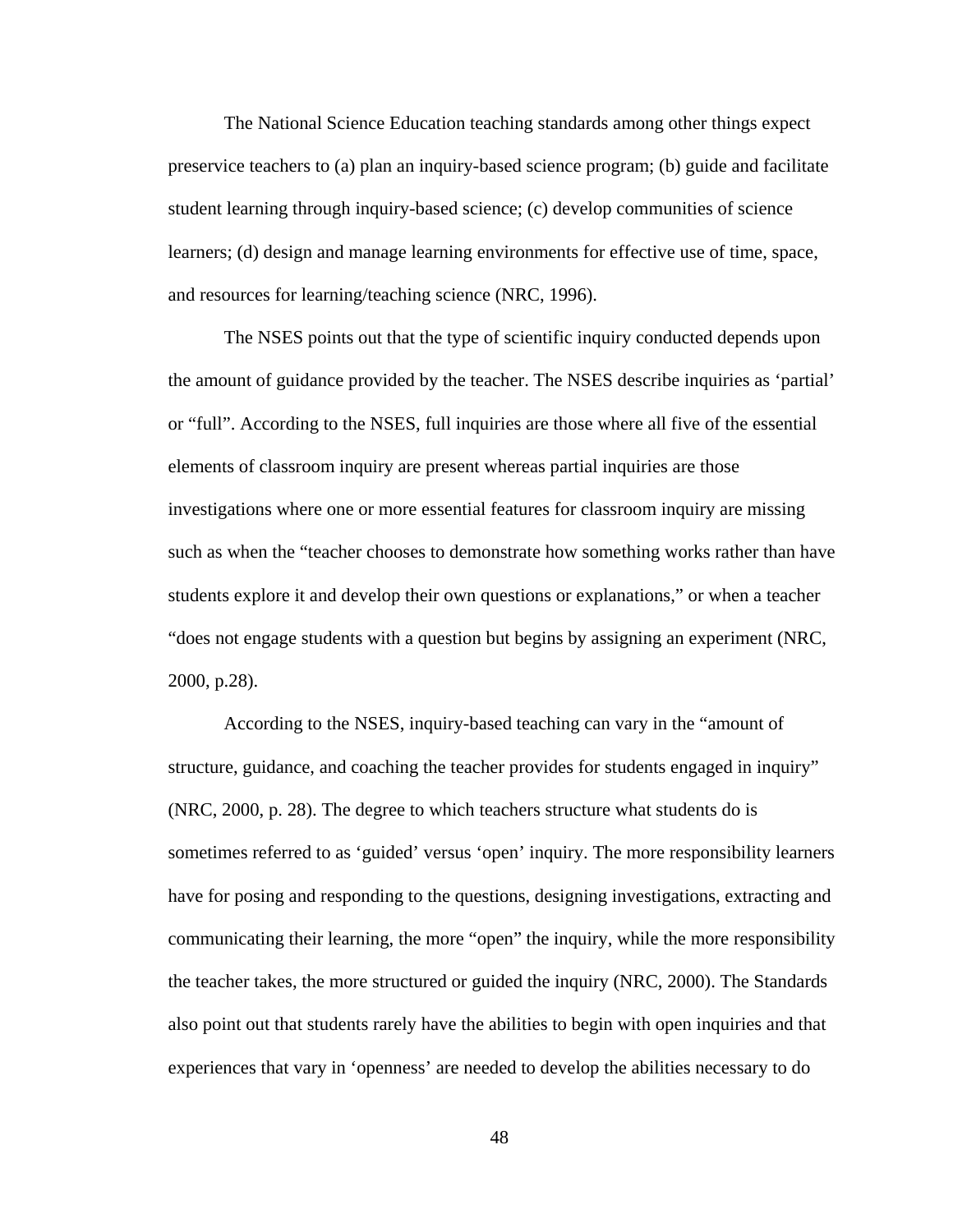The National Science Education teaching standards among other things expect preservice teachers to (a) plan an inquiry-based science program; (b) guide and facilitate student learning through inquiry-based science; (c) develop communities of science learners; (d) design and manage learning environments for effective use of time, space, and resources for learning/teaching science (NRC, 1996).

The NSES points out that the type of scientific inquiry conducted depends upon the amount of guidance provided by the teacher. The NSES describe inquiries as 'partial' or "full". According to the NSES, full inquiries are those where all five of the essential elements of classroom inquiry are present whereas partial inquiries are those investigations where one or more essential features for classroom inquiry are missing such as when the "teacher chooses to demonstrate how something works rather than have students explore it and develop their own questions or explanations," or when a teacher "does not engage students with a question but begins by assigning an experiment (NRC, 2000, p.28).

According to the NSES, inquiry-based teaching can vary in the "amount of structure, guidance, and coaching the teacher provides for students engaged in inquiry" (NRC, 2000, p. 28). The degree to which teachers structure what students do is sometimes referred to as 'guided' versus 'open' inquiry. The more responsibility learners have for posing and responding to the questions, designing investigations, extracting and communicating their learning, the more "open" the inquiry, while the more responsibility the teacher takes, the more structured or guided the inquiry (NRC, 2000). The Standards also point out that students rarely have the abilities to begin with open inquiries and that experiences that vary in 'openness' are needed to develop the abilities necessary to do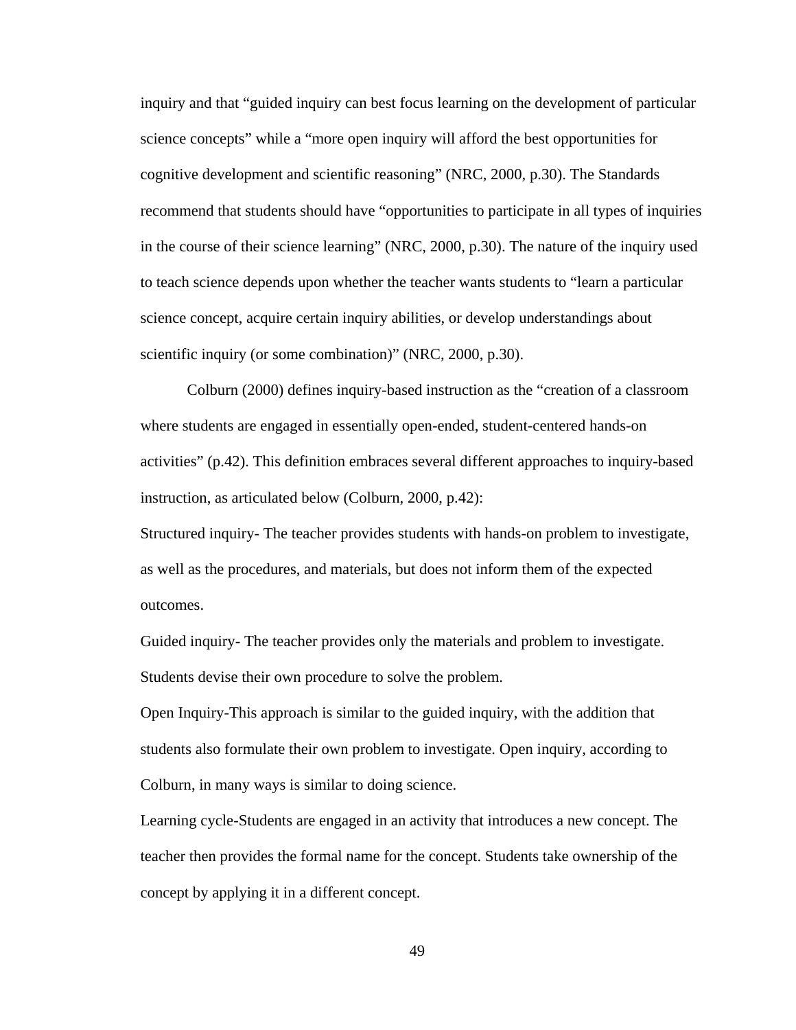inquiry and that "guided inquiry can best focus learning on the development of particular science concepts" while a "more open inquiry will afford the best opportunities for cognitive development and scientific reasoning" (NRC, 2000, p.30). The Standards recommend that students should have "opportunities to participate in all types of inquiries in the course of their science learning" (NRC, 2000, p.30). The nature of the inquiry used to teach science depends upon whether the teacher wants students to "learn a particular science concept, acquire certain inquiry abilities, or develop understandings about scientific inquiry (or some combination)" (NRC, 2000, p.30).

Colburn (2000) defines inquiry-based instruction as the "creation of a classroom where students are engaged in essentially open-ended, student-centered hands-on activities" (p.42). This definition embraces several different approaches to inquiry-based instruction, as articulated below (Colburn, 2000, p.42):

Structured inquiry- The teacher provides students with hands-on problem to investigate, as well as the procedures, and materials, but does not inform them of the expected outcomes.

Guided inquiry- The teacher provides only the materials and problem to investigate. Students devise their own procedure to solve the problem.

Open Inquiry-This approach is similar to the guided inquiry, with the addition that students also formulate their own problem to investigate. Open inquiry, according to Colburn, in many ways is similar to doing science.

Learning cycle-Students are engaged in an activity that introduces a new concept. The teacher then provides the formal name for the concept. Students take ownership of the concept by applying it in a different concept.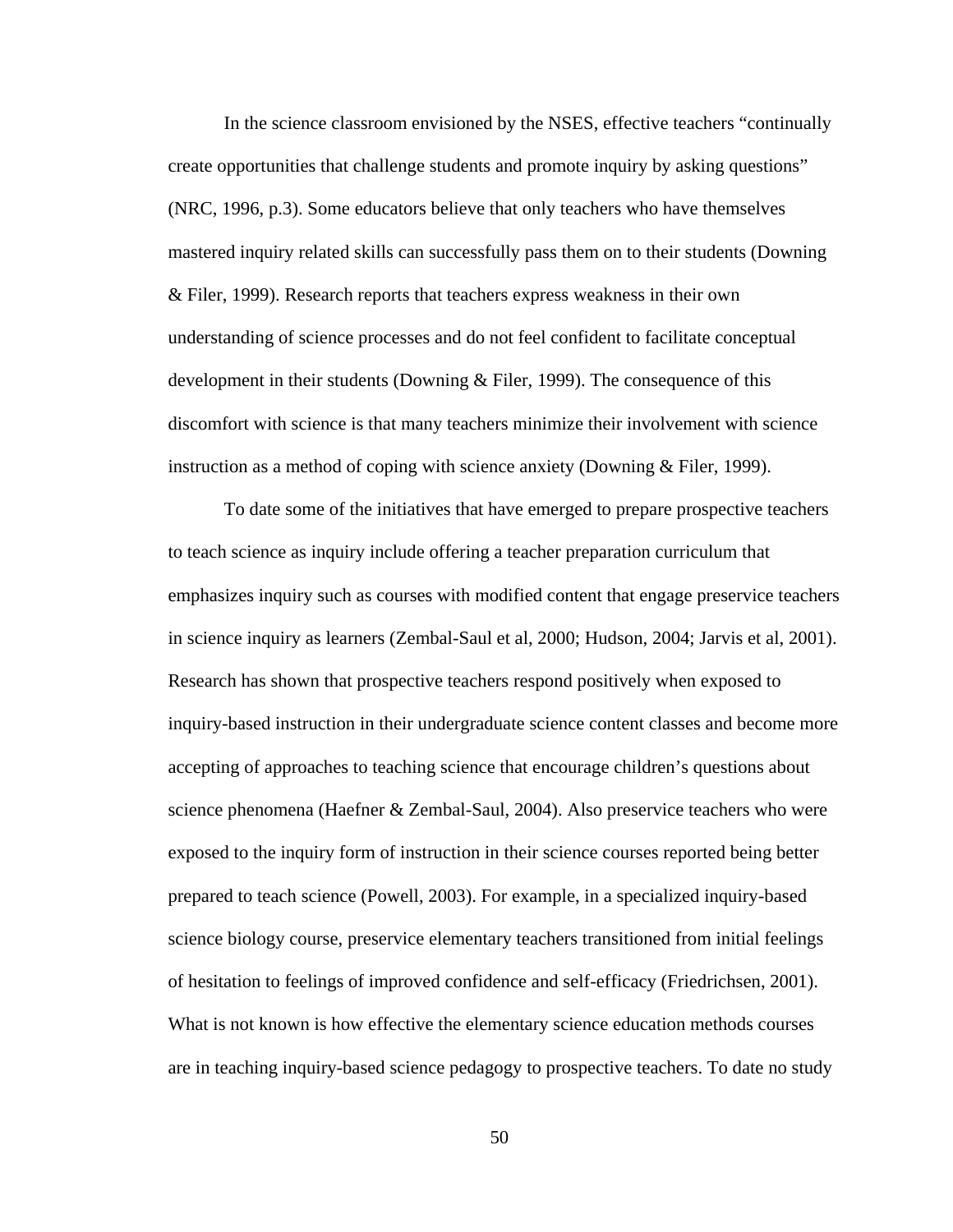In the science classroom envisioned by the NSES, effective teachers "continually create opportunities that challenge students and promote inquiry by asking questions" (NRC, 1996, p.3). Some educators believe that only teachers who have themselves mastered inquiry related skills can successfully pass them on to their students (Downing & Filer, 1999). Research reports that teachers express weakness in their own understanding of science processes and do not feel confident to facilitate conceptual development in their students (Downing & Filer, 1999). The consequence of this discomfort with science is that many teachers minimize their involvement with science instruction as a method of coping with science anxiety (Downing & Filer, 1999).

To date some of the initiatives that have emerged to prepare prospective teachers to teach science as inquiry include offering a teacher preparation curriculum that emphasizes inquiry such as courses with modified content that engage preservice teachers in science inquiry as learners (Zembal-Saul et al, 2000; Hudson, 2004; Jarvis et al, 2001). Research has shown that prospective teachers respond positively when exposed to inquiry-based instruction in their undergraduate science content classes and become more accepting of approaches to teaching science that encourage children's questions about science phenomena (Haefner & Zembal-Saul, 2004). Also preservice teachers who were exposed to the inquiry form of instruction in their science courses reported being better prepared to teach science (Powell, 2003). For example, in a specialized inquiry-based science biology course, preservice elementary teachers transitioned from initial feelings of hesitation to feelings of improved confidence and self-efficacy (Friedrichsen, 2001). What is not known is how effective the elementary science education methods courses are in teaching inquiry-based science pedagogy to prospective teachers. To date no study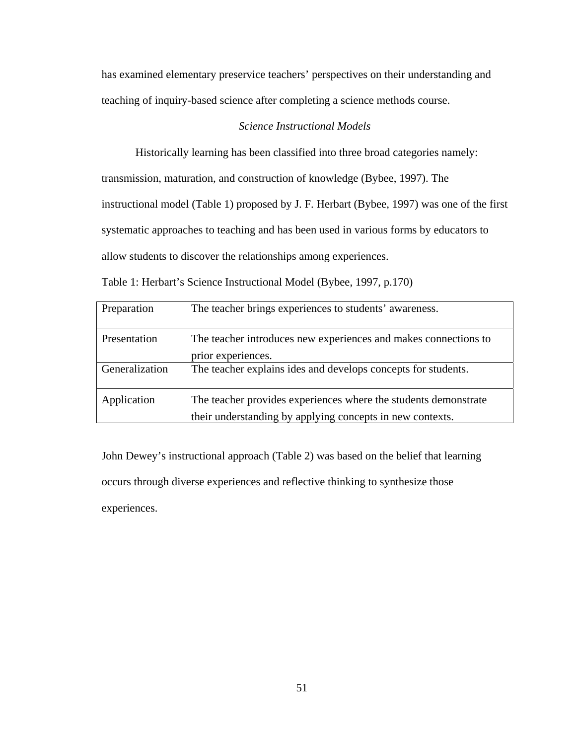has examined elementary preservice teachers' perspectives on their understanding and teaching of inquiry-based science after completing a science methods course.

### *Science Instructional Models*

Historically learning has been classified into three broad categories namely: transmission, maturation, and construction of knowledge (Bybee, 1997). The instructional model (Table 1) proposed by J. F. Herbart (Bybee, 1997) was one of the first systematic approaches to teaching and has been used in various forms by educators to allow students to discover the relationships among experiences.

Table 1: Herbart's Science Instructional Model (Bybee, 1997, p.170)

| | |
|---|---|
| Preparation | The teacher brings experiences to students' awareness. |
| Presentation | The teacher introduces new experiences and makes connections to prior experiences. |
| Generalization | The teacher explains ides and develops concepts for students. |
| Application | The teacher provides experiences where the students demonstrate their understanding by applying concepts in new contexts. |

John Dewey's instructional approach (Table 2) was based on the belief that learning occurs through diverse experiences and reflective thinking to synthesize those experiences.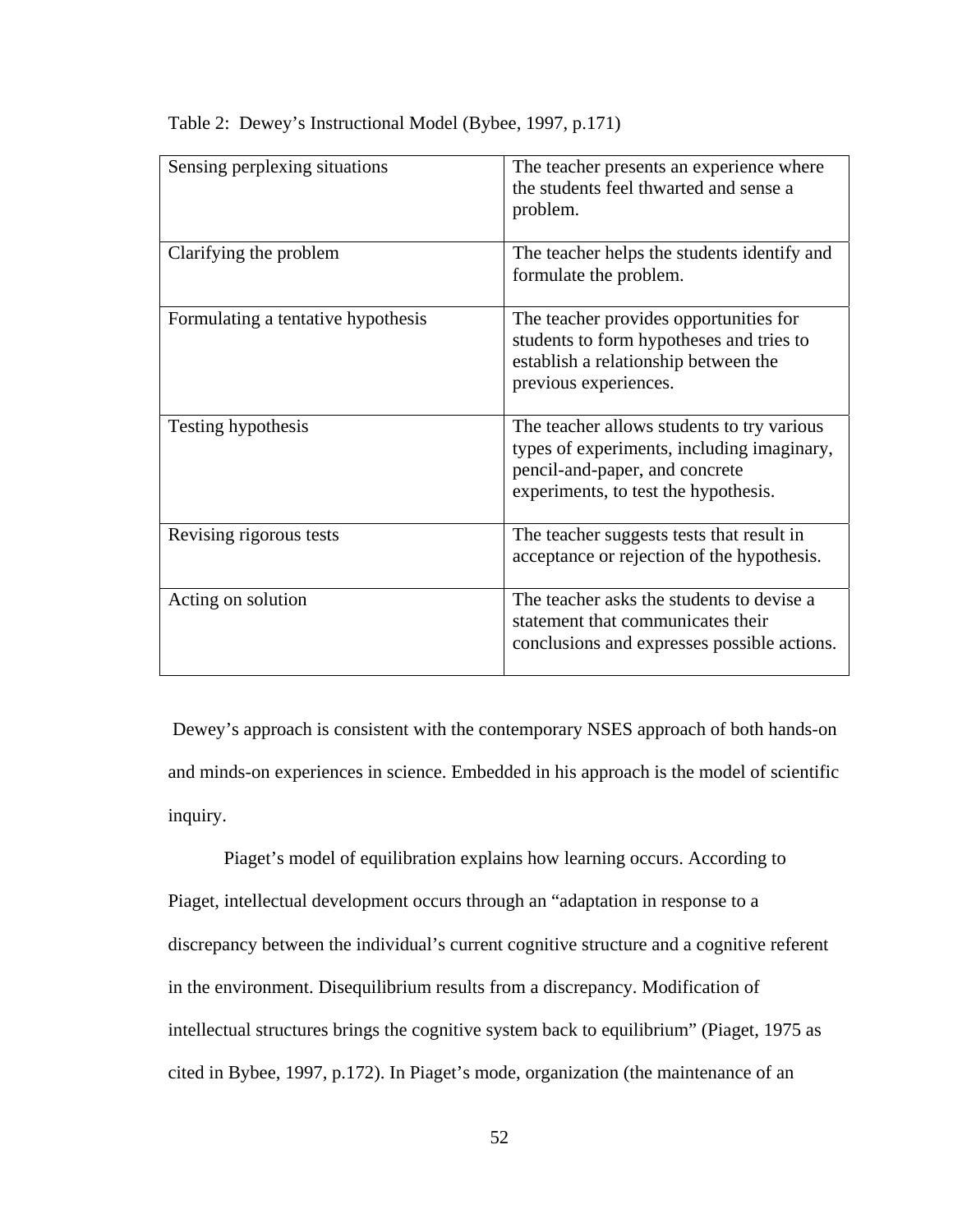Table 2: Dewey's Instructional Model (Bybee, 1997, p.171)

| | |
|---|---|
| Sensing perplexing situations | The teacher presents an experience where the students feel thwarted and sense a problem. |
| Clarifying the problem | The teacher helps the students identify and formulate the problem. |
| Formulating a tentative hypothesis | The teacher provides opportunities for students to form hypotheses and tries to establish a relationship between the previous experiences. |
| Testing hypothesis | The teacher allows students to try various types of experiments, including imaginary, pencil-and-paper, and concrete experiments, to test the hypothesis. |
| Revising rigorous tests | The teacher suggests tests that result in acceptance or rejection of the hypothesis. |
| Acting on solution | The teacher asks the students to devise a statement that communicates their conclusions and expresses possible actions. |

Dewey's approach is consistent with the contemporary NSES approach of both hands-on and minds-on experiences in science. Embedded in his approach is the model of scientific inquiry.

Piaget's model of equilibration explains how learning occurs. According to Piaget, intellectual development occurs through an "adaptation in response to a discrepancy between the individual's current cognitive structure and a cognitive referent in the environment. Disequilibrium results from a discrepancy. Modification of intellectual structures brings the cognitive system back to equilibrium" (Piaget, 1975 as cited in Bybee, 1997, p.172). In Piaget's mode, organization (the maintenance of an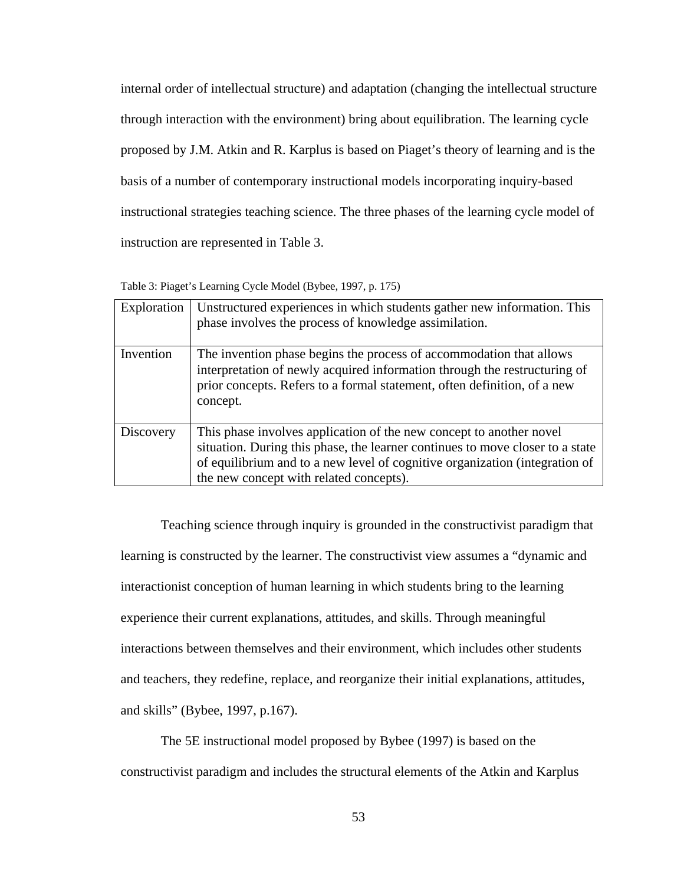internal order of intellectual structure) and adaptation (changing the intellectual structure through interaction with the environment) bring about equilibration. The learning cycle proposed by J.M. Atkin and R. Karplus is based on Piaget's theory of learning and is the basis of a number of contemporary instructional models incorporating inquiry-based instructional strategies teaching science. The three phases of the learning cycle model of instruction are represented in Table 3.

Table 3: Piaget's Learning Cycle Model (Bybee, 1997, p. 175)

| | |
|---|---|
| Exploration | Unstructured experiences in which students gather new information. This phase involves the process of knowledge assimilation. |
| Invention | The invention phase begins the process of accommodation that allows interpretation of newly acquired information through the restructuring of prior concepts. Refers to a formal statement, often definition, of a new concept. |
| Discovery | This phase involves application of the new concept to another novel situation. During this phase, the learner continues to move closer to a state of equilibrium and to a new level of cognitive organization (integration of the new concept with related concepts). |

Teaching science through inquiry is grounded in the constructivist paradigm that learning is constructed by the learner. The constructivist view assumes a "dynamic and interactionist conception of human learning in which students bring to the learning experience their current explanations, attitudes, and skills. Through meaningful interactions between themselves and their environment, which includes other students and teachers, they redefine, replace, and reorganize their initial explanations, attitudes, and skills" (Bybee, 1997, p.167).

The 5E instructional model proposed by Bybee (1997) is based on the constructivist paradigm and includes the structural elements of the Atkin and Karplus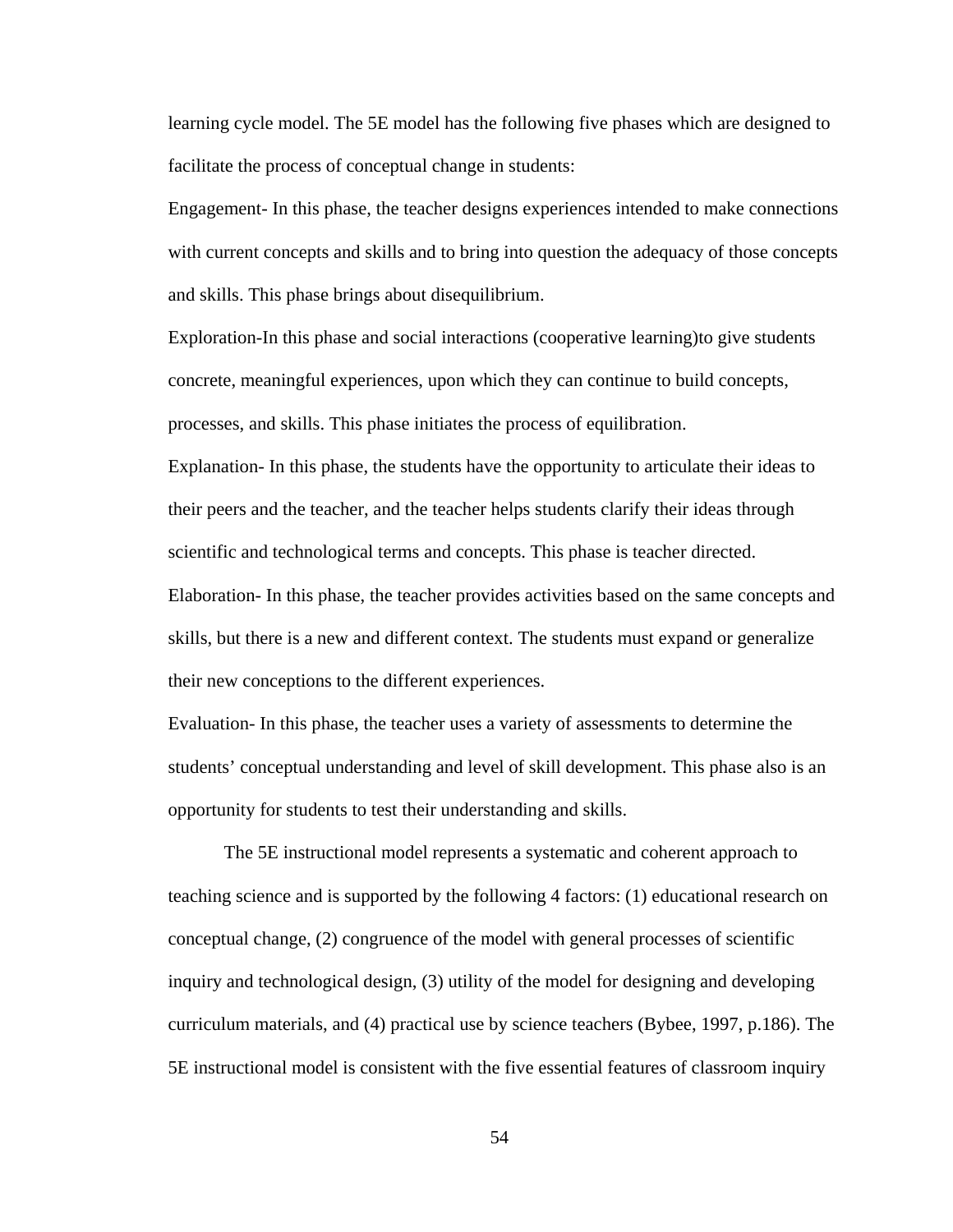learning cycle model. The 5E model has the following five phases which are designed to facilitate the process of conceptual change in students:

Engagement- In this phase, the teacher designs experiences intended to make connections with current concepts and skills and to bring into question the adequacy of those concepts and skills. This phase brings about disequilibrium.

Exploration-In this phase and social interactions (cooperative learning)to give students concrete, meaningful experiences, upon which they can continue to build concepts, processes, and skills. This phase initiates the process of equilibration.

Explanation- In this phase, the students have the opportunity to articulate their ideas to their peers and the teacher, and the teacher helps students clarify their ideas through scientific and technological terms and concepts. This phase is teacher directed.

Elaboration- In this phase, the teacher provides activities based on the same concepts and skills, but there is a new and different context. The students must expand or generalize their new conceptions to the different experiences.

Evaluation- In this phase, the teacher uses a variety of assessments to determine the students' conceptual understanding and level of skill development. This phase also is an opportunity for students to test their understanding and skills.

The 5E instructional model represents a systematic and coherent approach to teaching science and is supported by the following 4 factors: (1) educational research on conceptual change, (2) congruence of the model with general processes of scientific inquiry and technological design, (3) utility of the model for designing and developing curriculum materials, and (4) practical use by science teachers (Bybee, 1997, p.186). The 5E instructional model is consistent with the five essential features of classroom inquiry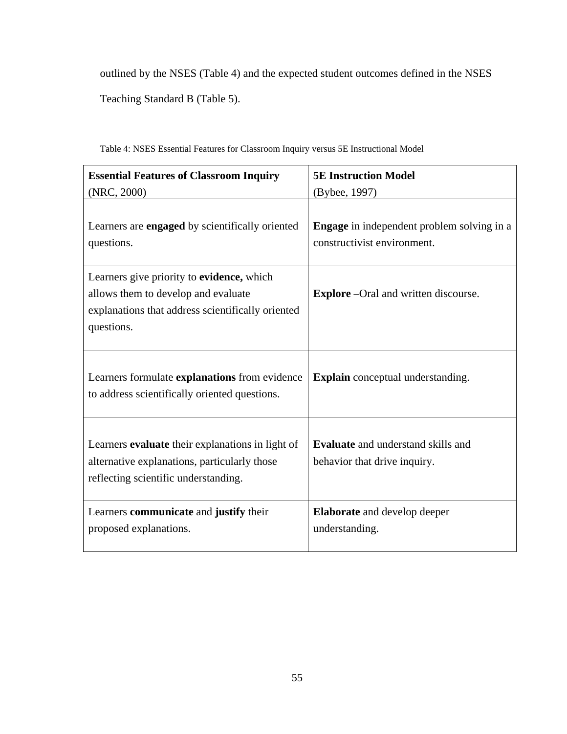outlined by the NSES (Table 4) and the expected student outcomes defined in the NSES Teaching Standard B (Table 5).

Table 4: NSES Essential Features for Classroom Inquiry versus 5E Instructional Model

| **Essential Features of Classroom Inquiry** (NRC, 2000) | **5E Instruction Model** (Bybee, 1997) |
|---|---|
| Learners are **engaged** by scientifically oriented questions. | **Engage** in independent problem solving in a constructivist environment. |
| Learners give priority to **evidence,** which allows them to develop and evaluate explanations that address scientifically oriented questions. | **Explore** –Oral and written discourse. |
| Learners formulate **explanations** from evidence to address scientifically oriented questions. | **Explain** conceptual understanding. |
| Learners **evaluate** their explanations in light of alternative explanations, particularly those reflecting scientific understanding. | **Evaluate** and understand skills and behavior that drive inquiry. |
| Learners **communicate** and **justify** their proposed explanations. | **Elaborate** and develop deeper understanding. |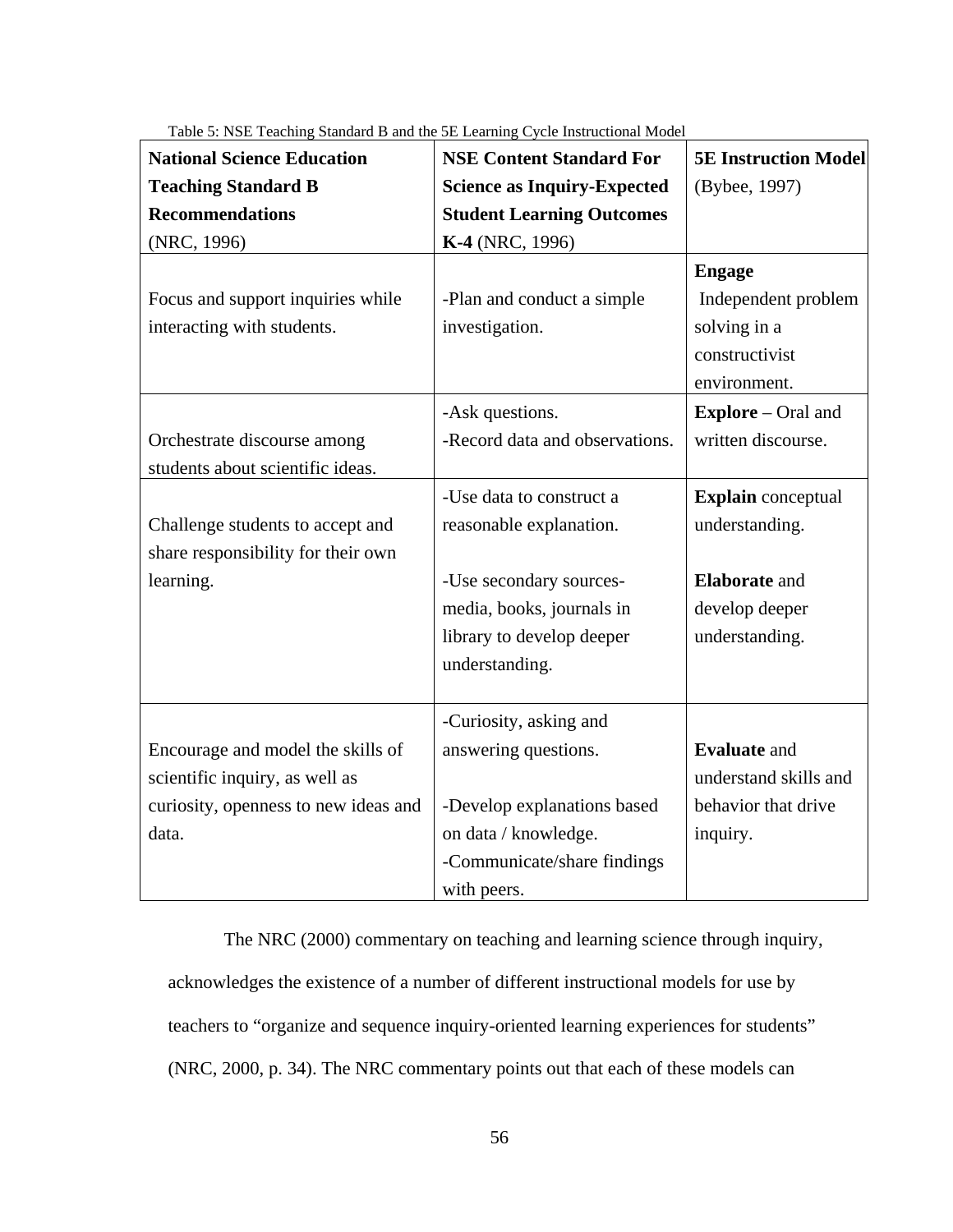Table 5: NSE Teaching Standard B and the 5E Learning Cycle Instructional Model

| **National Science Education Teaching Standard B Recommendations** (NRC, 1996) | **NSE Content Standard For Science as Inquiry-Expected Student Learning Outcomes K-4** (NRC, 1996) | **5E Instruction Model** (Bybee, 1997) |
|---|---|---|
| Focus and support inquiries while interacting with students. | -Plan and conduct a simple investigation. | **Engage** Independent problem solving in a constructivist environment. |
| Orchestrate discourse among students about scientific ideas. | -Ask questions.<br>-Record data and observations. | **Explore** – Oral and written discourse. |
| Challenge students to accept and share responsibility for their own learning. | -Use data to construct a reasonable explanation.<br><br>-Use secondary sources- media, books, journals in library to develop deeper understanding. | **Explain** conceptual understanding.<br><br>**Elaborate** and develop deeper understanding. |
| Encourage and model the skills of scientific inquiry, as well as curiosity, openness to new ideas and data. | -Curiosity, asking and answering questions.<br><br>-Develop explanations based on data / knowledge.<br>-Communicate/share findings with peers. | **Evaluate** and understand skills and behavior that drive inquiry. |

The NRC (2000) commentary on teaching and learning science through inquiry, acknowledges the existence of a number of different instructional models for use by teachers to "organize and sequence inquiry-oriented learning experiences for students" (NRC, 2000, p. 34). The NRC commentary points out that each of these models can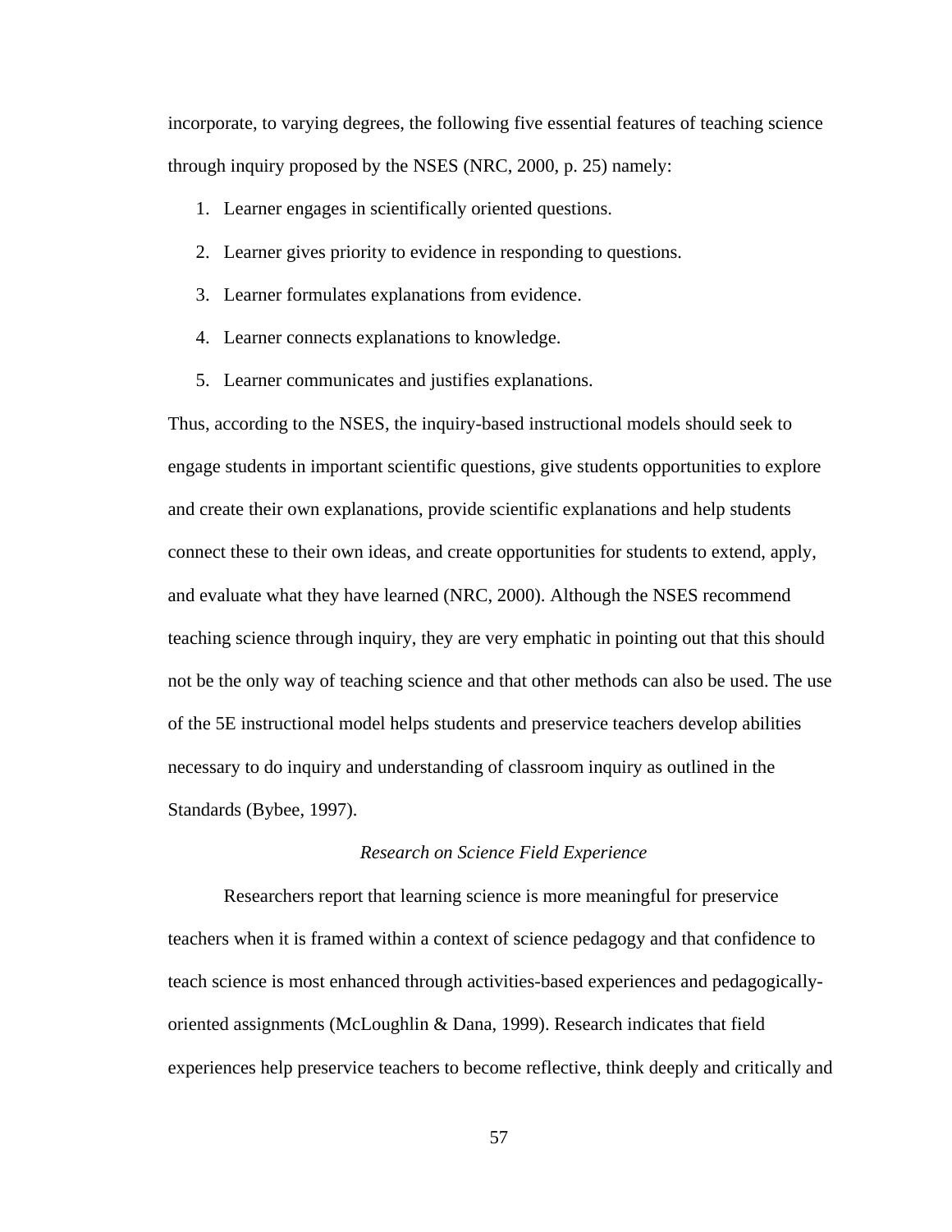incorporate, to varying degrees, the following five essential features of teaching science through inquiry proposed by the NSES (NRC, 2000, p. 25) namely:

1. Learner engages in scientifically oriented questions.
2. Learner gives priority to evidence in responding to questions.
3. Learner formulates explanations from evidence.
4. Learner connects explanations to knowledge.
5. Learner communicates and justifies explanations.

Thus, according to the NSES, the inquiry-based instructional models should seek to engage students in important scientific questions, give students opportunities to explore and create their own explanations, provide scientific explanations and help students connect these to their own ideas, and create opportunities for students to extend, apply, and evaluate what they have learned (NRC, 2000). Although the NSES recommend teaching science through inquiry, they are very emphatic in pointing out that this should not be the only way of teaching science and that other methods can also be used. The use of the 5E instructional model helps students and preservice teachers develop abilities necessary to do inquiry and understanding of classroom inquiry as outlined in the Standards (Bybee, 1997).

### *Research on Science Field Experience*

Researchers report that learning science is more meaningful for preservice teachers when it is framed within a context of science pedagogy and that confidence to teach science is most enhanced through activities-based experiences and pedagogically-oriented assignments (McLoughlin & Dana, 1999). Research indicates that field experiences help preservice teachers to become reflective, think deeply and critically and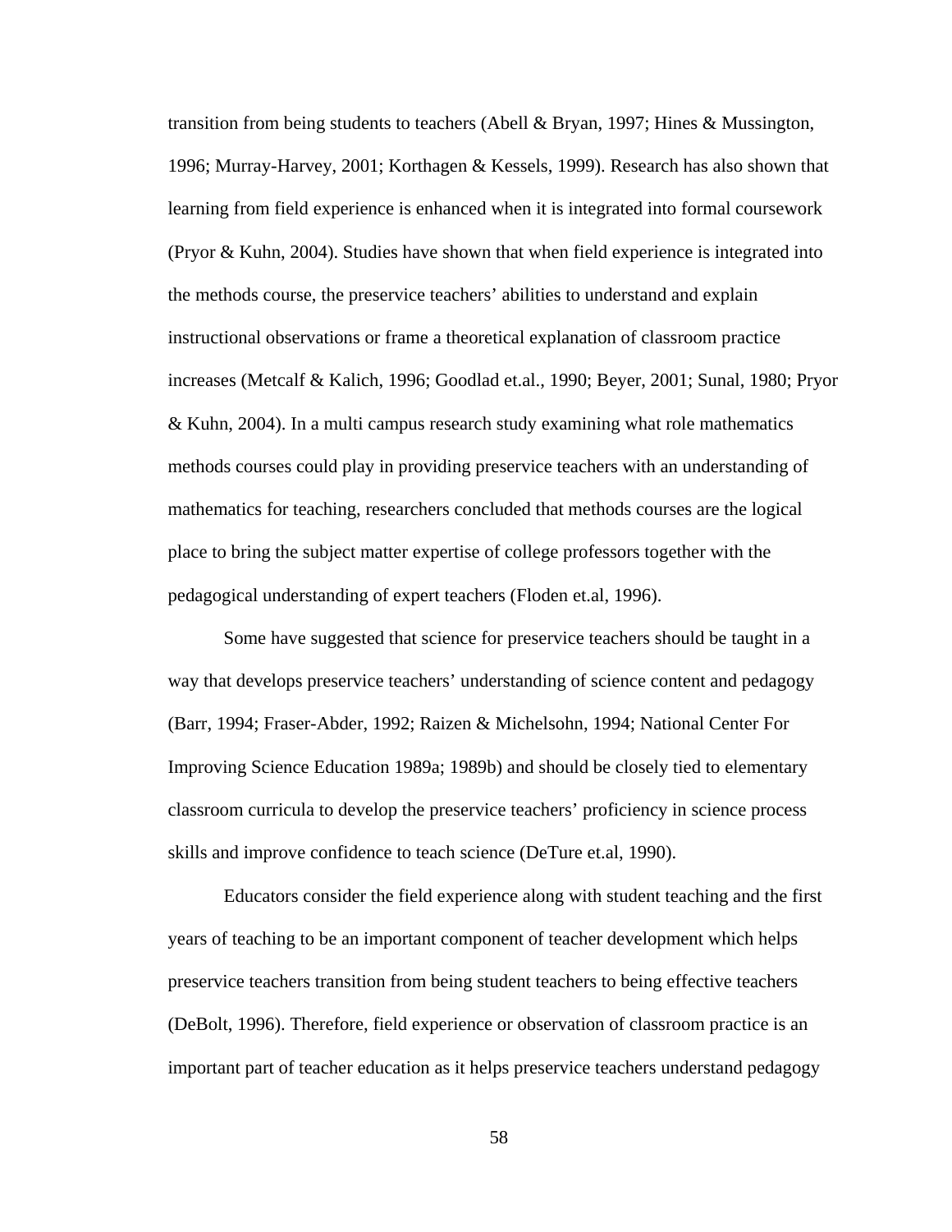transition from being students to teachers (Abell & Bryan, 1997; Hines & Mussington, 1996; Murray-Harvey, 2001; Korthagen & Kessels, 1999). Research has also shown that learning from field experience is enhanced when it is integrated into formal coursework (Pryor & Kuhn, 2004). Studies have shown that when field experience is integrated into the methods course, the preservice teachers' abilities to understand and explain instructional observations or frame a theoretical explanation of classroom practice increases (Metcalf & Kalich, 1996; Goodlad et.al., 1990; Beyer, 2001; Sunal, 1980; Pryor & Kuhn, 2004). In a multi campus research study examining what role mathematics methods courses could play in providing preservice teachers with an understanding of mathematics for teaching, researchers concluded that methods courses are the logical place to bring the subject matter expertise of college professors together with the pedagogical understanding of expert teachers (Floden et.al, 1996).

Some have suggested that science for preservice teachers should be taught in a way that develops preservice teachers' understanding of science content and pedagogy (Barr, 1994; Fraser-Abder, 1992; Raizen & Michelsohn, 1994; National Center For Improving Science Education 1989a; 1989b) and should be closely tied to elementary classroom curricula to develop the preservice teachers' proficiency in science process skills and improve confidence to teach science (DeTure et.al, 1990).

Educators consider the field experience along with student teaching and the first years of teaching to be an important component of teacher development which helps preservice teachers transition from being student teachers to being effective teachers (DeBolt, 1996). Therefore, field experience or observation of classroom practice is an important part of teacher education as it helps preservice teachers understand pedagogy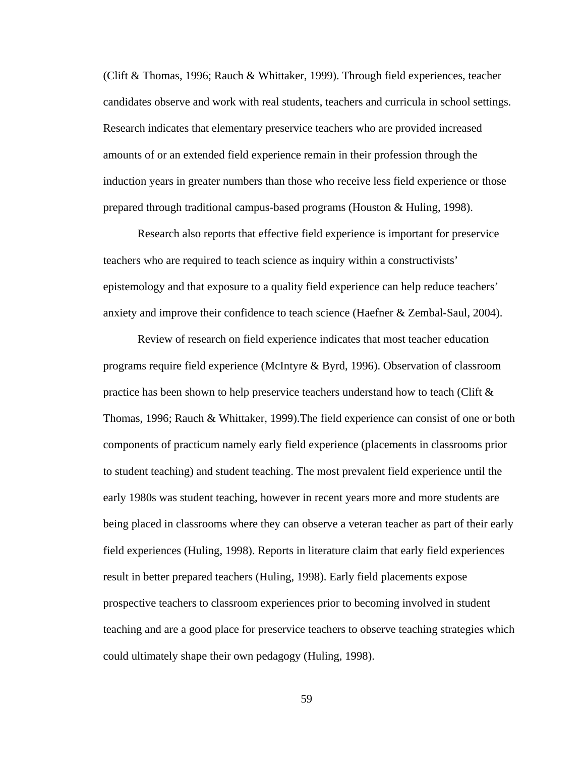(Clift & Thomas, 1996; Rauch & Whittaker, 1999). Through field experiences, teacher candidates observe and work with real students, teachers and curricula in school settings. Research indicates that elementary preservice teachers who are provided increased amounts of or an extended field experience remain in their profession through the induction years in greater numbers than those who receive less field experience or those prepared through traditional campus-based programs (Houston & Huling, 1998).

Research also reports that effective field experience is important for preservice teachers who are required to teach science as inquiry within a constructivists' epistemology and that exposure to a quality field experience can help reduce teachers' anxiety and improve their confidence to teach science (Haefner & Zembal-Saul, 2004).

Review of research on field experience indicates that most teacher education programs require field experience (McIntyre & Byrd, 1996). Observation of classroom practice has been shown to help preservice teachers understand how to teach (Clift & Thomas, 1996; Rauch & Whittaker, 1999).The field experience can consist of one or both components of practicum namely early field experience (placements in classrooms prior to student teaching) and student teaching. The most prevalent field experience until the early 1980s was student teaching, however in recent years more and more students are being placed in classrooms where they can observe a veteran teacher as part of their early field experiences (Huling, 1998). Reports in literature claim that early field experiences result in better prepared teachers (Huling, 1998). Early field placements expose prospective teachers to classroom experiences prior to becoming involved in student teaching and are a good place for preservice teachers to observe teaching strategies which could ultimately shape their own pedagogy (Huling, 1998).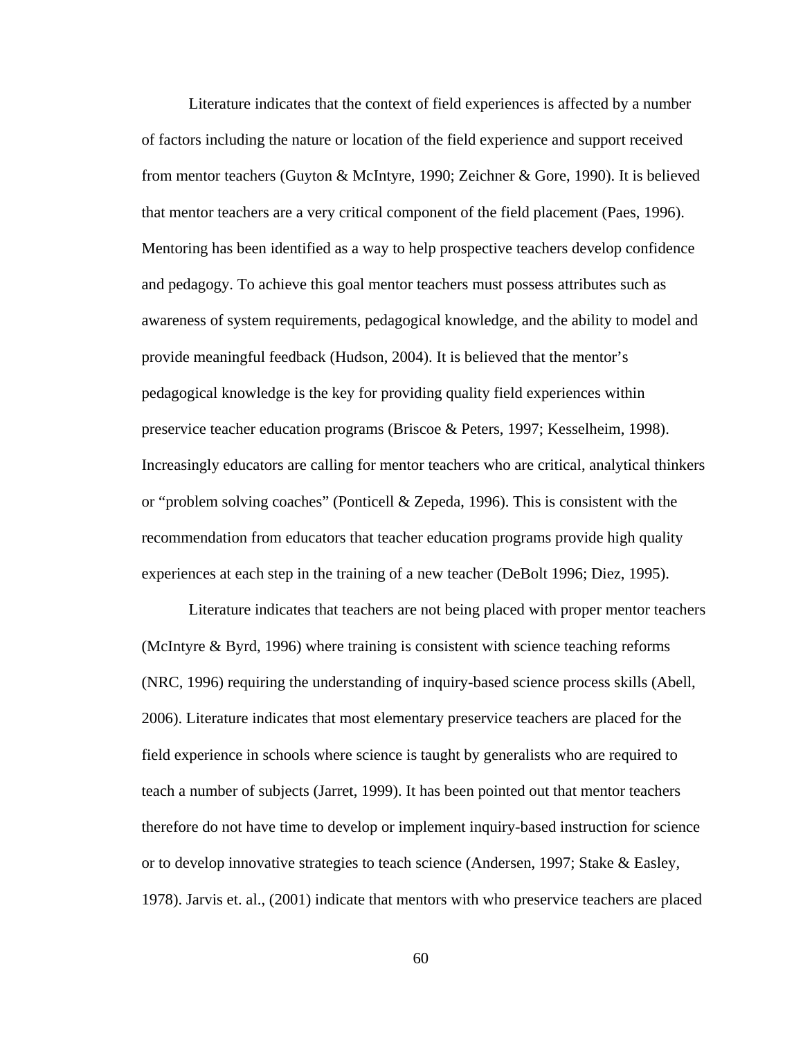Literature indicates that the context of field experiences is affected by a number of factors including the nature or location of the field experience and support received from mentor teachers (Guyton & McIntyre, 1990; Zeichner & Gore, 1990). It is believed that mentor teachers are a very critical component of the field placement (Paes, 1996). Mentoring has been identified as a way to help prospective teachers develop confidence and pedagogy. To achieve this goal mentor teachers must possess attributes such as awareness of system requirements, pedagogical knowledge, and the ability to model and provide meaningful feedback (Hudson, 2004). It is believed that the mentor's pedagogical knowledge is the key for providing quality field experiences within preservice teacher education programs (Briscoe & Peters, 1997; Kesselheim, 1998). Increasingly educators are calling for mentor teachers who are critical, analytical thinkers or "problem solving coaches" (Ponticell & Zepeda, 1996). This is consistent with the recommendation from educators that teacher education programs provide high quality experiences at each step in the training of a new teacher (DeBolt 1996; Diez, 1995).

Literature indicates that teachers are not being placed with proper mentor teachers (McIntyre & Byrd, 1996) where training is consistent with science teaching reforms (NRC, 1996) requiring the understanding of inquiry-based science process skills (Abell, 2006). Literature indicates that most elementary preservice teachers are placed for the field experience in schools where science is taught by generalists who are required to teach a number of subjects (Jarret, 1999). It has been pointed out that mentor teachers therefore do not have time to develop or implement inquiry-based instruction for science or to develop innovative strategies to teach science (Andersen, 1997; Stake & Easley, 1978). Jarvis et. al., (2001) indicate that mentors with who preservice teachers are placed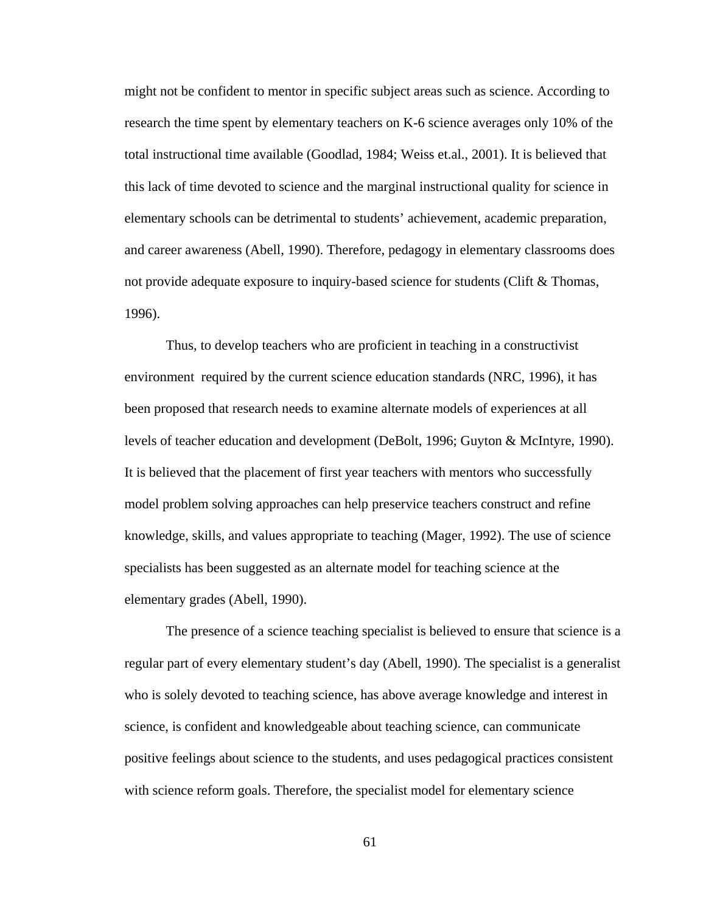might not be confident to mentor in specific subject areas such as science. According to research the time spent by elementary teachers on K-6 science averages only 10% of the total instructional time available (Goodlad, 1984; Weiss et.al., 2001). It is believed that this lack of time devoted to science and the marginal instructional quality for science in elementary schools can be detrimental to students' achievement, academic preparation, and career awareness (Abell, 1990). Therefore, pedagogy in elementary classrooms does not provide adequate exposure to inquiry-based science for students (Clift & Thomas, 1996).

Thus, to develop teachers who are proficient in teaching in a constructivist environment required by the current science education standards (NRC, 1996), it has been proposed that research needs to examine alternate models of experiences at all levels of teacher education and development (DeBolt, 1996; Guyton & McIntyre, 1990). It is believed that the placement of first year teachers with mentors who successfully model problem solving approaches can help preservice teachers construct and refine knowledge, skills, and values appropriate to teaching (Mager, 1992). The use of science specialists has been suggested as an alternate model for teaching science at the elementary grades (Abell, 1990).

The presence of a science teaching specialist is believed to ensure that science is a regular part of every elementary student's day (Abell, 1990). The specialist is a generalist who is solely devoted to teaching science, has above average knowledge and interest in science, is confident and knowledgeable about teaching science, can communicate positive feelings about science to the students, and uses pedagogical practices consistent with science reform goals. Therefore, the specialist model for elementary science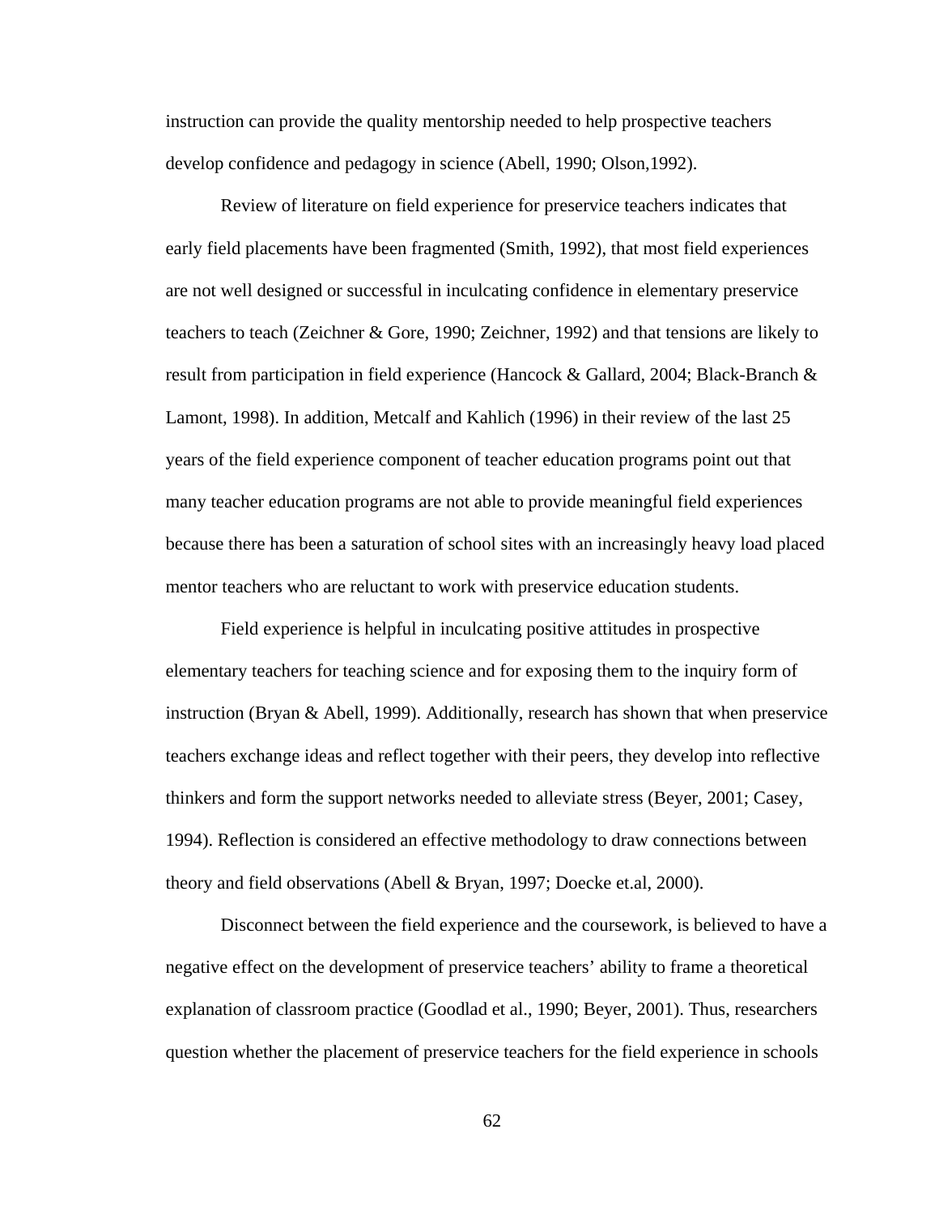instruction can provide the quality mentorship needed to help prospective teachers develop confidence and pedagogy in science (Abell, 1990; Olson,1992).

Review of literature on field experience for preservice teachers indicates that early field placements have been fragmented (Smith, 1992), that most field experiences are not well designed or successful in inculcating confidence in elementary preservice teachers to teach (Zeichner & Gore, 1990; Zeichner, 1992) and that tensions are likely to result from participation in field experience (Hancock & Gallard, 2004; Black-Branch & Lamont, 1998). In addition, Metcalf and Kahlich (1996) in their review of the last 25 years of the field experience component of teacher education programs point out that many teacher education programs are not able to provide meaningful field experiences because there has been a saturation of school sites with an increasingly heavy load placed mentor teachers who are reluctant to work with preservice education students.

Field experience is helpful in inculcating positive attitudes in prospective elementary teachers for teaching science and for exposing them to the inquiry form of instruction (Bryan & Abell, 1999). Additionally, research has shown that when preservice teachers exchange ideas and reflect together with their peers, they develop into reflective thinkers and form the support networks needed to alleviate stress (Beyer, 2001; Casey, 1994). Reflection is considered an effective methodology to draw connections between theory and field observations (Abell & Bryan, 1997; Doecke et.al, 2000).

Disconnect between the field experience and the coursework, is believed to have a negative effect on the development of preservice teachers' ability to frame a theoretical explanation of classroom practice (Goodlad et al., 1990; Beyer, 2001). Thus, researchers question whether the placement of preservice teachers for the field experience in schools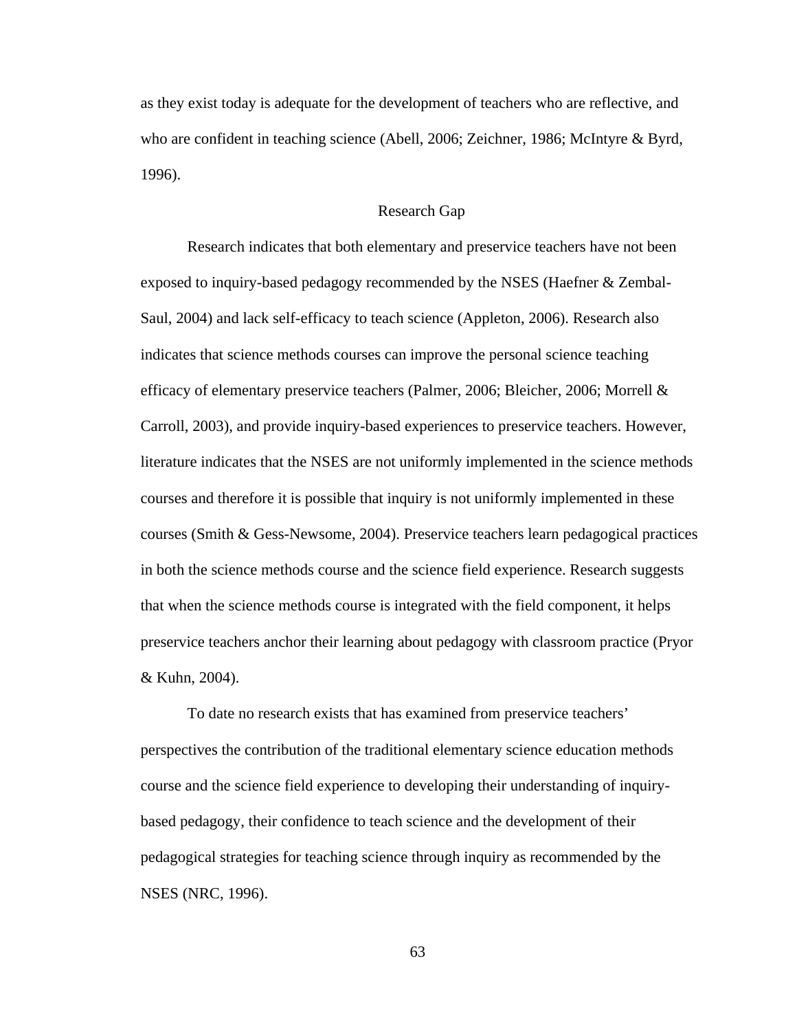as they exist today is adequate for the development of teachers who are reflective, and who are confident in teaching science (Abell, 2006; Zeichner, 1986; McIntyre & Byrd, 1996).

## Research Gap

Research indicates that both elementary and preservice teachers have not been exposed to inquiry-based pedagogy recommended by the NSES (Haefner & Zembal-Saul, 2004) and lack self-efficacy to teach science (Appleton, 2006). Research also indicates that science methods courses can improve the personal science teaching efficacy of elementary preservice teachers (Palmer, 2006; Bleicher, 2006; Morrell & Carroll, 2003), and provide inquiry-based experiences to preservice teachers. However, literature indicates that the NSES are not uniformly implemented in the science methods courses and therefore it is possible that inquiry is not uniformly implemented in these courses (Smith & Gess-Newsome, 2004). Preservice teachers learn pedagogical practices in both the science methods course and the science field experience. Research suggests that when the science methods course is integrated with the field component, it helps preservice teachers anchor their learning about pedagogy with classroom practice (Pryor & Kuhn, 2004).

To date no research exists that has examined from preservice teachers' perspectives the contribution of the traditional elementary science education methods course and the science field experience to developing their understanding of inquiry-based pedagogy, their confidence to teach science and the development of their pedagogical strategies for teaching science through inquiry as recommended by the NSES (NRC, 1996).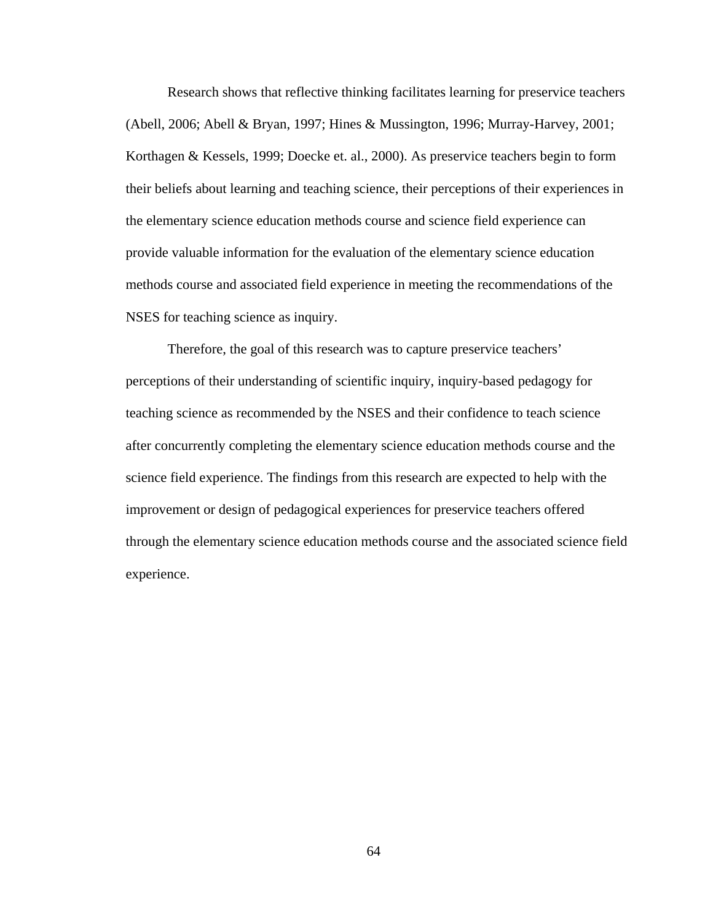Research shows that reflective thinking facilitates learning for preservice teachers (Abell, 2006; Abell & Bryan, 1997; Hines & Mussington, 1996; Murray-Harvey, 2001; Korthagen & Kessels, 1999; Doecke et. al., 2000). As preservice teachers begin to form their beliefs about learning and teaching science, their perceptions of their experiences in the elementary science education methods course and science field experience can provide valuable information for the evaluation of the elementary science education methods course and associated field experience in meeting the recommendations of the NSES for teaching science as inquiry.

Therefore, the goal of this research was to capture preservice teachers' perceptions of their understanding of scientific inquiry, inquiry-based pedagogy for teaching science as recommended by the NSES and their confidence to teach science after concurrently completing the elementary science education methods course and the science field experience. The findings from this research are expected to help with the improvement or design of pedagogical experiences for preservice teachers offered through the elementary science education methods course and the associated science field experience.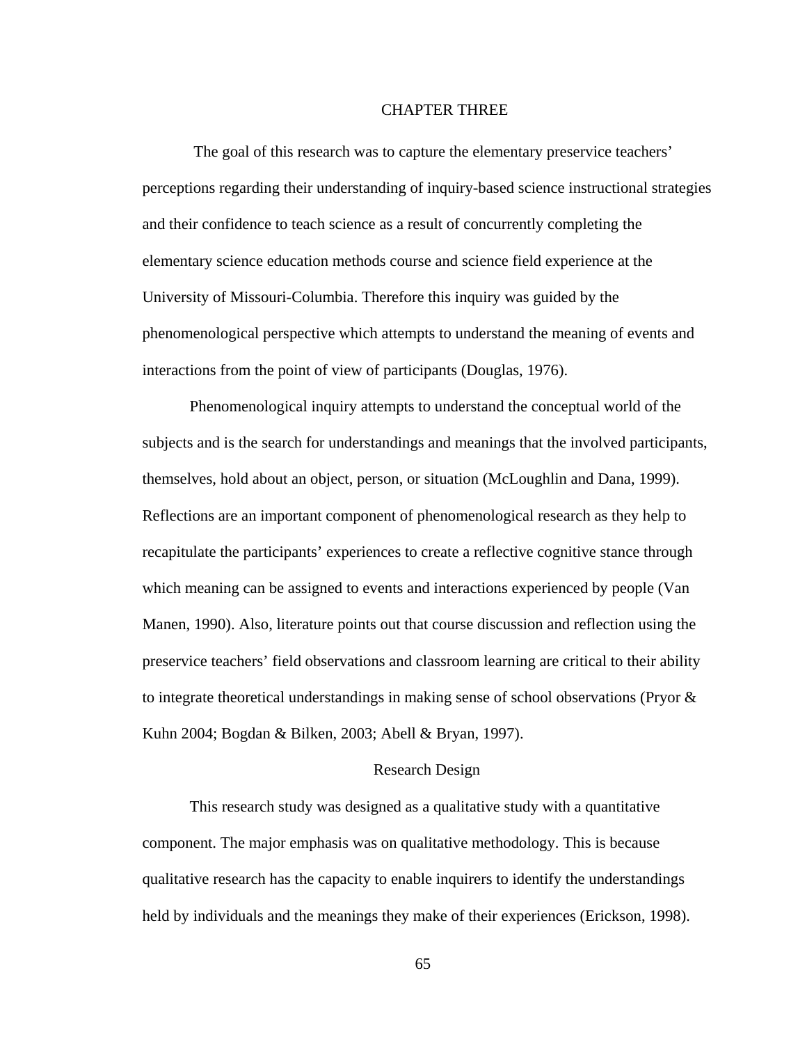# CHAPTER THREE

The goal of this research was to capture the elementary preservice teachers' perceptions regarding their understanding of inquiry-based science instructional strategies and their confidence to teach science as a result of concurrently completing the elementary science education methods course and science field experience at the University of Missouri-Columbia. Therefore this inquiry was guided by the phenomenological perspective which attempts to understand the meaning of events and interactions from the point of view of participants (Douglas, 1976).

Phenomenological inquiry attempts to understand the conceptual world of the subjects and is the search for understandings and meanings that the involved participants, themselves, hold about an object, person, or situation (McLoughlin and Dana, 1999). Reflections are an important component of phenomenological research as they help to recapitulate the participants' experiences to create a reflective cognitive stance through which meaning can be assigned to events and interactions experienced by people (Van Manen, 1990). Also, literature points out that course discussion and reflection using the preservice teachers' field observations and classroom learning are critical to their ability to integrate theoretical understandings in making sense of school observations (Pryor & Kuhn 2004; Bogdan & Bilken, 2003; Abell & Bryan, 1997).

## Research Design

This research study was designed as a qualitative study with a quantitative component. The major emphasis was on qualitative methodology. This is because qualitative research has the capacity to enable inquirers to identify the understandings held by individuals and the meanings they make of their experiences (Erickson, 1998).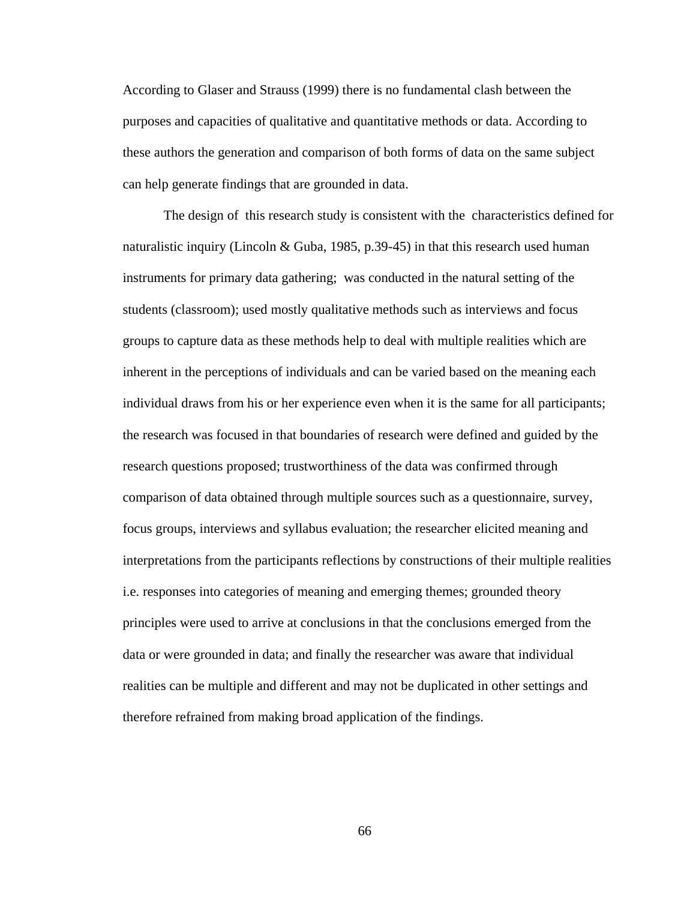According to Glaser and Strauss (1999) there is no fundamental clash between the purposes and capacities of qualitative and quantitative methods or data. According to these authors the generation and comparison of both forms of data on the same subject can help generate findings that are grounded in data.

The design of this research study is consistent with the characteristics defined for naturalistic inquiry (Lincoln & Guba, 1985, p.39-45) in that this research used human instruments for primary data gathering; was conducted in the natural setting of the students (classroom); used mostly qualitative methods such as interviews and focus groups to capture data as these methods help to deal with multiple realities which are inherent in the perceptions of individuals and can be varied based on the meaning each individual draws from his or her experience even when it is the same for all participants; the research was focused in that boundaries of research were defined and guided by the research questions proposed; trustworthiness of the data was confirmed through comparison of data obtained through multiple sources such as a questionnaire, survey, focus groups, interviews and syllabus evaluation; the researcher elicited meaning and interpretations from the participants reflections by constructions of their multiple realities i.e. responses into categories of meaning and emerging themes; grounded theory principles were used to arrive at conclusions in that the conclusions emerged from the data or were grounded in data; and finally the researcher was aware that individual realities can be multiple and different and may not be duplicated in other settings and therefore refrained from making broad application of the findings.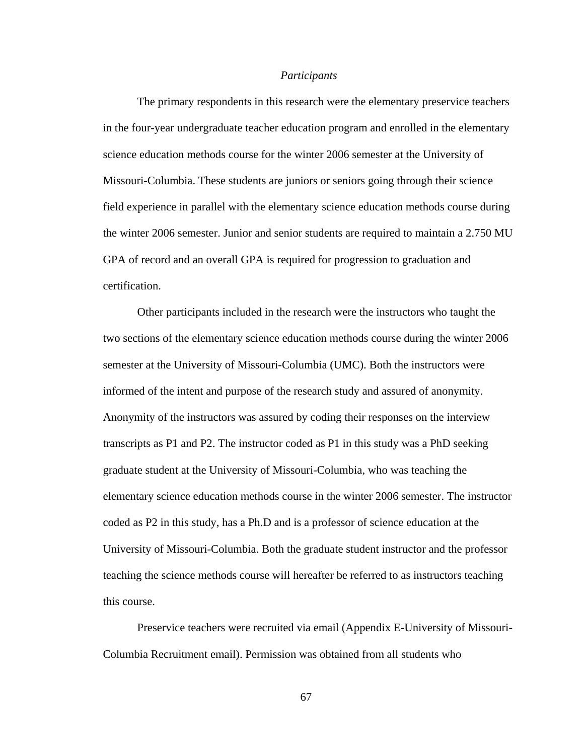*Participants*

The primary respondents in this research were the elementary preservice teachers in the four-year undergraduate teacher education program and enrolled in the elementary science education methods course for the winter 2006 semester at the University of Missouri-Columbia. These students are juniors or seniors going through their science field experience in parallel with the elementary science education methods course during the winter 2006 semester. Junior and senior students are required to maintain a 2.750 MU GPA of record and an overall GPA is required for progression to graduation and certification.

Other participants included in the research were the instructors who taught the two sections of the elementary science education methods course during the winter 2006 semester at the University of Missouri-Columbia (UMC). Both the instructors were informed of the intent and purpose of the research study and assured of anonymity. Anonymity of the instructors was assured by coding their responses on the interview transcripts as P1 and P2. The instructor coded as P1 in this study was a PhD seeking graduate student at the University of Missouri-Columbia, who was teaching the elementary science education methods course in the winter 2006 semester. The instructor coded as P2 in this study, has a Ph.D and is a professor of science education at the University of Missouri-Columbia. Both the graduate student instructor and the professor teaching the science methods course will hereafter be referred to as instructors teaching this course.

Preservice teachers were recruited via email (Appendix E-University of Missouri-Columbia Recruitment email). Permission was obtained from all students who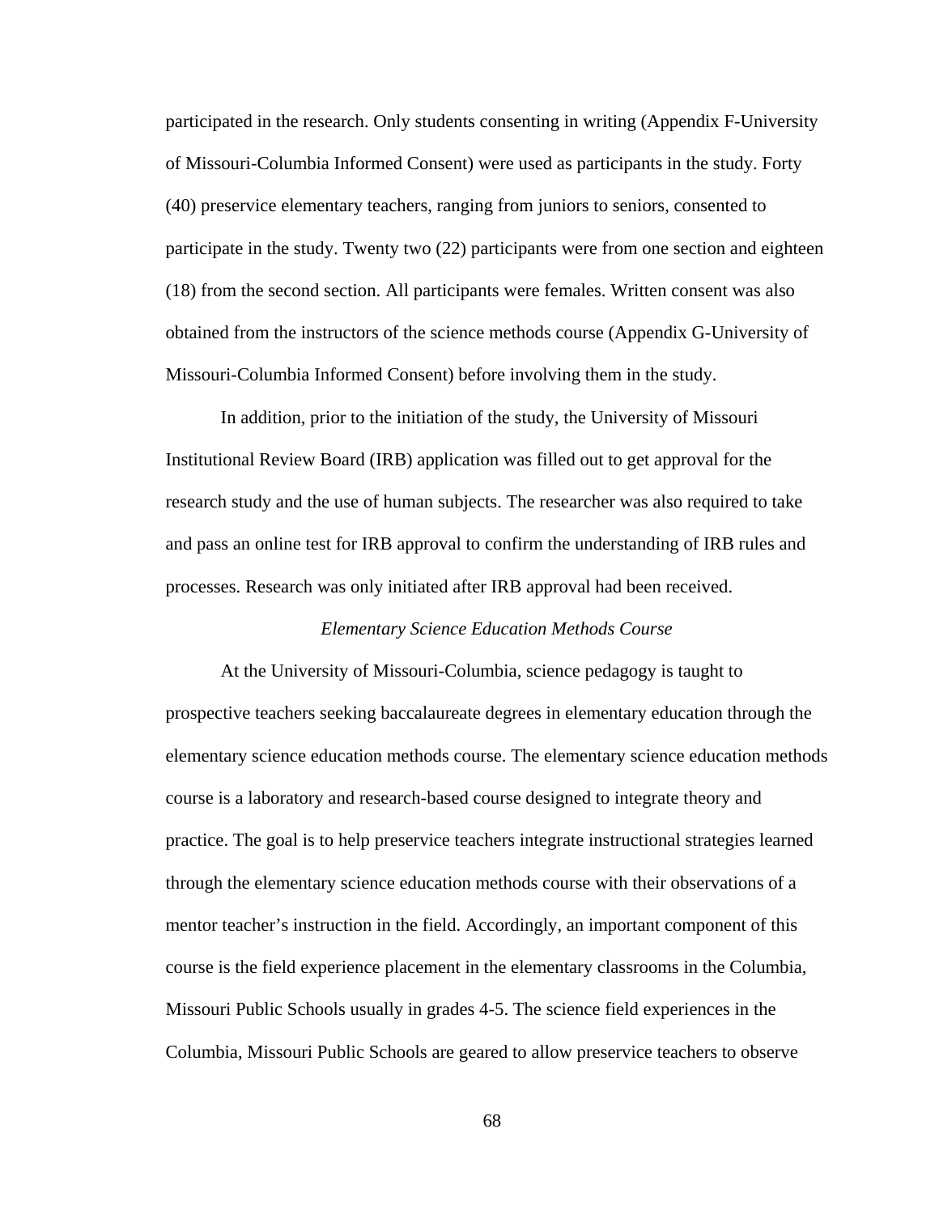participated in the research. Only students consenting in writing (Appendix F-University of Missouri-Columbia Informed Consent) were used as participants in the study. Forty (40) preservice elementary teachers, ranging from juniors to seniors, consented to participate in the study. Twenty two (22) participants were from one section and eighteen (18) from the second section. All participants were females. Written consent was also obtained from the instructors of the science methods course (Appendix G-University of Missouri-Columbia Informed Consent) before involving them in the study.

In addition, prior to the initiation of the study, the University of Missouri Institutional Review Board (IRB) application was filled out to get approval for the research study and the use of human subjects. The researcher was also required to take and pass an online test for IRB approval to confirm the understanding of IRB rules and processes. Research was only initiated after IRB approval had been received.

### *Elementary Science Education Methods Course*

At the University of Missouri-Columbia, science pedagogy is taught to prospective teachers seeking baccalaureate degrees in elementary education through the elementary science education methods course. The elementary science education methods course is a laboratory and research-based course designed to integrate theory and practice. The goal is to help preservice teachers integrate instructional strategies learned through the elementary science education methods course with their observations of a mentor teacher's instruction in the field. Accordingly, an important component of this course is the field experience placement in the elementary classrooms in the Columbia, Missouri Public Schools usually in grades 4-5. The science field experiences in the Columbia, Missouri Public Schools are geared to allow preservice teachers to observe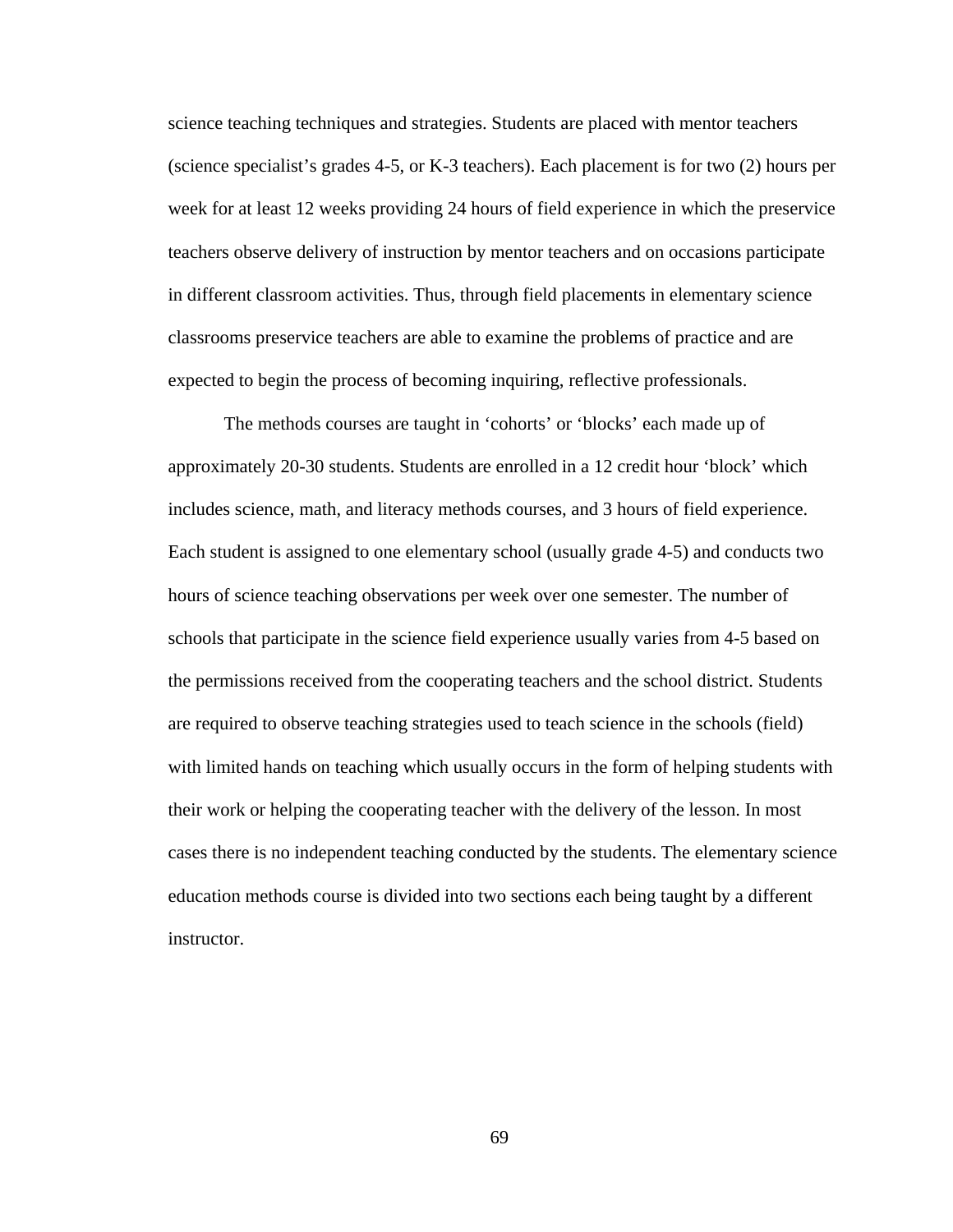science teaching techniques and strategies. Students are placed with mentor teachers (science specialist's grades 4-5, or K-3 teachers). Each placement is for two (2) hours per week for at least 12 weeks providing 24 hours of field experience in which the preservice teachers observe delivery of instruction by mentor teachers and on occasions participate in different classroom activities. Thus, through field placements in elementary science classrooms preservice teachers are able to examine the problems of practice and are expected to begin the process of becoming inquiring, reflective professionals.

The methods courses are taught in 'cohorts' or 'blocks' each made up of approximately 20-30 students. Students are enrolled in a 12 credit hour 'block' which includes science, math, and literacy methods courses, and 3 hours of field experience. Each student is assigned to one elementary school (usually grade 4-5) and conducts two hours of science teaching observations per week over one semester. The number of schools that participate in the science field experience usually varies from 4-5 based on the permissions received from the cooperating teachers and the school district. Students are required to observe teaching strategies used to teach science in the schools (field) with limited hands on teaching which usually occurs in the form of helping students with their work or helping the cooperating teacher with the delivery of the lesson. In most cases there is no independent teaching conducted by the students. The elementary science education methods course is divided into two sections each being taught by a different instructor.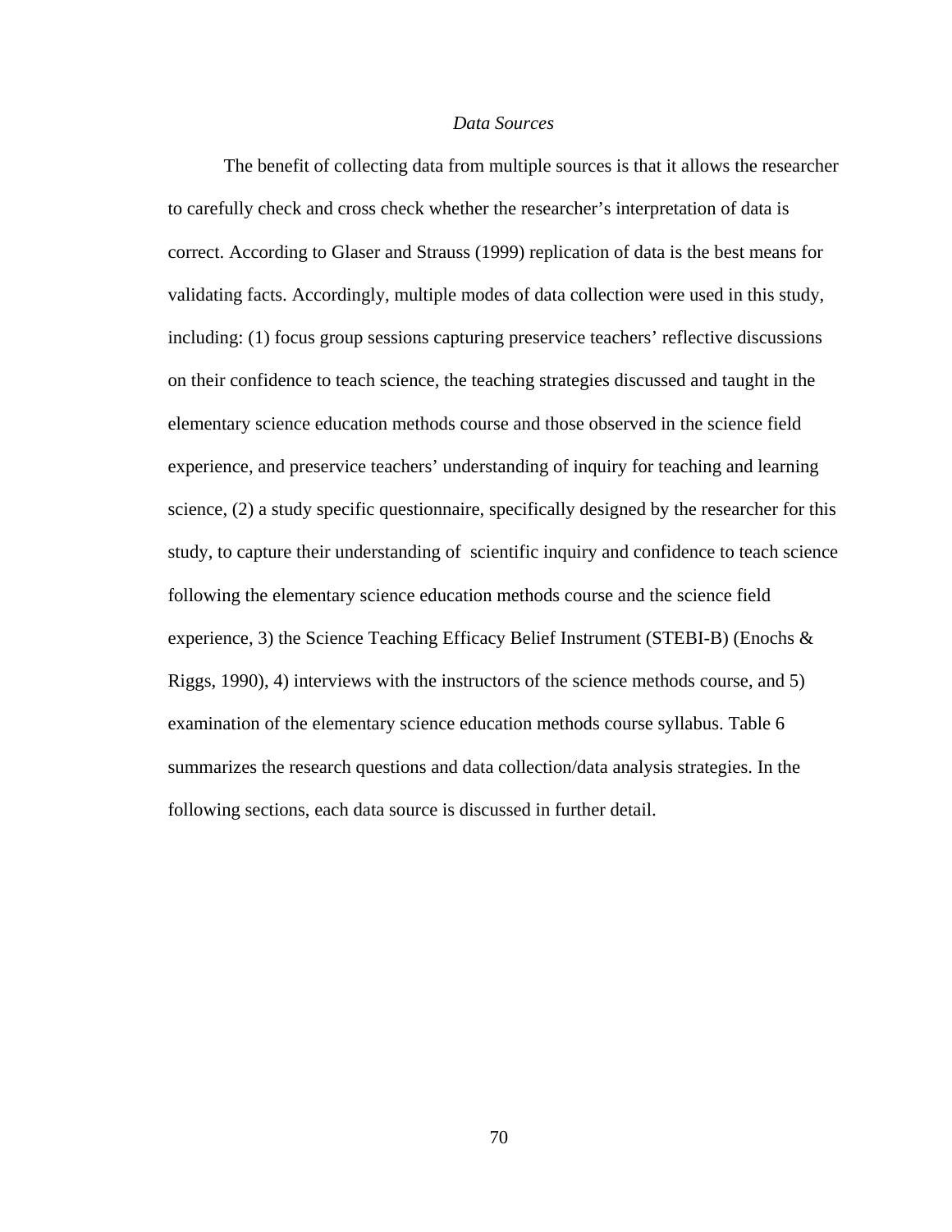### *Data Sources*

The benefit of collecting data from multiple sources is that it allows the researcher to carefully check and cross check whether the researcher's interpretation of data is correct. According to Glaser and Strauss (1999) replication of data is the best means for validating facts. Accordingly, multiple modes of data collection were used in this study, including: (1) focus group sessions capturing preservice teachers' reflective discussions on their confidence to teach science, the teaching strategies discussed and taught in the elementary science education methods course and those observed in the science field experience, and preservice teachers' understanding of inquiry for teaching and learning science, (2) a study specific questionnaire, specifically designed by the researcher for this study, to capture their understanding of scientific inquiry and confidence to teach science following the elementary science education methods course and the science field experience, 3) the Science Teaching Efficacy Belief Instrument (STEBI-B) (Enochs & Riggs, 1990), 4) interviews with the instructors of the science methods course, and 5) examination of the elementary science education methods course syllabus. Table 6 summarizes the research questions and data collection/data analysis strategies. In the following sections, each data source is discussed in further detail.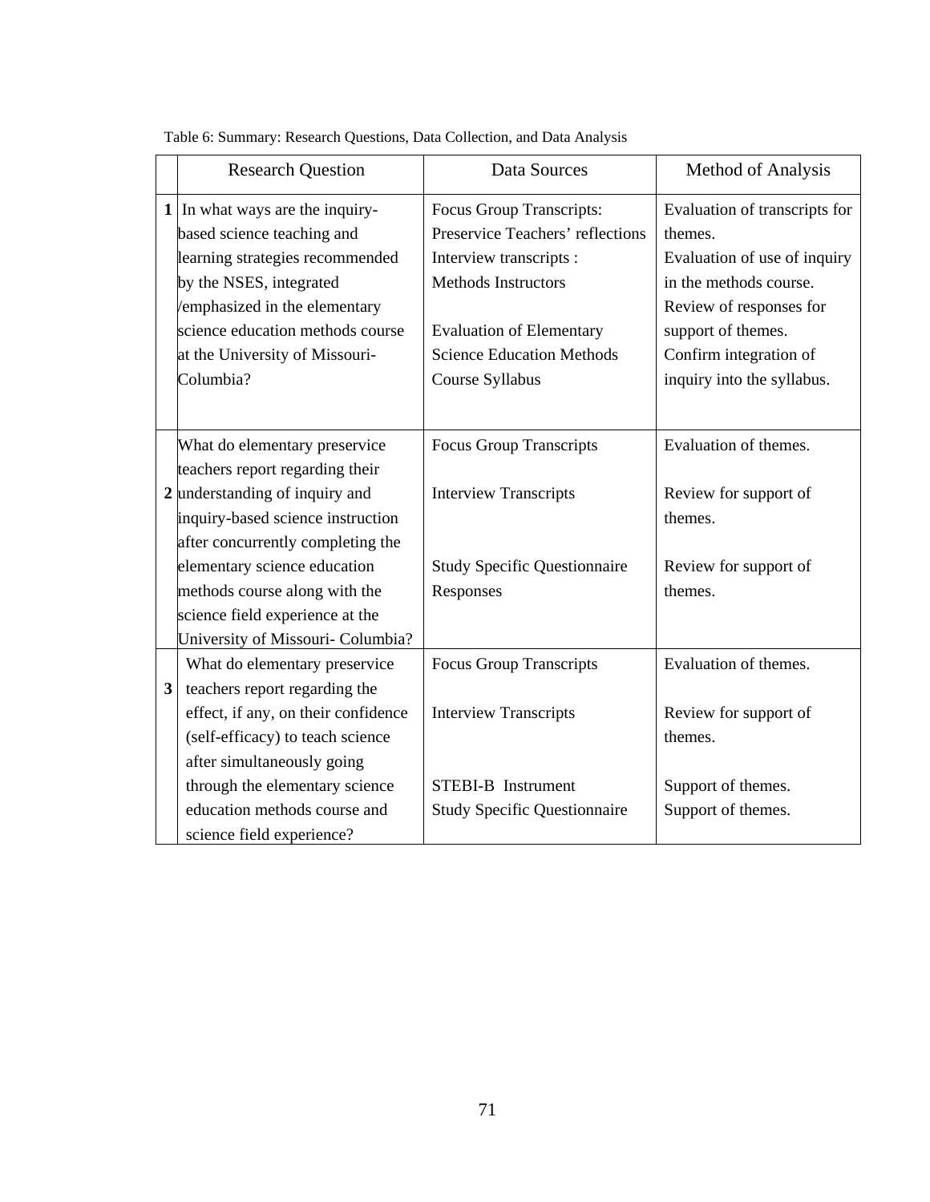Table 6: Summary: Research Questions, Data Collection, and Data Analysis

| | Research Question | Data Sources | Method of Analysis |
|---|---|---|---|
| 1 | In what ways are the inquiry-based science teaching and learning strategies recommended by the NSES, integrated /emphasized in the elementary science education methods course at the University of Missouri-Columbia? | Focus Group Transcripts: Preservice Teachers' reflections<br>Interview transcripts : Methods Instructors<br><br>Evaluation of Elementary Science Education Methods Course Syllabus | Evaluation of transcripts for themes.<br>Evaluation of use of inquiry in the methods course.<br>Review of responses for support of themes.<br>Confirm integration of inquiry into the syllabus. |
| 2 | What do elementary preservice teachers report regarding their understanding of inquiry and inquiry-based science instruction after concurrently completing the elementary science education methods course along with the science field experience at the University of Missouri- Columbia? | Focus Group Transcripts<br><br>Interview Transcripts<br><br>Study Specific Questionnaire Responses | Evaluation of themes.<br><br>Review for support of themes.<br><br>Review for support of themes. |
| 3 | What do elementary preservice teachers report regarding the effect, if any, on their confidence (self-efficacy) to teach science after simultaneously going through the elementary science education methods course and science field experience? | Focus Group Transcripts<br><br>Interview Transcripts<br><br>STEBI-B Instrument<br>Study Specific Questionnaire | Evaluation of themes.<br><br>Review for support of themes.<br><br>Support of themes.<br>Support of themes. |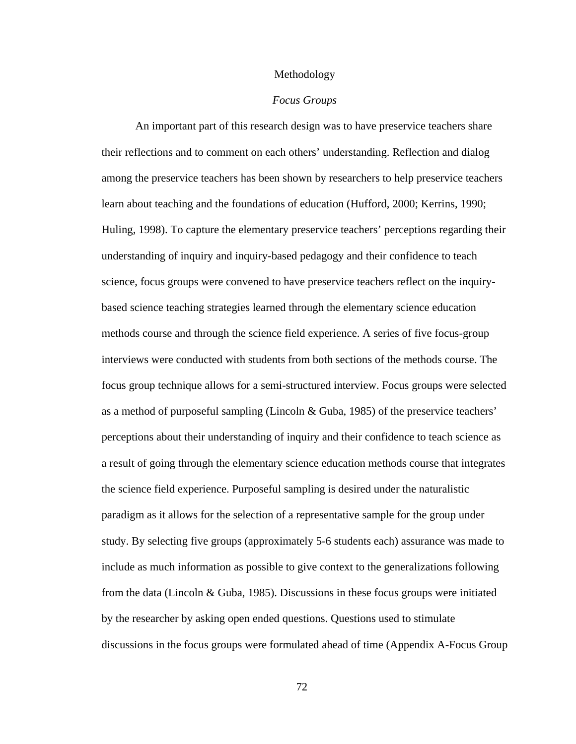# Methodology

## *Focus Groups*

An important part of this research design was to have preservice teachers share their reflections and to comment on each others' understanding. Reflection and dialog among the preservice teachers has been shown by researchers to help preservice teachers learn about teaching and the foundations of education (Hufford, 2000; Kerrins, 1990; Huling, 1998). To capture the elementary preservice teachers' perceptions regarding their understanding of inquiry and inquiry-based pedagogy and their confidence to teach science, focus groups were convened to have preservice teachers reflect on the inquiry-based science teaching strategies learned through the elementary science education methods course and through the science field experience. A series of five focus-group interviews were conducted with students from both sections of the methods course. The focus group technique allows for a semi-structured interview. Focus groups were selected as a method of purposeful sampling (Lincoln & Guba, 1985) of the preservice teachers' perceptions about their understanding of inquiry and their confidence to teach science as a result of going through the elementary science education methods course that integrates the science field experience. Purposeful sampling is desired under the naturalistic paradigm as it allows for the selection of a representative sample for the group under study. By selecting five groups (approximately 5-6 students each) assurance was made to include as much information as possible to give context to the generalizations following from the data (Lincoln & Guba, 1985). Discussions in these focus groups were initiated by the researcher by asking open ended questions. Questions used to stimulate discussions in the focus groups were formulated ahead of time (Appendix A-Focus Group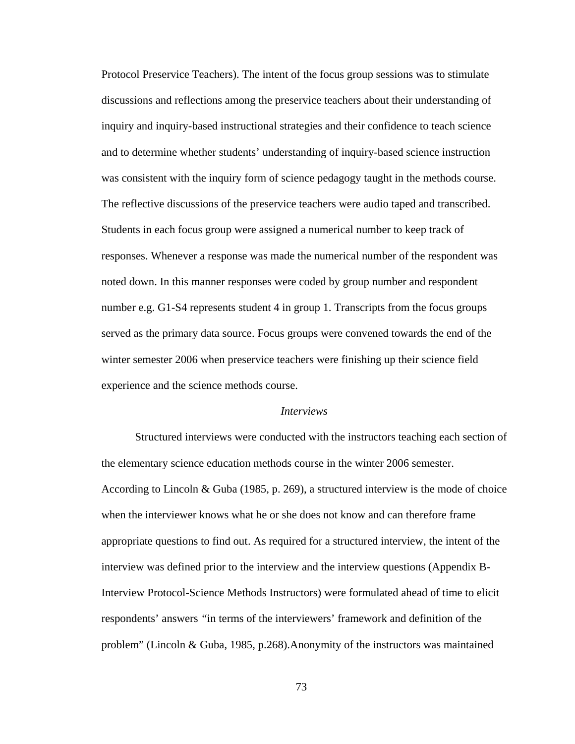Protocol Preservice Teachers). The intent of the focus group sessions was to stimulate discussions and reflections among the preservice teachers about their understanding of inquiry and inquiry-based instructional strategies and their confidence to teach science and to determine whether students' understanding of inquiry-based science instruction was consistent with the inquiry form of science pedagogy taught in the methods course. The reflective discussions of the preservice teachers were audio taped and transcribed. Students in each focus group were assigned a numerical number to keep track of responses. Whenever a response was made the numerical number of the respondent was noted down. In this manner responses were coded by group number and respondent number e.g. G1-S4 represents student 4 in group 1. Transcripts from the focus groups served as the primary data source. Focus groups were convened towards the end of the winter semester 2006 when preservice teachers were finishing up their science field experience and the science methods course.

### *Interviews*

Structured interviews were conducted with the instructors teaching each section of the elementary science education methods course in the winter 2006 semester. According to Lincoln & Guba (1985, p. 269), a structured interview is the mode of choice when the interviewer knows what he or she does not know and can therefore frame appropriate questions to find out. As required for a structured interview, the intent of the interview was defined prior to the interview and the interview questions (Appendix B-Interview Protocol-Science Methods Instructors) were formulated ahead of time to elicit respondents' answers "in terms of the interviewers' framework and definition of the problem" (Lincoln & Guba, 1985, p.268).Anonymity of the instructors was maintained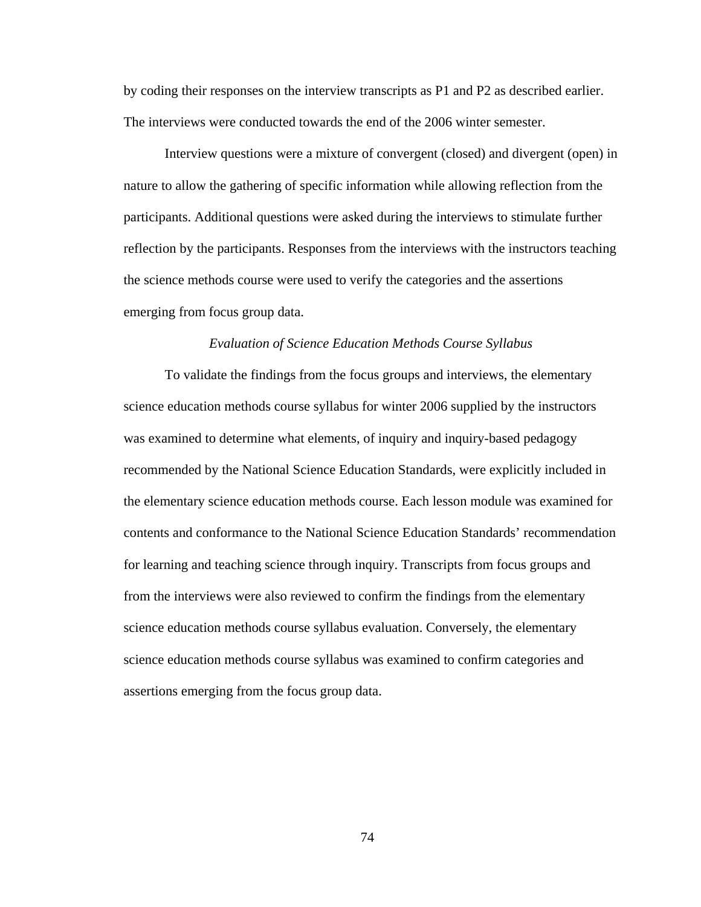by coding their responses on the interview transcripts as P1 and P2 as described earlier. The interviews were conducted towards the end of the 2006 winter semester.

Interview questions were a mixture of convergent (closed) and divergent (open) in nature to allow the gathering of specific information while allowing reflection from the participants. Additional questions were asked during the interviews to stimulate further reflection by the participants. Responses from the interviews with the instructors teaching the science methods course were used to verify the categories and the assertions emerging from focus group data.

### *Evaluation of Science Education Methods Course Syllabus*

To validate the findings from the focus groups and interviews, the elementary science education methods course syllabus for winter 2006 supplied by the instructors was examined to determine what elements, of inquiry and inquiry-based pedagogy recommended by the National Science Education Standards, were explicitly included in the elementary science education methods course. Each lesson module was examined for contents and conformance to the National Science Education Standards' recommendation for learning and teaching science through inquiry. Transcripts from focus groups and from the interviews were also reviewed to confirm the findings from the elementary science education methods course syllabus evaluation. Conversely, the elementary science education methods course syllabus was examined to confirm categories and assertions emerging from the focus group data.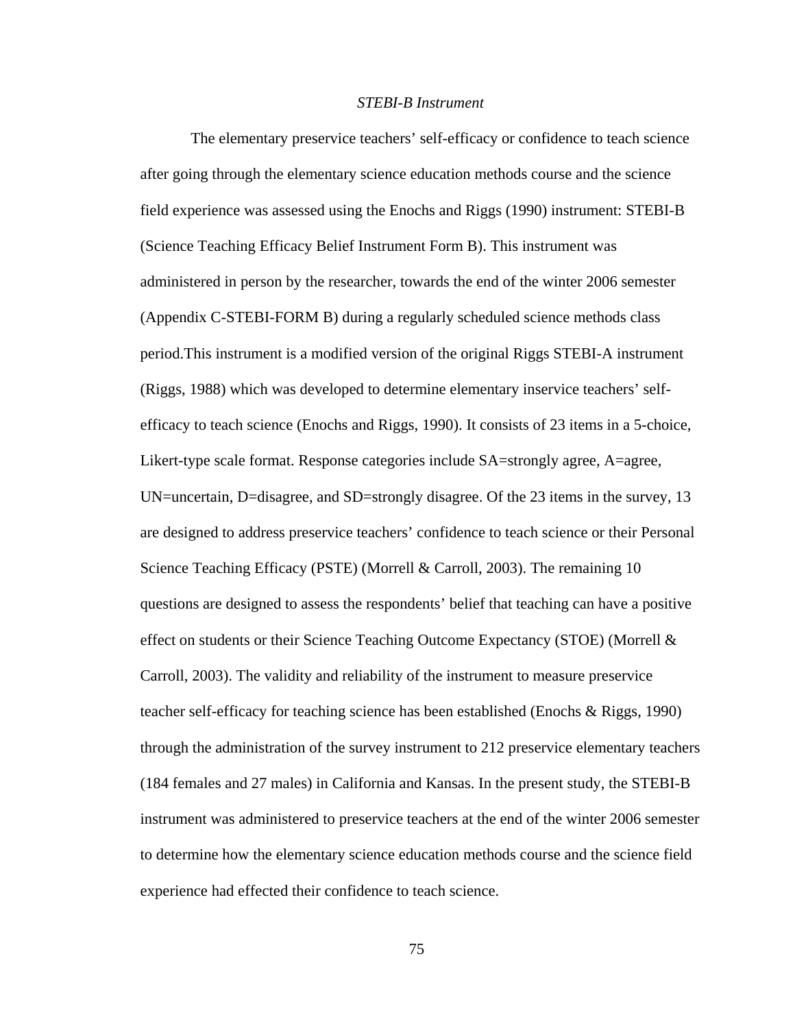*STEBI-B Instrument*

The elementary preservice teachers' self-efficacy or confidence to teach science after going through the elementary science education methods course and the science field experience was assessed using the Enochs and Riggs (1990) instrument: STEBI-B (Science Teaching Efficacy Belief Instrument Form B). This instrument was administered in person by the researcher, towards the end of the winter 2006 semester (Appendix C-STEBI-FORM B) during a regularly scheduled science methods class period.This instrument is a modified version of the original Riggs STEBI-A instrument (Riggs, 1988) which was developed to determine elementary inservice teachers' self-efficacy to teach science (Enochs and Riggs, 1990). It consists of 23 items in a 5-choice, Likert-type scale format. Response categories include SA=strongly agree, A=agree, UN=uncertain, D=disagree, and SD=strongly disagree. Of the 23 items in the survey, 13 are designed to address preservice teachers' confidence to teach science or their Personal Science Teaching Efficacy (PSTE) (Morrell & Carroll, 2003). The remaining 10 questions are designed to assess the respondents' belief that teaching can have a positive effect on students or their Science Teaching Outcome Expectancy (STOE) (Morrell & Carroll, 2003). The validity and reliability of the instrument to measure preservice teacher self-efficacy for teaching science has been established (Enochs & Riggs, 1990) through the administration of the survey instrument to 212 preservice elementary teachers (184 females and 27 males) in California and Kansas. In the present study, the STEBI-B instrument was administered to preservice teachers at the end of the winter 2006 semester to determine how the elementary science education methods course and the science field experience had effected their confidence to teach science.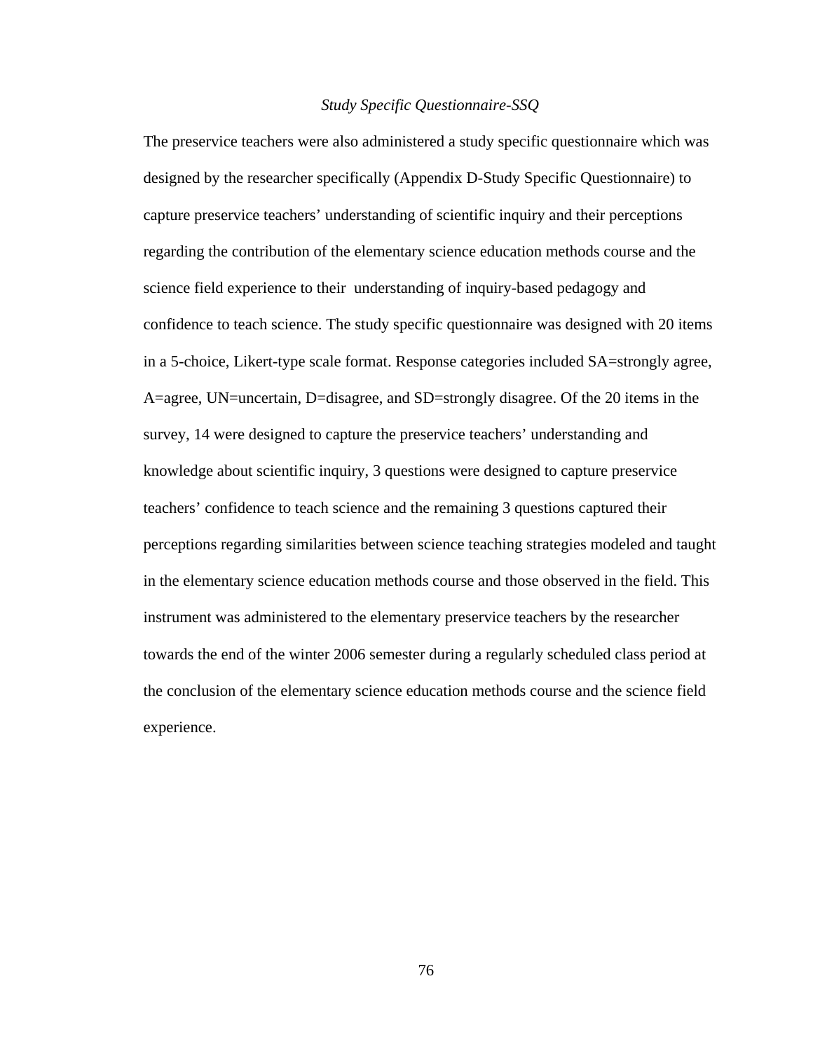*Study Specific Questionnaire-SSQ*

The preservice teachers were also administered a study specific questionnaire which was designed by the researcher specifically (Appendix D-Study Specific Questionnaire) to capture preservice teachers' understanding of scientific inquiry and their perceptions regarding the contribution of the elementary science education methods course and the science field experience to their understanding of inquiry-based pedagogy and confidence to teach science. The study specific questionnaire was designed with 20 items in a 5-choice, Likert-type scale format. Response categories included SA=strongly agree, A=agree, UN=uncertain, D=disagree, and SD=strongly disagree. Of the 20 items in the survey, 14 were designed to capture the preservice teachers' understanding and knowledge about scientific inquiry, 3 questions were designed to capture preservice teachers' confidence to teach science and the remaining 3 questions captured their perceptions regarding similarities between science teaching strategies modeled and taught in the elementary science education methods course and those observed in the field. This instrument was administered to the elementary preservice teachers by the researcher towards the end of the winter 2006 semester during a regularly scheduled class period at the conclusion of the elementary science education methods course and the science field experience.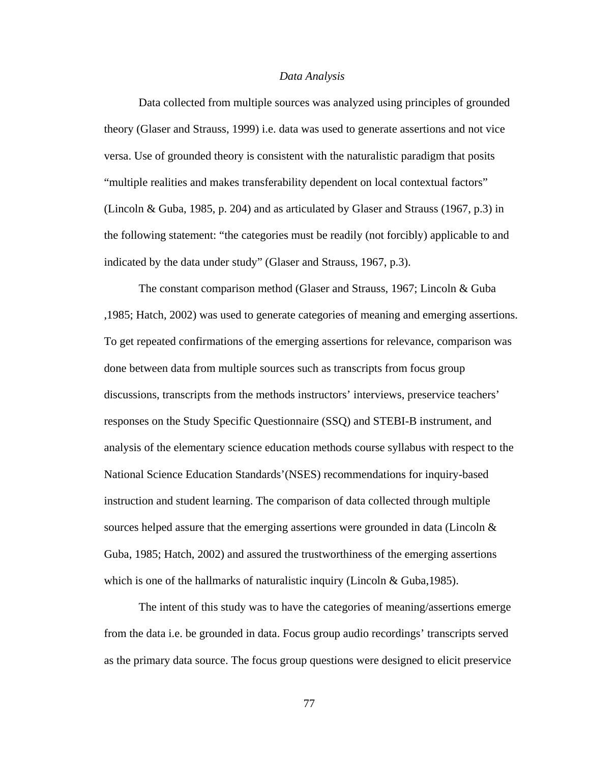*Data Analysis*

Data collected from multiple sources was analyzed using principles of grounded theory (Glaser and Strauss, 1999) i.e. data was used to generate assertions and not vice versa. Use of grounded theory is consistent with the naturalistic paradigm that posits "multiple realities and makes transferability dependent on local contextual factors" (Lincoln & Guba, 1985, p. 204) and as articulated by Glaser and Strauss (1967, p.3) in the following statement: "the categories must be readily (not forcibly) applicable to and indicated by the data under study" (Glaser and Strauss, 1967, p.3).

The constant comparison method (Glaser and Strauss, 1967; Lincoln & Guba ,1985; Hatch, 2002) was used to generate categories of meaning and emerging assertions. To get repeated confirmations of the emerging assertions for relevance, comparison was done between data from multiple sources such as transcripts from focus group discussions, transcripts from the methods instructors' interviews, preservice teachers' responses on the Study Specific Questionnaire (SSQ) and STEBI-B instrument, and analysis of the elementary science education methods course syllabus with respect to the National Science Education Standards'(NSES) recommendations for inquiry-based instruction and student learning. The comparison of data collected through multiple sources helped assure that the emerging assertions were grounded in data (Lincoln & Guba, 1985; Hatch, 2002) and assured the trustworthiness of the emerging assertions which is one of the hallmarks of naturalistic inquiry (Lincoln & Guba,1985).

The intent of this study was to have the categories of meaning/assertions emerge from the data i.e. be grounded in data. Focus group audio recordings' transcripts served as the primary data source. The focus group questions were designed to elicit preservice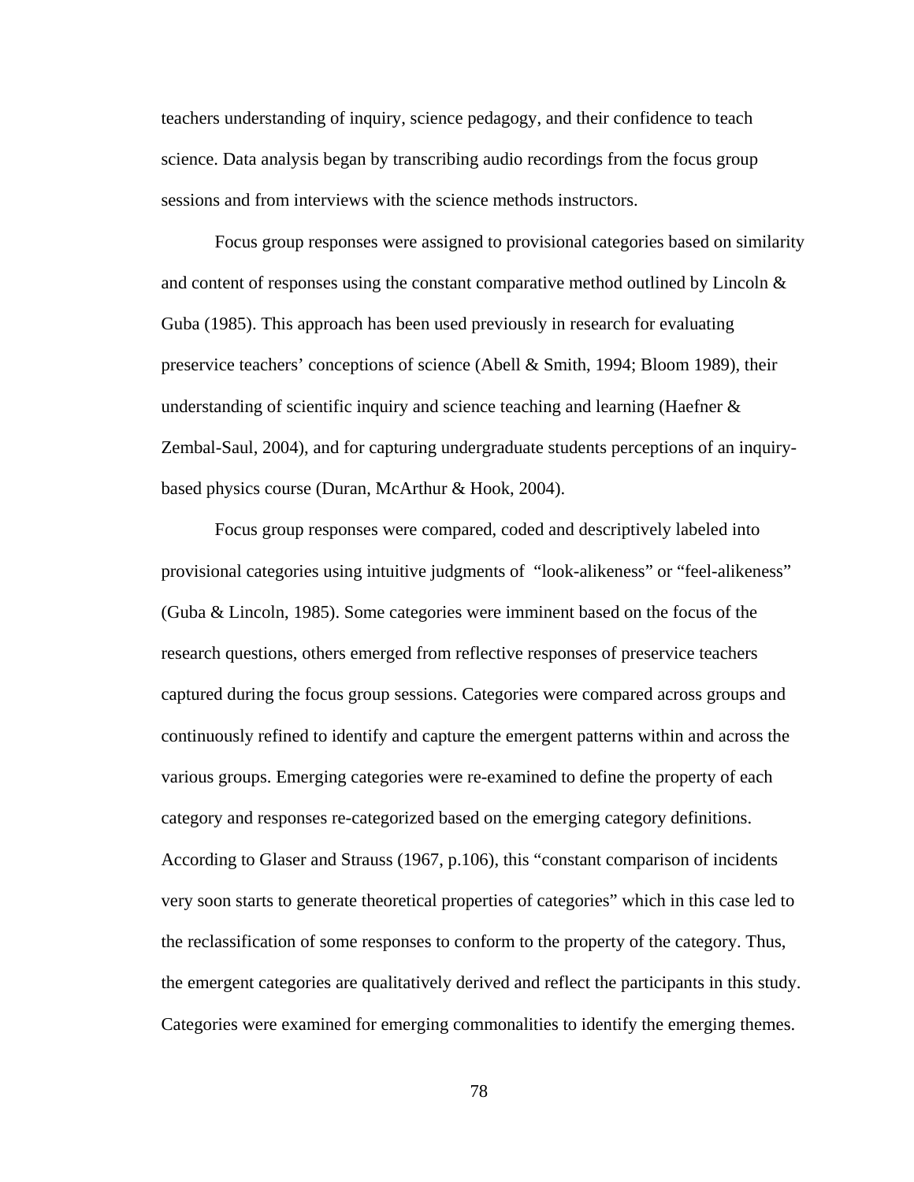teachers understanding of inquiry, science pedagogy, and their confidence to teach science. Data analysis began by transcribing audio recordings from the focus group sessions and from interviews with the science methods instructors.

Focus group responses were assigned to provisional categories based on similarity and content of responses using the constant comparative method outlined by Lincoln & Guba (1985). This approach has been used previously in research for evaluating preservice teachers' conceptions of science (Abell & Smith, 1994; Bloom 1989), their understanding of scientific inquiry and science teaching and learning (Haefner & Zembal-Saul, 2004), and for capturing undergraduate students perceptions of an inquiry-based physics course (Duran, McArthur & Hook, 2004).

Focus group responses were compared, coded and descriptively labeled into provisional categories using intuitive judgments of "look-alikeness" or "feel-alikeness" (Guba & Lincoln, 1985). Some categories were imminent based on the focus of the research questions, others emerged from reflective responses of preservice teachers captured during the focus group sessions. Categories were compared across groups and continuously refined to identify and capture the emergent patterns within and across the various groups. Emerging categories were re-examined to define the property of each category and responses re-categorized based on the emerging category definitions. According to Glaser and Strauss (1967, p.106), this "constant comparison of incidents very soon starts to generate theoretical properties of categories" which in this case led to the reclassification of some responses to conform to the property of the category. Thus, the emergent categories are qualitatively derived and reflect the participants in this study. Categories were examined for emerging commonalities to identify the emerging themes.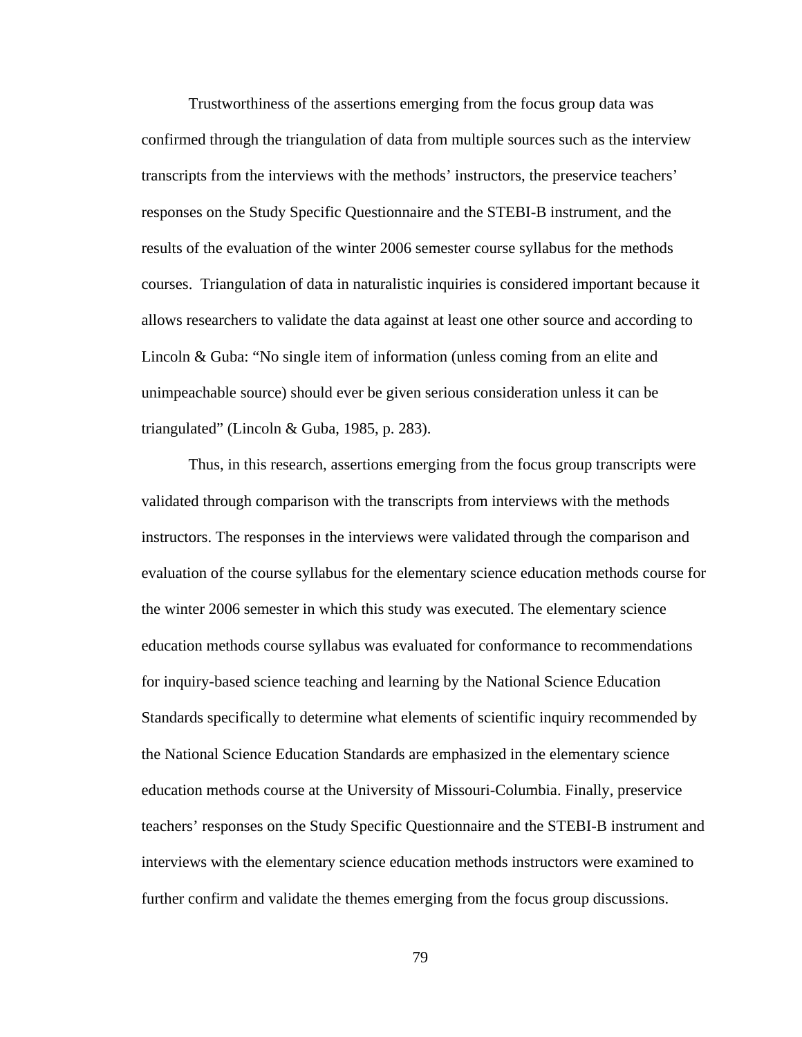Trustworthiness of the assertions emerging from the focus group data was confirmed through the triangulation of data from multiple sources such as the interview transcripts from the interviews with the methods' instructors, the preservice teachers' responses on the Study Specific Questionnaire and the STEBI-B instrument, and the results of the evaluation of the winter 2006 semester course syllabus for the methods courses. Triangulation of data in naturalistic inquiries is considered important because it allows researchers to validate the data against at least one other source and according to Lincoln & Guba: "No single item of information (unless coming from an elite and unimpeachable source) should ever be given serious consideration unless it can be triangulated" (Lincoln & Guba, 1985, p. 283).

Thus, in this research, assertions emerging from the focus group transcripts were validated through comparison with the transcripts from interviews with the methods instructors. The responses in the interviews were validated through the comparison and evaluation of the course syllabus for the elementary science education methods course for the winter 2006 semester in which this study was executed. The elementary science education methods course syllabus was evaluated for conformance to recommendations for inquiry-based science teaching and learning by the National Science Education Standards specifically to determine what elements of scientific inquiry recommended by the National Science Education Standards are emphasized in the elementary science education methods course at the University of Missouri-Columbia. Finally, preservice teachers' responses on the Study Specific Questionnaire and the STEBI-B instrument and interviews with the elementary science education methods instructors were examined to further confirm and validate the themes emerging from the focus group discussions.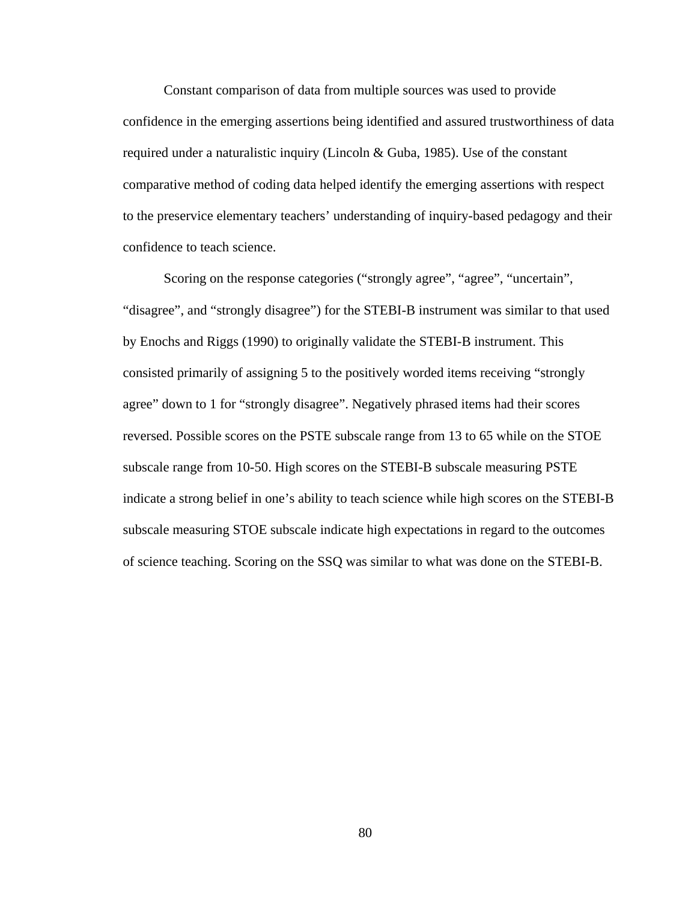Constant comparison of data from multiple sources was used to provide confidence in the emerging assertions being identified and assured trustworthiness of data required under a naturalistic inquiry (Lincoln & Guba, 1985). Use of the constant comparative method of coding data helped identify the emerging assertions with respect to the preservice elementary teachers' understanding of inquiry-based pedagogy and their confidence to teach science.

Scoring on the response categories ("strongly agree", "agree", "uncertain", "disagree", and "strongly disagree") for the STEBI-B instrument was similar to that used by Enochs and Riggs (1990) to originally validate the STEBI-B instrument. This consisted primarily of assigning 5 to the positively worded items receiving "strongly agree" down to 1 for "strongly disagree". Negatively phrased items had their scores reversed. Possible scores on the PSTE subscale range from 13 to 65 while on the STOE subscale range from 10-50. High scores on the STEBI-B subscale measuring PSTE indicate a strong belief in one's ability to teach science while high scores on the STEBI-B subscale measuring STOE subscale indicate high expectations in regard to the outcomes of science teaching. Scoring on the SSQ was similar to what was done on the STEBI-B.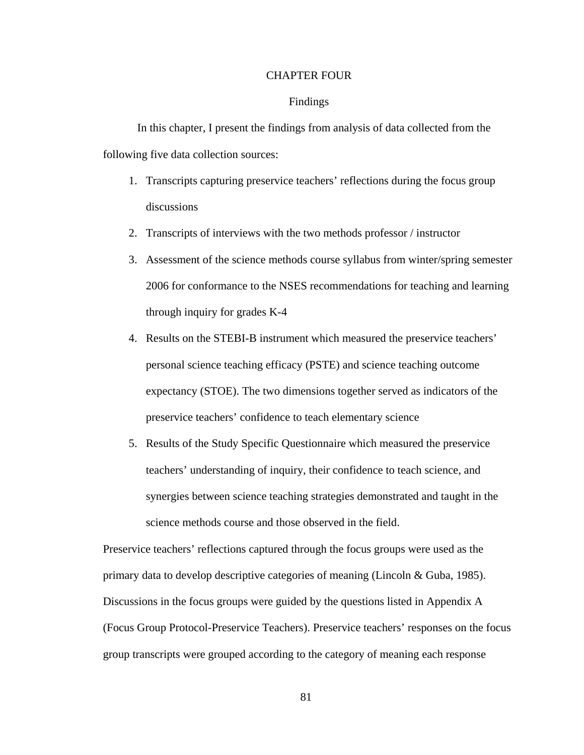# CHAPTER FOUR

## Findings

In this chapter, I present the findings from analysis of data collected from the following five data collection sources:

1. Transcripts capturing preservice teachers' reflections during the focus group discussions
2. Transcripts of interviews with the two methods professor / instructor
3. Assessment of the science methods course syllabus from winter/spring semester 2006 for conformance to the NSES recommendations for teaching and learning through inquiry for grades K-4
4. Results on the STEBI-B instrument which measured the preservice teachers' personal science teaching efficacy (PSTE) and science teaching outcome expectancy (STOE). The two dimensions together served as indicators of the preservice teachers' confidence to teach elementary science
5. Results of the Study Specific Questionnaire which measured the preservice teachers' understanding of inquiry, their confidence to teach science, and synergies between science teaching strategies demonstrated and taught in the science methods course and those observed in the field.

Preservice teachers' reflections captured through the focus groups were used as the primary data to develop descriptive categories of meaning (Lincoln & Guba, 1985). Discussions in the focus groups were guided by the questions listed in Appendix A (Focus Group Protocol-Preservice Teachers). Preservice teachers' responses on the focus group transcripts were grouped according to the category of meaning each response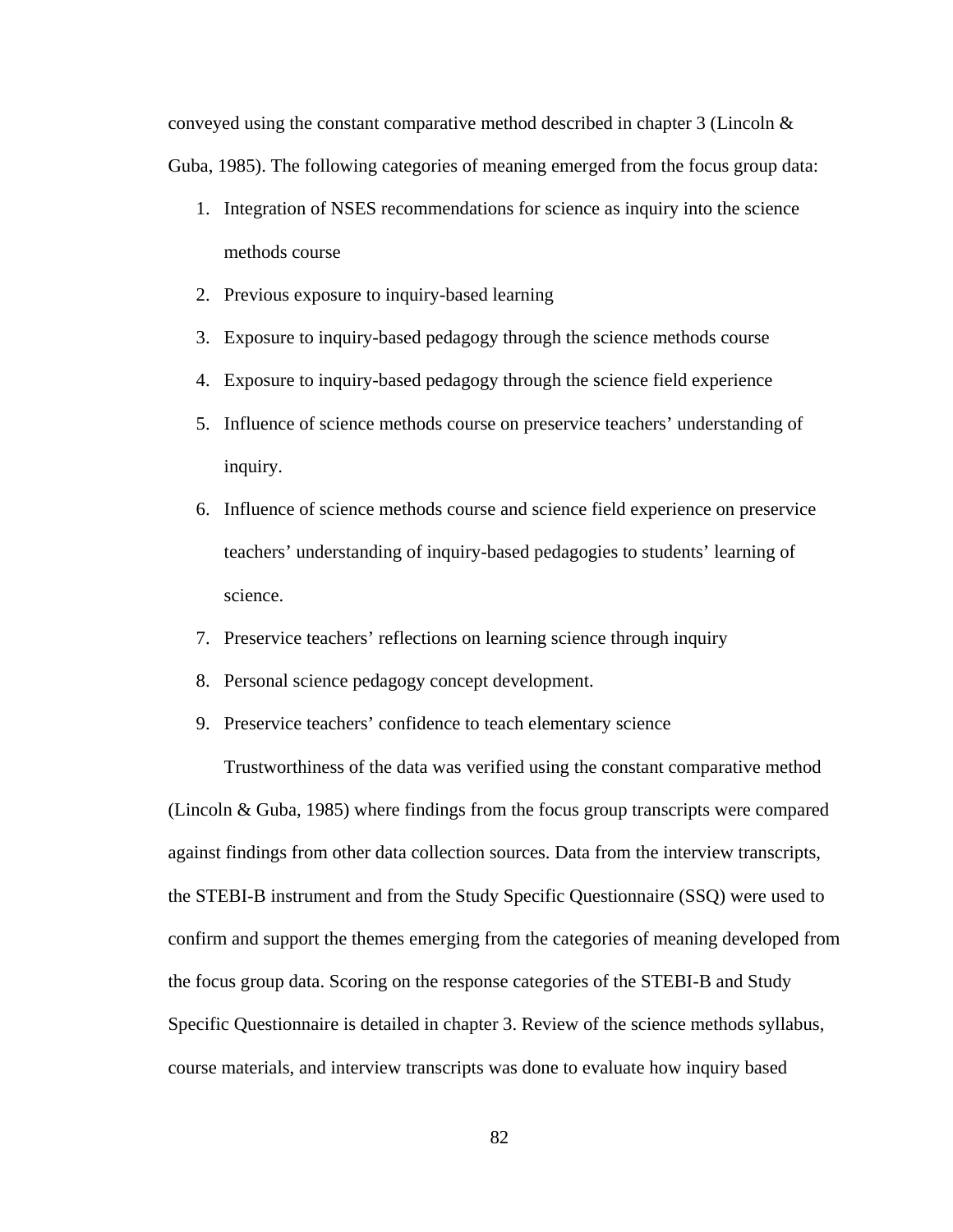conveyed using the constant comparative method described in chapter 3 (Lincoln & Guba, 1985). The following categories of meaning emerged from the focus group data:

1. Integration of NSES recommendations for science as inquiry into the science methods course
2. Previous exposure to inquiry-based learning
3. Exposure to inquiry-based pedagogy through the science methods course
4. Exposure to inquiry-based pedagogy through the science field experience
5. Influence of science methods course on preservice teachers' understanding of inquiry.
6. Influence of science methods course and science field experience on preservice teachers' understanding of inquiry-based pedagogies to students' learning of science.
7. Preservice teachers' reflections on learning science through inquiry
8. Personal science pedagogy concept development.
9. Preservice teachers' confidence to teach elementary science

Trustworthiness of the data was verified using the constant comparative method (Lincoln & Guba, 1985) where findings from the focus group transcripts were compared against findings from other data collection sources. Data from the interview transcripts, the STEBI-B instrument and from the Study Specific Questionnaire (SSQ) were used to confirm and support the themes emerging from the categories of meaning developed from the focus group data. Scoring on the response categories of the STEBI-B and Study Specific Questionnaire is detailed in chapter 3. Review of the science methods syllabus, course materials, and interview transcripts was done to evaluate how inquiry based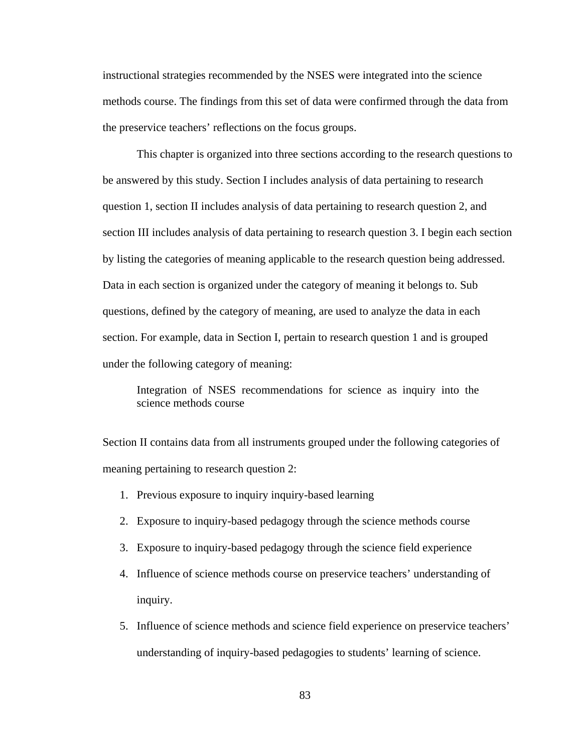instructional strategies recommended by the NSES were integrated into the science methods course. The findings from this set of data were confirmed through the data from the preservice teachers' reflections on the focus groups.

This chapter is organized into three sections according to the research questions to be answered by this study. Section I includes analysis of data pertaining to research question 1, section II includes analysis of data pertaining to research question 2, and section III includes analysis of data pertaining to research question 3. I begin each section by listing the categories of meaning applicable to the research question being addressed. Data in each section is organized under the category of meaning it belongs to. Sub questions, defined by the category of meaning, are used to analyze the data in each section. For example, data in Section I, pertain to research question 1 and is grouped under the following category of meaning:

> Integration of NSES recommendations for science as inquiry into the science methods course

Section II contains data from all instruments grouped under the following categories of meaning pertaining to research question 2:

1. Previous exposure to inquiry inquiry-based learning
2. Exposure to inquiry-based pedagogy through the science methods course
3. Exposure to inquiry-based pedagogy through the science field experience
4. Influence of science methods course on preservice teachers' understanding of inquiry.
5. Influence of science methods and science field experience on preservice teachers' understanding of inquiry-based pedagogies to students' learning of science.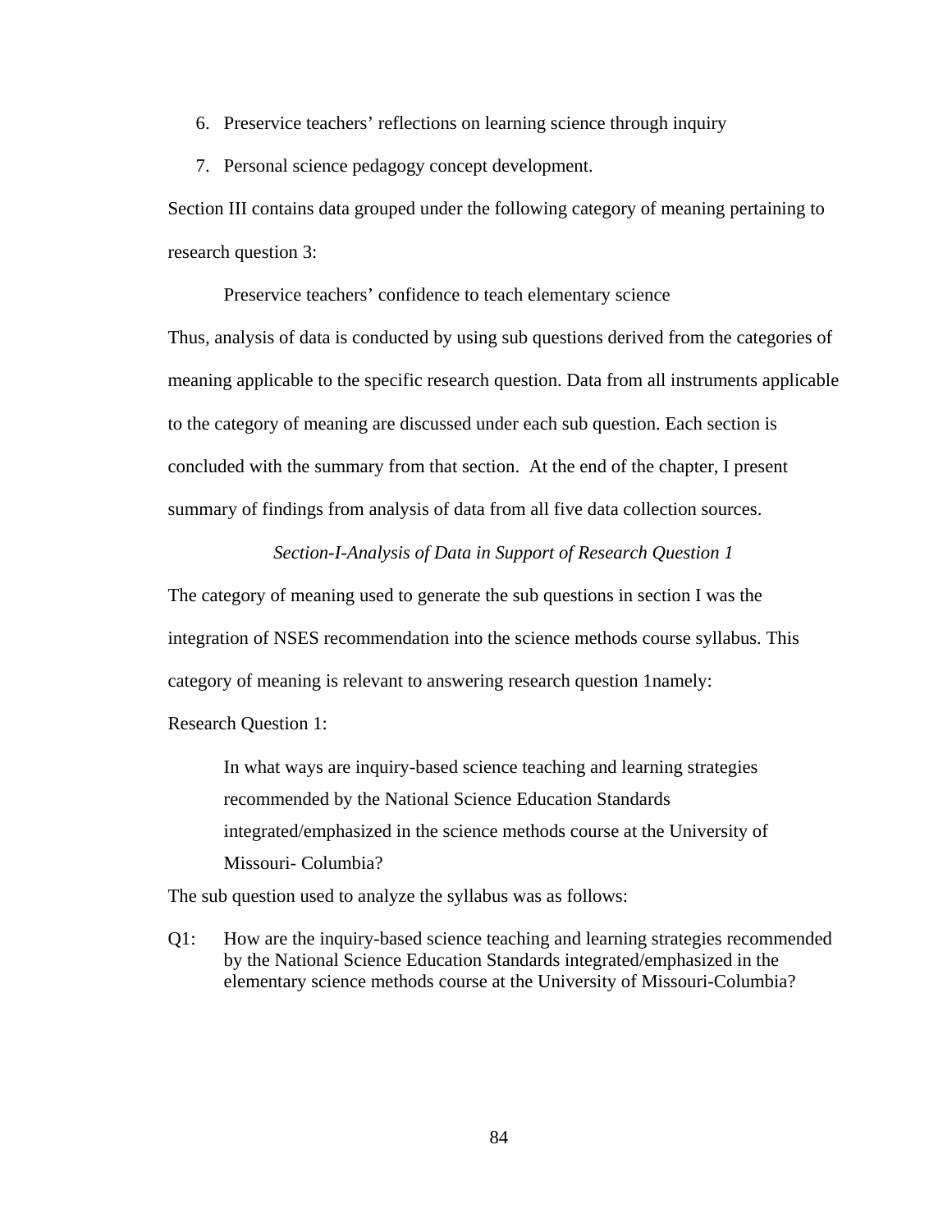6. Preservice teachers' reflections on learning science through inquiry
7. Personal science pedagogy concept development.

Section III contains data grouped under the following category of meaning pertaining to research question 3:

> Preservice teachers' confidence to teach elementary science

Thus, analysis of data is conducted by using sub questions derived from the categories of meaning applicable to the specific research question. Data from all instruments applicable to the category of meaning are discussed under each sub question. Each section is concluded with the summary from that section. At the end of the chapter, I present summary of findings from analysis of data from all five data collection sources.

### *Section-I-Analysis of Data in Support of Research Question 1*

The category of meaning used to generate the sub questions in section I was the integration of NSES recommendation into the science methods course syllabus. This category of meaning is relevant to answering research question 1namely:

Research Question 1:

> In what ways are inquiry-based science teaching and learning strategies recommended by the National Science Education Standards integrated/emphasized in the science methods course at the University of Missouri- Columbia?

The sub question used to analyze the syllabus was as follows:

Q1: How are the inquiry-based science teaching and learning strategies recommended by the National Science Education Standards integrated/emphasized in the elementary science methods course at the University of Missouri-Columbia?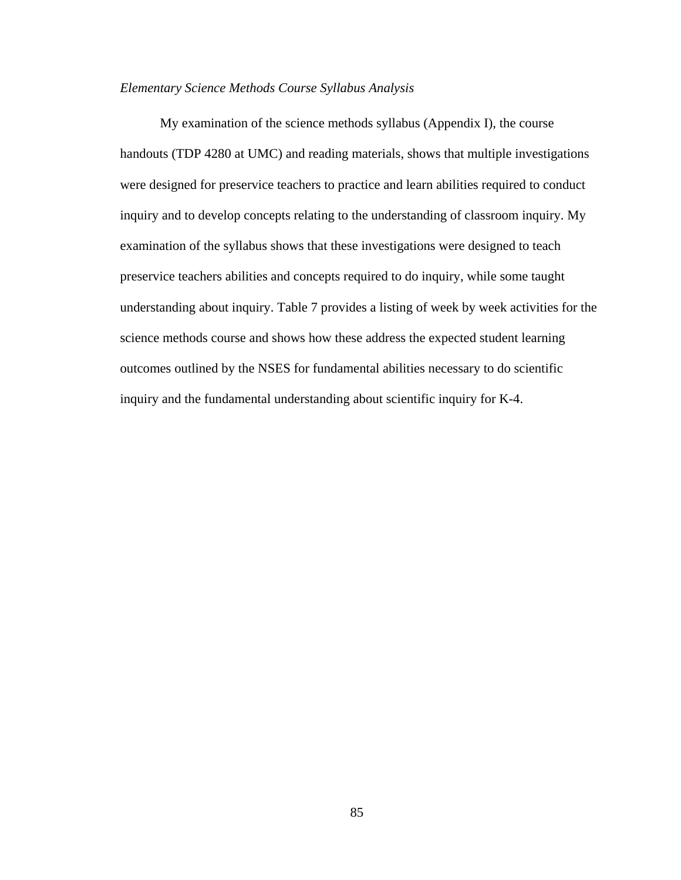*Elementary Science Methods Course Syllabus Analysis*

My examination of the science methods syllabus (Appendix I), the course handouts (TDP 4280 at UMC) and reading materials, shows that multiple investigations were designed for preservice teachers to practice and learn abilities required to conduct inquiry and to develop concepts relating to the understanding of classroom inquiry. My examination of the syllabus shows that these investigations were designed to teach preservice teachers abilities and concepts required to do inquiry, while some taught understanding about inquiry. Table 7 provides a listing of week by week activities for the science methods course and shows how these address the expected student learning outcomes outlined by the NSES for fundamental abilities necessary to do scientific inquiry and the fundamental understanding about scientific inquiry for K-4.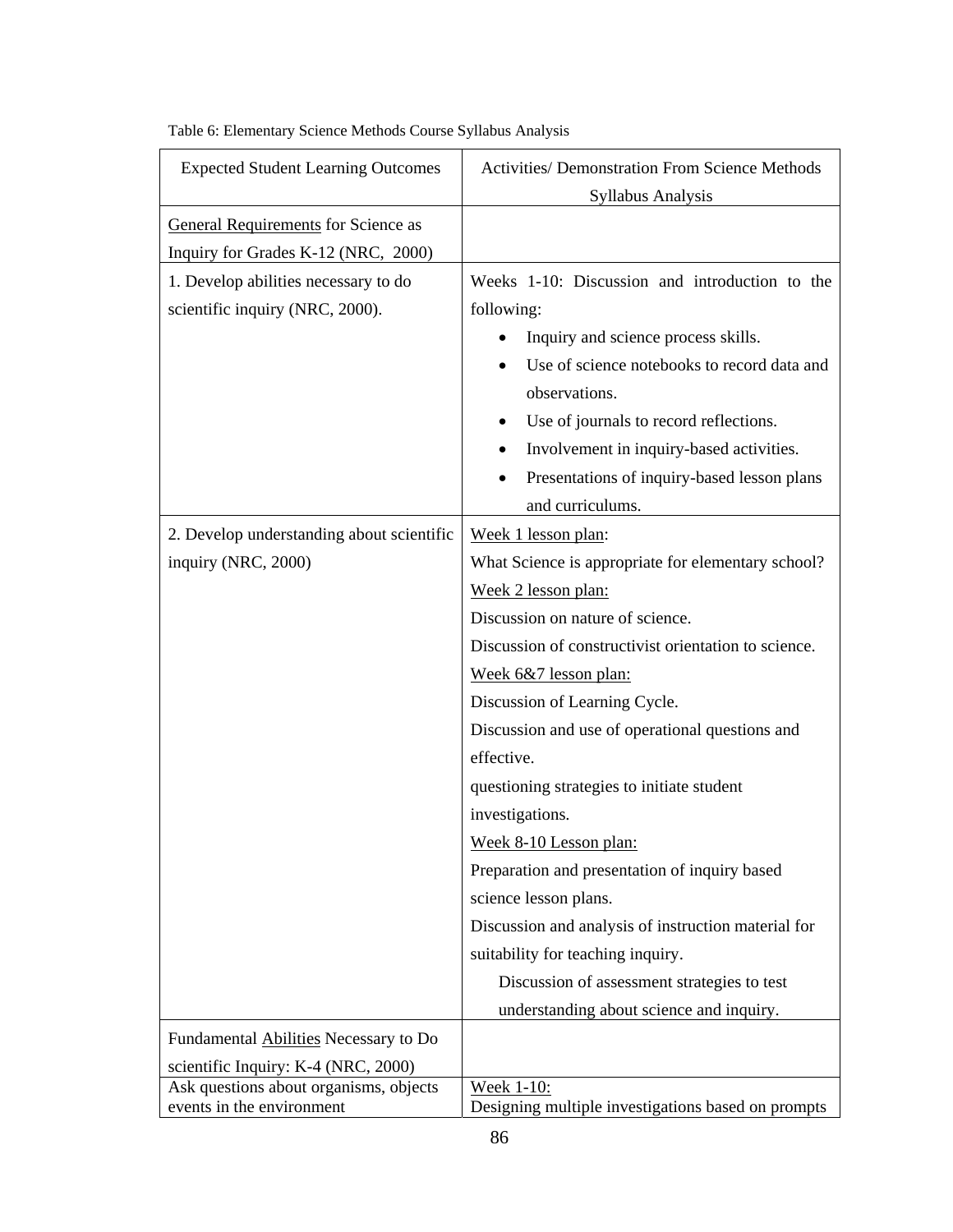Table 6: Elementary Science Methods Course Syllabus Analysis

| Expected Student Learning Outcomes | Activities/ Demonstration From Science Methods Syllabus Analysis |
|---|---|
| General Requirements for Science as Inquiry for Grades K-12 (NRC, 2000) | |
| 1. Develop abilities necessary to do scientific inquiry (NRC, 2000). | Weeks 1-10: Discussion and introduction to the following: • Inquiry and science process skills. • Use of science notebooks to record data and observations. • Use of journals to record reflections. • Involvement in inquiry-based activities. • Presentations of inquiry-based lesson plans and curriculums. |
| 2. Develop understanding about scientific inquiry (NRC, 2000) | Week 1 lesson plan: What Science is appropriate for elementary school? Week 2 lesson plan: Discussion on nature of science. Discussion of constructivist orientation to science. Week 6&7 lesson plan: Discussion of Learning Cycle. Discussion and use of operational questions and effective. questioning strategies to initiate student investigations. Week 8-10 Lesson plan: Preparation and presentation of inquiry based science lesson plans. Discussion and analysis of instruction material for suitability for teaching inquiry. Discussion of assessment strategies to test understanding about science and inquiry. |
| Fundamental Abilities Necessary to Do scientific Inquiry: K-4 (NRC, 2000) | |
| Ask questions about organisms, objects events in the environment | Week 1-10: Designing multiple investigations based on prompts |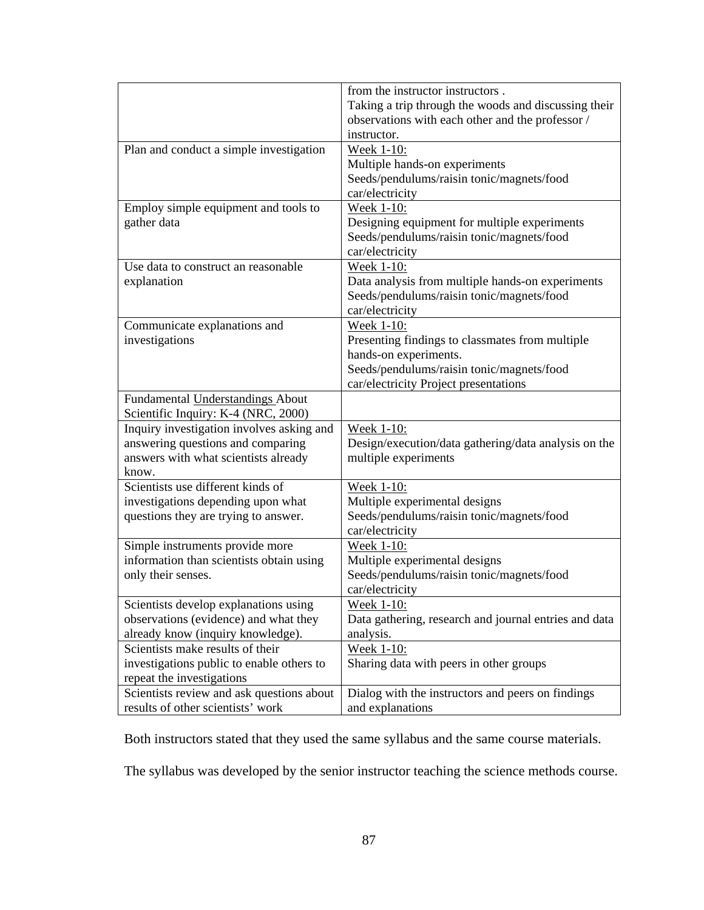| | |
|---|---|
| | from the instructor instructors . Taking a trip through the woods and discussing their observations with each other and the professor / instructor. |
| Plan and conduct a simple investigation | Week 1-10: Multiple hands-on experiments Seeds/pendulums/raisin tonic/magnets/food car/electricity |
| Employ simple equipment and tools to gather data | Week 1-10: Designing equipment for multiple experiments Seeds/pendulums/raisin tonic/magnets/food car/electricity |
| Use data to construct an reasonable explanation | Week 1-10: Data analysis from multiple hands-on experiments Seeds/pendulums/raisin tonic/magnets/food car/electricity |
| Communicate explanations and investigations | Week 1-10: Presenting findings to classmates from multiple hands-on experiments. Seeds/pendulums/raisin tonic/magnets/food car/electricity Project presentations |
| Fundamental Understandings About Scientific Inquiry: K-4 (NRC, 2000) | |
| Inquiry investigation involves asking and answering questions and comparing answers with what scientists already know. | Week 1-10: Design/execution/data gathering/data analysis on the multiple experiments |
| Scientists use different kinds of investigations depending upon what questions they are trying to answer. | Week 1-10: Multiple experimental designs Seeds/pendulums/raisin tonic/magnets/food car/electricity |
| Simple instruments provide more information than scientists obtain using only their senses. | Week 1-10: Multiple experimental designs Seeds/pendulums/raisin tonic/magnets/food car/electricity |
| Scientists develop explanations using observations (evidence) and what they already know (inquiry knowledge). | Week 1-10: Data gathering, research and journal entries and data analysis. |
| Scientists make results of their investigations public to enable others to repeat the investigations | Week 1-10: Sharing data with peers in other groups |
| Scientists review and ask questions about results of other scientists' work | Dialog with the instructors and peers on findings and explanations |

Both instructors stated that they used the same syllabus and the same course materials.

The syllabus was developed by the senior instructor teaching the science methods course.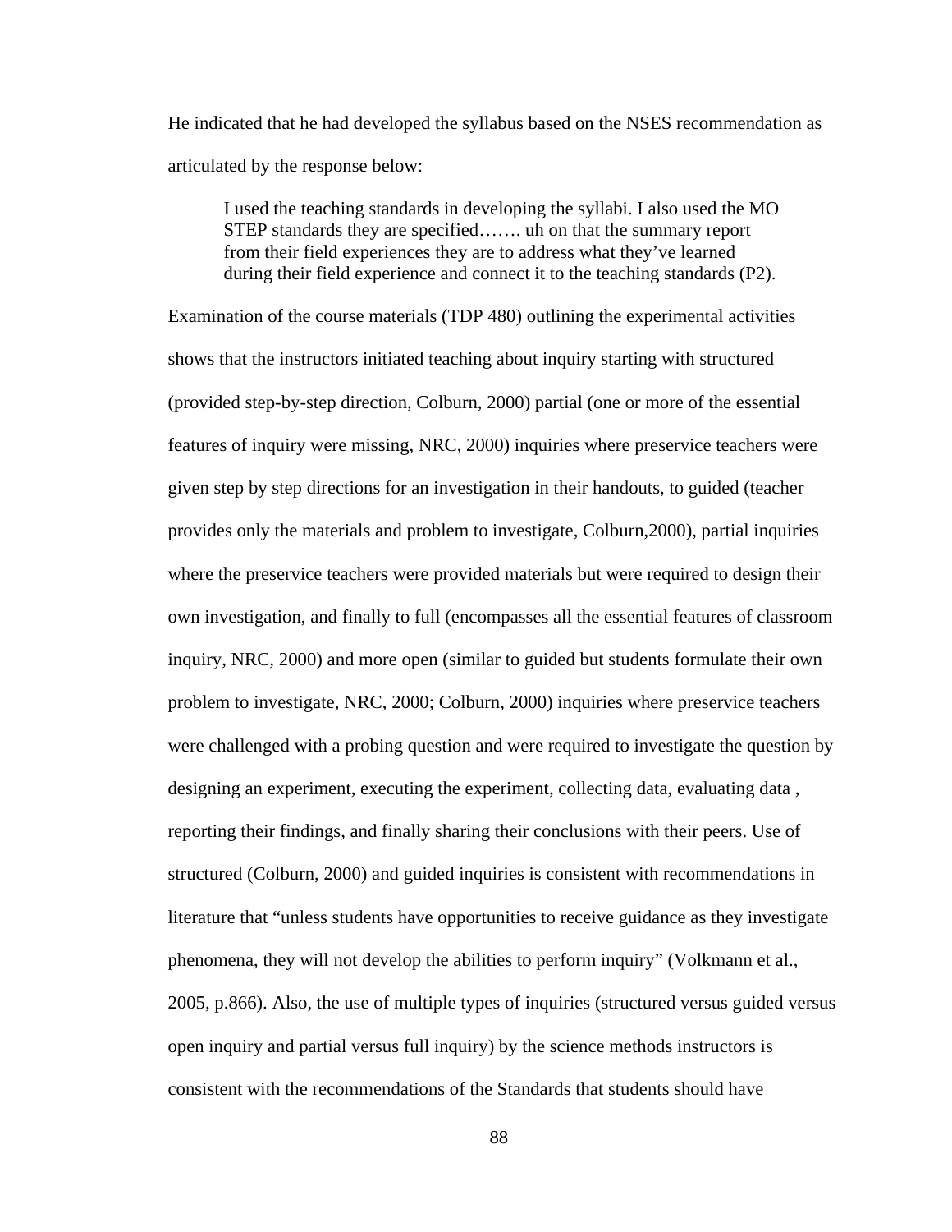He indicated that he had developed the syllabus based on the NSES recommendation as articulated by the response below:

> I used the teaching standards in developing the syllabi. I also used the MO STEP standards they are specified……. uh on that the summary report from their field experiences they are to address what they've learned during their field experience and connect it to the teaching standards (P2).

Examination of the course materials (TDP 480) outlining the experimental activities shows that the instructors initiated teaching about inquiry starting with structured (provided step-by-step direction, Colburn, 2000) partial (one or more of the essential features of inquiry were missing, NRC, 2000) inquiries where preservice teachers were given step by step directions for an investigation in their handouts, to guided (teacher provides only the materials and problem to investigate, Colburn,2000), partial inquiries where the preservice teachers were provided materials but were required to design their own investigation, and finally to full (encompasses all the essential features of classroom inquiry, NRC, 2000) and more open (similar to guided but students formulate their own problem to investigate, NRC, 2000; Colburn, 2000) inquiries where preservice teachers were challenged with a probing question and were required to investigate the question by designing an experiment, executing the experiment, collecting data, evaluating data , reporting their findings, and finally sharing their conclusions with their peers. Use of structured (Colburn, 2000) and guided inquiries is consistent with recommendations in literature that "unless students have opportunities to receive guidance as they investigate phenomena, they will not develop the abilities to perform inquiry" (Volkmann et al., 2005, p.866). Also, the use of multiple types of inquiries (structured versus guided versus open inquiry and partial versus full inquiry) by the science methods instructors is consistent with the recommendations of the Standards that students should have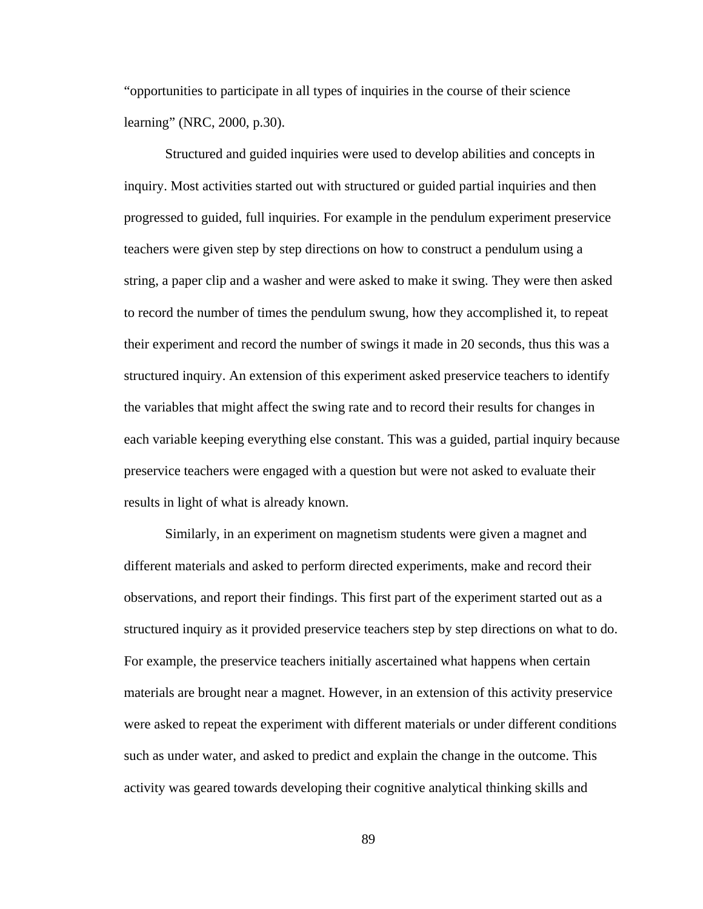"opportunities to participate in all types of inquiries in the course of their science learning" (NRC, 2000, p.30).

Structured and guided inquiries were used to develop abilities and concepts in inquiry. Most activities started out with structured or guided partial inquiries and then progressed to guided, full inquiries. For example in the pendulum experiment preservice teachers were given step by step directions on how to construct a pendulum using a string, a paper clip and a washer and were asked to make it swing. They were then asked to record the number of times the pendulum swung, how they accomplished it, to repeat their experiment and record the number of swings it made in 20 seconds, thus this was a structured inquiry. An extension of this experiment asked preservice teachers to identify the variables that might affect the swing rate and to record their results for changes in each variable keeping everything else constant. This was a guided, partial inquiry because preservice teachers were engaged with a question but were not asked to evaluate their results in light of what is already known.

Similarly, in an experiment on magnetism students were given a magnet and different materials and asked to perform directed experiments, make and record their observations, and report their findings. This first part of the experiment started out as a structured inquiry as it provided preservice teachers step by step directions on what to do. For example, the preservice teachers initially ascertained what happens when certain materials are brought near a magnet. However, in an extension of this activity preservice were asked to repeat the experiment with different materials or under different conditions such as under water, and asked to predict and explain the change in the outcome. This activity was geared towards developing their cognitive analytical thinking skills and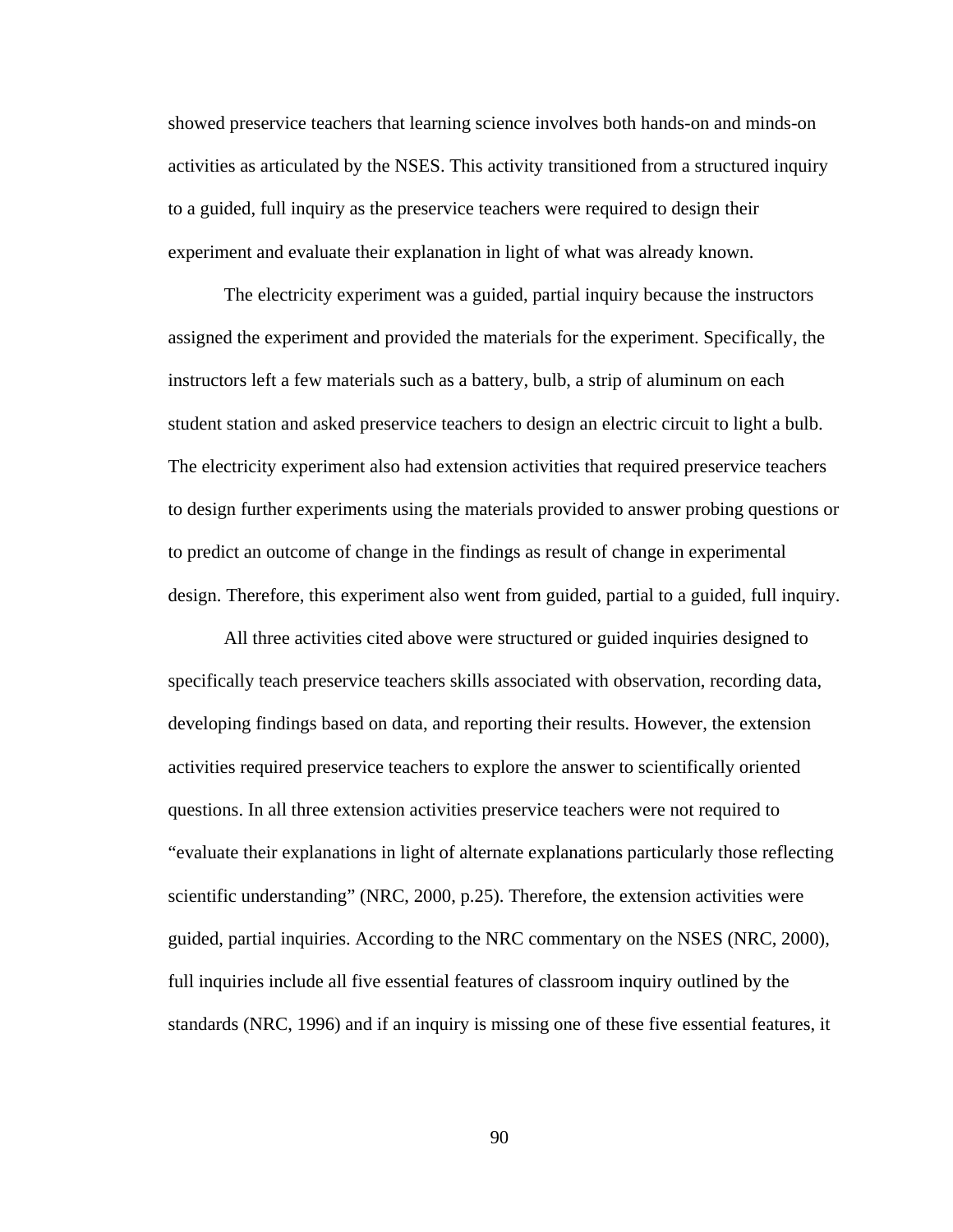showed preservice teachers that learning science involves both hands-on and minds-on activities as articulated by the NSES. This activity transitioned from a structured inquiry to a guided, full inquiry as the preservice teachers were required to design their experiment and evaluate their explanation in light of what was already known.

The electricity experiment was a guided, partial inquiry because the instructors assigned the experiment and provided the materials for the experiment. Specifically, the instructors left a few materials such as a battery, bulb, a strip of aluminum on each student station and asked preservice teachers to design an electric circuit to light a bulb. The electricity experiment also had extension activities that required preservice teachers to design further experiments using the materials provided to answer probing questions or to predict an outcome of change in the findings as result of change in experimental design. Therefore, this experiment also went from guided, partial to a guided, full inquiry.

All three activities cited above were structured or guided inquiries designed to specifically teach preservice teachers skills associated with observation, recording data, developing findings based on data, and reporting their results. However, the extension activities required preservice teachers to explore the answer to scientifically oriented questions. In all three extension activities preservice teachers were not required to "evaluate their explanations in light of alternate explanations particularly those reflecting scientific understanding" (NRC, 2000, p.25). Therefore, the extension activities were guided, partial inquiries. According to the NRC commentary on the NSES (NRC, 2000), full inquiries include all five essential features of classroom inquiry outlined by the standards (NRC, 1996) and if an inquiry is missing one of these five essential features, it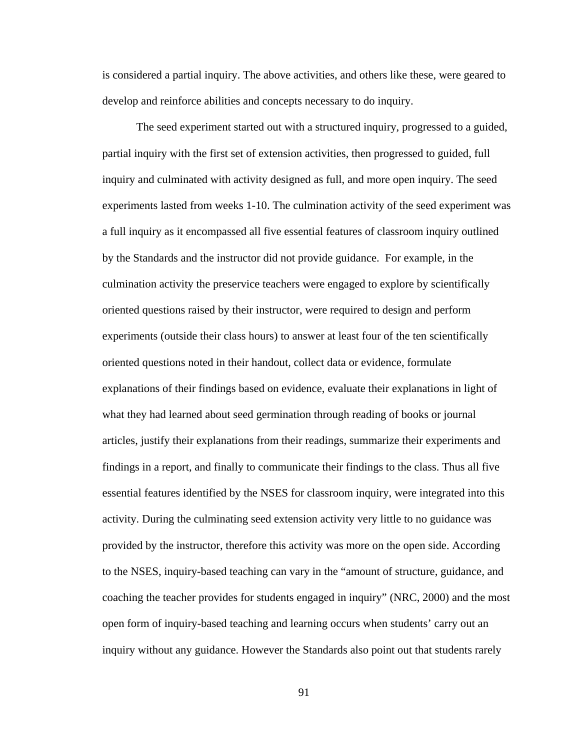is considered a partial inquiry. The above activities, and others like these, were geared to develop and reinforce abilities and concepts necessary to do inquiry.

The seed experiment started out with a structured inquiry, progressed to a guided, partial inquiry with the first set of extension activities, then progressed to guided, full inquiry and culminated with activity designed as full, and more open inquiry. The seed experiments lasted from weeks 1-10. The culmination activity of the seed experiment was a full inquiry as it encompassed all five essential features of classroom inquiry outlined by the Standards and the instructor did not provide guidance.  For example, in the culmination activity the preservice teachers were engaged to explore by scientifically oriented questions raised by their instructor, were required to design and perform experiments (outside their class hours) to answer at least four of the ten scientifically oriented questions noted in their handout, collect data or evidence, formulate explanations of their findings based on evidence, evaluate their explanations in light of what they had learned about seed germination through reading of books or journal articles, justify their explanations from their readings, summarize their experiments and findings in a report, and finally to communicate their findings to the class. Thus all five essential features identified by the NSES for classroom inquiry, were integrated into this activity. During the culminating seed extension activity very little to no guidance was provided by the instructor, therefore this activity was more on the open side. According to the NSES, inquiry-based teaching can vary in the "amount of structure, guidance, and coaching the teacher provides for students engaged in inquiry" (NRC, 2000) and the most open form of inquiry-based teaching and learning occurs when students' carry out an inquiry without any guidance. However the Standards also point out that students rarely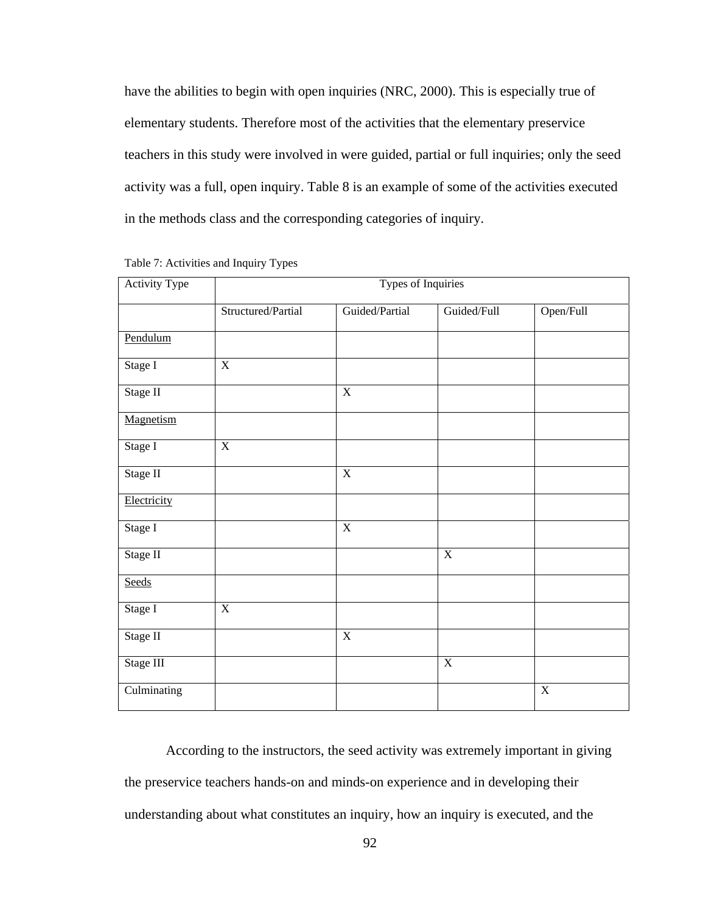have the abilities to begin with open inquiries (NRC, 2000). This is especially true of elementary students. Therefore most of the activities that the elementary preservice teachers in this study were involved in were guided, partial or full inquiries; only the seed activity was a full, open inquiry. Table 8 is an example of some of the activities executed in the methods class and the corresponding categories of inquiry.

Table 7: Activities and Inquiry Types

| Activity Type | Types of Inquiries | | | |
|---|---|---|---|---|
| | Structured/Partial | Guided/Partial | Guided/Full | Open/Full |
| Pendulum | | | | |
| Stage I | X | | | |
| Stage II | | X | | |
| Magnetism | | | | |
| Stage I | X | | | |
| Stage II | | X | | |
| Electricity | | | | |
| Stage I | | X | | |
| Stage II | | | X | |
| Seeds | | | | |
| Stage I | X | | | |
| Stage II | | X | | |
| Stage III | | | X | |
| Culminating | | | | X |

According to the instructors, the seed activity was extremely important in giving the preservice teachers hands-on and minds-on experience and in developing their understanding about what constitutes an inquiry, how an inquiry is executed, and the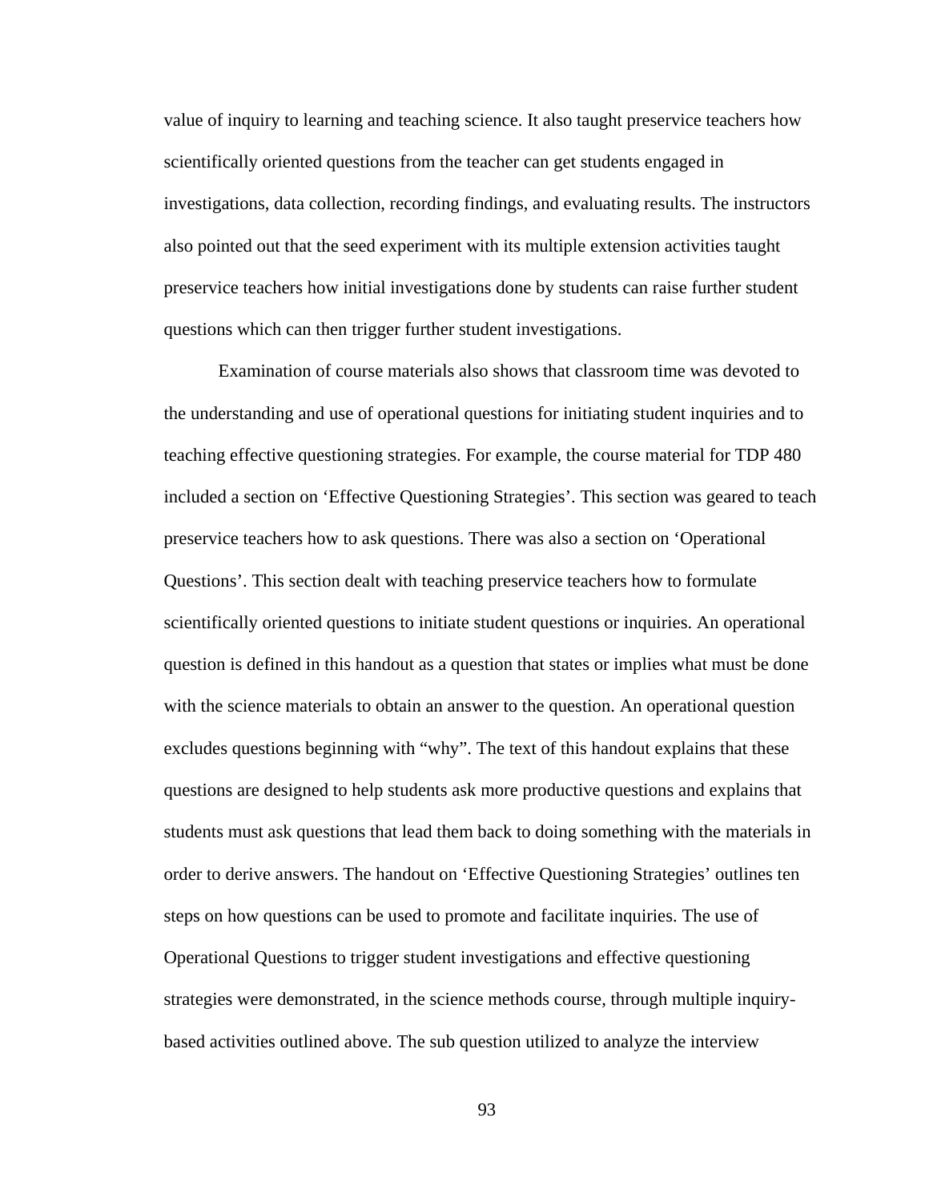value of inquiry to learning and teaching science. It also taught preservice teachers how scientifically oriented questions from the teacher can get students engaged in investigations, data collection, recording findings, and evaluating results. The instructors also pointed out that the seed experiment with its multiple extension activities taught preservice teachers how initial investigations done by students can raise further student questions which can then trigger further student investigations.

Examination of course materials also shows that classroom time was devoted to the understanding and use of operational questions for initiating student inquiries and to teaching effective questioning strategies. For example, the course material for TDP 480 included a section on ‘Effective Questioning Strategies’. This section was geared to teach preservice teachers how to ask questions. There was also a section on ‘Operational Questions’. This section dealt with teaching preservice teachers how to formulate scientifically oriented questions to initiate student questions or inquiries. An operational question is defined in this handout as a question that states or implies what must be done with the science materials to obtain an answer to the question. An operational question excludes questions beginning with “why”. The text of this handout explains that these questions are designed to help students ask more productive questions and explains that students must ask questions that lead them back to doing something with the materials in order to derive answers. The handout on ‘Effective Questioning Strategies’ outlines ten steps on how questions can be used to promote and facilitate inquiries. The use of Operational Questions to trigger student investigations and effective questioning strategies were demonstrated, in the science methods course, through multiple inquiry-based activities outlined above. The sub question utilized to analyze the interview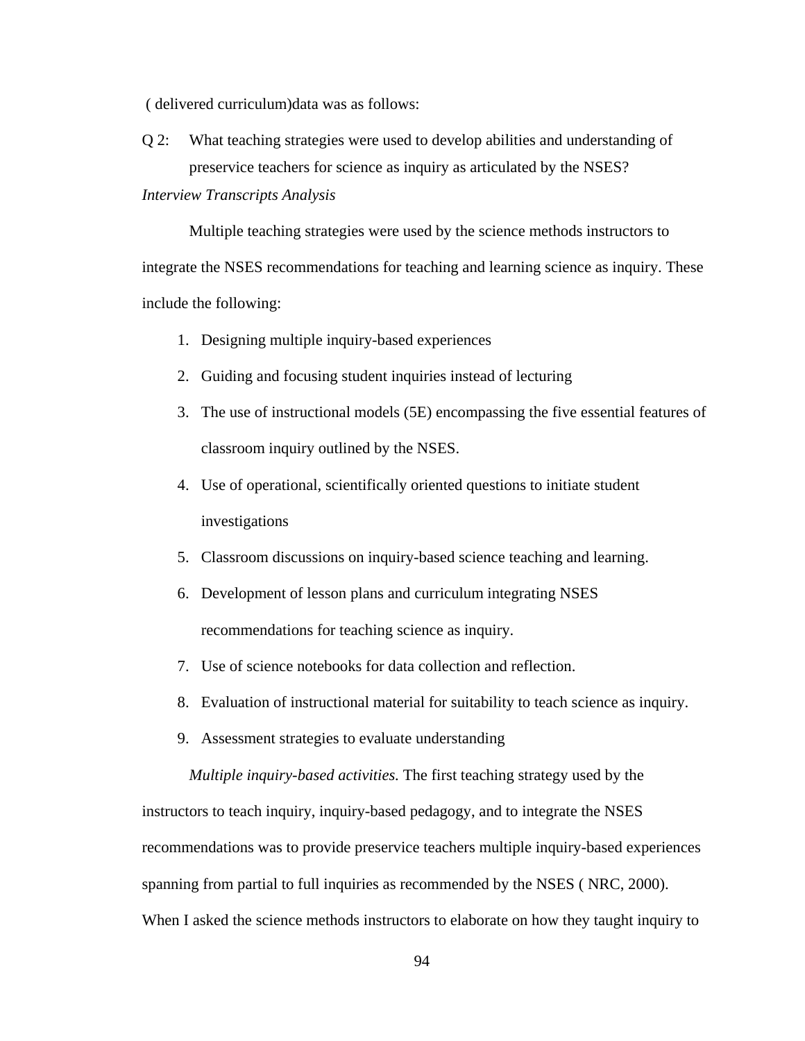( delivered curriculum)data was as follows:

Q 2: What teaching strategies were used to develop abilities and understanding of preservice teachers for science as inquiry as articulated by the NSES?

*Interview Transcripts Analysis*

Multiple teaching strategies were used by the science methods instructors to integrate the NSES recommendations for teaching and learning science as inquiry. These include the following:

1. Designing multiple inquiry-based experiences
2. Guiding and focusing student inquiries instead of lecturing
3. The use of instructional models (5E) encompassing the five essential features of classroom inquiry outlined by the NSES.
4. Use of operational, scientifically oriented questions to initiate student investigations
5. Classroom discussions on inquiry-based science teaching and learning.
6. Development of lesson plans and curriculum integrating NSES recommendations for teaching science as inquiry.
7. Use of science notebooks for data collection and reflection.
8. Evaluation of instructional material for suitability to teach science as inquiry.
9. Assessment strategies to evaluate understanding

*Multiple inquiry-based activities.* The first teaching strategy used by the instructors to teach inquiry, inquiry-based pedagogy, and to integrate the NSES recommendations was to provide preservice teachers multiple inquiry-based experiences spanning from partial to full inquiries as recommended by the NSES ( NRC, 2000). When I asked the science methods instructors to elaborate on how they taught inquiry to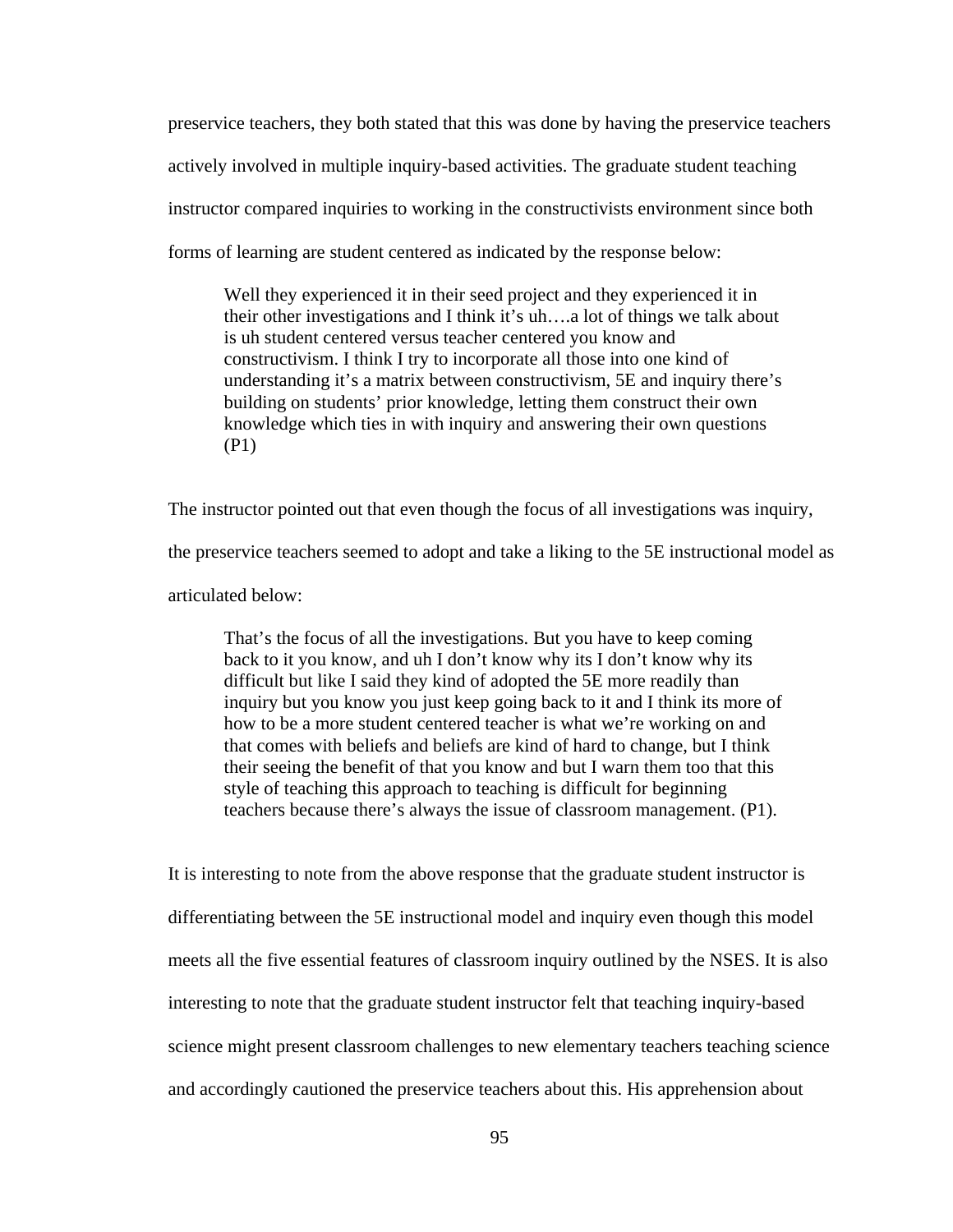preservice teachers, they both stated that this was done by having the preservice teachers actively involved in multiple inquiry-based activities. The graduate student teaching instructor compared inquiries to working in the constructivists environment since both forms of learning are student centered as indicated by the response below:

> Well they experienced it in their seed project and they experienced it in their other investigations and I think it's uh….a lot of things we talk about is uh student centered versus teacher centered you know and constructivism. I think I try to incorporate all those into one kind of understanding it's a matrix between constructivism, 5E and inquiry there's building on students' prior knowledge, letting them construct their own knowledge which ties in with inquiry and answering their own questions (P1)

The instructor pointed out that even though the focus of all investigations was inquiry, the preservice teachers seemed to adopt and take a liking to the 5E instructional model as articulated below:

> That's the focus of all the investigations. But you have to keep coming back to it you know, and uh I don't know why its I don't know why its difficult but like I said they kind of adopted the 5E more readily than inquiry but you know you just keep going back to it and I think its more of how to be a more student centered teacher is what we're working on and that comes with beliefs and beliefs are kind of hard to change, but I think their seeing the benefit of that you know and but I warn them too that this style of teaching this approach to teaching is difficult for beginning teachers because there's always the issue of classroom management. (P1).

It is interesting to note from the above response that the graduate student instructor is differentiating between the 5E instructional model and inquiry even though this model meets all the five essential features of classroom inquiry outlined by the NSES. It is also interesting to note that the graduate student instructor felt that teaching inquiry-based science might present classroom challenges to new elementary teachers teaching science and accordingly cautioned the preservice teachers about this. His apprehension about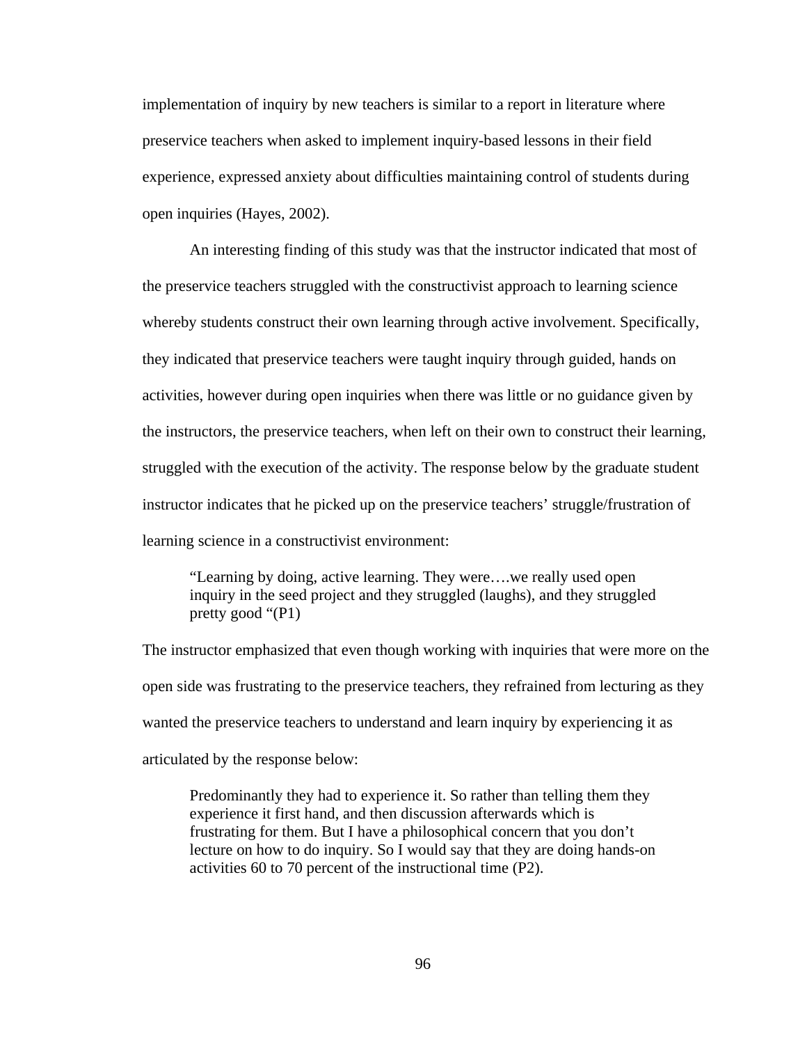implementation of inquiry by new teachers is similar to a report in literature where preservice teachers when asked to implement inquiry-based lessons in their field experience, expressed anxiety about difficulties maintaining control of students during open inquiries (Hayes, 2002).

An interesting finding of this study was that the instructor indicated that most of the preservice teachers struggled with the constructivist approach to learning science whereby students construct their own learning through active involvement. Specifically, they indicated that preservice teachers were taught inquiry through guided, hands on activities, however during open inquiries when there was little or no guidance given by the instructors, the preservice teachers, when left on their own to construct their learning, struggled with the execution of the activity. The response below by the graduate student instructor indicates that he picked up on the preservice teachers' struggle/frustration of learning science in a constructivist environment:

> "Learning by doing, active learning. They were….we really used open inquiry in the seed project and they struggled (laughs), and they struggled pretty good "(P1)

The instructor emphasized that even though working with inquiries that were more on the open side was frustrating to the preservice teachers, they refrained from lecturing as they wanted the preservice teachers to understand and learn inquiry by experiencing it as articulated by the response below:

> Predominantly they had to experience it. So rather than telling them they experience it first hand, and then discussion afterwards which is frustrating for them. But I have a philosophical concern that you don't lecture on how to do inquiry. So I would say that they are doing hands-on activities 60 to 70 percent of the instructional time (P2).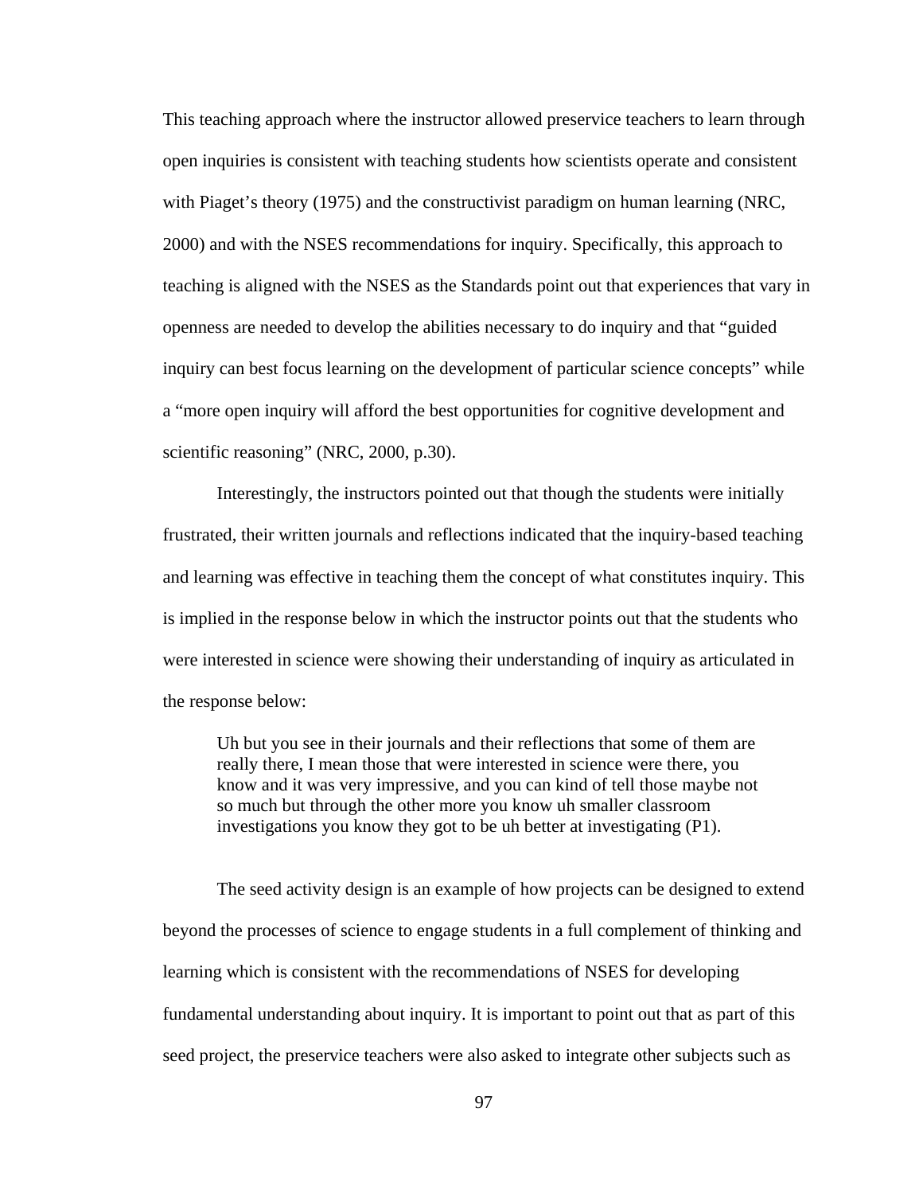This teaching approach where the instructor allowed preservice teachers to learn through open inquiries is consistent with teaching students how scientists operate and consistent with Piaget's theory (1975) and the constructivist paradigm on human learning (NRC, 2000) and with the NSES recommendations for inquiry. Specifically, this approach to teaching is aligned with the NSES as the Standards point out that experiences that vary in openness are needed to develop the abilities necessary to do inquiry and that "guided inquiry can best focus learning on the development of particular science concepts" while a "more open inquiry will afford the best opportunities for cognitive development and scientific reasoning" (NRC, 2000, p.30).

Interestingly, the instructors pointed out that though the students were initially frustrated, their written journals and reflections indicated that the inquiry-based teaching and learning was effective in teaching them the concept of what constitutes inquiry. This is implied in the response below in which the instructor points out that the students who were interested in science were showing their understanding of inquiry as articulated in the response below:

> Uh but you see in their journals and their reflections that some of them are really there, I mean those that were interested in science were there, you know and it was very impressive, and you can kind of tell those maybe not so much but through the other more you know uh smaller classroom investigations you know they got to be uh better at investigating (P1).

The seed activity design is an example of how projects can be designed to extend beyond the processes of science to engage students in a full complement of thinking and learning which is consistent with the recommendations of NSES for developing fundamental understanding about inquiry. It is important to point out that as part of this seed project, the preservice teachers were also asked to integrate other subjects such as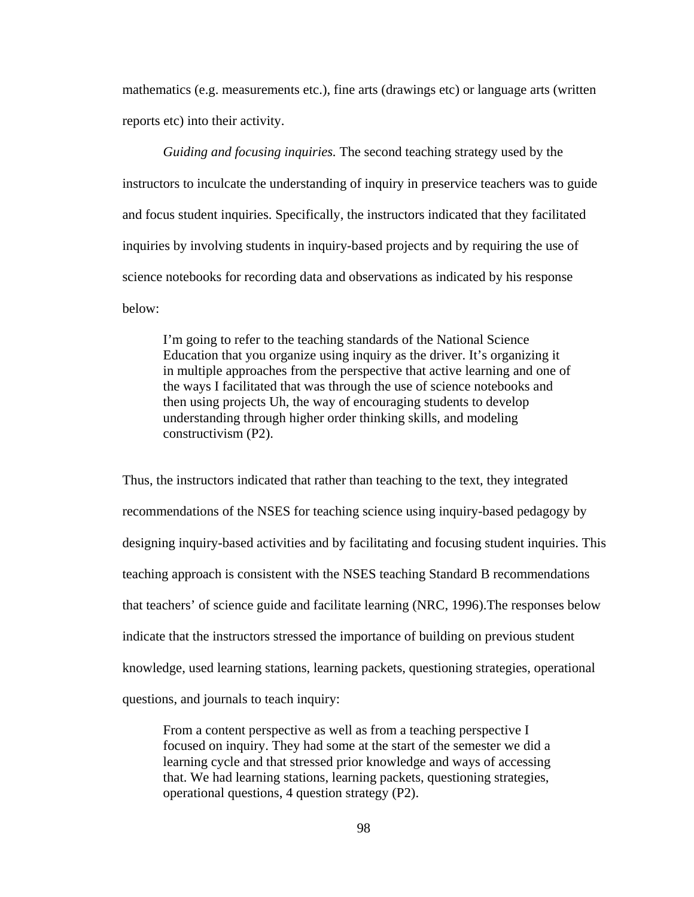mathematics (e.g. measurements etc.), fine arts (drawings etc) or language arts (written reports etc) into their activity.

*Guiding and focusing inquiries.* The second teaching strategy used by the instructors to inculcate the understanding of inquiry in preservice teachers was to guide and focus student inquiries. Specifically, the instructors indicated that they facilitated inquiries by involving students in inquiry-based projects and by requiring the use of science notebooks for recording data and observations as indicated by his response below:

> I'm going to refer to the teaching standards of the National Science Education that you organize using inquiry as the driver. It's organizing it in multiple approaches from the perspective that active learning and one of the ways I facilitated that was through the use of science notebooks and then using projects Uh, the way of encouraging students to develop understanding through higher order thinking skills, and modeling constructivism (P2).

Thus, the instructors indicated that rather than teaching to the text, they integrated recommendations of the NSES for teaching science using inquiry-based pedagogy by designing inquiry-based activities and by facilitating and focusing student inquiries. This teaching approach is consistent with the NSES teaching Standard B recommendations that teachers' of science guide and facilitate learning (NRC, 1996).The responses below indicate that the instructors stressed the importance of building on previous student knowledge, used learning stations, learning packets, questioning strategies, operational questions, and journals to teach inquiry:

> From a content perspective as well as from a teaching perspective I focused on inquiry. They had some at the start of the semester we did a learning cycle and that stressed prior knowledge and ways of accessing that. We had learning stations, learning packets, questioning strategies, operational questions, 4 question strategy (P2).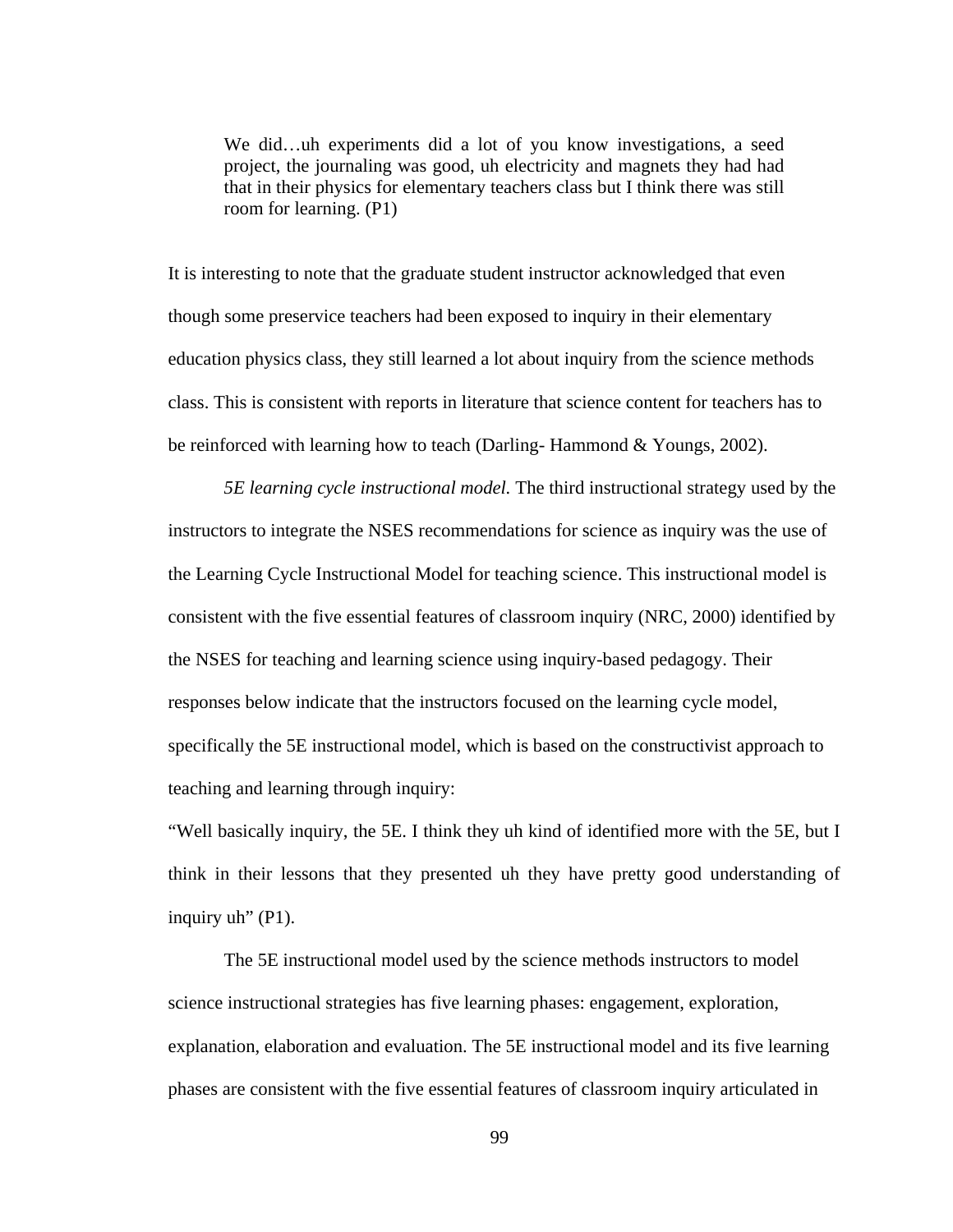> We did…uh experiments did a lot of you know investigations, a seed project, the journaling was good, uh electricity and magnets they had had that in their physics for elementary teachers class but I think there was still room for learning. (P1)

It is interesting to note that the graduate student instructor acknowledged that even though some preservice teachers had been exposed to inquiry in their elementary education physics class, they still learned a lot about inquiry from the science methods class. This is consistent with reports in literature that science content for teachers has to be reinforced with learning how to teach (Darling- Hammond & Youngs, 2002).

*5E learning cycle instructional model.* The third instructional strategy used by the instructors to integrate the NSES recommendations for science as inquiry was the use of the Learning Cycle Instructional Model for teaching science. This instructional model is consistent with the five essential features of classroom inquiry (NRC, 2000) identified by the NSES for teaching and learning science using inquiry-based pedagogy. Their responses below indicate that the instructors focused on the learning cycle model, specifically the 5E instructional model, which is based on the constructivist approach to teaching and learning through inquiry:

"Well basically inquiry, the 5E. I think they uh kind of identified more with the 5E, but I think in their lessons that they presented uh they have pretty good understanding of inquiry uh" (P1).

The 5E instructional model used by the science methods instructors to model science instructional strategies has five learning phases: engagement, exploration, explanation, elaboration and evaluation. The 5E instructional model and its five learning phases are consistent with the five essential features of classroom inquiry articulated in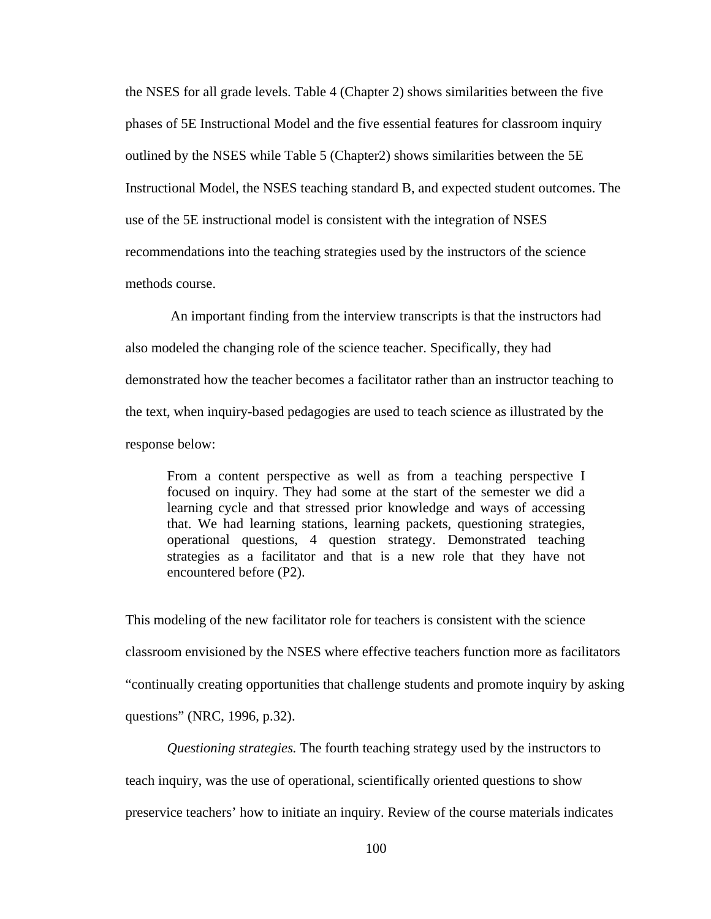the NSES for all grade levels. Table 4 (Chapter 2) shows similarities between the five phases of 5E Instructional Model and the five essential features for classroom inquiry outlined by the NSES while Table 5 (Chapter2) shows similarities between the 5E Instructional Model, the NSES teaching standard B, and expected student outcomes. The use of the 5E instructional model is consistent with the integration of NSES recommendations into the teaching strategies used by the instructors of the science methods course.

An important finding from the interview transcripts is that the instructors had also modeled the changing role of the science teacher. Specifically, they had demonstrated how the teacher becomes a facilitator rather than an instructor teaching to the text, when inquiry-based pedagogies are used to teach science as illustrated by the response below:

> From a content perspective as well as from a teaching perspective I focused on inquiry. They had some at the start of the semester we did a learning cycle and that stressed prior knowledge and ways of accessing that. We had learning stations, learning packets, questioning strategies, operational questions, 4 question strategy. Demonstrated teaching strategies as a facilitator and that is a new role that they have not encountered before (P2).

This modeling of the new facilitator role for teachers is consistent with the science classroom envisioned by the NSES where effective teachers function more as facilitators "continually creating opportunities that challenge students and promote inquiry by asking questions" (NRC, 1996, p.32).

*Questioning strategies.* The fourth teaching strategy used by the instructors to teach inquiry, was the use of operational, scientifically oriented questions to show preservice teachers' how to initiate an inquiry. Review of the course materials indicates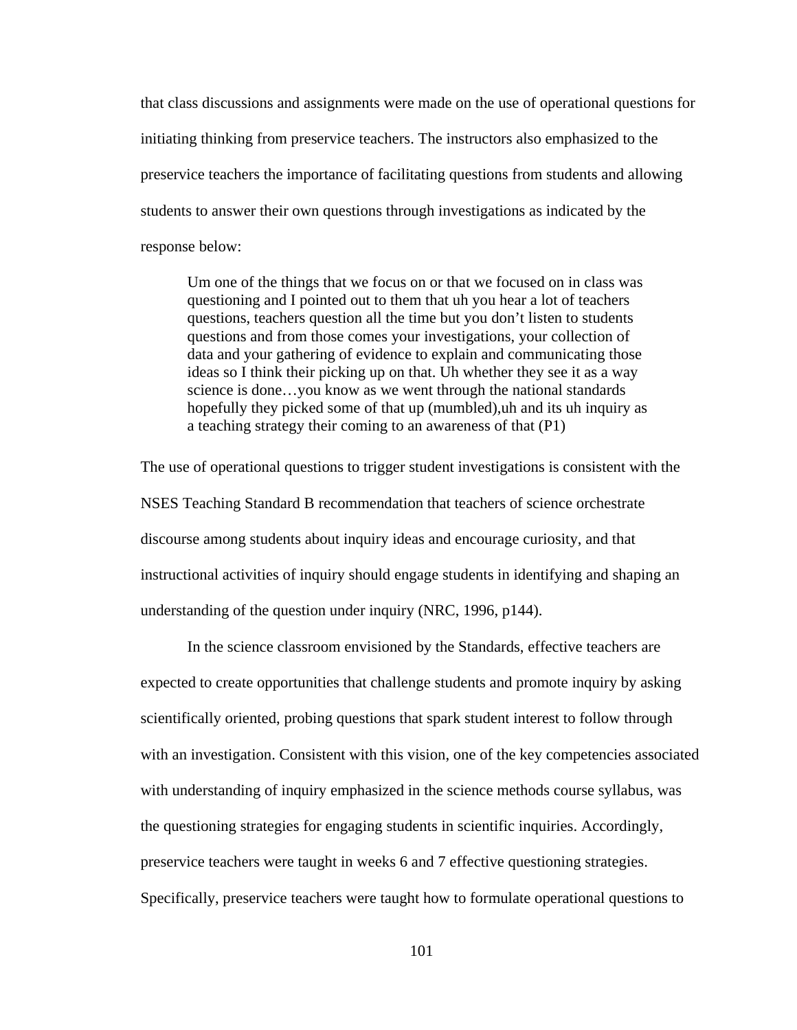that class discussions and assignments were made on the use of operational questions for initiating thinking from preservice teachers. The instructors also emphasized to the preservice teachers the importance of facilitating questions from students and allowing students to answer their own questions through investigations as indicated by the response below:

> Um one of the things that we focus on or that we focused on in class was questioning and I pointed out to them that uh you hear a lot of teachers questions, teachers question all the time but you don't listen to students questions and from those comes your investigations, your collection of data and your gathering of evidence to explain and communicating those ideas so I think their picking up on that. Uh whether they see it as a way science is done…you know as we went through the national standards hopefully they picked some of that up (mumbled),uh and its uh inquiry as a teaching strategy their coming to an awareness of that (P1)

The use of operational questions to trigger student investigations is consistent with the NSES Teaching Standard B recommendation that teachers of science orchestrate discourse among students about inquiry ideas and encourage curiosity, and that instructional activities of inquiry should engage students in identifying and shaping an understanding of the question under inquiry (NRC, 1996, p144).

In the science classroom envisioned by the Standards, effective teachers are expected to create opportunities that challenge students and promote inquiry by asking scientifically oriented, probing questions that spark student interest to follow through with an investigation. Consistent with this vision, one of the key competencies associated with understanding of inquiry emphasized in the science methods course syllabus, was the questioning strategies for engaging students in scientific inquiries. Accordingly, preservice teachers were taught in weeks 6 and 7 effective questioning strategies. Specifically, preservice teachers were taught how to formulate operational questions to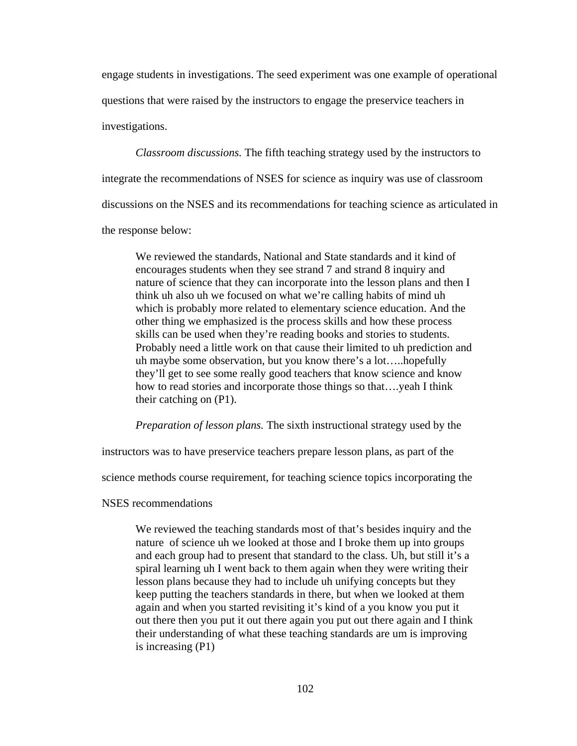engage students in investigations. The seed experiment was one example of operational questions that were raised by the instructors to engage the preservice teachers in investigations.

*Classroom discussions.* The fifth teaching strategy used by the instructors to integrate the recommendations of NSES for science as inquiry was use of classroom discussions on the NSES and its recommendations for teaching science as articulated in the response below:

> We reviewed the standards, National and State standards and it kind of encourages students when they see strand 7 and strand 8 inquiry and nature of science that they can incorporate into the lesson plans and then I think uh also uh we focused on what we're calling habits of mind uh which is probably more related to elementary science education. And the other thing we emphasized is the process skills and how these process skills can be used when they're reading books and stories to students. Probably need a little work on that cause their limited to uh prediction and uh maybe some observation, but you know there's a lot…..hopefully they'll get to see some really good teachers that know science and know how to read stories and incorporate those things so that….yeah I think their catching on (P1).

*Preparation of lesson plans.* The sixth instructional strategy used by the instructors was to have preservice teachers prepare lesson plans, as part of the science methods course requirement, for teaching science topics incorporating the NSES recommendations

> We reviewed the teaching standards most of that's besides inquiry and the nature of science uh we looked at those and I broke them up into groups and each group had to present that standard to the class. Uh, but still it's a spiral learning uh I went back to them again when they were writing their lesson plans because they had to include uh unifying concepts but they keep putting the teachers standards in there, but when we looked at them again and when you started revisiting it's kind of a you know you put it out there then you put it out there again you put out there again and I think their understanding of what these teaching standards are um is improving is increasing (P1)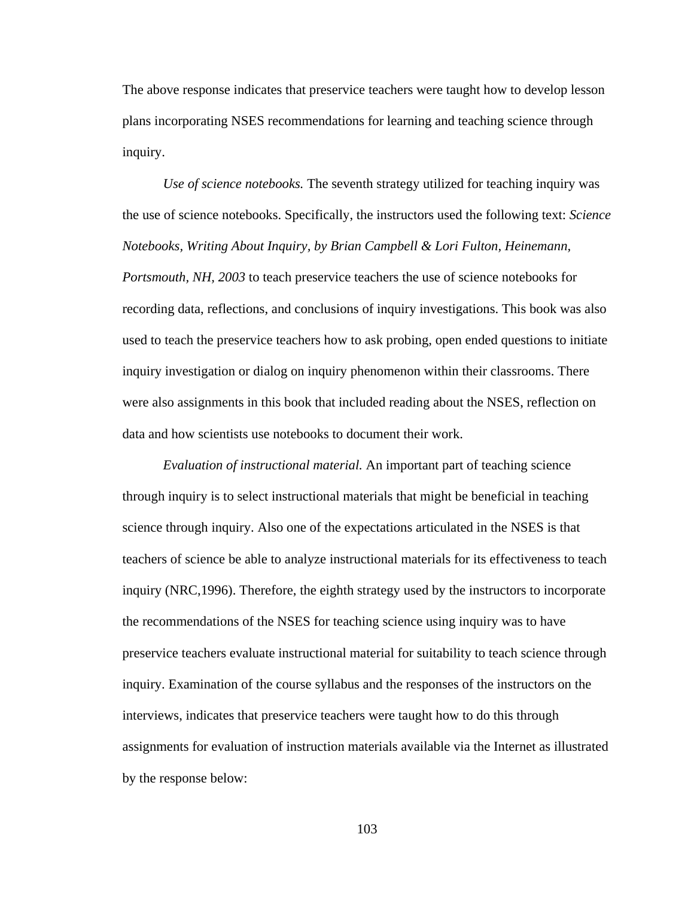The above response indicates that preservice teachers were taught how to develop lesson plans incorporating NSES recommendations for learning and teaching science through inquiry.

*Use of science notebooks.* The seventh strategy utilized for teaching inquiry was the use of science notebooks. Specifically, the instructors used the following text: *Science Notebooks, Writing About Inquiry, by Brian Campbell & Lori Fulton, Heinemann, Portsmouth, NH, 2003* to teach preservice teachers the use of science notebooks for recording data, reflections, and conclusions of inquiry investigations. This book was also used to teach the preservice teachers how to ask probing, open ended questions to initiate inquiry investigation or dialog on inquiry phenomenon within their classrooms. There were also assignments in this book that included reading about the NSES, reflection on data and how scientists use notebooks to document their work.

*Evaluation of instructional material.* An important part of teaching science through inquiry is to select instructional materials that might be beneficial in teaching science through inquiry. Also one of the expectations articulated in the NSES is that teachers of science be able to analyze instructional materials for its effectiveness to teach inquiry (NRC,1996). Therefore, the eighth strategy used by the instructors to incorporate the recommendations of the NSES for teaching science using inquiry was to have preservice teachers evaluate instructional material for suitability to teach science through inquiry. Examination of the course syllabus and the responses of the instructors on the interviews, indicates that preservice teachers were taught how to do this through assignments for evaluation of instruction materials available via the Internet as illustrated by the response below: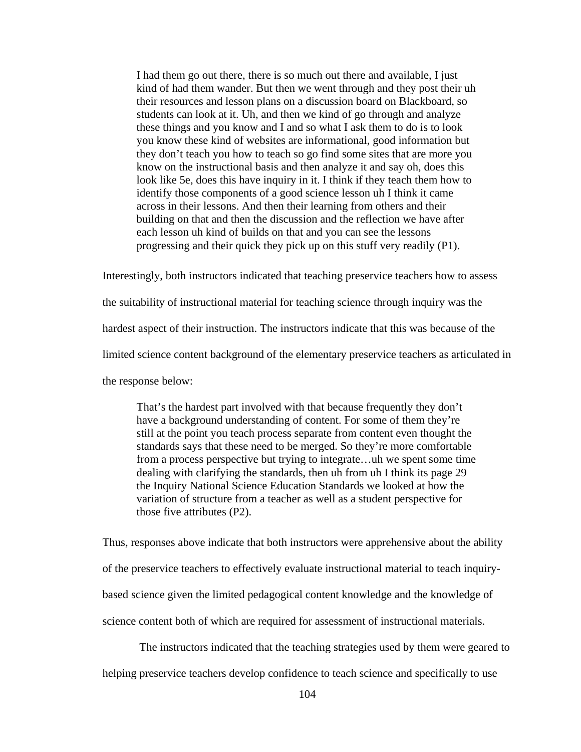> I had them go out there, there is so much out there and available, I just kind of had them wander. But then we went through and they post their uh their resources and lesson plans on a discussion board on Blackboard, so students can look at it. Uh, and then we kind of go through and analyze these things and you know and I and so what I ask them to do is to look you know these kind of websites are informational, good information but they don't teach you how to teach so go find some sites that are more you know on the instructional basis and then analyze it and say oh, does this look like 5e, does this have inquiry in it. I think if they teach them how to identify those components of a good science lesson uh I think it came across in their lessons. And then their learning from others and their building on that and then the discussion and the reflection we have after each lesson uh kind of builds on that and you can see the lessons progressing and their quick they pick up on this stuff very readily (P1).

Interestingly, both instructors indicated that teaching preservice teachers how to assess the suitability of instructional material for teaching science through inquiry was the hardest aspect of their instruction. The instructors indicate that this was because of the limited science content background of the elementary preservice teachers as articulated in the response below:

> That's the hardest part involved with that because frequently they don't have a background understanding of content. For some of them they're still at the point you teach process separate from content even thought the standards says that these need to be merged. So they're more comfortable from a process perspective but trying to integrate…uh we spent some time dealing with clarifying the standards, then uh from uh I think its page 29 the Inquiry National Science Education Standards we looked at how the variation of structure from a teacher as well as a student perspective for those five attributes (P2).

Thus, responses above indicate that both instructors were apprehensive about the ability of the preservice teachers to effectively evaluate instructional material to teach inquiry-based science given the limited pedagogical content knowledge and the knowledge of science content both of which are required for assessment of instructional materials.

The instructors indicated that the teaching strategies used by them were geared to helping preservice teachers develop confidence to teach science and specifically to use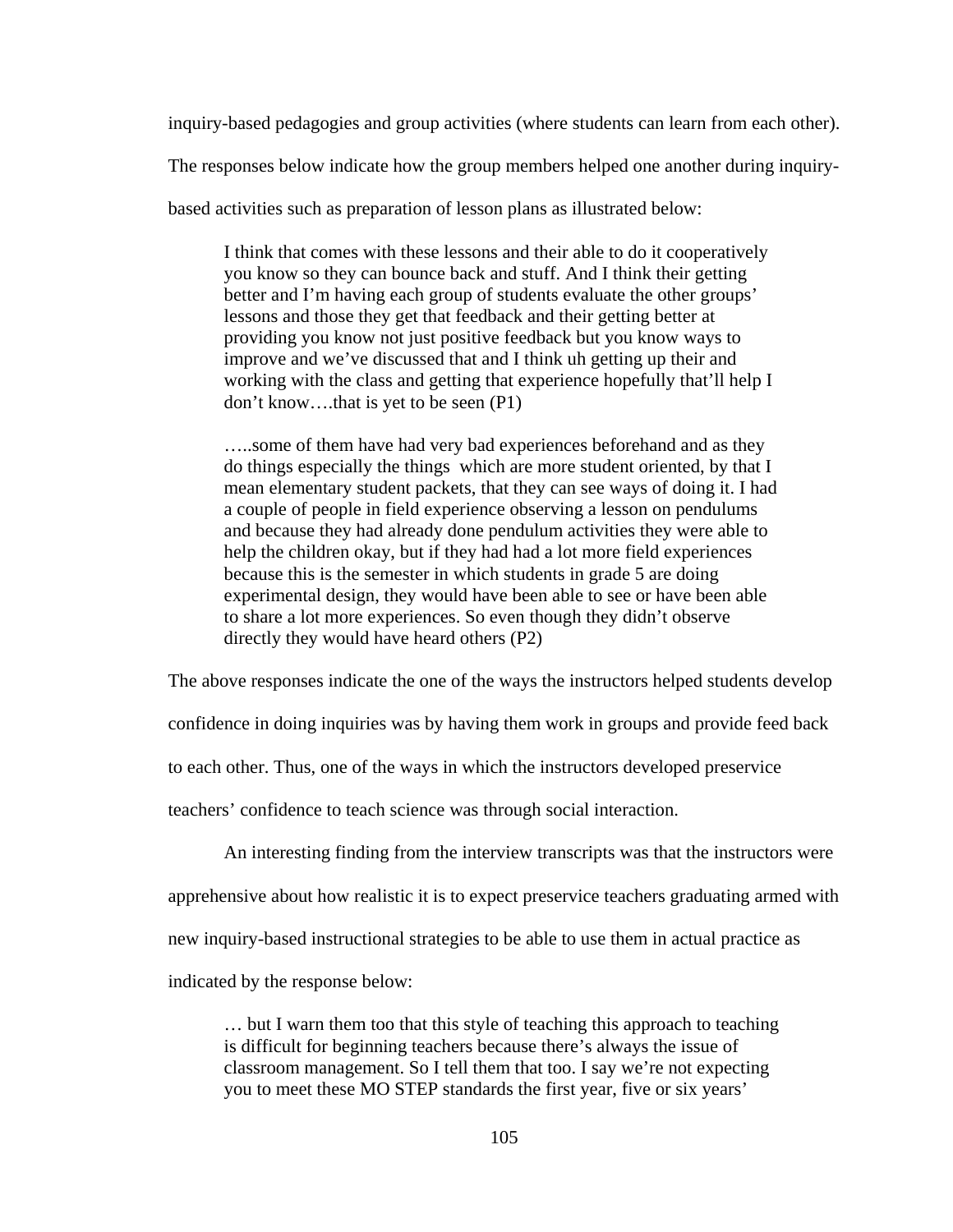inquiry-based pedagogies and group activities (where students can learn from each other). The responses below indicate how the group members helped one another during inquiry-based activities such as preparation of lesson plans as illustrated below:

> I think that comes with these lessons and their able to do it cooperatively you know so they can bounce back and stuff. And I think their getting better and I'm having each group of students evaluate the other groups' lessons and those they get that feedback and their getting better at providing you know not just positive feedback but you know ways to improve and we've discussed that and I think uh getting up their and working with the class and getting that experience hopefully that'll help I don't know….that is yet to be seen (P1)

> …..some of them have had very bad experiences beforehand and as they do things especially the things which are more student oriented, by that I mean elementary student packets, that they can see ways of doing it. I had a couple of people in field experience observing a lesson on pendulums and because they had already done pendulum activities they were able to help the children okay, but if they had had a lot more field experiences because this is the semester in which students in grade 5 are doing experimental design, they would have been able to see or have been able to share a lot more experiences. So even though they didn't observe directly they would have heard others (P2)

The above responses indicate the one of the ways the instructors helped students develop confidence in doing inquiries was by having them work in groups and provide feed back to each other. Thus, one of the ways in which the instructors developed preservice teachers' confidence to teach science was through social interaction.

An interesting finding from the interview transcripts was that the instructors were apprehensive about how realistic it is to expect preservice teachers graduating armed with new inquiry-based instructional strategies to be able to use them in actual practice as indicated by the response below:

> … but I warn them too that this style of teaching this approach to teaching is difficult for beginning teachers because there's always the issue of classroom management. So I tell them that too. I say we're not expecting you to meet these MO STEP standards the first year, five or six years'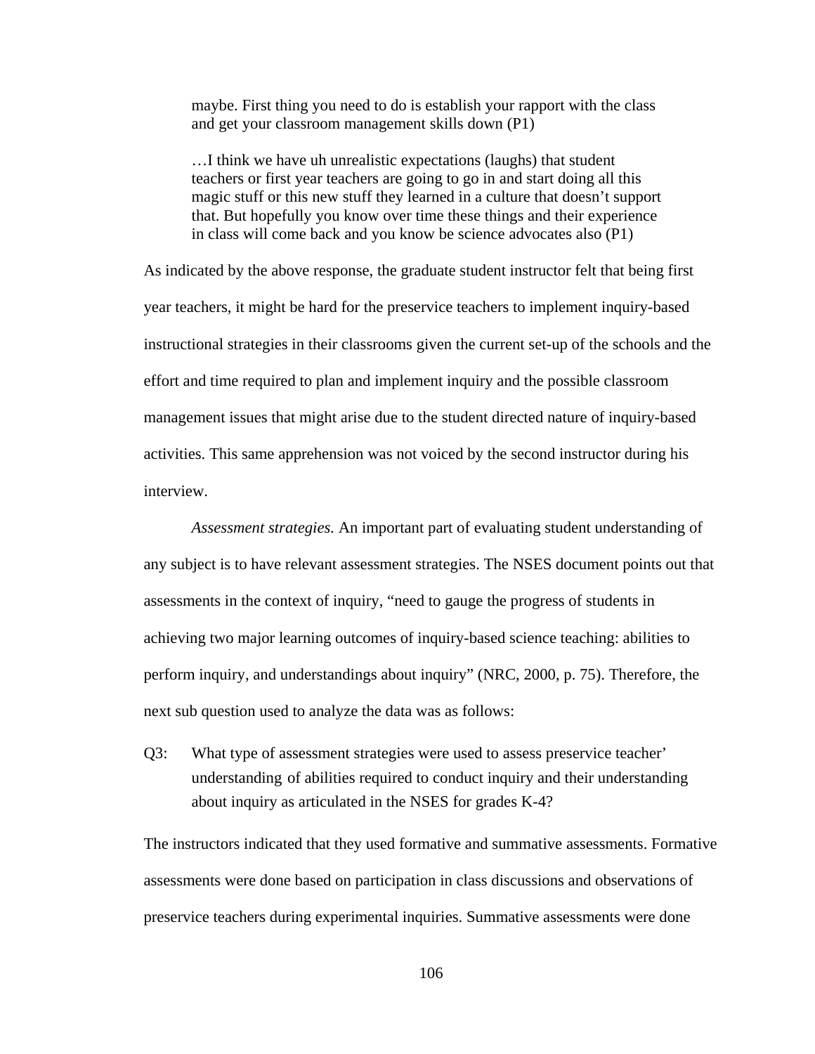> maybe. First thing you need to do is establish your rapport with the class and get your classroom management skills down (P1)
>
> …I think we have uh unrealistic expectations (laughs) that student teachers or first year teachers are going to go in and start doing all this magic stuff or this new stuff they learned in a culture that doesn't support that. But hopefully you know over time these things and their experience in class will come back and you know be science advocates also (P1)

As indicated by the above response, the graduate student instructor felt that being first year teachers, it might be hard for the preservice teachers to implement inquiry-based instructional strategies in their classrooms given the current set-up of the schools and the effort and time required to plan and implement inquiry and the possible classroom management issues that might arise due to the student directed nature of inquiry-based activities. This same apprehension was not voiced by the second instructor during his interview.

*Assessment strategies.* An important part of evaluating student understanding of any subject is to have relevant assessment strategies. The NSES document points out that assessments in the context of inquiry, "need to gauge the progress of students in achieving two major learning outcomes of inquiry-based science teaching: abilities to perform inquiry, and understandings about inquiry" (NRC, 2000, p. 75). Therefore, the next sub question used to analyze the data was as follows:

Q3: What type of assessment strategies were used to assess preservice teacher' understanding of abilities required to conduct inquiry and their understanding about inquiry as articulated in the NSES for grades K-4?

The instructors indicated that they used formative and summative assessments. Formative assessments were done based on participation in class discussions and observations of preservice teachers during experimental inquiries. Summative assessments were done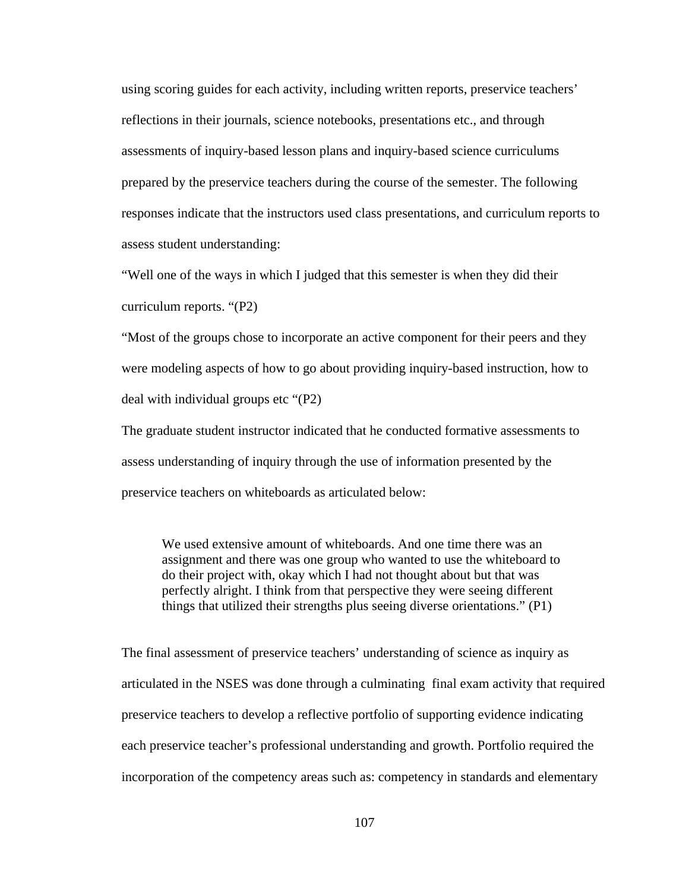using scoring guides for each activity, including written reports, preservice teachers' reflections in their journals, science notebooks, presentations etc., and through assessments of inquiry-based lesson plans and inquiry-based science curriculums prepared by the preservice teachers during the course of the semester. The following responses indicate that the instructors used class presentations, and curriculum reports to assess student understanding:

"Well one of the ways in which I judged that this semester is when they did their curriculum reports. "(P2)

"Most of the groups chose to incorporate an active component for their peers and they were modeling aspects of how to go about providing inquiry-based instruction, how to deal with individual groups etc "(P2)

The graduate student instructor indicated that he conducted formative assessments to assess understanding of inquiry through the use of information presented by the preservice teachers on whiteboards as articulated below:

> We used extensive amount of whiteboards. And one time there was an assignment and there was one group who wanted to use the whiteboard to do their project with, okay which I had not thought about but that was perfectly alright. I think from that perspective they were seeing different things that utilized their strengths plus seeing diverse orientations." (P1)

The final assessment of preservice teachers' understanding of science as inquiry as articulated in the NSES was done through a culminating final exam activity that required preservice teachers to develop a reflective portfolio of supporting evidence indicating each preservice teacher's professional understanding and growth. Portfolio required the incorporation of the competency areas such as: competency in standards and elementary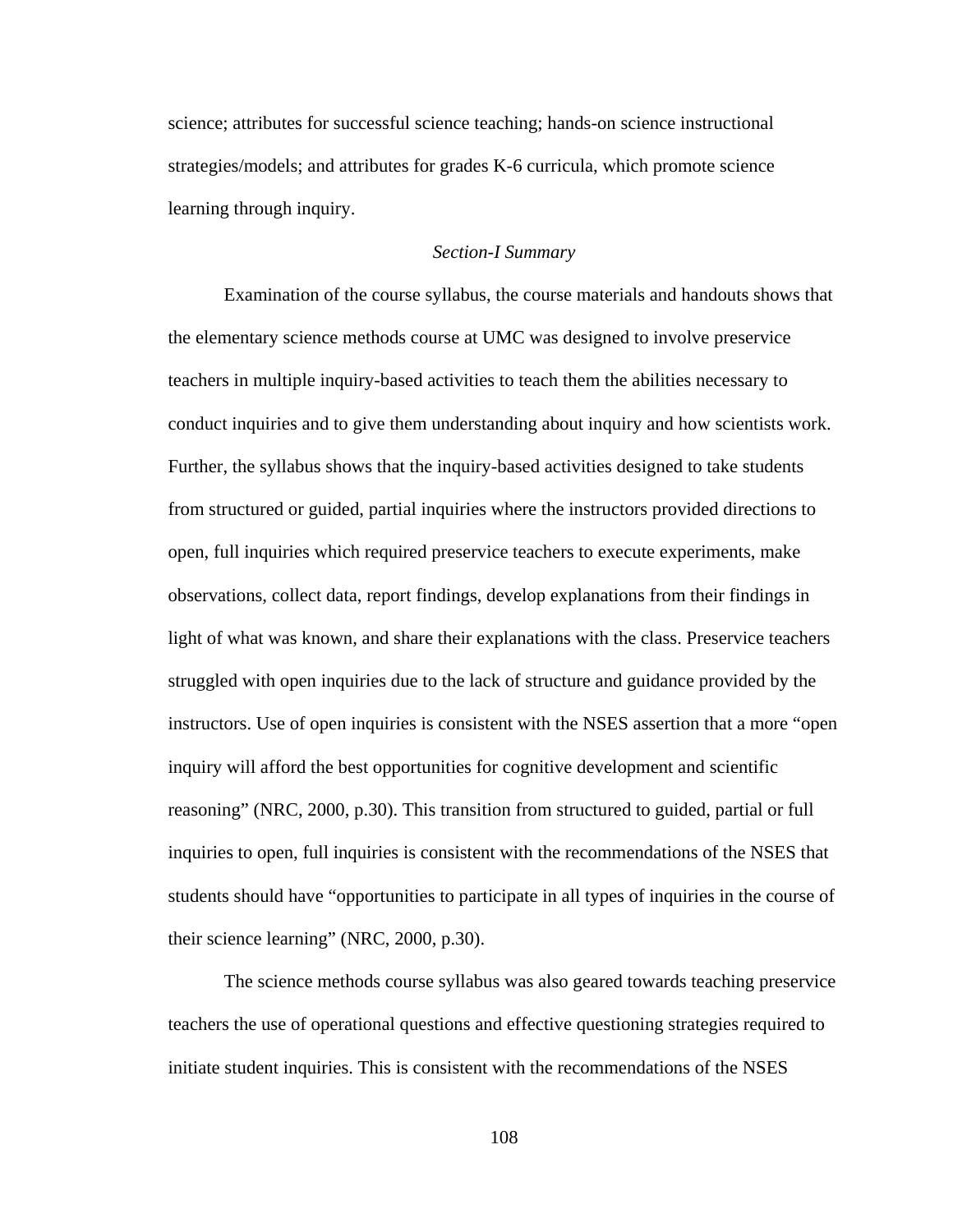science; attributes for successful science teaching; hands-on science instructional strategies/models; and attributes for grades K-6 curricula, which promote science learning through inquiry.

### *Section-I Summary*

Examination of the course syllabus, the course materials and handouts shows that the elementary science methods course at UMC was designed to involve preservice teachers in multiple inquiry-based activities to teach them the abilities necessary to conduct inquiries and to give them understanding about inquiry and how scientists work. Further, the syllabus shows that the inquiry-based activities designed to take students from structured or guided, partial inquiries where the instructors provided directions to open, full inquiries which required preservice teachers to execute experiments, make observations, collect data, report findings, develop explanations from their findings in light of what was known, and share their explanations with the class. Preservice teachers struggled with open inquiries due to the lack of structure and guidance provided by the instructors. Use of open inquiries is consistent with the NSES assertion that a more "open inquiry will afford the best opportunities for cognitive development and scientific reasoning" (NRC, 2000, p.30). This transition from structured to guided, partial or full inquiries to open, full inquiries is consistent with the recommendations of the NSES that students should have "opportunities to participate in all types of inquiries in the course of their science learning" (NRC, 2000, p.30).

The science methods course syllabus was also geared towards teaching preservice teachers the use of operational questions and effective questioning strategies required to initiate student inquiries. This is consistent with the recommendations of the NSES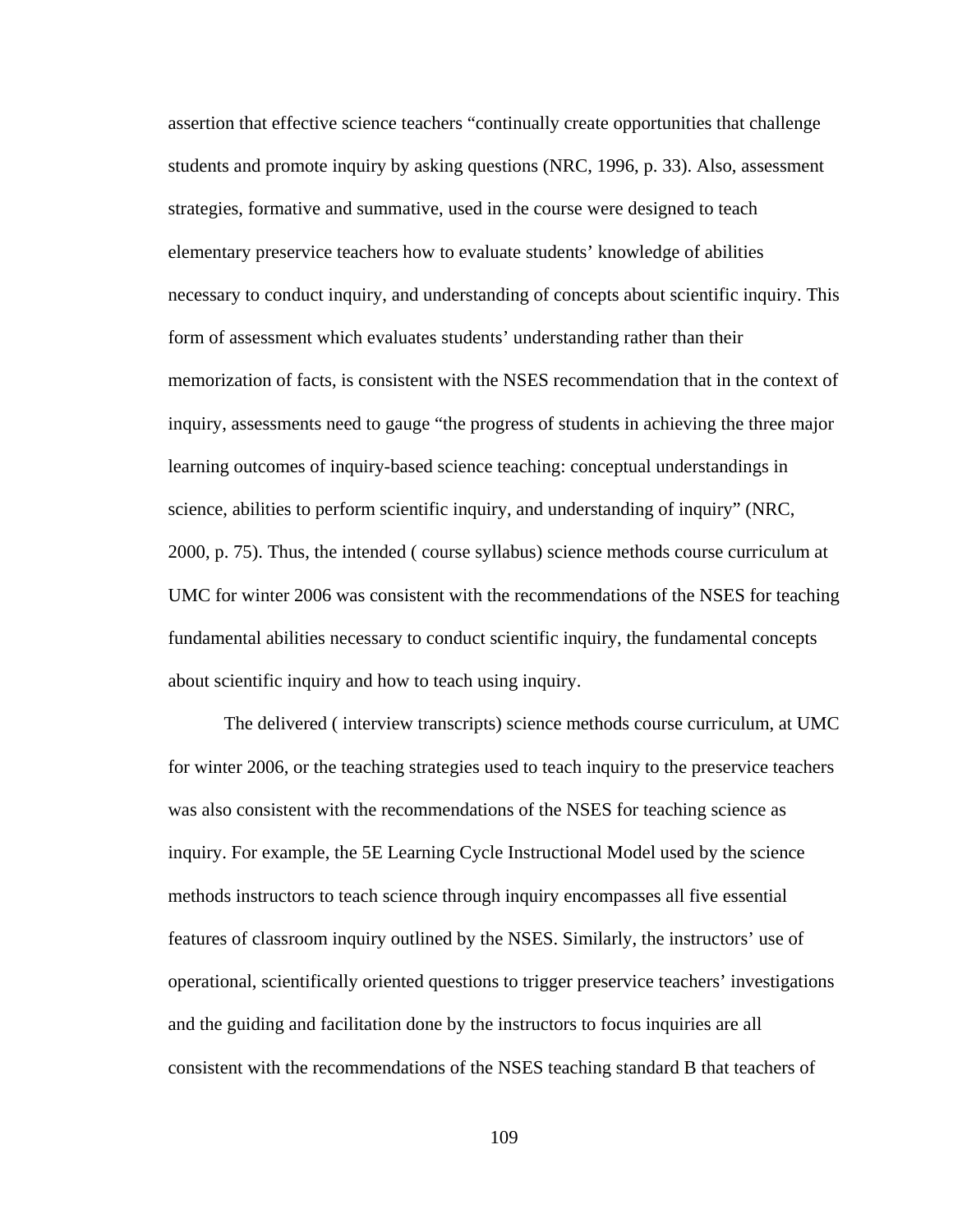assertion that effective science teachers “continually create opportunities that challenge students and promote inquiry by asking questions (NRC, 1996, p. 33). Also, assessment strategies, formative and summative, used in the course were designed to teach elementary preservice teachers how to evaluate students’ knowledge of abilities necessary to conduct inquiry, and understanding of concepts about scientific inquiry. This form of assessment which evaluates students’ understanding rather than their memorization of facts, is consistent with the NSES recommendation that in the context of inquiry, assessments need to gauge “the progress of students in achieving the three major learning outcomes of inquiry-based science teaching: conceptual understandings in science, abilities to perform scientific inquiry, and understanding of inquiry” (NRC, 2000, p. 75). Thus, the intended ( course syllabus) science methods course curriculum at UMC for winter 2006 was consistent with the recommendations of the NSES for teaching fundamental abilities necessary to conduct scientific inquiry, the fundamental concepts about scientific inquiry and how to teach using inquiry.

The delivered ( interview transcripts) science methods course curriculum, at UMC for winter 2006, or the teaching strategies used to teach inquiry to the preservice teachers was also consistent with the recommendations of the NSES for teaching science as inquiry. For example, the 5E Learning Cycle Instructional Model used by the science methods instructors to teach science through inquiry encompasses all five essential features of classroom inquiry outlined by the NSES. Similarly, the instructors’ use of operational, scientifically oriented questions to trigger preservice teachers’ investigations and the guiding and facilitation done by the instructors to focus inquiries are all consistent with the recommendations of the NSES teaching standard B that teachers of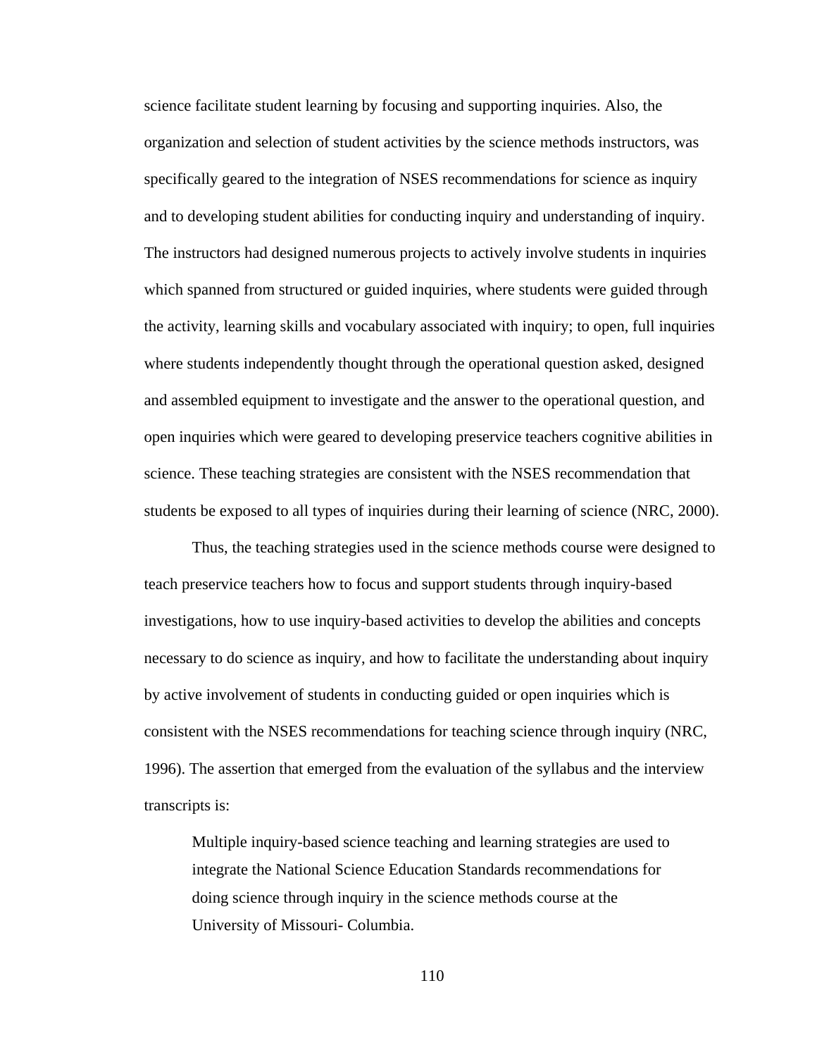science facilitate student learning by focusing and supporting inquiries. Also, the organization and selection of student activities by the science methods instructors, was specifically geared to the integration of NSES recommendations for science as inquiry and to developing student abilities for conducting inquiry and understanding of inquiry. The instructors had designed numerous projects to actively involve students in inquiries which spanned from structured or guided inquiries, where students were guided through the activity, learning skills and vocabulary associated with inquiry; to open, full inquiries where students independently thought through the operational question asked, designed and assembled equipment to investigate and the answer to the operational question, and open inquiries which were geared to developing preservice teachers cognitive abilities in science. These teaching strategies are consistent with the NSES recommendation that students be exposed to all types of inquiries during their learning of science (NRC, 2000).

Thus, the teaching strategies used in the science methods course were designed to teach preservice teachers how to focus and support students through inquiry-based investigations, how to use inquiry-based activities to develop the abilities and concepts necessary to do science as inquiry, and how to facilitate the understanding about inquiry by active involvement of students in conducting guided or open inquiries which is consistent with the NSES recommendations for teaching science through inquiry (NRC, 1996). The assertion that emerged from the evaluation of the syllabus and the interview transcripts is:

> Multiple inquiry-based science teaching and learning strategies are used to integrate the National Science Education Standards recommendations for doing science through inquiry in the science methods course at the University of Missouri- Columbia.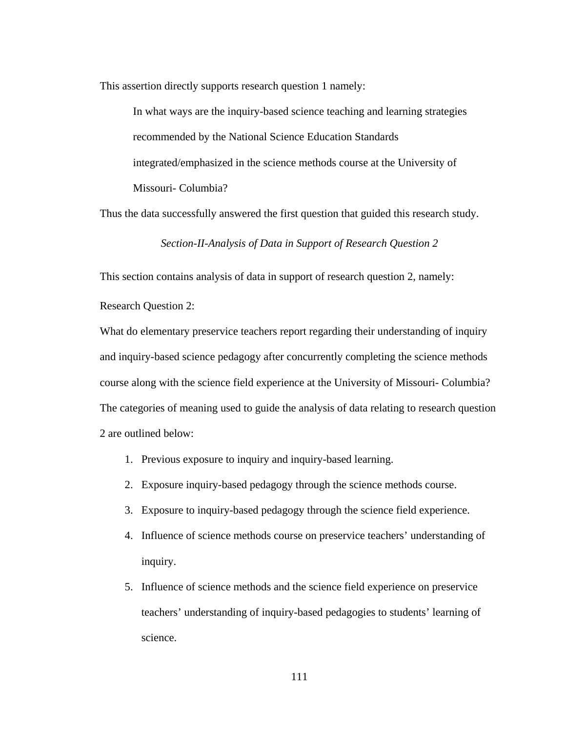This assertion directly supports research question 1 namely:

> In what ways are the inquiry-based science teaching and learning strategies recommended by the National Science Education Standards integrated/emphasized in the science methods course at the University of Missouri- Columbia?

Thus the data successfully answered the first question that guided this research study.

*Section-II-Analysis of Data in Support of Research Question 2*

This section contains analysis of data in support of research question 2, namely:

Research Question 2:

What do elementary preservice teachers report regarding their understanding of inquiry and inquiry-based science pedagogy after concurrently completing the science methods course along with the science field experience at the University of Missouri- Columbia? The categories of meaning used to guide the analysis of data relating to research question 2 are outlined below:

1. Previous exposure to inquiry and inquiry-based learning.
2. Exposure inquiry-based pedagogy through the science methods course.
3. Exposure to inquiry-based pedagogy through the science field experience.
4. Influence of science methods course on preservice teachers' understanding of inquiry.
5. Influence of science methods and the science field experience on preservice teachers' understanding of inquiry-based pedagogies to students' learning of science.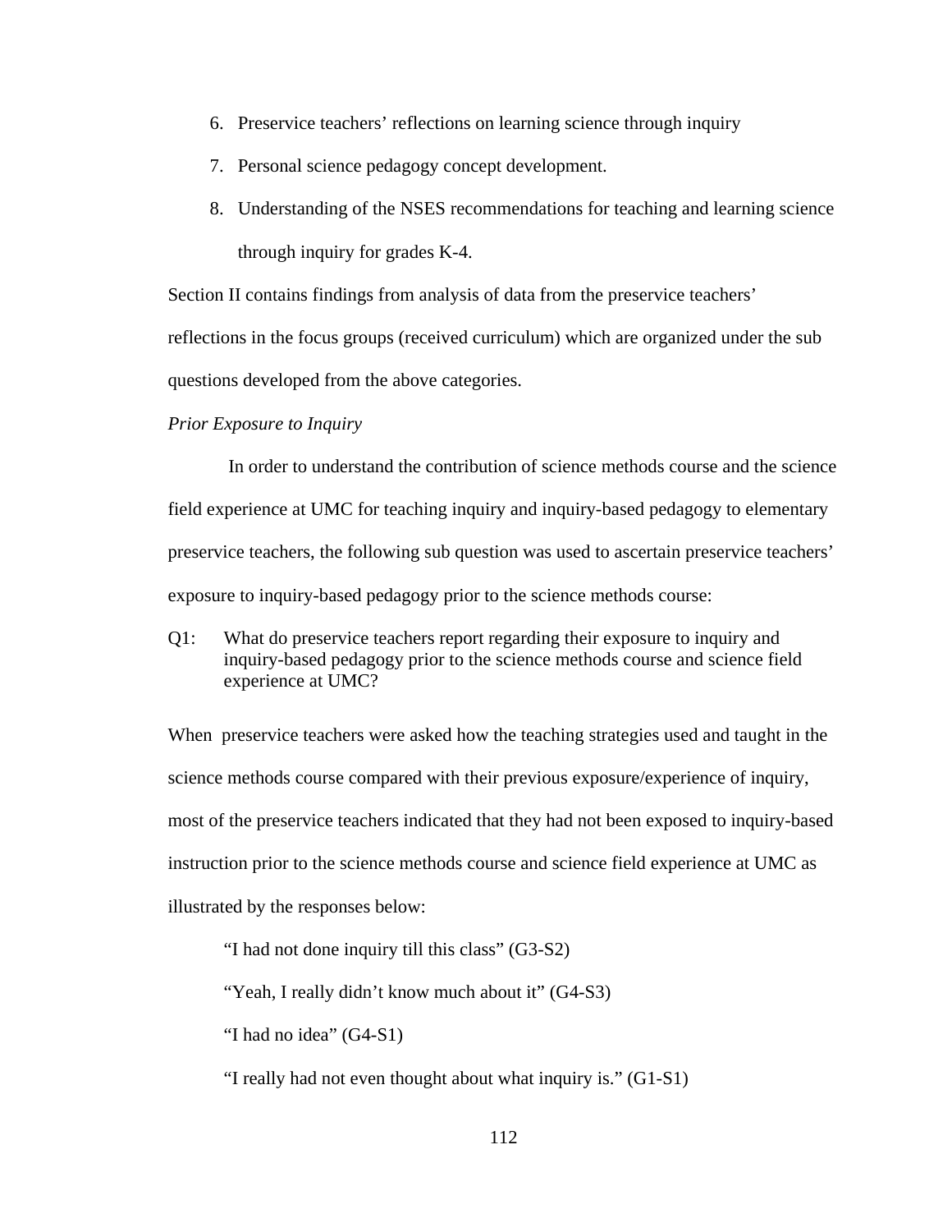6. Preservice teachers' reflections on learning science through inquiry
7. Personal science pedagogy concept development.
8. Understanding of the NSES recommendations for teaching and learning science through inquiry for grades K-4.

Section II contains findings from analysis of data from the preservice teachers' reflections in the focus groups (received curriculum) which are organized under the sub questions developed from the above categories.

*Prior Exposure to Inquiry*

In order to understand the contribution of science methods course and the science field experience at UMC for teaching inquiry and inquiry-based pedagogy to elementary preservice teachers, the following sub question was used to ascertain preservice teachers' exposure to inquiry-based pedagogy prior to the science methods course:

Q1: What do preservice teachers report regarding their exposure to inquiry and inquiry-based pedagogy prior to the science methods course and science field experience at UMC?

When preservice teachers were asked how the teaching strategies used and taught in the science methods course compared with their previous exposure/experience of inquiry, most of the preservice teachers indicated that they had not been exposed to inquiry-based instruction prior to the science methods course and science field experience at UMC as illustrated by the responses below:

> "I had not done inquiry till this class" (G3-S2)
>
> "Yeah, I really didn't know much about it" (G4-S3)
>
> "I had no idea" (G4-S1)
>
> "I really had not even thought about what inquiry is." (G1-S1)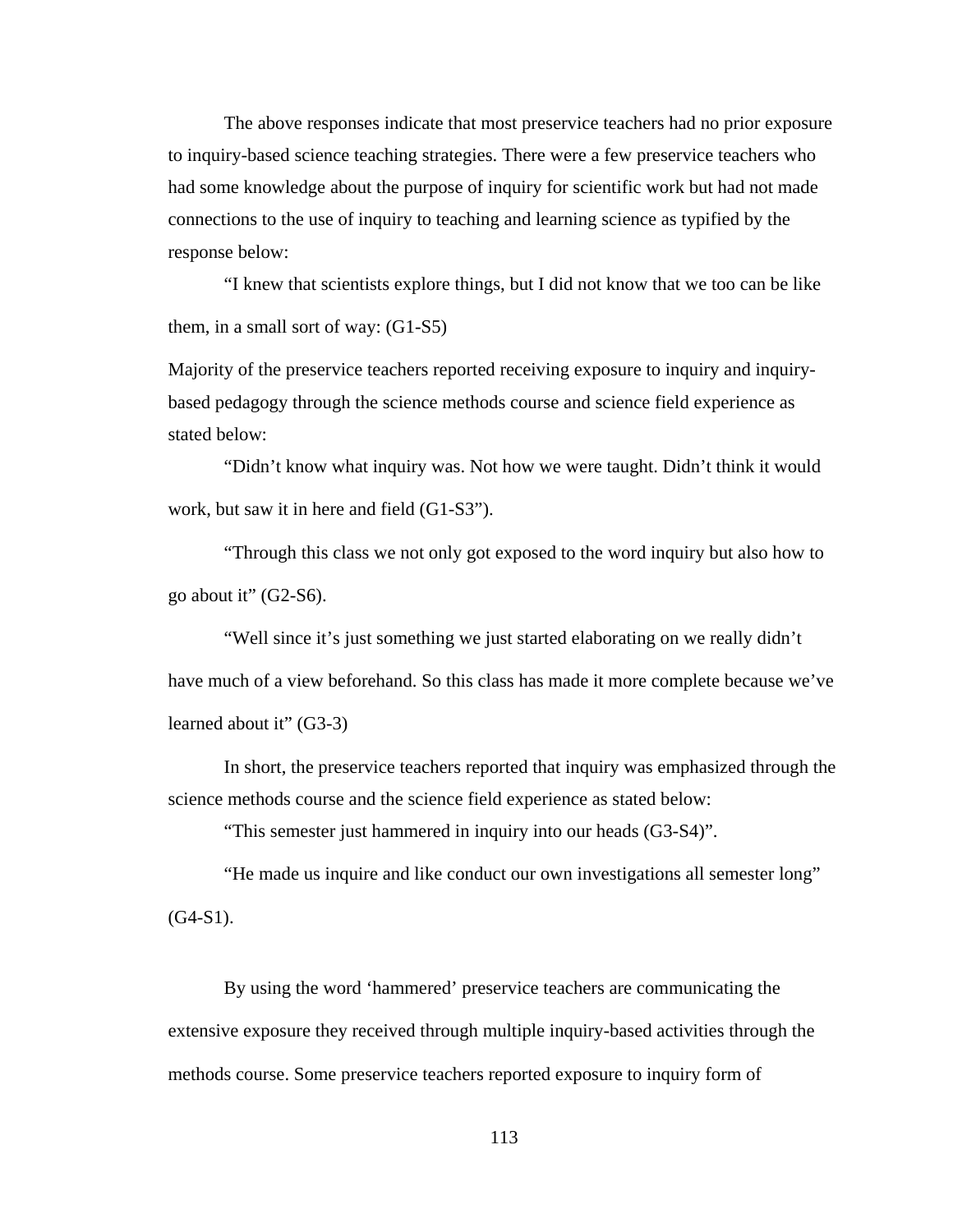The above responses indicate that most preservice teachers had no prior exposure to inquiry-based science teaching strategies. There were a few preservice teachers who had some knowledge about the purpose of inquiry for scientific work but had not made connections to the use of inquiry to teaching and learning science as typified by the response below:

"I knew that scientists explore things, but I did not know that we too can be like them, in a small sort of way: (G1-S5)

Majority of the preservice teachers reported receiving exposure to inquiry and inquiry-based pedagogy through the science methods course and science field experience as stated below:

"Didn't know what inquiry was. Not how we were taught. Didn't think it would work, but saw it in here and field (G1-S3").

"Through this class we not only got exposed to the word inquiry but also how to go about it" (G2-S6).

"Well since it's just something we just started elaborating on we really didn't have much of a view beforehand. So this class has made it more complete because we've learned about it" (G3-3)

In short, the preservice teachers reported that inquiry was emphasized through the science methods course and the science field experience as stated below:

"This semester just hammered in inquiry into our heads (G3-S4)".

"He made us inquire and like conduct our own investigations all semester long" (G4-S1).

By using the word 'hammered' preservice teachers are communicating the extensive exposure they received through multiple inquiry-based activities through the methods course. Some preservice teachers reported exposure to inquiry form of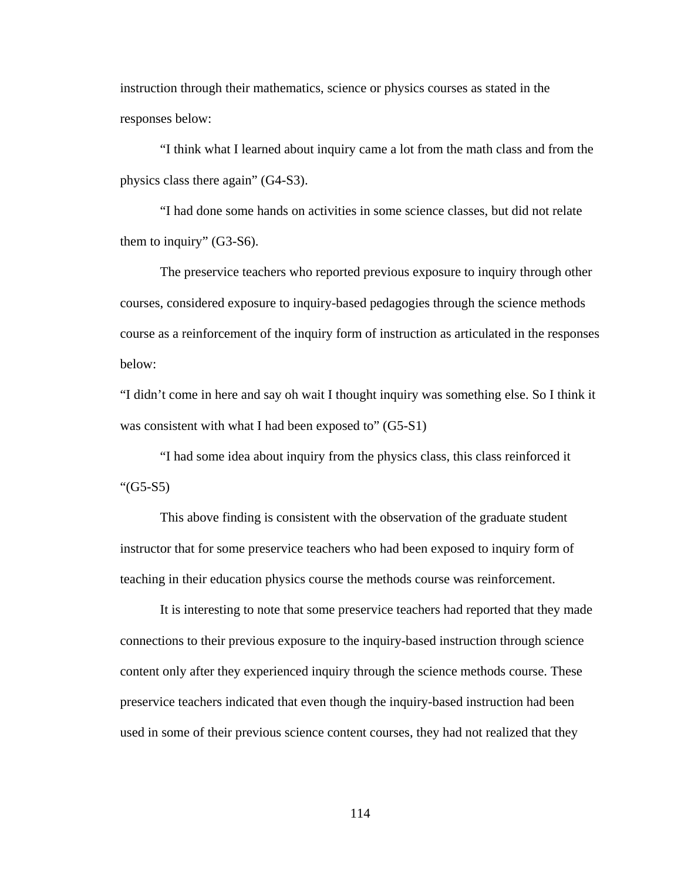instruction through their mathematics, science or physics courses as stated in the responses below:

"I think what I learned about inquiry came a lot from the math class and from the physics class there again" (G4-S3).

"I had done some hands on activities in some science classes, but did not relate them to inquiry" (G3-S6).

The preservice teachers who reported previous exposure to inquiry through other courses, considered exposure to inquiry-based pedagogies through the science methods course as a reinforcement of the inquiry form of instruction as articulated in the responses below:

"I didn't come in here and say oh wait I thought inquiry was something else. So I think it was consistent with what I had been exposed to" (G5-S1)

"I had some idea about inquiry from the physics class, this class reinforced it "(G5-S5)

This above finding is consistent with the observation of the graduate student instructor that for some preservice teachers who had been exposed to inquiry form of teaching in their education physics course the methods course was reinforcement.

It is interesting to note that some preservice teachers had reported that they made connections to their previous exposure to the inquiry-based instruction through science content only after they experienced inquiry through the science methods course. These preservice teachers indicated that even though the inquiry-based instruction had been used in some of their previous science content courses, they had not realized that they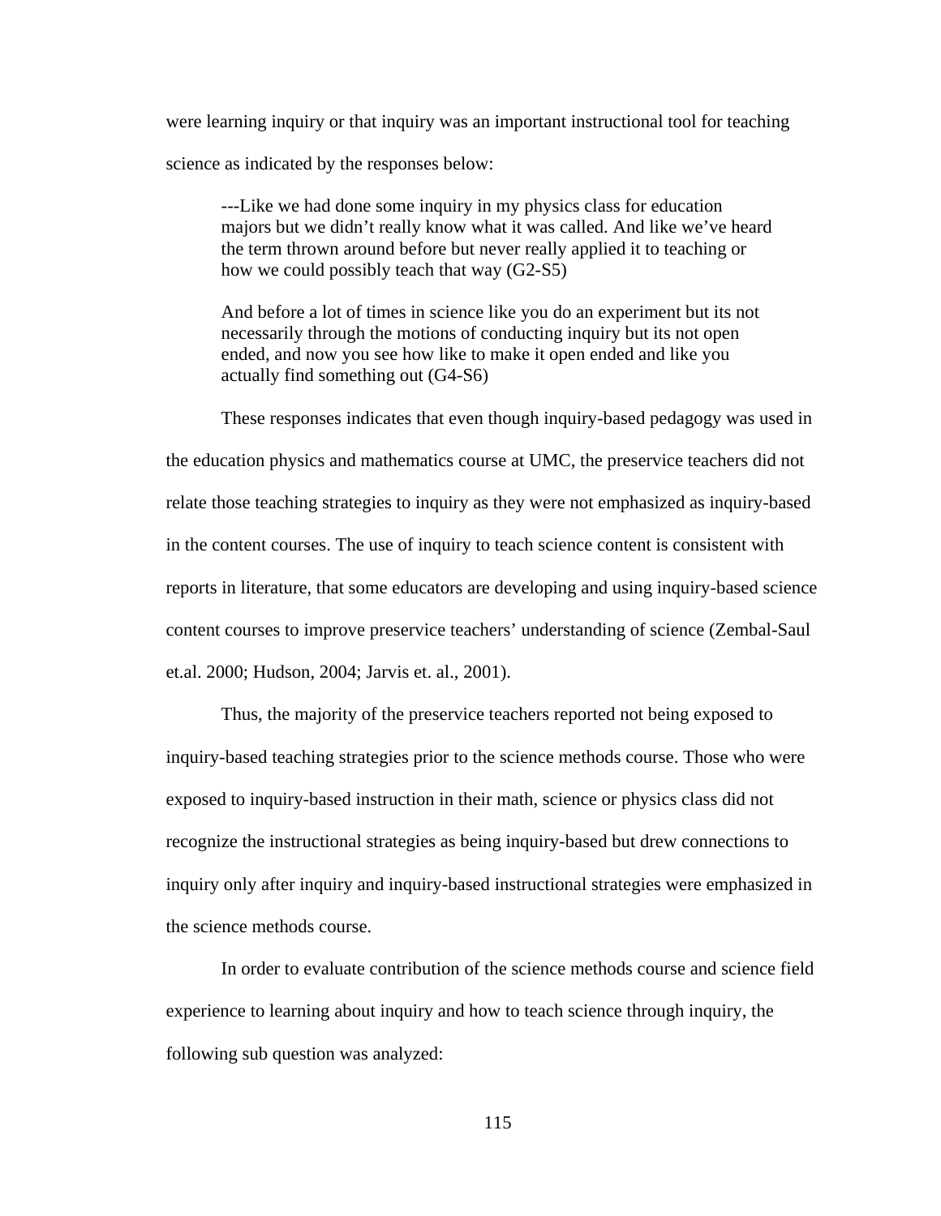were learning inquiry or that inquiry was an important instructional tool for teaching science as indicated by the responses below:

> ---Like we had done some inquiry in my physics class for education majors but we didn't really know what it was called. And like we've heard the term thrown around before but never really applied it to teaching or how we could possibly teach that way (G2-S5)
>
> And before a lot of times in science like you do an experiment but its not necessarily through the motions of conducting inquiry but its not open ended, and now you see how like to make it open ended and like you actually find something out (G4-S6)

These responses indicates that even though inquiry-based pedagogy was used in the education physics and mathematics course at UMC, the preservice teachers did not relate those teaching strategies to inquiry as they were not emphasized as inquiry-based in the content courses. The use of inquiry to teach science content is consistent with reports in literature, that some educators are developing and using inquiry-based science content courses to improve preservice teachers' understanding of science (Zembal-Saul et.al. 2000; Hudson, 2004; Jarvis et. al., 2001).

Thus, the majority of the preservice teachers reported not being exposed to inquiry-based teaching strategies prior to the science methods course. Those who were exposed to inquiry-based instruction in their math, science or physics class did not recognize the instructional strategies as being inquiry-based but drew connections to inquiry only after inquiry and inquiry-based instructional strategies were emphasized in the science methods course.

In order to evaluate contribution of the science methods course and science field experience to learning about inquiry and how to teach science through inquiry, the following sub question was analyzed: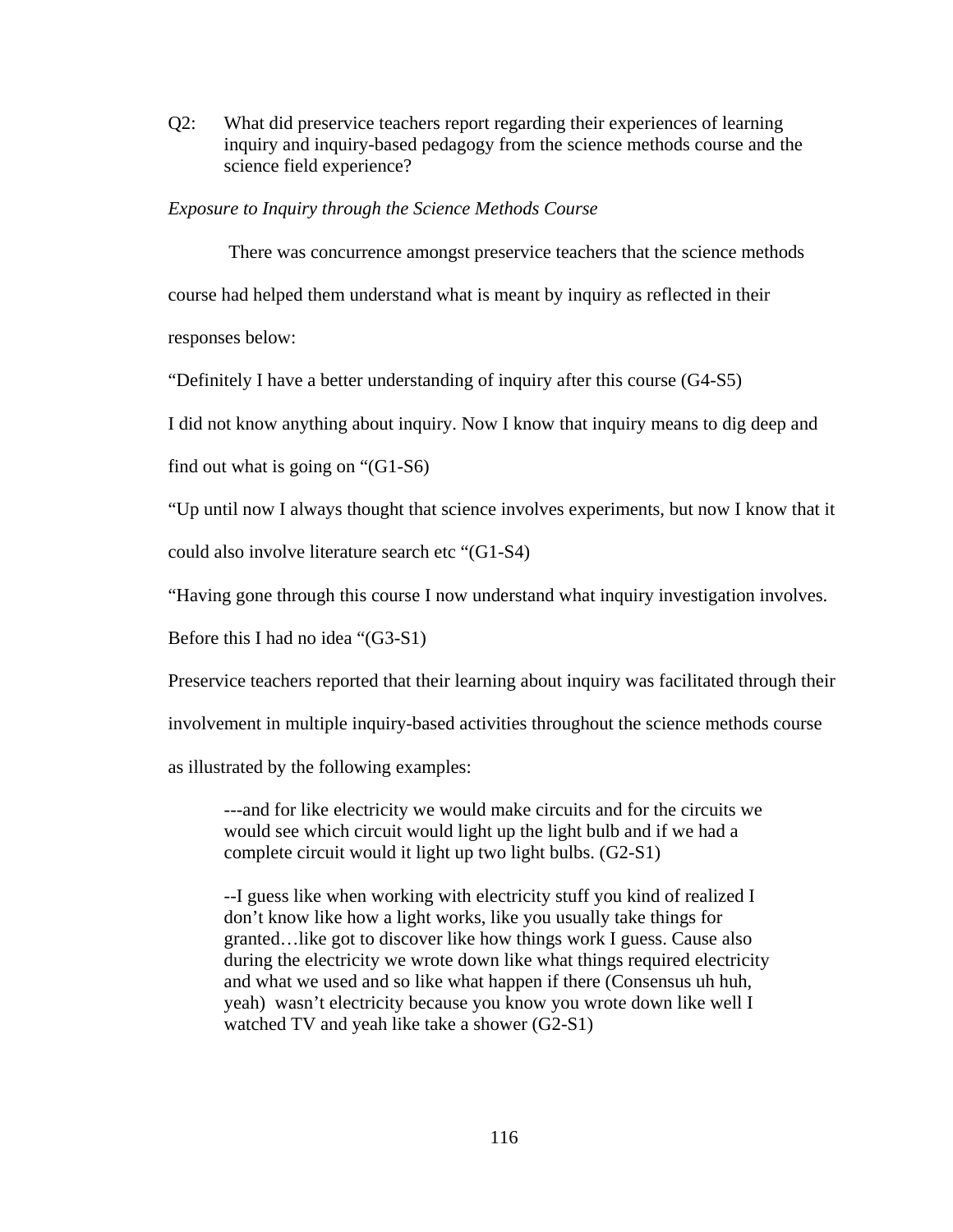Q2: What did preservice teachers report regarding their experiences of learning inquiry and inquiry-based pedagogy from the science methods course and the science field experience?

*Exposure to Inquiry through the Science Methods Course*

There was concurrence amongst preservice teachers that the science methods course had helped them understand what is meant by inquiry as reflected in their responses below:

"Definitely I have a better understanding of inquiry after this course (G4-S5)

I did not know anything about inquiry. Now I know that inquiry means to dig deep and find out what is going on "(G1-S6)

"Up until now I always thought that science involves experiments, but now I know that it could also involve literature search etc "(G1-S4)

"Having gone through this course I now understand what inquiry investigation involves. Before this I had no idea "(G3-S1)

Preservice teachers reported that their learning about inquiry was facilitated through their involvement in multiple inquiry-based activities throughout the science methods course as illustrated by the following examples:

> ---and for like electricity we would make circuits and for the circuits we would see which circuit would light up the light bulb and if we had a complete circuit would it light up two light bulbs. (G2-S1)

> --I guess like when working with electricity stuff you kind of realized I don't know like how a light works, like you usually take things for granted…like got to discover like how things work I guess. Cause also during the electricity we wrote down like what things required electricity and what we used and so like what happen if there (Consensus uh huh, yeah) wasn't electricity because you know you wrote down like well I watched TV and yeah like take a shower (G2-S1)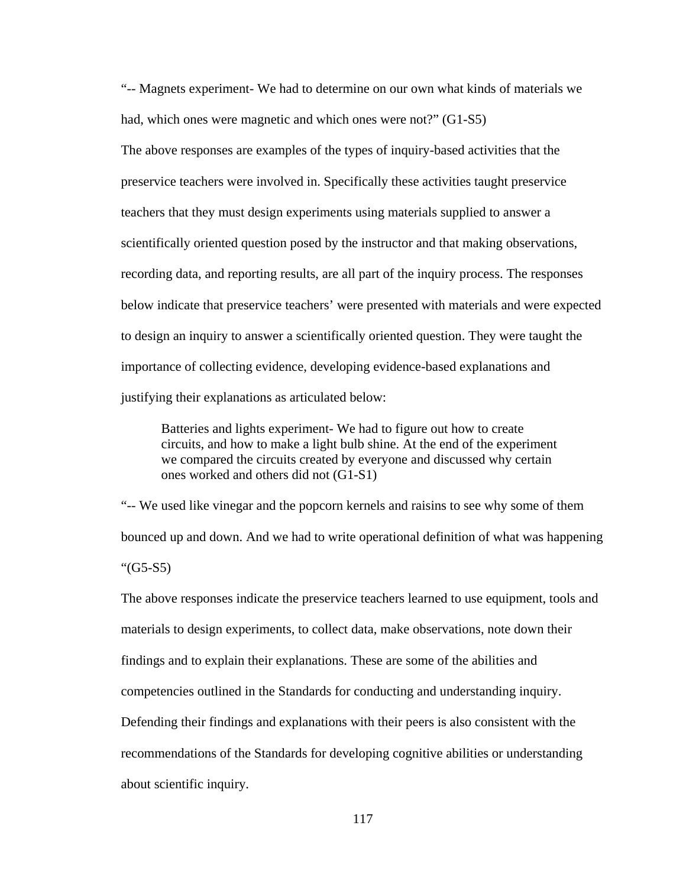"-- Magnets experiment- We had to determine on our own what kinds of materials we had, which ones were magnetic and which ones were not?" (G1-S5)

The above responses are examples of the types of inquiry-based activities that the preservice teachers were involved in. Specifically these activities taught preservice teachers that they must design experiments using materials supplied to answer a scientifically oriented question posed by the instructor and that making observations, recording data, and reporting results, are all part of the inquiry process. The responses below indicate that preservice teachers' were presented with materials and were expected to design an inquiry to answer a scientifically oriented question. They were taught the importance of collecting evidence, developing evidence-based explanations and justifying their explanations as articulated below:

> Batteries and lights experiment- We had to figure out how to create circuits, and how to make a light bulb shine. At the end of the experiment we compared the circuits created by everyone and discussed why certain ones worked and others did not (G1-S1)

"-- We used like vinegar and the popcorn kernels and raisins to see why some of them bounced up and down. And we had to write operational definition of what was happening "(G5-S5)

The above responses indicate the preservice teachers learned to use equipment, tools and materials to design experiments, to collect data, make observations, note down their findings and to explain their explanations. These are some of the abilities and competencies outlined in the Standards for conducting and understanding inquiry. Defending their findings and explanations with their peers is also consistent with the recommendations of the Standards for developing cognitive abilities or understanding about scientific inquiry.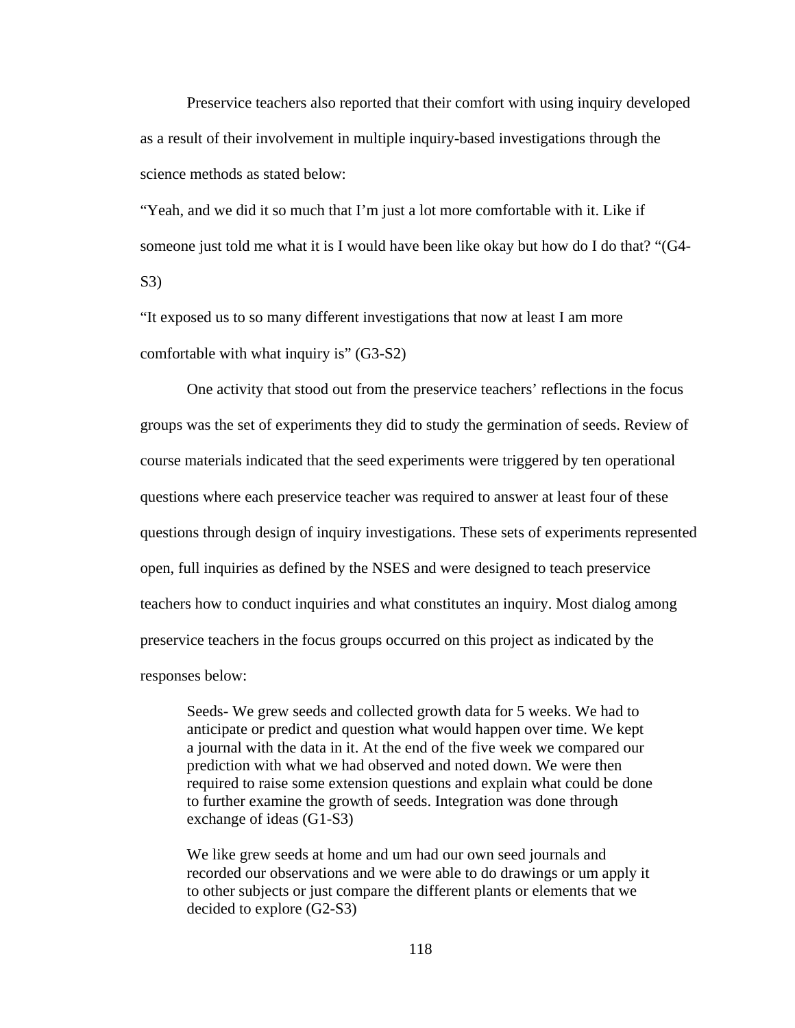Preservice teachers also reported that their comfort with using inquiry developed as a result of their involvement in multiple inquiry-based investigations through the science methods as stated below:

“Yeah, and we did it so much that I’m just a lot more comfortable with it. Like if someone just told me what it is I would have been like okay but how do I do that? “(G4-S3)

“It exposed us to so many different investigations that now at least I am more comfortable with what inquiry is” (G3-S2)

One activity that stood out from the preservice teachers’ reflections in the focus groups was the set of experiments they did to study the germination of seeds. Review of course materials indicated that the seed experiments were triggered by ten operational questions where each preservice teacher was required to answer at least four of these questions through design of inquiry investigations. These sets of experiments represented open, full inquiries as defined by the NSES and were designed to teach preservice teachers how to conduct inquiries and what constitutes an inquiry. Most dialog among preservice teachers in the focus groups occurred on this project as indicated by the responses below:

> Seeds- We grew seeds and collected growth data for 5 weeks. We had to anticipate or predict and question what would happen over time. We kept a journal with the data in it. At the end of the five week we compared our prediction with what we had observed and noted down. We were then required to raise some extension questions and explain what could be done to further examine the growth of seeds. Integration was done through exchange of ideas (G1-S3)

> We like grew seeds at home and um had our own seed journals and recorded our observations and we were able to do drawings or um apply it to other subjects or just compare the different plants or elements that we decided to explore (G2-S3)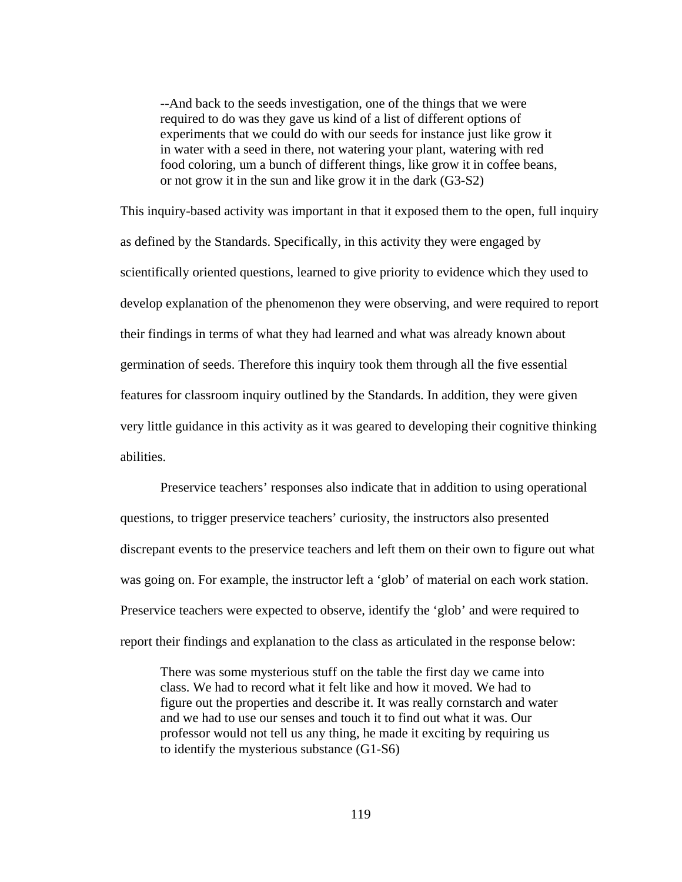> --And back to the seeds investigation, one of the things that we were required to do was they gave us kind of a list of different options of experiments that we could do with our seeds for instance just like grow it in water with a seed in there, not watering your plant, watering with red food coloring, um a bunch of different things, like grow it in coffee beans, or not grow it in the sun and like grow it in the dark (G3-S2)

This inquiry-based activity was important in that it exposed them to the open, full inquiry as defined by the Standards. Specifically, in this activity they were engaged by scientifically oriented questions, learned to give priority to evidence which they used to develop explanation of the phenomenon they were observing, and were required to report their findings in terms of what they had learned and what was already known about germination of seeds. Therefore this inquiry took them through all the five essential features for classroom inquiry outlined by the Standards. In addition, they were given very little guidance in this activity as it was geared to developing their cognitive thinking abilities.

Preservice teachers' responses also indicate that in addition to using operational questions, to trigger preservice teachers' curiosity, the instructors also presented discrepant events to the preservice teachers and left them on their own to figure out what was going on. For example, the instructor left a 'glob' of material on each work station. Preservice teachers were expected to observe, identify the 'glob' and were required to report their findings and explanation to the class as articulated in the response below:

> There was some mysterious stuff on the table the first day we came into class. We had to record what it felt like and how it moved. We had to figure out the properties and describe it. It was really cornstarch and water and we had to use our senses and touch it to find out what it was. Our professor would not tell us any thing, he made it exciting by requiring us to identify the mysterious substance (G1-S6)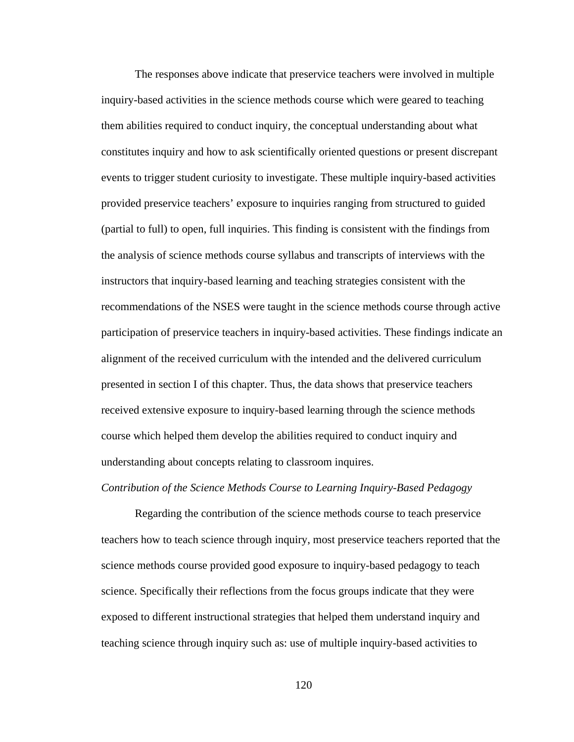The responses above indicate that preservice teachers were involved in multiple inquiry-based activities in the science methods course which were geared to teaching them abilities required to conduct inquiry, the conceptual understanding about what constitutes inquiry and how to ask scientifically oriented questions or present discrepant events to trigger student curiosity to investigate. These multiple inquiry-based activities provided preservice teachers' exposure to inquiries ranging from structured to guided (partial to full) to open, full inquiries. This finding is consistent with the findings from the analysis of science methods course syllabus and transcripts of interviews with the instructors that inquiry-based learning and teaching strategies consistent with the recommendations of the NSES were taught in the science methods course through active participation of preservice teachers in inquiry-based activities. These findings indicate an alignment of the received curriculum with the intended and the delivered curriculum presented in section I of this chapter. Thus, the data shows that preservice teachers received extensive exposure to inquiry-based learning through the science methods course which helped them develop the abilities required to conduct inquiry and understanding about concepts relating to classroom inquires.

*Contribution of the Science Methods Course to Learning Inquiry-Based Pedagogy*

Regarding the contribution of the science methods course to teach preservice teachers how to teach science through inquiry, most preservice teachers reported that the science methods course provided good exposure to inquiry-based pedagogy to teach science. Specifically their reflections from the focus groups indicate that they were exposed to different instructional strategies that helped them understand inquiry and teaching science through inquiry such as: use of multiple inquiry-based activities to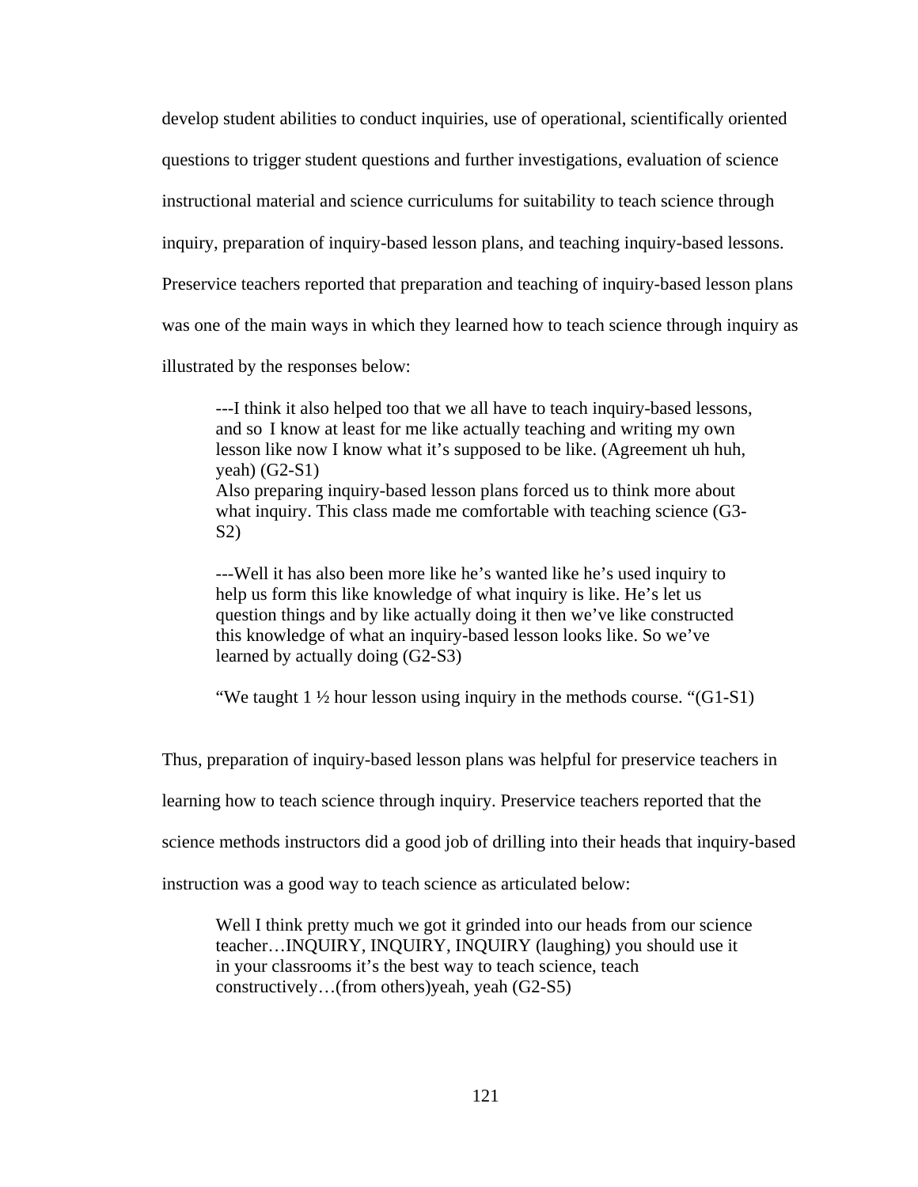develop student abilities to conduct inquiries, use of operational, scientifically oriented questions to trigger student questions and further investigations, evaluation of science instructional material and science curriculums for suitability to teach science through inquiry, preparation of inquiry-based lesson plans, and teaching inquiry-based lessons. Preservice teachers reported that preparation and teaching of inquiry-based lesson plans was one of the main ways in which they learned how to teach science through inquiry as illustrated by the responses below:

> ---I think it also helped too that we all have to teach inquiry-based lessons, and so I know at least for me like actually teaching and writing my own lesson like now I know what it's supposed to be like. (Agreement uh huh, yeah) (G2-S1)
> Also preparing inquiry-based lesson plans forced us to think more about what inquiry. This class made me comfortable with teaching science (G3-S2)
>
> ---Well it has also been more like he's wanted like he's used inquiry to help us form this like knowledge of what inquiry is like. He's let us question things and by like actually doing it then we've like constructed this knowledge of what an inquiry-based lesson looks like. So we've learned by actually doing (G2-S3)
>
> "We taught 1 ½ hour lesson using inquiry in the methods course. "(G1-S1)

Thus, preparation of inquiry-based lesson plans was helpful for preservice teachers in learning how to teach science through inquiry. Preservice teachers reported that the science methods instructors did a good job of drilling into their heads that inquiry-based instruction was a good way to teach science as articulated below:

> Well I think pretty much we got it grinded into our heads from our science teacher…INQUIRY, INQUIRY, INQUIRY (laughing) you should use it in your classrooms it's the best way to teach science, teach constructively…(from others)yeah, yeah (G2-S5)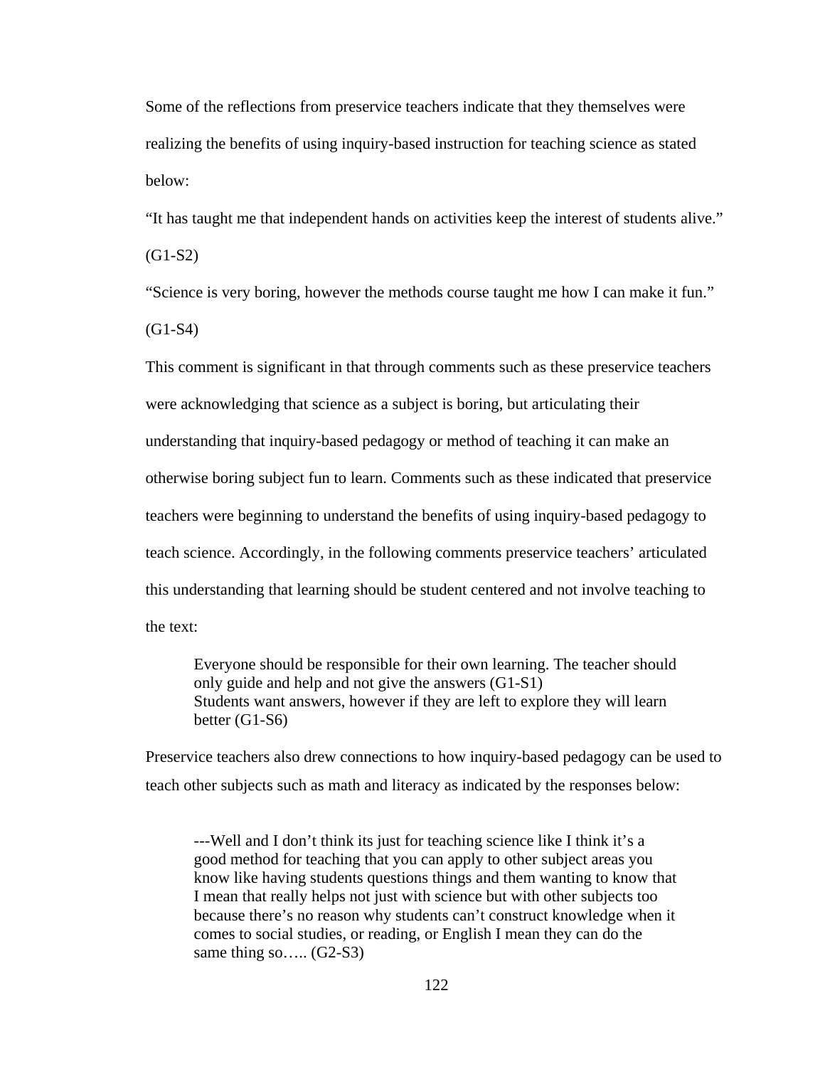Some of the reflections from preservice teachers indicate that they themselves were realizing the benefits of using inquiry-based instruction for teaching science as stated below:

"It has taught me that independent hands on activities keep the interest of students alive." (G1-S2)

"Science is very boring, however the methods course taught me how I can make it fun." (G1-S4)

This comment is significant in that through comments such as these preservice teachers were acknowledging that science as a subject is boring, but articulating their understanding that inquiry-based pedagogy or method of teaching it can make an otherwise boring subject fun to learn. Comments such as these indicated that preservice teachers were beginning to understand the benefits of using inquiry-based pedagogy to teach science. Accordingly, in the following comments preservice teachers' articulated this understanding that learning should be student centered and not involve teaching to the text:

> Everyone should be responsible for their own learning. The teacher should only guide and help and not give the answers (G1-S1)
> Students want answers, however if they are left to explore they will learn better (G1-S6)

Preservice teachers also drew connections to how inquiry-based pedagogy can be used to teach other subjects such as math and literacy as indicated by the responses below:

> ---Well and I don't think its just for teaching science like I think it's a good method for teaching that you can apply to other subject areas you know like having students questions things and them wanting to know that I mean that really helps not just with science but with other subjects too because there's no reason why students can't construct knowledge when it comes to social studies, or reading, or English I mean they can do the same thing so….. (G2-S3)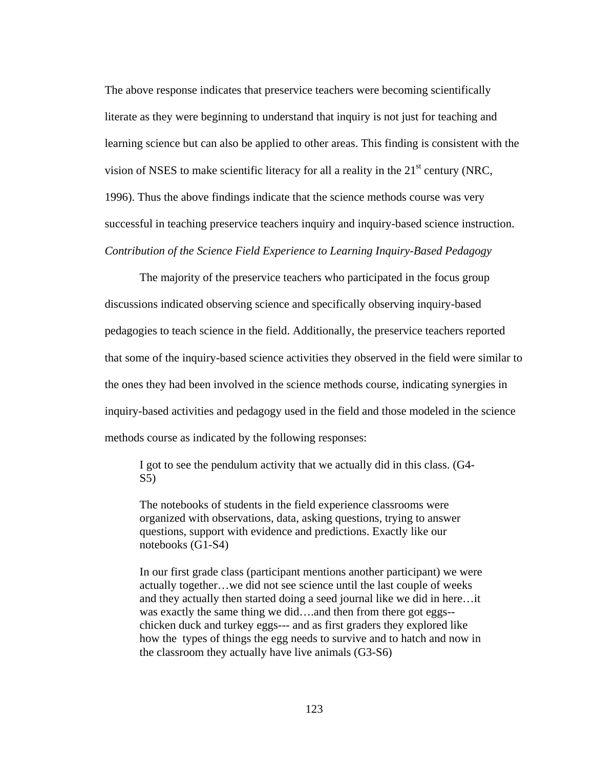The above response indicates that preservice teachers were becoming scientifically literate as they were beginning to understand that inquiry is not just for teaching and learning science but can also be applied to other areas. This finding is consistent with the vision of NSES to make scientific literacy for all a reality in the 21st century (NRC, 1996). Thus the above findings indicate that the science methods course was very successful in teaching preservice teachers inquiry and inquiry-based science instruction.

*Contribution of the Science Field Experience to Learning Inquiry-Based Pedagogy*

The majority of the preservice teachers who participated in the focus group discussions indicated observing science and specifically observing inquiry-based pedagogies to teach science in the field. Additionally, the preservice teachers reported that some of the inquiry-based science activities they observed in the field were similar to the ones they had been involved in the science methods course, indicating synergies in inquiry-based activities and pedagogy used in the field and those modeled in the science methods course as indicated by the following responses:

> I got to see the pendulum activity that we actually did in this class. (G4-S5)
>
> The notebooks of students in the field experience classrooms were organized with observations, data, asking questions, trying to answer questions, support with evidence and predictions. Exactly like our notebooks (G1-S4)
>
> In our first grade class (participant mentions another participant) we were actually together…we did not see science until the last couple of weeks and they actually then started doing a seed journal like we did in here…it was exactly the same thing we did….and then from there got eggs--chicken duck and turkey eggs--- and as first graders they explored like how the types of things the egg needs to survive and to hatch and now in the classroom they actually have live animals (G3-S6)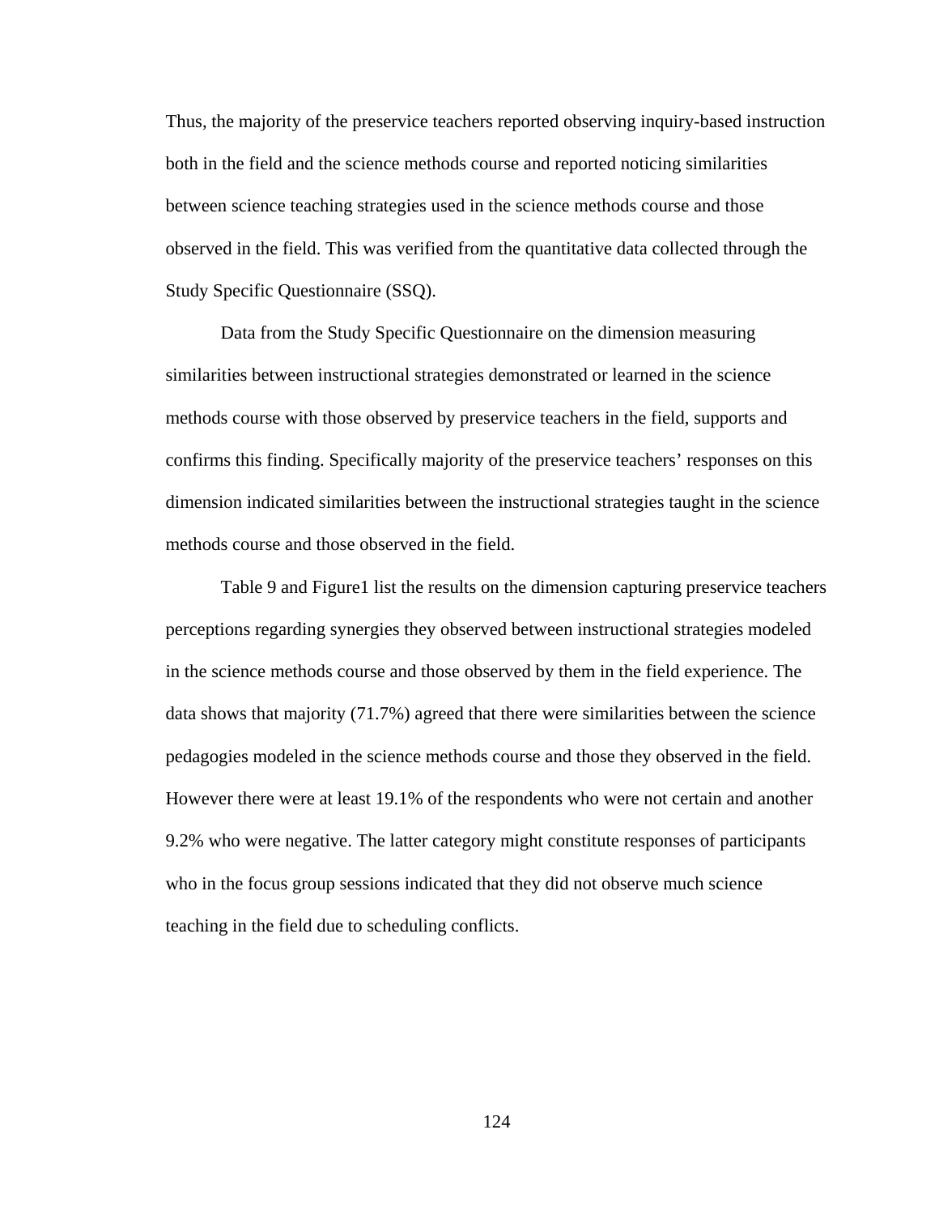Thus, the majority of the preservice teachers reported observing inquiry-based instruction both in the field and the science methods course and reported noticing similarities between science teaching strategies used in the science methods course and those observed in the field. This was verified from the quantitative data collected through the Study Specific Questionnaire (SSQ).

Data from the Study Specific Questionnaire on the dimension measuring similarities between instructional strategies demonstrated or learned in the science methods course with those observed by preservice teachers in the field, supports and confirms this finding. Specifically majority of the preservice teachers' responses on this dimension indicated similarities between the instructional strategies taught in the science methods course and those observed in the field.

Table 9 and Figure1 list the results on the dimension capturing preservice teachers perceptions regarding synergies they observed between instructional strategies modeled in the science methods course and those observed by them in the field experience. The data shows that majority (71.7%) agreed that there were similarities between the science pedagogies modeled in the science methods course and those they observed in the field. However there were at least 19.1% of the respondents who were not certain and another 9.2% who were negative. The latter category might constitute responses of participants who in the focus group sessions indicated that they did not observe much science teaching in the field due to scheduling conflicts.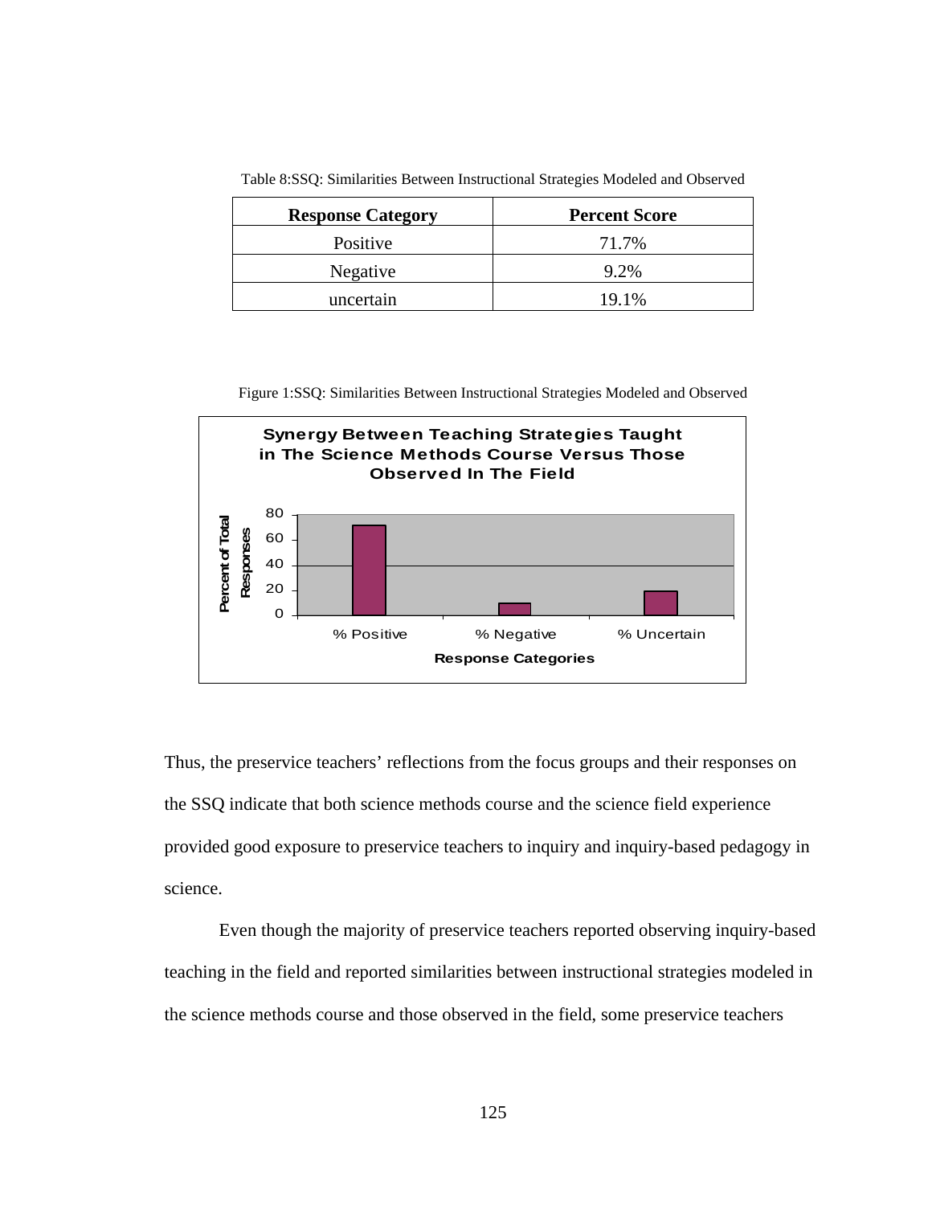Table 8:SSQ: Similarities Between Instructional Strategies Modeled and Observed

| Response Category | Percent Score |
|---|---|
| Positive | 71.7% |
| Negative | 9.2% |
| uncertain | 19.1% |

Figure 1:SSQ: Similarities Between Instructional Strategies Modeled and Observed

Thus, the preservice teachers' reflections from the focus groups and their responses on the SSQ indicate that both science methods course and the science field experience provided good exposure to preservice teachers to inquiry and inquiry-based pedagogy in science.

Even though the majority of preservice teachers reported observing inquiry-based teaching in the field and reported similarities between instructional strategies modeled in the science methods course and those observed in the field, some preservice teachers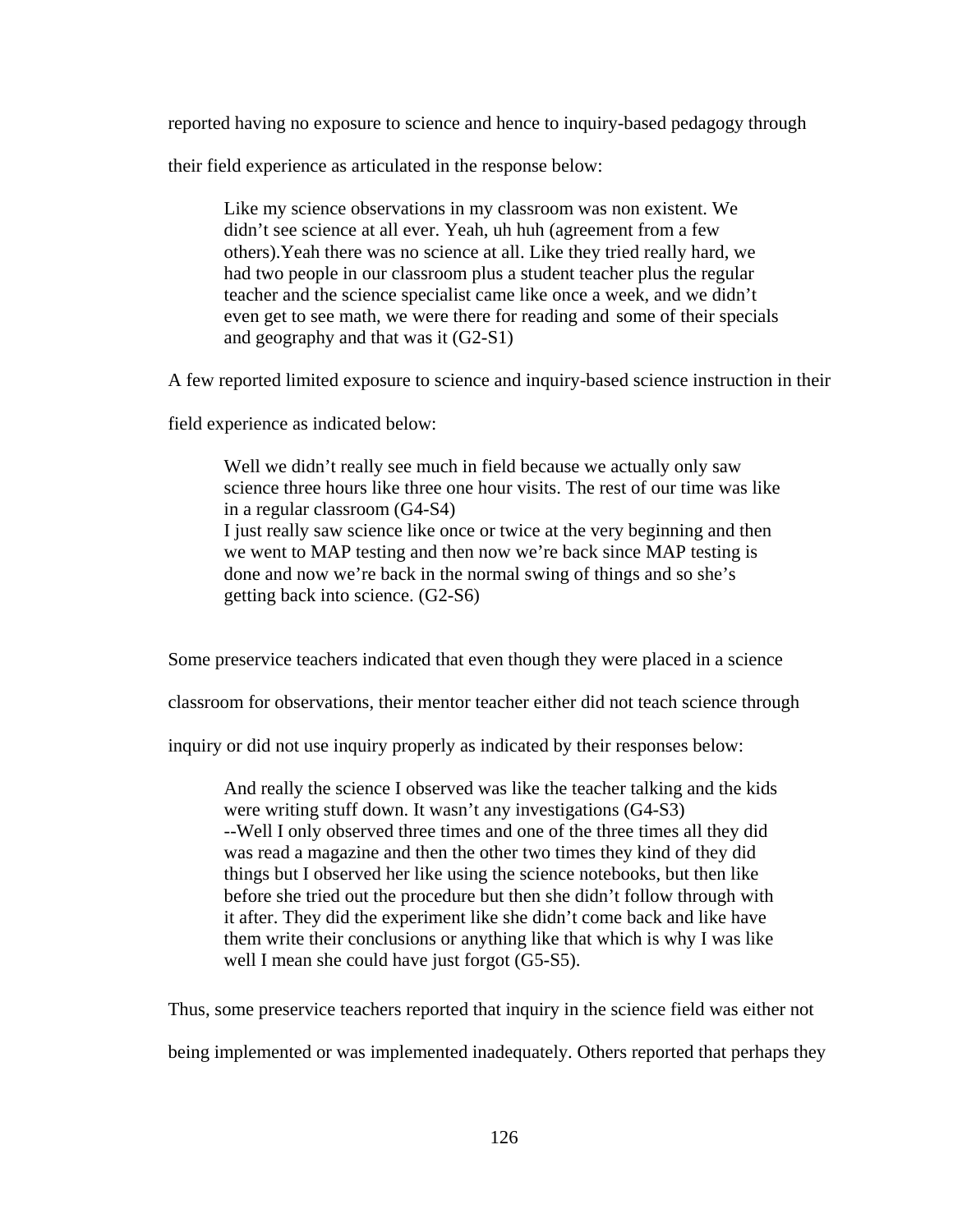reported having no exposure to science and hence to inquiry-based pedagogy through their field experience as articulated in the response below:

> Like my science observations in my classroom was non existent. We didn't see science at all ever. Yeah, uh huh (agreement from a few others).Yeah there was no science at all. Like they tried really hard, we had two people in our classroom plus a student teacher plus the regular teacher and the science specialist came like once a week, and we didn't even get to see math, we were there for reading and some of their specials and geography and that was it (G2-S1)

A few reported limited exposure to science and inquiry-based science instruction in their field experience as indicated below:

> Well we didn't really see much in field because we actually only saw science three hours like three one hour visits. The rest of our time was like in a regular classroom (G4-S4)
> I just really saw science like once or twice at the very beginning and then we went to MAP testing and then now we're back since MAP testing is done and now we're back in the normal swing of things and so she's getting back into science. (G2-S6)

Some preservice teachers indicated that even though they were placed in a science classroom for observations, their mentor teacher either did not teach science through inquiry or did not use inquiry properly as indicated by their responses below:

> And really the science I observed was like the teacher talking and the kids were writing stuff down. It wasn't any investigations (G4-S3)
> --Well I only observed three times and one of the three times all they did was read a magazine and then the other two times they kind of they did things but I observed her like using the science notebooks, but then like before she tried out the procedure but then she didn't follow through with it after. They did the experiment like she didn't come back and like have them write their conclusions or anything like that which is why I was like well I mean she could have just forgot (G5-S5).

Thus, some preservice teachers reported that inquiry in the science field was either not being implemented or was implemented inadequately. Others reported that perhaps they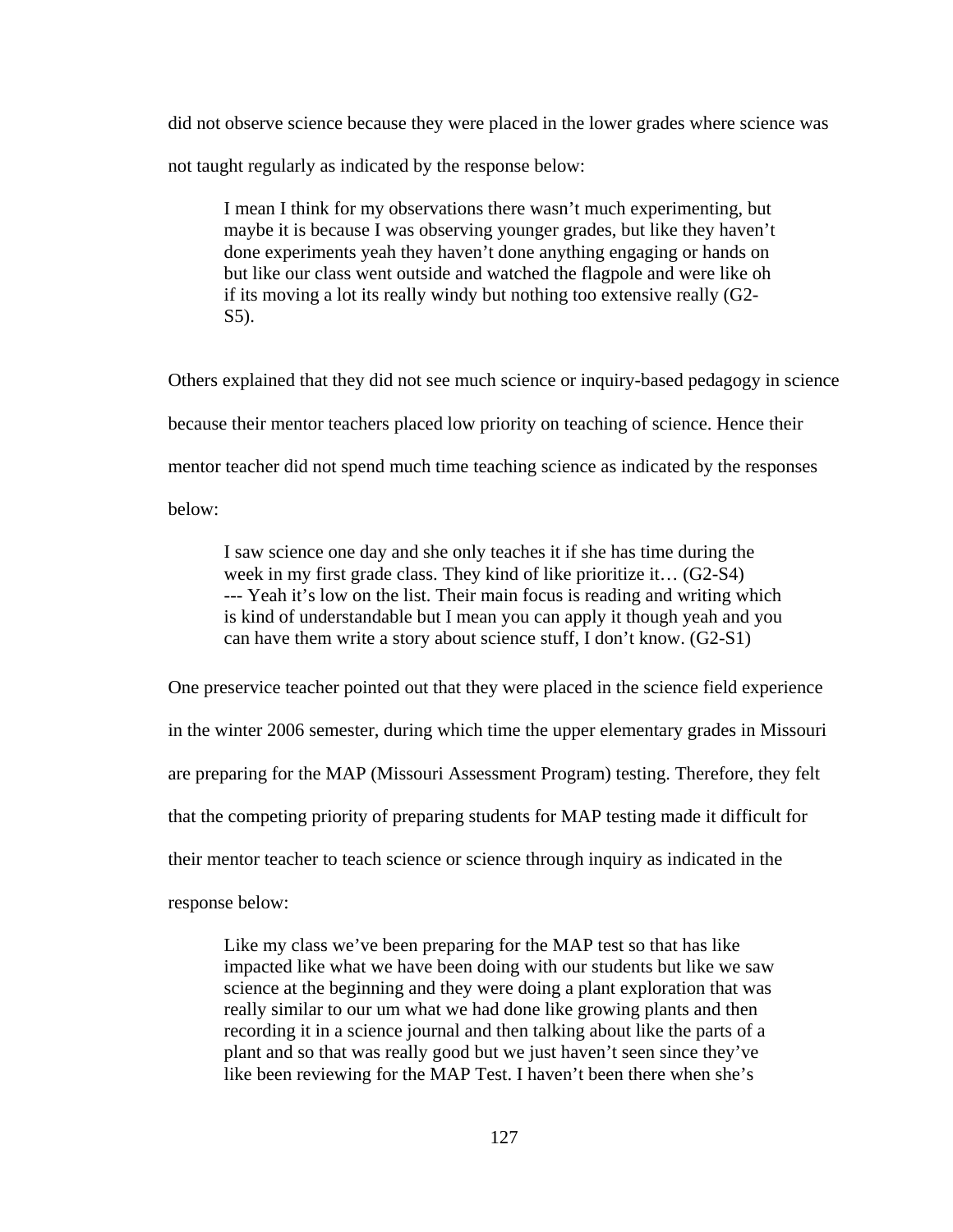did not observe science because they were placed in the lower grades where science was not taught regularly as indicated by the response below:

> I mean I think for my observations there wasn't much experimenting, but maybe it is because I was observing younger grades, but like they haven't done experiments yeah they haven't done anything engaging or hands on but like our class went outside and watched the flagpole and were like oh if its moving a lot its really windy but nothing too extensive really (G2-S5).

Others explained that they did not see much science or inquiry-based pedagogy in science because their mentor teachers placed low priority on teaching of science. Hence their mentor teacher did not spend much time teaching science as indicated by the responses below:

> I saw science one day and she only teaches it if she has time during the week in my first grade class. They kind of like prioritize it… (G2-S4)
> --- Yeah it's low on the list. Their main focus is reading and writing which is kind of understandable but I mean you can apply it though yeah and you can have them write a story about science stuff, I don't know. (G2-S1)

One preservice teacher pointed out that they were placed in the science field experience in the winter 2006 semester, during which time the upper elementary grades in Missouri are preparing for the MAP (Missouri Assessment Program) testing. Therefore, they felt that the competing priority of preparing students for MAP testing made it difficult for their mentor teacher to teach science or science through inquiry as indicated in the response below:

> Like my class we've been preparing for the MAP test so that has like impacted like what we have been doing with our students but like we saw science at the beginning and they were doing a plant exploration that was really similar to our um what we had done like growing plants and then recording it in a science journal and then talking about like the parts of a plant and so that was really good but we just haven't seen since they've like been reviewing for the MAP Test. I haven't been there when she's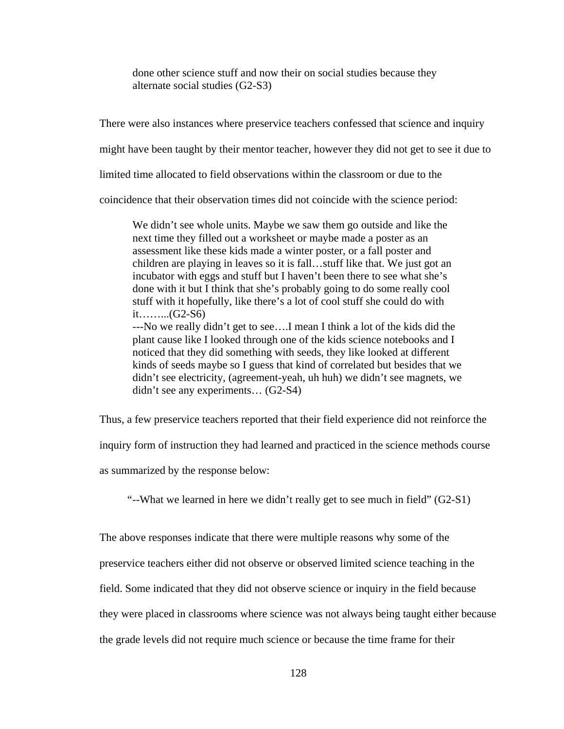> done other science stuff and now their on social studies because they alternate social studies (G2-S3)

There were also instances where preservice teachers confessed that science and inquiry might have been taught by their mentor teacher, however they did not get to see it due to limited time allocated to field observations within the classroom or due to the coincidence that their observation times did not coincide with the science period:

> We didn't see whole units. Maybe we saw them go outside and like the next time they filled out a worksheet or maybe made a poster as an assessment like these kids made a winter poster, or a fall poster and children are playing in leaves so it is fall…stuff like that. We just got an incubator with eggs and stuff but I haven't been there to see what she's done with it but I think that she's probably going to do some really cool stuff with it hopefully, like there's a lot of cool stuff she could do with it……..(G2-S6)
> ---No we really didn't get to see….I mean I think a lot of the kids did the plant cause like I looked through one of the kids science notebooks and I noticed that they did something with seeds, they like looked at different kinds of seeds maybe so I guess that kind of correlated but besides that we didn't see electricity, (agreement-yeah, uh huh) we didn't see magnets, we didn't see any experiments… (G2-S4)

Thus, a few preservice teachers reported that their field experience did not reinforce the inquiry form of instruction they had learned and practiced in the science methods course as summarized by the response below:

> "--What we learned in here we didn't really get to see much in field" (G2-S1)

The above responses indicate that there were multiple reasons why some of the preservice teachers either did not observe or observed limited science teaching in the field. Some indicated that they did not observe science or inquiry in the field because they were placed in classrooms where science was not always being taught either because the grade levels did not require much science or because the time frame for their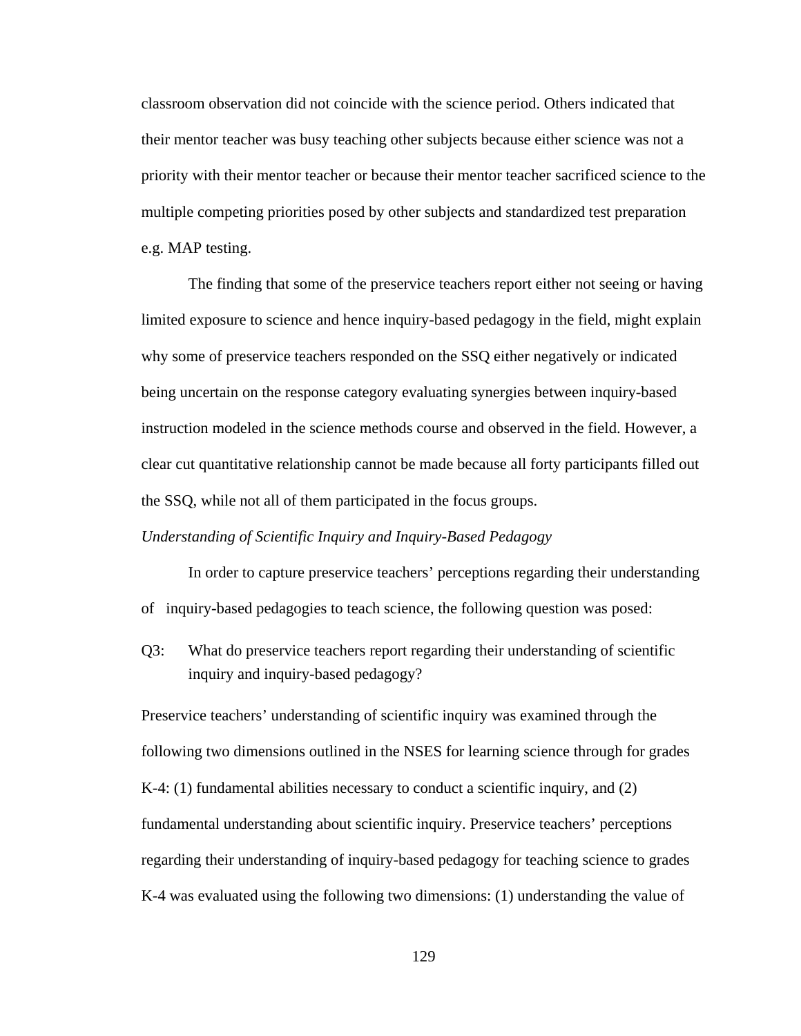classroom observation did not coincide with the science period. Others indicated that their mentor teacher was busy teaching other subjects because either science was not a priority with their mentor teacher or because their mentor teacher sacrificed science to the multiple competing priorities posed by other subjects and standardized test preparation e.g. MAP testing.

The finding that some of the preservice teachers report either not seeing or having limited exposure to science and hence inquiry-based pedagogy in the field, might explain why some of preservice teachers responded on the SSQ either negatively or indicated being uncertain on the response category evaluating synergies between inquiry-based instruction modeled in the science methods course and observed in the field. However, a clear cut quantitative relationship cannot be made because all forty participants filled out the SSQ, while not all of them participated in the focus groups.

*Understanding of Scientific Inquiry and Inquiry-Based Pedagogy*

In order to capture preservice teachers' perceptions regarding their understanding of inquiry-based pedagogies to teach science, the following question was posed:

Q3: What do preservice teachers report regarding their understanding of scientific inquiry and inquiry-based pedagogy?

Preservice teachers' understanding of scientific inquiry was examined through the following two dimensions outlined in the NSES for learning science through for grades K-4: (1) fundamental abilities necessary to conduct a scientific inquiry, and (2) fundamental understanding about scientific inquiry. Preservice teachers' perceptions regarding their understanding of inquiry-based pedagogy for teaching science to grades K-4 was evaluated using the following two dimensions: (1) understanding the value of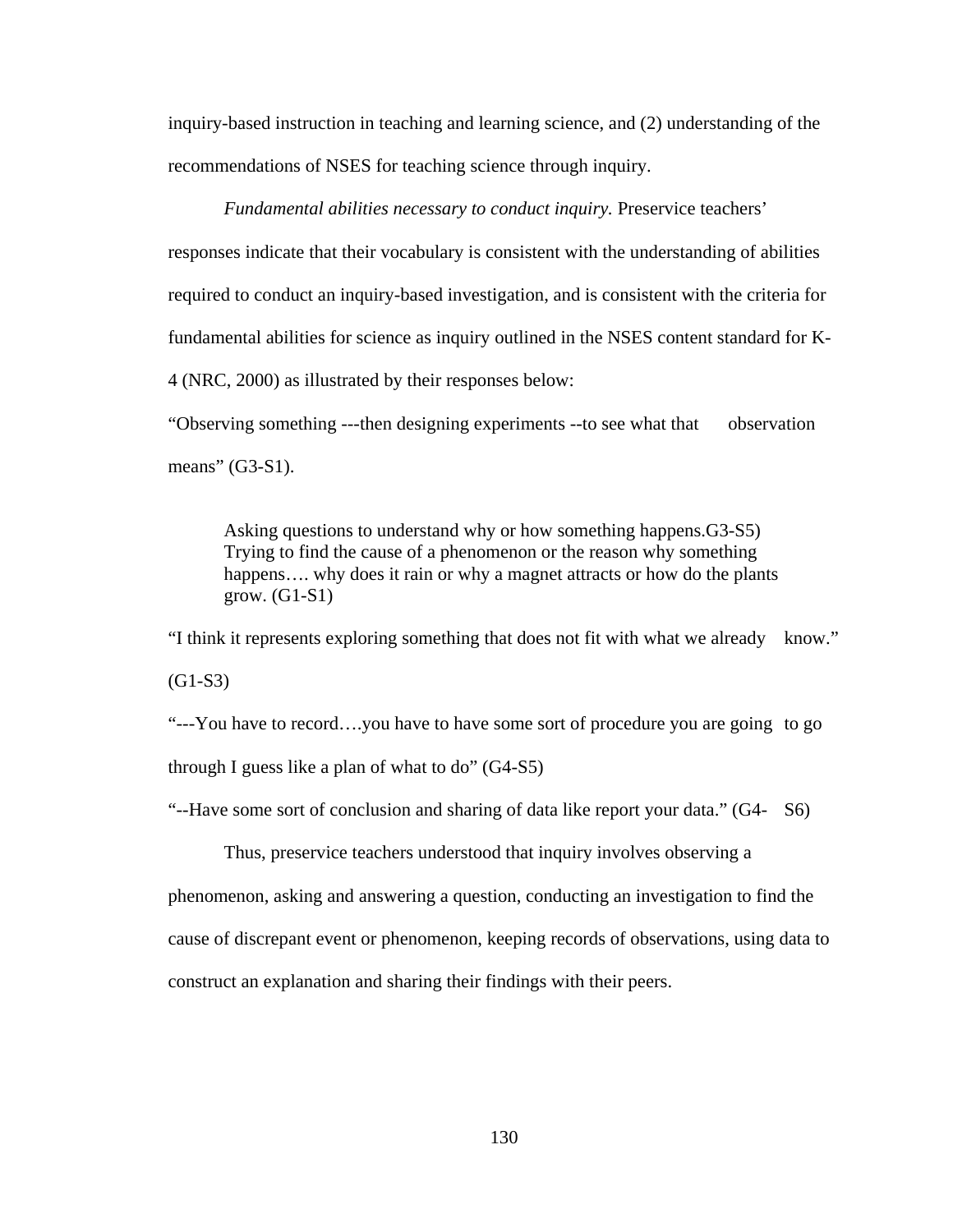inquiry-based instruction in teaching and learning science, and (2) understanding of the recommendations of NSES for teaching science through inquiry.

*Fundamental abilities necessary to conduct inquiry.* Preservice teachers' responses indicate that their vocabulary is consistent with the understanding of abilities required to conduct an inquiry-based investigation, and is consistent with the criteria for fundamental abilities for science as inquiry outlined in the NSES content standard for K-4 (NRC, 2000) as illustrated by their responses below:

"Observing something ---then designing experiments --to see what that observation means" (G3-S1).

> Asking questions to understand why or how something happens.G3-S5)
> Trying to find the cause of a phenomenon or the reason why something happens…. why does it rain or why a magnet attracts or how do the plants grow. (G1-S1)

"I think it represents exploring something that does not fit with what we already know." (G1-S3)

"---You have to record….you have to have some sort of procedure you are going to go through I guess like a plan of what to do" (G4-S5)

"--Have some sort of conclusion and sharing of data like report your data." (G4- S6)

Thus, preservice teachers understood that inquiry involves observing a phenomenon, asking and answering a question, conducting an investigation to find the cause of discrepant event or phenomenon, keeping records of observations, using data to construct an explanation and sharing their findings with their peers.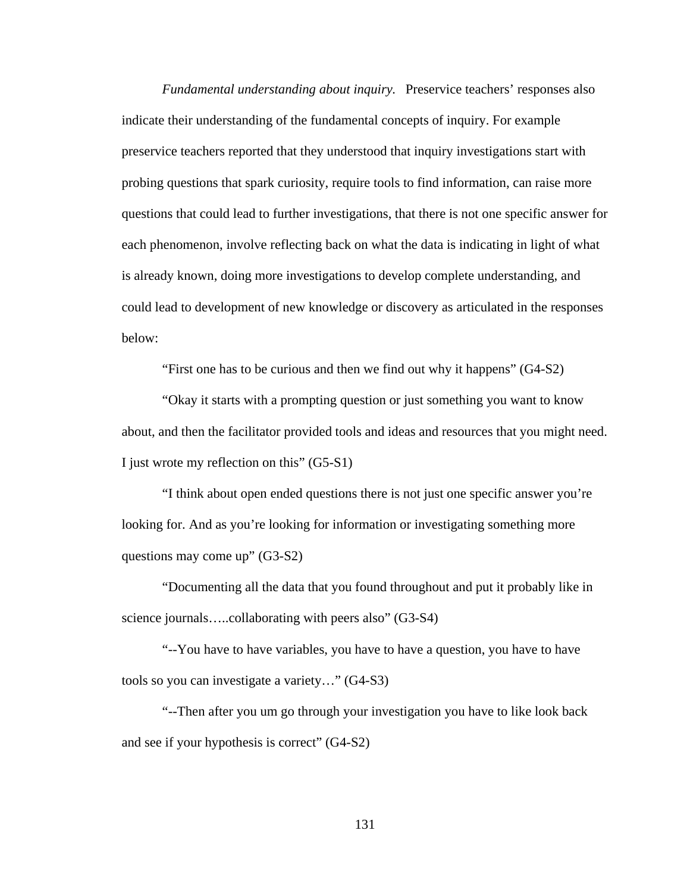*Fundamental understanding about inquiry.* Preservice teachers' responses also indicate their understanding of the fundamental concepts of inquiry. For example preservice teachers reported that they understood that inquiry investigations start with probing questions that spark curiosity, require tools to find information, can raise more questions that could lead to further investigations, that there is not one specific answer for each phenomenon, involve reflecting back on what the data is indicating in light of what is already known, doing more investigations to develop complete understanding, and could lead to development of new knowledge or discovery as articulated in the responses below:

"First one has to be curious and then we find out why it happens" (G4-S2)

"Okay it starts with a prompting question or just something you want to know about, and then the facilitator provided tools and ideas and resources that you might need. I just wrote my reflection on this" (G5-S1)

"I think about open ended questions there is not just one specific answer you're looking for. And as you're looking for information or investigating something more questions may come up" (G3-S2)

"Documenting all the data that you found throughout and put it probably like in science journals…..collaborating with peers also" (G3-S4)

"--You have to have variables, you have to have a question, you have to have tools so you can investigate a variety…" (G4-S3)

"--Then after you um go through your investigation you have to like look back and see if your hypothesis is correct" (G4-S2)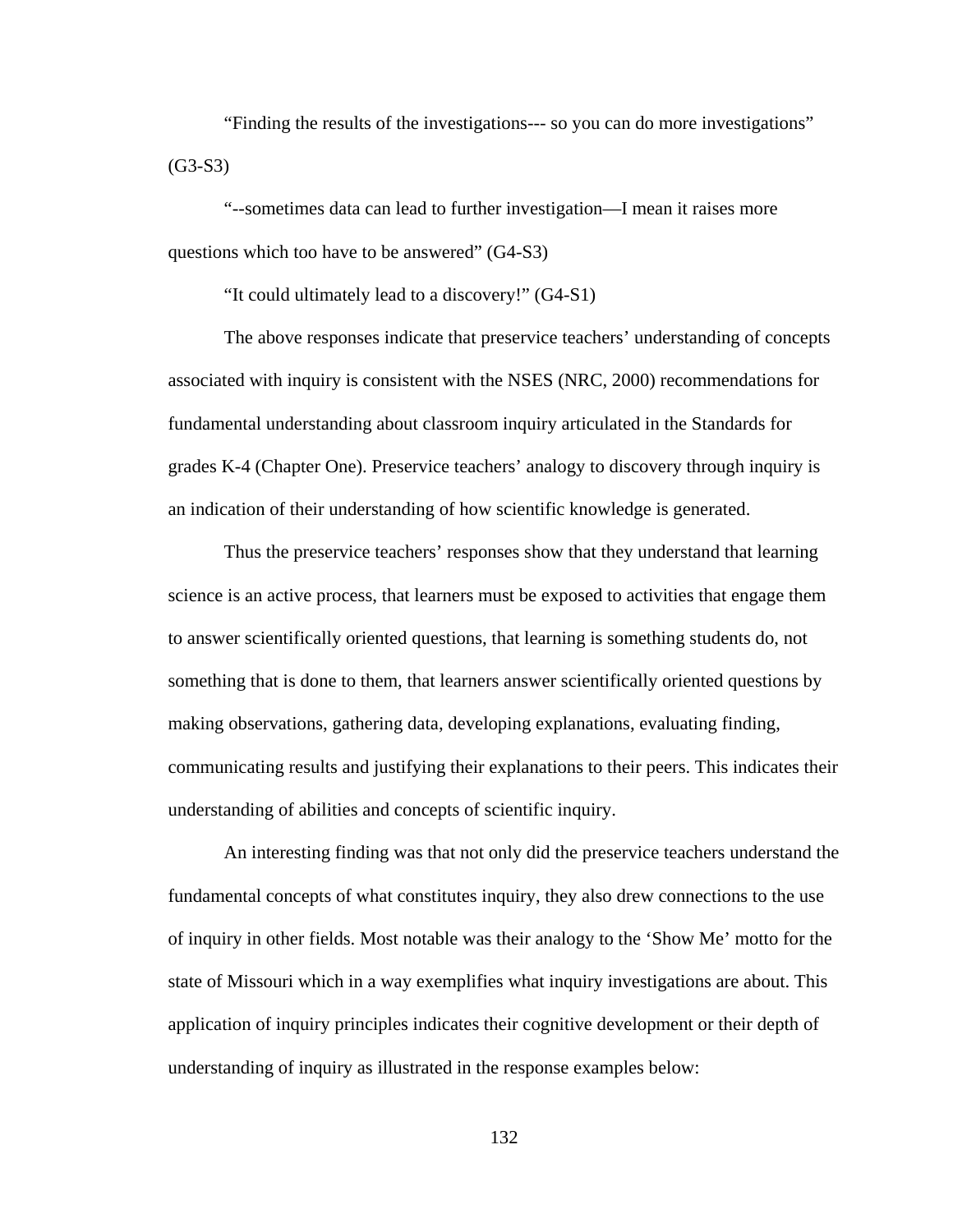"Finding the results of the investigations--- so you can do more investigations" (G3-S3)

"--sometimes data can lead to further investigation—I mean it raises more questions which too have to be answered" (G4-S3)

"It could ultimately lead to a discovery!" (G4-S1)

The above responses indicate that preservice teachers' understanding of concepts associated with inquiry is consistent with the NSES (NRC, 2000) recommendations for fundamental understanding about classroom inquiry articulated in the Standards for grades K-4 (Chapter One). Preservice teachers' analogy to discovery through inquiry is an indication of their understanding of how scientific knowledge is generated.

Thus the preservice teachers' responses show that they understand that learning science is an active process, that learners must be exposed to activities that engage them to answer scientifically oriented questions, that learning is something students do, not something that is done to them, that learners answer scientifically oriented questions by making observations, gathering data, developing explanations, evaluating finding, communicating results and justifying their explanations to their peers. This indicates their understanding of abilities and concepts of scientific inquiry.

An interesting finding was that not only did the preservice teachers understand the fundamental concepts of what constitutes inquiry, they also drew connections to the use of inquiry in other fields. Most notable was their analogy to the 'Show Me' motto for the state of Missouri which in a way exemplifies what inquiry investigations are about. This application of inquiry principles indicates their cognitive development or their depth of understanding of inquiry as illustrated in the response examples below: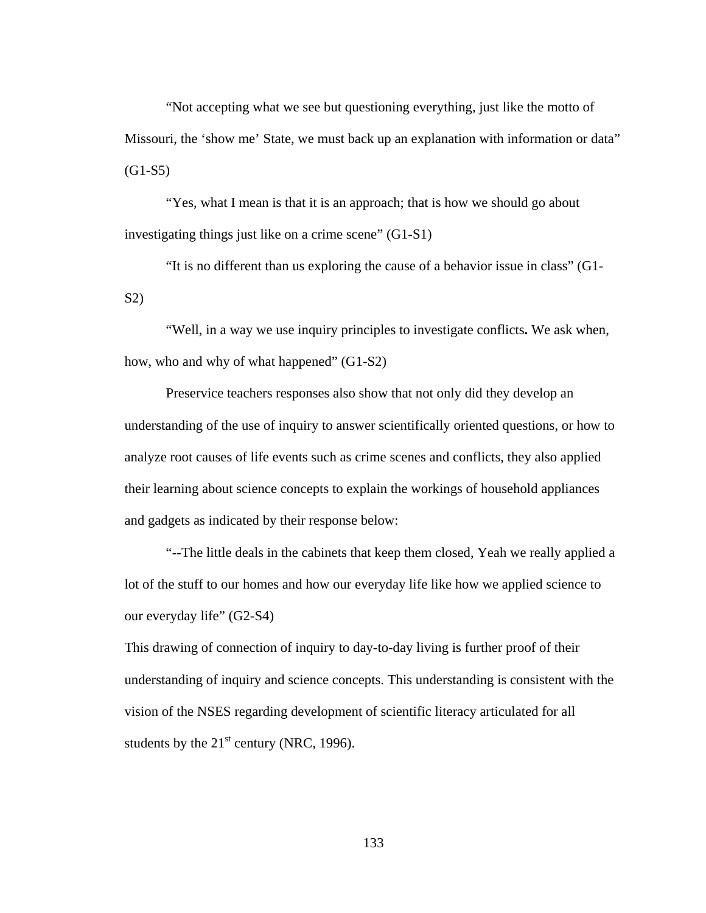"Not accepting what we see but questioning everything, just like the motto of Missouri, the 'show me' State, we must back up an explanation with information or data" (G1-S5)

"Yes, what I mean is that it is an approach; that is how we should go about investigating things just like on a crime scene" (G1-S1)

"It is no different than us exploring the cause of a behavior issue in class" (G1-S2)

"Well, in a way we use inquiry principles to investigate conflicts**.** We ask when, how, who and why of what happened" (G1-S2)

Preservice teachers responses also show that not only did they develop an understanding of the use of inquiry to answer scientifically oriented questions, or how to analyze root causes of life events such as crime scenes and conflicts, they also applied their learning about science concepts to explain the workings of household appliances and gadgets as indicated by their response below:

"--The little deals in the cabinets that keep them closed, Yeah we really applied a lot of the stuff to our homes and how our everyday life like how we applied science to our everyday life" (G2-S4)

This drawing of connection of inquiry to day-to-day living is further proof of their understanding of inquiry and science concepts. This understanding is consistent with the vision of the NSES regarding development of scientific literacy articulated for all students by the 21st century (NRC, 1996).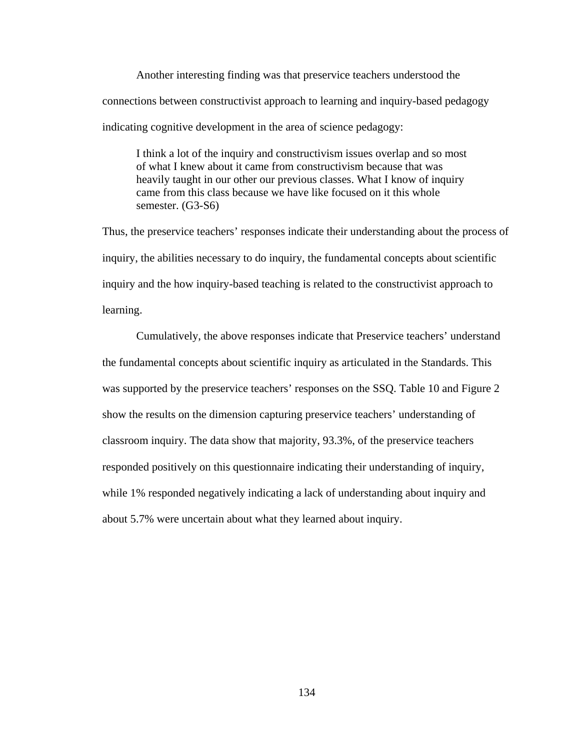Another interesting finding was that preservice teachers understood the connections between constructivist approach to learning and inquiry-based pedagogy indicating cognitive development in the area of science pedagogy:

> I think a lot of the inquiry and constructivism issues overlap and so most of what I knew about it came from constructivism because that was heavily taught in our other our previous classes. What I know of inquiry came from this class because we have like focused on it this whole semester. (G3-S6)

Thus, the preservice teachers' responses indicate their understanding about the process of inquiry, the abilities necessary to do inquiry, the fundamental concepts about scientific inquiry and the how inquiry-based teaching is related to the constructivist approach to learning.

Cumulatively, the above responses indicate that Preservice teachers' understand the fundamental concepts about scientific inquiry as articulated in the Standards. This was supported by the preservice teachers' responses on the SSQ. Table 10 and Figure 2 show the results on the dimension capturing preservice teachers' understanding of classroom inquiry. The data show that majority, 93.3%, of the preservice teachers responded positively on this questionnaire indicating their understanding of inquiry, while 1% responded negatively indicating a lack of understanding about inquiry and about 5.7% were uncertain about what they learned about inquiry.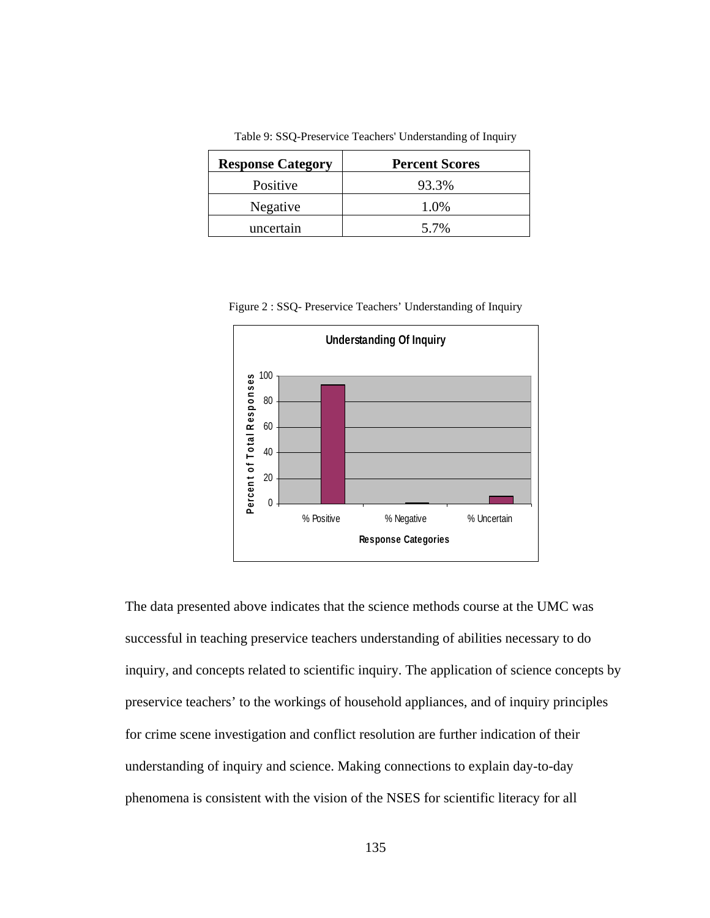Table 9: SSQ-Preservice Teachers' Understanding of Inquiry

| Response Category | Percent Scores |
|---|---|
| Positive | 93.3% |
| Negative | 1.0% |
| uncertain | 5.7% |

Figure 2 : SSQ- Preservice Teachers' Understanding of Inquiry

The data presented above indicates that the science methods course at the UMC was successful in teaching preservice teachers understanding of abilities necessary to do inquiry, and concepts related to scientific inquiry. The application of science concepts by preservice teachers' to the workings of household appliances, and of inquiry principles for crime scene investigation and conflict resolution are further indication of their understanding of inquiry and science. Making connections to explain day-to-day phenomena is consistent with the vision of the NSES for scientific literacy for all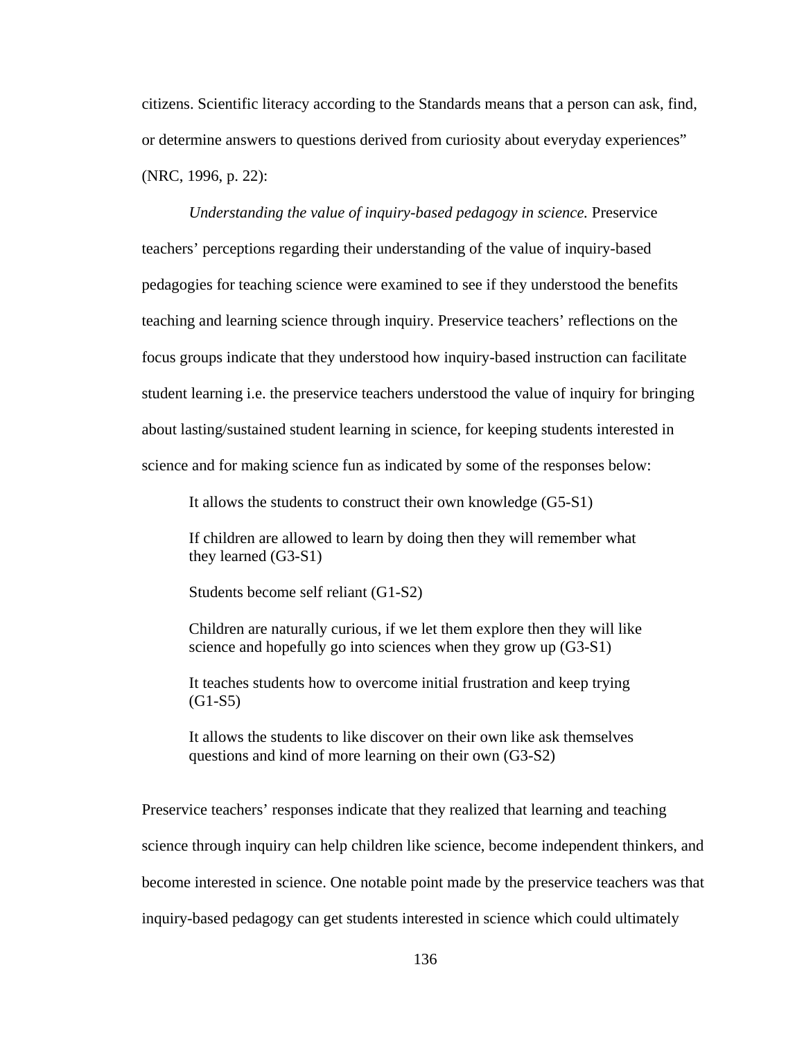citizens. Scientific literacy according to the Standards means that a person can ask, find, or determine answers to questions derived from curiosity about everyday experiences" (NRC, 1996, p. 22):

*Understanding the value of inquiry-based pedagogy in science.* Preservice teachers' perceptions regarding their understanding of the value of inquiry-based pedagogies for teaching science were examined to see if they understood the benefits teaching and learning science through inquiry. Preservice teachers' reflections on the focus groups indicate that they understood how inquiry-based instruction can facilitate student learning i.e. the preservice teachers understood the value of inquiry for bringing about lasting/sustained student learning in science, for keeping students interested in science and for making science fun as indicated by some of the responses below:

> It allows the students to construct their own knowledge (G5-S1)
>
> If children are allowed to learn by doing then they will remember what they learned (G3-S1)
>
> Students become self reliant (G1-S2)
>
> Children are naturally curious, if we let them explore then they will like science and hopefully go into sciences when they grow up (G3-S1)
>
> It teaches students how to overcome initial frustration and keep trying (G1-S5)
>
> It allows the students to like discover on their own like ask themselves questions and kind of more learning on their own (G3-S2)

Preservice teachers' responses indicate that they realized that learning and teaching science through inquiry can help children like science, become independent thinkers, and become interested in science. One notable point made by the preservice teachers was that inquiry-based pedagogy can get students interested in science which could ultimately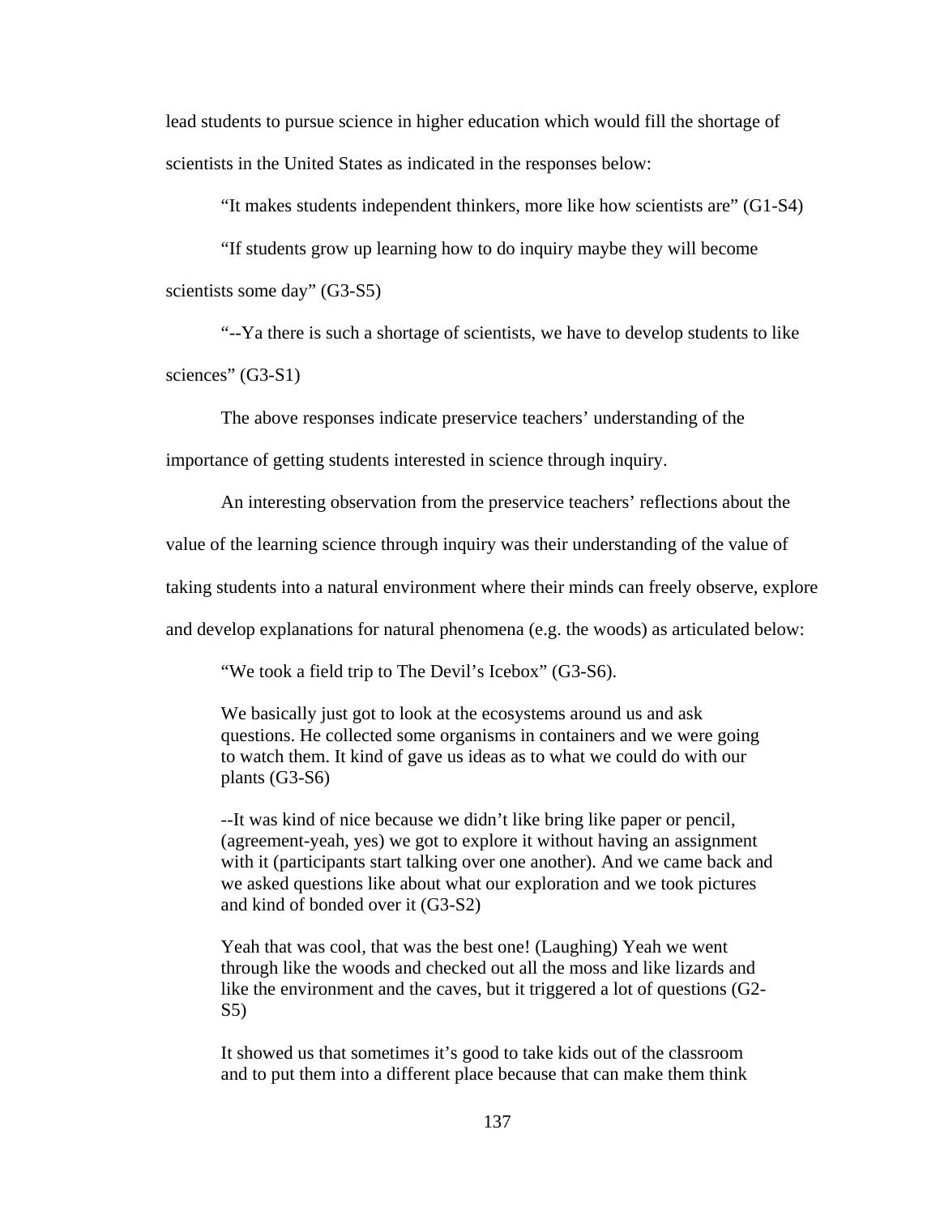lead students to pursue science in higher education which would fill the shortage of scientists in the United States as indicated in the responses below:

"It makes students independent thinkers, more like how scientists are" (G1-S4)

"If students grow up learning how to do inquiry maybe they will become scientists some day" (G3-S5)

"--Ya there is such a shortage of scientists, we have to develop students to like sciences" (G3-S1)

The above responses indicate preservice teachers' understanding of the importance of getting students interested in science through inquiry.

An interesting observation from the preservice teachers' reflections about the value of the learning science through inquiry was their understanding of the value of taking students into a natural environment where their minds can freely observe, explore and develop explanations for natural phenomena (e.g. the woods) as articulated below:

"We took a field trip to The Devil's Icebox" (G3-S6).

> We basically just got to look at the ecosystems around us and ask questions. He collected some organisms in containers and we were going to watch them. It kind of gave us ideas as to what we could do with our plants (G3-S6)

> --It was kind of nice because we didn't like bring like paper or pencil, (agreement-yeah, yes) we got to explore it without having an assignment with it (participants start talking over one another). And we came back and we asked questions like about what our exploration and we took pictures and kind of bonded over it (G3-S2)

> Yeah that was cool, that was the best one! (Laughing) Yeah we went through like the woods and checked out all the moss and like lizards and like the environment and the caves, but it triggered a lot of questions (G2-S5)

> It showed us that sometimes it's good to take kids out of the classroom and to put them into a different place because that can make them think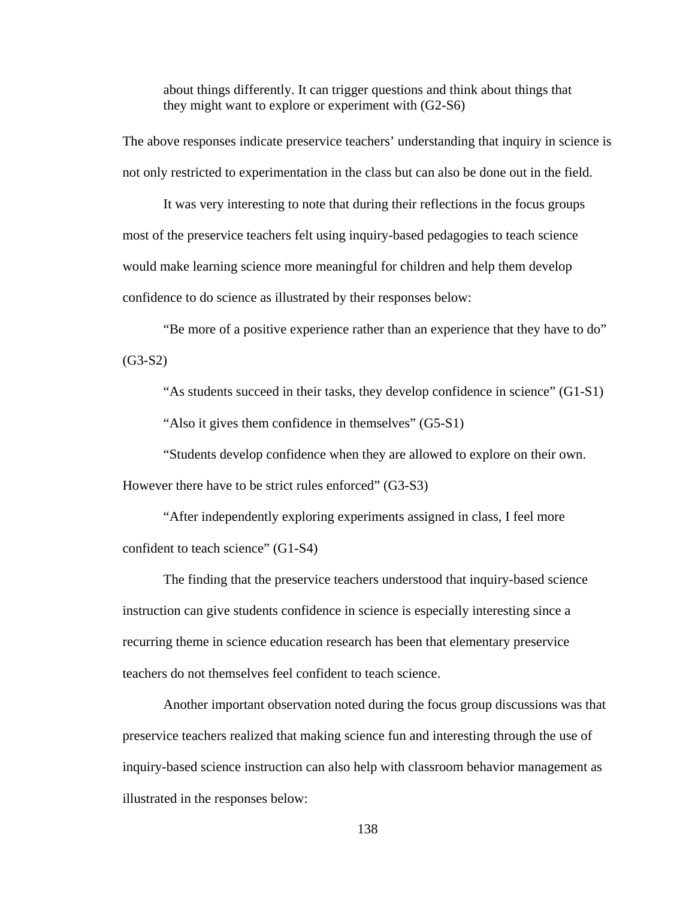> about things differently. It can trigger questions and think about things that they might want to explore or experiment with (G2-S6)

The above responses indicate preservice teachers' understanding that inquiry in science is not only restricted to experimentation in the class but can also be done out in the field.

It was very interesting to note that during their reflections in the focus groups most of the preservice teachers felt using inquiry-based pedagogies to teach science would make learning science more meaningful for children and help them develop confidence to do science as illustrated by their responses below:

"Be more of a positive experience rather than an experience that they have to do" (G3-S2)

"As students succeed in their tasks, they develop confidence in science" (G1-S1)

"Also it gives them confidence in themselves" (G5-S1)

"Students develop confidence when they are allowed to explore on their own. However there have to be strict rules enforced" (G3-S3)

"After independently exploring experiments assigned in class, I feel more confident to teach science" (G1-S4)

The finding that the preservice teachers understood that inquiry-based science instruction can give students confidence in science is especially interesting since a recurring theme in science education research has been that elementary preservice teachers do not themselves feel confident to teach science.

Another important observation noted during the focus group discussions was that preservice teachers realized that making science fun and interesting through the use of inquiry-based science instruction can also help with classroom behavior management as illustrated in the responses below: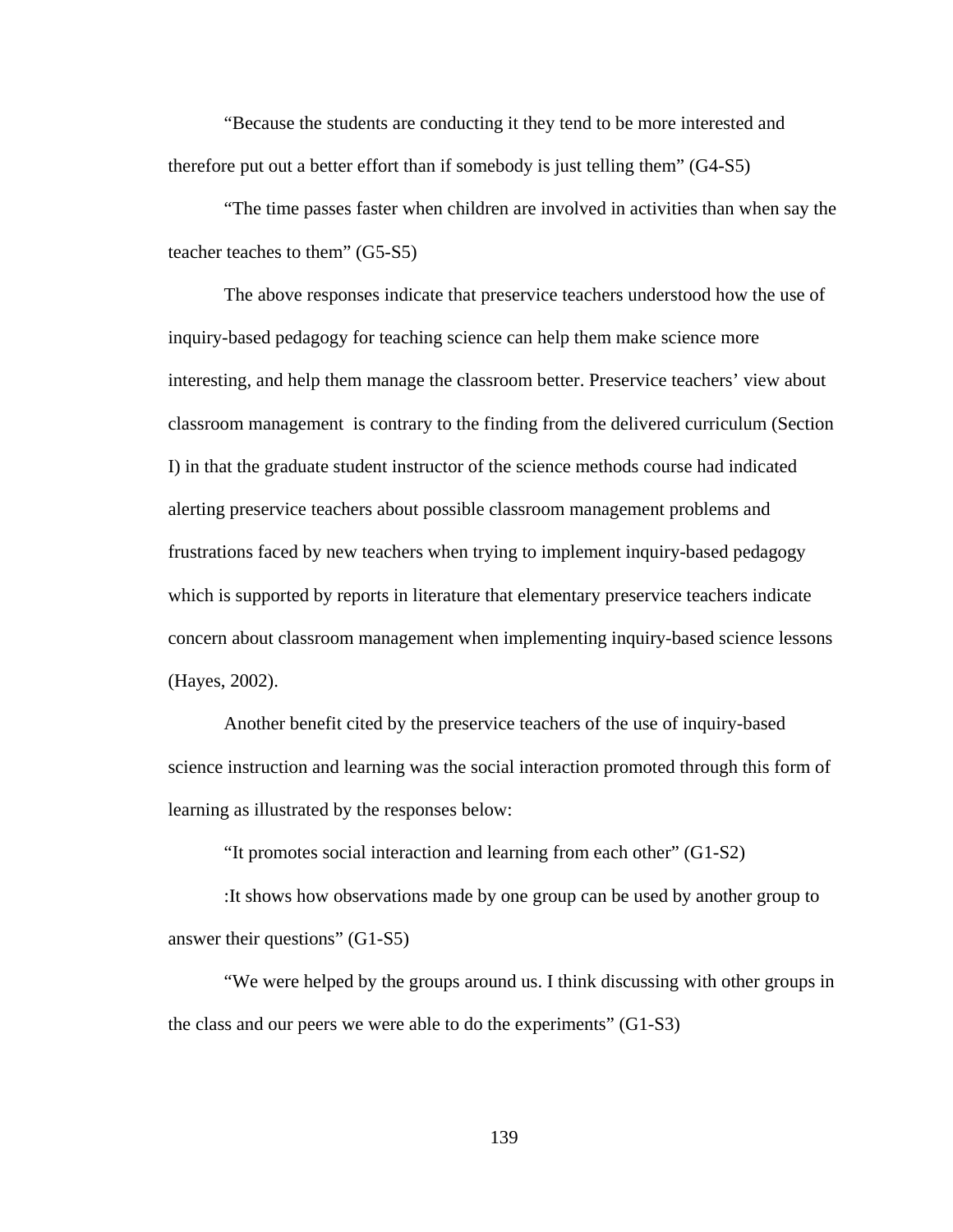"Because the students are conducting it they tend to be more interested and therefore put out a better effort than if somebody is just telling them" (G4-S5)

"The time passes faster when children are involved in activities than when say the teacher teaches to them" (G5-S5)

The above responses indicate that preservice teachers understood how the use of inquiry-based pedagogy for teaching science can help them make science more interesting, and help them manage the classroom better. Preservice teachers' view about classroom management is contrary to the finding from the delivered curriculum (Section I) in that the graduate student instructor of the science methods course had indicated alerting preservice teachers about possible classroom management problems and frustrations faced by new teachers when trying to implement inquiry-based pedagogy which is supported by reports in literature that elementary preservice teachers indicate concern about classroom management when implementing inquiry-based science lessons (Hayes, 2002).

Another benefit cited by the preservice teachers of the use of inquiry-based science instruction and learning was the social interaction promoted through this form of learning as illustrated by the responses below:

"It promotes social interaction and learning from each other" (G1-S2)

:It shows how observations made by one group can be used by another group to answer their questions" (G1-S5)

"We were helped by the groups around us. I think discussing with other groups in the class and our peers we were able to do the experiments" (G1-S3)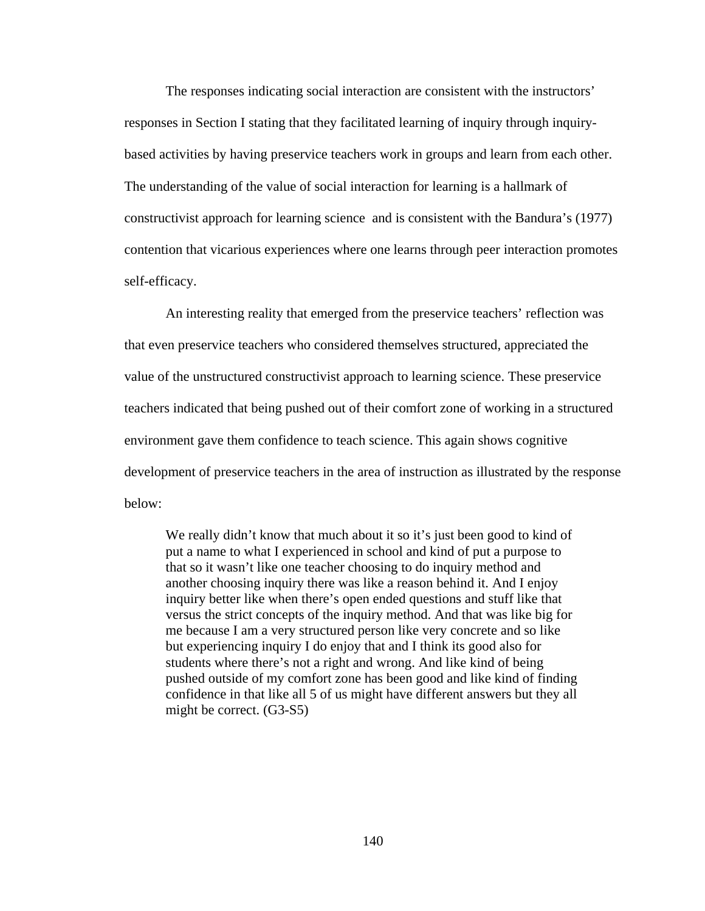The responses indicating social interaction are consistent with the instructors' responses in Section I stating that they facilitated learning of inquiry through inquiry-based activities by having preservice teachers work in groups and learn from each other. The understanding of the value of social interaction for learning is a hallmark of constructivist approach for learning science and is consistent with the Bandura's (1977) contention that vicarious experiences where one learns through peer interaction promotes self-efficacy.

An interesting reality that emerged from the preservice teachers' reflection was that even preservice teachers who considered themselves structured, appreciated the value of the unstructured constructivist approach to learning science. These preservice teachers indicated that being pushed out of their comfort zone of working in a structured environment gave them confidence to teach science. This again shows cognitive development of preservice teachers in the area of instruction as illustrated by the response below:

> We really didn't know that much about it so it's just been good to kind of put a name to what I experienced in school and kind of put a purpose to that so it wasn't like one teacher choosing to do inquiry method and another choosing inquiry there was like a reason behind it. And I enjoy inquiry better like when there's open ended questions and stuff like that versus the strict concepts of the inquiry method. And that was like big for me because I am a very structured person like very concrete and so like but experiencing inquiry I do enjoy that and I think its good also for students where there's not a right and wrong. And like kind of being pushed outside of my comfort zone has been good and like kind of finding confidence in that like all 5 of us might have different answers but they all might be correct. (G3-S5)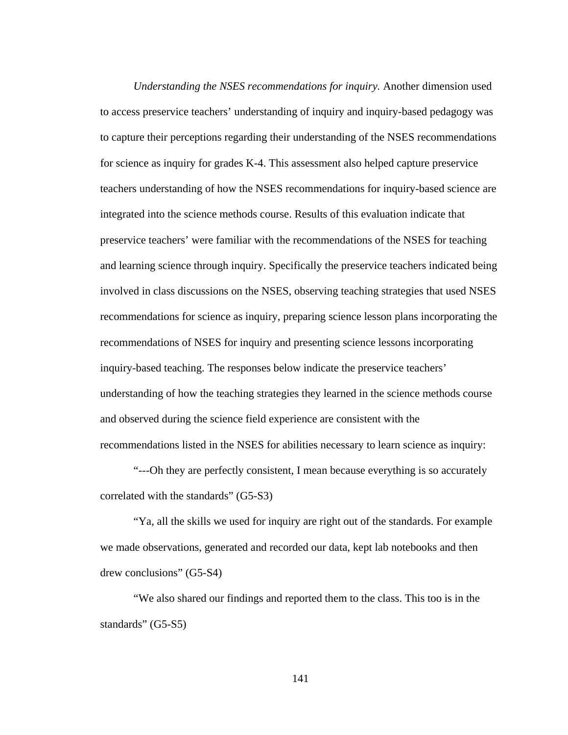*Understanding the NSES recommendations for inquiry.* Another dimension used to access preservice teachers' understanding of inquiry and inquiry-based pedagogy was to capture their perceptions regarding their understanding of the NSES recommendations for science as inquiry for grades K-4. This assessment also helped capture preservice teachers understanding of how the NSES recommendations for inquiry-based science are integrated into the science methods course. Results of this evaluation indicate that preservice teachers' were familiar with the recommendations of the NSES for teaching and learning science through inquiry. Specifically the preservice teachers indicated being involved in class discussions on the NSES, observing teaching strategies that used NSES recommendations for science as inquiry, preparing science lesson plans incorporating the recommendations of NSES for inquiry and presenting science lessons incorporating inquiry-based teaching. The responses below indicate the preservice teachers' understanding of how the teaching strategies they learned in the science methods course and observed during the science field experience are consistent with the recommendations listed in the NSES for abilities necessary to learn science as inquiry:

"---Oh they are perfectly consistent, I mean because everything is so accurately correlated with the standards" (G5-S3)

"Ya, all the skills we used for inquiry are right out of the standards. For example we made observations, generated and recorded our data, kept lab notebooks and then drew conclusions" (G5-S4)

"We also shared our findings and reported them to the class. This too is in the standards" (G5-S5)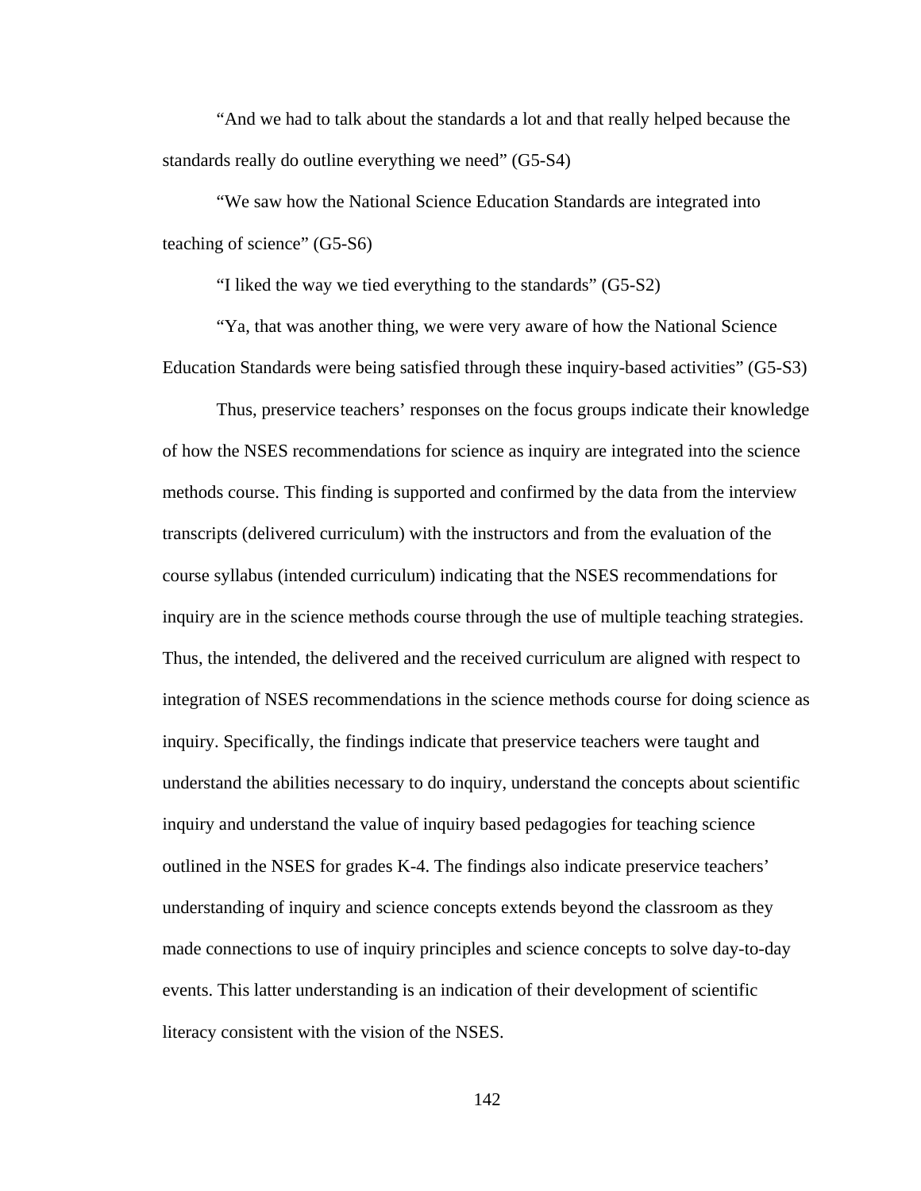"And we had to talk about the standards a lot and that really helped because the standards really do outline everything we need" (G5-S4)

"We saw how the National Science Education Standards are integrated into teaching of science" (G5-S6)

"I liked the way we tied everything to the standards" (G5-S2)

"Ya, that was another thing, we were very aware of how the National Science Education Standards were being satisfied through these inquiry-based activities" (G5-S3)

Thus, preservice teachers' responses on the focus groups indicate their knowledge of how the NSES recommendations for science as inquiry are integrated into the science methods course. This finding is supported and confirmed by the data from the interview transcripts (delivered curriculum) with the instructors and from the evaluation of the course syllabus (intended curriculum) indicating that the NSES recommendations for inquiry are in the science methods course through the use of multiple teaching strategies. Thus, the intended, the delivered and the received curriculum are aligned with respect to integration of NSES recommendations in the science methods course for doing science as inquiry. Specifically, the findings indicate that preservice teachers were taught and understand the abilities necessary to do inquiry, understand the concepts about scientific inquiry and understand the value of inquiry based pedagogies for teaching science outlined in the NSES for grades K-4. The findings also indicate preservice teachers' understanding of inquiry and science concepts extends beyond the classroom as they made connections to use of inquiry principles and science concepts to solve day-to-day events. This latter understanding is an indication of their development of scientific literacy consistent with the vision of the NSES.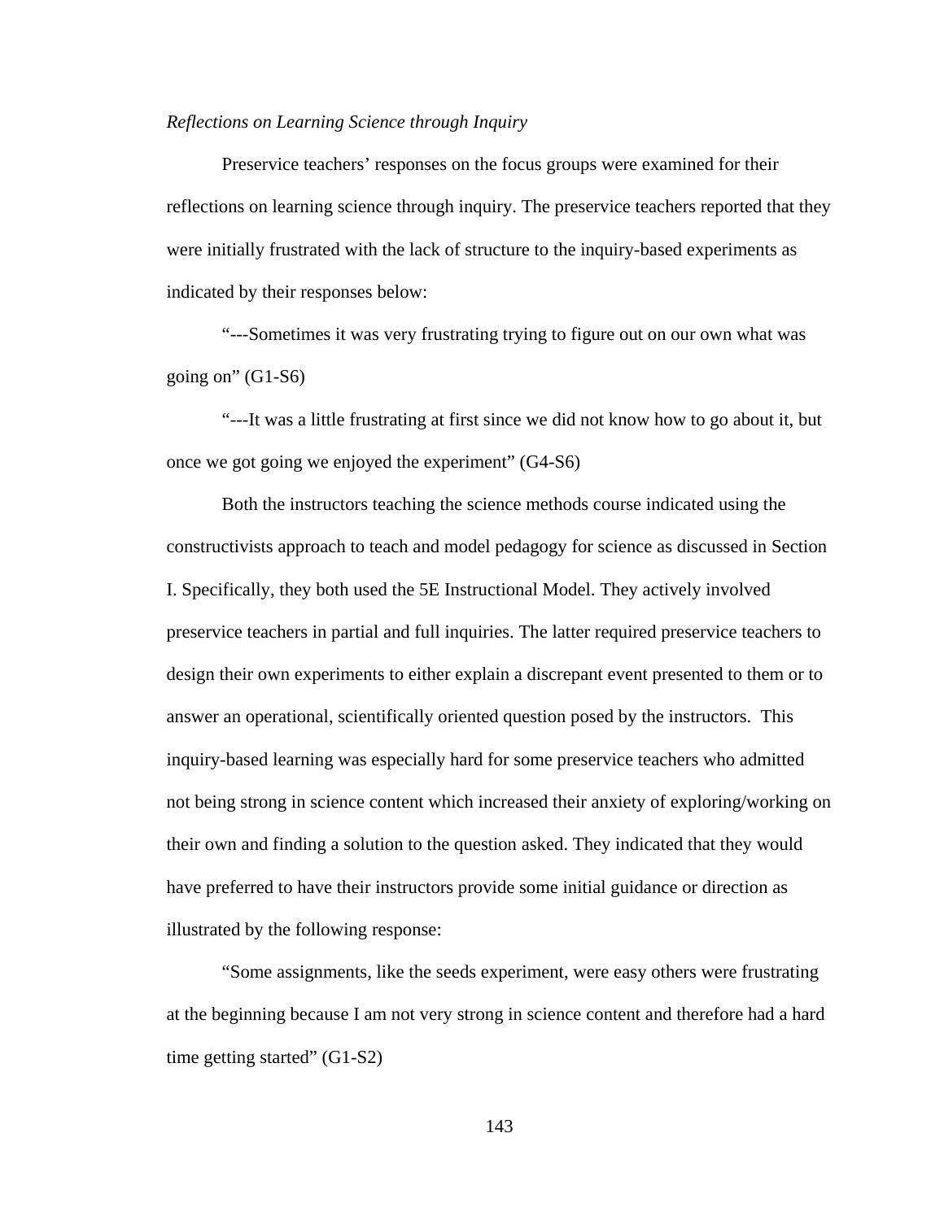*Reflections on Learning Science through Inquiry*

Preservice teachers' responses on the focus groups were examined for their reflections on learning science through inquiry. The preservice teachers reported that they were initially frustrated with the lack of structure to the inquiry-based experiments as indicated by their responses below:

"---Sometimes it was very frustrating trying to figure out on our own what was going on" (G1-S6)

"---It was a little frustrating at first since we did not know how to go about it, but once we got going we enjoyed the experiment" (G4-S6)

Both the instructors teaching the science methods course indicated using the constructivists approach to teach and model pedagogy for science as discussed in Section I. Specifically, they both used the 5E Instructional Model. They actively involved preservice teachers in partial and full inquiries. The latter required preservice teachers to design their own experiments to either explain a discrepant event presented to them or to answer an operational, scientifically oriented question posed by the instructors. This inquiry-based learning was especially hard for some preservice teachers who admitted not being strong in science content which increased their anxiety of exploring/working on their own and finding a solution to the question asked. They indicated that they would have preferred to have their instructors provide some initial guidance or direction as illustrated by the following response:

"Some assignments, like the seeds experiment, were easy others were frustrating at the beginning because I am not very strong in science content and therefore had a hard time getting started" (G1-S2)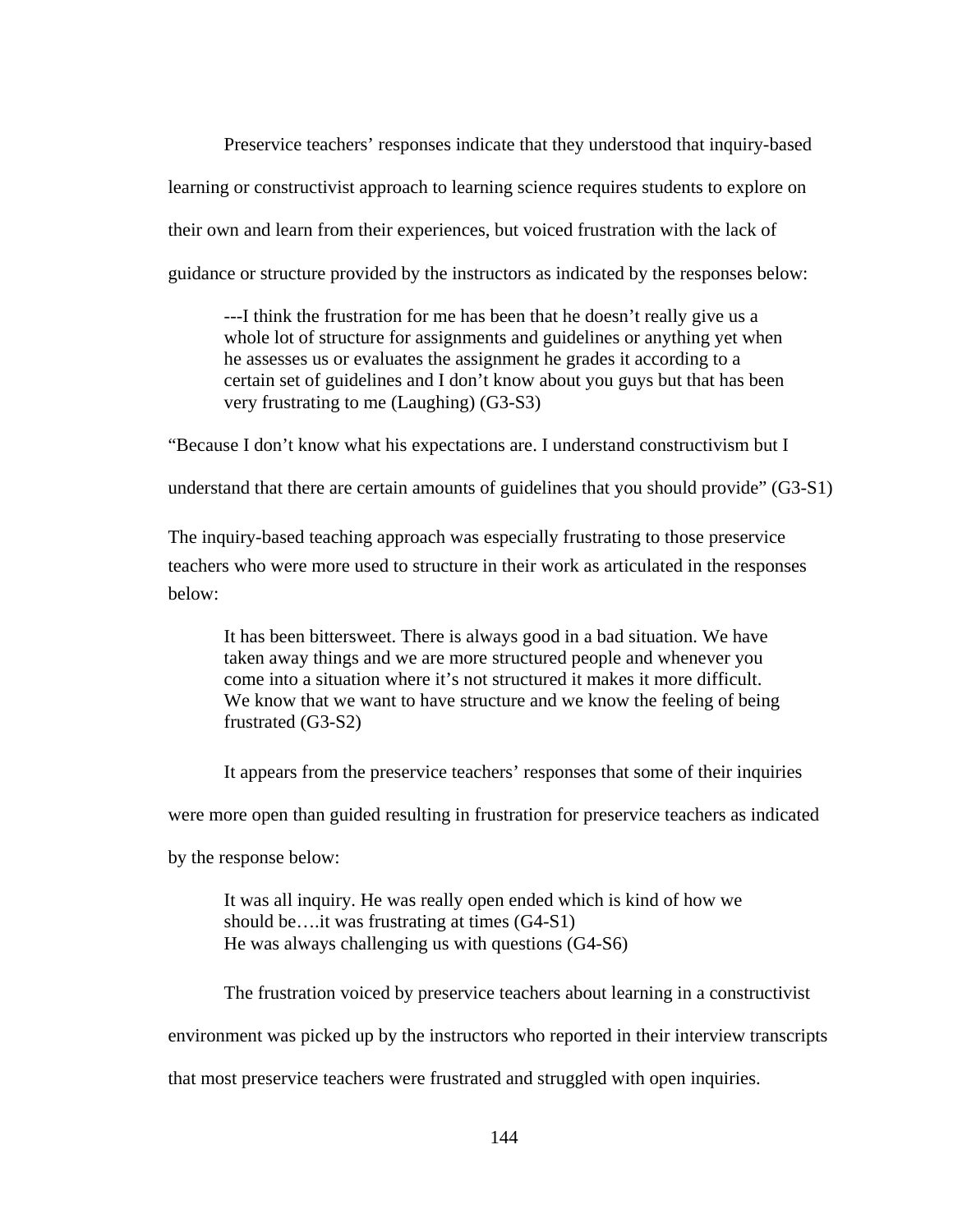Preservice teachers' responses indicate that they understood that inquiry-based learning or constructivist approach to learning science requires students to explore on their own and learn from their experiences, but voiced frustration with the lack of guidance or structure provided by the instructors as indicated by the responses below:

> ---I think the frustration for me has been that he doesn't really give us a whole lot of structure for assignments and guidelines or anything yet when he assesses us or evaluates the assignment he grades it according to a certain set of guidelines and I don't know about you guys but that has been very frustrating to me (Laughing) (G3-S3)

"Because I don't know what his expectations are. I understand constructivism but I understand that there are certain amounts of guidelines that you should provide" (G3-S1)

The inquiry-based teaching approach was especially frustrating to those preservice teachers who were more used to structure in their work as articulated in the responses below:

> It has been bittersweet. There is always good in a bad situation. We have taken away things and we are more structured people and whenever you come into a situation where it's not structured it makes it more difficult. We know that we want to have structure and we know the feeling of being frustrated (G3-S2)

It appears from the preservice teachers' responses that some of their inquiries were more open than guided resulting in frustration for preservice teachers as indicated by the response below:

> It was all inquiry. He was really open ended which is kind of how we should be….it was frustrating at times (G4-S1)
> He was always challenging us with questions (G4-S6)

The frustration voiced by preservice teachers about learning in a constructivist environment was picked up by the instructors who reported in their interview transcripts that most preservice teachers were frustrated and struggled with open inquiries.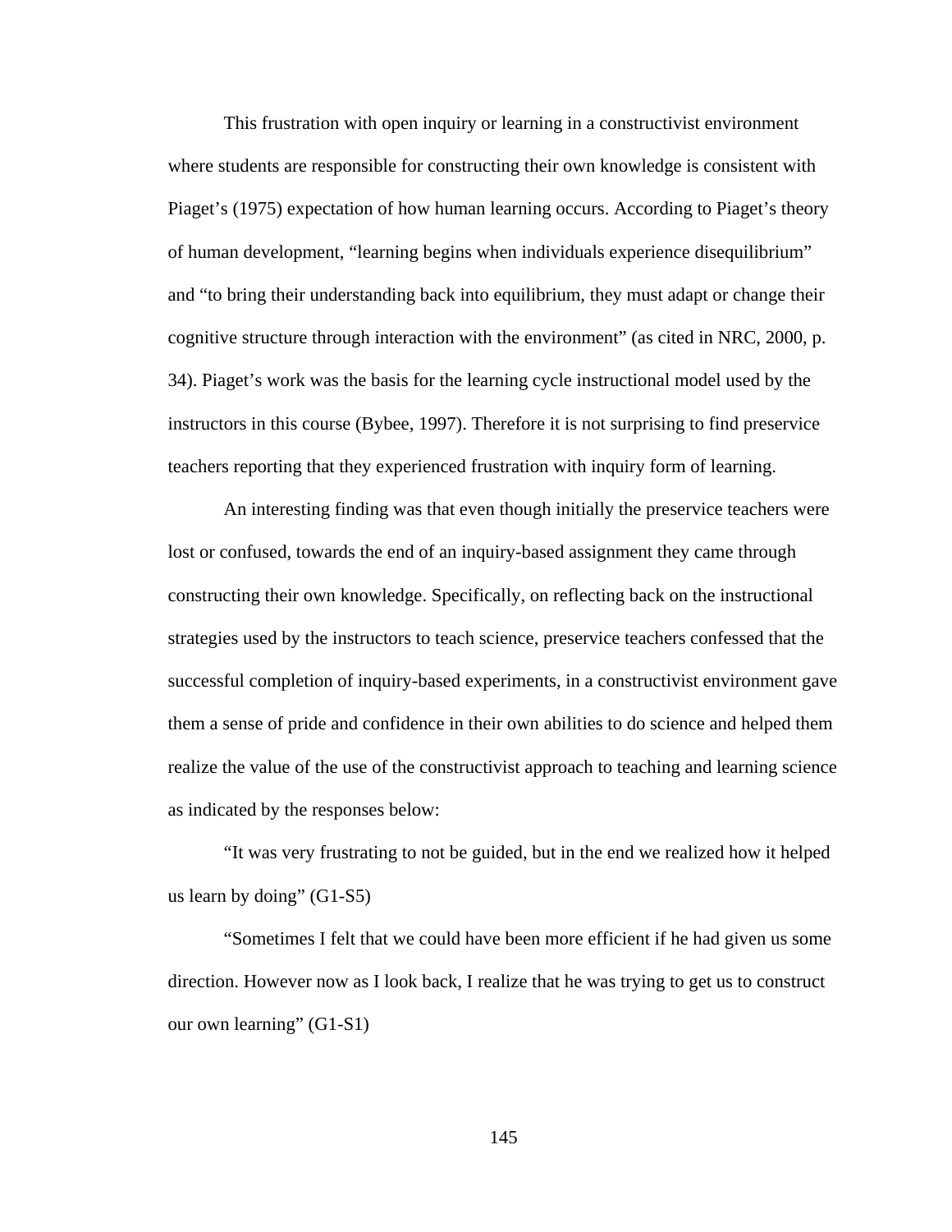This frustration with open inquiry or learning in a constructivist environment where students are responsible for constructing their own knowledge is consistent with Piaget's (1975) expectation of how human learning occurs. According to Piaget's theory of human development, "learning begins when individuals experience disequilibrium" and "to bring their understanding back into equilibrium, they must adapt or change their cognitive structure through interaction with the environment" (as cited in NRC, 2000, p. 34). Piaget's work was the basis for the learning cycle instructional model used by the instructors in this course (Bybee, 1997). Therefore it is not surprising to find preservice teachers reporting that they experienced frustration with inquiry form of learning.

An interesting finding was that even though initially the preservice teachers were lost or confused, towards the end of an inquiry-based assignment they came through constructing their own knowledge. Specifically, on reflecting back on the instructional strategies used by the instructors to teach science, preservice teachers confessed that the successful completion of inquiry-based experiments, in a constructivist environment gave them a sense of pride and confidence in their own abilities to do science and helped them realize the value of the use of the constructivist approach to teaching and learning science as indicated by the responses below:

"It was very frustrating to not be guided, but in the end we realized how it helped us learn by doing" (G1-S5)

"Sometimes I felt that we could have been more efficient if he had given us some direction. However now as I look back, I realize that he was trying to get us to construct our own learning" (G1-S1)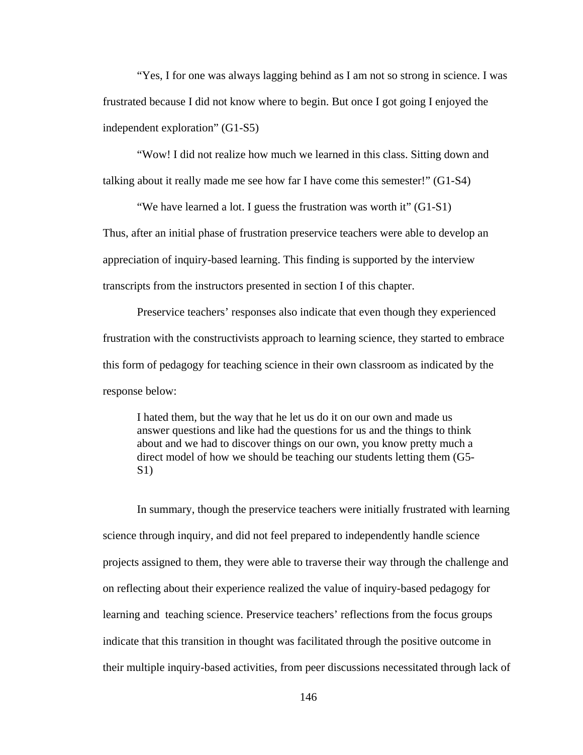"Yes, I for one was always lagging behind as I am not so strong in science. I was frustrated because I did not know where to begin. But once I got going I enjoyed the independent exploration" (G1-S5)

"Wow! I did not realize how much we learned in this class. Sitting down and talking about it really made me see how far I have come this semester!" (G1-S4)

"We have learned a lot. I guess the frustration was worth it" (G1-S1)

Thus, after an initial phase of frustration preservice teachers were able to develop an appreciation of inquiry-based learning. This finding is supported by the interview transcripts from the instructors presented in section I of this chapter.

Preservice teachers' responses also indicate that even though they experienced frustration with the constructivists approach to learning science, they started to embrace this form of pedagogy for teaching science in their own classroom as indicated by the response below:

> I hated them, but the way that he let us do it on our own and made us answer questions and like had the questions for us and the things to think about and we had to discover things on our own, you know pretty much a direct model of how we should be teaching our students letting them (G5-S1)

In summary, though the preservice teachers were initially frustrated with learning science through inquiry, and did not feel prepared to independently handle science projects assigned to them, they were able to traverse their way through the challenge and on reflecting about their experience realized the value of inquiry-based pedagogy for learning and teaching science. Preservice teachers' reflections from the focus groups indicate that this transition in thought was facilitated through the positive outcome in their multiple inquiry-based activities, from peer discussions necessitated through lack of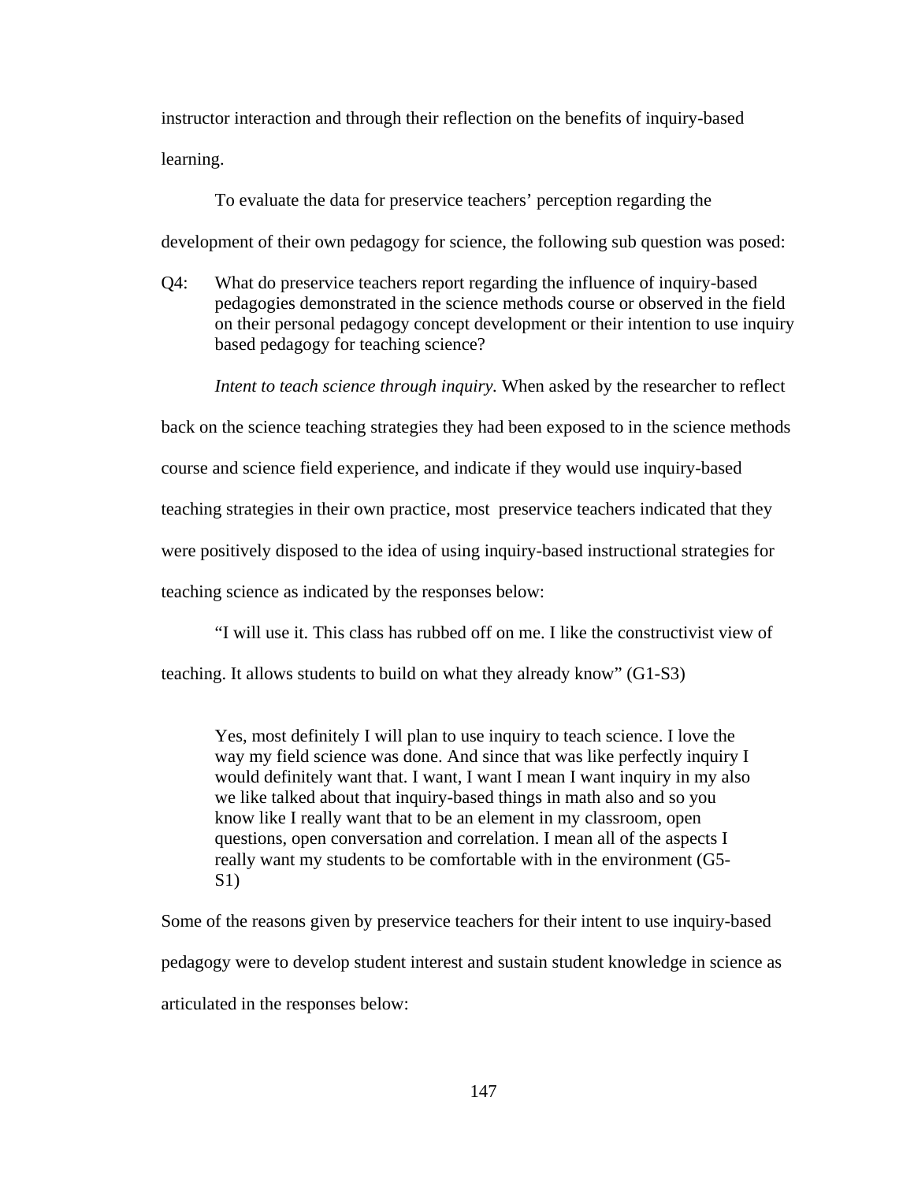instructor interaction and through their reflection on the benefits of inquiry-based learning.

To evaluate the data for preservice teachers' perception regarding the development of their own pedagogy for science, the following sub question was posed:

Q4: What do preservice teachers report regarding the influence of inquiry-based pedagogies demonstrated in the science methods course or observed in the field on their personal pedagogy concept development or their intention to use inquiry based pedagogy for teaching science?

*Intent to teach science through inquiry.* When asked by the researcher to reflect back on the science teaching strategies they had been exposed to in the science methods course and science field experience, and indicate if they would use inquiry-based teaching strategies in their own practice, most preservice teachers indicated that they were positively disposed to the idea of using inquiry-based instructional strategies for teaching science as indicated by the responses below:

"I will use it. This class has rubbed off on me. I like the constructivist view of teaching. It allows students to build on what they already know" (G1-S3)

> Yes, most definitely I will plan to use inquiry to teach science. I love the way my field science was done. And since that was like perfectly inquiry I would definitely want that. I want, I want I mean I want inquiry in my also we like talked about that inquiry-based things in math also and so you know like I really want that to be an element in my classroom, open questions, open conversation and correlation. I mean all of the aspects I really want my students to be comfortable with in the environment (G5-S1)

Some of the reasons given by preservice teachers for their intent to use inquiry-based pedagogy were to develop student interest and sustain student knowledge in science as articulated in the responses below: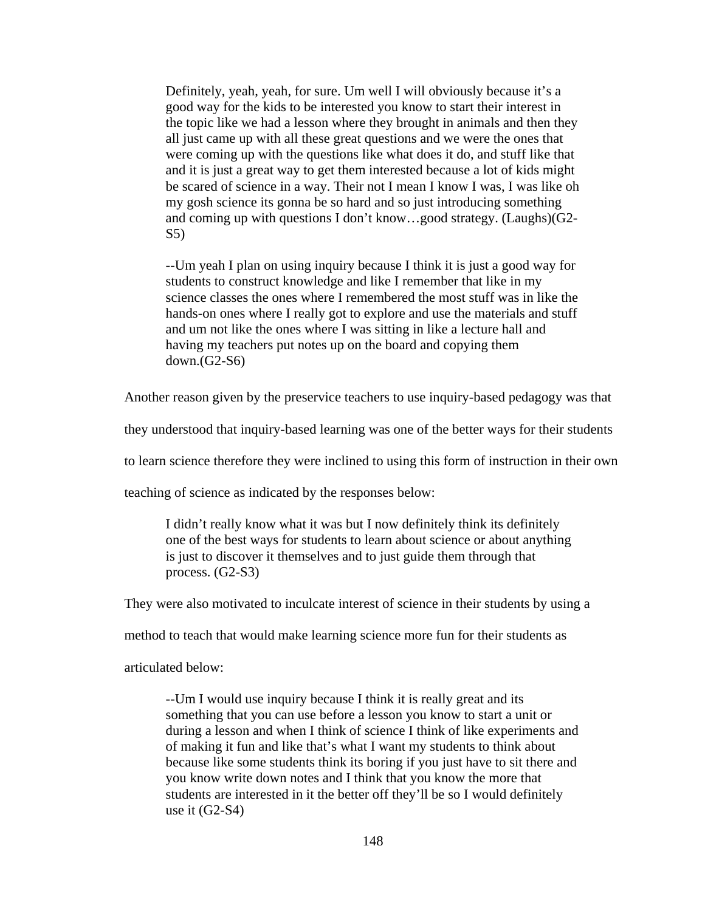> Definitely, yeah, yeah, for sure. Um well I will obviously because it's a good way for the kids to be interested you know to start their interest in the topic like we had a lesson where they brought in animals and then they all just came up with all these great questions and we were the ones that were coming up with the questions like what does it do, and stuff like that and it is just a great way to get them interested because a lot of kids might be scared of science in a way. Their not I mean I know I was, I was like oh my gosh science its gonna be so hard and so just introducing something and coming up with questions I don't know…good strategy. (Laughs)(G2-S5)
>
> --Um yeah I plan on using inquiry because I think it is just a good way for students to construct knowledge and like I remember that like in my science classes the ones where I remembered the most stuff was in like the hands-on ones where I really got to explore and use the materials and stuff and um not like the ones where I was sitting in like a lecture hall and having my teachers put notes up on the board and copying them down.(G2-S6)

Another reason given by the preservice teachers to use inquiry-based pedagogy was that they understood that inquiry-based learning was one of the better ways for their students to learn science therefore they were inclined to using this form of instruction in their own teaching of science as indicated by the responses below:

> I didn't really know what it was but I now definitely think its definitely one of the best ways for students to learn about science or about anything is just to discover it themselves and to just guide them through that process. (G2-S3)

They were also motivated to inculcate interest of science in their students by using a method to teach that would make learning science more fun for their students as articulated below:

> --Um I would use inquiry because I think it is really great and its something that you can use before a lesson you know to start a unit or during a lesson and when I think of science I think of like experiments and of making it fun and like that's what I want my students to think about because like some students think its boring if you just have to sit there and you know write down notes and I think that you know the more that students are interested in it the better off they'll be so I would definitely use it (G2-S4)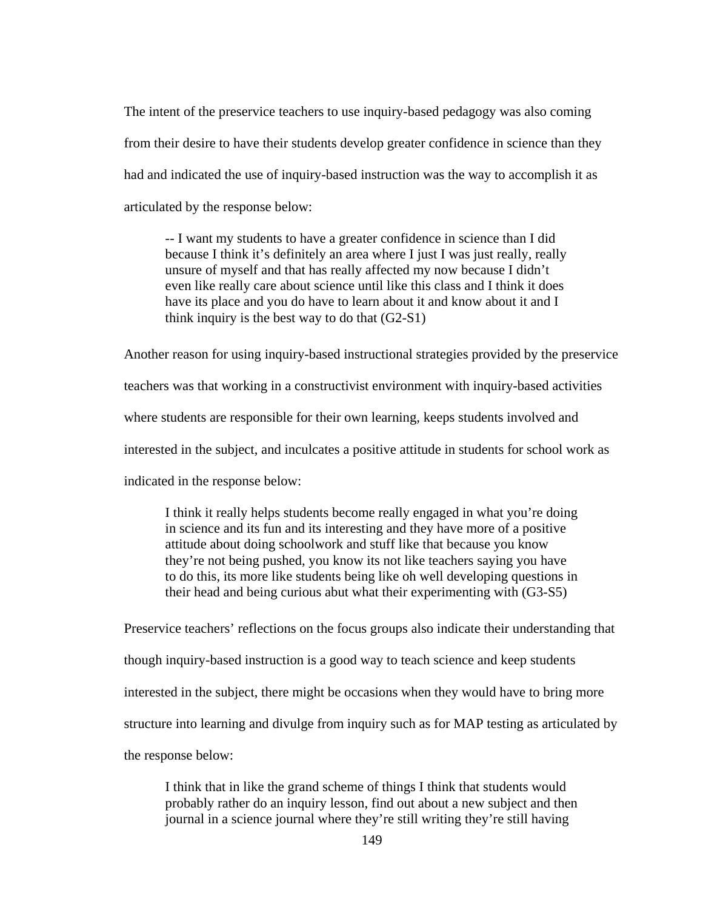The intent of the preservice teachers to use inquiry-based pedagogy was also coming from their desire to have their students develop greater confidence in science than they had and indicated the use of inquiry-based instruction was the way to accomplish it as articulated by the response below:

> -- I want my students to have a greater confidence in science than I did because I think it's definitely an area where I just I was just really, really unsure of myself and that has really affected my now because I didn't even like really care about science until like this class and I think it does have its place and you do have to learn about it and know about it and I think inquiry is the best way to do that (G2-S1)

Another reason for using inquiry-based instructional strategies provided by the preservice teachers was that working in a constructivist environment with inquiry-based activities where students are responsible for their own learning, keeps students involved and interested in the subject, and inculcates a positive attitude in students for school work as indicated in the response below:

> I think it really helps students become really engaged in what you're doing in science and its fun and its interesting and they have more of a positive attitude about doing schoolwork and stuff like that because you know they're not being pushed, you know its not like teachers saying you have to do this, its more like students being like oh well developing questions in their head and being curious abut what their experimenting with (G3-S5)

Preservice teachers' reflections on the focus groups also indicate their understanding that though inquiry-based instruction is a good way to teach science and keep students interested in the subject, there might be occasions when they would have to bring more structure into learning and divulge from inquiry such as for MAP testing as articulated by the response below:

> I think that in like the grand scheme of things I think that students would probably rather do an inquiry lesson, find out about a new subject and then journal in a science journal where they're still writing they're still having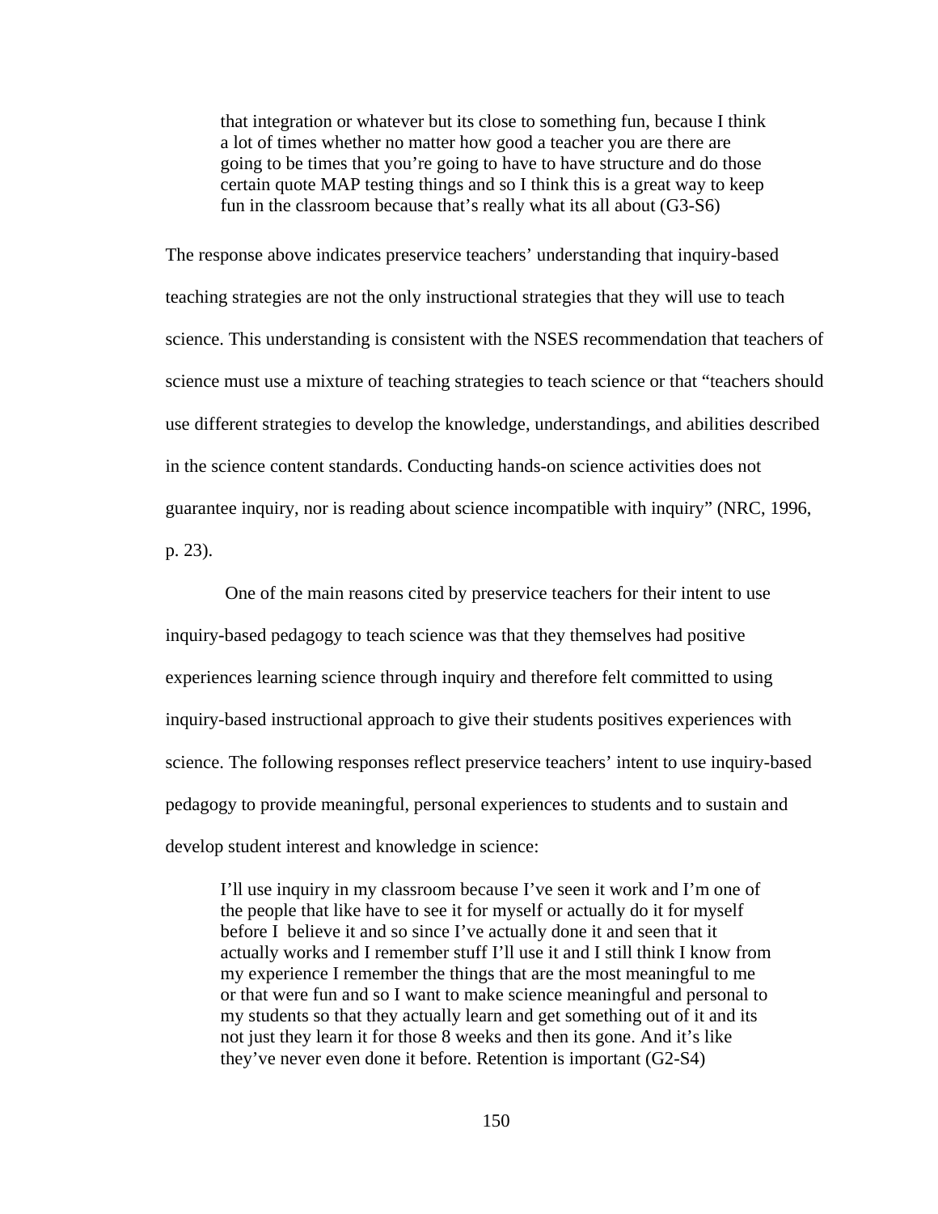> that integration or whatever but its close to something fun, because I think a lot of times whether no matter how good a teacher you are there are going to be times that you're going to have to have structure and do those certain quote MAP testing things and so I think this is a great way to keep fun in the classroom because that's really what its all about (G3-S6)

The response above indicates preservice teachers' understanding that inquiry-based teaching strategies are not the only instructional strategies that they will use to teach science. This understanding is consistent with the NSES recommendation that teachers of science must use a mixture of teaching strategies to teach science or that "teachers should use different strategies to develop the knowledge, understandings, and abilities described in the science content standards. Conducting hands-on science activities does not guarantee inquiry, nor is reading about science incompatible with inquiry" (NRC, 1996, p. 23).

One of the main reasons cited by preservice teachers for their intent to use inquiry-based pedagogy to teach science was that they themselves had positive experiences learning science through inquiry and therefore felt committed to using inquiry-based instructional approach to give their students positives experiences with science. The following responses reflect preservice teachers' intent to use inquiry-based pedagogy to provide meaningful, personal experiences to students and to sustain and develop student interest and knowledge in science:

> I'll use inquiry in my classroom because I've seen it work and I'm one of the people that like have to see it for myself or actually do it for myself before I believe it and so since I've actually done it and seen that it actually works and I remember stuff I'll use it and I still think I know from my experience I remember the things that are the most meaningful to me or that were fun and so I want to make science meaningful and personal to my students so that they actually learn and get something out of it and its not just they learn it for those 8 weeks and then its gone. And it's like they've never even done it before. Retention is important (G2-S4)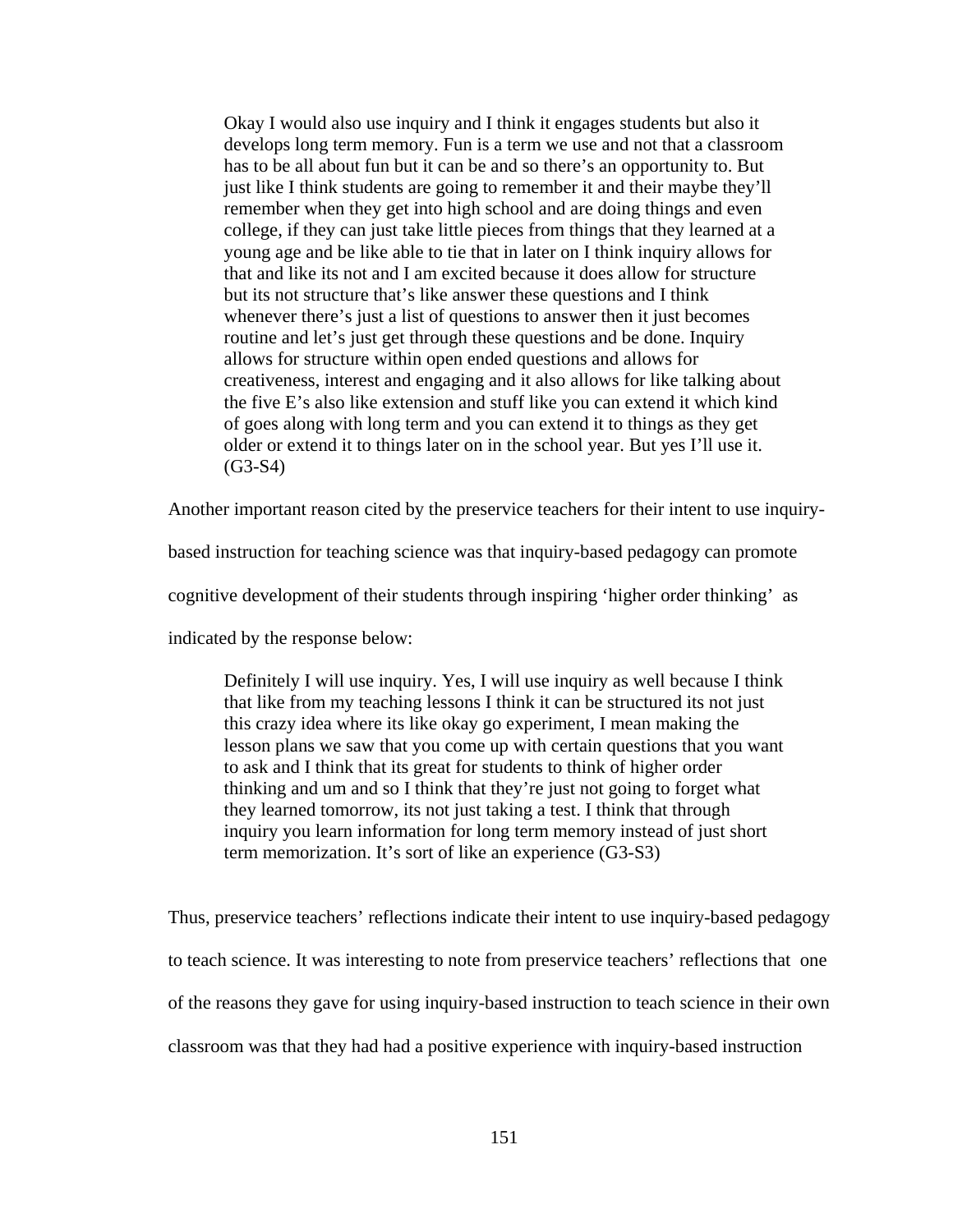> Okay I would also use inquiry and I think it engages students but also it develops long term memory. Fun is a term we use and not that a classroom has to be all about fun but it can be and so there's an opportunity to. But just like I think students are going to remember it and their maybe they'll remember when they get into high school and are doing things and even college, if they can just take little pieces from things that they learned at a young age and be like able to tie that in later on I think inquiry allows for that and like its not and I am excited because it does allow for structure but its not structure that's like answer these questions and I think whenever there's just a list of questions to answer then it just becomes routine and let's just get through these questions and be done. Inquiry allows for structure within open ended questions and allows for creativeness, interest and engaging and it also allows for like talking about the five E's also like extension and stuff like you can extend it which kind of goes along with long term and you can extend it to things as they get older or extend it to things later on in the school year. But yes I'll use it. (G3-S4)

Another important reason cited by the preservice teachers for their intent to use inquiry-based instruction for teaching science was that inquiry-based pedagogy can promote cognitive development of their students through inspiring 'higher order thinking' as indicated by the response below:

> Definitely I will use inquiry. Yes, I will use inquiry as well because I think that like from my teaching lessons I think it can be structured its not just this crazy idea where its like okay go experiment, I mean making the lesson plans we saw that you come up with certain questions that you want to ask and I think that its great for students to think of higher order thinking and um and so I think that they're just not going to forget what they learned tomorrow, its not just taking a test. I think that through inquiry you learn information for long term memory instead of just short term memorization. It's sort of like an experience (G3-S3)

Thus, preservice teachers' reflections indicate their intent to use inquiry-based pedagogy to teach science. It was interesting to note from preservice teachers' reflections that one of the reasons they gave for using inquiry-based instruction to teach science in their own classroom was that they had had a positive experience with inquiry-based instruction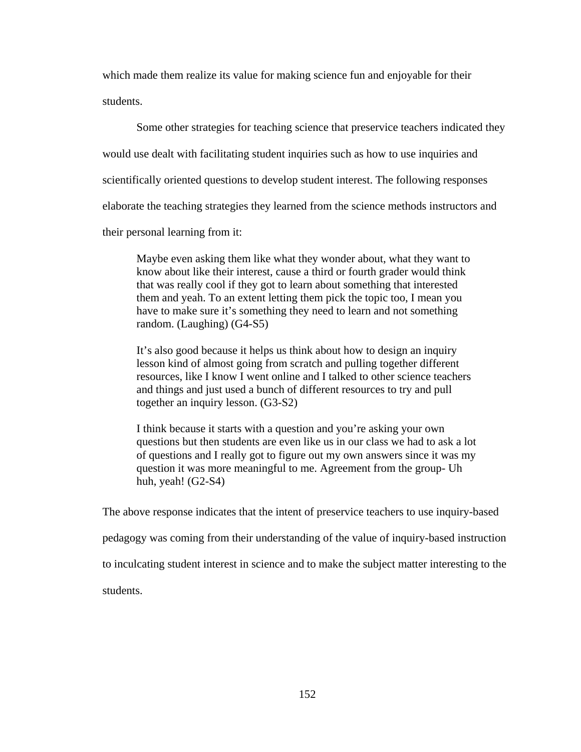which made them realize its value for making science fun and enjoyable for their students.

Some other strategies for teaching science that preservice teachers indicated they would use dealt with facilitating student inquiries such as how to use inquiries and scientifically oriented questions to develop student interest. The following responses elaborate the teaching strategies they learned from the science methods instructors and their personal learning from it:

> Maybe even asking them like what they wonder about, what they want to know about like their interest, cause a third or fourth grader would think that was really cool if they got to learn about something that interested them and yeah. To an extent letting them pick the topic too, I mean you have to make sure it's something they need to learn and not something random. (Laughing) (G4-S5)
>
> It's also good because it helps us think about how to design an inquiry lesson kind of almost going from scratch and pulling together different resources, like I know I went online and I talked to other science teachers and things and just used a bunch of different resources to try and pull together an inquiry lesson. (G3-S2)
>
> I think because it starts with a question and you're asking your own questions but then students are even like us in our class we had to ask a lot of questions and I really got to figure out my own answers since it was my question it was more meaningful to me. Agreement from the group- Uh huh, yeah! (G2-S4)

The above response indicates that the intent of preservice teachers to use inquiry-based pedagogy was coming from their understanding of the value of inquiry-based instruction to inculcating student interest in science and to make the subject matter interesting to the students.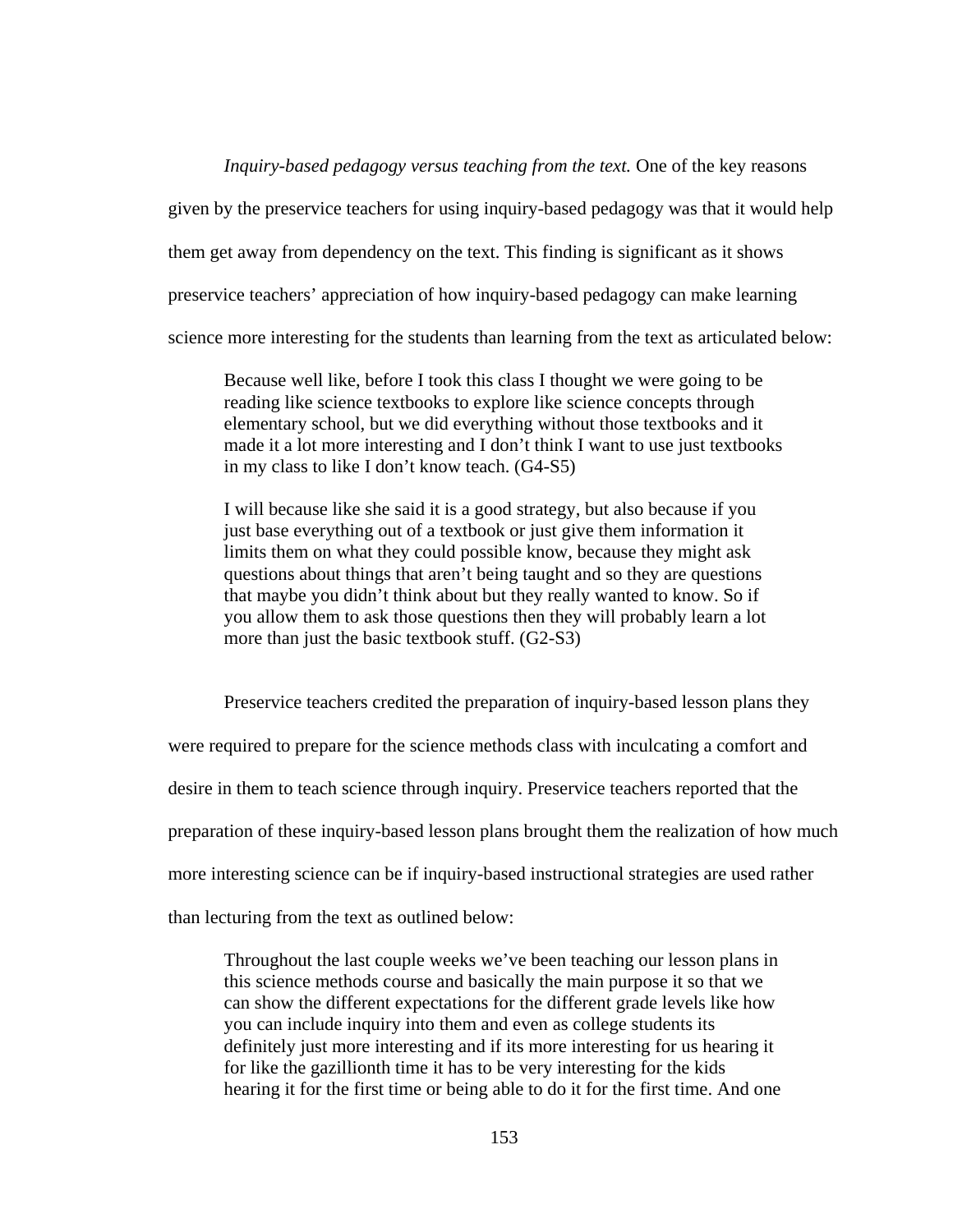*Inquiry-based pedagogy versus teaching from the text.* One of the key reasons given by the preservice teachers for using inquiry-based pedagogy was that it would help them get away from dependency on the text. This finding is significant as it shows preservice teachers' appreciation of how inquiry-based pedagogy can make learning science more interesting for the students than learning from the text as articulated below:

> Because well like, before I took this class I thought we were going to be reading like science textbooks to explore like science concepts through elementary school, but we did everything without those textbooks and it made it a lot more interesting and I don't think I want to use just textbooks in my class to like I don't know teach. (G4-S5)

> I will because like she said it is a good strategy, but also because if you just base everything out of a textbook or just give them information it limits them on what they could possible know, because they might ask questions about things that aren't being taught and so they are questions that maybe you didn't think about but they really wanted to know. So if you allow them to ask those questions then they will probably learn a lot more than just the basic textbook stuff. (G2-S3)

Preservice teachers credited the preparation of inquiry-based lesson plans they were required to prepare for the science methods class with inculcating a comfort and desire in them to teach science through inquiry. Preservice teachers reported that the preparation of these inquiry-based lesson plans brought them the realization of how much more interesting science can be if inquiry-based instructional strategies are used rather than lecturing from the text as outlined below:

> Throughout the last couple weeks we've been teaching our lesson plans in this science methods course and basically the main purpose it so that we can show the different expectations for the different grade levels like how you can include inquiry into them and even as college students its definitely just more interesting and if its more interesting for us hearing it for like the gazillionth time it has to be very interesting for the kids hearing it for the first time or being able to do it for the first time. And one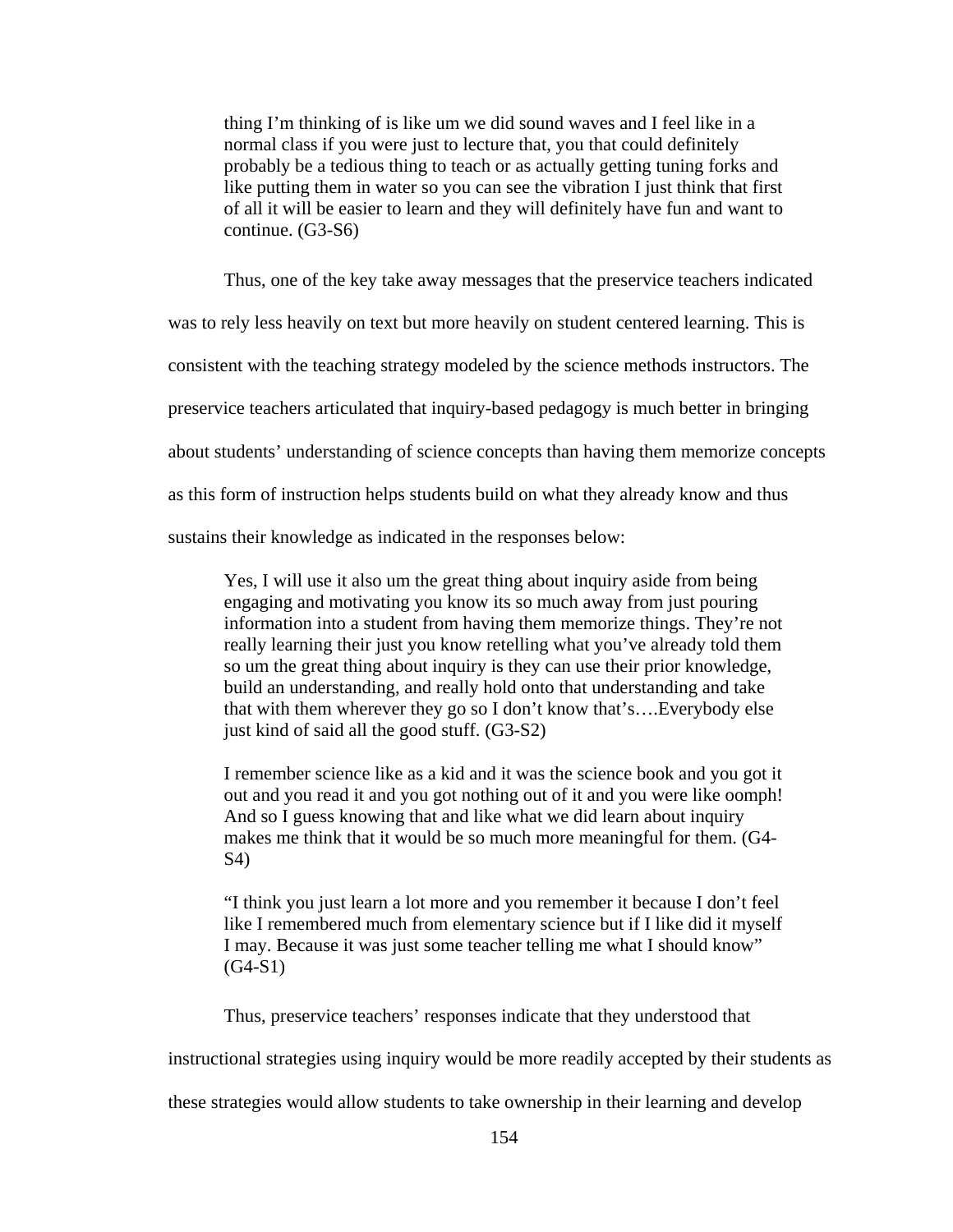> thing I'm thinking of is like um we did sound waves and I feel like in a normal class if you were just to lecture that, you that could definitely probably be a tedious thing to teach or as actually getting tuning forks and like putting them in water so you can see the vibration I just think that first of all it will be easier to learn and they will definitely have fun and want to continue. (G3-S6)

Thus, one of the key take away messages that the preservice teachers indicated was to rely less heavily on text but more heavily on student centered learning. This is consistent with the teaching strategy modeled by the science methods instructors. The preservice teachers articulated that inquiry-based pedagogy is much better in bringing about students' understanding of science concepts than having them memorize concepts as this form of instruction helps students build on what they already know and thus sustains their knowledge as indicated in the responses below:

> Yes, I will use it also um the great thing about inquiry aside from being engaging and motivating you know its so much away from just pouring information into a student from having them memorize things. They're not really learning their just you know retelling what you've already told them so um the great thing about inquiry is they can use their prior knowledge, build an understanding, and really hold onto that understanding and take that with them wherever they go so I don't know that's….Everybody else just kind of said all the good stuff. (G3-S2)

> I remember science like as a kid and it was the science book and you got it out and you read it and you got nothing out of it and you were like oomph! And so I guess knowing that and like what we did learn about inquiry makes me think that it would be so much more meaningful for them. (G4-S4)

> "I think you just learn a lot more and you remember it because I don't feel like I remembered much from elementary science but if I like did it myself I may. Because it was just some teacher telling me what I should know" (G4-S1)

Thus, preservice teachers' responses indicate that they understood that instructional strategies using inquiry would be more readily accepted by their students as these strategies would allow students to take ownership in their learning and develop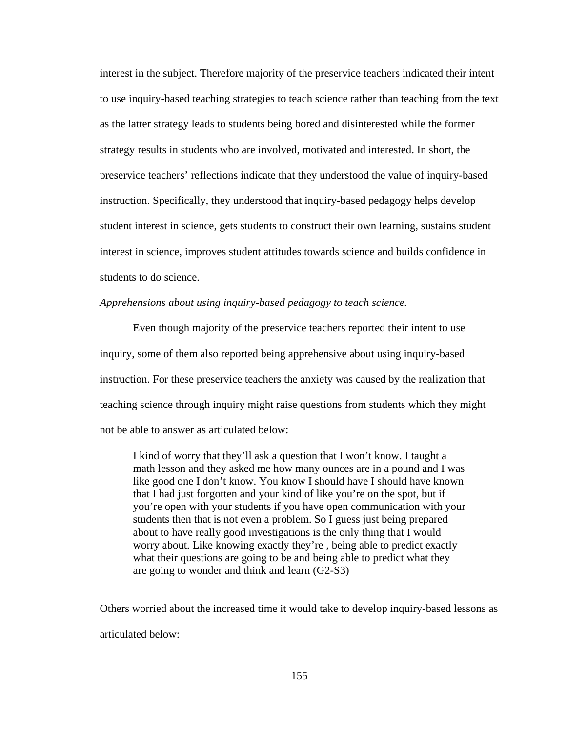interest in the subject. Therefore majority of the preservice teachers indicated their intent to use inquiry-based teaching strategies to teach science rather than teaching from the text as the latter strategy leads to students being bored and disinterested while the former strategy results in students who are involved, motivated and interested. In short, the preservice teachers' reflections indicate that they understood the value of inquiry-based instruction. Specifically, they understood that inquiry-based pedagogy helps develop student interest in science, gets students to construct their own learning, sustains student interest in science, improves student attitudes towards science and builds confidence in students to do science.

*Apprehensions about using inquiry-based pedagogy to teach science.*

Even though majority of the preservice teachers reported their intent to use inquiry, some of them also reported being apprehensive about using inquiry-based instruction. For these preservice teachers the anxiety was caused by the realization that teaching science through inquiry might raise questions from students which they might not be able to answer as articulated below:

> I kind of worry that they'll ask a question that I won't know. I taught a math lesson and they asked me how many ounces are in a pound and I was like good one I don't know. You know I should have I should have known that I had just forgotten and your kind of like you're on the spot, but if you're open with your students if you have open communication with your students then that is not even a problem. So I guess just being prepared about to have really good investigations is the only thing that I would worry about. Like knowing exactly they're , being able to predict exactly what their questions are going to be and being able to predict what they are going to wonder and think and learn (G2-S3)

Others worried about the increased time it would take to develop inquiry-based lessons as articulated below: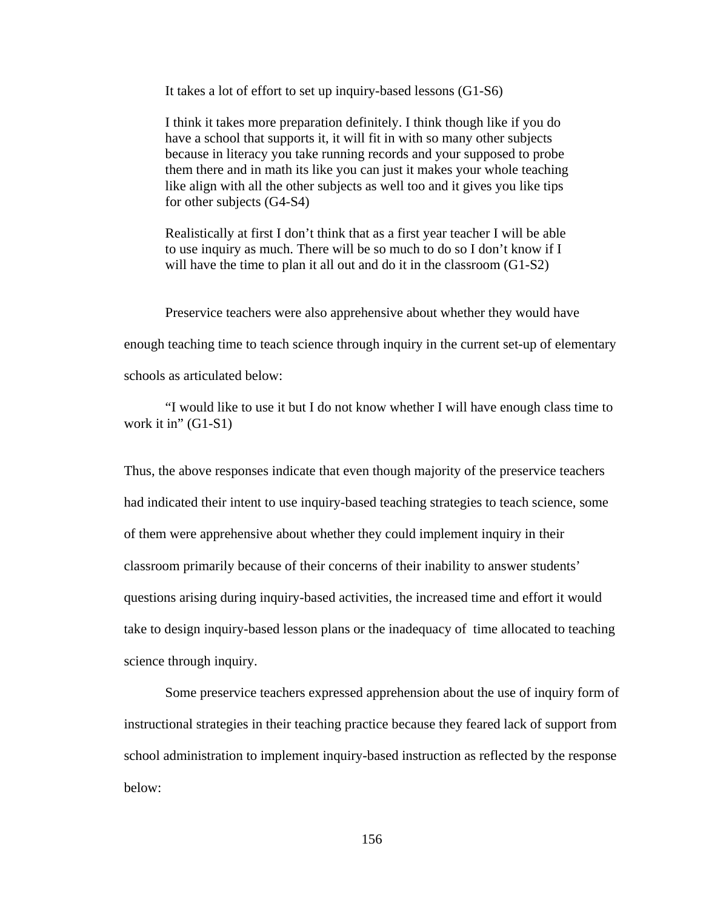> It takes a lot of effort to set up inquiry-based lessons (G1-S6)
>
> I think it takes more preparation definitely. I think though like if you do have a school that supports it, it will fit in with so many other subjects because in literacy you take running records and your supposed to probe them there and in math its like you can just it makes your whole teaching like align with all the other subjects as well too and it gives you like tips for other subjects (G4-S4)
>
> Realistically at first I don't think that as a first year teacher I will be able to use inquiry as much. There will be so much to do so I don't know if I will have the time to plan it all out and do it in the classroom (G1-S2)

Preservice teachers were also apprehensive about whether they would have enough teaching time to teach science through inquiry in the current set-up of elementary schools as articulated below:

"I would like to use it but I do not know whether I will have enough class time to work it in" (G1-S1)

Thus, the above responses indicate that even though majority of the preservice teachers had indicated their intent to use inquiry-based teaching strategies to teach science, some of them were apprehensive about whether they could implement inquiry in their classroom primarily because of their concerns of their inability to answer students' questions arising during inquiry-based activities, the increased time and effort it would take to design inquiry-based lesson plans or the inadequacy of time allocated to teaching science through inquiry.

Some preservice teachers expressed apprehension about the use of inquiry form of instructional strategies in their teaching practice because they feared lack of support from school administration to implement inquiry-based instruction as reflected by the response below: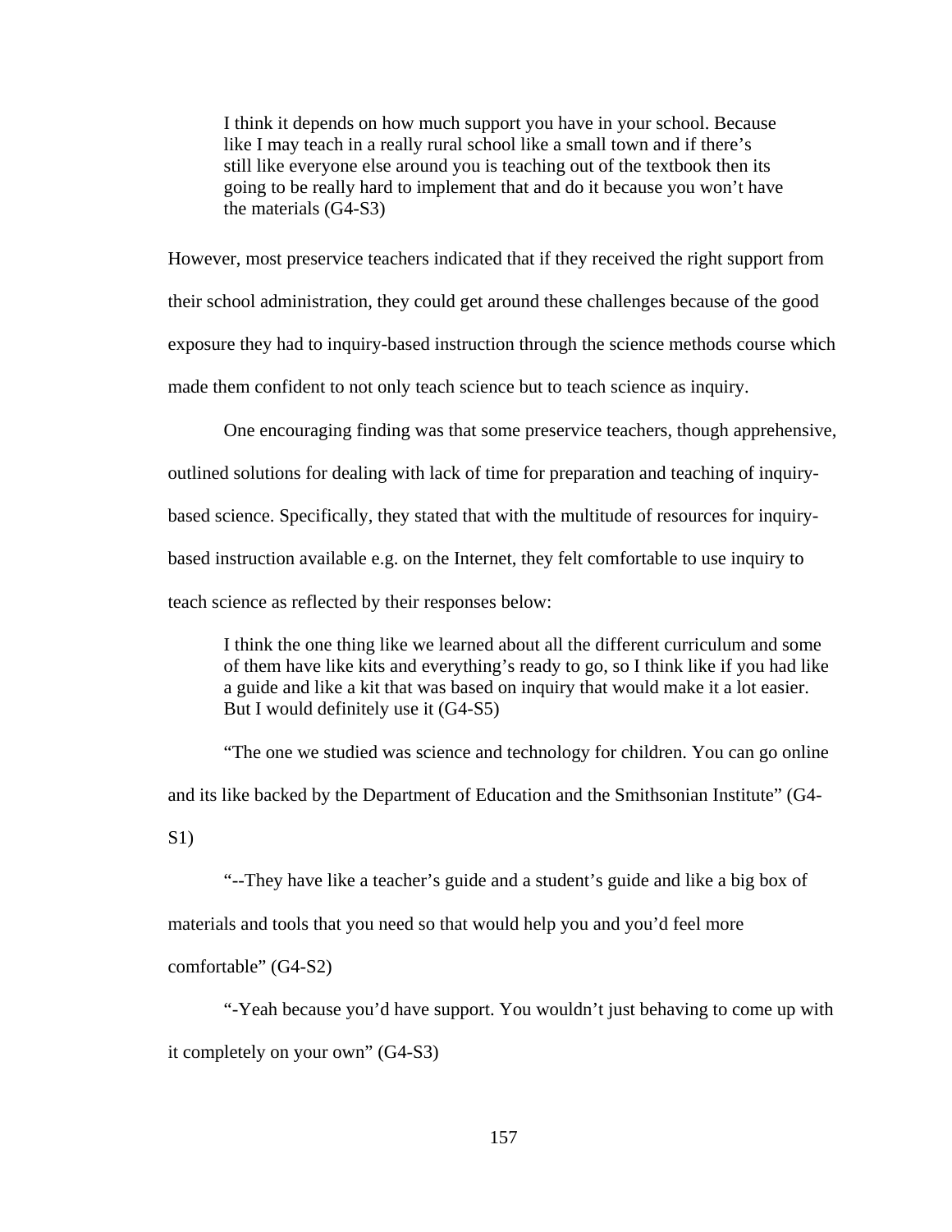> I think it depends on how much support you have in your school. Because like I may teach in a really rural school like a small town and if there's still like everyone else around you is teaching out of the textbook then its going to be really hard to implement that and do it because you won't have the materials (G4-S3)

However, most preservice teachers indicated that if they received the right support from their school administration, they could get around these challenges because of the good exposure they had to inquiry-based instruction through the science methods course which made them confident to not only teach science but to teach science as inquiry.

One encouraging finding was that some preservice teachers, though apprehensive, outlined solutions for dealing with lack of time for preparation and teaching of inquiry-based science. Specifically, they stated that with the multitude of resources for inquiry-based instruction available e.g. on the Internet, they felt comfortable to use inquiry to teach science as reflected by their responses below:

> I think the one thing like we learned about all the different curriculum and some of them have like kits and everything's ready to go, so I think like if you had like a guide and like a kit that was based on inquiry that would make it a lot easier. But I would definitely use it (G4-S5)

"The one we studied was science and technology for children. You can go online and its like backed by the Department of Education and the Smithsonian Institute" (G4-S1)

"--They have like a teacher's guide and a student's guide and like a big box of materials and tools that you need so that would help you and you'd feel more comfortable" (G4-S2)

"-Yeah because you'd have support. You wouldn't just behaving to come up with it completely on your own" (G4-S3)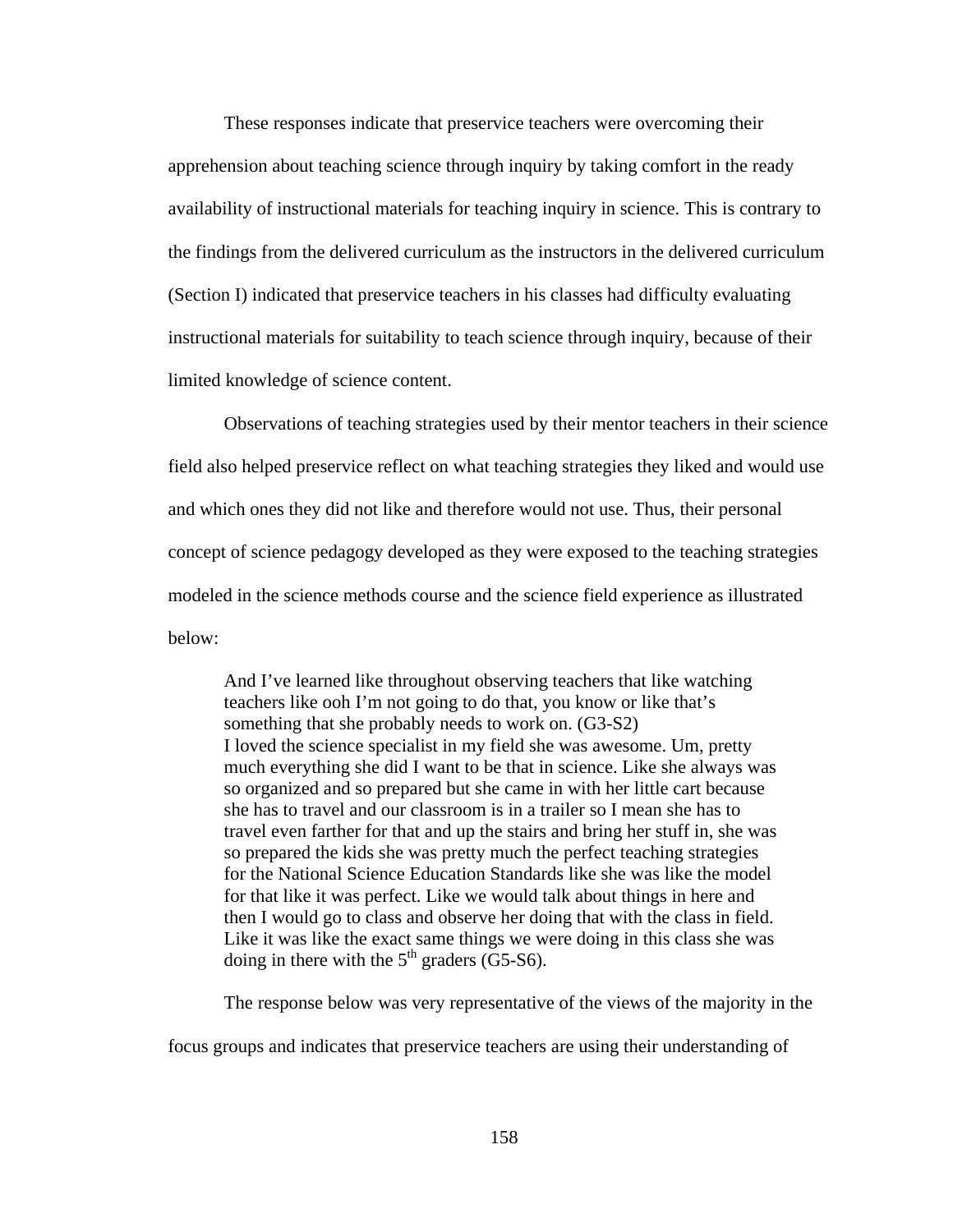These responses indicate that preservice teachers were overcoming their apprehension about teaching science through inquiry by taking comfort in the ready availability of instructional materials for teaching inquiry in science. This is contrary to the findings from the delivered curriculum as the instructors in the delivered curriculum (Section I) indicated that preservice teachers in his classes had difficulty evaluating instructional materials for suitability to teach science through inquiry, because of their limited knowledge of science content.

Observations of teaching strategies used by their mentor teachers in their science field also helped preservice reflect on what teaching strategies they liked and would use and which ones they did not like and therefore would not use. Thus, their personal concept of science pedagogy developed as they were exposed to the teaching strategies modeled in the science methods course and the science field experience as illustrated below:

> And I've learned like throughout observing teachers that like watching teachers like ooh I'm not going to do that, you know or like that's something that she probably needs to work on. (G3-S2)
> I loved the science specialist in my field she was awesome. Um, pretty much everything she did I want to be that in science. Like she always was so organized and so prepared but she came in with her little cart because she has to travel and our classroom is in a trailer so I mean she has to travel even farther for that and up the stairs and bring her stuff in, she was so prepared the kids she was pretty much the perfect teaching strategies for the National Science Education Standards like she was like the model for that like it was perfect. Like we would talk about things in here and then I would go to class and observe her doing that with the class in field. Like it was like the exact same things we were doing in this class she was doing in there with the 5th graders (G5-S6).

The response below was very representative of the views of the majority in the focus groups and indicates that preservice teachers are using their understanding of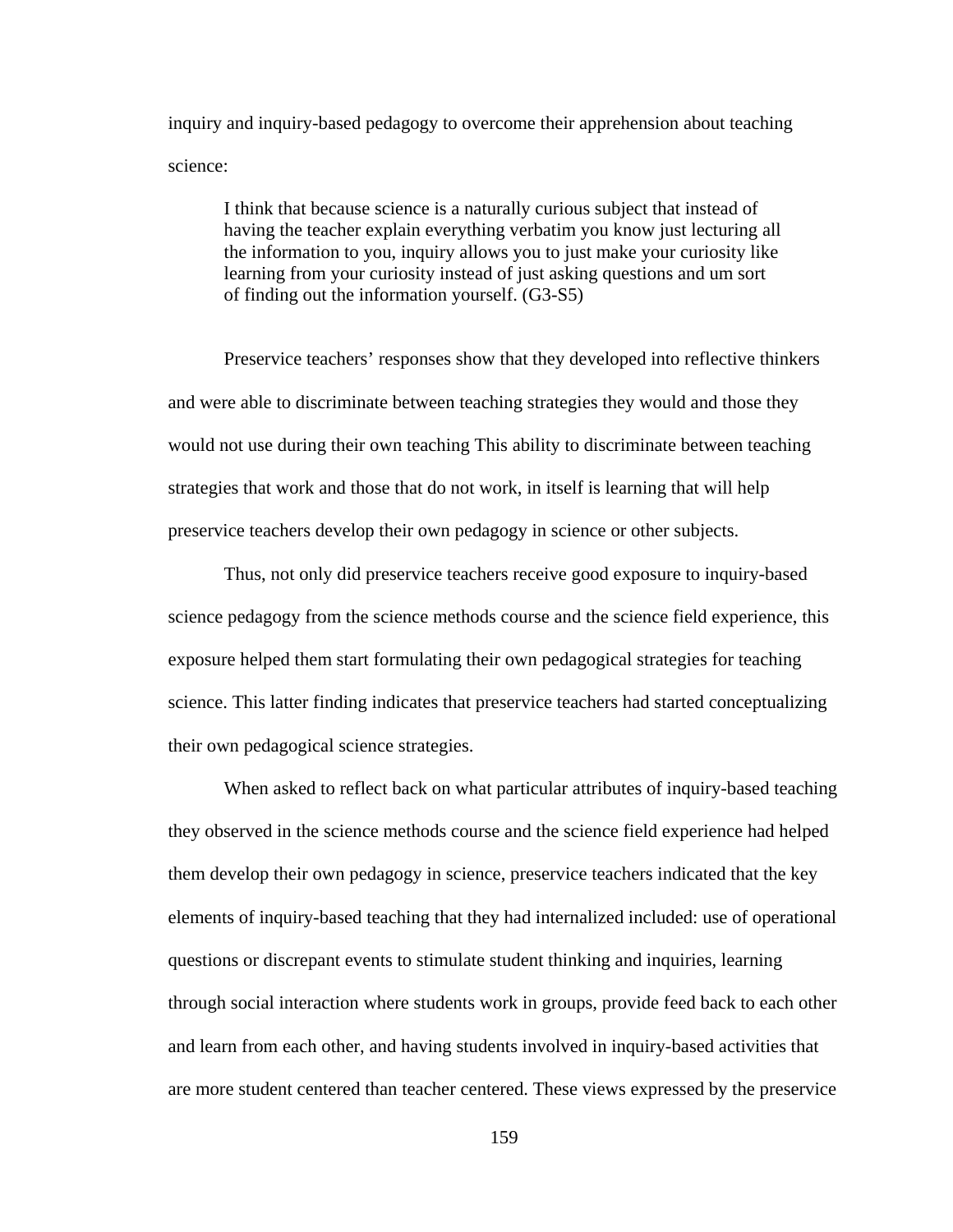inquiry and inquiry-based pedagogy to overcome their apprehension about teaching science:

> I think that because science is a naturally curious subject that instead of having the teacher explain everything verbatim you know just lecturing all the information to you, inquiry allows you to just make your curiosity like learning from your curiosity instead of just asking questions and um sort of finding out the information yourself. (G3-S5)

Preservice teachers' responses show that they developed into reflective thinkers and were able to discriminate between teaching strategies they would and those they would not use during their own teaching This ability to discriminate between teaching strategies that work and those that do not work, in itself is learning that will help preservice teachers develop their own pedagogy in science or other subjects.

Thus, not only did preservice teachers receive good exposure to inquiry-based science pedagogy from the science methods course and the science field experience, this exposure helped them start formulating their own pedagogical strategies for teaching science. This latter finding indicates that preservice teachers had started conceptualizing their own pedagogical science strategies.

When asked to reflect back on what particular attributes of inquiry-based teaching they observed in the science methods course and the science field experience had helped them develop their own pedagogy in science, preservice teachers indicated that the key elements of inquiry-based teaching that they had internalized included: use of operational questions or discrepant events to stimulate student thinking and inquiries, learning through social interaction where students work in groups, provide feed back to each other and learn from each other, and having students involved in inquiry-based activities that are more student centered than teacher centered. These views expressed by the preservice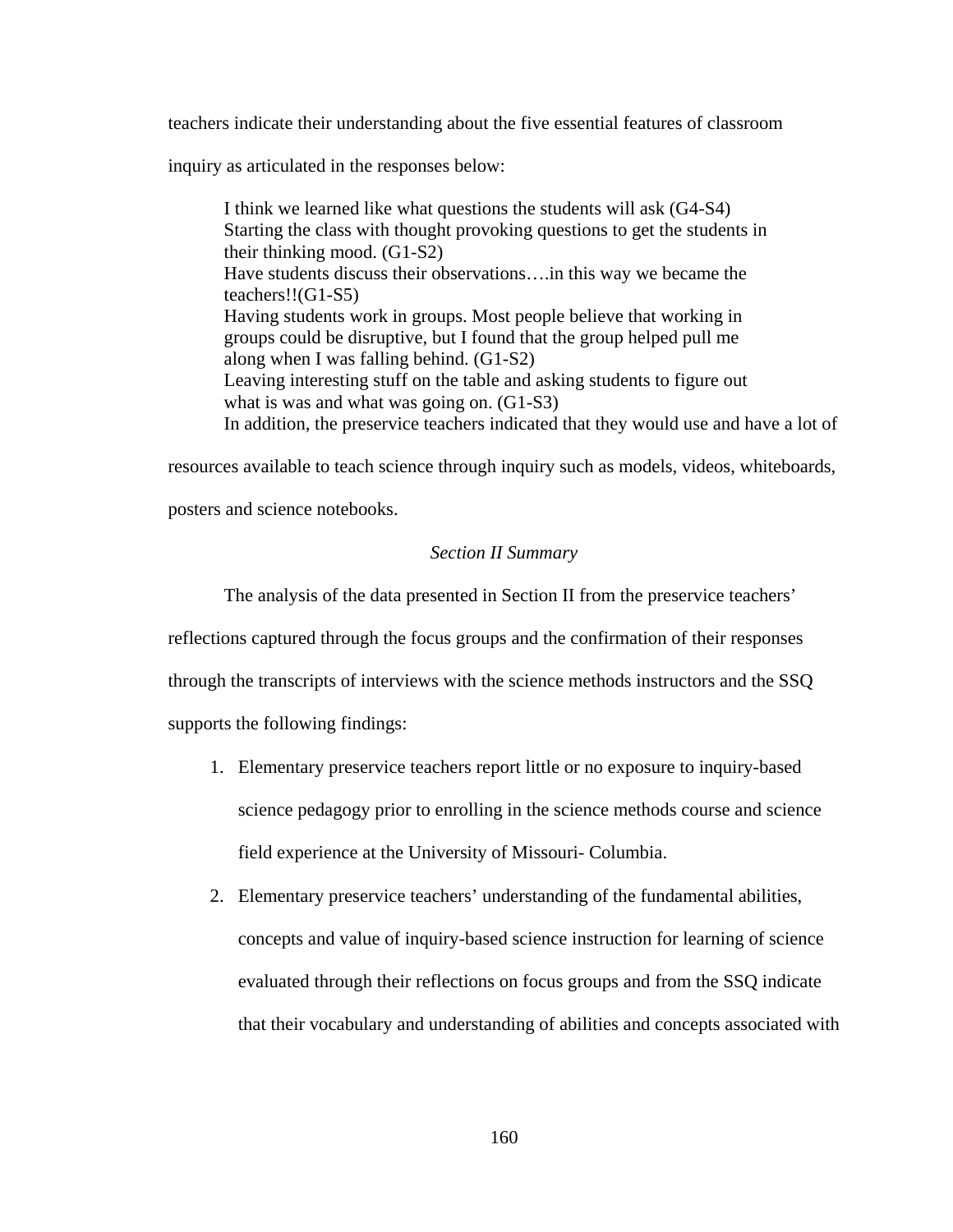teachers indicate their understanding about the five essential features of classroom inquiry as articulated in the responses below:

> I think we learned like what questions the students will ask (G4-S4)
> Starting the class with thought provoking questions to get the students in their thinking mood. (G1-S2)
> Have students discuss their observations….in this way we became the teachers!!(G1-S5)
> Having students work in groups. Most people believe that working in groups could be disruptive, but I found that the group helped pull me along when I was falling behind. (G1-S2)
> Leaving interesting stuff on the table and asking students to figure out what is was and what was going on. (G1-S3)

In addition, the preservice teachers indicated that they would use and have a lot of resources available to teach science through inquiry such as models, videos, whiteboards, posters and science notebooks.

*Section II Summary*

The analysis of the data presented in Section II from the preservice teachers' reflections captured through the focus groups and the confirmation of their responses through the transcripts of interviews with the science methods instructors and the SSQ supports the following findings:

1. Elementary preservice teachers report little or no exposure to inquiry-based science pedagogy prior to enrolling in the science methods course and science field experience at the University of Missouri- Columbia.
2. Elementary preservice teachers' understanding of the fundamental abilities, concepts and value of inquiry-based science instruction for learning of science evaluated through their reflections on focus groups and from the SSQ indicate that their vocabulary and understanding of abilities and concepts associated with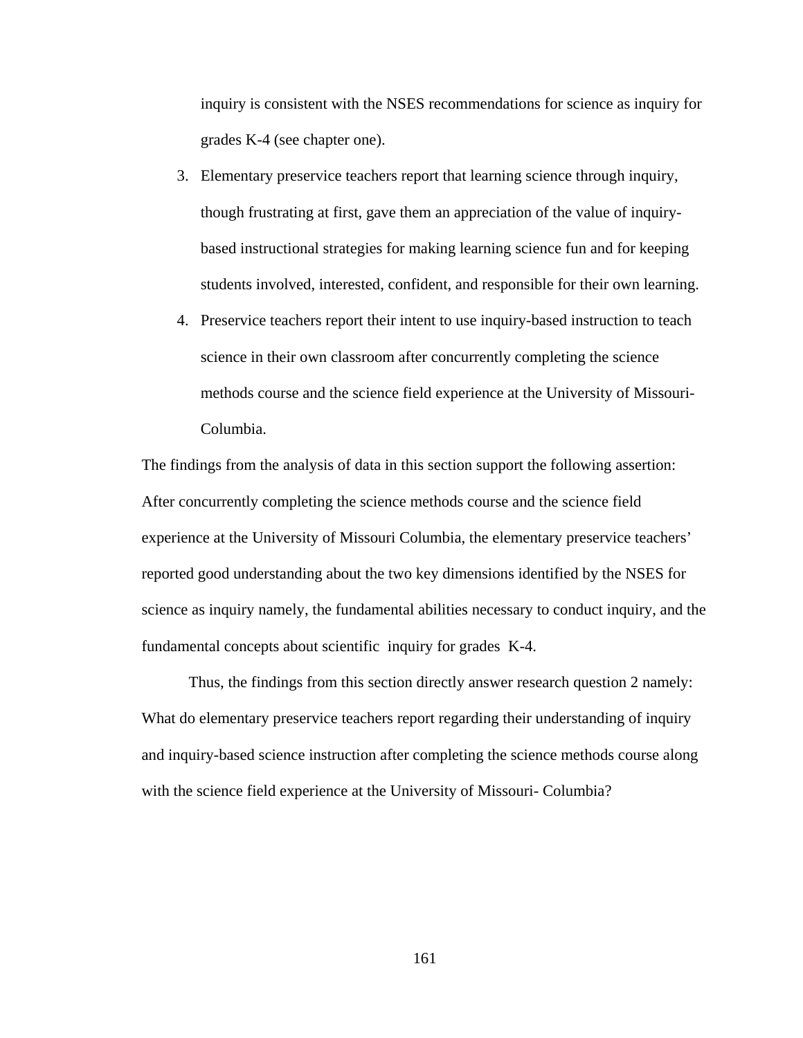inquiry is consistent with the NSES recommendations for science as inquiry for grades K-4 (see chapter one).

3. Elementary preservice teachers report that learning science through inquiry, though frustrating at first, gave them an appreciation of the value of inquiry-based instructional strategies for making learning science fun and for keeping students involved, interested, confident, and responsible for their own learning.
4. Preservice teachers report their intent to use inquiry-based instruction to teach science in their own classroom after concurrently completing the science methods course and the science field experience at the University of Missouri-Columbia.

The findings from the analysis of data in this section support the following assertion: After concurrently completing the science methods course and the science field experience at the University of Missouri Columbia, the elementary preservice teachers' reported good understanding about the two key dimensions identified by the NSES for science as inquiry namely, the fundamental abilities necessary to conduct inquiry, and the fundamental concepts about scientific inquiry for grades K-4.

Thus, the findings from this section directly answer research question 2 namely: What do elementary preservice teachers report regarding their understanding of inquiry and inquiry-based science instruction after completing the science methods course along with the science field experience at the University of Missouri- Columbia?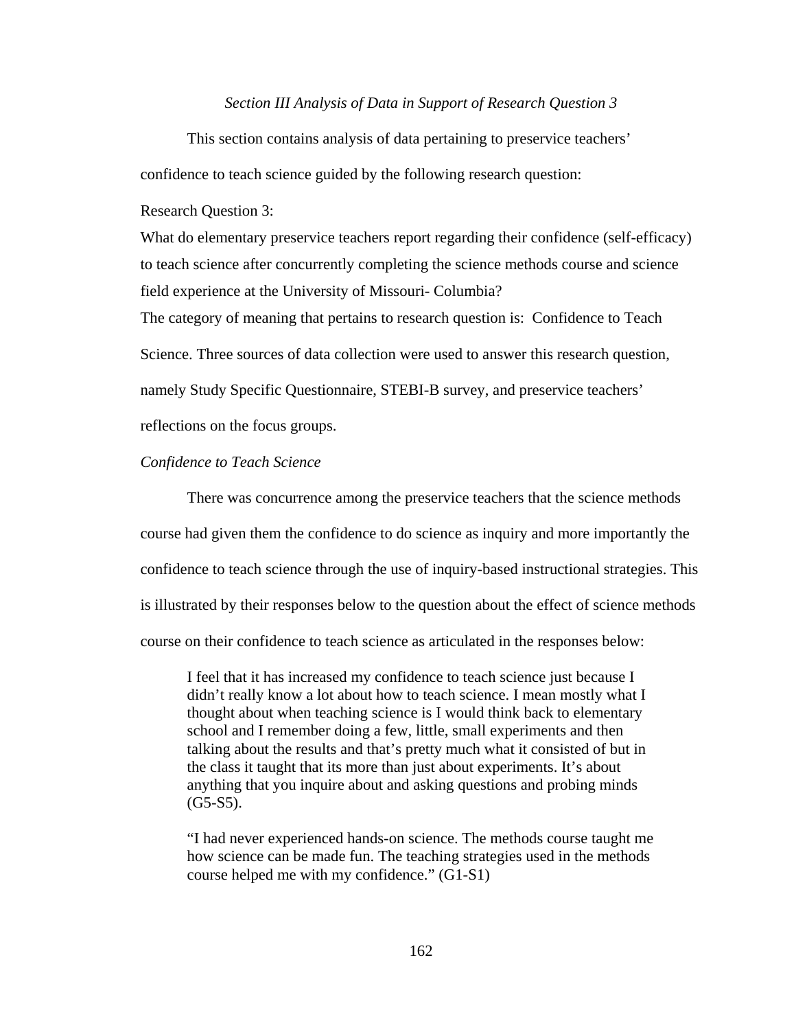*Section III Analysis of Data in Support of Research Question 3*

This section contains analysis of data pertaining to preservice teachers' confidence to teach science guided by the following research question:

Research Question 3:

What do elementary preservice teachers report regarding their confidence (self-efficacy) to teach science after concurrently completing the science methods course and science field experience at the University of Missouri- Columbia?

The category of meaning that pertains to research question is: Confidence to Teach Science. Three sources of data collection were used to answer this research question, namely Study Specific Questionnaire, STEBI-B survey, and preservice teachers' reflections on the focus groups.

*Confidence to Teach Science*

There was concurrence among the preservice teachers that the science methods course had given them the confidence to do science as inquiry and more importantly the confidence to teach science through the use of inquiry-based instructional strategies. This is illustrated by their responses below to the question about the effect of science methods course on their confidence to teach science as articulated in the responses below:

> I feel that it has increased my confidence to teach science just because I didn't really know a lot about how to teach science. I mean mostly what I thought about when teaching science is I would think back to elementary school and I remember doing a few, little, small experiments and then talking about the results and that's pretty much what it consisted of but in the class it taught that its more than just about experiments. It's about anything that you inquire about and asking questions and probing minds (G5-S5).

> "I had never experienced hands-on science. The methods course taught me how science can be made fun. The teaching strategies used in the methods course helped me with my confidence." (G1-S1)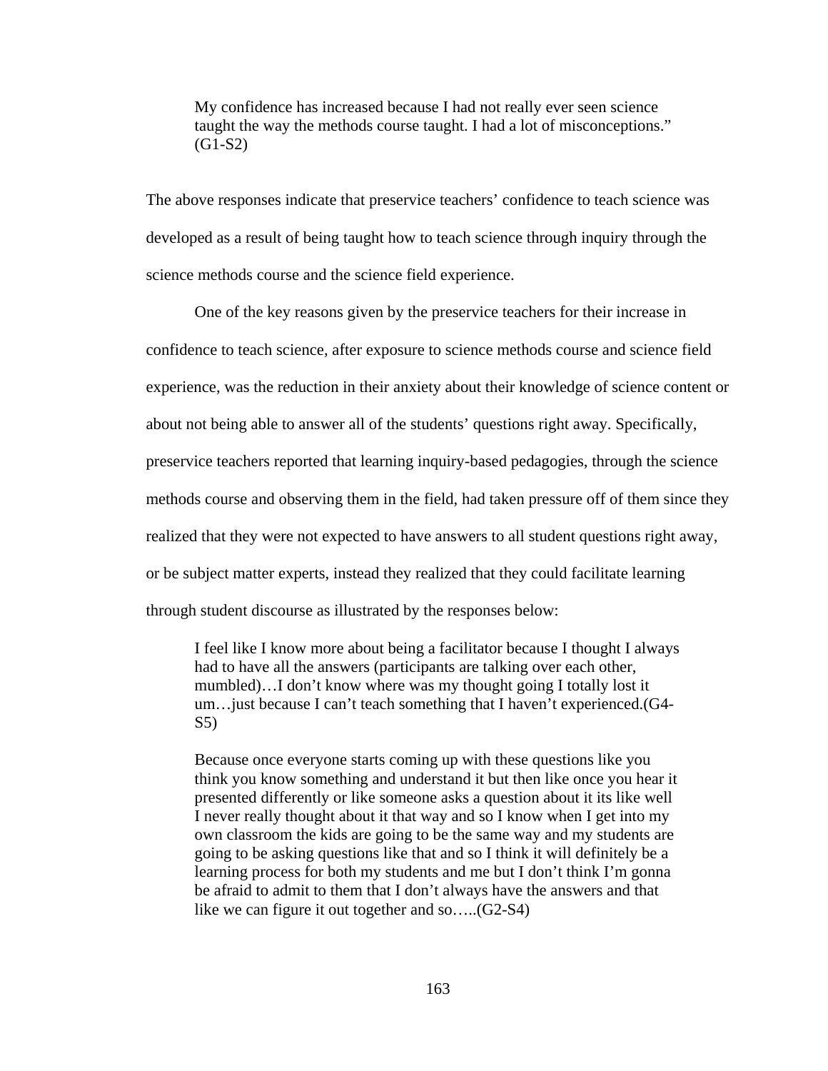> My confidence has increased because I had not really ever seen science taught the way the methods course taught. I had a lot of misconceptions." (G1-S2)

The above responses indicate that preservice teachers' confidence to teach science was developed as a result of being taught how to teach science through inquiry through the science methods course and the science field experience.

One of the key reasons given by the preservice teachers for their increase in confidence to teach science, after exposure to science methods course and science field experience, was the reduction in their anxiety about their knowledge of science content or about not being able to answer all of the students' questions right away. Specifically, preservice teachers reported that learning inquiry-based pedagogies, through the science methods course and observing them in the field, had taken pressure off of them since they realized that they were not expected to have answers to all student questions right away, or be subject matter experts, instead they realized that they could facilitate learning through student discourse as illustrated by the responses below:

> I feel like I know more about being a facilitator because I thought I always had to have all the answers (participants are talking over each other, mumbled)…I don't know where was my thought going I totally lost it um…just because I can't teach something that I haven't experienced.(G4-S5)

> Because once everyone starts coming up with these questions like you think you know something and understand it but then like once you hear it presented differently or like someone asks a question about it its like well I never really thought about it that way and so I know when I get into my own classroom the kids are going to be the same way and my students are going to be asking questions like that and so I think it will definitely be a learning process for both my students and me but I don't think I'm gonna be afraid to admit to them that I don't always have the answers and that like we can figure it out together and so…..(G2-S4)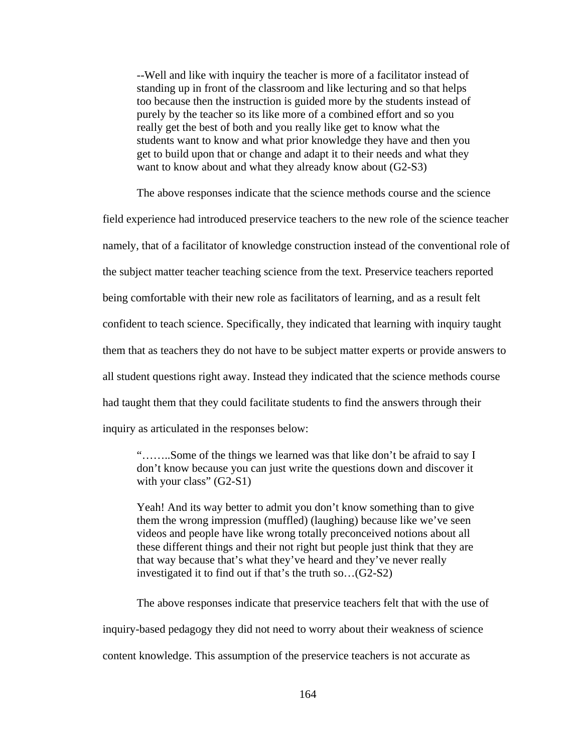> --Well and like with inquiry the teacher is more of a facilitator instead of standing up in front of the classroom and like lecturing and so that helps too because then the instruction is guided more by the students instead of purely by the teacher so its like more of a combined effort and so you really get the best of both and you really like get to know what the students want to know and what prior knowledge they have and then you get to build upon that or change and adapt it to their needs and what they want to know about and what they already know about (G2-S3)

The above responses indicate that the science methods course and the science field experience had introduced preservice teachers to the new role of the science teacher namely, that of a facilitator of knowledge construction instead of the conventional role of the subject matter teacher teaching science from the text. Preservice teachers reported being comfortable with their new role as facilitators of learning, and as a result felt confident to teach science. Specifically, they indicated that learning with inquiry taught them that as teachers they do not have to be subject matter experts or provide answers to all student questions right away. Instead they indicated that the science methods course had taught them that they could facilitate students to find the answers through their inquiry as articulated in the responses below:

> "……..Some of the things we learned was that like don't be afraid to say I don't know because you can just write the questions down and discover it with your class" (G2-S1)

> Yeah! And its way better to admit you don't know something than to give them the wrong impression (muffled) (laughing) because like we've seen videos and people have like wrong totally preconceived notions about all these different things and their not right but people just think that they are that way because that's what they've heard and they've never really investigated it to find out if that's the truth so…(G2-S2)

The above responses indicate that preservice teachers felt that with the use of inquiry-based pedagogy they did not need to worry about their weakness of science content knowledge. This assumption of the preservice teachers is not accurate as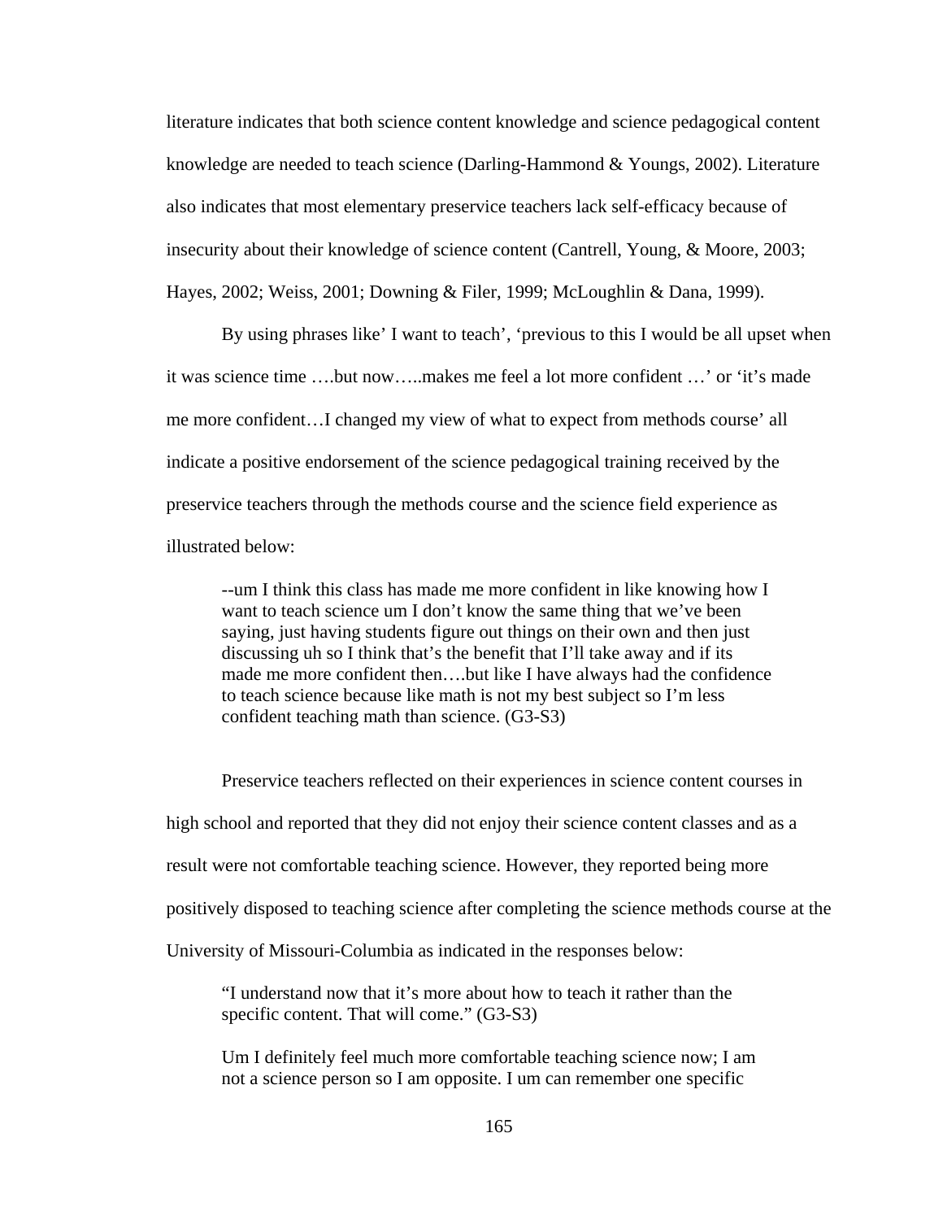literature indicates that both science content knowledge and science pedagogical content knowledge are needed to teach science (Darling-Hammond & Youngs, 2002). Literature also indicates that most elementary preservice teachers lack self-efficacy because of insecurity about their knowledge of science content (Cantrell, Young, & Moore, 2003; Hayes, 2002; Weiss, 2001; Downing & Filer, 1999; McLoughlin & Dana, 1999).

By using phrases like' I want to teach', 'previous to this I would be all upset when it was science time ….but now…..makes me feel a lot more confident …' or 'it's made me more confident…I changed my view of what to expect from methods course' all indicate a positive endorsement of the science pedagogical training received by the preservice teachers through the methods course and the science field experience as illustrated below:

> --um I think this class has made me more confident in like knowing how I want to teach science um I don't know the same thing that we've been saying, just having students figure out things on their own and then just discussing uh so I think that's the benefit that I'll take away and if its made me more confident then….but like I have always had the confidence to teach science because like math is not my best subject so I'm less confident teaching math than science. (G3-S3)

Preservice teachers reflected on their experiences in science content courses in high school and reported that they did not enjoy their science content classes and as a result were not comfortable teaching science. However, they reported being more positively disposed to teaching science after completing the science methods course at the University of Missouri-Columbia as indicated in the responses below:

> "I understand now that it's more about how to teach it rather than the specific content. That will come." (G3-S3)

> Um I definitely feel much more comfortable teaching science now; I am not a science person so I am opposite. I um can remember one specific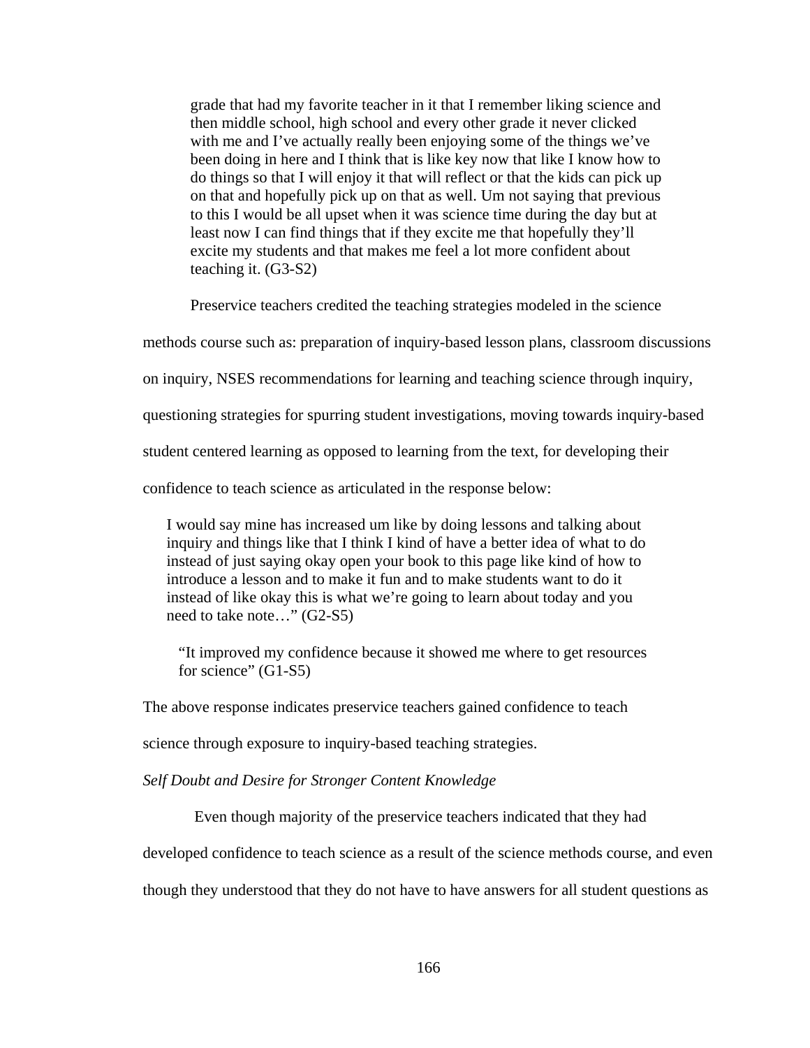> grade that had my favorite teacher in it that I remember liking science and then middle school, high school and every other grade it never clicked with me and I've actually really been enjoying some of the things we've been doing in here and I think that is like key now that like I know how to do things so that I will enjoy it that will reflect or that the kids can pick up on that and hopefully pick up on that as well. Um not saying that previous to this I would be all upset when it was science time during the day but at least now I can find things that if they excite me that hopefully they'll excite my students and that makes me feel a lot more confident about teaching it. (G3-S2)

Preservice teachers credited the teaching strategies modeled in the science methods course such as: preparation of inquiry-based lesson plans, classroom discussions on inquiry, NSES recommendations for learning and teaching science through inquiry, questioning strategies for spurring student investigations, moving towards inquiry-based student centered learning as opposed to learning from the text, for developing their confidence to teach science as articulated in the response below:

> I would say mine has increased um like by doing lessons and talking about inquiry and things like that I think I kind of have a better idea of what to do instead of just saying okay open your book to this page like kind of how to introduce a lesson and to make it fun and to make students want to do it instead of like okay this is what we're going to learn about today and you need to take note…" (G2-S5)

> "It improved my confidence because it showed me where to get resources for science" (G1-S5)

The above response indicates preservice teachers gained confidence to teach science through exposure to inquiry-based teaching strategies.

*Self Doubt and Desire for Stronger Content Knowledge*

Even though majority of the preservice teachers indicated that they had developed confidence to teach science as a result of the science methods course, and even though they understood that they do not have to have answers for all student questions as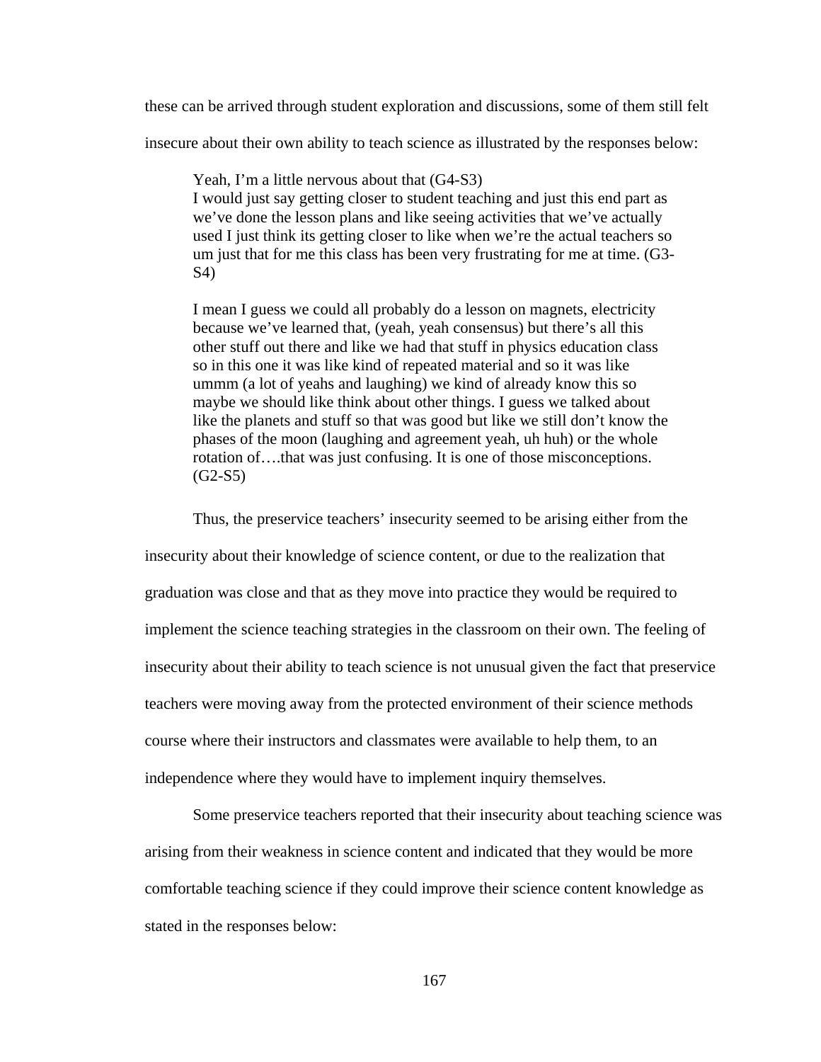these can be arrived through student exploration and discussions, some of them still felt insecure about their own ability to teach science as illustrated by the responses below:

> Yeah, I'm a little nervous about that (G4-S3)
> I would just say getting closer to student teaching and just this end part as we've done the lesson plans and like seeing activities that we've actually used I just think its getting closer to like when we're the actual teachers so um just that for me this class has been very frustrating for me at time. (G3-S4)
>
> I mean I guess we could all probably do a lesson on magnets, electricity because we've learned that, (yeah, yeah consensus) but there's all this other stuff out there and like we had that stuff in physics education class so in this one it was like kind of repeated material and so it was like ummm (a lot of yeahs and laughing) we kind of already know this so maybe we should like think about other things. I guess we talked about like the planets and stuff so that was good but like we still don't know the phases of the moon (laughing and agreement yeah, uh huh) or the whole rotation of….that was just confusing. It is one of those misconceptions. (G2-S5)

Thus, the preservice teachers' insecurity seemed to be arising either from the insecurity about their knowledge of science content, or due to the realization that graduation was close and that as they move into practice they would be required to implement the science teaching strategies in the classroom on their own. The feeling of insecurity about their ability to teach science is not unusual given the fact that preservice teachers were moving away from the protected environment of their science methods course where their instructors and classmates were available to help them, to an independence where they would have to implement inquiry themselves.

Some preservice teachers reported that their insecurity about teaching science was arising from their weakness in science content and indicated that they would be more comfortable teaching science if they could improve their science content knowledge as stated in the responses below: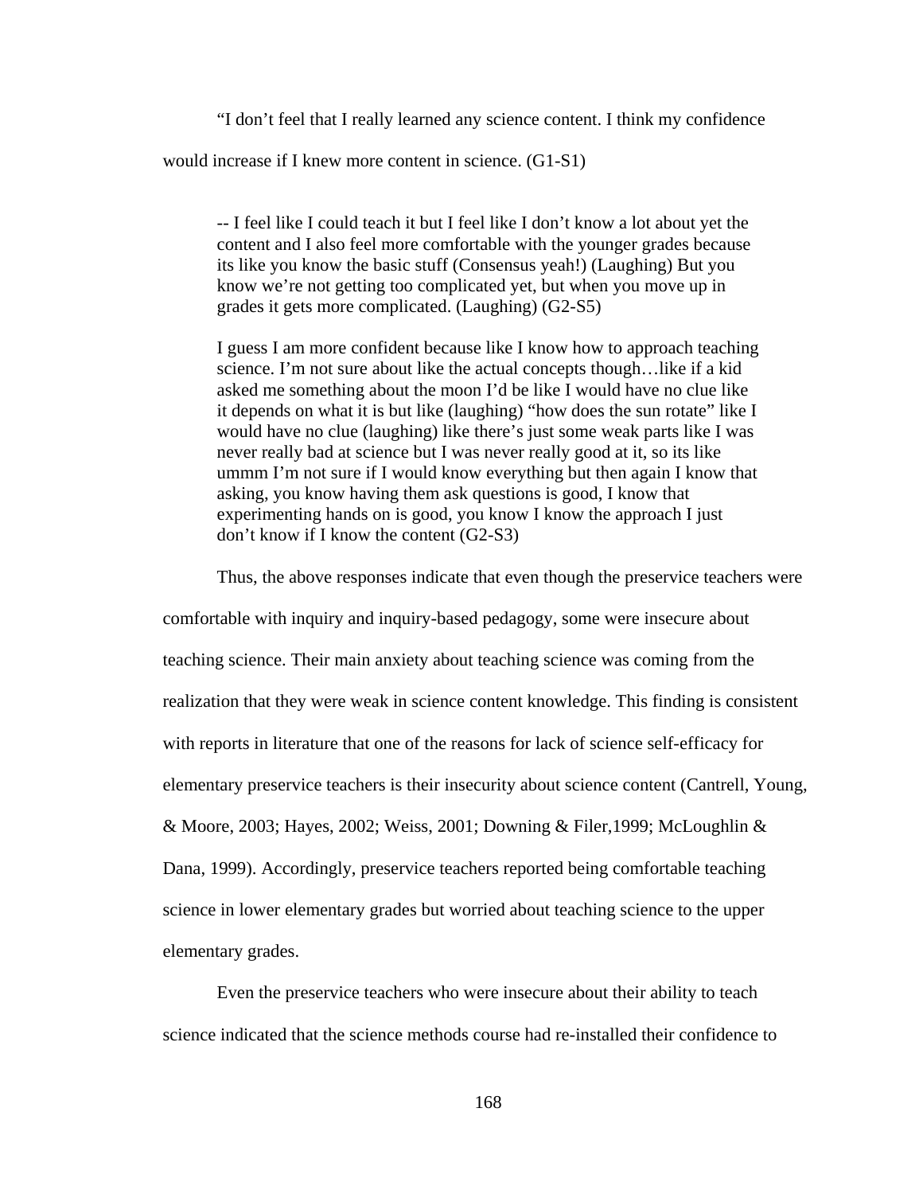"I don't feel that I really learned any science content. I think my confidence would increase if I knew more content in science. (G1-S1)

> -- I feel like I could teach it but I feel like I don't know a lot about yet the content and I also feel more comfortable with the younger grades because its like you know the basic stuff (Consensus yeah!) (Laughing) But you know we're not getting too complicated yet, but when you move up in grades it gets more complicated. (Laughing) (G2-S5)
>
> I guess I am more confident because like I know how to approach teaching science. I'm not sure about like the actual concepts though…like if a kid asked me something about the moon I'd be like I would have no clue like it depends on what it is but like (laughing) "how does the sun rotate" like I would have no clue (laughing) like there's just some weak parts like I was never really bad at science but I was never really good at it, so its like ummm I'm not sure if I would know everything but then again I know that asking, you know having them ask questions is good, I know that experimenting hands on is good, you know I know the approach I just don't know if I know the content (G2-S3)

Thus, the above responses indicate that even though the preservice teachers were comfortable with inquiry and inquiry-based pedagogy, some were insecure about teaching science. Their main anxiety about teaching science was coming from the realization that they were weak in science content knowledge. This finding is consistent with reports in literature that one of the reasons for lack of science self-efficacy for elementary preservice teachers is their insecurity about science content (Cantrell, Young, & Moore, 2003; Hayes, 2002; Weiss, 2001; Downing & Filer,1999; McLoughlin & Dana, 1999). Accordingly, preservice teachers reported being comfortable teaching science in lower elementary grades but worried about teaching science to the upper elementary grades.

Even the preservice teachers who were insecure about their ability to teach science indicated that the science methods course had re-installed their confidence to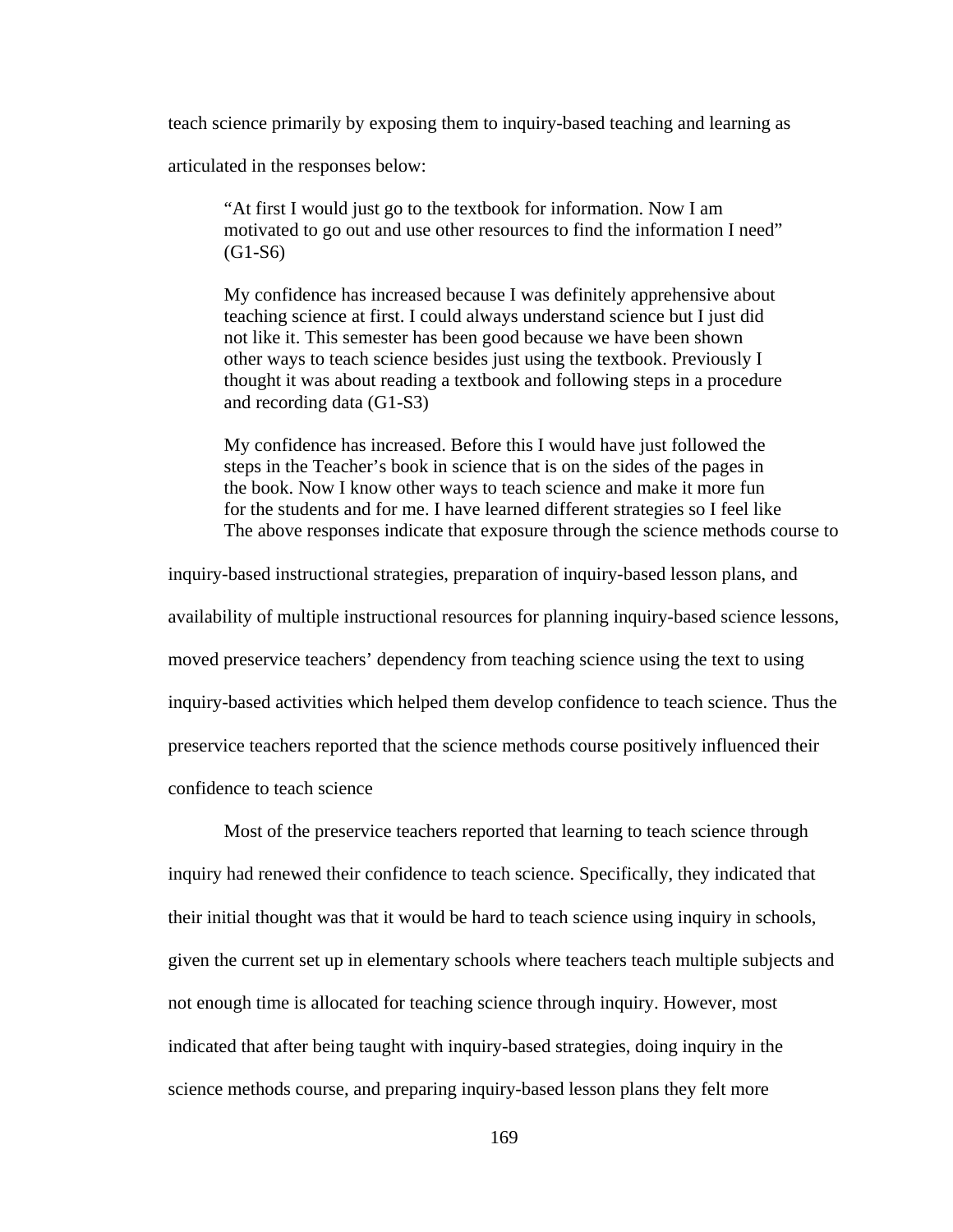teach science primarily by exposing them to inquiry-based teaching and learning as articulated in the responses below:

> "At first I would just go to the textbook for information. Now I am motivated to go out and use other resources to find the information I need" (G1-S6)

> My confidence has increased because I was definitely apprehensive about teaching science at first. I could always understand science but I just did not like it. This semester has been good because we have been shown other ways to teach science besides just using the textbook. Previously I thought it was about reading a textbook and following steps in a procedure and recording data (G1-S3)

> My confidence has increased. Before this I would have just followed the steps in the Teacher's book in science that is on the sides of the pages in the book. Now I know other ways to teach science and make it more fun for the students and for me. I have learned different strategies so I feel like

The above responses indicate that exposure through the science methods course to inquiry-based instructional strategies, preparation of inquiry-based lesson plans, and availability of multiple instructional resources for planning inquiry-based science lessons, moved preservice teachers' dependency from teaching science using the text to using inquiry-based activities which helped them develop confidence to teach science. Thus the preservice teachers reported that the science methods course positively influenced their confidence to teach science

Most of the preservice teachers reported that learning to teach science through inquiry had renewed their confidence to teach science. Specifically, they indicated that their initial thought was that it would be hard to teach science using inquiry in schools, given the current set up in elementary schools where teachers teach multiple subjects and not enough time is allocated for teaching science through inquiry. However, most indicated that after being taught with inquiry-based strategies, doing inquiry in the science methods course, and preparing inquiry-based lesson plans they felt more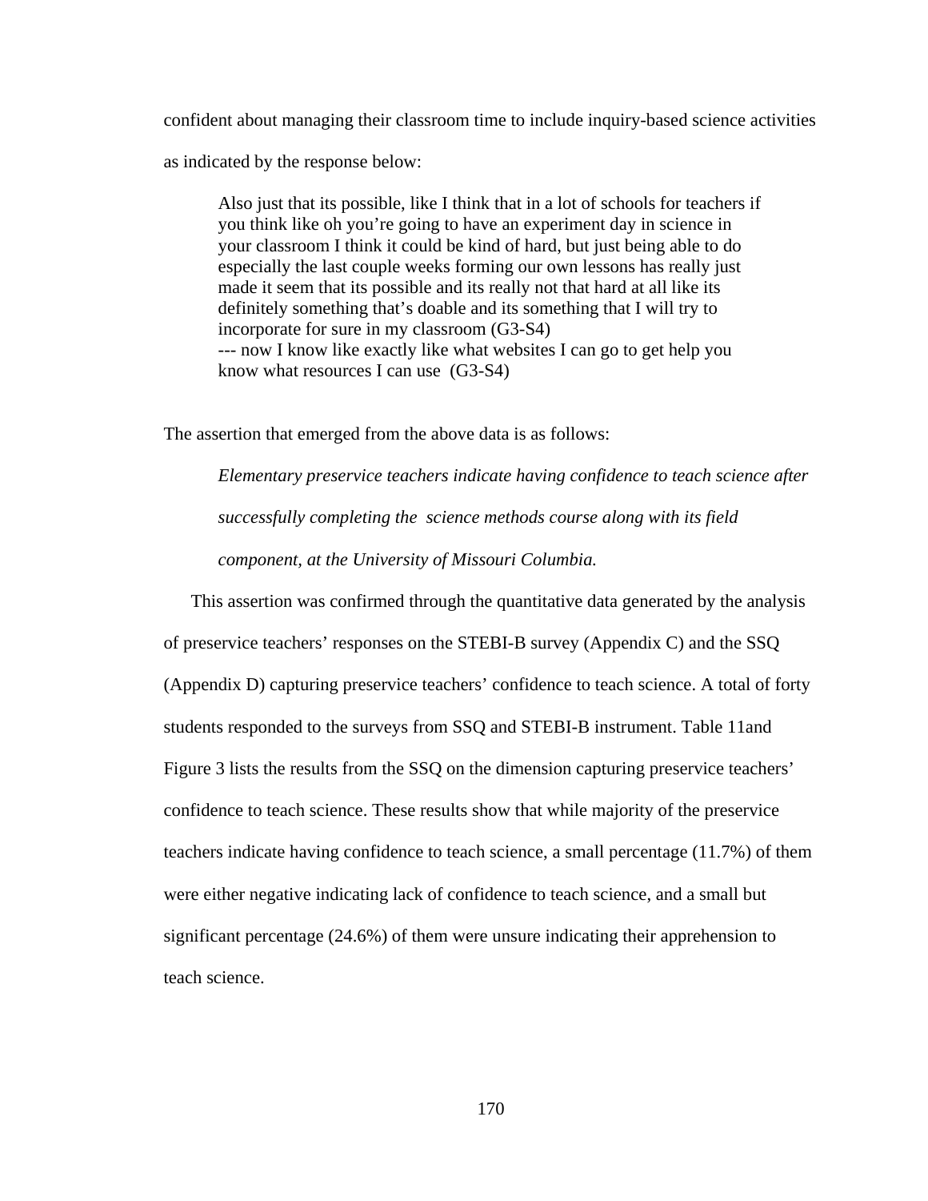confident about managing their classroom time to include inquiry-based science activities as indicated by the response below:

> Also just that its possible, like I think that in a lot of schools for teachers if you think like oh you're going to have an experiment day in science in your classroom I think it could be kind of hard, but just being able to do especially the last couple weeks forming our own lessons has really just made it seem that its possible and its really not that hard at all like its definitely something that's doable and its something that I will try to incorporate for sure in my classroom (G3-S4)
> --- now I know like exactly like what websites I can go to get help you know what resources I can use (G3-S4)

The assertion that emerged from the above data is as follows:

> *Elementary preservice teachers indicate having confidence to teach science after successfully completing the science methods course along with its field component, at the University of Missouri Columbia.*

This assertion was confirmed through the quantitative data generated by the analysis of preservice teachers' responses on the STEBI-B survey (Appendix C) and the SSQ (Appendix D) capturing preservice teachers' confidence to teach science. A total of forty students responded to the surveys from SSQ and STEBI-B instrument. Table 11and Figure 3 lists the results from the SSQ on the dimension capturing preservice teachers' confidence to teach science. These results show that while majority of the preservice teachers indicate having confidence to teach science, a small percentage (11.7%) of them were either negative indicating lack of confidence to teach science, and a small but significant percentage (24.6%) of them were unsure indicating their apprehension to teach science.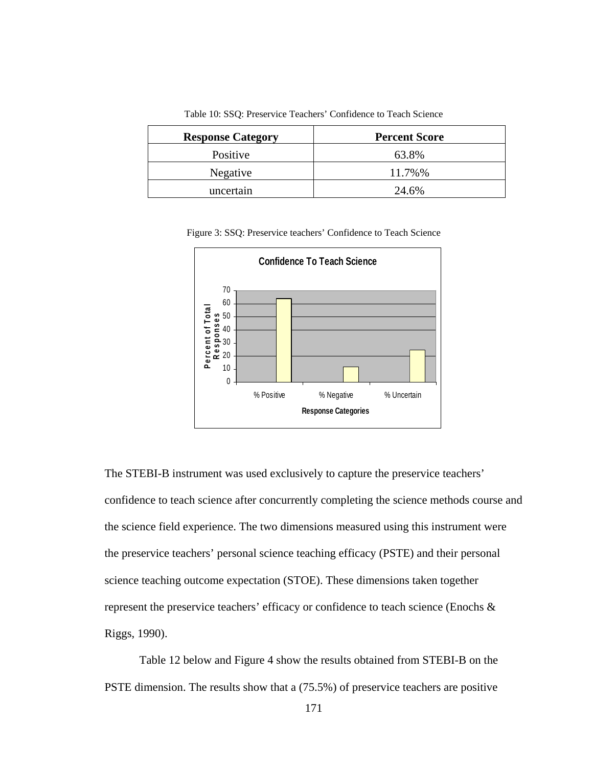Table 10: SSQ: Preservice Teachers' Confidence to Teach Science

| Response Category | Percent Score |
|---|---|
| Positive | 63.8% |
| Negative | 11.7%% |
| uncertain | 24.6% |

Figure 3: SSQ: Preservice teachers' Confidence to Teach Science

The STEBI-B instrument was used exclusively to capture the preservice teachers' confidence to teach science after concurrently completing the science methods course and the science field experience. The two dimensions measured using this instrument were the preservice teachers' personal science teaching efficacy (PSTE) and their personal science teaching outcome expectation (STOE). These dimensions taken together represent the preservice teachers' efficacy or confidence to teach science (Enochs & Riggs, 1990).

Table 12 below and Figure 4 show the results obtained from STEBI-B on the PSTE dimension. The results show that a (75.5%) of preservice teachers are positive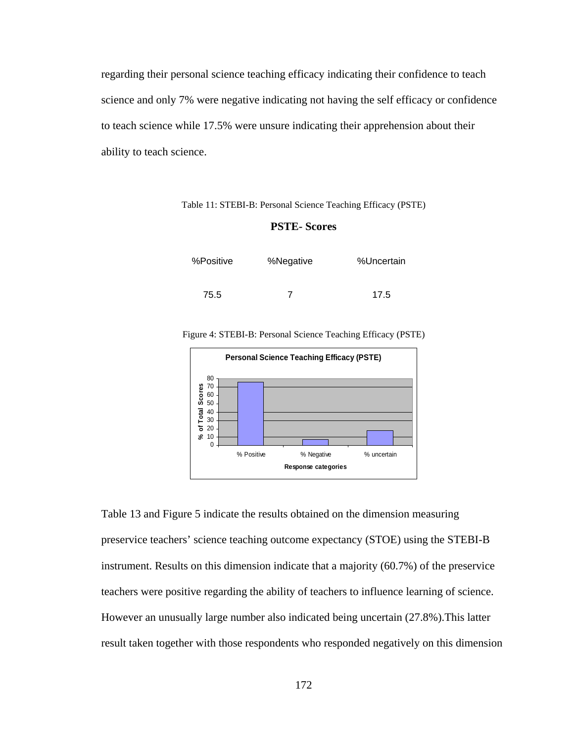regarding their personal science teaching efficacy indicating their confidence to teach science and only 7% were negative indicating not having the self efficacy or confidence to teach science while 17.5% were unsure indicating their apprehension about their ability to teach science.

Table 11: STEBI-B: Personal Science Teaching Efficacy (PSTE)

**PSTE- Scores**

| %Positive | %Negative | %Uncertain |
|---|---|---|
| 75.5 | 7 | 17.5 |

Figure 4: STEBI-B: Personal Science Teaching Efficacy (PSTE)

Table 13 and Figure 5 indicate the results obtained on the dimension measuring preservice teachers' science teaching outcome expectancy (STOE) using the STEBI-B instrument. Results on this dimension indicate that a majority (60.7%) of the preservice teachers were positive regarding the ability of teachers to influence learning of science. However an unusually large number also indicated being uncertain (27.8%).This latter result taken together with those respondents who responded negatively on this dimension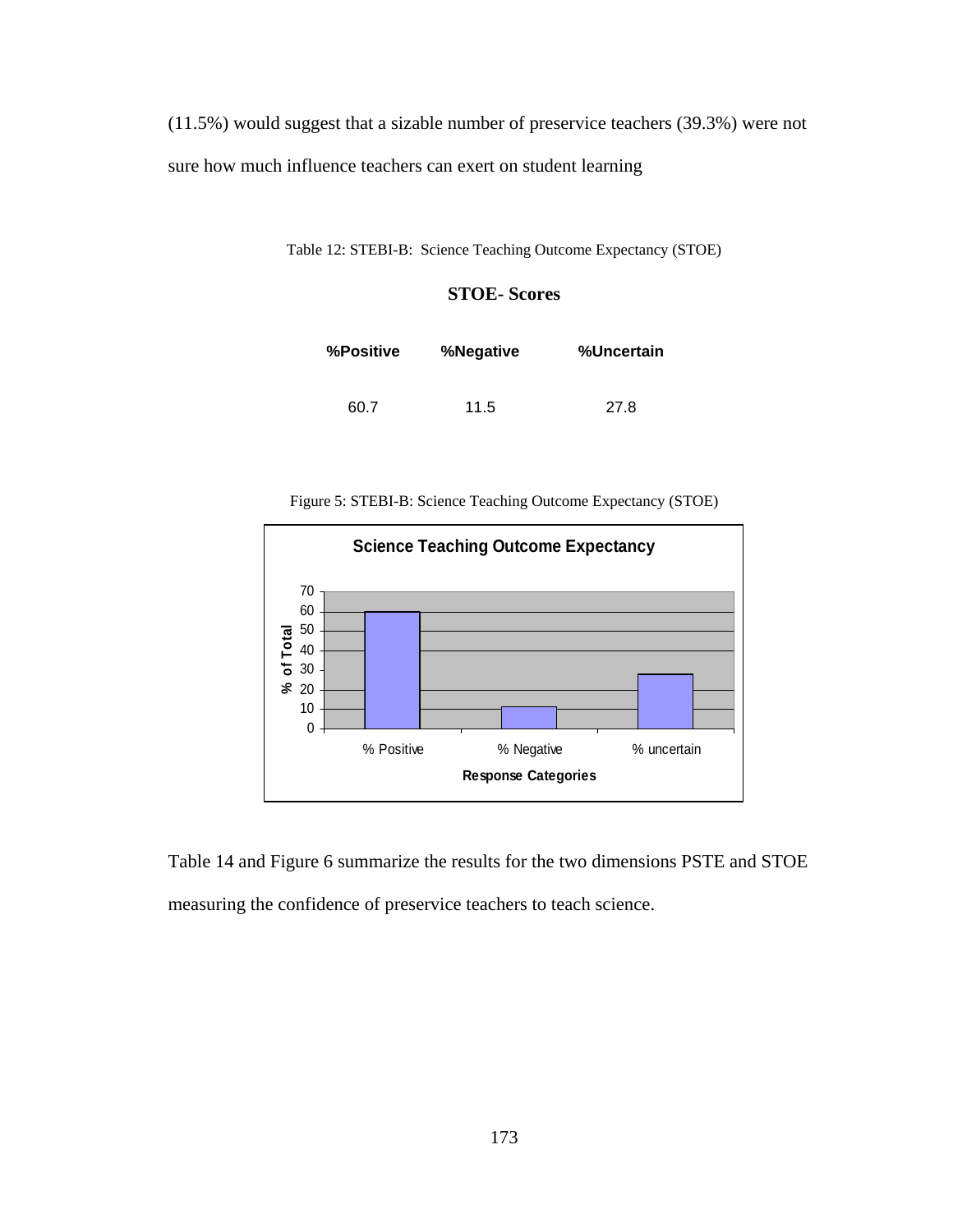(11.5%) would suggest that a sizable number of preservice teachers (39.3%) were not sure how much influence teachers can exert on student learning

Table 12: STEBI-B: Science Teaching Outcome Expectancy (STOE)

**STOE- Scores**

| %Positive | %Negative | %Uncertain |
|---|---|---|
| 60.7 | 11.5 | 27.8 |

Figure 5: STEBI-B: Science Teaching Outcome Expectancy (STOE)

Table 14 and Figure 6 summarize the results for the two dimensions PSTE and STOE measuring the confidence of preservice teachers to teach science.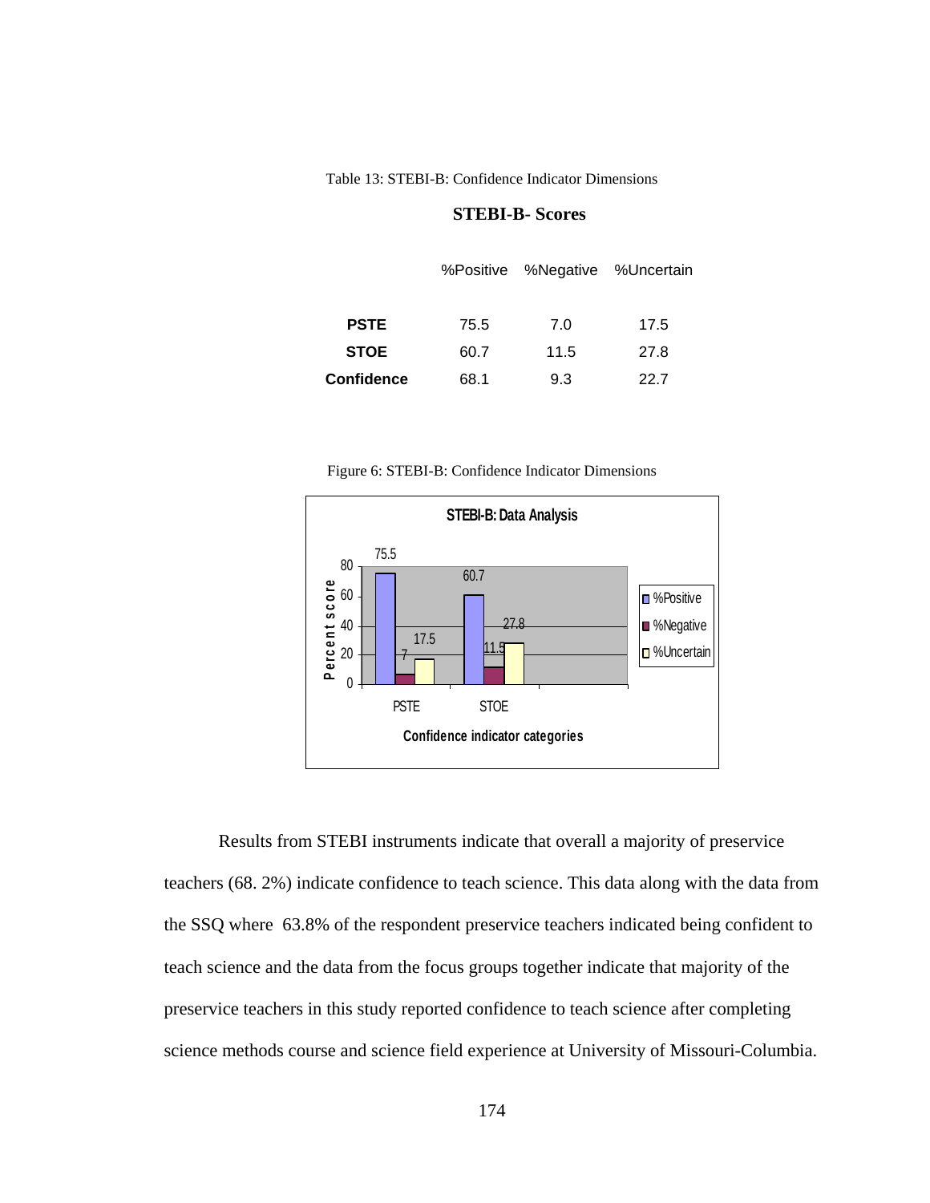Table 13: STEBI-B: Confidence Indicator Dimensions

**STEBI-B- Scores**

| | %Positive | %Negative | %Uncertain |
|---|---|---|---|
| **PSTE** | 75.5 | 7.0 | 17.5 |
| **STOE** | 60.7 | 11.5 | 27.8 |
| **Confidence** | 68.1 | 9.3 | 22.7 |

Figure 6: STEBI-B: Confidence Indicator Dimensions

**STEBI-B: Data Analysis**

| Confidence indicator categories | %Positive | %Negative | %Uncertain |
|---|---|---|---|
| PSTE | 75.5 | 7 | 17.5 |
| STOE | 60.7 | 11.5 | 27.8 |

Results from STEBI instruments indicate that overall a majority of preservice teachers (68. 2%) indicate confidence to teach science. This data along with the data from the SSQ where 63.8% of the respondent preservice teachers indicated being confident to teach science and the data from the focus groups together indicate that majority of the preservice teachers in this study reported confidence to teach science after completing science methods course and science field experience at University of Missouri-Columbia.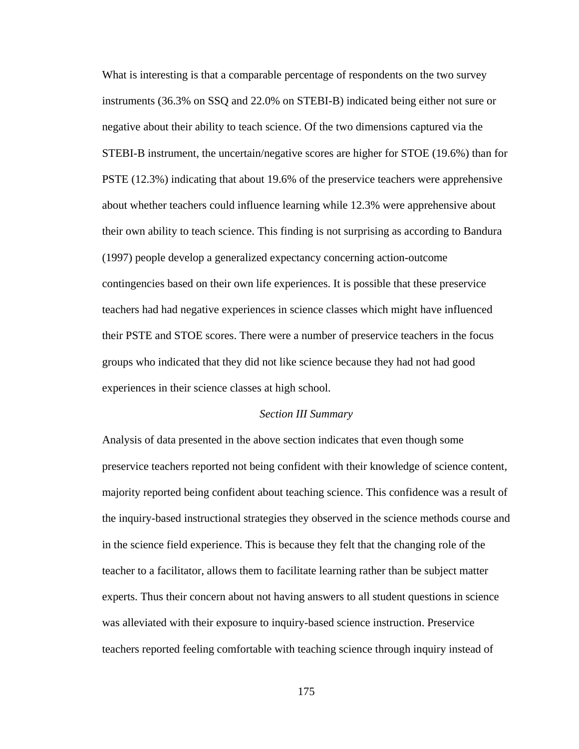What is interesting is that a comparable percentage of respondents on the two survey instruments (36.3% on SSQ and 22.0% on STEBI-B) indicated being either not sure or negative about their ability to teach science. Of the two dimensions captured via the STEBI-B instrument, the uncertain/negative scores are higher for STOE (19.6%) than for PSTE (12.3%) indicating that about 19.6% of the preservice teachers were apprehensive about whether teachers could influence learning while 12.3% were apprehensive about their own ability to teach science. This finding is not surprising as according to Bandura (1997) people develop a generalized expectancy concerning action-outcome contingencies based on their own life experiences. It is possible that these preservice teachers had had negative experiences in science classes which might have influenced their PSTE and STOE scores. There were a number of preservice teachers in the focus groups who indicated that they did not like science because they had not had good experiences in their science classes at high school.

### *Section III Summary*

Analysis of data presented in the above section indicates that even though some preservice teachers reported not being confident with their knowledge of science content, majority reported being confident about teaching science. This confidence was a result of the inquiry-based instructional strategies they observed in the science methods course and in the science field experience. This is because they felt that the changing role of the teacher to a facilitator, allows them to facilitate learning rather than be subject matter experts. Thus their concern about not having answers to all student questions in science was alleviated with their exposure to inquiry-based science instruction. Preservice teachers reported feeling comfortable with teaching science through inquiry instead of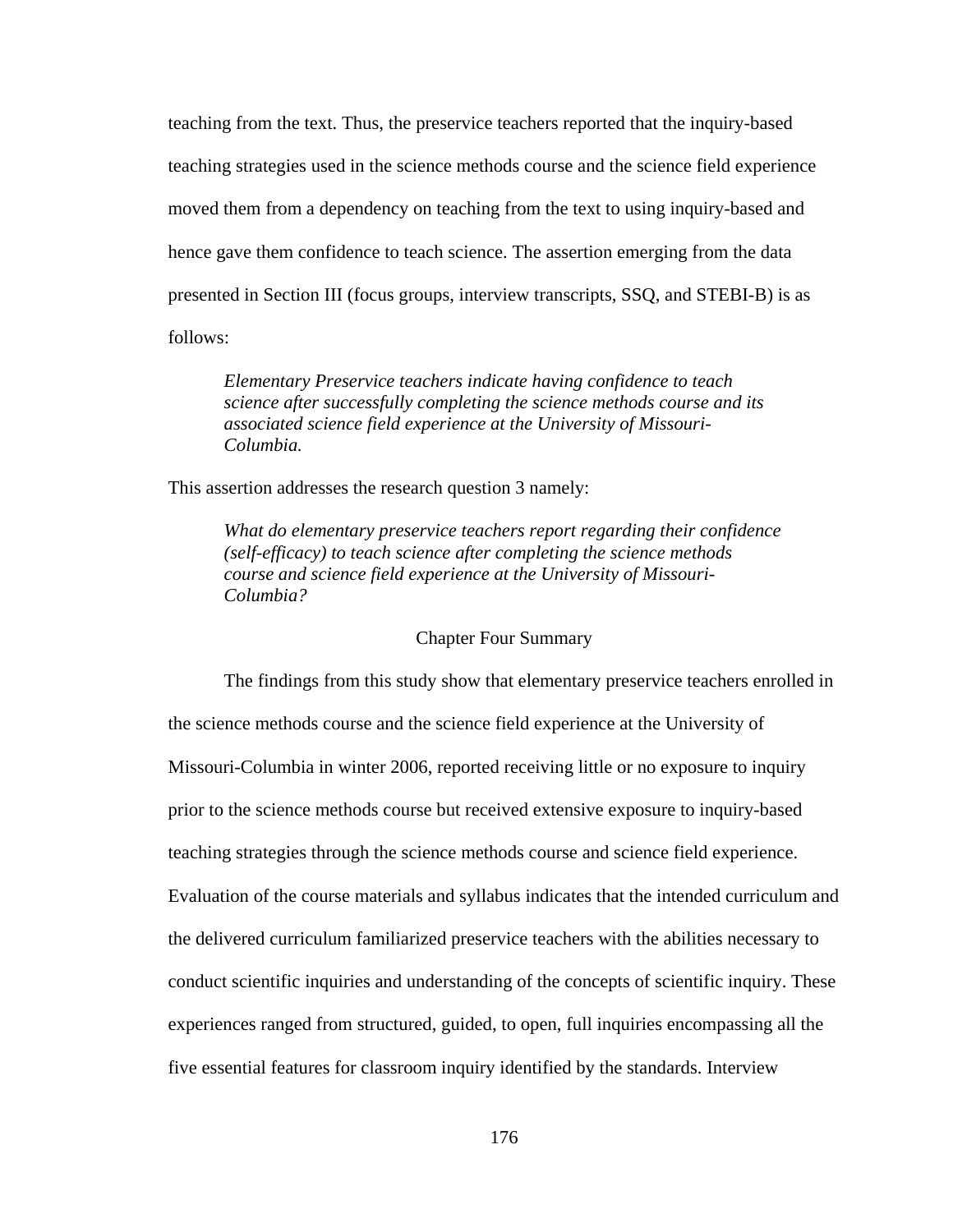teaching from the text. Thus, the preservice teachers reported that the inquiry-based teaching strategies used in the science methods course and the science field experience moved them from a dependency on teaching from the text to using inquiry-based and hence gave them confidence to teach science. The assertion emerging from the data presented in Section III (focus groups, interview transcripts, SSQ, and STEBI-B) is as follows:

> *Elementary Preservice teachers indicate having confidence to teach science after successfully completing the science methods course and its associated science field experience at the University of Missouri-Columbia.*

This assertion addresses the research question 3 namely:

> *What do elementary preservice teachers report regarding their confidence (self-efficacy) to teach science after completing the science methods course and science field experience at the University of Missouri-Columbia?*

## Chapter Four Summary

The findings from this study show that elementary preservice teachers enrolled in the science methods course and the science field experience at the University of Missouri-Columbia in winter 2006, reported receiving little or no exposure to inquiry prior to the science methods course but received extensive exposure to inquiry-based teaching strategies through the science methods course and science field experience. Evaluation of the course materials and syllabus indicates that the intended curriculum and the delivered curriculum familiarized preservice teachers with the abilities necessary to conduct scientific inquiries and understanding of the concepts of scientific inquiry. These experiences ranged from structured, guided, to open, full inquiries encompassing all the five essential features for classroom inquiry identified by the standards. Interview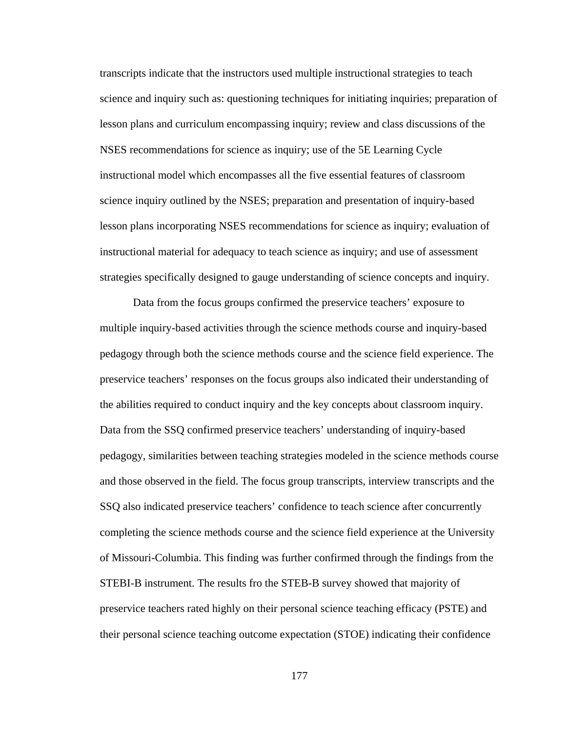transcripts indicate that the instructors used multiple instructional strategies to teach science and inquiry such as: questioning techniques for initiating inquiries; preparation of lesson plans and curriculum encompassing inquiry; review and class discussions of the NSES recommendations for science as inquiry; use of the 5E Learning Cycle instructional model which encompasses all the five essential features of classroom science inquiry outlined by the NSES; preparation and presentation of inquiry-based lesson plans incorporating NSES recommendations for science as inquiry; evaluation of instructional material for adequacy to teach science as inquiry; and use of assessment strategies specifically designed to gauge understanding of science concepts and inquiry.

Data from the focus groups confirmed the preservice teachers' exposure to multiple inquiry-based activities through the science methods course and inquiry-based pedagogy through both the science methods course and the science field experience. The preservice teachers' responses on the focus groups also indicated their understanding of the abilities required to conduct inquiry and the key concepts about classroom inquiry. Data from the SSQ confirmed preservice teachers' understanding of inquiry-based pedagogy, similarities between teaching strategies modeled in the science methods course and those observed in the field. The focus group transcripts, interview transcripts and the SSQ also indicated preservice teachers' confidence to teach science after concurrently completing the science methods course and the science field experience at the University of Missouri-Columbia. This finding was further confirmed through the findings from the STEBI-B instrument. The results fro the STEB-B survey showed that majority of preservice teachers rated highly on their personal science teaching efficacy (PSTE) and their personal science teaching outcome expectation (STOE) indicating their confidence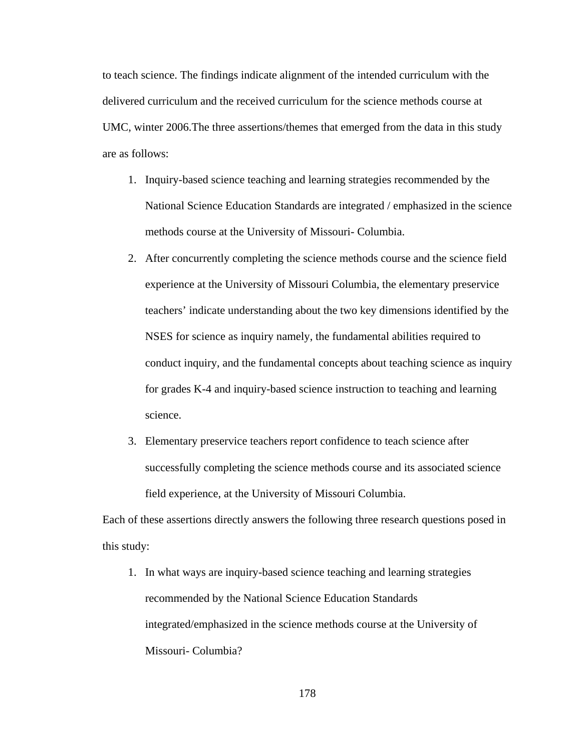to teach science. The findings indicate alignment of the intended curriculum with the delivered curriculum and the received curriculum for the science methods course at UMC, winter 2006.The three assertions/themes that emerged from the data in this study are as follows:

1. Inquiry-based science teaching and learning strategies recommended by the National Science Education Standards are integrated / emphasized in the science methods course at the University of Missouri- Columbia.
2. After concurrently completing the science methods course and the science field experience at the University of Missouri Columbia, the elementary preservice teachers' indicate understanding about the two key dimensions identified by the NSES for science as inquiry namely, the fundamental abilities required to conduct inquiry, and the fundamental concepts about teaching science as inquiry for grades K-4 and inquiry-based science instruction to teaching and learning science.
3. Elementary preservice teachers report confidence to teach science after successfully completing the science methods course and its associated science field experience, at the University of Missouri Columbia.

Each of these assertions directly answers the following three research questions posed in this study:

1. In what ways are inquiry-based science teaching and learning strategies recommended by the National Science Education Standards integrated/emphasized in the science methods course at the University of Missouri- Columbia?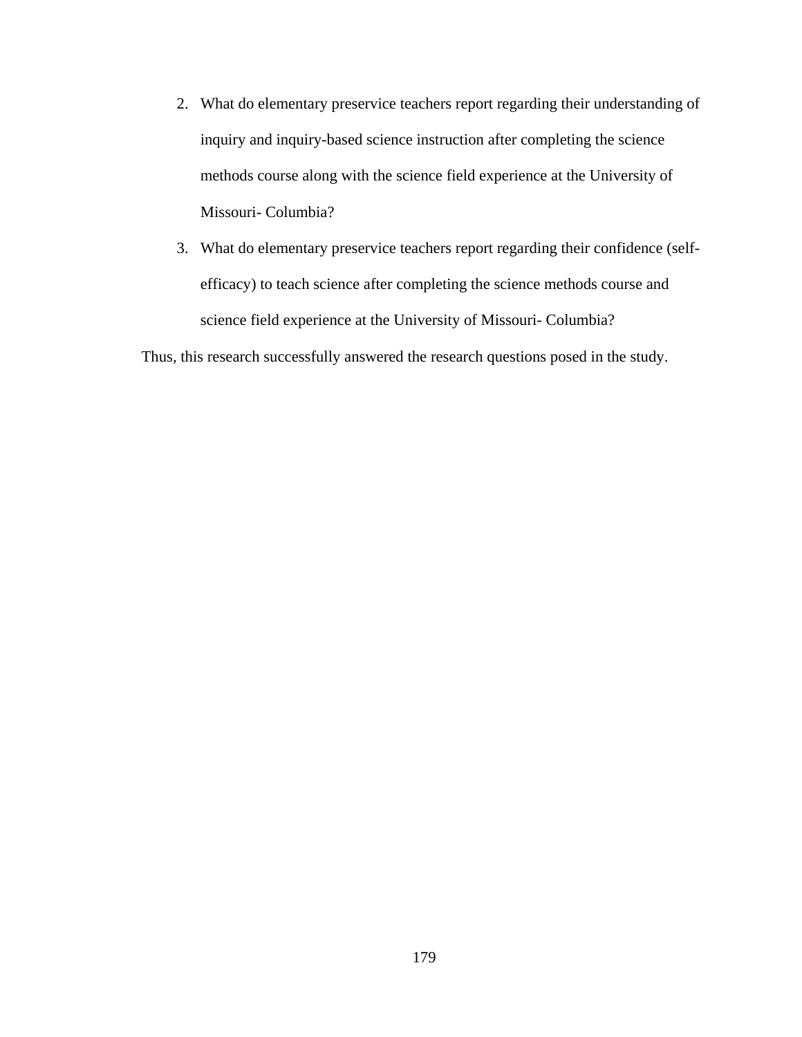2. What do elementary preservice teachers report regarding their understanding of inquiry and inquiry-based science instruction after completing the science methods course along with the science field experience at the University of Missouri- Columbia?
3. What do elementary preservice teachers report regarding their confidence (self-efficacy) to teach science after completing the science methods course and science field experience at the University of Missouri- Columbia?

Thus, this research successfully answered the research questions posed in the study.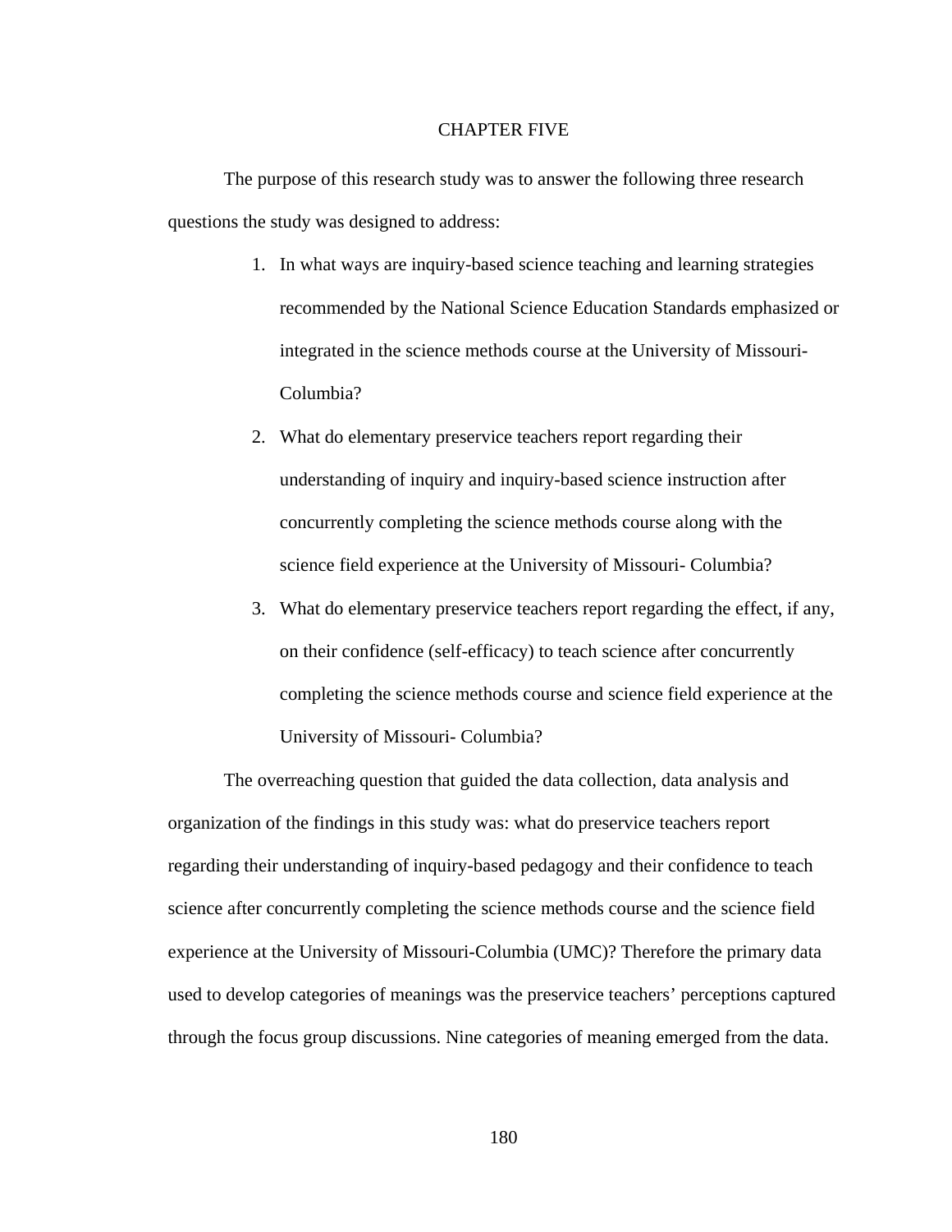# CHAPTER FIVE

The purpose of this research study was to answer the following three research questions the study was designed to address:

1. In what ways are inquiry-based science teaching and learning strategies recommended by the National Science Education Standards emphasized or integrated in the science methods course at the University of Missouri-Columbia?
2. What do elementary preservice teachers report regarding their understanding of inquiry and inquiry-based science instruction after concurrently completing the science methods course along with the science field experience at the University of Missouri- Columbia?
3. What do elementary preservice teachers report regarding the effect, if any, on their confidence (self-efficacy) to teach science after concurrently completing the science methods course and science field experience at the University of Missouri- Columbia?

The overreaching question that guided the data collection, data analysis and organization of the findings in this study was: what do preservice teachers report regarding their understanding of inquiry-based pedagogy and their confidence to teach science after concurrently completing the science methods course and the science field experience at the University of Missouri-Columbia (UMC)? Therefore the primary data used to develop categories of meanings was the preservice teachers' perceptions captured through the focus group discussions. Nine categories of meaning emerged from the data.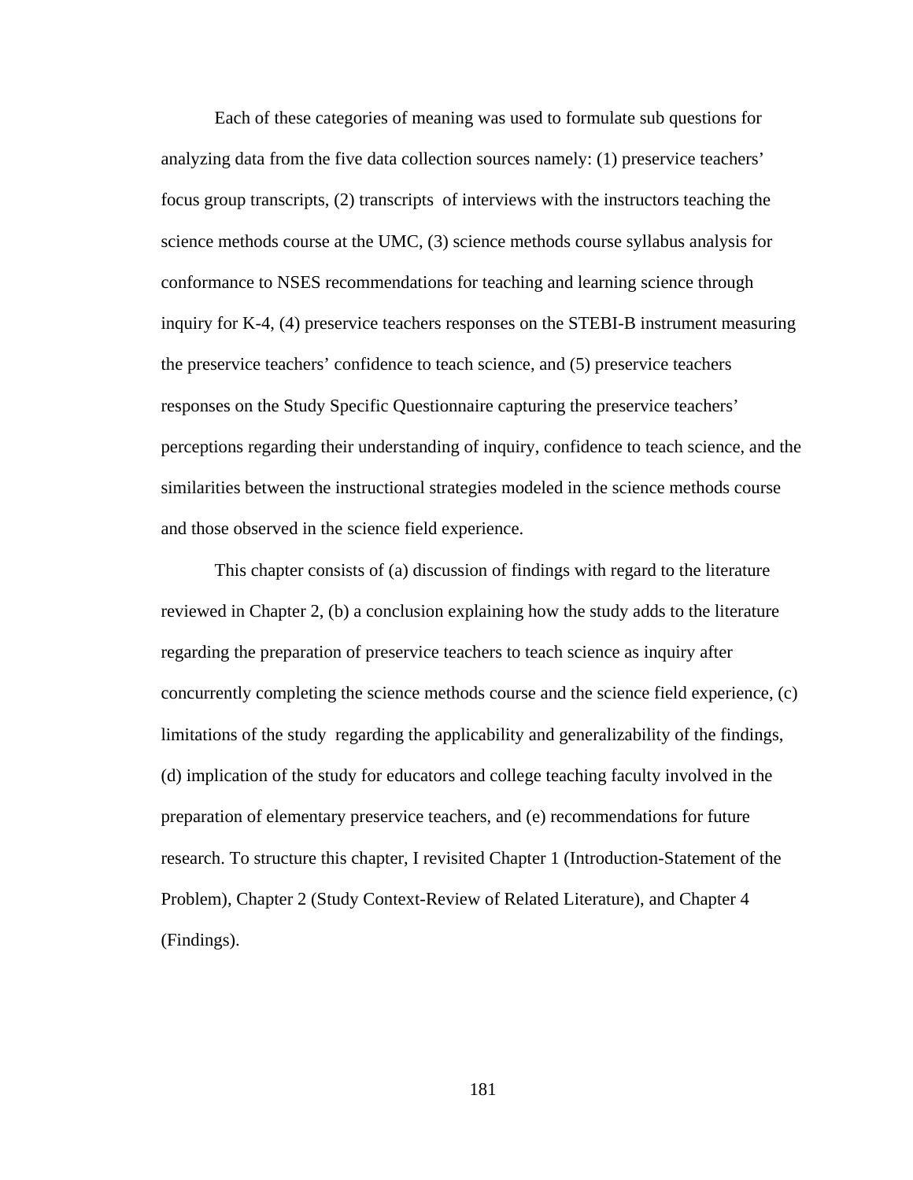Each of these categories of meaning was used to formulate sub questions for analyzing data from the five data collection sources namely: (1) preservice teachers' focus group transcripts, (2) transcripts of interviews with the instructors teaching the science methods course at the UMC, (3) science methods course syllabus analysis for conformance to NSES recommendations for teaching and learning science through inquiry for K-4, (4) preservice teachers responses on the STEBI-B instrument measuring the preservice teachers' confidence to teach science, and (5) preservice teachers responses on the Study Specific Questionnaire capturing the preservice teachers' perceptions regarding their understanding of inquiry, confidence to teach science, and the similarities between the instructional strategies modeled in the science methods course and those observed in the science field experience.

This chapter consists of (a) discussion of findings with regard to the literature reviewed in Chapter 2, (b) a conclusion explaining how the study adds to the literature regarding the preparation of preservice teachers to teach science as inquiry after concurrently completing the science methods course and the science field experience, (c) limitations of the study regarding the applicability and generalizability of the findings, (d) implication of the study for educators and college teaching faculty involved in the preparation of elementary preservice teachers, and (e) recommendations for future research. To structure this chapter, I revisited Chapter 1 (Introduction-Statement of the Problem), Chapter 2 (Study Context-Review of Related Literature), and Chapter 4 (Findings).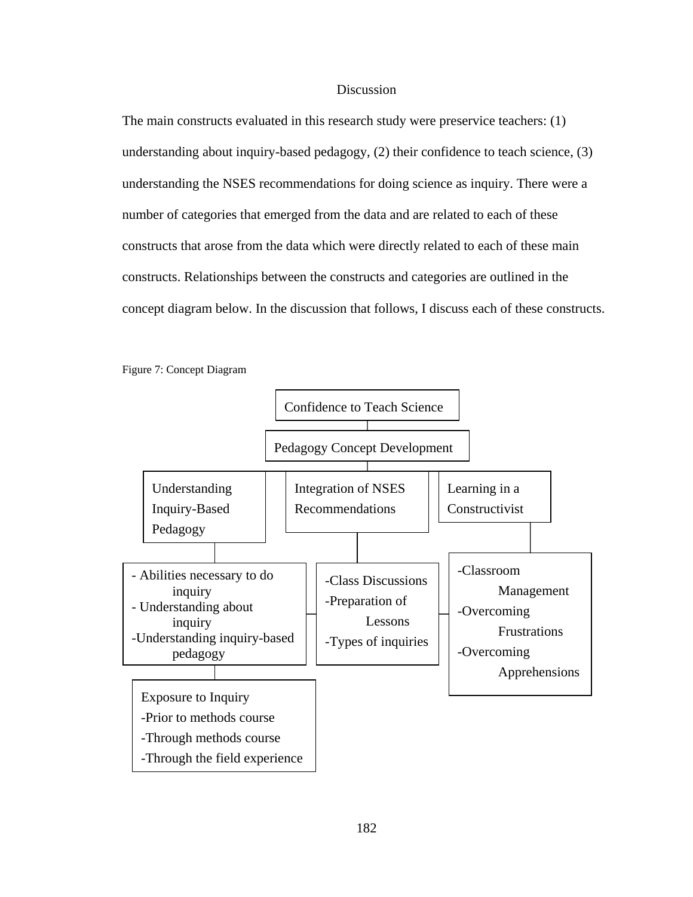# Discussion

The main constructs evaluated in this research study were preservice teachers: (1) understanding about inquiry-based pedagogy, (2) their confidence to teach science, (3) understanding the NSES recommendations for doing science as inquiry. There were a number of categories that emerged from the data and are related to each of these constructs that arose from the data which were directly related to each of these main constructs. Relationships between the constructs and categories are outlined in the concept diagram below. In the discussion that follows, I discuss each of these constructs.

Figure 7: Concept Diagram

Confidence to Teach Science

Pedagogy Concept Development

Understanding Inquiry-Based Pedagogy

- Abilities necessary to do inquiry
- Understanding about inquiry
- Understanding inquiry-based pedagogy

Exposure to Inquiry
- Prior to methods course
- Through methods course
- Through the field experience

Integration of NSES Recommendations

- Class Discussions
- Preparation of Lessons
- Types of inquiries

Learning in a Constructivist

- Classroom Management
- Overcoming Frustrations
- Overcoming Apprehensions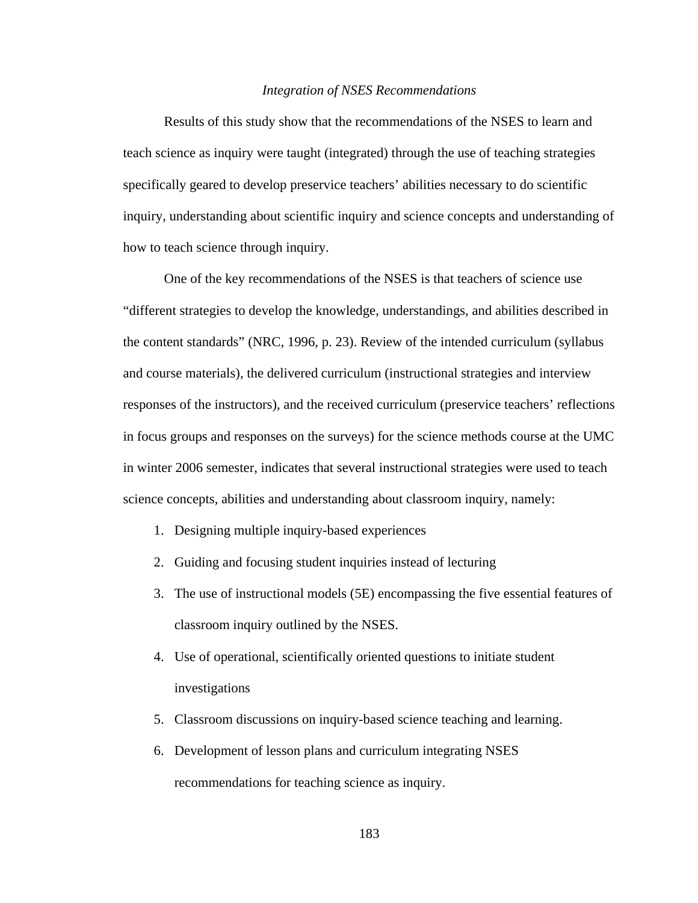*Integration of NSES Recommendations*

Results of this study show that the recommendations of the NSES to learn and teach science as inquiry were taught (integrated) through the use of teaching strategies specifically geared to develop preservice teachers' abilities necessary to do scientific inquiry, understanding about scientific inquiry and science concepts and understanding of how to teach science through inquiry.

One of the key recommendations of the NSES is that teachers of science use "different strategies to develop the knowledge, understandings, and abilities described in the content standards" (NRC, 1996, p. 23). Review of the intended curriculum (syllabus and course materials), the delivered curriculum (instructional strategies and interview responses of the instructors), and the received curriculum (preservice teachers' reflections in focus groups and responses on the surveys) for the science methods course at the UMC in winter 2006 semester, indicates that several instructional strategies were used to teach science concepts, abilities and understanding about classroom inquiry, namely:

1. Designing multiple inquiry-based experiences
2. Guiding and focusing student inquiries instead of lecturing
3. The use of instructional models (5E) encompassing the five essential features of classroom inquiry outlined by the NSES.
4. Use of operational, scientifically oriented questions to initiate student investigations
5. Classroom discussions on inquiry-based science teaching and learning.
6. Development of lesson plans and curriculum integrating NSES recommendations for teaching science as inquiry.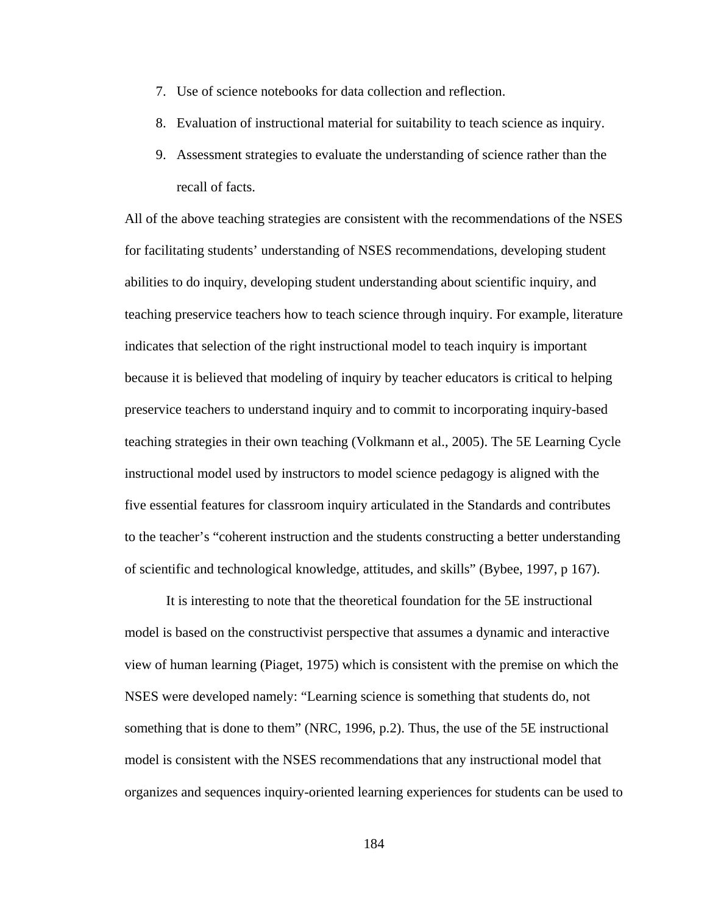7. Use of science notebooks for data collection and reflection.
8. Evaluation of instructional material for suitability to teach science as inquiry.
9. Assessment strategies to evaluate the understanding of science rather than the recall of facts.

All of the above teaching strategies are consistent with the recommendations of the NSES for facilitating students' understanding of NSES recommendations, developing student abilities to do inquiry, developing student understanding about scientific inquiry, and teaching preservice teachers how to teach science through inquiry. For example, literature indicates that selection of the right instructional model to teach inquiry is important because it is believed that modeling of inquiry by teacher educators is critical to helping preservice teachers to understand inquiry and to commit to incorporating inquiry-based teaching strategies in their own teaching (Volkmann et al., 2005). The 5E Learning Cycle instructional model used by instructors to model science pedagogy is aligned with the five essential features for classroom inquiry articulated in the Standards and contributes to the teacher's "coherent instruction and the students constructing a better understanding of scientific and technological knowledge, attitudes, and skills" (Bybee, 1997, p 167).

It is interesting to note that the theoretical foundation for the 5E instructional model is based on the constructivist perspective that assumes a dynamic and interactive view of human learning (Piaget, 1975) which is consistent with the premise on which the NSES were developed namely: "Learning science is something that students do, not something that is done to them" (NRC, 1996, p.2). Thus, the use of the 5E instructional model is consistent with the NSES recommendations that any instructional model that organizes and sequences inquiry-oriented learning experiences for students can be used to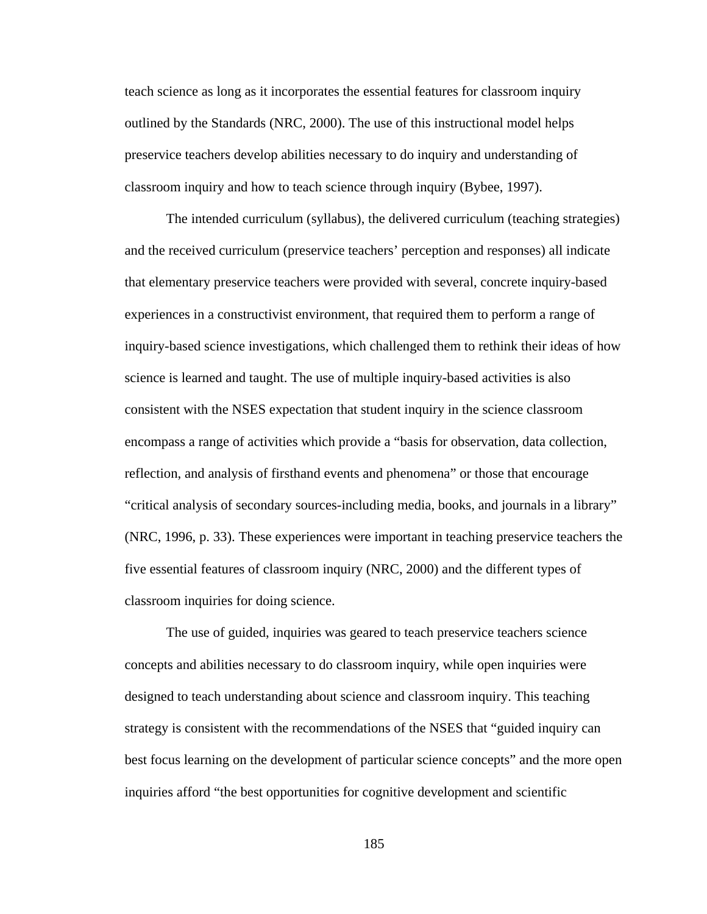teach science as long as it incorporates the essential features for classroom inquiry outlined by the Standards (NRC, 2000). The use of this instructional model helps preservice teachers develop abilities necessary to do inquiry and understanding of classroom inquiry and how to teach science through inquiry (Bybee, 1997).

The intended curriculum (syllabus), the delivered curriculum (teaching strategies) and the received curriculum (preservice teachers' perception and responses) all indicate that elementary preservice teachers were provided with several, concrete inquiry-based experiences in a constructivist environment, that required them to perform a range of inquiry-based science investigations, which challenged them to rethink their ideas of how science is learned and taught. The use of multiple inquiry-based activities is also consistent with the NSES expectation that student inquiry in the science classroom encompass a range of activities which provide a "basis for observation, data collection, reflection, and analysis of firsthand events and phenomena" or those that encourage "critical analysis of secondary sources-including media, books, and journals in a library" (NRC, 1996, p. 33). These experiences were important in teaching preservice teachers the five essential features of classroom inquiry (NRC, 2000) and the different types of classroom inquiries for doing science.

The use of guided, inquiries was geared to teach preservice teachers science concepts and abilities necessary to do classroom inquiry, while open inquiries were designed to teach understanding about science and classroom inquiry. This teaching strategy is consistent with the recommendations of the NSES that "guided inquiry can best focus learning on the development of particular science concepts" and the more open inquiries afford "the best opportunities for cognitive development and scientific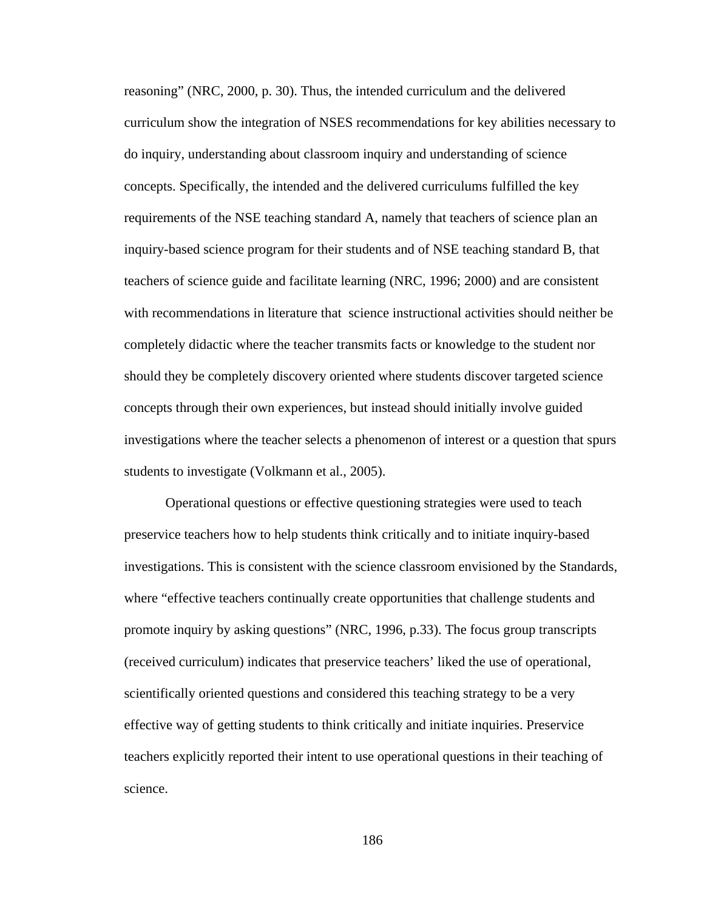reasoning" (NRC, 2000, p. 30). Thus, the intended curriculum and the delivered curriculum show the integration of NSES recommendations for key abilities necessary to do inquiry, understanding about classroom inquiry and understanding of science concepts. Specifically, the intended and the delivered curriculums fulfilled the key requirements of the NSE teaching standard A, namely that teachers of science plan an inquiry-based science program for their students and of NSE teaching standard B, that teachers of science guide and facilitate learning (NRC, 1996; 2000) and are consistent with recommendations in literature that science instructional activities should neither be completely didactic where the teacher transmits facts or knowledge to the student nor should they be completely discovery oriented where students discover targeted science concepts through their own experiences, but instead should initially involve guided investigations where the teacher selects a phenomenon of interest or a question that spurs students to investigate (Volkmann et al., 2005).

Operational questions or effective questioning strategies were used to teach preservice teachers how to help students think critically and to initiate inquiry-based investigations. This is consistent with the science classroom envisioned by the Standards, where "effective teachers continually create opportunities that challenge students and promote inquiry by asking questions" (NRC, 1996, p.33). The focus group transcripts (received curriculum) indicates that preservice teachers' liked the use of operational, scientifically oriented questions and considered this teaching strategy to be a very effective way of getting students to think critically and initiate inquiries. Preservice teachers explicitly reported their intent to use operational questions in their teaching of science.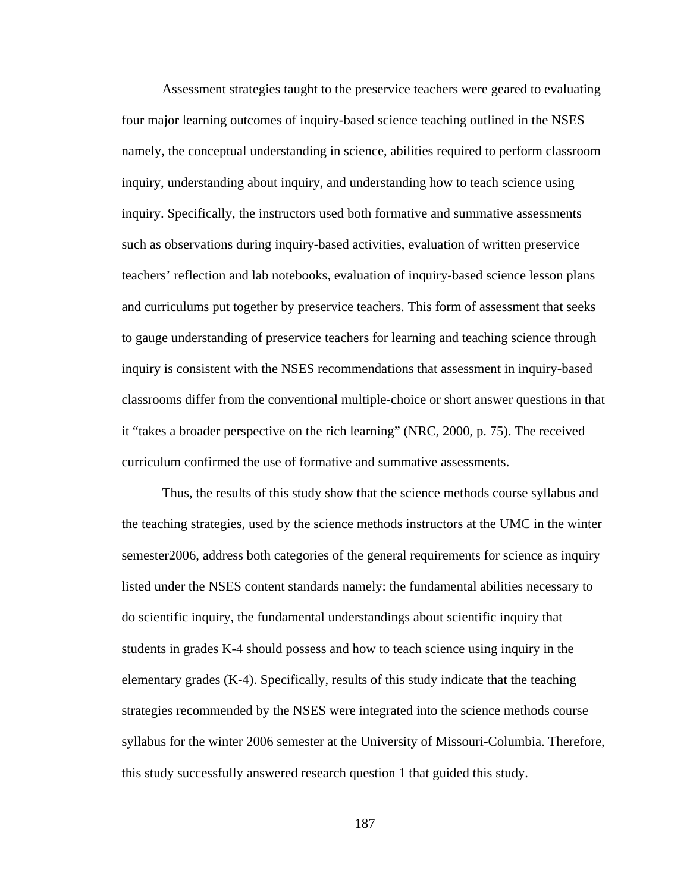Assessment strategies taught to the preservice teachers were geared to evaluating four major learning outcomes of inquiry-based science teaching outlined in the NSES namely, the conceptual understanding in science, abilities required to perform classroom inquiry, understanding about inquiry, and understanding how to teach science using inquiry. Specifically, the instructors used both formative and summative assessments such as observations during inquiry-based activities, evaluation of written preservice teachers' reflection and lab notebooks, evaluation of inquiry-based science lesson plans and curriculums put together by preservice teachers. This form of assessment that seeks to gauge understanding of preservice teachers for learning and teaching science through inquiry is consistent with the NSES recommendations that assessment in inquiry-based classrooms differ from the conventional multiple-choice or short answer questions in that it "takes a broader perspective on the rich learning" (NRC, 2000, p. 75). The received curriculum confirmed the use of formative and summative assessments.

Thus, the results of this study show that the science methods course syllabus and the teaching strategies, used by the science methods instructors at the UMC in the winter semester2006, address both categories of the general requirements for science as inquiry listed under the NSES content standards namely: the fundamental abilities necessary to do scientific inquiry, the fundamental understandings about scientific inquiry that students in grades K-4 should possess and how to teach science using inquiry in the elementary grades (K-4). Specifically, results of this study indicate that the teaching strategies recommended by the NSES were integrated into the science methods course syllabus for the winter 2006 semester at the University of Missouri-Columbia. Therefore, this study successfully answered research question 1 that guided this study.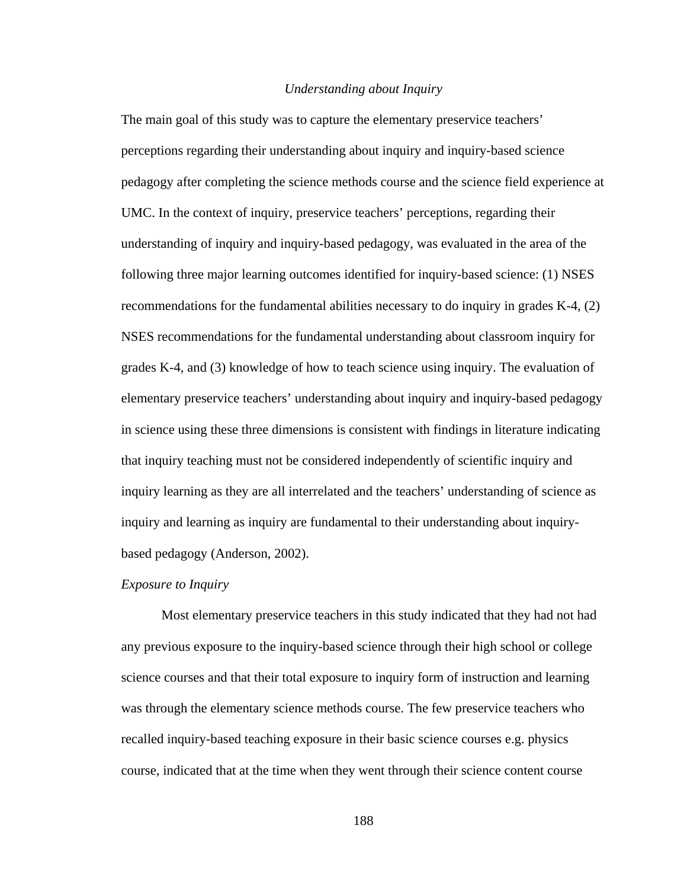## *Understanding about Inquiry*

The main goal of this study was to capture the elementary preservice teachers' perceptions regarding their understanding about inquiry and inquiry-based science pedagogy after completing the science methods course and the science field experience at UMC. In the context of inquiry, preservice teachers' perceptions, regarding their understanding of inquiry and inquiry-based pedagogy, was evaluated in the area of the following three major learning outcomes identified for inquiry-based science: (1) NSES recommendations for the fundamental abilities necessary to do inquiry in grades K-4, (2) NSES recommendations for the fundamental understanding about classroom inquiry for grades K-4, and (3) knowledge of how to teach science using inquiry. The evaluation of elementary preservice teachers' understanding about inquiry and inquiry-based pedagogy in science using these three dimensions is consistent with findings in literature indicating that inquiry teaching must not be considered independently of scientific inquiry and inquiry learning as they are all interrelated and the teachers' understanding of science as inquiry and learning as inquiry are fundamental to their understanding about inquiry-based pedagogy (Anderson, 2002).

### *Exposure to Inquiry*

Most elementary preservice teachers in this study indicated that they had not had any previous exposure to the inquiry-based science through their high school or college science courses and that their total exposure to inquiry form of instruction and learning was through the elementary science methods course. The few preservice teachers who recalled inquiry-based teaching exposure in their basic science courses e.g. physics course, indicated that at the time when they went through their science content course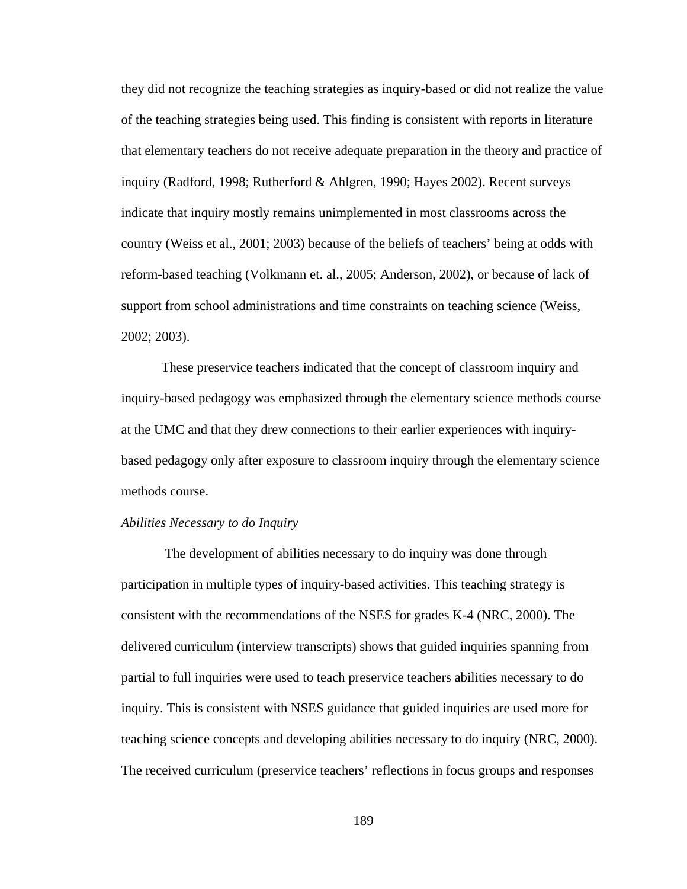they did not recognize the teaching strategies as inquiry-based or did not realize the value of the teaching strategies being used. This finding is consistent with reports in literature that elementary teachers do not receive adequate preparation in the theory and practice of inquiry (Radford, 1998; Rutherford & Ahlgren, 1990; Hayes 2002). Recent surveys indicate that inquiry mostly remains unimplemented in most classrooms across the country (Weiss et al., 2001; 2003) because of the beliefs of teachers' being at odds with reform-based teaching (Volkmann et. al., 2005; Anderson, 2002), or because of lack of support from school administrations and time constraints on teaching science (Weiss, 2002; 2003).

These preservice teachers indicated that the concept of classroom inquiry and inquiry-based pedagogy was emphasized through the elementary science methods course at the UMC and that they drew connections to their earlier experiences with inquiry-based pedagogy only after exposure to classroom inquiry through the elementary science methods course.

*Abilities Necessary to do Inquiry*

The development of abilities necessary to do inquiry was done through participation in multiple types of inquiry-based activities. This teaching strategy is consistent with the recommendations of the NSES for grades K-4 (NRC, 2000). The delivered curriculum (interview transcripts) shows that guided inquiries spanning from partial to full inquiries were used to teach preservice teachers abilities necessary to do inquiry. This is consistent with NSES guidance that guided inquiries are used more for teaching science concepts and developing abilities necessary to do inquiry (NRC, 2000). The received curriculum (preservice teachers' reflections in focus groups and responses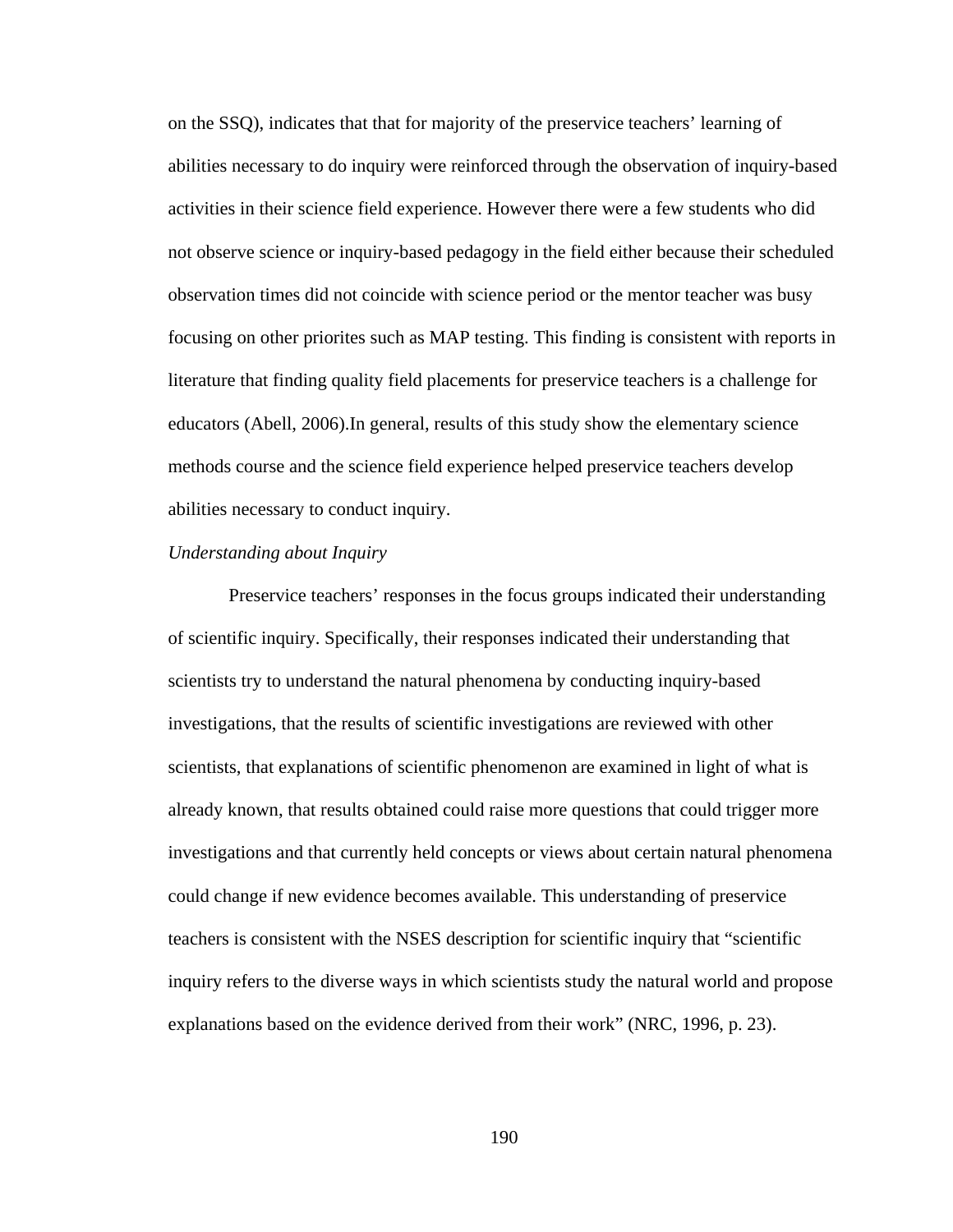on the SSQ), indicates that that for majority of the preservice teachers' learning of abilities necessary to do inquiry were reinforced through the observation of inquiry-based activities in their science field experience. However there were a few students who did not observe science or inquiry-based pedagogy in the field either because their scheduled observation times did not coincide with science period or the mentor teacher was busy focusing on other priorites such as MAP testing. This finding is consistent with reports in literature that finding quality field placements for preservice teachers is a challenge for educators (Abell, 2006).In general, results of this study show the elementary science methods course and the science field experience helped preservice teachers develop abilities necessary to conduct inquiry.

*Understanding about Inquiry*

Preservice teachers' responses in the focus groups indicated their understanding of scientific inquiry. Specifically, their responses indicated their understanding that scientists try to understand the natural phenomena by conducting inquiry-based investigations, that the results of scientific investigations are reviewed with other scientists, that explanations of scientific phenomenon are examined in light of what is already known, that results obtained could raise more questions that could trigger more investigations and that currently held concepts or views about certain natural phenomena could change if new evidence becomes available. This understanding of preservice teachers is consistent with the NSES description for scientific inquiry that "scientific inquiry refers to the diverse ways in which scientists study the natural world and propose explanations based on the evidence derived from their work" (NRC, 1996, p. 23).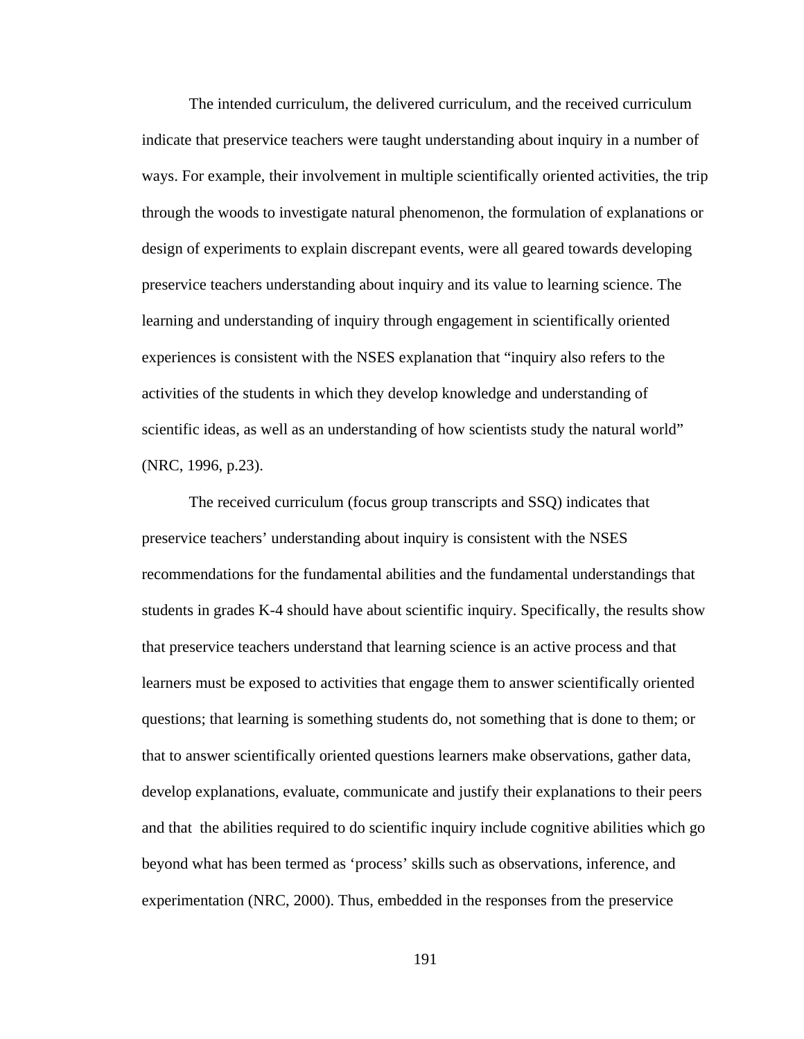The intended curriculum, the delivered curriculum, and the received curriculum indicate that preservice teachers were taught understanding about inquiry in a number of ways. For example, their involvement in multiple scientifically oriented activities, the trip through the woods to investigate natural phenomenon, the formulation of explanations or design of experiments to explain discrepant events, were all geared towards developing preservice teachers understanding about inquiry and its value to learning science. The learning and understanding of inquiry through engagement in scientifically oriented experiences is consistent with the NSES explanation that "inquiry also refers to the activities of the students in which they develop knowledge and understanding of scientific ideas, as well as an understanding of how scientists study the natural world" (NRC, 1996, p.23).

The received curriculum (focus group transcripts and SSQ) indicates that preservice teachers' understanding about inquiry is consistent with the NSES recommendations for the fundamental abilities and the fundamental understandings that students in grades K-4 should have about scientific inquiry. Specifically, the results show that preservice teachers understand that learning science is an active process and that learners must be exposed to activities that engage them to answer scientifically oriented questions; that learning is something students do, not something that is done to them; or that to answer scientifically oriented questions learners make observations, gather data, develop explanations, evaluate, communicate and justify their explanations to their peers and that the abilities required to do scientific inquiry include cognitive abilities which go beyond what has been termed as 'process' skills such as observations, inference, and experimentation (NRC, 2000). Thus, embedded in the responses from the preservice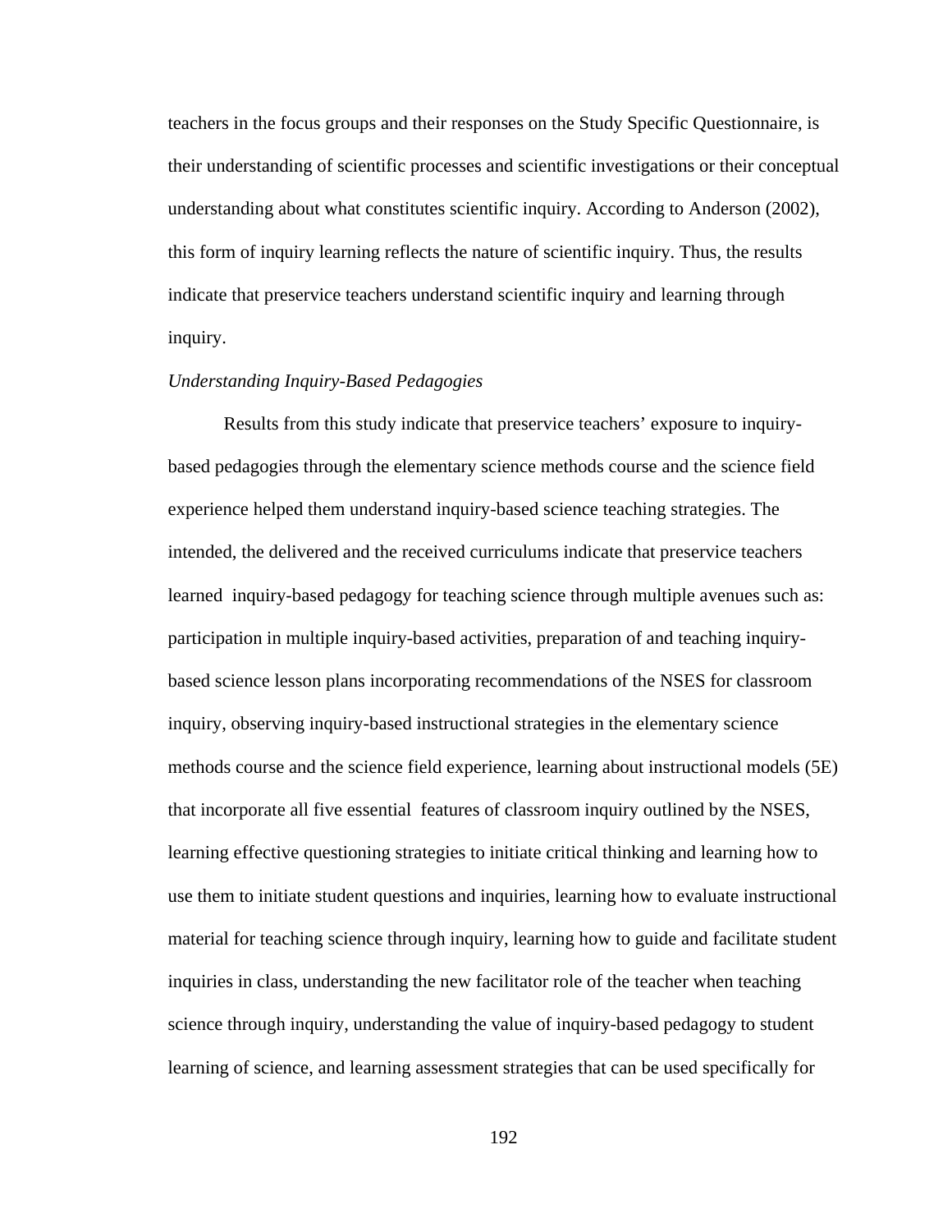teachers in the focus groups and their responses on the Study Specific Questionnaire, is their understanding of scientific processes and scientific investigations or their conceptual understanding about what constitutes scientific inquiry. According to Anderson (2002), this form of inquiry learning reflects the nature of scientific inquiry. Thus, the results indicate that preservice teachers understand scientific inquiry and learning through inquiry.

*Understanding Inquiry-Based Pedagogies*

Results from this study indicate that preservice teachers' exposure to inquiry-based pedagogies through the elementary science methods course and the science field experience helped them understand inquiry-based science teaching strategies. The intended, the delivered and the received curriculums indicate that preservice teachers learned inquiry-based pedagogy for teaching science through multiple avenues such as: participation in multiple inquiry-based activities, preparation of and teaching inquiry-based science lesson plans incorporating recommendations of the NSES for classroom inquiry, observing inquiry-based instructional strategies in the elementary science methods course and the science field experience, learning about instructional models (5E) that incorporate all five essential features of classroom inquiry outlined by the NSES, learning effective questioning strategies to initiate critical thinking and learning how to use them to initiate student questions and inquiries, learning how to evaluate instructional material for teaching science through inquiry, learning how to guide and facilitate student inquiries in class, understanding the new facilitator role of the teacher when teaching science through inquiry, understanding the value of inquiry-based pedagogy to student learning of science, and learning assessment strategies that can be used specifically for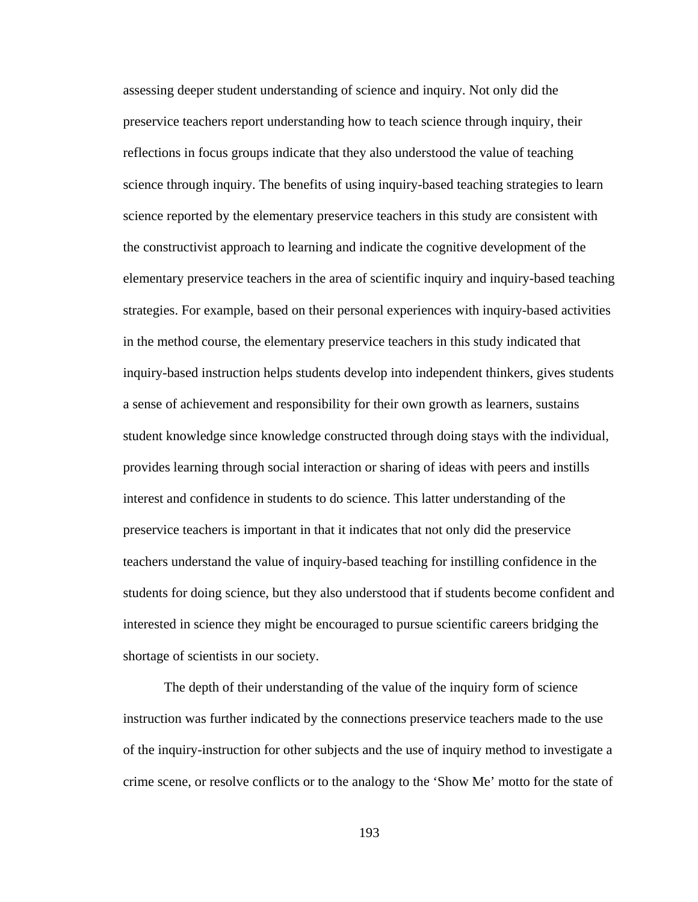assessing deeper student understanding of science and inquiry. Not only did the preservice teachers report understanding how to teach science through inquiry, their reflections in focus groups indicate that they also understood the value of teaching science through inquiry. The benefits of using inquiry-based teaching strategies to learn science reported by the elementary preservice teachers in this study are consistent with the constructivist approach to learning and indicate the cognitive development of the elementary preservice teachers in the area of scientific inquiry and inquiry-based teaching strategies. For example, based on their personal experiences with inquiry-based activities in the method course, the elementary preservice teachers in this study indicated that inquiry-based instruction helps students develop into independent thinkers, gives students a sense of achievement and responsibility for their own growth as learners, sustains student knowledge since knowledge constructed through doing stays with the individual, provides learning through social interaction or sharing of ideas with peers and instills interest and confidence in students to do science. This latter understanding of the preservice teachers is important in that it indicates that not only did the preservice teachers understand the value of inquiry-based teaching for instilling confidence in the students for doing science, but they also understood that if students become confident and interested in science they might be encouraged to pursue scientific careers bridging the shortage of scientists in our society.

The depth of their understanding of the value of the inquiry form of science instruction was further indicated by the connections preservice teachers made to the use of the inquiry-instruction for other subjects and the use of inquiry method to investigate a crime scene, or resolve conflicts or to the analogy to the 'Show Me' motto for the state of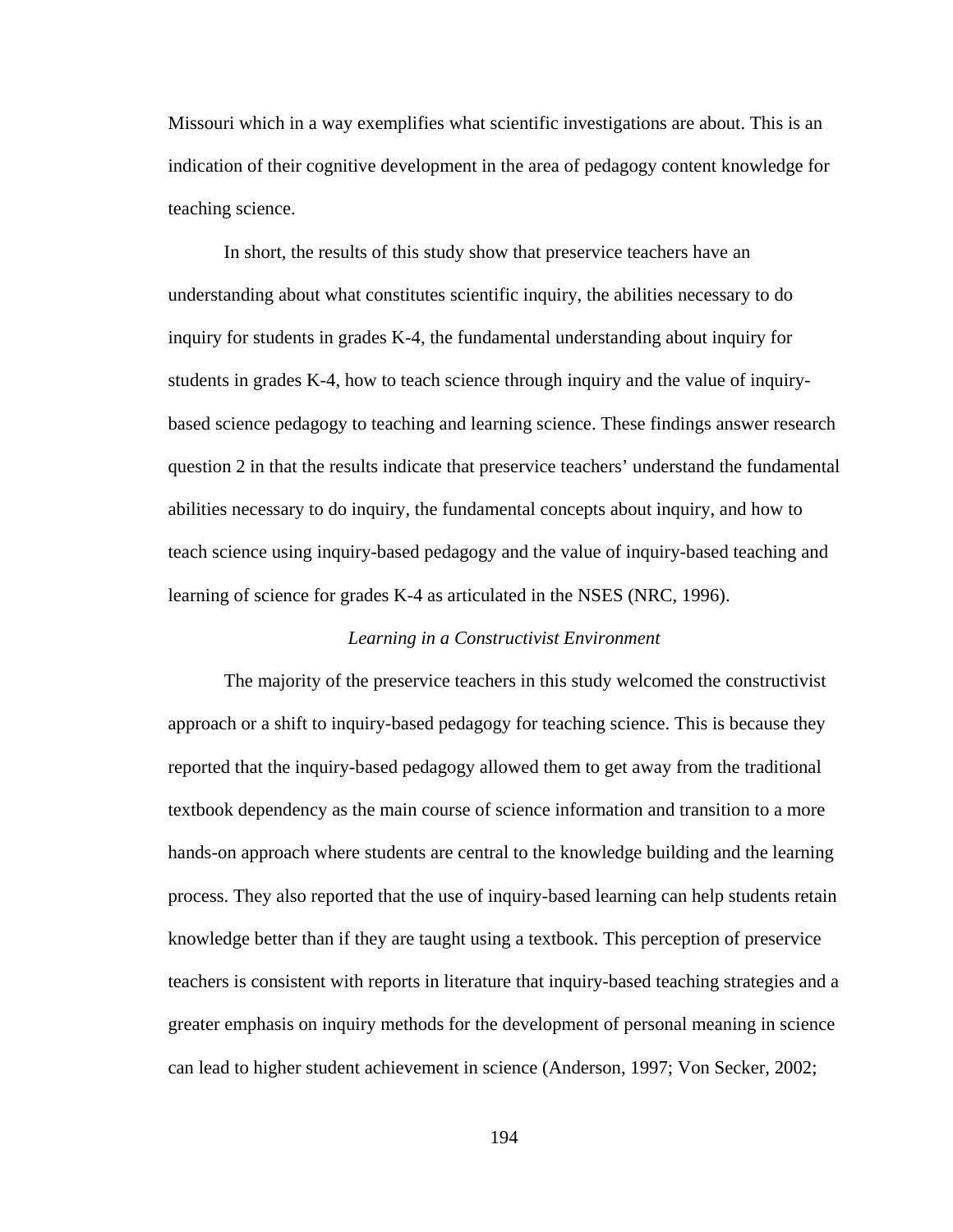Missouri which in a way exemplifies what scientific investigations are about. This is an indication of their cognitive development in the area of pedagogy content knowledge for teaching science.

In short, the results of this study show that preservice teachers have an understanding about what constitutes scientific inquiry, the abilities necessary to do inquiry for students in grades K-4, the fundamental understanding about inquiry for students in grades K-4, how to teach science through inquiry and the value of inquiry-based science pedagogy to teaching and learning science. These findings answer research question 2 in that the results indicate that preservice teachers' understand the fundamental abilities necessary to do inquiry, the fundamental concepts about inquiry, and how to teach science using inquiry-based pedagogy and the value of inquiry-based teaching and learning of science for grades K-4 as articulated in the NSES (NRC, 1996).

### *Learning in a Constructivist Environment*

The majority of the preservice teachers in this study welcomed the constructivist approach or a shift to inquiry-based pedagogy for teaching science. This is because they reported that the inquiry-based pedagogy allowed them to get away from the traditional textbook dependency as the main course of science information and transition to a more hands-on approach where students are central to the knowledge building and the learning process. They also reported that the use of inquiry-based learning can help students retain knowledge better than if they are taught using a textbook. This perception of preservice teachers is consistent with reports in literature that inquiry-based teaching strategies and a greater emphasis on inquiry methods for the development of personal meaning in science can lead to higher student achievement in science (Anderson, 1997; Von Secker, 2002;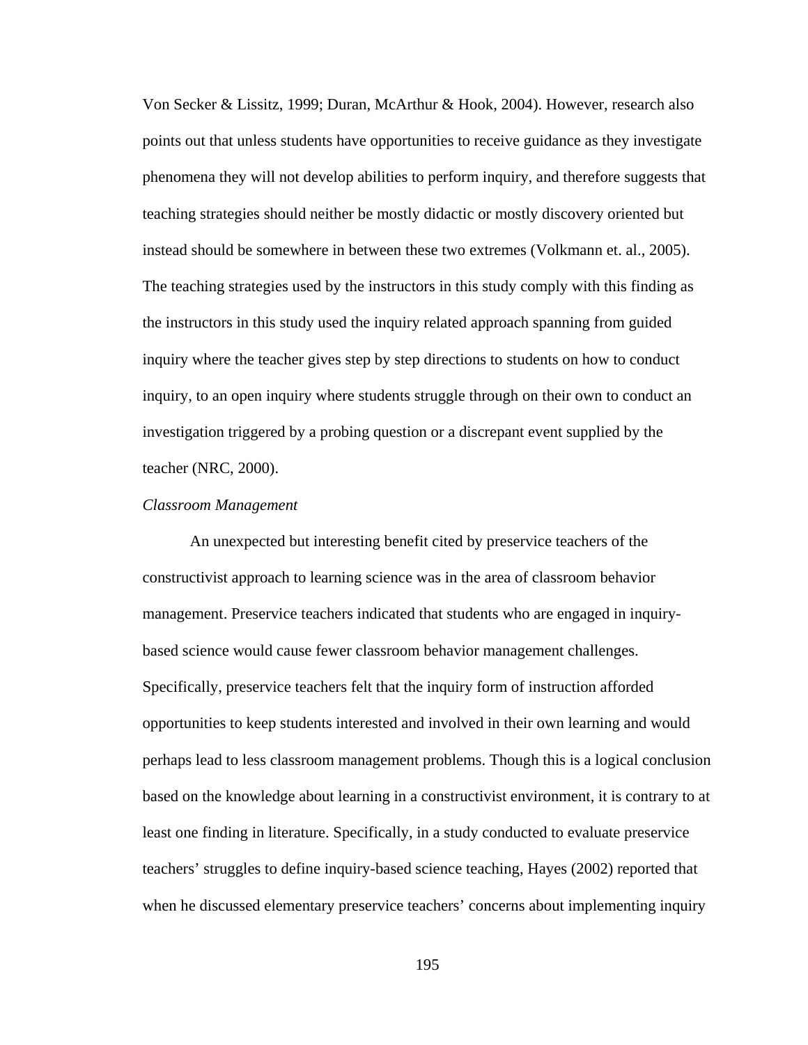Von Secker & Lissitz, 1999; Duran, McArthur & Hook, 2004). However, research also points out that unless students have opportunities to receive guidance as they investigate phenomena they will not develop abilities to perform inquiry, and therefore suggests that teaching strategies should neither be mostly didactic or mostly discovery oriented but instead should be somewhere in between these two extremes (Volkmann et. al., 2005). The teaching strategies used by the instructors in this study comply with this finding as the instructors in this study used the inquiry related approach spanning from guided inquiry where the teacher gives step by step directions to students on how to conduct inquiry, to an open inquiry where students struggle through on their own to conduct an investigation triggered by a probing question or a discrepant event supplied by the teacher (NRC, 2000).

*Classroom Management*

An unexpected but interesting benefit cited by preservice teachers of the constructivist approach to learning science was in the area of classroom behavior management. Preservice teachers indicated that students who are engaged in inquiry-based science would cause fewer classroom behavior management challenges. Specifically, preservice teachers felt that the inquiry form of instruction afforded opportunities to keep students interested and involved in their own learning and would perhaps lead to less classroom management problems. Though this is a logical conclusion based on the knowledge about learning in a constructivist environment, it is contrary to at least one finding in literature. Specifically, in a study conducted to evaluate preservice teachers' struggles to define inquiry-based science teaching, Hayes (2002) reported that when he discussed elementary preservice teachers' concerns about implementing inquiry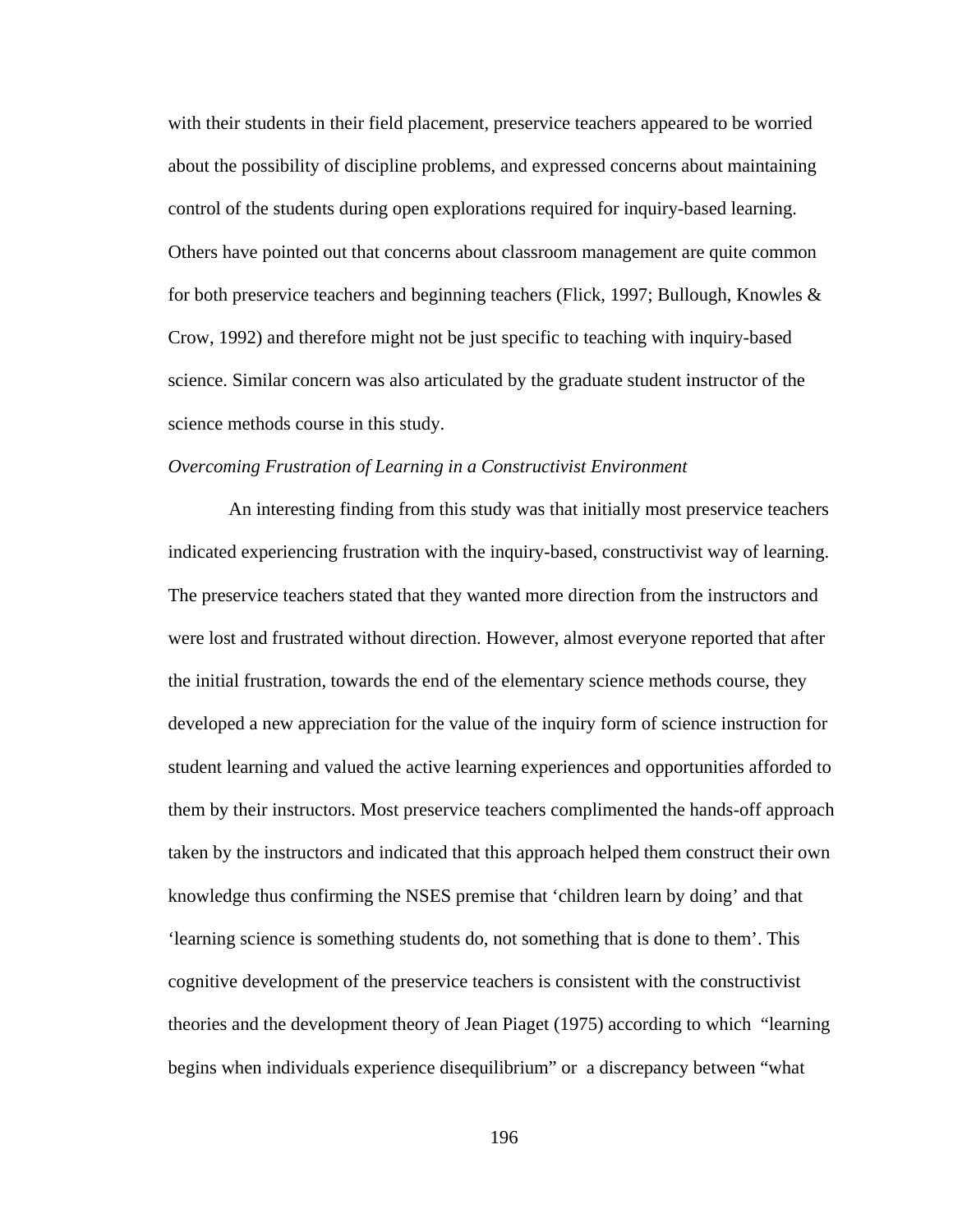with their students in their field placement, preservice teachers appeared to be worried about the possibility of discipline problems, and expressed concerns about maintaining control of the students during open explorations required for inquiry-based learning. Others have pointed out that concerns about classroom management are quite common for both preservice teachers and beginning teachers (Flick, 1997; Bullough, Knowles & Crow, 1992) and therefore might not be just specific to teaching with inquiry-based science. Similar concern was also articulated by the graduate student instructor of the science methods course in this study.

*Overcoming Frustration of Learning in a Constructivist Environment*

An interesting finding from this study was that initially most preservice teachers indicated experiencing frustration with the inquiry-based, constructivist way of learning. The preservice teachers stated that they wanted more direction from the instructors and were lost and frustrated without direction. However, almost everyone reported that after the initial frustration, towards the end of the elementary science methods course, they developed a new appreciation for the value of the inquiry form of science instruction for student learning and valued the active learning experiences and opportunities afforded to them by their instructors. Most preservice teachers complimented the hands-off approach taken by the instructors and indicated that this approach helped them construct their own knowledge thus confirming the NSES premise that 'children learn by doing' and that 'learning science is something students do, not something that is done to them'. This cognitive development of the preservice teachers is consistent with the constructivist theories and the development theory of Jean Piaget (1975) according to which "learning begins when individuals experience disequilibrium" or a discrepancy between "what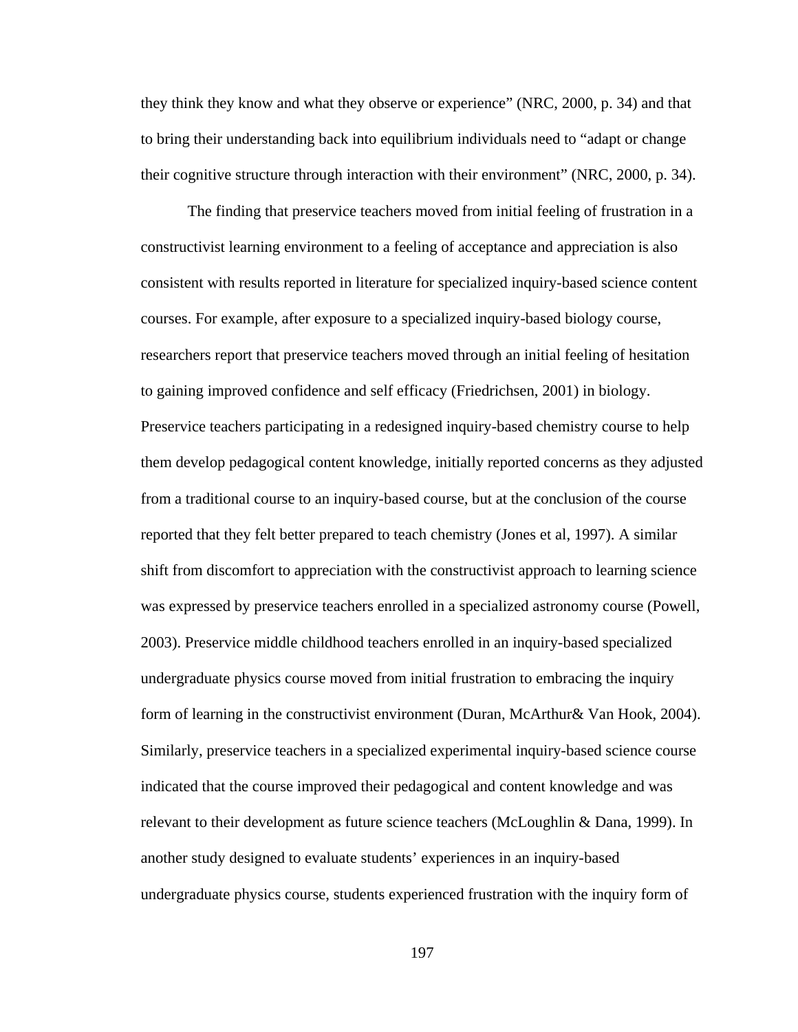they think they know and what they observe or experience" (NRC, 2000, p. 34) and that to bring their understanding back into equilibrium individuals need to "adapt or change their cognitive structure through interaction with their environment" (NRC, 2000, p. 34).

The finding that preservice teachers moved from initial feeling of frustration in a constructivist learning environment to a feeling of acceptance and appreciation is also consistent with results reported in literature for specialized inquiry-based science content courses. For example, after exposure to a specialized inquiry-based biology course, researchers report that preservice teachers moved through an initial feeling of hesitation to gaining improved confidence and self efficacy (Friedrichsen, 2001) in biology. Preservice teachers participating in a redesigned inquiry-based chemistry course to help them develop pedagogical content knowledge, initially reported concerns as they adjusted from a traditional course to an inquiry-based course, but at the conclusion of the course reported that they felt better prepared to teach chemistry (Jones et al, 1997). A similar shift from discomfort to appreciation with the constructivist approach to learning science was expressed by preservice teachers enrolled in a specialized astronomy course (Powell, 2003). Preservice middle childhood teachers enrolled in an inquiry-based specialized undergraduate physics course moved from initial frustration to embracing the inquiry form of learning in the constructivist environment (Duran, McArthur& Van Hook, 2004). Similarly, preservice teachers in a specialized experimental inquiry-based science course indicated that the course improved their pedagogical and content knowledge and was relevant to their development as future science teachers (McLoughlin & Dana, 1999). In another study designed to evaluate students' experiences in an inquiry-based undergraduate physics course, students experienced frustration with the inquiry form of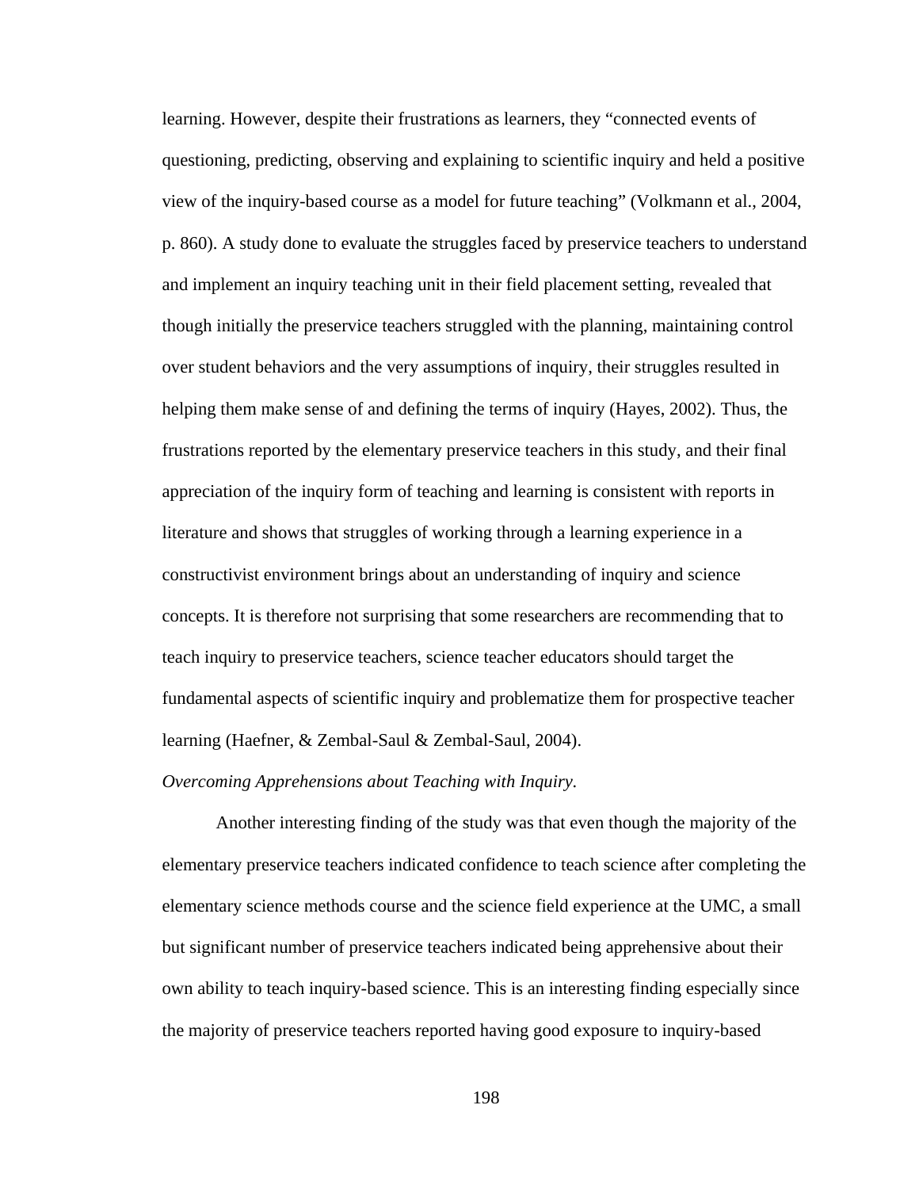learning. However, despite their frustrations as learners, they "connected events of questioning, predicting, observing and explaining to scientific inquiry and held a positive view of the inquiry-based course as a model for future teaching" (Volkmann et al., 2004, p. 860). A study done to evaluate the struggles faced by preservice teachers to understand and implement an inquiry teaching unit in their field placement setting, revealed that though initially the preservice teachers struggled with the planning, maintaining control over student behaviors and the very assumptions of inquiry, their struggles resulted in helping them make sense of and defining the terms of inquiry (Hayes, 2002). Thus, the frustrations reported by the elementary preservice teachers in this study, and their final appreciation of the inquiry form of teaching and learning is consistent with reports in literature and shows that struggles of working through a learning experience in a constructivist environment brings about an understanding of inquiry and science concepts. It is therefore not surprising that some researchers are recommending that to teach inquiry to preservice teachers, science teacher educators should target the fundamental aspects of scientific inquiry and problematize them for prospective teacher learning (Haefner, & Zembal-Saul & Zembal-Saul, 2004).

*Overcoming Apprehensions about Teaching with Inquiry.*

Another interesting finding of the study was that even though the majority of the elementary preservice teachers indicated confidence to teach science after completing the elementary science methods course and the science field experience at the UMC, a small but significant number of preservice teachers indicated being apprehensive about their own ability to teach inquiry-based science. This is an interesting finding especially since the majority of preservice teachers reported having good exposure to inquiry-based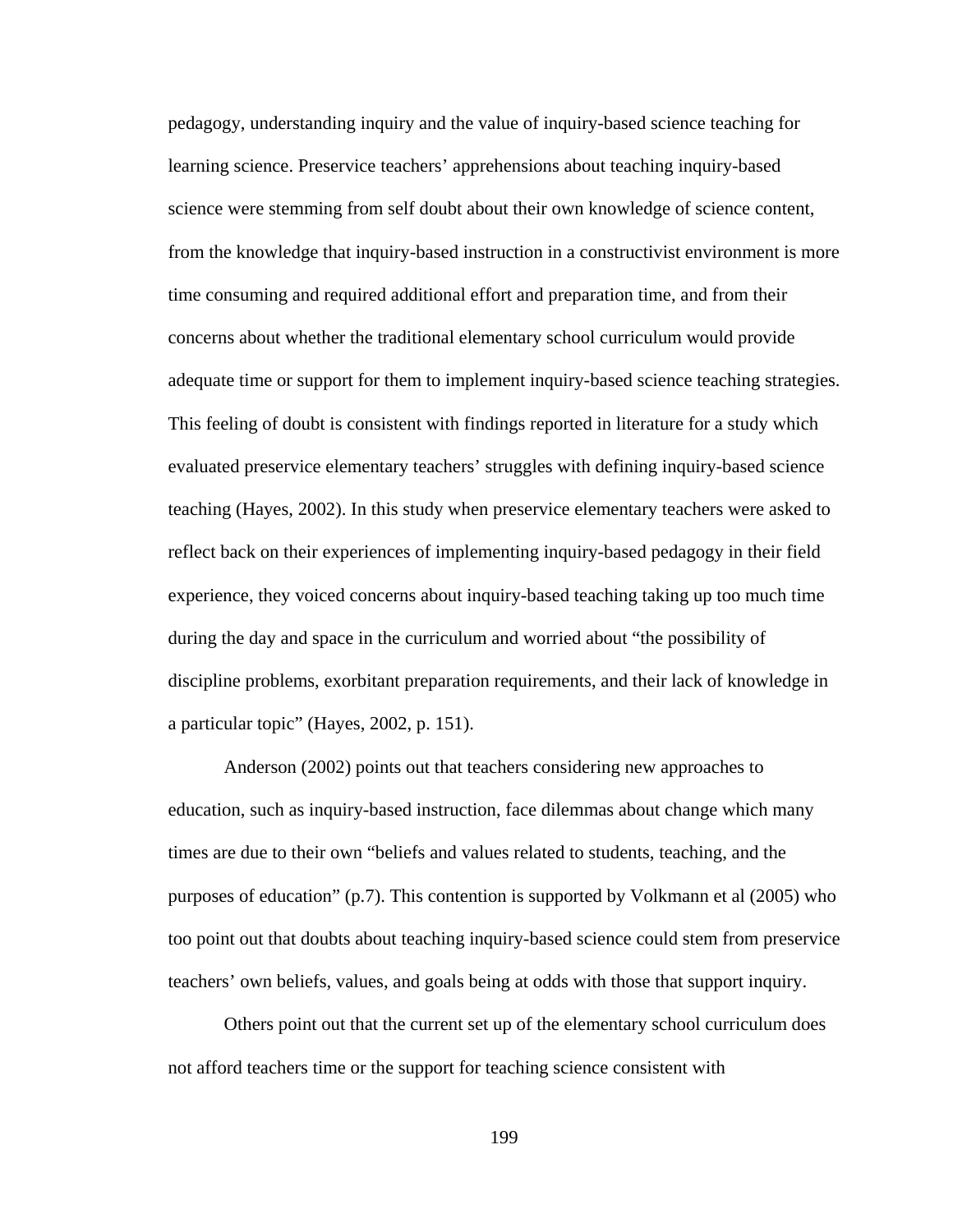pedagogy, understanding inquiry and the value of inquiry-based science teaching for learning science. Preservice teachers' apprehensions about teaching inquiry-based science were stemming from self doubt about their own knowledge of science content, from the knowledge that inquiry-based instruction in a constructivist environment is more time consuming and required additional effort and preparation time, and from their concerns about whether the traditional elementary school curriculum would provide adequate time or support for them to implement inquiry-based science teaching strategies. This feeling of doubt is consistent with findings reported in literature for a study which evaluated preservice elementary teachers' struggles with defining inquiry-based science teaching (Hayes, 2002). In this study when preservice elementary teachers were asked to reflect back on their experiences of implementing inquiry-based pedagogy in their field experience, they voiced concerns about inquiry-based teaching taking up too much time during the day and space in the curriculum and worried about "the possibility of discipline problems, exorbitant preparation requirements, and their lack of knowledge in a particular topic" (Hayes, 2002, p. 151).

Anderson (2002) points out that teachers considering new approaches to education, such as inquiry-based instruction, face dilemmas about change which many times are due to their own "beliefs and values related to students, teaching, and the purposes of education" (p.7). This contention is supported by Volkmann et al (2005) who too point out that doubts about teaching inquiry-based science could stem from preservice teachers' own beliefs, values, and goals being at odds with those that support inquiry.

Others point out that the current set up of the elementary school curriculum does not afford teachers time or the support for teaching science consistent with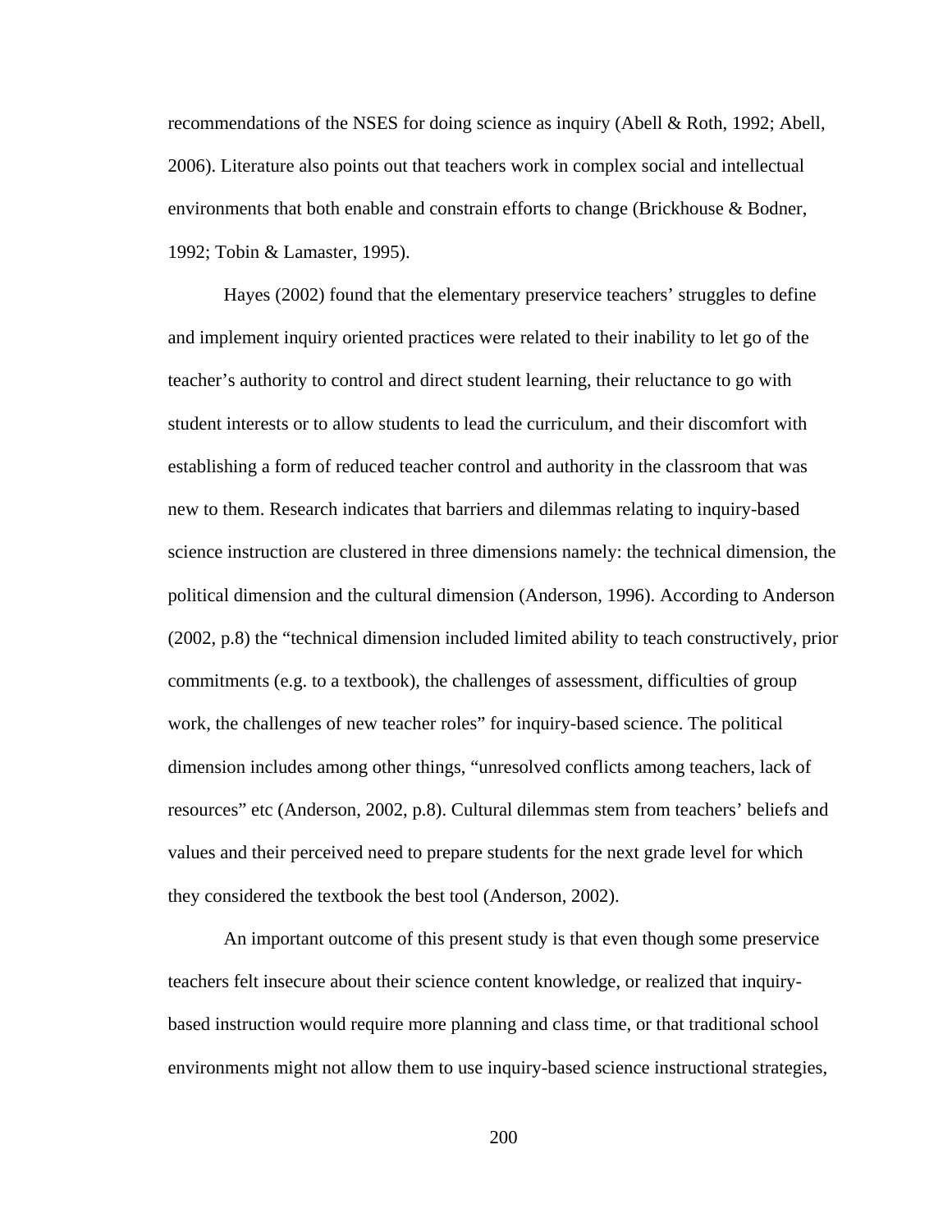recommendations of the NSES for doing science as inquiry (Abell & Roth, 1992; Abell, 2006). Literature also points out that teachers work in complex social and intellectual environments that both enable and constrain efforts to change (Brickhouse & Bodner, 1992; Tobin & Lamaster, 1995).

Hayes (2002) found that the elementary preservice teachers' struggles to define and implement inquiry oriented practices were related to their inability to let go of the teacher's authority to control and direct student learning, their reluctance to go with student interests or to allow students to lead the curriculum, and their discomfort with establishing a form of reduced teacher control and authority in the classroom that was new to them. Research indicates that barriers and dilemmas relating to inquiry-based science instruction are clustered in three dimensions namely: the technical dimension, the political dimension and the cultural dimension (Anderson, 1996). According to Anderson (2002, p.8) the "technical dimension included limited ability to teach constructively, prior commitments (e.g. to a textbook), the challenges of assessment, difficulties of group work, the challenges of new teacher roles" for inquiry-based science. The political dimension includes among other things, "unresolved conflicts among teachers, lack of resources" etc (Anderson, 2002, p.8). Cultural dilemmas stem from teachers' beliefs and values and their perceived need to prepare students for the next grade level for which they considered the textbook the best tool (Anderson, 2002).

An important outcome of this present study is that even though some preservice teachers felt insecure about their science content knowledge, or realized that inquiry-based instruction would require more planning and class time, or that traditional school environments might not allow them to use inquiry-based science instructional strategies,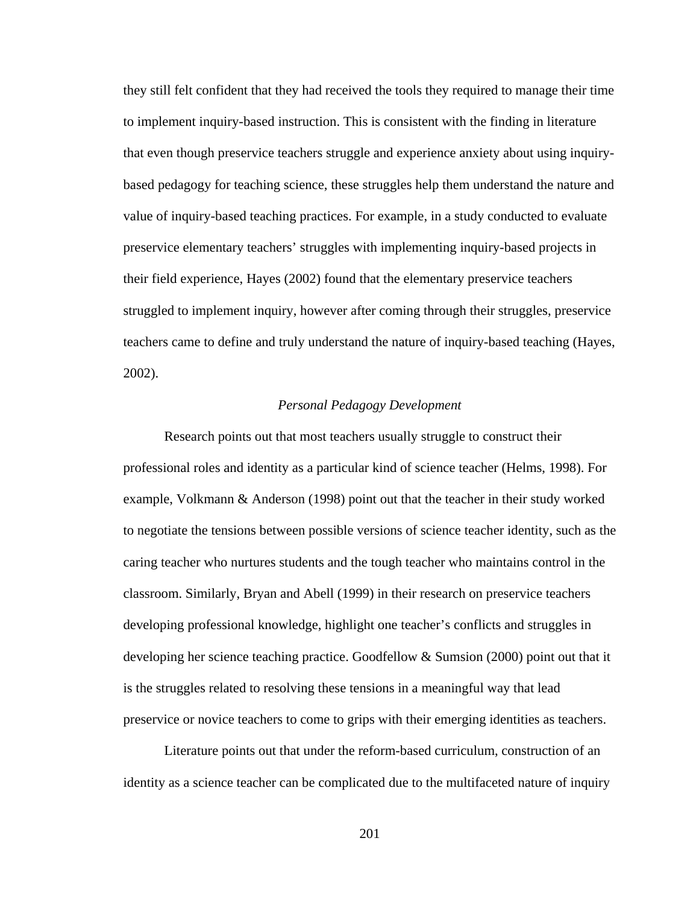they still felt confident that they had received the tools they required to manage their time to implement inquiry-based instruction. This is consistent with the finding in literature that even though preservice teachers struggle and experience anxiety about using inquiry-based pedagogy for teaching science, these struggles help them understand the nature and value of inquiry-based teaching practices. For example, in a study conducted to evaluate preservice elementary teachers' struggles with implementing inquiry-based projects in their field experience, Hayes (2002) found that the elementary preservice teachers struggled to implement inquiry, however after coming through their struggles, preservice teachers came to define and truly understand the nature of inquiry-based teaching (Hayes, 2002).

### *Personal Pedagogy Development*

Research points out that most teachers usually struggle to construct their professional roles and identity as a particular kind of science teacher (Helms, 1998). For example, Volkmann & Anderson (1998) point out that the teacher in their study worked to negotiate the tensions between possible versions of science teacher identity, such as the caring teacher who nurtures students and the tough teacher who maintains control in the classroom. Similarly, Bryan and Abell (1999) in their research on preservice teachers developing professional knowledge, highlight one teacher's conflicts and struggles in developing her science teaching practice. Goodfellow & Sumsion (2000) point out that it is the struggles related to resolving these tensions in a meaningful way that lead preservice or novice teachers to come to grips with their emerging identities as teachers.

Literature points out that under the reform-based curriculum, construction of an identity as a science teacher can be complicated due to the multifaceted nature of inquiry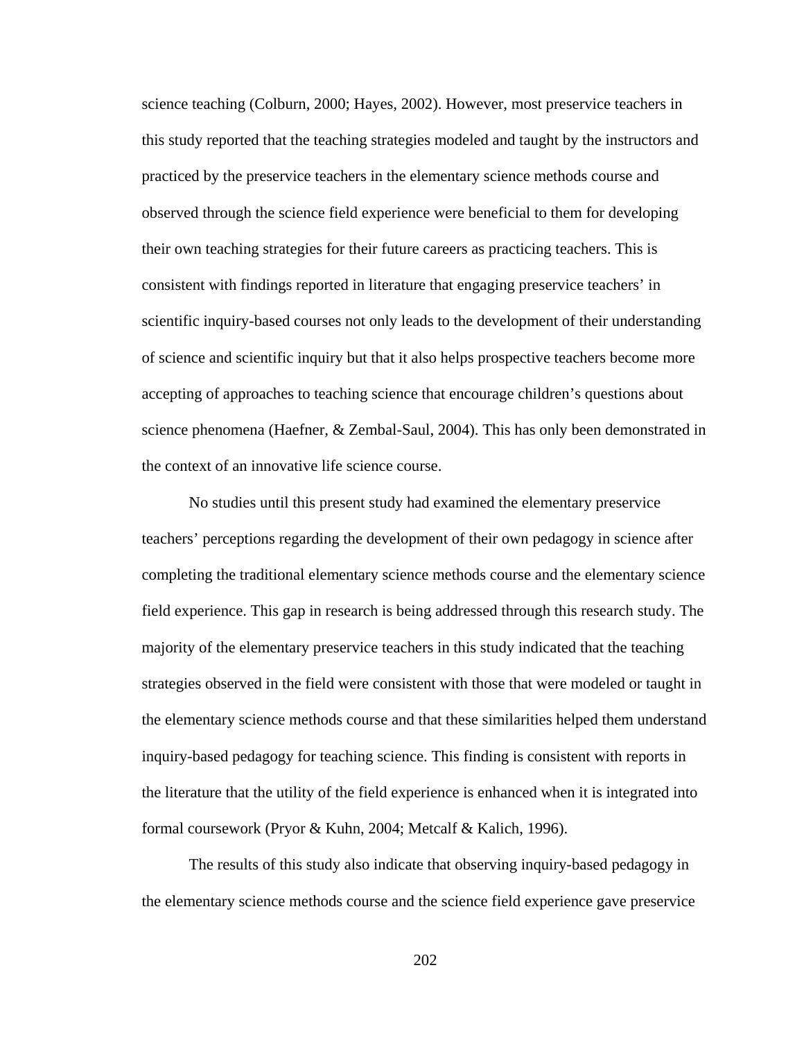science teaching (Colburn, 2000; Hayes, 2002). However, most preservice teachers in this study reported that the teaching strategies modeled and taught by the instructors and practiced by the preservice teachers in the elementary science methods course and observed through the science field experience were beneficial to them for developing their own teaching strategies for their future careers as practicing teachers. This is consistent with findings reported in literature that engaging preservice teachers' in scientific inquiry-based courses not only leads to the development of their understanding of science and scientific inquiry but that it also helps prospective teachers become more accepting of approaches to teaching science that encourage children's questions about science phenomena (Haefner, & Zembal-Saul, 2004). This has only been demonstrated in the context of an innovative life science course.

No studies until this present study had examined the elementary preservice teachers' perceptions regarding the development of their own pedagogy in science after completing the traditional elementary science methods course and the elementary science field experience. This gap in research is being addressed through this research study. The majority of the elementary preservice teachers in this study indicated that the teaching strategies observed in the field were consistent with those that were modeled or taught in the elementary science methods course and that these similarities helped them understand inquiry-based pedagogy for teaching science. This finding is consistent with reports in the literature that the utility of the field experience is enhanced when it is integrated into formal coursework (Pryor & Kuhn, 2004; Metcalf & Kalich, 1996).

The results of this study also indicate that observing inquiry-based pedagogy in the elementary science methods course and the science field experience gave preservice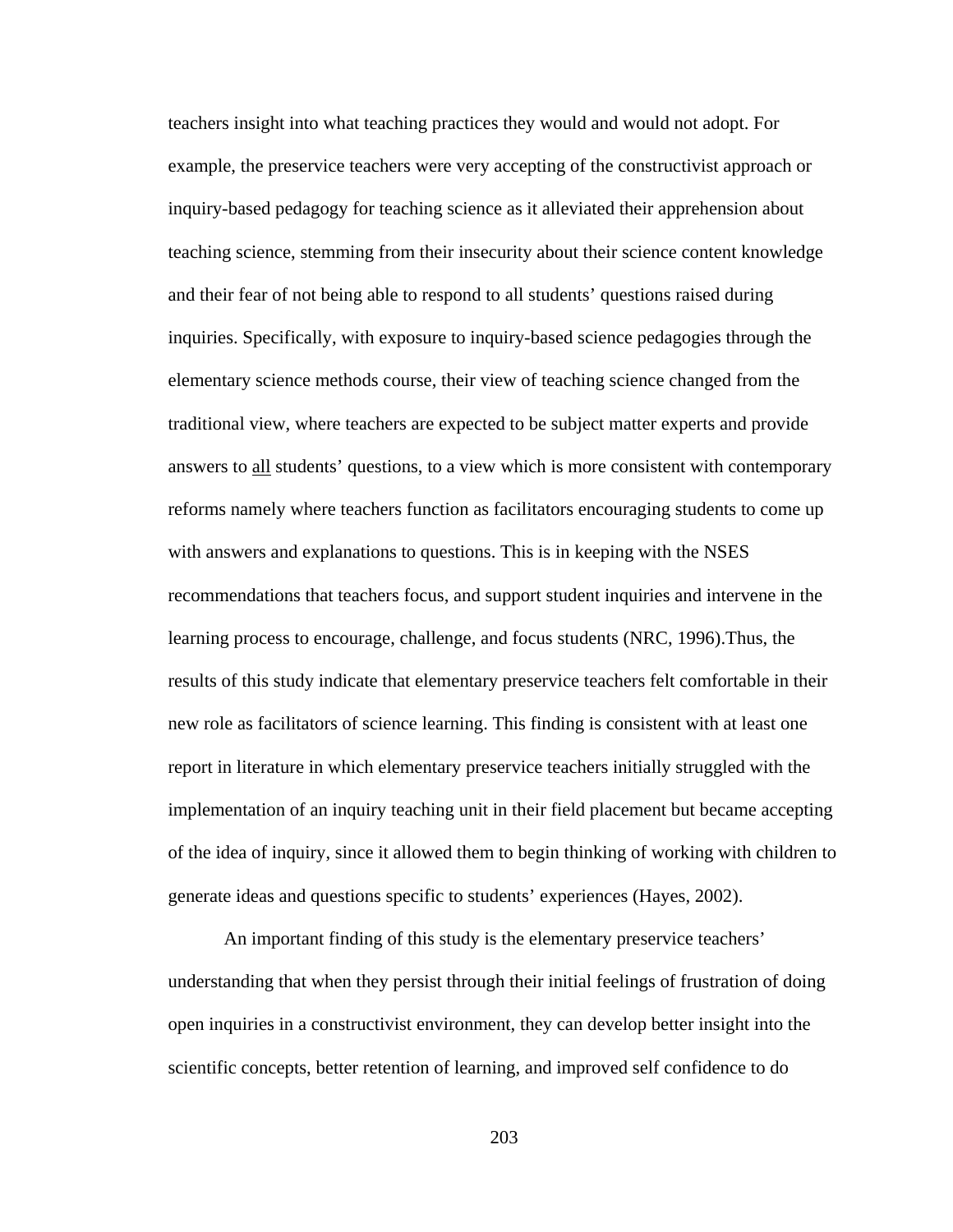teachers insight into what teaching practices they would and would not adopt. For example, the preservice teachers were very accepting of the constructivist approach or inquiry-based pedagogy for teaching science as it alleviated their apprehension about teaching science, stemming from their insecurity about their science content knowledge and their fear of not being able to respond to all students' questions raised during inquiries. Specifically, with exposure to inquiry-based science pedagogies through the elementary science methods course, their view of teaching science changed from the traditional view, where teachers are expected to be subject matter experts and provide answers to <u>all</u> students' questions, to a view which is more consistent with contemporary reforms namely where teachers function as facilitators encouraging students to come up with answers and explanations to questions. This is in keeping with the NSES recommendations that teachers focus, and support student inquiries and intervene in the learning process to encourage, challenge, and focus students (NRC, 1996).Thus, the results of this study indicate that elementary preservice teachers felt comfortable in their new role as facilitators of science learning. This finding is consistent with at least one report in literature in which elementary preservice teachers initially struggled with the implementation of an inquiry teaching unit in their field placement but became accepting of the idea of inquiry, since it allowed them to begin thinking of working with children to generate ideas and questions specific to students' experiences (Hayes, 2002).

An important finding of this study is the elementary preservice teachers' understanding that when they persist through their initial feelings of frustration of doing open inquiries in a constructivist environment, they can develop better insight into the scientific concepts, better retention of learning, and improved self confidence to do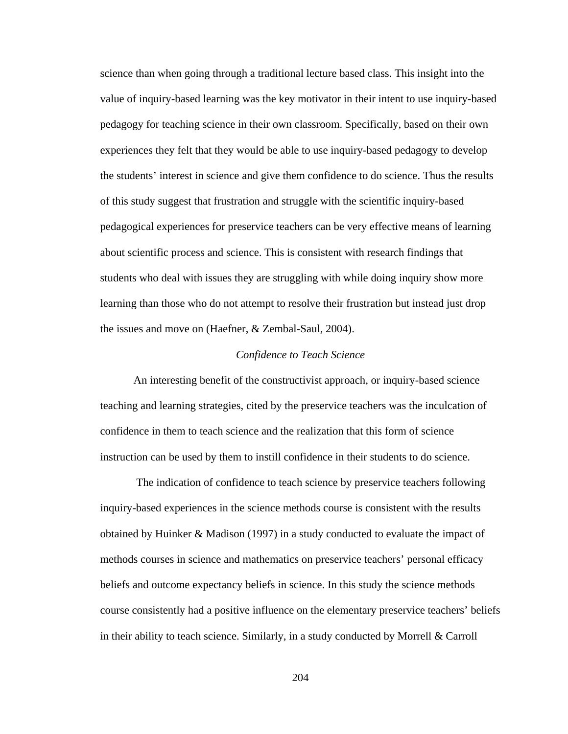science than when going through a traditional lecture based class. This insight into the value of inquiry-based learning was the key motivator in their intent to use inquiry-based pedagogy for teaching science in their own classroom. Specifically, based on their own experiences they felt that they would be able to use inquiry-based pedagogy to develop the students' interest in science and give them confidence to do science. Thus the results of this study suggest that frustration and struggle with the scientific inquiry-based pedagogical experiences for preservice teachers can be very effective means of learning about scientific process and science. This is consistent with research findings that students who deal with issues they are struggling with while doing inquiry show more learning than those who do not attempt to resolve their frustration but instead just drop the issues and move on (Haefner, & Zembal-Saul, 2004).

### *Confidence to Teach Science*

An interesting benefit of the constructivist approach, or inquiry-based science teaching and learning strategies, cited by the preservice teachers was the inculcation of confidence in them to teach science and the realization that this form of science instruction can be used by them to instill confidence in their students to do science.

The indication of confidence to teach science by preservice teachers following inquiry-based experiences in the science methods course is consistent with the results obtained by Huinker & Madison (1997) in a study conducted to evaluate the impact of methods courses in science and mathematics on preservice teachers' personal efficacy beliefs and outcome expectancy beliefs in science. In this study the science methods course consistently had a positive influence on the elementary preservice teachers' beliefs in their ability to teach science. Similarly, in a study conducted by Morrell & Carroll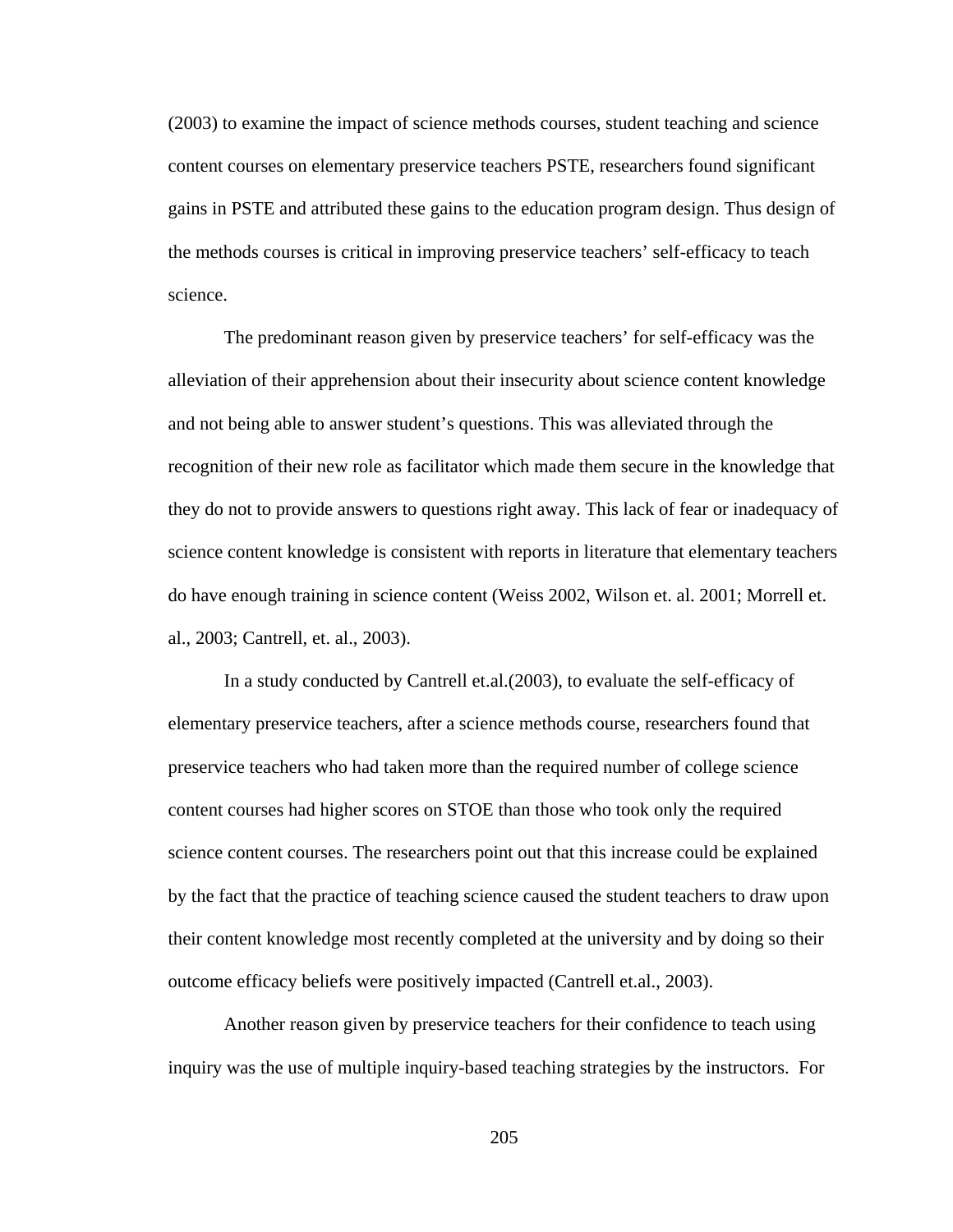(2003) to examine the impact of science methods courses, student teaching and science content courses on elementary preservice teachers PSTE, researchers found significant gains in PSTE and attributed these gains to the education program design. Thus design of the methods courses is critical in improving preservice teachers' self-efficacy to teach science.

The predominant reason given by preservice teachers' for self-efficacy was the alleviation of their apprehension about their insecurity about science content knowledge and not being able to answer student's questions. This was alleviated through the recognition of their new role as facilitator which made them secure in the knowledge that they do not to provide answers to questions right away. This lack of fear or inadequacy of science content knowledge is consistent with reports in literature that elementary teachers do have enough training in science content (Weiss 2002, Wilson et. al. 2001; Morrell et. al., 2003; Cantrell, et. al., 2003).

In a study conducted by Cantrell et.al.(2003), to evaluate the self-efficacy of elementary preservice teachers, after a science methods course, researchers found that preservice teachers who had taken more than the required number of college science content courses had higher scores on STOE than those who took only the required science content courses. The researchers point out that this increase could be explained by the fact that the practice of teaching science caused the student teachers to draw upon their content knowledge most recently completed at the university and by doing so their outcome efficacy beliefs were positively impacted (Cantrell et.al., 2003).

Another reason given by preservice teachers for their confidence to teach using inquiry was the use of multiple inquiry-based teaching strategies by the instructors. For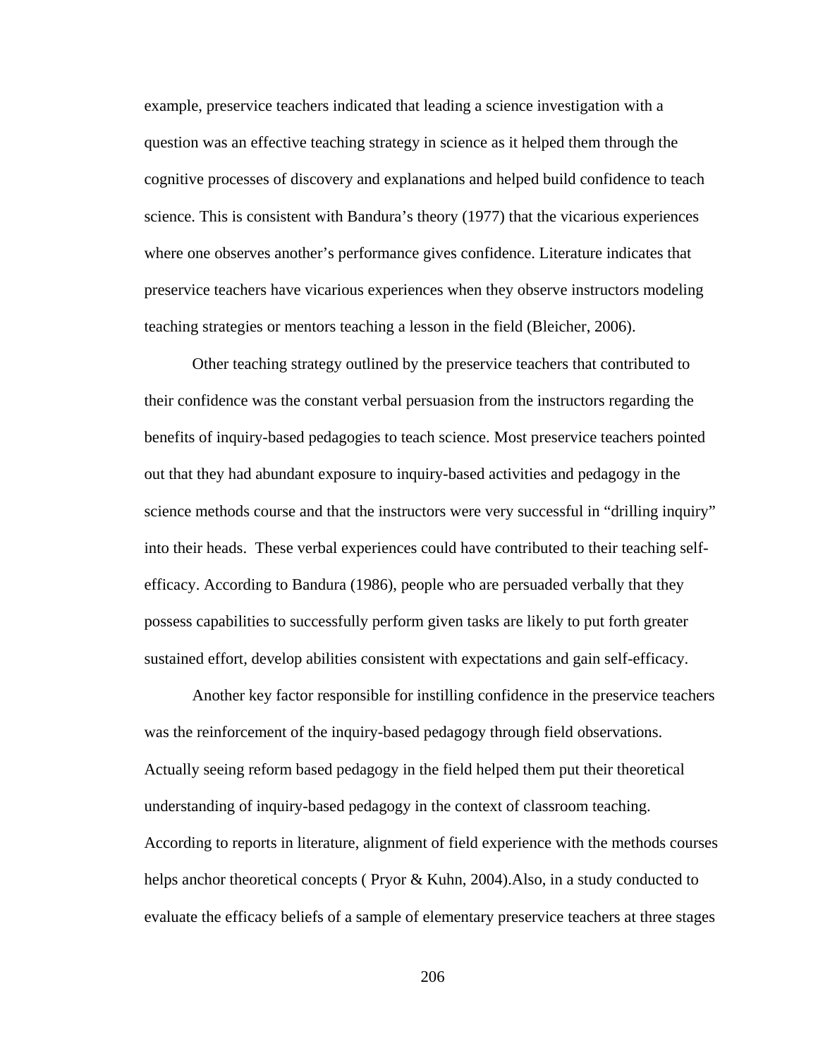example, preservice teachers indicated that leading a science investigation with a question was an effective teaching strategy in science as it helped them through the cognitive processes of discovery and explanations and helped build confidence to teach science. This is consistent with Bandura's theory (1977) that the vicarious experiences where one observes another's performance gives confidence. Literature indicates that preservice teachers have vicarious experiences when they observe instructors modeling teaching strategies or mentors teaching a lesson in the field (Bleicher, 2006).

Other teaching strategy outlined by the preservice teachers that contributed to their confidence was the constant verbal persuasion from the instructors regarding the benefits of inquiry-based pedagogies to teach science. Most preservice teachers pointed out that they had abundant exposure to inquiry-based activities and pedagogy in the science methods course and that the instructors were very successful in "drilling inquiry" into their heads. These verbal experiences could have contributed to their teaching self-efficacy. According to Bandura (1986), people who are persuaded verbally that they possess capabilities to successfully perform given tasks are likely to put forth greater sustained effort, develop abilities consistent with expectations and gain self-efficacy.

Another key factor responsible for instilling confidence in the preservice teachers was the reinforcement of the inquiry-based pedagogy through field observations. Actually seeing reform based pedagogy in the field helped them put their theoretical understanding of inquiry-based pedagogy in the context of classroom teaching. According to reports in literature, alignment of field experience with the methods courses helps anchor theoretical concepts ( Pryor & Kuhn, 2004).Also, in a study conducted to evaluate the efficacy beliefs of a sample of elementary preservice teachers at three stages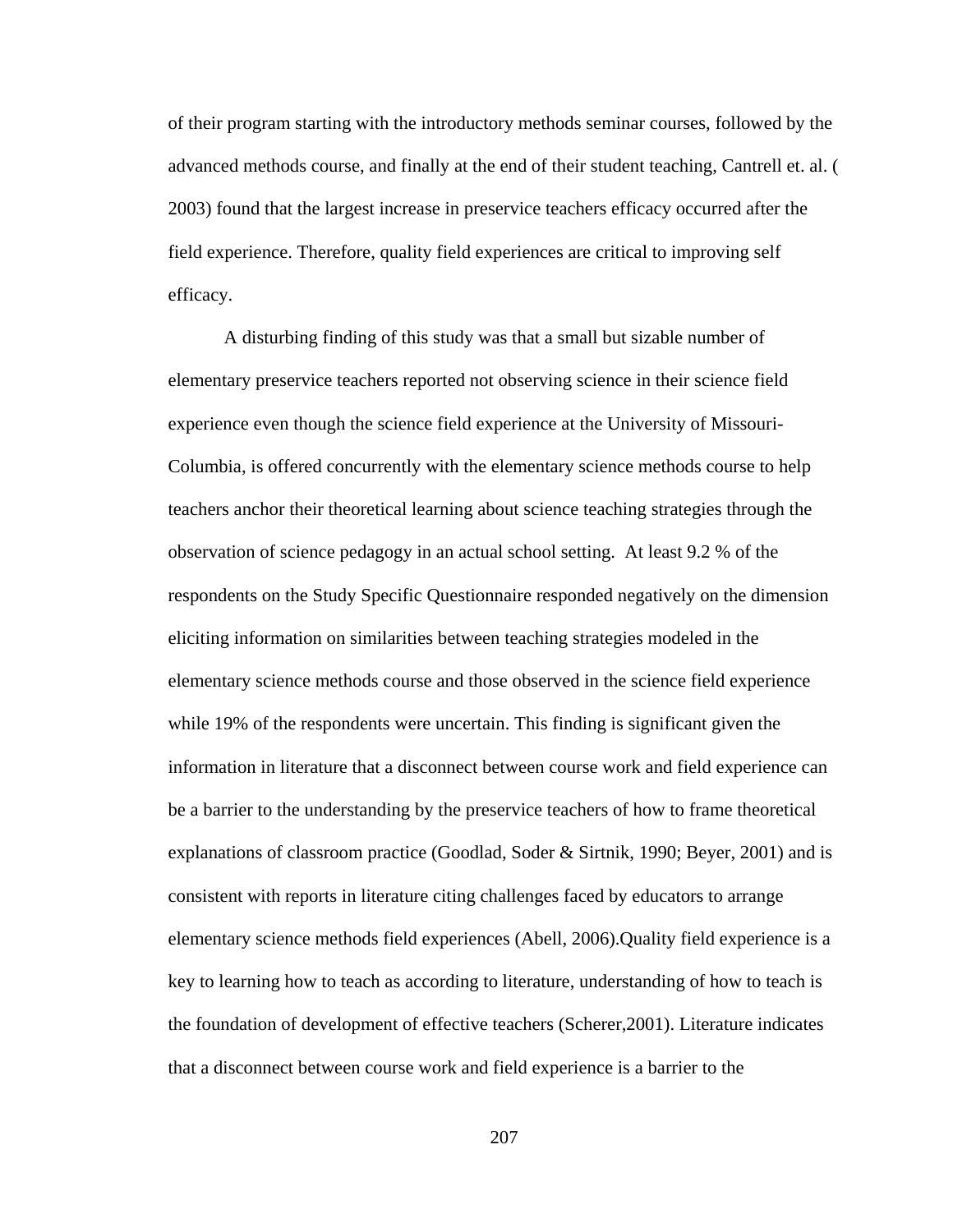of their program starting with the introductory methods seminar courses, followed by the advanced methods course, and finally at the end of their student teaching, Cantrell et. al. ( 2003) found that the largest increase in preservice teachers efficacy occurred after the field experience. Therefore, quality field experiences are critical to improving self efficacy.

A disturbing finding of this study was that a small but sizable number of elementary preservice teachers reported not observing science in their science field experience even though the science field experience at the University of Missouri-Columbia, is offered concurrently with the elementary science methods course to help teachers anchor their theoretical learning about science teaching strategies through the observation of science pedagogy in an actual school setting. At least 9.2 % of the respondents on the Study Specific Questionnaire responded negatively on the dimension eliciting information on similarities between teaching strategies modeled in the elementary science methods course and those observed in the science field experience while 19% of the respondents were uncertain. This finding is significant given the information in literature that a disconnect between course work and field experience can be a barrier to the understanding by the preservice teachers of how to frame theoretical explanations of classroom practice (Goodlad, Soder & Sirtnik, 1990; Beyer, 2001) and is consistent with reports in literature citing challenges faced by educators to arrange elementary science methods field experiences (Abell, 2006).Quality field experience is a key to learning how to teach as according to literature, understanding of how to teach is the foundation of development of effective teachers (Scherer,2001). Literature indicates that a disconnect between course work and field experience is a barrier to the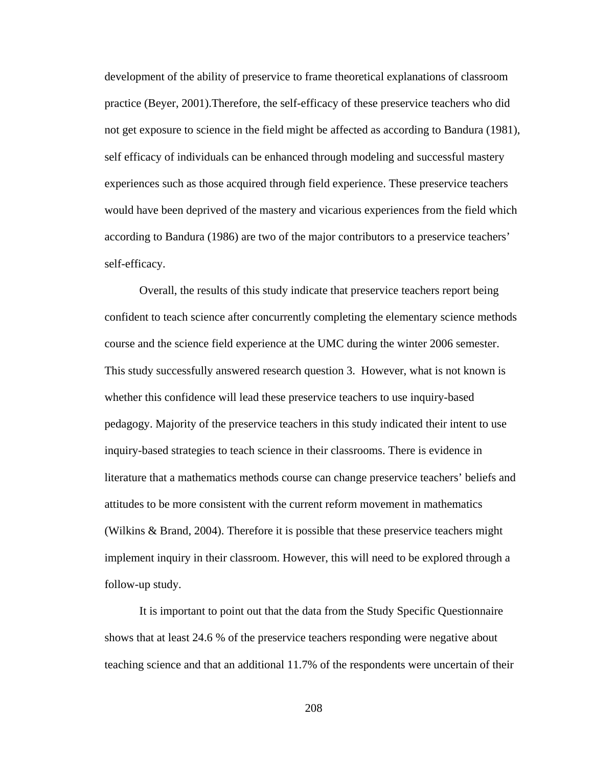development of the ability of preservice to frame theoretical explanations of classroom practice (Beyer, 2001).Therefore, the self-efficacy of these preservice teachers who did not get exposure to science in the field might be affected as according to Bandura (1981), self efficacy of individuals can be enhanced through modeling and successful mastery experiences such as those acquired through field experience. These preservice teachers would have been deprived of the mastery and vicarious experiences from the field which according to Bandura (1986) are two of the major contributors to a preservice teachers' self-efficacy.

Overall, the results of this study indicate that preservice teachers report being confident to teach science after concurrently completing the elementary science methods course and the science field experience at the UMC during the winter 2006 semester. This study successfully answered research question 3. However, what is not known is whether this confidence will lead these preservice teachers to use inquiry-based pedagogy. Majority of the preservice teachers in this study indicated their intent to use inquiry-based strategies to teach science in their classrooms. There is evidence in literature that a mathematics methods course can change preservice teachers' beliefs and attitudes to be more consistent with the current reform movement in mathematics (Wilkins & Brand, 2004). Therefore it is possible that these preservice teachers might implement inquiry in their classroom. However, this will need to be explored through a follow-up study.

It is important to point out that the data from the Study Specific Questionnaire shows that at least 24.6 % of the preservice teachers responding were negative about teaching science and that an additional 11.7% of the respondents were uncertain of their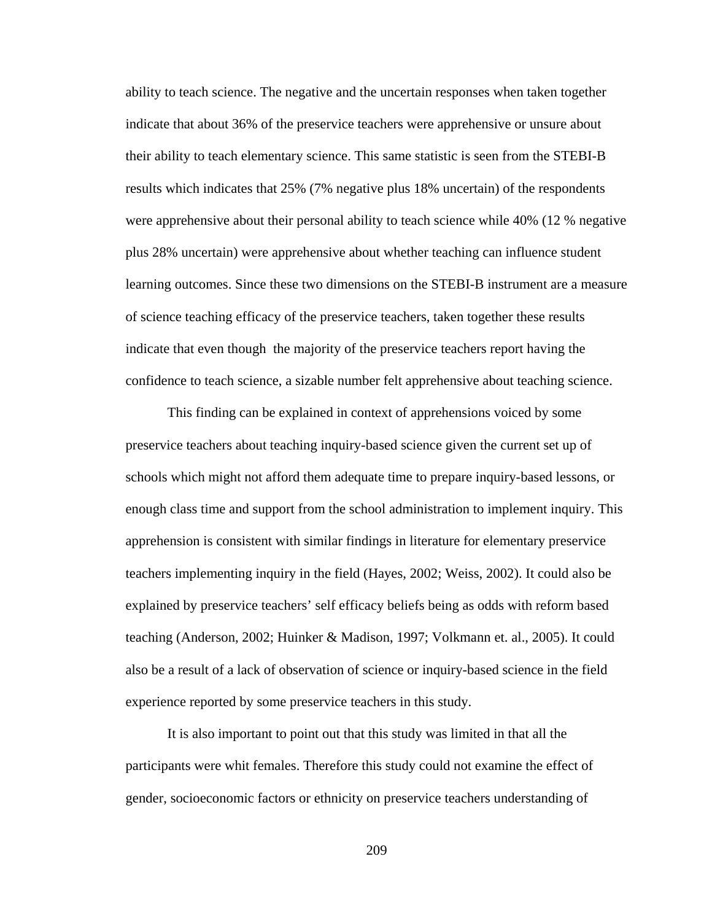ability to teach science. The negative and the uncertain responses when taken together indicate that about 36% of the preservice teachers were apprehensive or unsure about their ability to teach elementary science. This same statistic is seen from the STEBI-B results which indicates that 25% (7% negative plus 18% uncertain) of the respondents were apprehensive about their personal ability to teach science while 40% (12 % negative plus 28% uncertain) were apprehensive about whether teaching can influence student learning outcomes. Since these two dimensions on the STEBI-B instrument are a measure of science teaching efficacy of the preservice teachers, taken together these results indicate that even though  the majority of the preservice teachers report having the confidence to teach science, a sizable number felt apprehensive about teaching science.

This finding can be explained in context of apprehensions voiced by some preservice teachers about teaching inquiry-based science given the current set up of schools which might not afford them adequate time to prepare inquiry-based lessons, or enough class time and support from the school administration to implement inquiry. This apprehension is consistent with similar findings in literature for elementary preservice teachers implementing inquiry in the field (Hayes, 2002; Weiss, 2002). It could also be explained by preservice teachers' self efficacy beliefs being as odds with reform based teaching (Anderson, 2002; Huinker & Madison, 1997; Volkmann et. al., 2005). It could also be a result of a lack of observation of science or inquiry-based science in the field experience reported by some preservice teachers in this study.

It is also important to point out that this study was limited in that all the participants were whit females. Therefore this study could not examine the effect of gender, socioeconomic factors or ethnicity on preservice teachers understanding of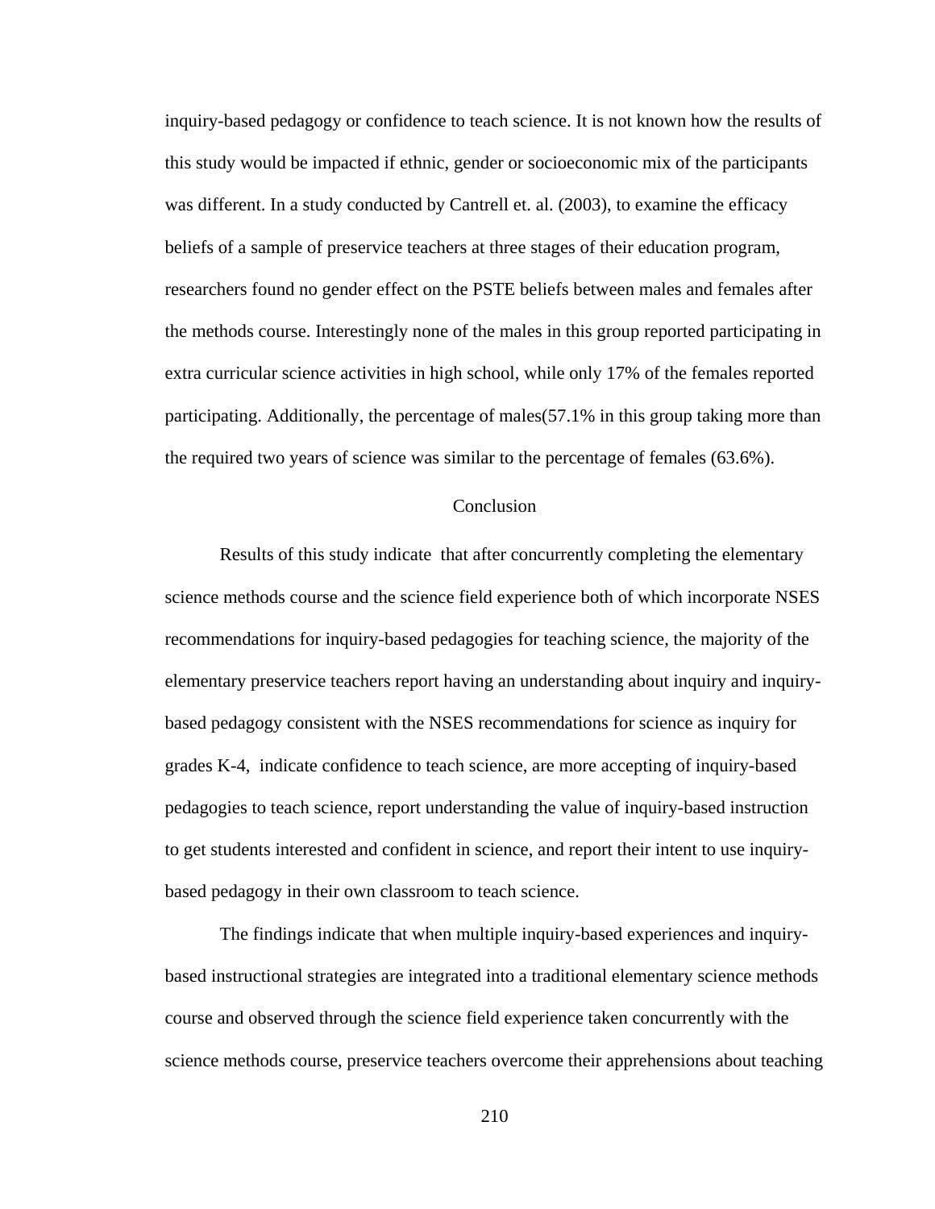inquiry-based pedagogy or confidence to teach science. It is not known how the results of this study would be impacted if ethnic, gender or socioeconomic mix of the participants was different. In a study conducted by Cantrell et. al. (2003), to examine the efficacy beliefs of a sample of preservice teachers at three stages of their education program, researchers found no gender effect on the PSTE beliefs between males and females after the methods course. Interestingly none of the males in this group reported participating in extra curricular science activities in high school, while only 17% of the females reported participating. Additionally, the percentage of males(57.1% in this group taking more than the required two years of science was similar to the percentage of females (63.6%).

## Conclusion

Results of this study indicate  that after concurrently completing the elementary science methods course and the science field experience both of which incorporate NSES recommendations for inquiry-based pedagogies for teaching science, the majority of the elementary preservice teachers report having an understanding about inquiry and inquiry-based pedagogy consistent with the NSES recommendations for science as inquiry for grades K-4,  indicate confidence to teach science, are more accepting of inquiry-based pedagogies to teach science, report understanding the value of inquiry-based instruction to get students interested and confident in science, and report their intent to use inquiry-based pedagogy in their own classroom to teach science.

The findings indicate that when multiple inquiry-based experiences and inquiry-based instructional strategies are integrated into a traditional elementary science methods course and observed through the science field experience taken concurrently with the science methods course, preservice teachers overcome their apprehensions about teaching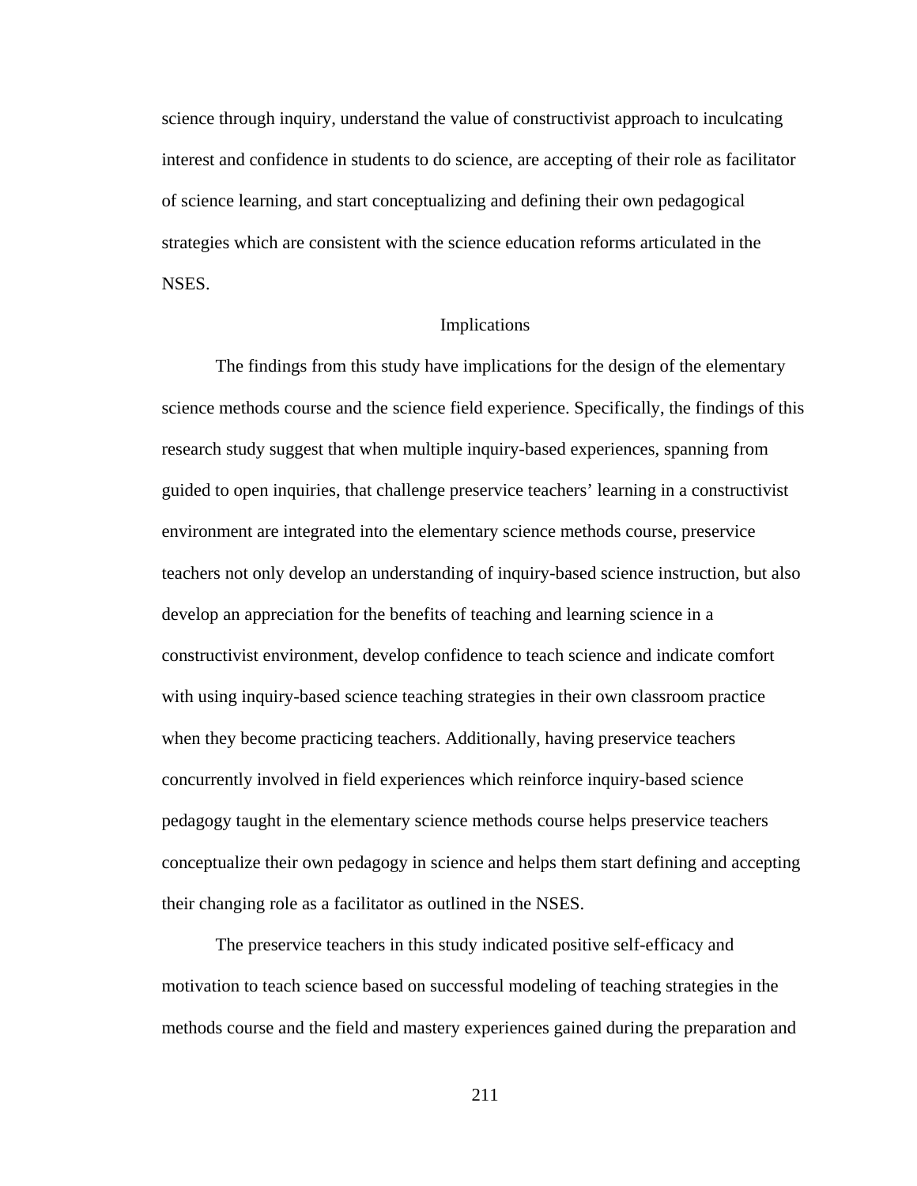science through inquiry, understand the value of constructivist approach to inculcating interest and confidence in students to do science, are accepting of their role as facilitator of science learning, and start conceptualizing and defining their own pedagogical strategies which are consistent with the science education reforms articulated in the NSES.

## Implications

The findings from this study have implications for the design of the elementary science methods course and the science field experience. Specifically, the findings of this research study suggest that when multiple inquiry-based experiences, spanning from guided to open inquiries, that challenge preservice teachers' learning in a constructivist environment are integrated into the elementary science methods course, preservice teachers not only develop an understanding of inquiry-based science instruction, but also develop an appreciation for the benefits of teaching and learning science in a constructivist environment, develop confidence to teach science and indicate comfort with using inquiry-based science teaching strategies in their own classroom practice when they become practicing teachers. Additionally, having preservice teachers concurrently involved in field experiences which reinforce inquiry-based science pedagogy taught in the elementary science methods course helps preservice teachers conceptualize their own pedagogy in science and helps them start defining and accepting their changing role as a facilitator as outlined in the NSES.

The preservice teachers in this study indicated positive self-efficacy and motivation to teach science based on successful modeling of teaching strategies in the methods course and the field and mastery experiences gained during the preparation and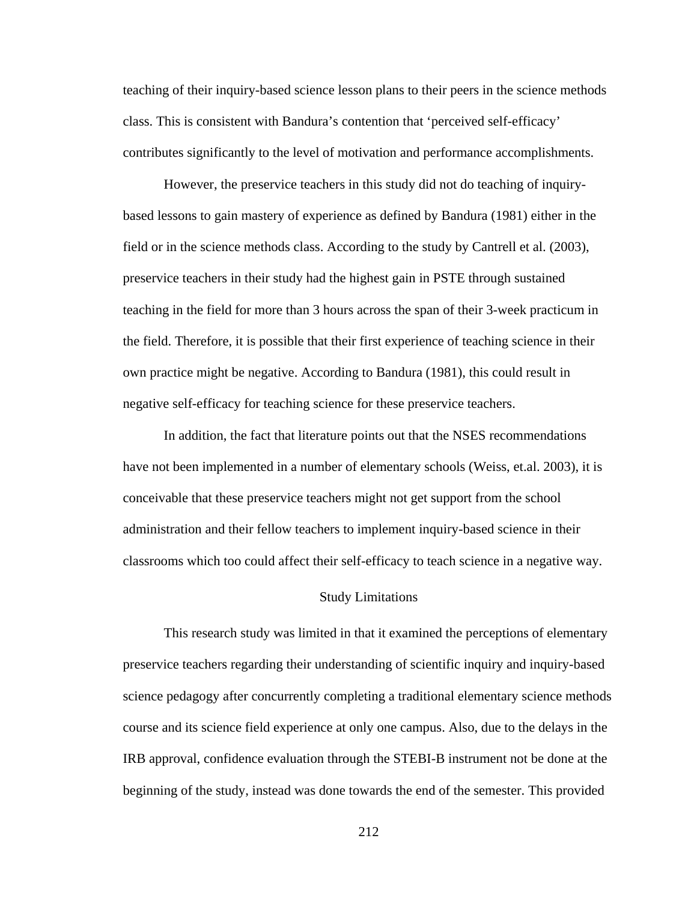teaching of their inquiry-based science lesson plans to their peers in the science methods class. This is consistent with Bandura's contention that 'perceived self-efficacy' contributes significantly to the level of motivation and performance accomplishments.

However, the preservice teachers in this study did not do teaching of inquiry-based lessons to gain mastery of experience as defined by Bandura (1981) either in the field or in the science methods class. According to the study by Cantrell et al. (2003), preservice teachers in their study had the highest gain in PSTE through sustained teaching in the field for more than 3 hours across the span of their 3-week practicum in the field. Therefore, it is possible that their first experience of teaching science in their own practice might be negative. According to Bandura (1981), this could result in negative self-efficacy for teaching science for these preservice teachers.

In addition, the fact that literature points out that the NSES recommendations have not been implemented in a number of elementary schools (Weiss, et.al. 2003), it is conceivable that these preservice teachers might not get support from the school administration and their fellow teachers to implement inquiry-based science in their classrooms which too could affect their self-efficacy to teach science in a negative way.

## Study Limitations

This research study was limited in that it examined the perceptions of elementary preservice teachers regarding their understanding of scientific inquiry and inquiry-based science pedagogy after concurrently completing a traditional elementary science methods course and its science field experience at only one campus. Also, due to the delays in the IRB approval, confidence evaluation through the STEBI-B instrument not be done at the beginning of the study, instead was done towards the end of the semester. This provided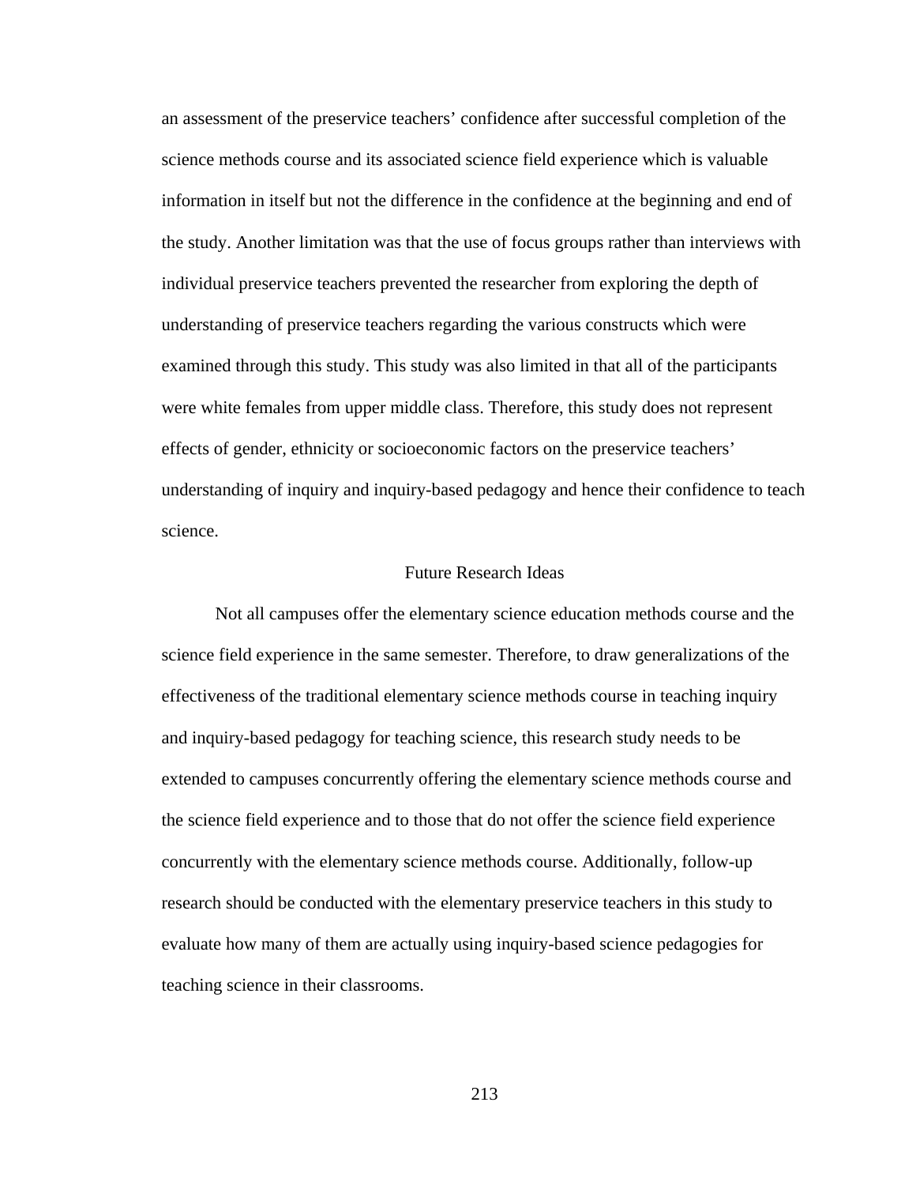an assessment of the preservice teachers' confidence after successful completion of the science methods course and its associated science field experience which is valuable information in itself but not the difference in the confidence at the beginning and end of the study. Another limitation was that the use of focus groups rather than interviews with individual preservice teachers prevented the researcher from exploring the depth of understanding of preservice teachers regarding the various constructs which were examined through this study. This study was also limited in that all of the participants were white females from upper middle class. Therefore, this study does not represent effects of gender, ethnicity or socioeconomic factors on the preservice teachers' understanding of inquiry and inquiry-based pedagogy and hence their confidence to teach science.

## Future Research Ideas

Not all campuses offer the elementary science education methods course and the science field experience in the same semester. Therefore, to draw generalizations of the effectiveness of the traditional elementary science methods course in teaching inquiry and inquiry-based pedagogy for teaching science, this research study needs to be extended to campuses concurrently offering the elementary science methods course and the science field experience and to those that do not offer the science field experience concurrently with the elementary science methods course. Additionally, follow-up research should be conducted with the elementary preservice teachers in this study to evaluate how many of them are actually using inquiry-based science pedagogies for teaching science in their classrooms.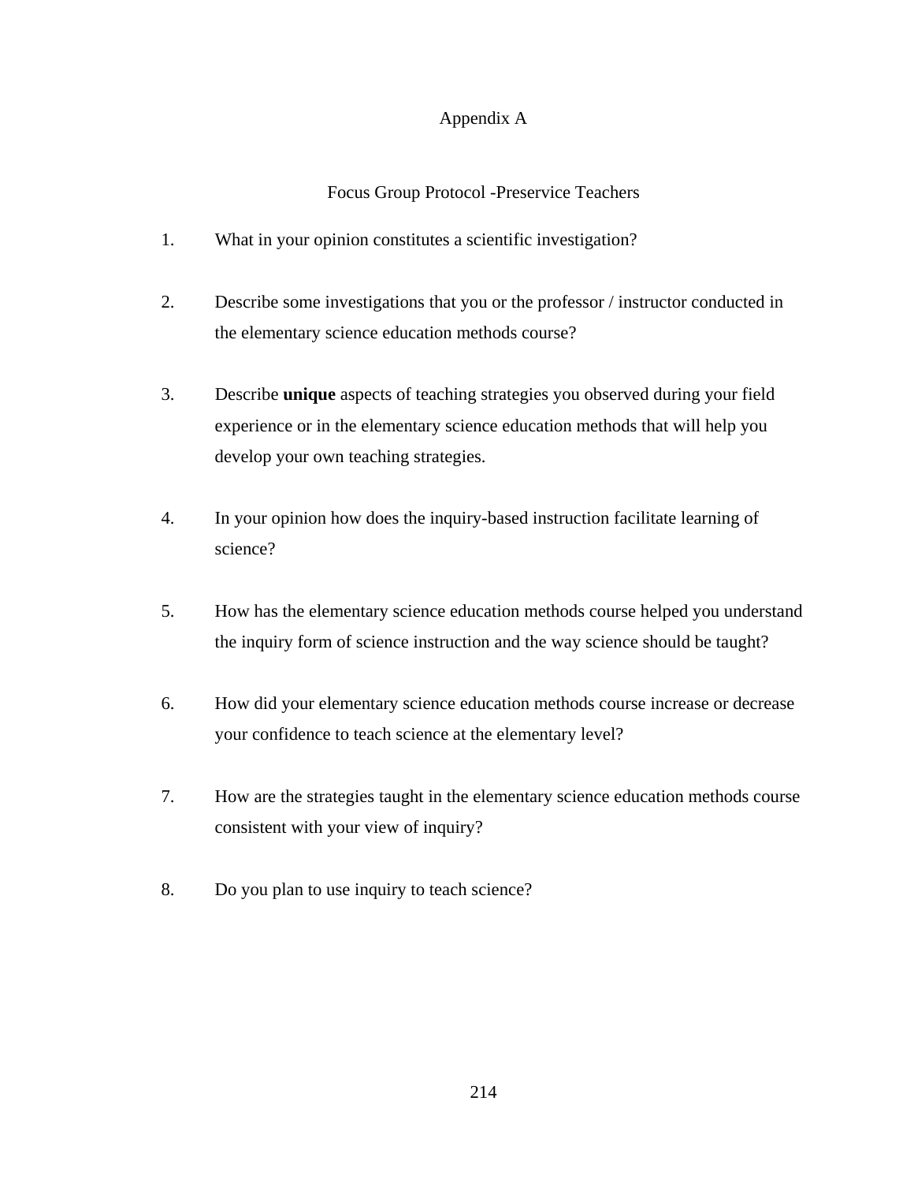# Appendix A

## Focus Group Protocol -Preservice Teachers

1. What in your opinion constitutes a scientific investigation?

2. Describe some investigations that you or the professor / instructor conducted in the elementary science education methods course?

3. Describe **unique** aspects of teaching strategies you observed during your field experience or in the elementary science education methods that will help you develop your own teaching strategies.

4. In your opinion how does the inquiry-based instruction facilitate learning of science?

5. How has the elementary science education methods course helped you understand the inquiry form of science instruction and the way science should be taught?

6. How did your elementary science education methods course increase or decrease your confidence to teach science at the elementary level?

7. How are the strategies taught in the elementary science education methods course consistent with your view of inquiry?

8. Do you plan to use inquiry to teach science?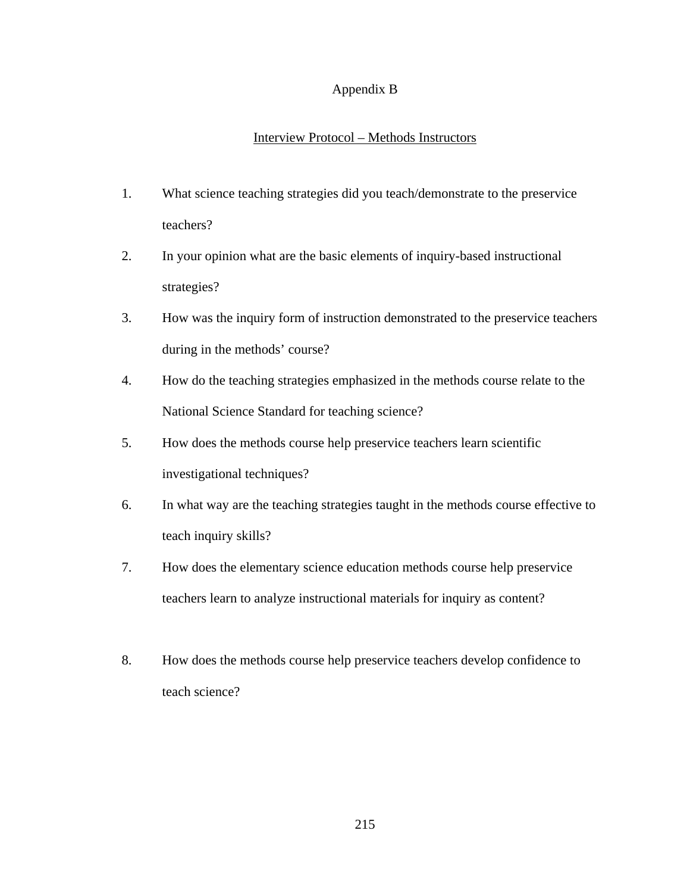# Appendix B

## Interview Protocol – Methods Instructors

1. What science teaching strategies did you teach/demonstrate to the preservice teachers?
2. In your opinion what are the basic elements of inquiry-based instructional strategies?
3. How was the inquiry form of instruction demonstrated to the preservice teachers during in the methods' course?
4. How do the teaching strategies emphasized in the methods course relate to the National Science Standard for teaching science?
5. How does the methods course help preservice teachers learn scientific investigational techniques?
6. In what way are the teaching strategies taught in the methods course effective to teach inquiry skills?
7. How does the elementary science education methods course help preservice teachers learn to analyze instructional materials for inquiry as content?
8. How does the methods course help preservice teachers develop confidence to teach science?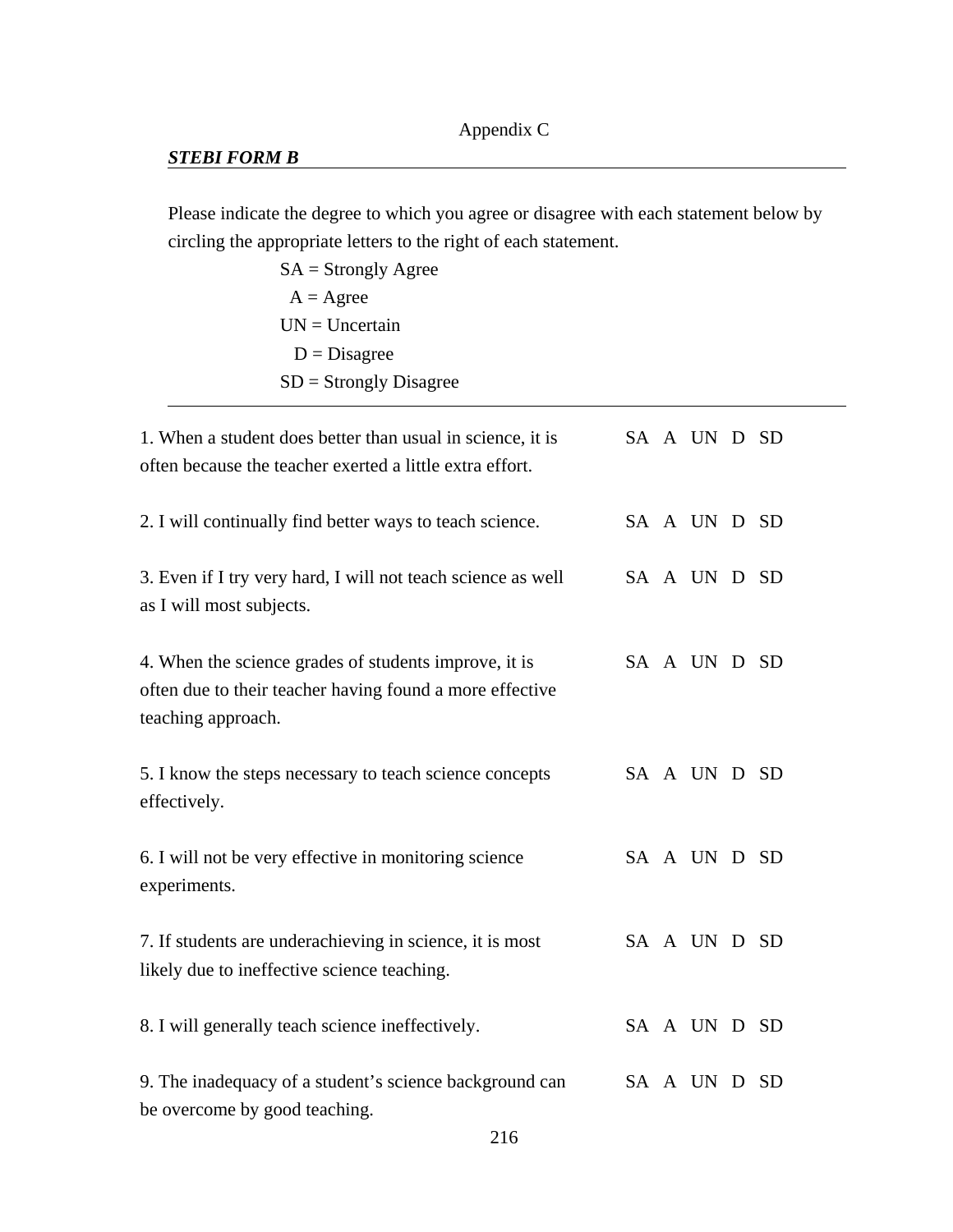Appendix C

***STEBI FORM B***

Please indicate the degree to which you agree or disagree with each statement below by circling the appropriate letters to the right of each statement.

SA = Strongly Agree
A = Agree
UN = Uncertain
D = Disagree
SD = Strongly Disagree

---

| | |
|---|---|
| 1. When a student does better than usual in science, it is often because the teacher exerted a little extra effort. | SA A UN D SD |
| 2. I will continually find better ways to teach science. | SA A UN D SD |
| 3. Even if I try very hard, I will not teach science as well as I will most subjects. | SA A UN D SD |
| 4. When the science grades of students improve, it is often due to their teacher having found a more effective teaching approach. | SA A UN D SD |
| 5. I know the steps necessary to teach science concepts effectively. | SA A UN D SD |
| 6. I will not be very effective in monitoring science experiments. | SA A UN D SD |
| 7. If students are underachieving in science, it is most likely due to ineffective science teaching. | SA A UN D SD |
| 8. I will generally teach science ineffectively. | SA A UN D SD |
| 9. The inadequacy of a student's science background can be overcome by good teaching. | SA A UN D SD |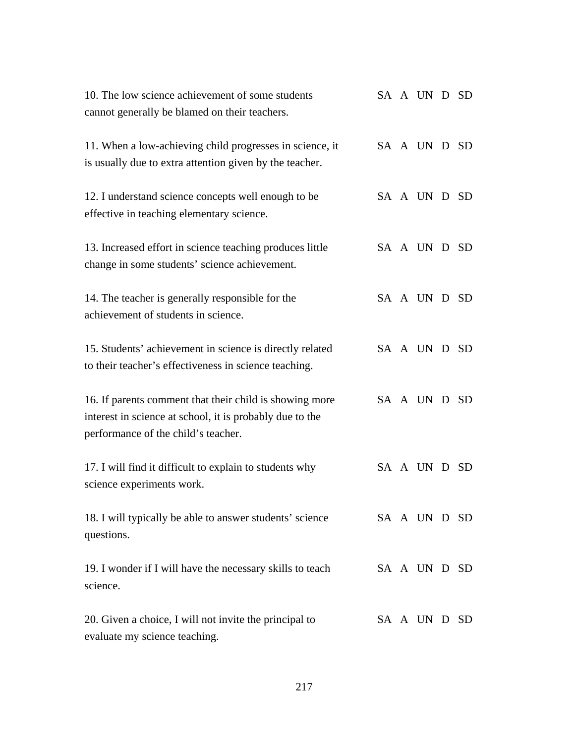10. The low science achievement of some students cannot generally be blamed on their teachers. SA A UN D SD

11. When a low-achieving child progresses in science, it is usually due to extra attention given by the teacher. SA A UN D SD

12. I understand science concepts well enough to be effective in teaching elementary science. SA A UN D SD

13. Increased effort in science teaching produces little change in some students' science achievement. SA A UN D SD

14. The teacher is generally responsible for the achievement of students in science. SA A UN D SD

15. Students' achievement in science is directly related to their teacher's effectiveness in science teaching. SA A UN D SD

16. If parents comment that their child is showing more interest in science at school, it is probably due to the performance of the child's teacher. SA A UN D SD

17. I will find it difficult to explain to students why science experiments work. SA A UN D SD

18. I will typically be able to answer students' science questions. SA A UN D SD

19. I wonder if I will have the necessary skills to teach science. SA A UN D SD

20. Given a choice, I will not invite the principal to evaluate my science teaching. SA A UN D SD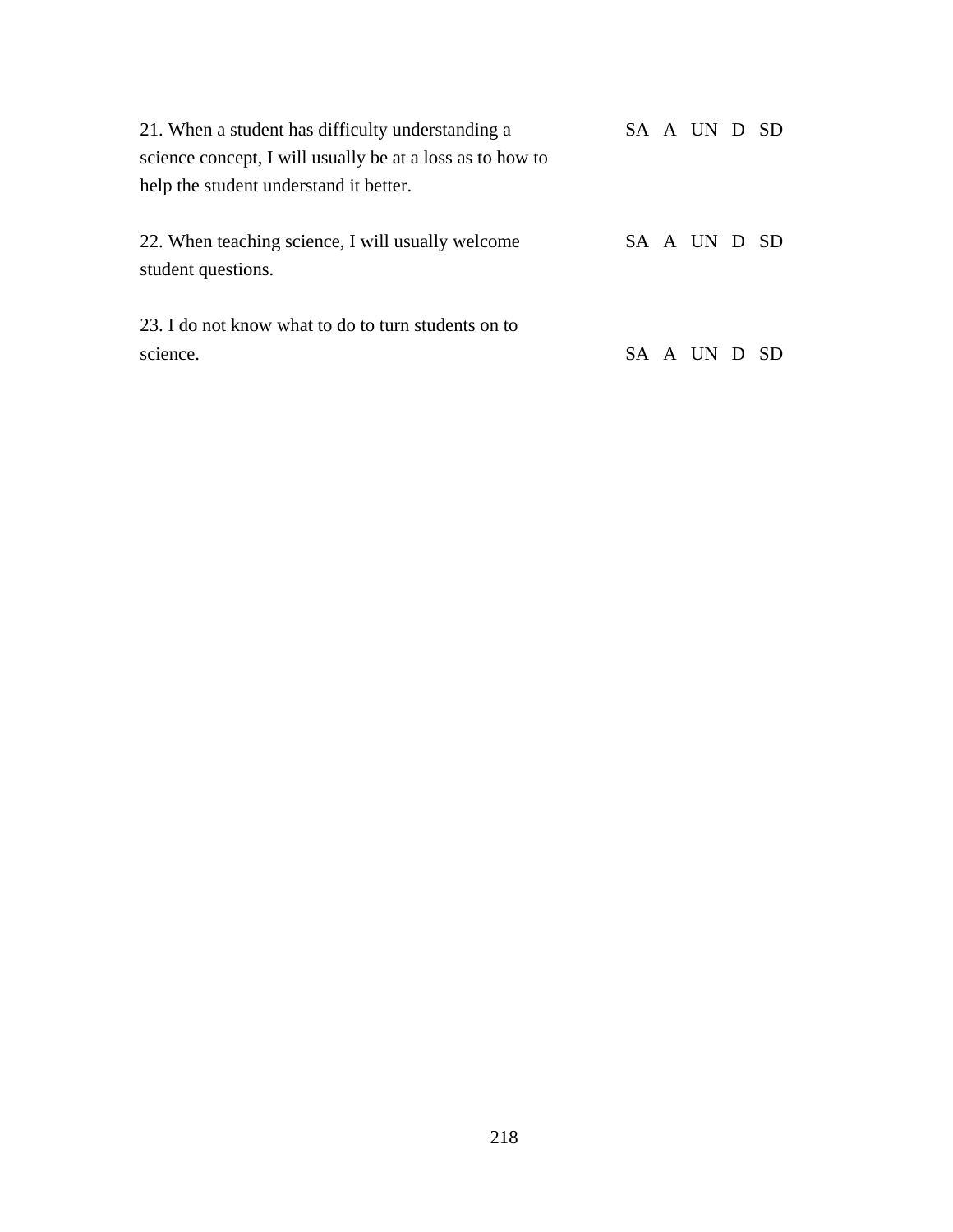21. When a student has difficulty understanding a science concept, I will usually be at a loss as to how to help the student understand it better. SA A UN D SD

22. When teaching science, I will usually welcome student questions. SA A UN D SD

23. I do not know what to do to turn students on to science. SA A UN D SD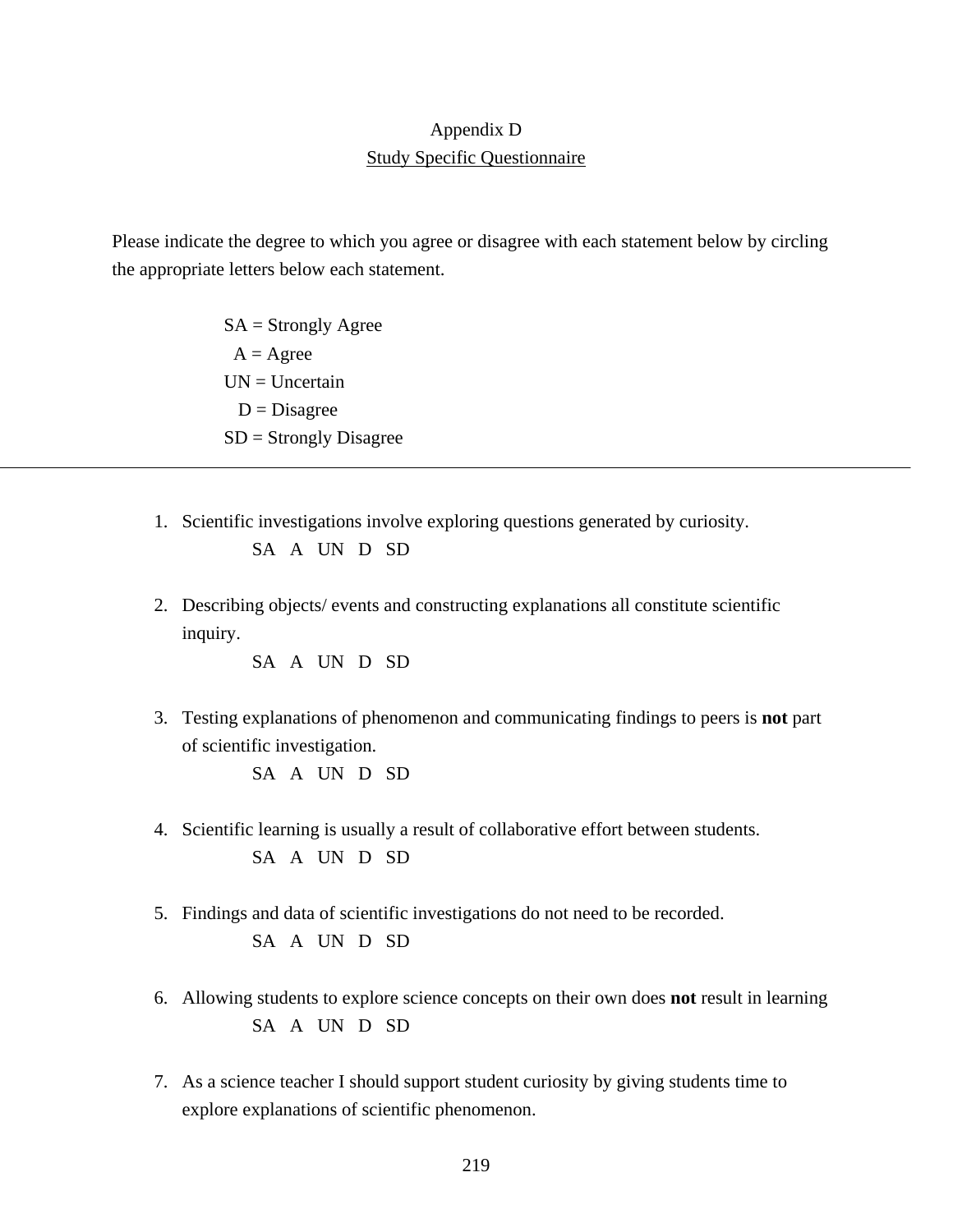# Appendix D

## Study Specific Questionnaire

Please indicate the degree to which you agree or disagree with each statement below by circling the appropriate letters below each statement.

SA = Strongly Agree
A = Agree
UN = Uncertain
D = Disagree
SD = Strongly Disagree

---

1. Scientific investigations involve exploring questions generated by curiosity.
   SA A UN D SD

2. Describing objects/ events and constructing explanations all constitute scientific inquiry.
   SA A UN D SD

3. Testing explanations of phenomenon and communicating findings to peers is **not** part of scientific investigation.
   SA A UN D SD

4. Scientific learning is usually a result of collaborative effort between students.
   SA A UN D SD

5. Findings and data of scientific investigations do not need to be recorded.
   SA A UN D SD

6. Allowing students to explore science concepts on their own does **not** result in learning
   SA A UN D SD

7. As a science teacher I should support student curiosity by giving students time to explore explanations of scientific phenomenon.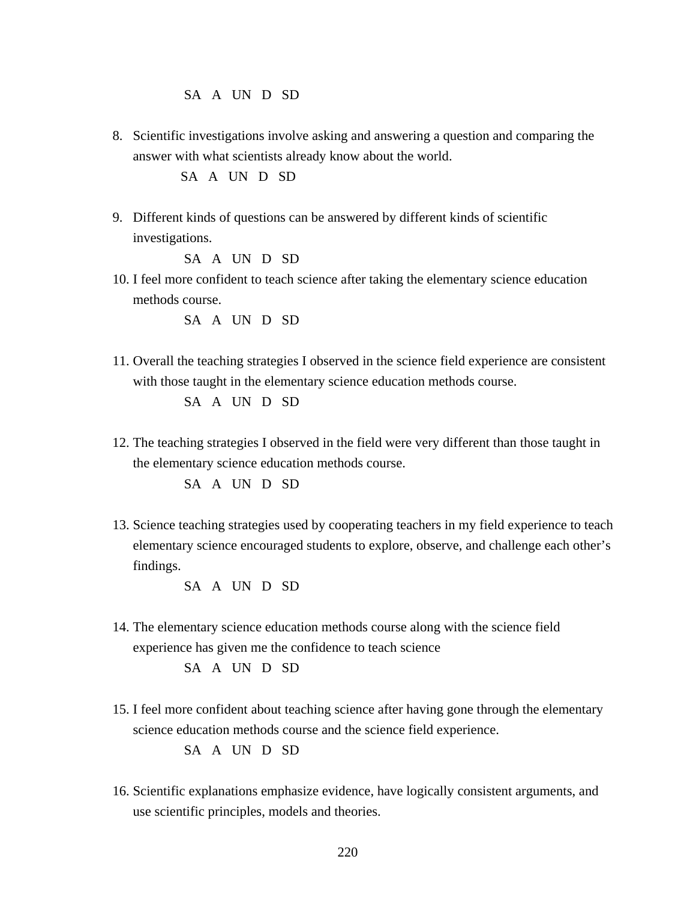SA A UN D SD

8. Scientific investigations involve asking and answering a question and comparing the answer with what scientists already know about the world.

   SA A UN D SD

9. Different kinds of questions can be answered by different kinds of scientific investigations.

   SA A UN D SD

10. I feel more confident to teach science after taking the elementary science education methods course.

    SA A UN D SD

11. Overall the teaching strategies I observed in the science field experience are consistent with those taught in the elementary science education methods course.

    SA A UN D SD

12. The teaching strategies I observed in the field were very different than those taught in the elementary science education methods course.

    SA A UN D SD

13. Science teaching strategies used by cooperating teachers in my field experience to teach elementary science encouraged students to explore, observe, and challenge each other's findings.

    SA A UN D SD

14. The elementary science education methods course along with the science field experience has given me the confidence to teach science

    SA A UN D SD

15. I feel more confident about teaching science after having gone through the elementary science education methods course and the science field experience.

    SA A UN D SD

16. Scientific explanations emphasize evidence, have logically consistent arguments, and use scientific principles, models and theories.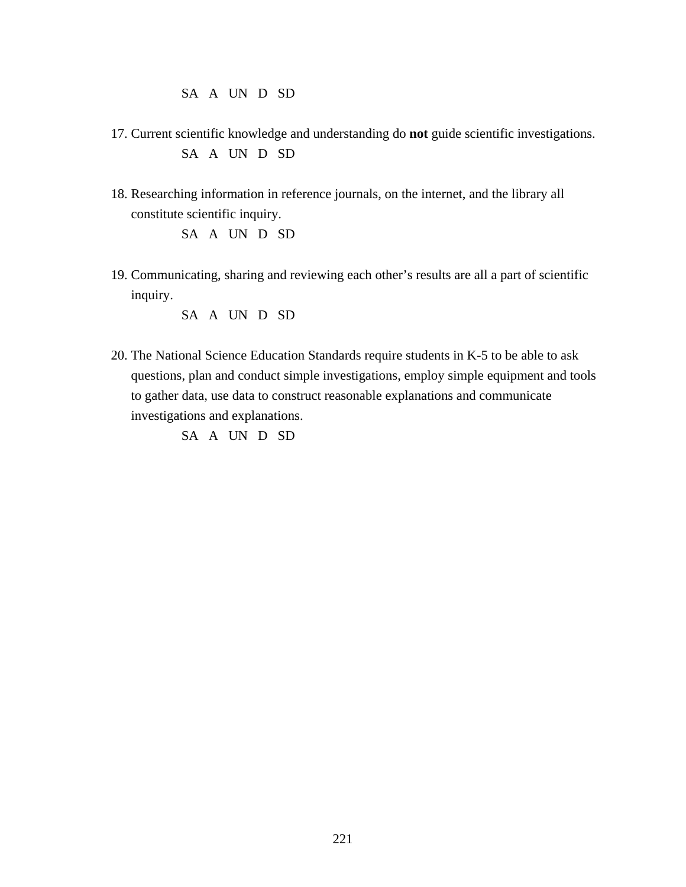SA A UN D SD

17. Current scientific knowledge and understanding do **not** guide scientific investigations.

    SA A UN D SD

18. Researching information in reference journals, on the internet, and the library all constitute scientific inquiry.

    SA A UN D SD

19. Communicating, sharing and reviewing each other's results are all a part of scientific inquiry.

    SA A UN D SD

20. The National Science Education Standards require students in K-5 to be able to ask questions, plan and conduct simple investigations, employ simple equipment and tools to gather data, use data to construct reasonable explanations and communicate investigations and explanations.

    SA A UN D SD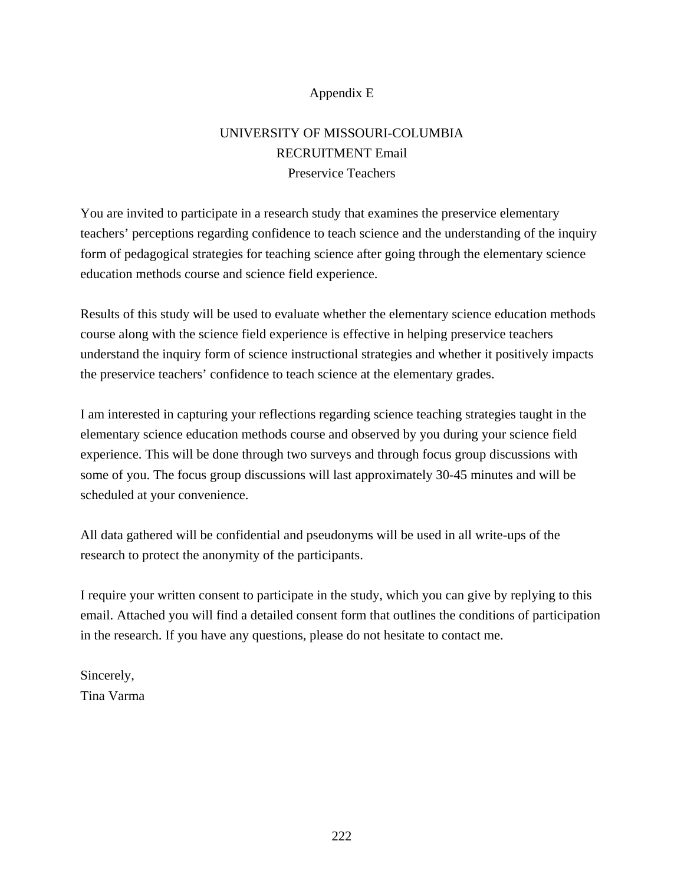# Appendix E

## UNIVERSITY OF MISSOURI-COLUMBIA
## RECRUITMENT Email
## Preservice Teachers

You are invited to participate in a research study that examines the preservice elementary teachers' perceptions regarding confidence to teach science and the understanding of the inquiry form of pedagogical strategies for teaching science after going through the elementary science education methods course and science field experience.

Results of this study will be used to evaluate whether the elementary science education methods course along with the science field experience is effective in helping preservice teachers understand the inquiry form of science instructional strategies and whether it positively impacts the preservice teachers' confidence to teach science at the elementary grades.

I am interested in capturing your reflections regarding science teaching strategies taught in the elementary science education methods course and observed by you during your science field experience. This will be done through two surveys and through focus group discussions with some of you. The focus group discussions will last approximately 30-45 minutes and will be scheduled at your convenience.

All data gathered will be confidential and pseudonyms will be used in all write-ups of the research to protect the anonymity of the participants.

I require your written consent to participate in the study, which you can give by replying to this email. Attached you will find a detailed consent form that outlines the conditions of participation in the research. If you have any questions, please do not hesitate to contact me.

Sincerely,
Tina Varma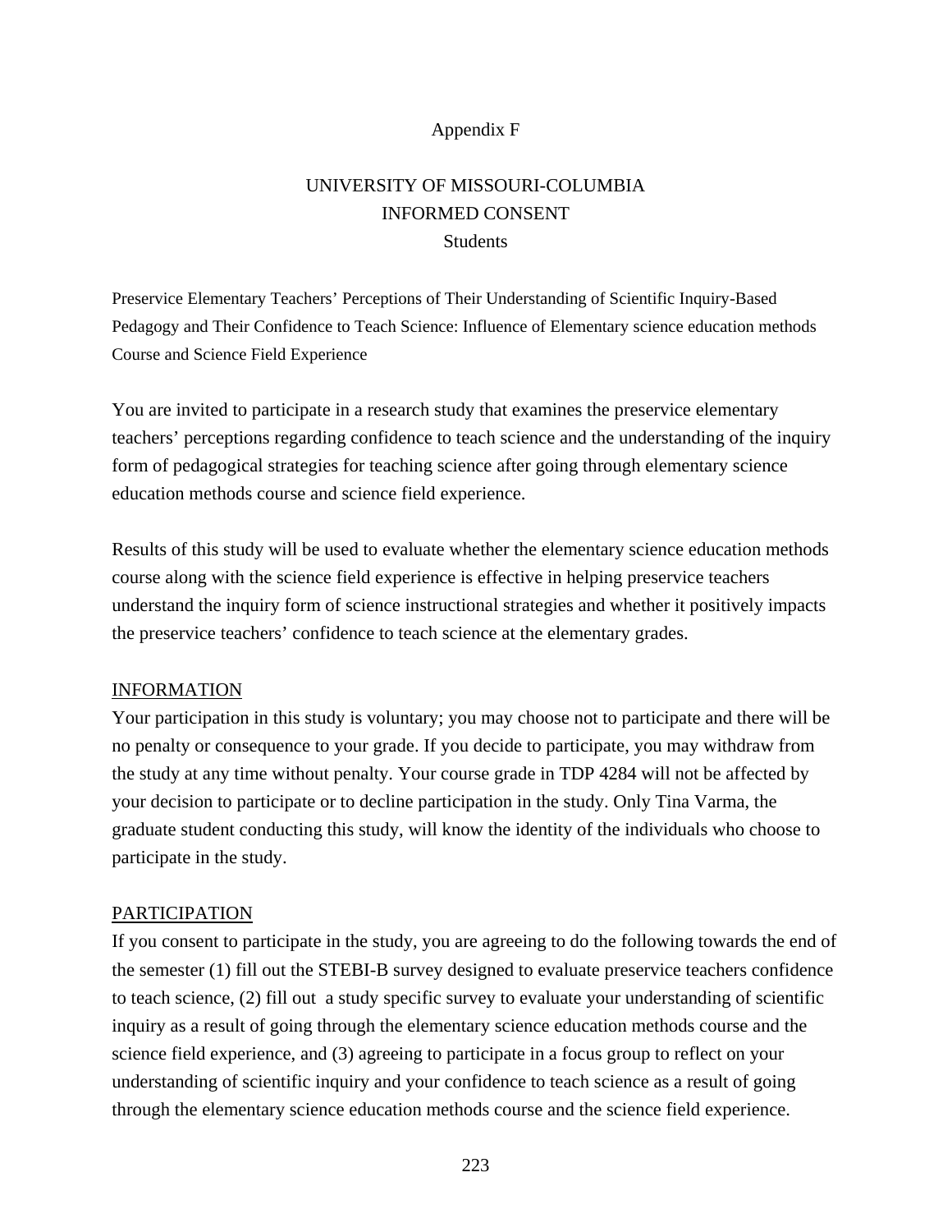Appendix F

# UNIVERSITY OF MISSOURI-COLUMBIA
# INFORMED CONSENT
## Students

Preservice Elementary Teachers' Perceptions of Their Understanding of Scientific Inquiry-Based Pedagogy and Their Confidence to Teach Science: Influence of Elementary science education methods Course and Science Field Experience

You are invited to participate in a research study that examines the preservice elementary teachers' perceptions regarding confidence to teach science and the understanding of the inquiry form of pedagogical strategies for teaching science after going through elementary science education methods course and science field experience.

Results of this study will be used to evaluate whether the elementary science education methods course along with the science field experience is effective in helping preservice teachers understand the inquiry form of science instructional strategies and whether it positively impacts the preservice teachers' confidence to teach science at the elementary grades.

<u>INFORMATION</u>

Your participation in this study is voluntary; you may choose not to participate and there will be no penalty or consequence to your grade. If you decide to participate, you may withdraw from the study at any time without penalty. Your course grade in TDP 4284 will not be affected by your decision to participate or to decline participation in the study. Only Tina Varma, the graduate student conducting this study, will know the identity of the individuals who choose to participate in the study.

<u>PARTICIPATION</u>

If you consent to participate in the study, you are agreeing to do the following towards the end of the semester (1) fill out the STEBI-B survey designed to evaluate preservice teachers confidence to teach science, (2) fill out a study specific survey to evaluate your understanding of scientific inquiry as a result of going through the elementary science education methods course and the science field experience, and (3) agreeing to participate in a focus group to reflect on your understanding of scientific inquiry and your confidence to teach science as a result of going through the elementary science education methods course and the science field experience.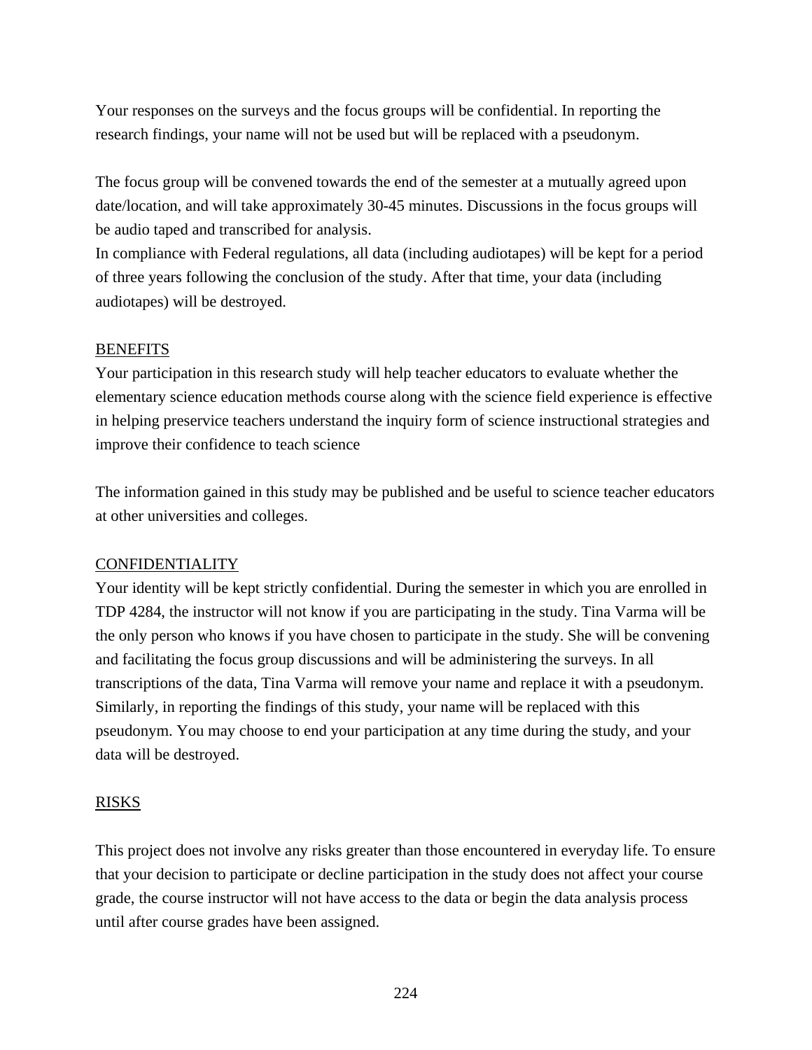Your responses on the surveys and the focus groups will be confidential. In reporting the research findings, your name will not be used but will be replaced with a pseudonym.

The focus group will be convened towards the end of the semester at a mutually agreed upon date/location, and will take approximately 30-45 minutes. Discussions in the focus groups will be audio taped and transcribed for analysis.
In compliance with Federal regulations, all data (including audiotapes) will be kept for a period of three years following the conclusion of the study. After that time, your data (including audiotapes) will be destroyed.

<u>BENEFITS</u>
Your participation in this research study will help teacher educators to evaluate whether the elementary science education methods course along with the science field experience is effective in helping preservice teachers understand the inquiry form of science instructional strategies and improve their confidence to teach science

The information gained in this study may be published and be useful to science teacher educators at other universities and colleges.

<u>CONFIDENTIALITY</u>
Your identity will be kept strictly confidential. During the semester in which you are enrolled in TDP 4284, the instructor will not know if you are participating in the study. Tina Varma will be the only person who knows if you have chosen to participate in the study. She will be convening and facilitating the focus group discussions and will be administering the surveys. In all transcriptions of the data, Tina Varma will remove your name and replace it with a pseudonym. Similarly, in reporting the findings of this study, your name will be replaced with this pseudonym. You may choose to end your participation at any time during the study, and your data will be destroyed.

<u>RISKS</u>

This project does not involve any risks greater than those encountered in everyday life. To ensure that your decision to participate or decline participation in the study does not affect your course grade, the course instructor will not have access to the data or begin the data analysis process until after course grades have been assigned.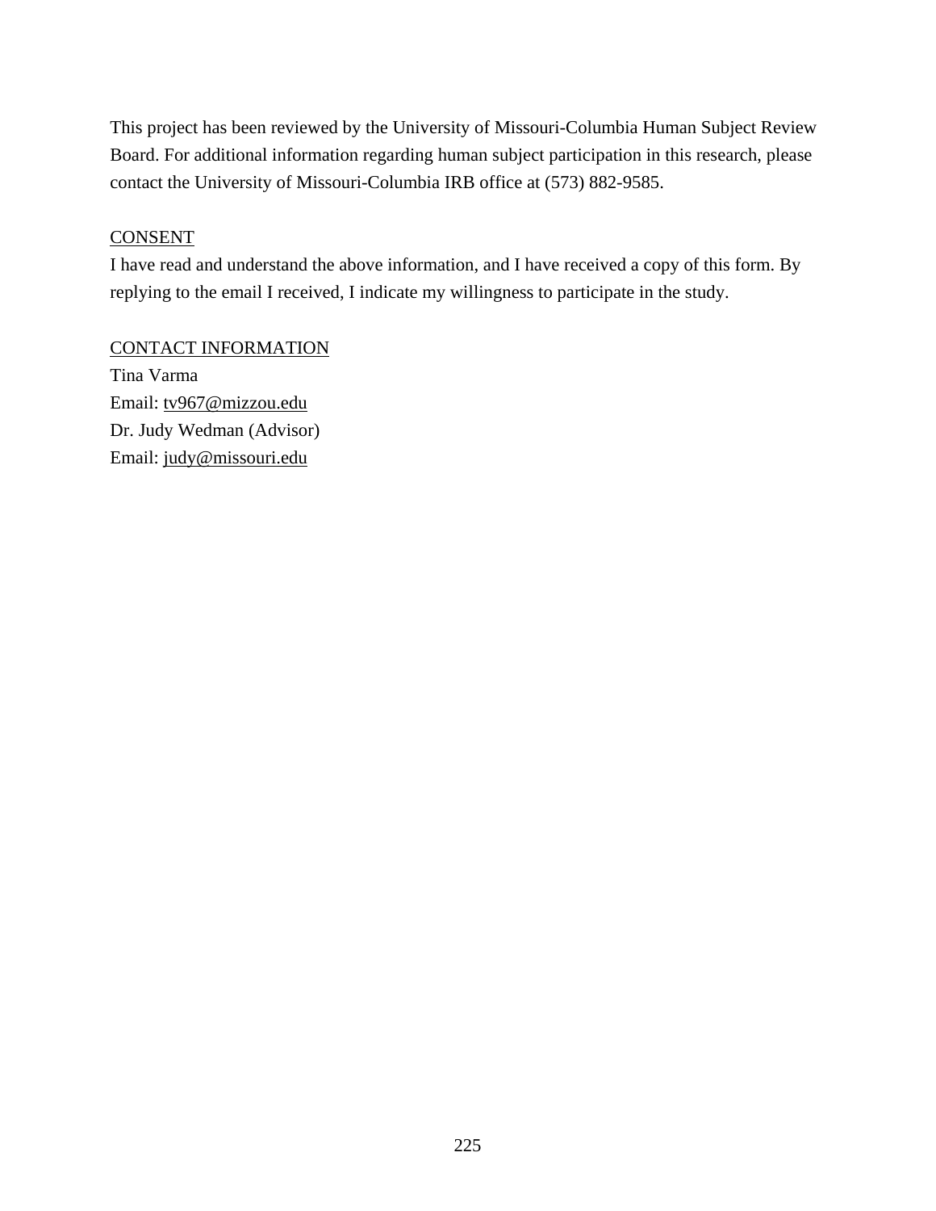This project has been reviewed by the University of Missouri-Columbia Human Subject Review Board. For additional information regarding human subject participation in this research, please contact the University of Missouri-Columbia IRB office at (573) 882-9585.

CONSENT

I have read and understand the above information, and I have received a copy of this form. By replying to the email I received, I indicate my willingness to participate in the study.

CONTACT INFORMATION

Tina Varma
Email: tv967@mizzou.edu
Dr. Judy Wedman (Advisor)
Email: judy@missouri.edu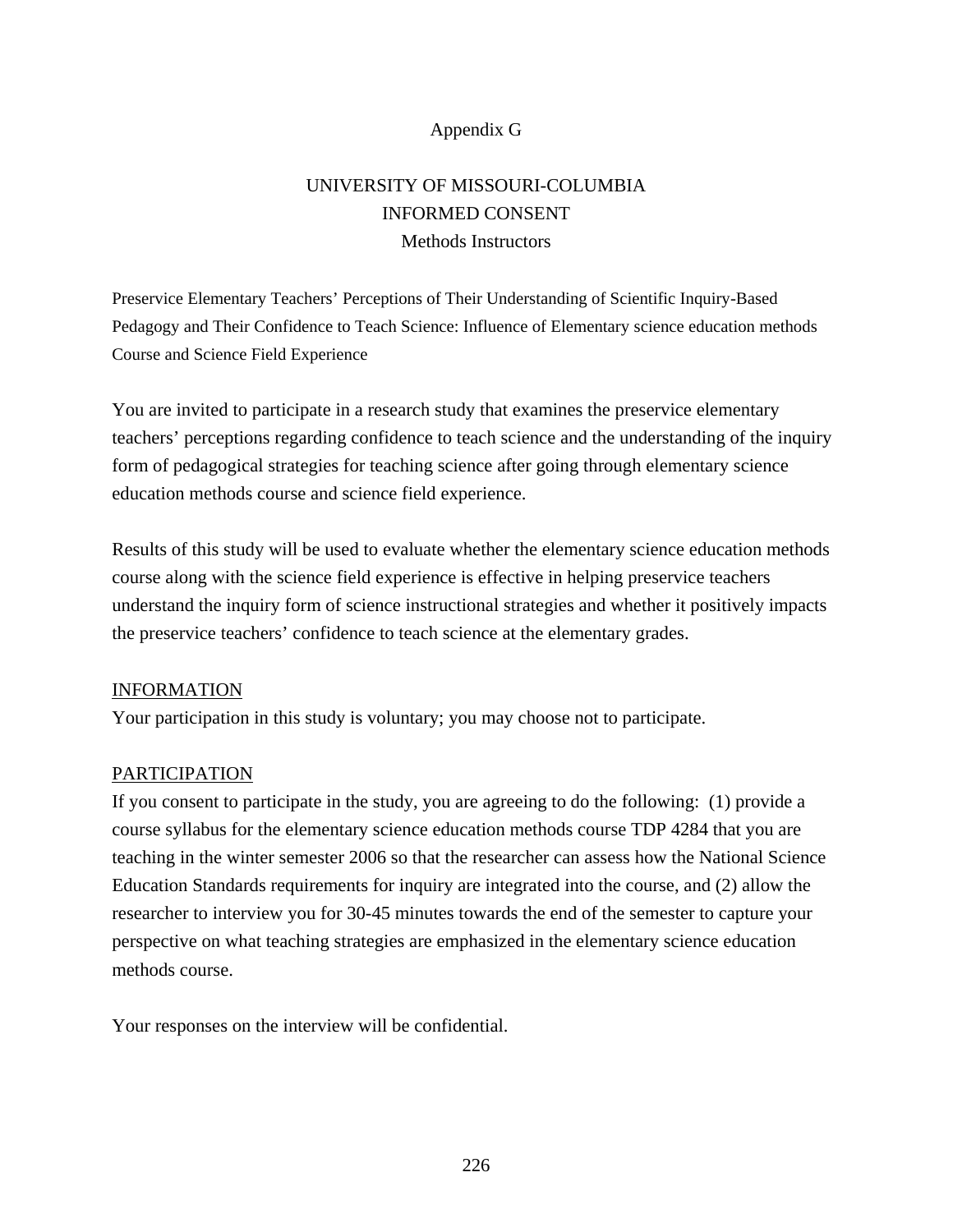# Appendix G

## UNIVERSITY OF MISSOURI-COLUMBIA
## INFORMED CONSENT
### Methods Instructors

Preservice Elementary Teachers' Perceptions of Their Understanding of Scientific Inquiry-Based Pedagogy and Their Confidence to Teach Science: Influence of Elementary science education methods Course and Science Field Experience

You are invited to participate in a research study that examines the preservice elementary teachers' perceptions regarding confidence to teach science and the understanding of the inquiry form of pedagogical strategies for teaching science after going through elementary science education methods course and science field experience.

Results of this study will be used to evaluate whether the elementary science education methods course along with the science field experience is effective in helping preservice teachers understand the inquiry form of science instructional strategies and whether it positively impacts the preservice teachers' confidence to teach science at the elementary grades.

<u>INFORMATION</u>
Your participation in this study is voluntary; you may choose not to participate.

<u>PARTICIPATION</u>
If you consent to participate in the study, you are agreeing to do the following: (1) provide a course syllabus for the elementary science education methods course TDP 4284 that you are teaching in the winter semester 2006 so that the researcher can assess how the National Science Education Standards requirements for inquiry are integrated into the course, and (2) allow the researcher to interview you for 30-45 minutes towards the end of the semester to capture your perspective on what teaching strategies are emphasized in the elementary science education methods course.

Your responses on the interview will be confidential.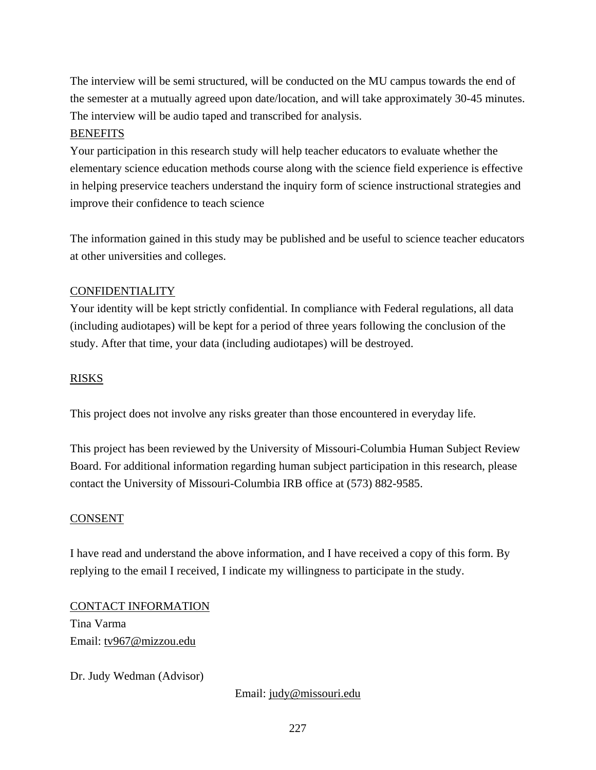The interview will be semi structured, will be conducted on the MU campus towards the end of the semester at a mutually agreed upon date/location, and will take approximately 30-45 minutes. The interview will be audio taped and transcribed for analysis.

BENEFITS

Your participation in this research study will help teacher educators to evaluate whether the elementary science education methods course along with the science field experience is effective in helping preservice teachers understand the inquiry form of science instructional strategies and improve their confidence to teach science

The information gained in this study may be published and be useful to science teacher educators at other universities and colleges.

CONFIDENTIALITY

Your identity will be kept strictly confidential. In compliance with Federal regulations, all data (including audiotapes) will be kept for a period of three years following the conclusion of the study. After that time, your data (including audiotapes) will be destroyed.

RISKS

This project does not involve any risks greater than those encountered in everyday life.

This project has been reviewed by the University of Missouri-Columbia Human Subject Review Board. For additional information regarding human subject participation in this research, please contact the University of Missouri-Columbia IRB office at (573) 882-9585.

CONSENT

I have read and understand the above information, and I have received a copy of this form. By replying to the email I received, I indicate my willingness to participate in the study.

CONTACT INFORMATION

Tina Varma
Email: tv967@mizzou.edu

Dr. Judy Wedman (Advisor)
Email: judy@missouri.edu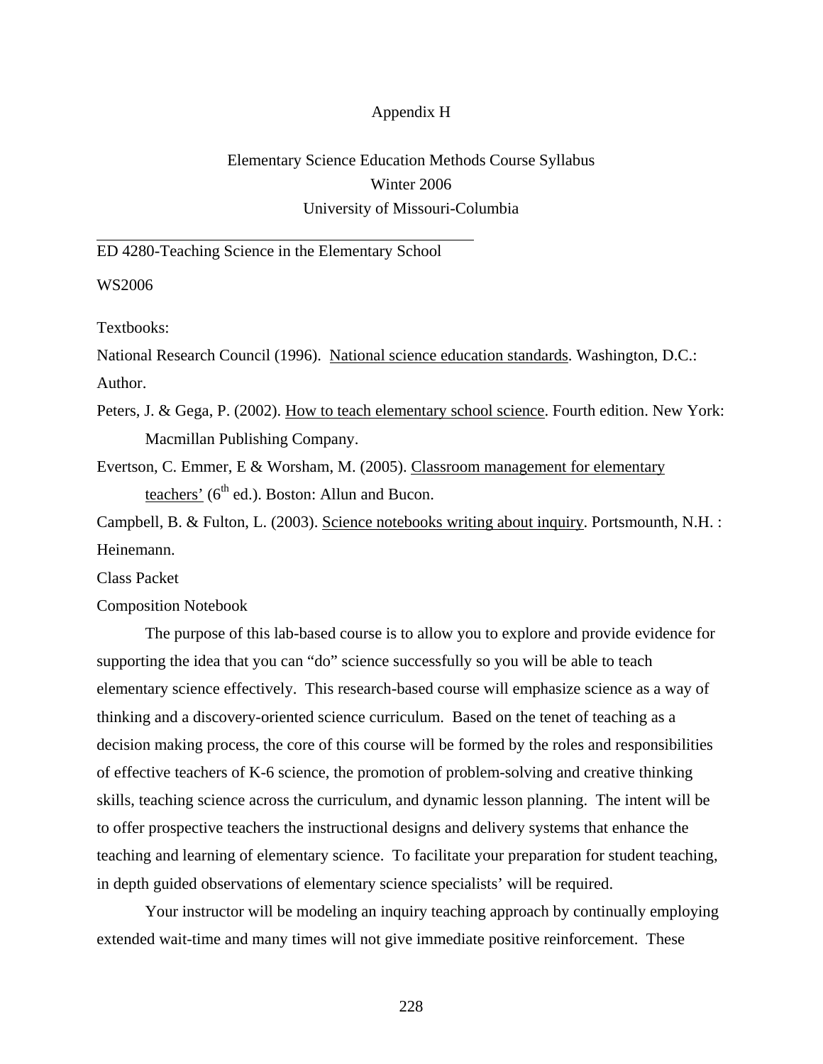# Appendix H

## Elementary Science Education Methods Course Syllabus
## Winter 2006
## University of Missouri-Columbia

---

ED 4280-Teaching Science in the Elementary School

WS2006

Textbooks:

National Research Council (1996). National science education standards. Washington, D.C.: Author.

Peters, J. & Gega, P. (2002). How to teach elementary school science. Fourth edition. New York: Macmillan Publishing Company.

Evertson, C. Emmer, E & Worsham, M. (2005). Classroom management for elementary teachers' (6th ed.). Boston: Allun and Bucon.

Campbell, B. & Fulton, L. (2003). Science notebooks writing about inquiry. Portsmounth, N.H. : Heinemann.

Class Packet

Composition Notebook

The purpose of this lab-based course is to allow you to explore and provide evidence for supporting the idea that you can "do" science successfully so you will be able to teach elementary science effectively. This research-based course will emphasize science as a way of thinking and a discovery-oriented science curriculum. Based on the tenet of teaching as a decision making process, the core of this course will be formed by the roles and responsibilities of effective teachers of K-6 science, the promotion of problem-solving and creative thinking skills, teaching science across the curriculum, and dynamic lesson planning. The intent will be to offer prospective teachers the instructional designs and delivery systems that enhance the teaching and learning of elementary science. To facilitate your preparation for student teaching, in depth guided observations of elementary science specialists' will be required.

Your instructor will be modeling an inquiry teaching approach by continually employing extended wait-time and many times will not give immediate positive reinforcement. These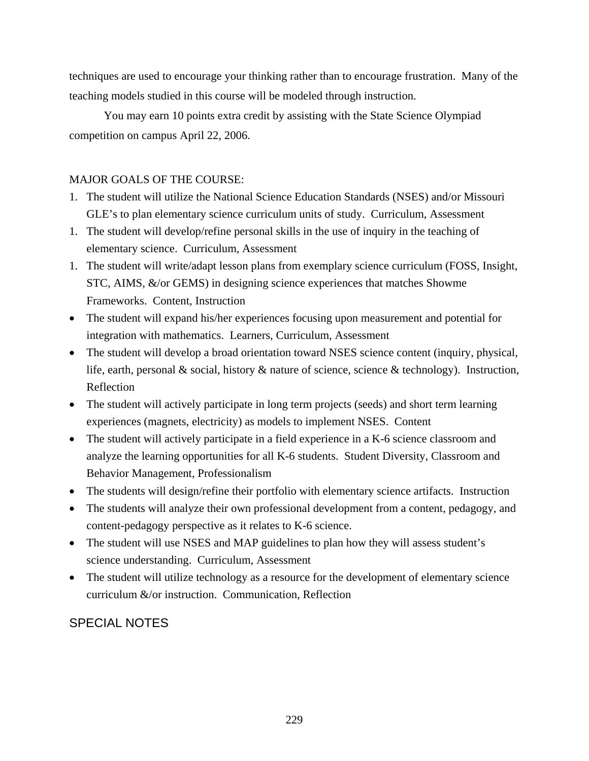techniques are used to encourage your thinking rather than to encourage frustration. Many of the teaching models studied in this course will be modeled through instruction.

You may earn 10 points extra credit by assisting with the State Science Olympiad competition on campus April 22, 2006.

MAJOR GOALS OF THE COURSE:

1. The student will utilize the National Science Education Standards (NSES) and/or Missouri GLE's to plan elementary science curriculum units of study. Curriculum, Assessment
1. The student will develop/refine personal skills in the use of inquiry in the teaching of elementary science. Curriculum, Assessment
1. The student will write/adapt lesson plans from exemplary science curriculum (FOSS, Insight, STC, AIMS, &/or GEMS) in designing science experiences that matches Showme Frameworks. Content, Instruction

- The student will expand his/her experiences focusing upon measurement and potential for integration with mathematics. Learners, Curriculum, Assessment
- The student will develop a broad orientation toward NSES science content (inquiry, physical, life, earth, personal & social, history & nature of science, science & technology). Instruction, Reflection
- The student will actively participate in long term projects (seeds) and short term learning experiences (magnets, electricity) as models to implement NSES. Content
- The student will actively participate in a field experience in a K-6 science classroom and analyze the learning opportunities for all K-6 students. Student Diversity, Classroom and Behavior Management, Professionalism
- The students will design/refine their portfolio with elementary science artifacts. Instruction
- The students will analyze their own professional development from a content, pedagogy, and content-pedagogy perspective as it relates to K-6 science.
- The student will use NSES and MAP guidelines to plan how they will assess student's science understanding. Curriculum, Assessment
- The student will utilize technology as a resource for the development of elementary science curriculum &/or instruction. Communication, Reflection

## SPECIAL NOTES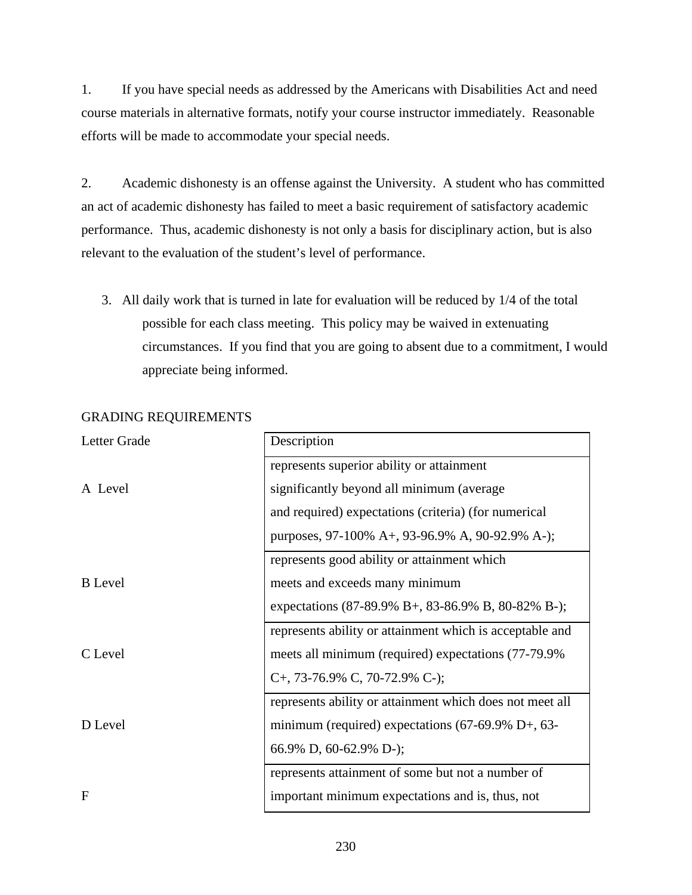1. If you have special needs as addressed by the Americans with Disabilities Act and need course materials in alternative formats, notify your course instructor immediately. Reasonable efforts will be made to accommodate your special needs.

2. Academic dishonesty is an offense against the University. A student who has committed an act of academic dishonesty has failed to meet a basic requirement of satisfactory academic performance. Thus, academic dishonesty is not only a basis for disciplinary action, but is also relevant to the evaluation of the student's level of performance.

3. All daily work that is turned in late for evaluation will be reduced by 1/4 of the total possible for each class meeting. This policy may be waived in extenuating circumstances. If you find that you are going to absent due to a commitment, I would appreciate being informed.

GRADING REQUIREMENTS

| Letter Grade | Description |
|---|---|
| A Level | represents superior ability or attainment significantly beyond all minimum (average and required) expectations (criteria) (for numerical purposes, 97-100% A+, 93-96.9% A, 90-92.9% A-); |
| B Level | represents good ability or attainment which meets and exceeds many minimum expectations (87-89.9% B+, 83-86.9% B, 80-82% B-); |
| C Level | represents ability or attainment which is acceptable and meets all minimum (required) expectations (77-79.9% C+, 73-76.9% C, 70-72.9% C-); |
| D Level | represents ability or attainment which does not meet all minimum (required) expectations (67-69.9% D+, 63-66.9% D, 60-62.9% D-); |
| F | represents attainment of some but not a number of important minimum expectations and is, thus, not |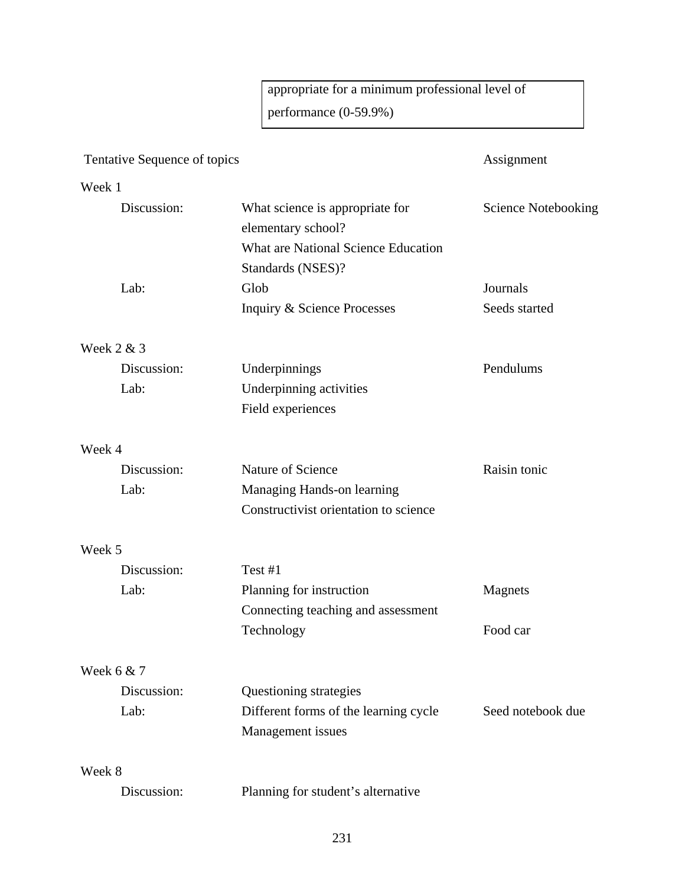| appropriate for a minimum professional level of performance (0-59.9%) |
|---|

| Tentative Sequence of topics | | Assignment |
|---|---|---|
| **Week 1** | | |
| Discussion: | What science is appropriate for elementary school? | Science Notebooking |
| | What are National Science Education Standards (NSES)? | |
| Lab: | Glob | Journals |
| | Inquiry & Science Processes | Seeds started |
| **Week 2 & 3** | | |
| Discussion: | Underpinnings | Pendulums |
| Lab: | Underpinning activities | |
| | Field experiences | |
| **Week 4** | | |
| Discussion: | Nature of Science | Raisin tonic |
| Lab: | Managing Hands-on learning | |
| | Constructivist orientation to science | |
| **Week 5** | | |
| Discussion: | Test #1 | |
| Lab: | Planning for instruction | Magnets |
| | Connecting teaching and assessment | |
| | Technology | Food car |
| **Week 6 & 7** | | |
| Discussion: | Questioning strategies | |
| Lab: | Different forms of the learning cycle | Seed notebook due |
| | Management issues | |
| **Week 8** | | |
| Discussion: | Planning for student's alternative | |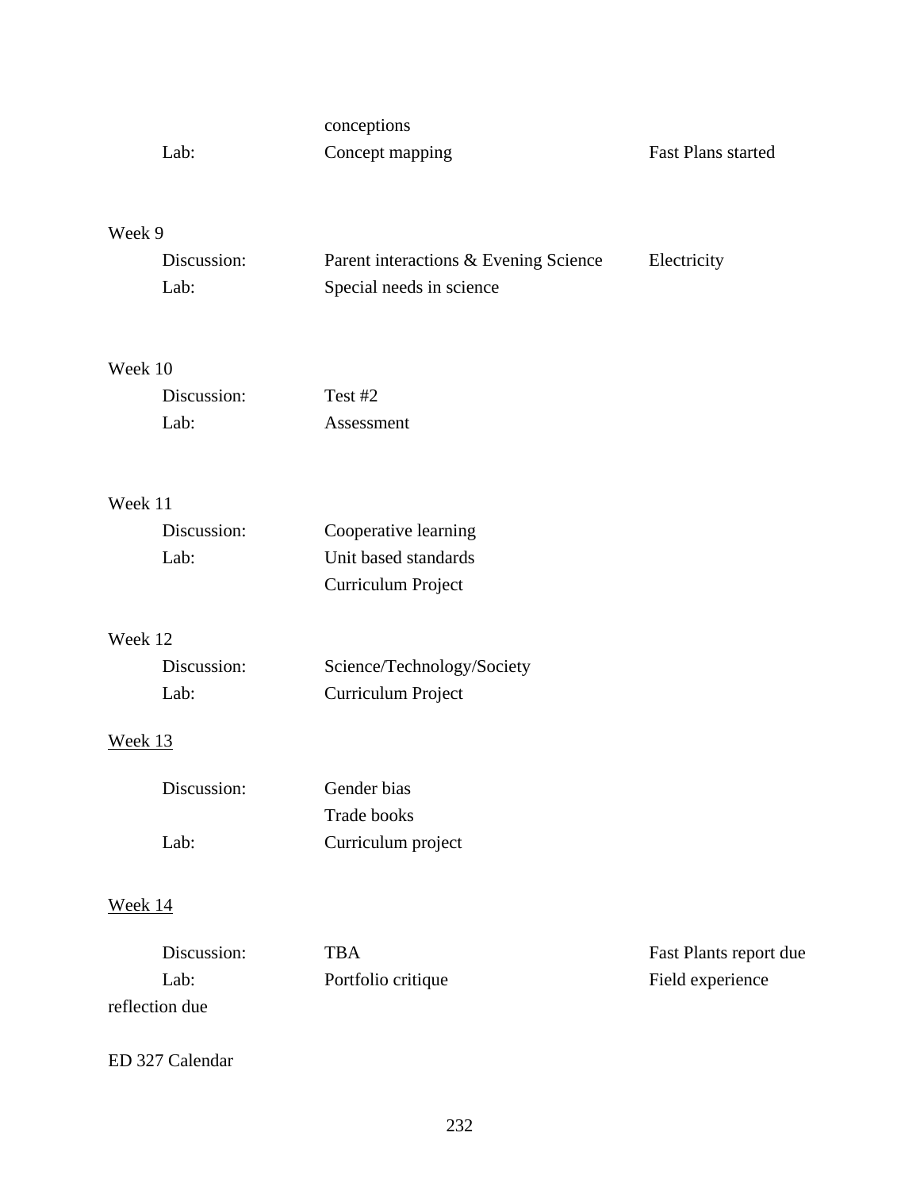conceptions

| | | | |
|---|---|---|---|
| | Lab: | Concept mapping | Fast Plans started |
| Week 9 | | | |
| | Discussion: | Parent interactions & Evening Science | Electricity |
| | Lab: | Special needs in science | |
| Week 10 | | | |
| | Discussion: | Test #2 | |
| | Lab: | Assessment | |
| Week 11 | | | |
| | Discussion: | Cooperative learning | |
| | Lab: | Unit based standards | |
| | | Curriculum Project | |
| Week 12 | | | |
| | Discussion: | Science/Technology/Society | |
| | Lab: | Curriculum Project | |
| Week 13 | | | |
| | Discussion: | Gender bias | |
| | | Trade books | |
| | Lab: | Curriculum project | |
| Week 14 | | | |
| | Discussion: | TBA | Fast Plants report due |
| | Lab: | Portfolio critique | Field experience reflection due |

ED 327 Calendar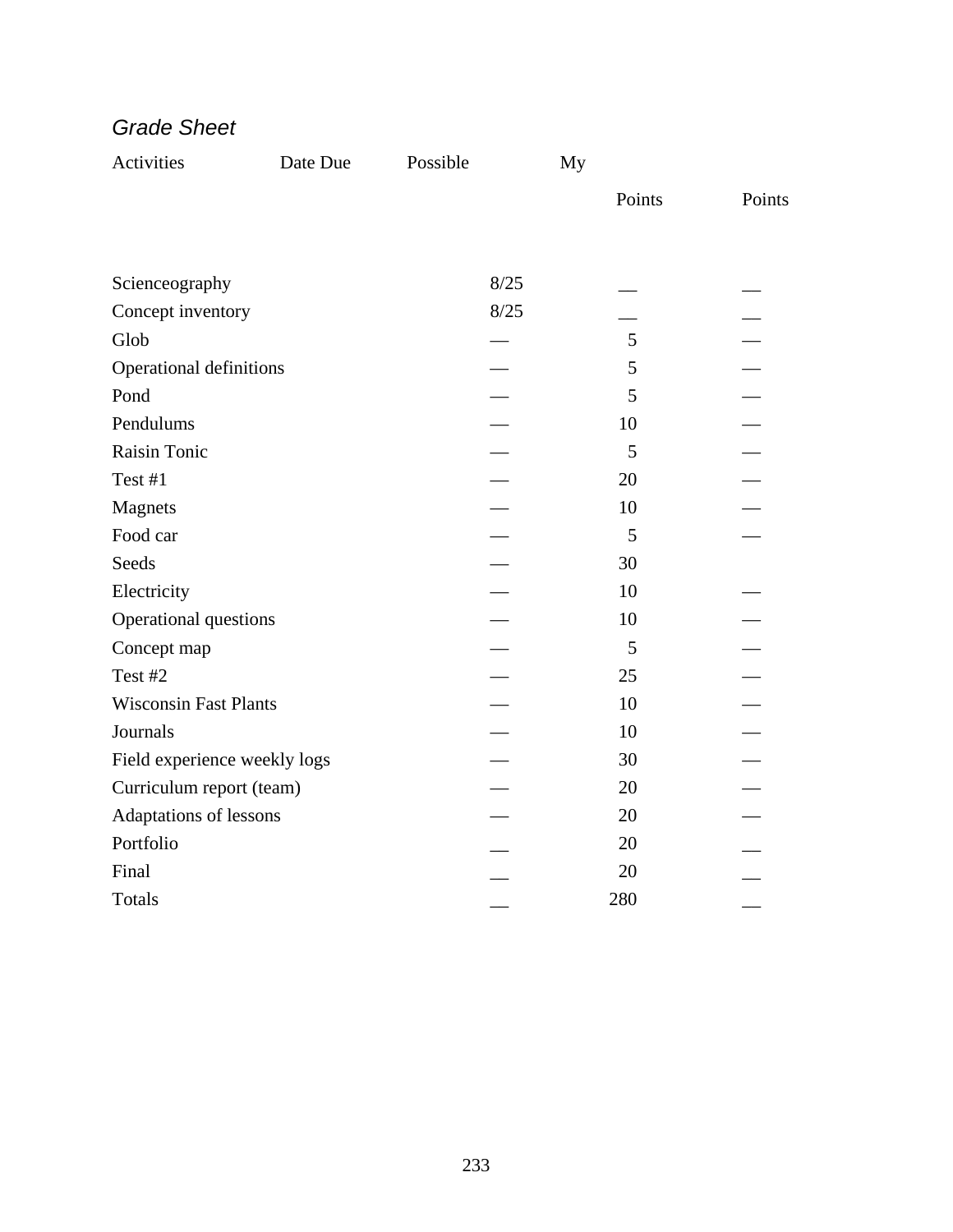*Grade Sheet*

| Activities | Date Due | Possible Points | My Points |
|---|---|---|---|
| Scienceography | 8/25 | __ | __ |
| Concept inventory | 8/25 | __ | __ |
| Glob | — | 5 | — |
| Operational definitions | — | 5 | — |
| Pond | — | 5 | — |
| Pendulums | — | 10 | — |
| Raisin Tonic | — | 5 | — |
| Test #1 | — | 20 | — |
| Magnets | — | 10 | — |
| Food car | — | 5 | — |
| Seeds | — | 30 | |
| Electricity | — | 10 | — |
| Operational questions | — | 10 | — |
| Concept map | — | 5 | — |
| Test #2 | — | 25 | — |
| Wisconsin Fast Plants | — | 10 | — |
| Journals | — | 10 | — |
| Field experience weekly logs | — | 30 | — |
| Curriculum report (team) | — | 20 | — |
| Adaptations of lessons | — | 20 | — |
| Portfolio | __ | 20 | __ |
| Final | __ | 20 | __ |
| Totals | __ | 280 | __ |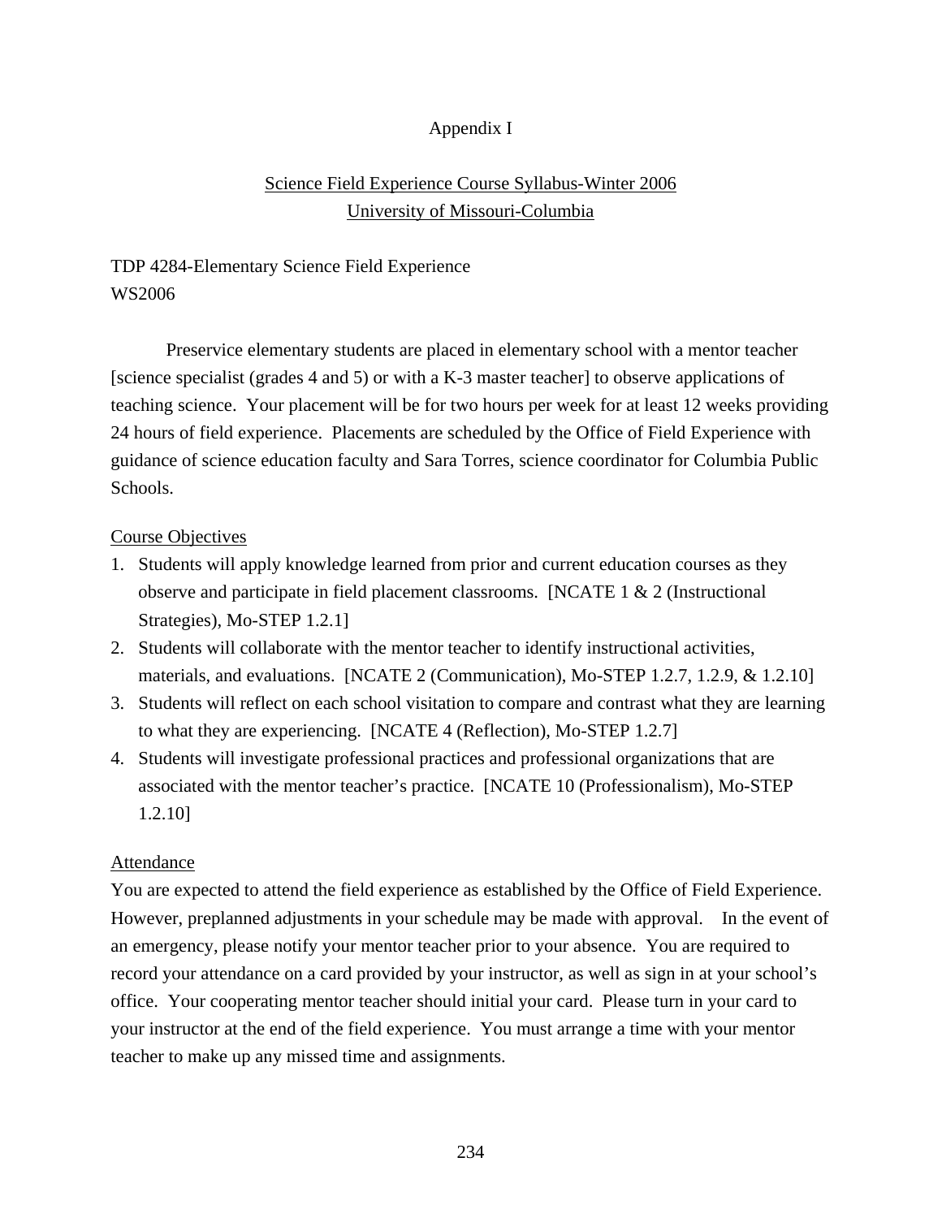# Appendix I

## Science Field Experience Course Syllabus-Winter 2006
## University of Missouri-Columbia

TDP 4284-Elementary Science Field Experience
WS2006

Preservice elementary students are placed in elementary school with a mentor teacher [science specialist (grades 4 and 5) or with a K-3 master teacher] to observe applications of teaching science. Your placement will be for two hours per week for at least 12 weeks providing 24 hours of field experience. Placements are scheduled by the Office of Field Experience with guidance of science education faculty and Sara Torres, science coordinator for Columbia Public Schools.

### Course Objectives

1. Students will apply knowledge learned from prior and current education courses as they observe and participate in field placement classrooms. [NCATE 1 & 2 (Instructional Strategies), Mo-STEP 1.2.1]
2. Students will collaborate with the mentor teacher to identify instructional activities, materials, and evaluations. [NCATE 2 (Communication), Mo-STEP 1.2.7, 1.2.9, & 1.2.10]
3. Students will reflect on each school visitation to compare and contrast what they are learning to what they are experiencing. [NCATE 4 (Reflection), Mo-STEP 1.2.7]
4. Students will investigate professional practices and professional organizations that are associated with the mentor teacher's practice. [NCATE 10 (Professionalism), Mo-STEP 1.2.10]

### Attendance

You are expected to attend the field experience as established by the Office of Field Experience. However, preplanned adjustments in your schedule may be made with approval. In the event of an emergency, please notify your mentor teacher prior to your absence. You are required to record your attendance on a card provided by your instructor, as well as sign in at your school's office. Your cooperating mentor teacher should initial your card. Please turn in your card to your instructor at the end of the field experience. You must arrange a time with your mentor teacher to make up any missed time and assignments.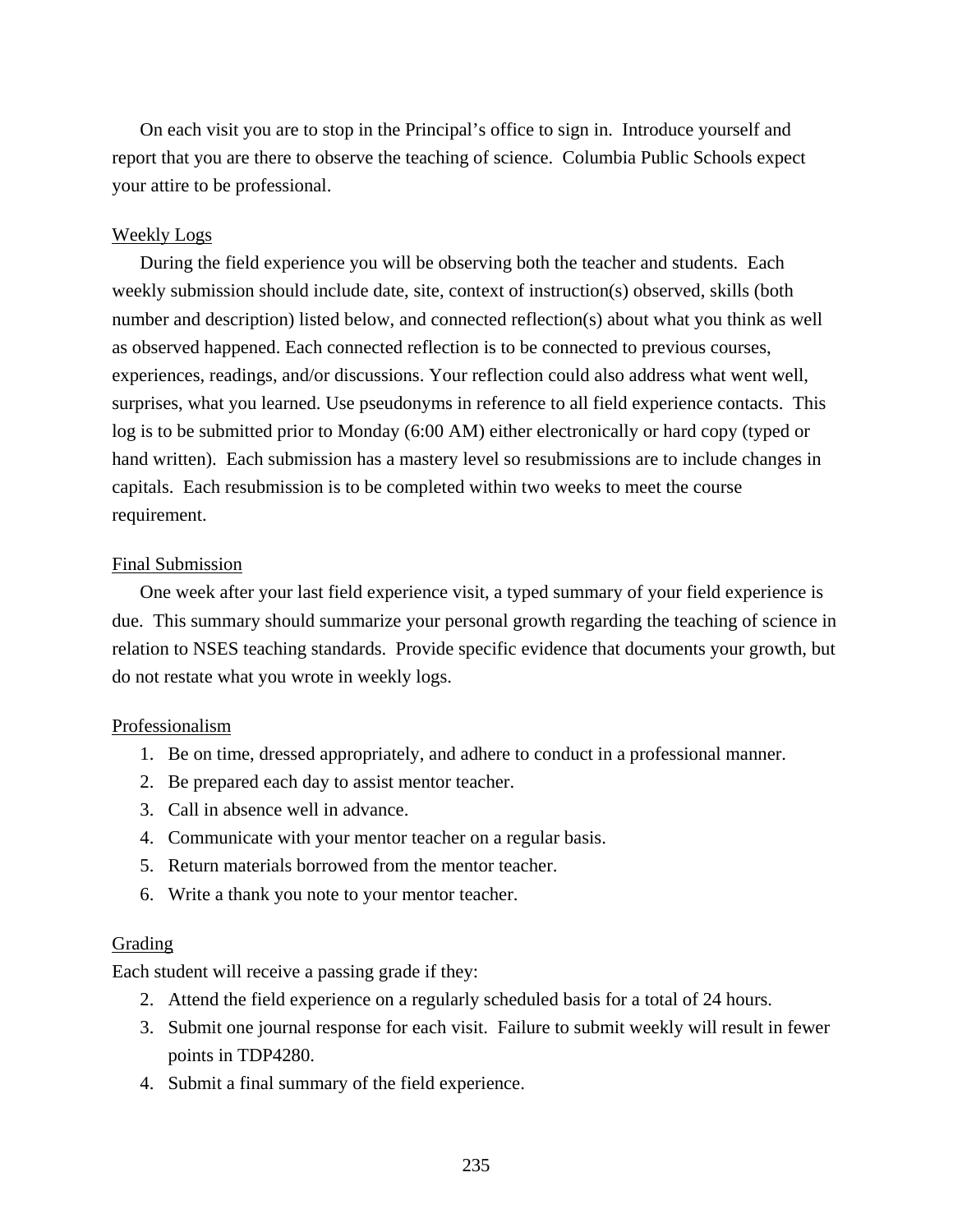On each visit you are to stop in the Principal's office to sign in. Introduce yourself and report that you are there to observe the teaching of science. Columbia Public Schools expect your attire to be professional.

<u>Weekly Logs</u>

During the field experience you will be observing both the teacher and students. Each weekly submission should include date, site, context of instruction(s) observed, skills (both number and description) listed below, and connected reflection(s) about what you think as well as observed happened. Each connected reflection is to be connected to previous courses, experiences, readings, and/or discussions. Your reflection could also address what went well, surprises, what you learned. Use pseudonyms in reference to all field experience contacts. This log is to be submitted prior to Monday (6:00 AM) either electronically or hard copy (typed or hand written). Each submission has a mastery level so resubmissions are to include changes in capitals. Each resubmission is to be completed within two weeks to meet the course requirement.

<u>Final Submission</u>

One week after your last field experience visit, a typed summary of your field experience is due. This summary should summarize your personal growth regarding the teaching of science in relation to NSES teaching standards. Provide specific evidence that documents your growth, but do not restate what you wrote in weekly logs.

<u>Professionalism</u>

1. Be on time, dressed appropriately, and adhere to conduct in a professional manner.
2. Be prepared each day to assist mentor teacher.
3. Call in absence well in advance.
4. Communicate with your mentor teacher on a regular basis.
5. Return materials borrowed from the mentor teacher.
6. Write a thank you note to your mentor teacher.

<u>Grading</u>

Each student will receive a passing grade if they:

2. Attend the field experience on a regularly scheduled basis for a total of 24 hours.
3. Submit one journal response for each visit. Failure to submit weekly will result in fewer points in TDP4280.
4. Submit a final summary of the field experience.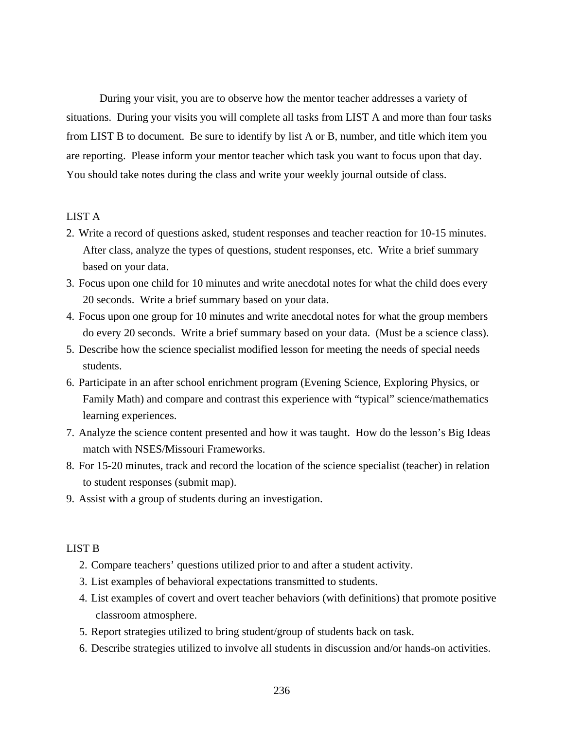During your visit, you are to observe how the mentor teacher addresses a variety of situations. During your visits you will complete all tasks from LIST A and more than four tasks from LIST B to document. Be sure to identify by list A or B, number, and title which item you are reporting. Please inform your mentor teacher which task you want to focus upon that day. You should take notes during the class and write your weekly journal outside of class.

LIST A

2. Write a record of questions asked, student responses and teacher reaction for 10-15 minutes. After class, analyze the types of questions, student responses, etc. Write a brief summary based on your data.
3. Focus upon one child for 10 minutes and write anecdotal notes for what the child does every 20 seconds. Write a brief summary based on your data.
4. Focus upon one group for 10 minutes and write anecdotal notes for what the group members do every 20 seconds. Write a brief summary based on your data. (Must be a science class).
5. Describe how the science specialist modified lesson for meeting the needs of special needs students.
6. Participate in an after school enrichment program (Evening Science, Exploring Physics, or Family Math) and compare and contrast this experience with "typical" science/mathematics learning experiences.
7. Analyze the science content presented and how it was taught. How do the lesson's Big Ideas match with NSES/Missouri Frameworks.
8. For 15-20 minutes, track and record the location of the science specialist (teacher) in relation to student responses (submit map).
9. Assist with a group of students during an investigation.

LIST B

2. Compare teachers' questions utilized prior to and after a student activity.
3. List examples of behavioral expectations transmitted to students.
4. List examples of covert and overt teacher behaviors (with definitions) that promote positive classroom atmosphere.
5. Report strategies utilized to bring student/group of students back on task.
6. Describe strategies utilized to involve all students in discussion and/or hands-on activities.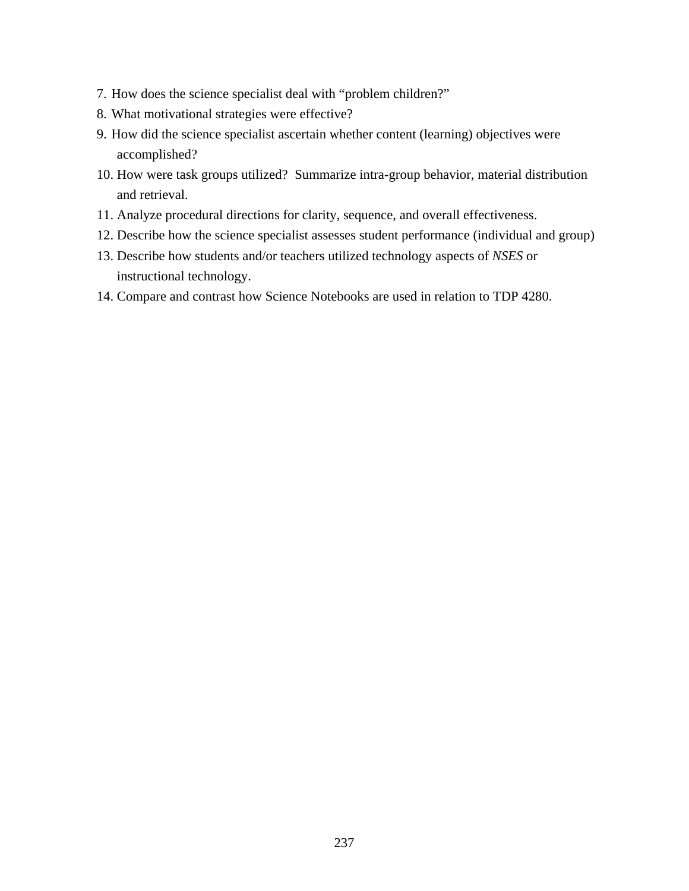7. How does the science specialist deal with "problem children?"
8. What motivational strategies were effective?
9. How did the science specialist ascertain whether content (learning) objectives were accomplished?
10. How were task groups utilized?  Summarize intra-group behavior, material distribution and retrieval.
11. Analyze procedural directions for clarity, sequence, and overall effectiveness.
12. Describe how the science specialist assesses student performance (individual and group)
13. Describe how students and/or teachers utilized technology aspects of *NSES* or instructional technology.
14. Compare and contrast how Science Notebooks are used in relation to TDP 4280.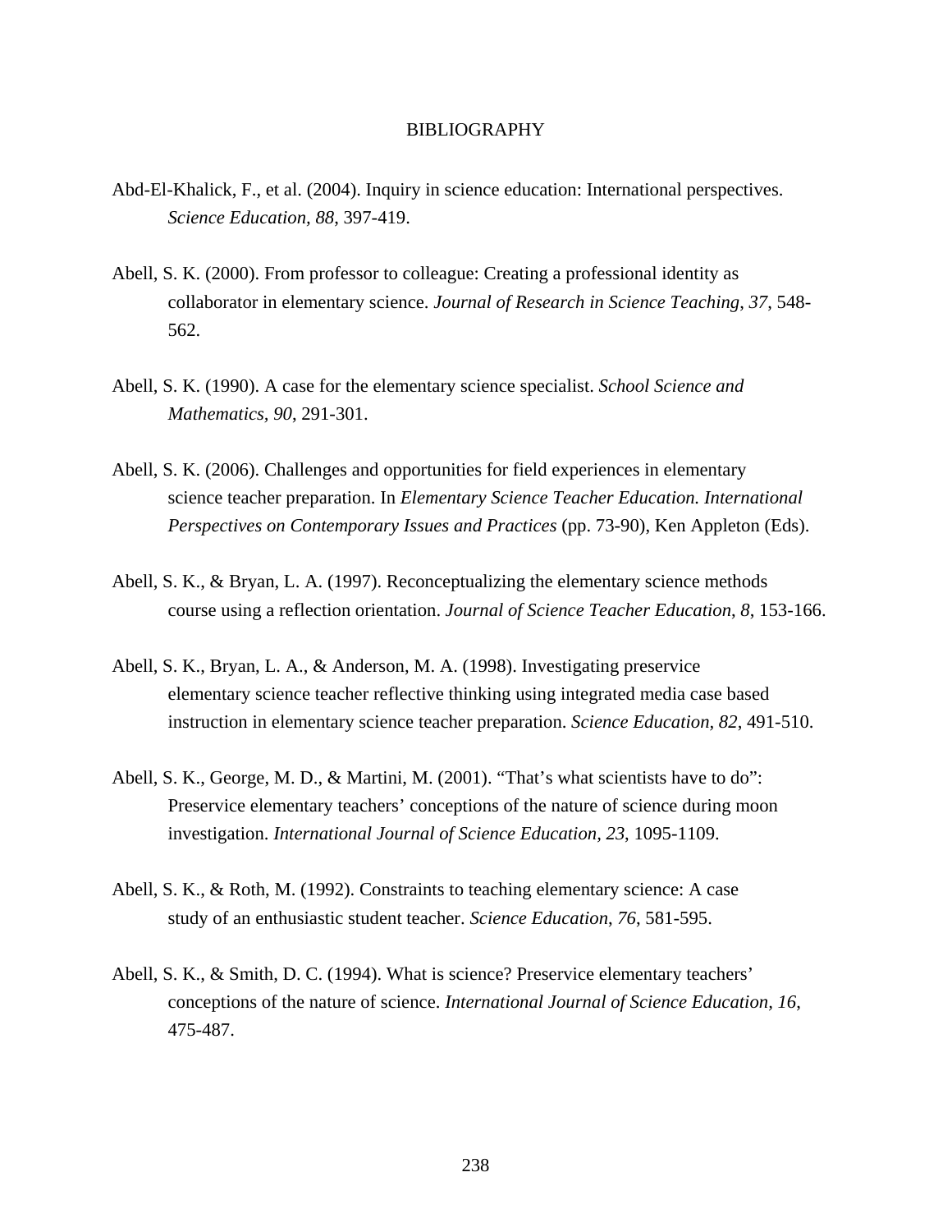# BIBLIOGRAPHY

Abd-El-Khalick, F., et al. (2004). Inquiry in science education: International perspectives. *Science Education, 88*, 397-419.

Abell, S. K. (2000). From professor to colleague: Creating a professional identity as collaborator in elementary science. *Journal of Research in Science Teaching, 37*, 548-562.

Abell, S. K. (1990). A case for the elementary science specialist. *School Science and Mathematics, 90*, 291-301.

Abell, S. K. (2006). Challenges and opportunities for field experiences in elementary science teacher preparation. In *Elementary Science Teacher Education. International Perspectives on Contemporary Issues and Practices* (pp. 73-90), Ken Appleton (Eds).

Abell, S. K., & Bryan, L. A. (1997). Reconceptualizing the elementary science methods course using a reflection orientation. *Journal of Science Teacher Education*, *8*, 153-166.

Abell, S. K., Bryan, L. A., & Anderson, M. A. (1998). Investigating preservice elementary science teacher reflective thinking using integrated media case based instruction in elementary science teacher preparation. *Science Education, 82*, 491-510.

Abell, S. K., George, M. D., & Martini, M. (2001). "That's what scientists have to do": Preservice elementary teachers' conceptions of the nature of science during moon investigation. *International Journal of Science Education, 23*, 1095-1109.

Abell, S. K., & Roth, M. (1992). Constraints to teaching elementary science: A case study of an enthusiastic student teacher. *Science Education*, *76*, 581-595.

Abell, S. K., & Smith, D. C. (1994). What is science? Preservice elementary teachers' conceptions of the nature of science. *International Journal of Science Education, 16*, 475-487.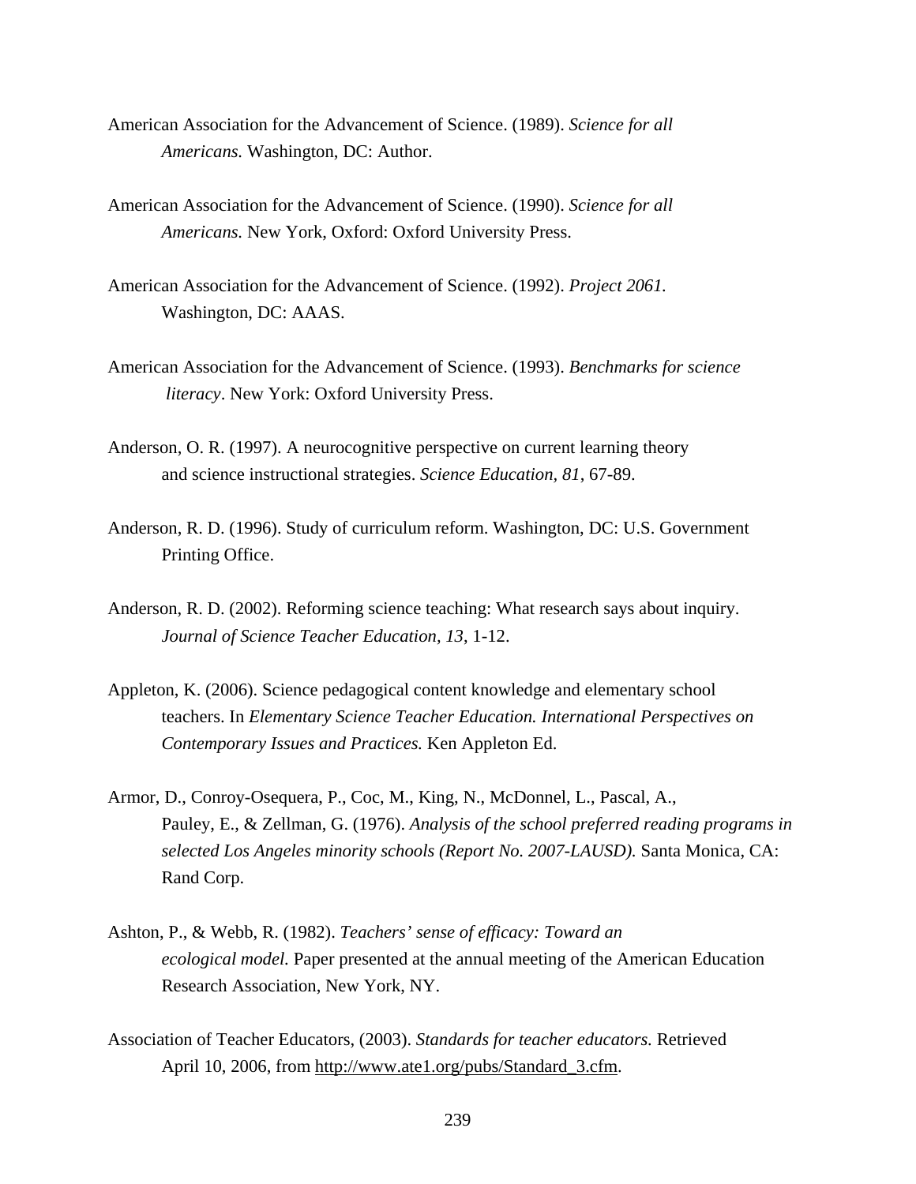American Association for the Advancement of Science. (1989). *Science for all Americans.* Washington, DC: Author.

American Association for the Advancement of Science. (1990). *Science for all Americans.* New York, Oxford: Oxford University Press.

American Association for the Advancement of Science. (1992). *Project 2061.* Washington, DC: AAAS.

American Association for the Advancement of Science. (1993). *Benchmarks for science literacy*. New York: Oxford University Press.

Anderson, O. R. (1997). A neurocognitive perspective on current learning theory and science instructional strategies. *Science Education, 81*, 67-89.

Anderson, R. D. (1996). Study of curriculum reform. Washington, DC: U.S. Government Printing Office.

Anderson, R. D. (2002). Reforming science teaching: What research says about inquiry. *Journal of Science Teacher Education, 13*, 1-12.

Appleton, K. (2006). Science pedagogical content knowledge and elementary school teachers. In *Elementary Science Teacher Education. International Perspectives on Contemporary Issues and Practices.* Ken Appleton Ed.

Armor, D., Conroy-Osequera, P., Coc, M., King, N., McDonnel, L., Pascal, A., Pauley, E., & Zellman, G. (1976). *Analysis of the school preferred reading programs in selected Los Angeles minority schools (Report No. 2007-LAUSD).* Santa Monica, CA: Rand Corp.

Ashton, P., & Webb, R. (1982). *Teachers' sense of efficacy: Toward an ecological model.* Paper presented at the annual meeting of the American Education Research Association, New York, NY.

Association of Teacher Educators, (2003). *Standards for teacher educators.* Retrieved April 10, 2006, from http://www.ate1.org/pubs/Standard_3.cfm.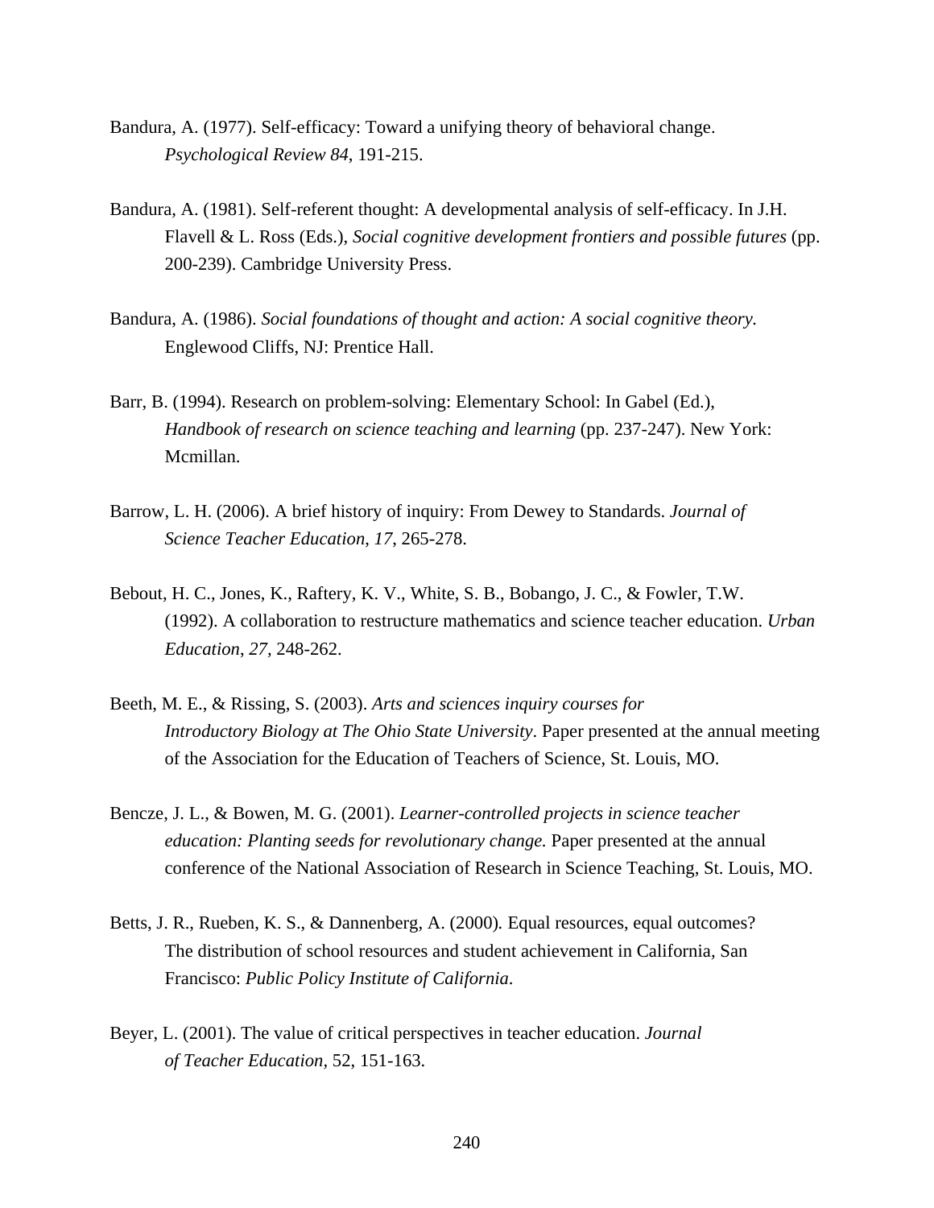Bandura, A. (1977). Self-efficacy: Toward a unifying theory of behavioral change. *Psychological Review 84*, 191-215.

Bandura, A. (1981). Self-referent thought: A developmental analysis of self-efficacy. In J.H. Flavell & L. Ross (Eds.), *Social cognitive development frontiers and possible futures* (pp. 200-239). Cambridge University Press.

Bandura, A. (1986). *Social foundations of thought and action: A social cognitive theory.* Englewood Cliffs, NJ: Prentice Hall.

Barr, B. (1994). Research on problem-solving: Elementary School: In Gabel (Ed.), *Handbook of research on science teaching and learning* (pp. 237-247). New York: Mcmillan.

Barrow, L. H. (2006). A brief history of inquiry: From Dewey to Standards. *Journal of Science Teacher Education*, *17*, 265-278.

Bebout, H. C., Jones, K., Raftery, K. V., White, S. B., Bobango, J. C., & Fowler, T.W. (1992). A collaboration to restructure mathematics and science teacher education. *Urban Education*, *27,* 248-262.

Beeth, M. E., & Rissing, S. (2003). *Arts and sciences inquiry courses for Introductory Biology at The Ohio State University*. Paper presented at the annual meeting of the Association for the Education of Teachers of Science, St. Louis, MO.

Bencze, J. L., & Bowen, M. G. (2001). *Learner-controlled projects in science teacher education: Planting seeds for revolutionary change.* Paper presented at the annual conference of the National Association of Research in Science Teaching, St. Louis, MO.

Betts, J. R., Rueben, K. S., & Dannenberg, A. (2000). Equal resources, equal outcomes? The distribution of school resources and student achievement in California, San Francisco: *Public Policy Institute of California*.

Beyer, L. (2001). The value of critical perspectives in teacher education. *Journal of Teacher Education,* 52, 151-163.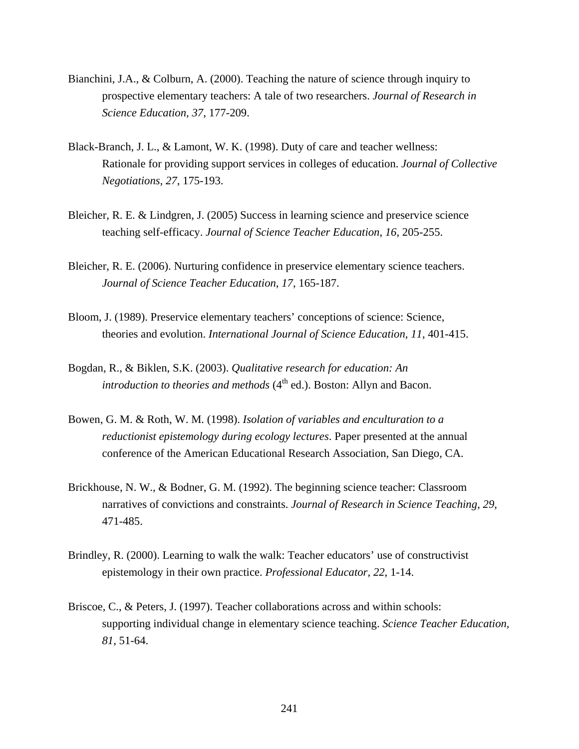Bianchini, J.A., & Colburn, A. (2000). Teaching the nature of science through inquiry to prospective elementary teachers: A tale of two researchers. *Journal of Research in Science Education, 37*, 177-209.

Black-Branch, J. L., & Lamont, W. K. (1998). Duty of care and teacher wellness: Rationale for providing support services in colleges of education. *Journal of Collective Negotiations, 27*, 175-193.

Bleicher, R. E. & Lindgren, J. (2005) Success in learning science and preservice science teaching self-efficacy. *Journal of Science Teacher Education*, *16,* 205-255.

Bleicher, R. E. (2006). Nurturing confidence in preservice elementary science teachers. *Journal of Science Teacher Education, 17*, 165-187.

Bloom, J. (1989). Preservice elementary teachers' conceptions of science: Science, theories and evolution. *International Journal of Science Education, 11*, 401-415.

Bogdan, R., & Biklen, S.K. (2003). *Qualitative research for education: An introduction to theories and methods* (4th ed.). Boston: Allyn and Bacon.

Bowen, G. M. & Roth, W. M. (1998). *Isolation of variables and enculturation to a reductionist epistemology during ecology lectures*. Paper presented at the annual conference of the American Educational Research Association, San Diego, CA.

Brickhouse, N. W., & Bodner, G. M. (1992). The beginning science teacher: Classroom narratives of convictions and constraints. *Journal of Research in Science Teaching*, *29*, 471-485.

Brindley, R. (2000). Learning to walk the walk: Teacher educators' use of constructivist epistemology in their own practice. *Professional Educator, 22*, 1-14.

Briscoe, C., & Peters, J. (1997). Teacher collaborations across and within schools: supporting individual change in elementary science teaching. *Science Teacher Education, 81*, 51-64.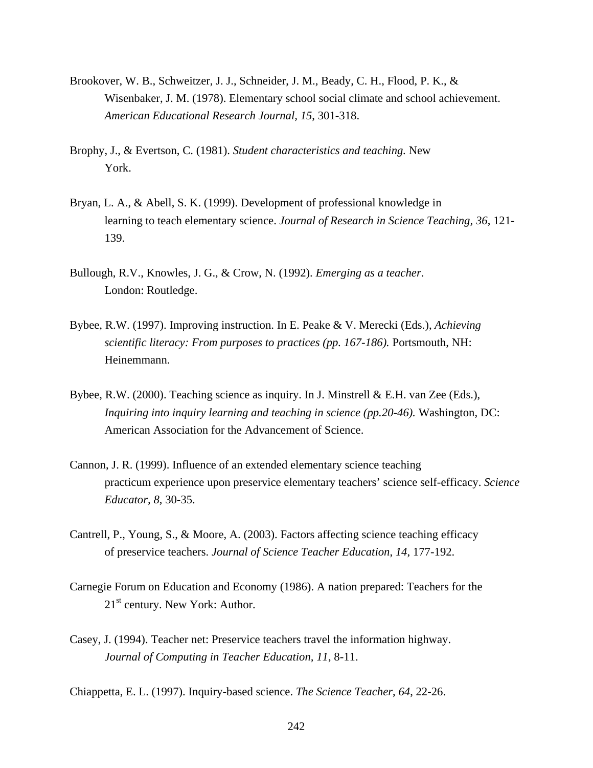Brookover, W. B., Schweitzer, J. J., Schneider, J. M., Beady, C. H., Flood, P. K., & Wisenbaker, J. M. (1978). Elementary school social climate and school achievement. *American Educational Research Journal, 15*, 301-318.

Brophy, J., & Evertson, C. (1981). *Student characteristics and teaching.* New York.

Bryan, L. A., & Abell, S. K. (1999). Development of professional knowledge in learning to teach elementary science. *Journal of Research in Science Teaching, 36*, 121-139.

Bullough, R.V., Knowles, J. G., & Crow, N. (1992). *Emerging as a teacher*. London: Routledge.

Bybee, R.W. (1997). Improving instruction. In E. Peake & V. Merecki (Eds.), *Achieving scientific literacy: From purposes to practices (pp. 167-186).* Portsmouth, NH: Heinemmann.

Bybee, R.W. (2000). Teaching science as inquiry. In J. Minstrell & E.H. van Zee (Eds.), *Inquiring into inquiry learning and teaching in science (pp.20-46).* Washington, DC: American Association for the Advancement of Science.

Cannon, J. R. (1999). Influence of an extended elementary science teaching practicum experience upon preservice elementary teachers' science self-efficacy. *Science Educator, 8*, 30-35.

Cantrell, P., Young, S., & Moore, A. (2003). Factors affecting science teaching efficacy of preservice teachers. *Journal of Science Teacher Education*, *14*, 177-192.

Carnegie Forum on Education and Economy (1986). A nation prepared: Teachers for the 21st century. New York: Author.

Casey, J. (1994). Teacher net: Preservice teachers travel the information highway. *Journal of Computing in Teacher Education, 11*, 8-11.

Chiappetta, E. L. (1997). Inquiry-based science. *The Science Teacher, 64*, 22-26.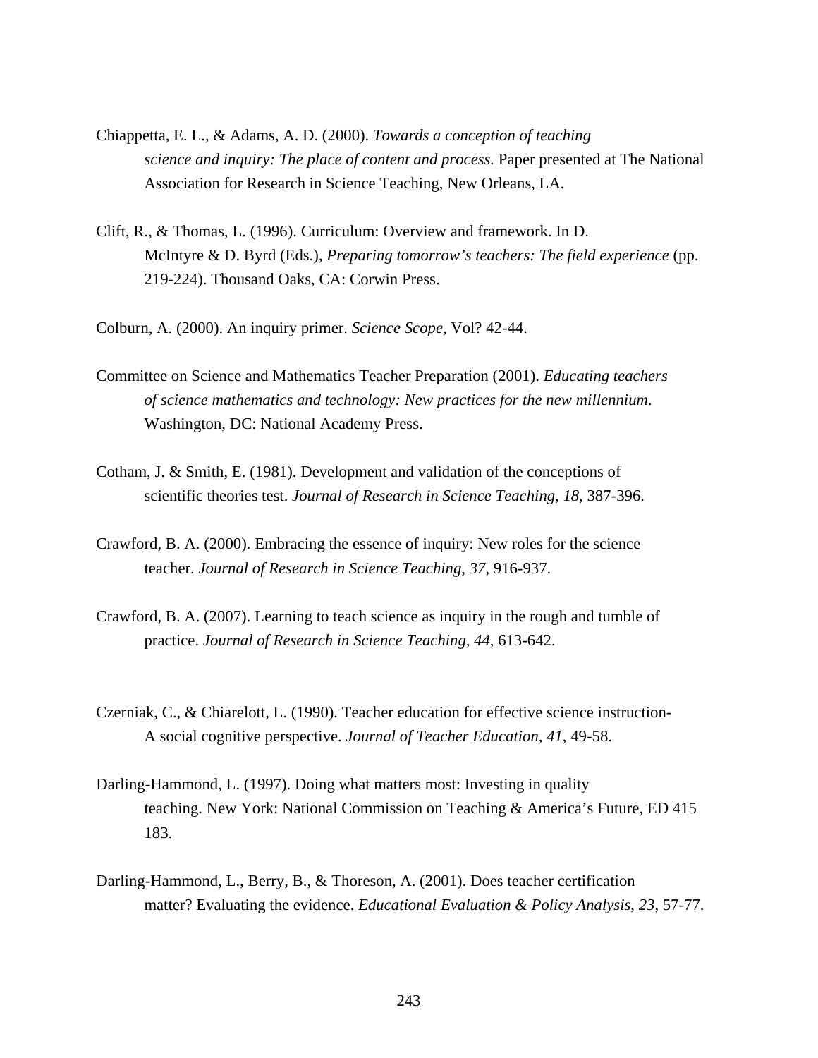Chiappetta, E. L., & Adams, A. D. (2000). *Towards a conception of teaching science and inquiry: The place of content and process.* Paper presented at The National Association for Research in Science Teaching, New Orleans, LA.

Clift, R., & Thomas, L. (1996). Curriculum: Overview and framework. In D. McIntyre & D. Byrd (Eds.), *Preparing tomorrow's teachers: The field experience* (pp. 219-224). Thousand Oaks, CA: Corwin Press.

Colburn, A. (2000). An inquiry primer. *Science Scope*, Vol? 42-44.

Committee on Science and Mathematics Teacher Preparation (2001). *Educating teachers of science mathematics and technology: New practices for the new millennium*. Washington, DC: National Academy Press.

Cotham, J. & Smith, E. (1981). Development and validation of the conceptions of scientific theories test. *Journal of Research in Science Teaching, 18*, 387-396.

Crawford, B. A. (2000). Embracing the essence of inquiry: New roles for the science teacher. *Journal of Research in Science Teaching, 37*, 916-937.

Crawford, B. A. (2007). Learning to teach science as inquiry in the rough and tumble of practice. *Journal of Research in Science Teaching, 44*, 613-642.

Czerniak, C., & Chiarelott, L. (1990). Teacher education for effective science instruction-A social cognitive perspective. *Journal of Teacher Education, 41*, 49-58.

Darling-Hammond, L. (1997). Doing what matters most: Investing in quality teaching. New York: National Commission on Teaching & America's Future, ED 415 183.

Darling-Hammond, L., Berry, B., & Thoreson, A. (2001). Does teacher certification matter? Evaluating the evidence. *Educational Evaluation & Policy Analysis, 23*, 57-77.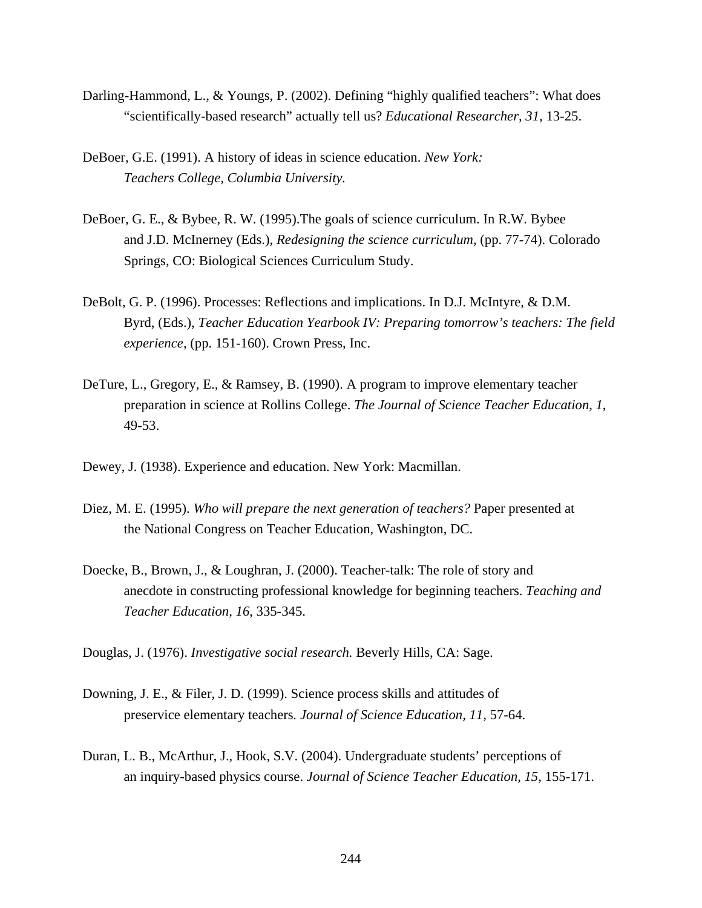Darling-Hammond, L., & Youngs, P. (2002). Defining "highly qualified teachers": What does "scientifically-based research" actually tell us? *Educational Researcher, 31,* 13-25.

DeBoer, G.E. (1991). A history of ideas in science education. *New York: Teachers College, Columbia University.*

DeBoer, G. E., & Bybee, R. W. (1995).The goals of science curriculum. In R.W. Bybee and J.D. McInerney (Eds.), *Redesigning the science curriculum,* (pp. 77-74). Colorado Springs, CO: Biological Sciences Curriculum Study.

DeBolt, G. P. (1996). Processes: Reflections and implications. In D.J. McIntyre, & D.M. Byrd, (Eds.), *Teacher Education Yearbook IV: Preparing tomorrow's teachers: The field experience*, (pp. 151-160). Crown Press, Inc.

DeTure, L., Gregory, E., & Ramsey, B. (1990). A program to improve elementary teacher preparation in science at Rollins College. *The Journal of Science Teacher Education, 1*, 49-53.

Dewey, J. (1938). Experience and education. New York: Macmillan.

Diez, M. E. (1995). *Who will prepare the next generation of teachers?* Paper presented at the National Congress on Teacher Education, Washington, DC.

Doecke, B., Brown, J., & Loughran, J. (2000). Teacher-talk: The role of story and anecdote in constructing professional knowledge for beginning teachers. *Teaching and Teacher Education, 16*, 335-345.

Douglas, J. (1976). *Investigative social research.* Beverly Hills, CA: Sage.

Downing, J. E., & Filer, J. D. (1999). Science process skills and attitudes of preservice elementary teachers. *Journal of Science Education, 11*, 57-64.

Duran, L. B., McArthur, J., Hook, S.V. (2004). Undergraduate students' perceptions of an inquiry-based physics course. *Journal of Science Teacher Education, 15*, 155-171.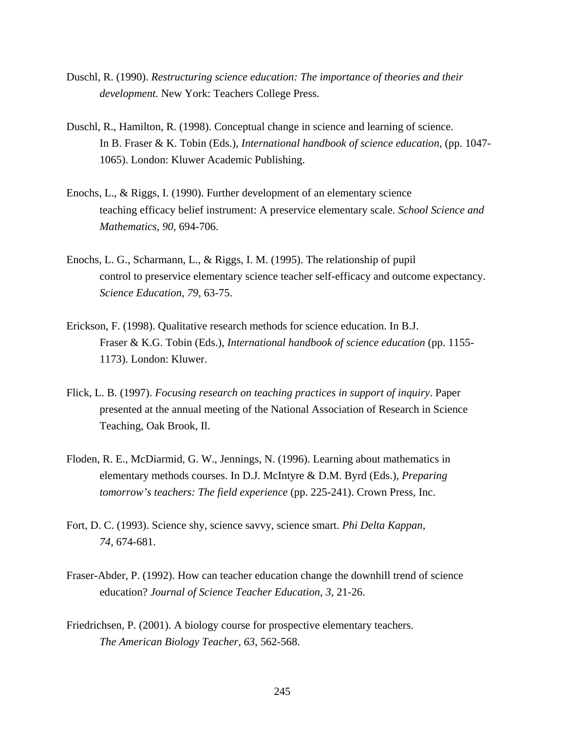Duschl, R. (1990). *Restructuring science education: The importance of theories and their development.* New York: Teachers College Press.

Duschl, R., Hamilton, R. (1998). Conceptual change in science and learning of science. In B. Fraser & K. Tobin (Eds.), *International handbook of science education*, (pp. 1047-1065). London: Kluwer Academic Publishing.

Enochs, L., & Riggs, I. (1990). Further development of an elementary science teaching efficacy belief instrument: A preservice elementary scale. *School Science and Mathematics*, *90*, 694-706.

Enochs, L. G., Scharmann, L., & Riggs, I. M. (1995). The relationship of pupil control to preservice elementary science teacher self-efficacy and outcome expectancy. *Science Education, 79*, 63-75.

Erickson, F. (1998). Qualitative research methods for science education. In B.J. Fraser & K.G. Tobin (Eds.), *International handbook of science education* (pp. 1155-1173). London: Kluwer.

Flick, L. B. (1997). *Focusing research on teaching practices in support of inquiry*. Paper presented at the annual meeting of the National Association of Research in Science Teaching, Oak Brook, Il.

Floden, R. E., McDiarmid, G. W., Jennings, N. (1996). Learning about mathematics in elementary methods courses. In D.J. McIntyre & D.M. Byrd (Eds.), *Preparing tomorrow's teachers: The field experience* (pp. 225-241). Crown Press, Inc.

Fort, D. C. (1993). Science shy, science savvy, science smart. *Phi Delta Kappan, 74*, 674-681.

Fraser-Abder, P. (1992). How can teacher education change the downhill trend of science education? *Journal of Science Teacher Education*, *3*, 21-26.

Friedrichsen, P. (2001). A biology course for prospective elementary teachers. *The American Biology Teacher*, *63*, 562-568.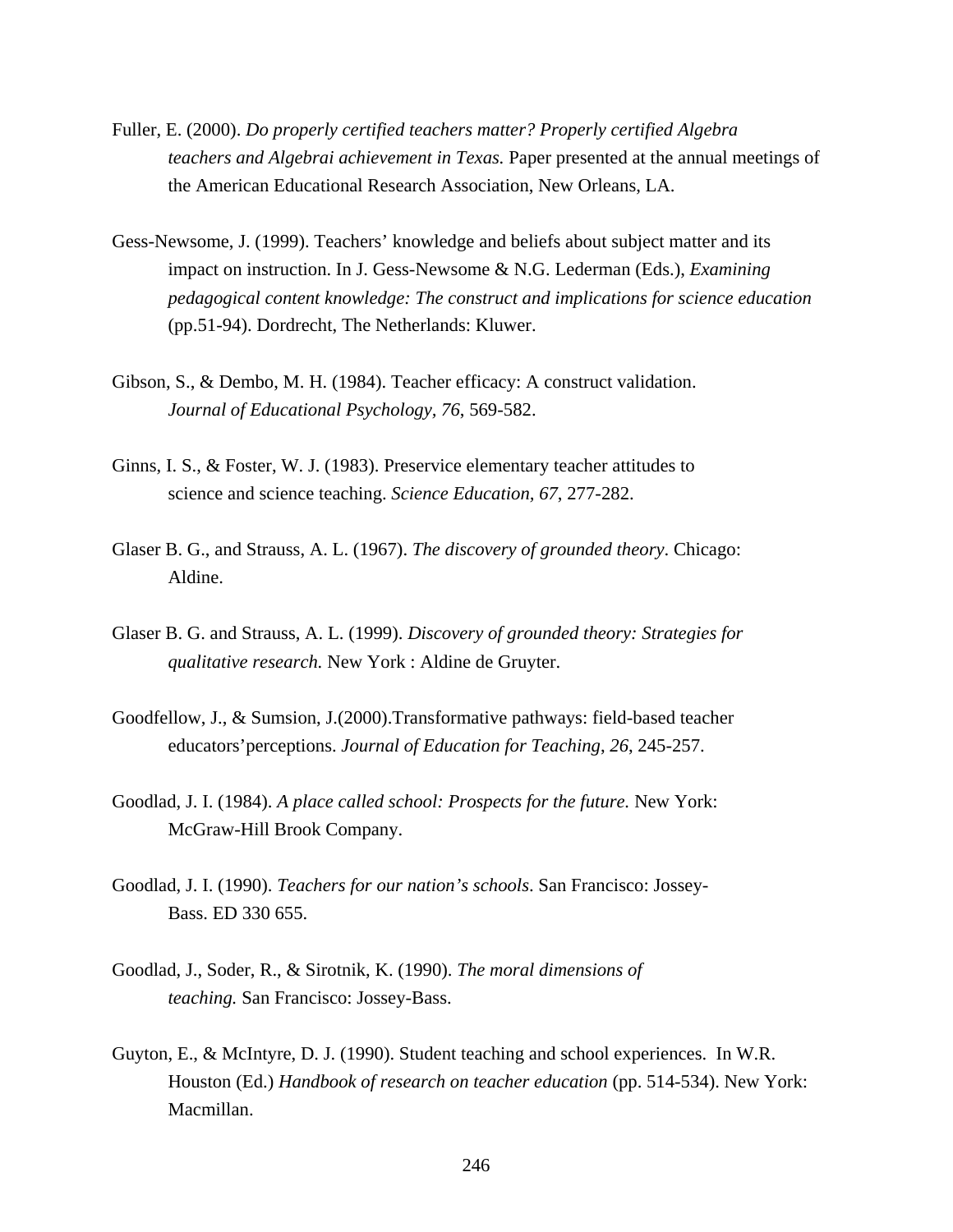Fuller, E. (2000). *Do properly certified teachers matter? Properly certified Algebra teachers and Algebrai achievement in Texas.* Paper presented at the annual meetings of the American Educational Research Association, New Orleans, LA.

Gess-Newsome, J. (1999). Teachers' knowledge and beliefs about subject matter and its impact on instruction. In J. Gess-Newsome & N.G. Lederman (Eds.), *Examining pedagogical content knowledge: The construct and implications for science education* (pp.51-94). Dordrecht, The Netherlands: Kluwer.

Gibson, S., & Dembo, M. H. (1984). Teacher efficacy: A construct validation. *Journal of Educational Psychology, 76*, 569-582.

Ginns, I. S., & Foster, W. J. (1983). Preservice elementary teacher attitudes to science and science teaching. *Science Education, 67*, 277-282.

Glaser B. G., and Strauss, A. L. (1967). *The discovery of grounded theory*. Chicago: Aldine.

Glaser B. G. and Strauss, A. L. (1999). *Discovery of grounded theory: Strategies for qualitative research.* New York : Aldine de Gruyter.

Goodfellow, J., & Sumsion, J.(2000).Transformative pathways: field-based teacher educators'perceptions. *Journal of Education for Teaching*, *26*, 245-257.

Goodlad, J. I. (1984). *A place called school: Prospects for the future.* New York: McGraw-Hill Brook Company.

Goodlad, J. I. (1990). *Teachers for our nation's schools*. San Francisco: Jossey-Bass. ED 330 655.

Goodlad, J., Soder, R., & Sirotnik, K. (1990). *The moral dimensions of teaching.* San Francisco: Jossey-Bass.

Guyton, E., & McIntyre, D. J. (1990). Student teaching and school experiences. In W.R. Houston (Ed.) *Handbook of research on teacher education* (pp. 514-534). New York: Macmillan.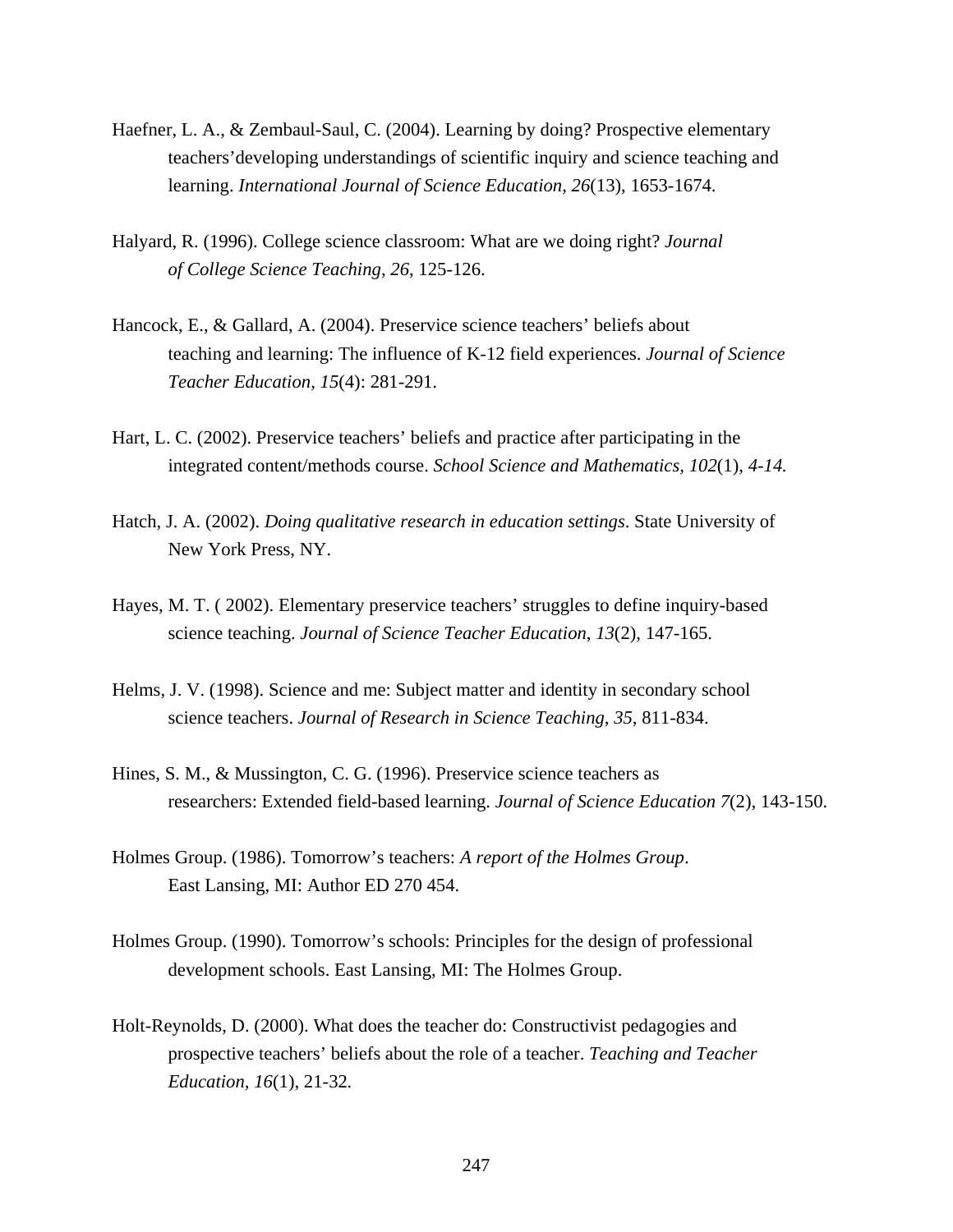Haefner, L. A., & Zembaul-Saul, C. (2004). Learning by doing? Prospective elementary teachers'developing understandings of scientific inquiry and science teaching and learning. *International Journal of Science Education, 26*(13), 1653-1674.

Halyard, R. (1996). College science classroom: What are we doing right? *Journal of College Science Teaching, 26*, 125-126.

Hancock, E., & Gallard, A. (2004). Preservice science teachers' beliefs about teaching and learning: The influence of K-12 field experiences. *Journal of Science Teacher Education, 15*(4): 281-291.

Hart, L. C. (2002). Preservice teachers' beliefs and practice after participating in the integrated content/methods course. *School Science and Mathematics, 102*(1), *4-14.*

Hatch, J. A. (2002). *Doing qualitative research in education settings*. State University of New York Press, NY.

Hayes, M. T. ( 2002). Elementary preservice teachers' struggles to define inquiry-based science teaching. *Journal of Science Teacher Education*, *13*(2), 147-165.

Helms, J. V. (1998). Science and me: Subject matter and identity in secondary school science teachers. *Journal of Research in Science Teaching*, *35*, 811-834.

Hines, S. M., & Mussington, C. G. (1996). Preservice science teachers as researchers: Extended field-based learning. *Journal of Science Education 7*(2), 143-150.

Holmes Group. (1986). Tomorrow's teachers: *A report of the Holmes Group*. East Lansing, MI: Author ED 270 454.

Holmes Group. (1990). Tomorrow's schools: Principles for the design of professional development schools. East Lansing, MI: The Holmes Group.

Holt-Reynolds, D. (2000). What does the teacher do: Constructivist pedagogies and prospective teachers' beliefs about the role of a teacher. *Teaching and Teacher Education, 16*(1), 21-32.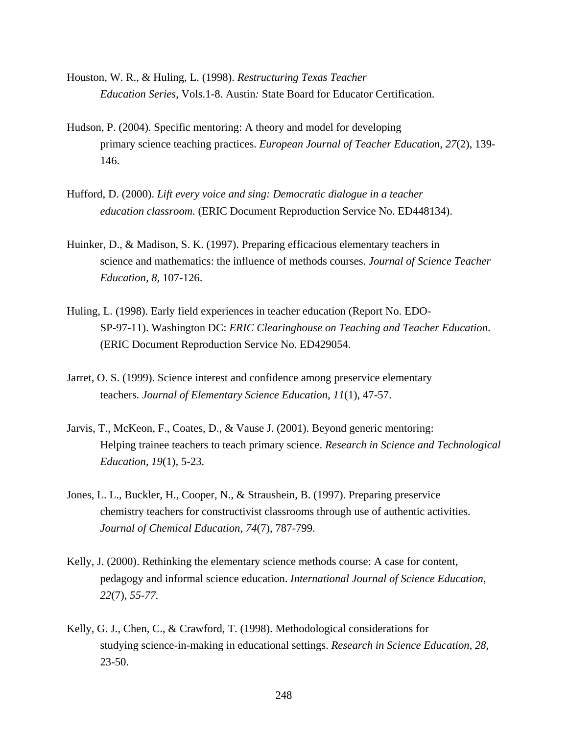Houston, W. R., & Huling, L. (1998). *Restructuring Texas Teacher Education Series*, Vols.1-8. Austin*:* State Board for Educator Certification.

Hudson, P. (2004). Specific mentoring: A theory and model for developing primary science teaching practices. *European Journal of Teacher Education, 27*(2), 139-146.

Hufford, D. (2000). *Lift every voice and sing: Democratic dialogue in a teacher education classroom.* (ERIC Document Reproduction Service No. ED448134).

Huinker, D., & Madison, S. K. (1997). Preparing efficacious elementary teachers in science and mathematics: the influence of methods courses. *Journal of Science Teacher Education, 8*, 107-126.

Huling, L. (1998). Early field experiences in teacher education (Report No. EDO-SP-97-11). Washington DC: *ERIC Clearinghouse on Teaching and Teacher Education*. (ERIC Document Reproduction Service No. ED429054.

Jarret, O. S. (1999). Science interest and confidence among preservice elementary teachers*. Journal of Elementary Science Education, 11*(1), 47-57.

Jarvis, T., McKeon, F., Coates, D., & Vause J. (2001). Beyond generic mentoring: Helping trainee teachers to teach primary science. *Research in Science and Technological Education, 19*(1), 5-23.

Jones, L. L., Buckler, H., Cooper, N., & Straushein, B. (1997). Preparing preservice chemistry teachers for constructivist classrooms through use of authentic activities. *Journal of Chemical Education, 74*(7), 787-799.

Kelly, J. (2000). Rethinking the elementary science methods course: A case for content, pedagogy and informal science education. *International Journal of Science Education, 22*(7), *55-77.*

Kelly, G. J., Chen, C., & Crawford, T. (1998). Methodological considerations for studying science-in-making in educational settings. *Research in Science Education*, *28*, 23-50.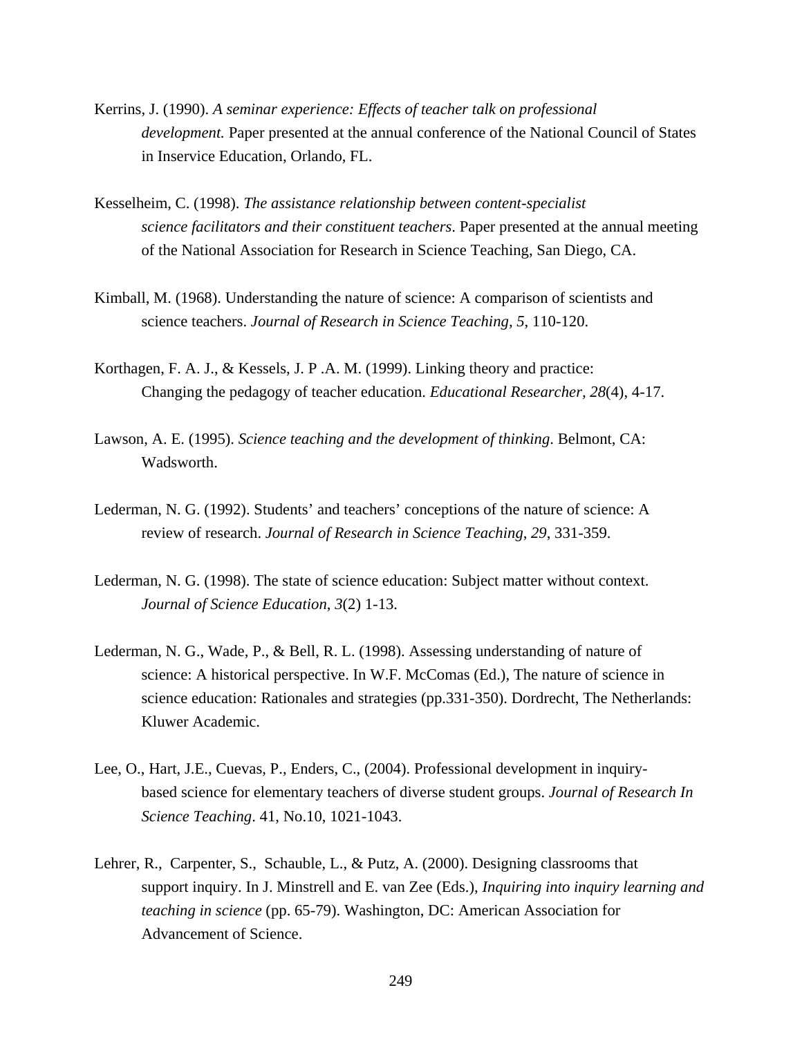Kerrins, J. (1990). *A seminar experience: Effects of teacher talk on professional development.* Paper presented at the annual conference of the National Council of States in Inservice Education, Orlando, FL.

Kesselheim, C. (1998). *The assistance relationship between content-specialist science facilitators and their constituent teachers*. Paper presented at the annual meeting of the National Association for Research in Science Teaching, San Diego, CA.

Kimball, M. (1968). Understanding the nature of science: A comparison of scientists and science teachers. *Journal of Research in Science Teaching, 5*, 110-120.

Korthagen, F. A. J., & Kessels, J. P .A. M. (1999). Linking theory and practice: Changing the pedagogy of teacher education. *Educational Researcher, 28*(4), 4-17.

Lawson, A. E. (1995). *Science teaching and the development of thinking*. Belmont, CA: Wadsworth.

Lederman, N. G. (1992). Students' and teachers' conceptions of the nature of science: A review of research. *Journal of Research in Science Teaching*, *29*, 331-359.

Lederman, N. G. (1998). The state of science education: Subject matter without context. *Journal of Science Education*, *3*(2) 1-13.

Lederman, N. G., Wade, P., & Bell, R. L. (1998). Assessing understanding of nature of science: A historical perspective. In W.F. McComas (Ed.), The nature of science in science education: Rationales and strategies (pp.331-350). Dordrecht, The Netherlands: Kluwer Academic.

Lee, O., Hart, J.E., Cuevas, P., Enders, C., (2004). Professional development in inquiry-based science for elementary teachers of diverse student groups. *Journal of Research In Science Teaching*. 41, No.10, 1021-1043.

Lehrer, R., Carpenter, S., Schauble, L., & Putz, A. (2000). Designing classrooms that support inquiry. In J. Minstrell and E. van Zee (Eds.), *Inquiring into inquiry learning and teaching in science* (pp. 65-79). Washington, DC: American Association for Advancement of Science.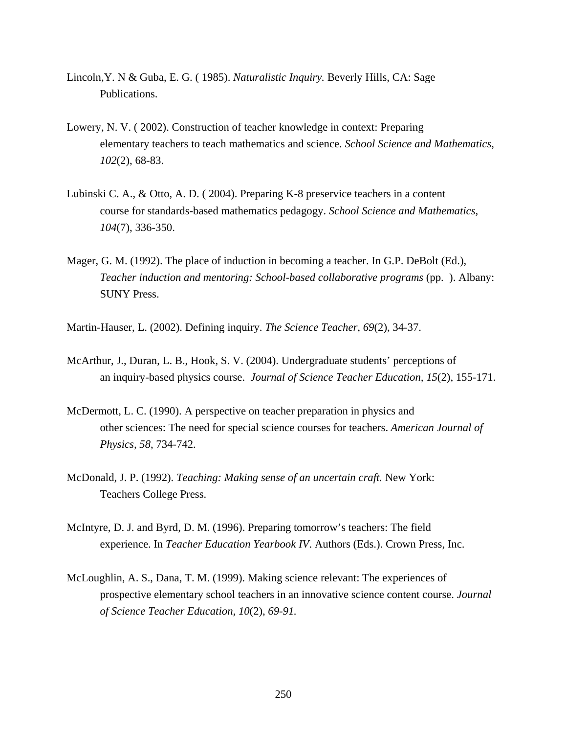Lincoln,Y. N & Guba, E. G. ( 1985). *Naturalistic Inquiry.* Beverly Hills, CA: Sage Publications.

Lowery, N. V. ( 2002). Construction of teacher knowledge in context: Preparing elementary teachers to teach mathematics and science. *School Science and Mathematics, 102*(2), 68-83.

Lubinski C. A., & Otto, A. D. ( 2004). Preparing K-8 preservice teachers in a content course for standards-based mathematics pedagogy. *School Science and Mathematics, 104*(7), 336-350.

Mager, G. M. (1992). The place of induction in becoming a teacher. In G.P. DeBolt (Ed.), *Teacher induction and mentoring: School-based collaborative programs* (pp. ). Albany: SUNY Press.

Martin-Hauser, L. (2002). Defining inquiry. *The Science Teacher*, *69*(2), 34-37.

McArthur, J., Duran, L. B., Hook, S. V. (2004). Undergraduate students' perceptions of an inquiry-based physics course. *Journal of Science Teacher Education*, *15*(2), 155-171.

McDermott, L. C. (1990). A perspective on teacher preparation in physics and other sciences: The need for special science courses for teachers. *American Journal of Physics, 58*, 734-742.

McDonald, J. P. (1992). *Teaching: Making sense of an uncertain craft.* New York: Teachers College Press.

McIntyre, D. J. and Byrd, D. M. (1996). Preparing tomorrow's teachers: The field experience. In *Teacher Education Yearbook IV*. Authors (Eds.). Crown Press, Inc.

McLoughlin, A. S., Dana, T. M. (1999). Making science relevant: The experiences of prospective elementary school teachers in an innovative science content course. *Journal of Science Teacher Education, 10*(2), *69-91.*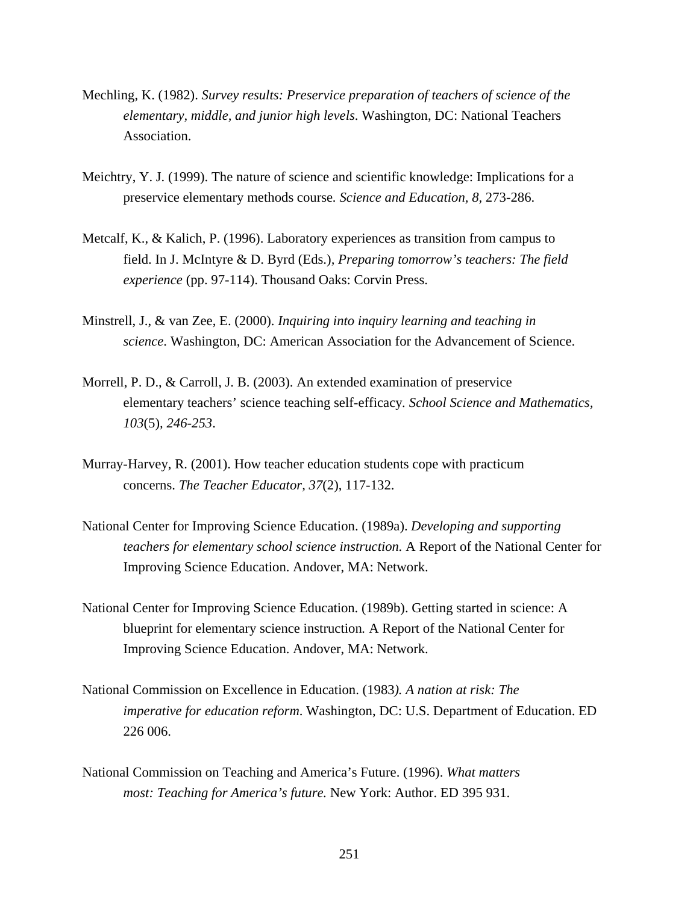Mechling, K. (1982). *Survey results: Preservice preparation of teachers of science of the elementary, middle, and junior high levels*. Washington, DC: National Teachers Association.

Meichtry, Y. J. (1999). The nature of science and scientific knowledge: Implications for a preservice elementary methods course. *Science and Education, 8*, 273-286.

Metcalf, K., & Kalich, P. (1996). Laboratory experiences as transition from campus to field. In J. McIntyre & D. Byrd (Eds.), *Preparing tomorrow's teachers: The field experience* (pp. 97-114). Thousand Oaks: Corvin Press.

Minstrell, J., & van Zee, E. (2000). *Inquiring into inquiry learning and teaching in science*. Washington, DC: American Association for the Advancement of Science.

Morrell, P. D., & Carroll, J. B. (2003). An extended examination of preservice elementary teachers' science teaching self-efficacy. *School Science and Mathematics, 103*(5), *246-253*.

Murray-Harvey, R. (2001). How teacher education students cope with practicum concerns. *The Teacher Educator, 37*(2), 117-132.

National Center for Improving Science Education. (1989a). *Developing and supporting teachers for elementary school science instruction.* A Report of the National Center for Improving Science Education. Andover, MA: Network.

National Center for Improving Science Education. (1989b). Getting started in science: A blueprint for elementary science instruction. A Report of the National Center for Improving Science Education. Andover, MA: Network.

National Commission on Excellence in Education. (1983*). A nation at risk: The imperative for education reform*. Washington, DC: U.S. Department of Education. ED 226 006.

National Commission on Teaching and America's Future. (1996). *What matters most: Teaching for America's future.* New York: Author. ED 395 931.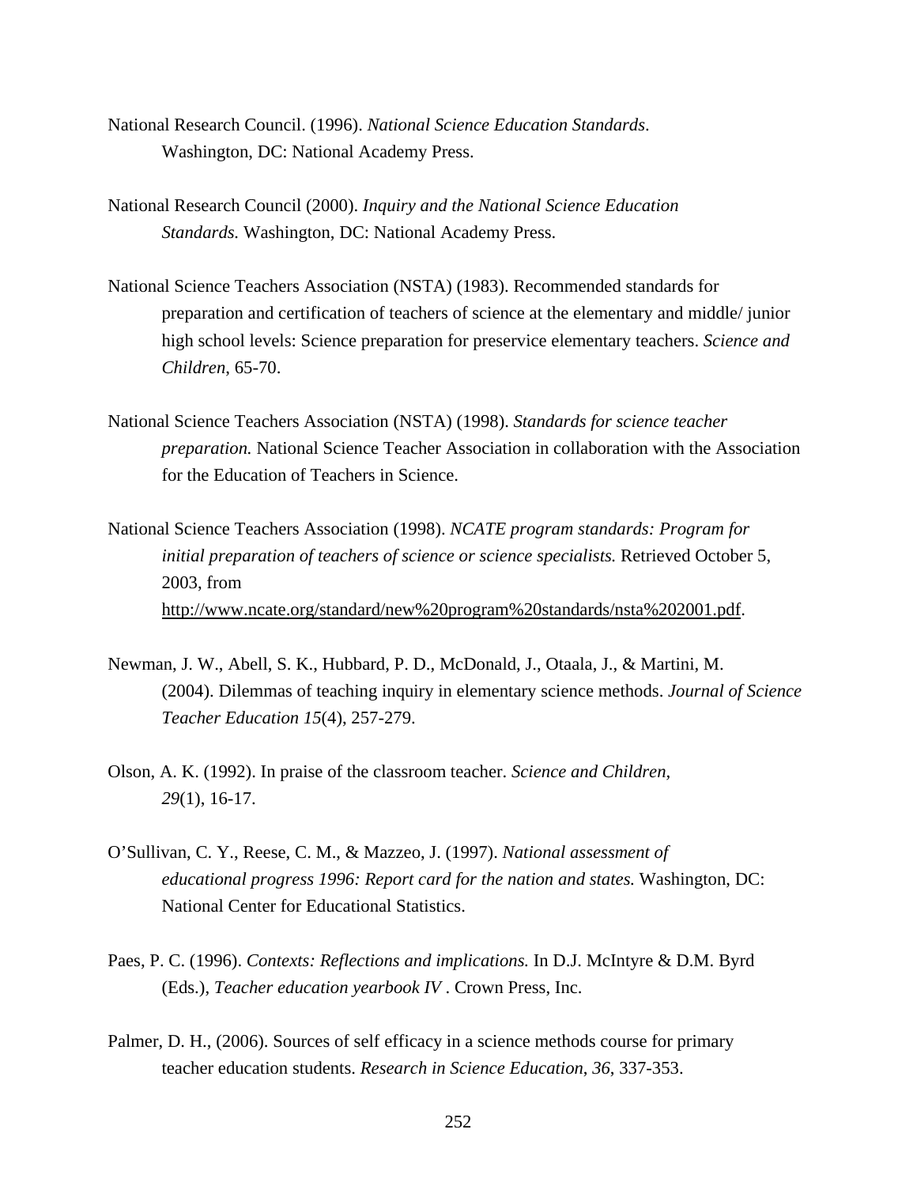National Research Council. (1996). *National Science Education Standards*. Washington, DC: National Academy Press.

National Research Council (2000). *Inquiry and the National Science Education Standards.* Washington, DC: National Academy Press.

National Science Teachers Association (NSTA) (1983). Recommended standards for preparation and certification of teachers of science at the elementary and middle/ junior high school levels: Science preparation for preservice elementary teachers. *Science and Children*, 65-70.

National Science Teachers Association (NSTA) (1998). *Standards for science teacher preparation.* National Science Teacher Association in collaboration with the Association for the Education of Teachers in Science.

National Science Teachers Association (1998). *NCATE program standards: Program for initial preparation of teachers of science or science specialists.* Retrieved October 5, 2003, from http://www.ncate.org/standard/new%20program%20standards/nsta%202001.pdf.

Newman, J. W., Abell, S. K., Hubbard, P. D., McDonald, J., Otaala, J., & Martini, M. (2004). Dilemmas of teaching inquiry in elementary science methods. *Journal of Science Teacher Education 15*(4), 257-279.

Olson, A. K. (1992). In praise of the classroom teacher. *Science and Children, 29*(1), 16-17.

O'Sullivan, C. Y., Reese, C. M., & Mazzeo, J. (1997). *National assessment of educational progress 1996: Report card for the nation and states.* Washington, DC: National Center for Educational Statistics.

Paes, P. C. (1996). *Contexts: Reflections and implications.* In D.J. McIntyre & D.M. Byrd (Eds.), *Teacher education yearbook IV* . Crown Press, Inc.

Palmer, D. H., (2006). Sources of self efficacy in a science methods course for primary teacher education students. *Research in Science Education, 36*, 337-353.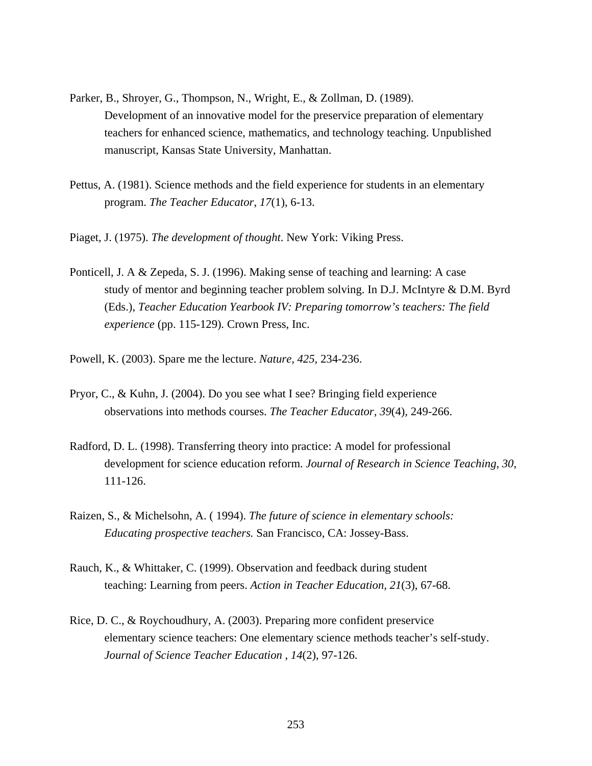Parker, B., Shroyer, G., Thompson, N., Wright, E., & Zollman, D. (1989). Development of an innovative model for the preservice preparation of elementary teachers for enhanced science, mathematics, and technology teaching. Unpublished manuscript, Kansas State University, Manhattan.

Pettus, A. (1981). Science methods and the field experience for students in an elementary program. *The Teacher Educator*, *17*(1), 6-13.

Piaget, J. (1975). *The development of thought*. New York: Viking Press.

Ponticell, J. A & Zepeda, S. J. (1996). Making sense of teaching and learning: A case study of mentor and beginning teacher problem solving. In D.J. McIntyre & D.M. Byrd (Eds.), *Teacher Education Yearbook IV: Preparing tomorrow's teachers: The field experience* (pp. 115-129). Crown Press, Inc.

Powell, K. (2003). Spare me the lecture. *Nature, 425*, 234-236.

Pryor, C., & Kuhn, J. (2004). Do you see what I see? Bringing field experience observations into methods courses. *The Teacher Educator, 39*(4), 249-266.

Radford, D. L. (1998). Transferring theory into practice: A model for professional development for science education reform. *Journal of Research in Science Teaching*, *30*, 111-126.

Raizen, S., & Michelsohn, A. ( 1994). *The future of science in elementary schools: Educating prospective teachers.* San Francisco, CA: Jossey-Bass.

Rauch, K., & Whittaker, C. (1999). Observation and feedback during student teaching: Learning from peers. *Action in Teacher Education*, *21*(3), 67-68.

Rice, D. C., & Roychoudhury, A. (2003). Preparing more confident preservice elementary science teachers: One elementary science methods teacher's self-study. *Journal of Science Teacher Education* , *14*(2), 97-126.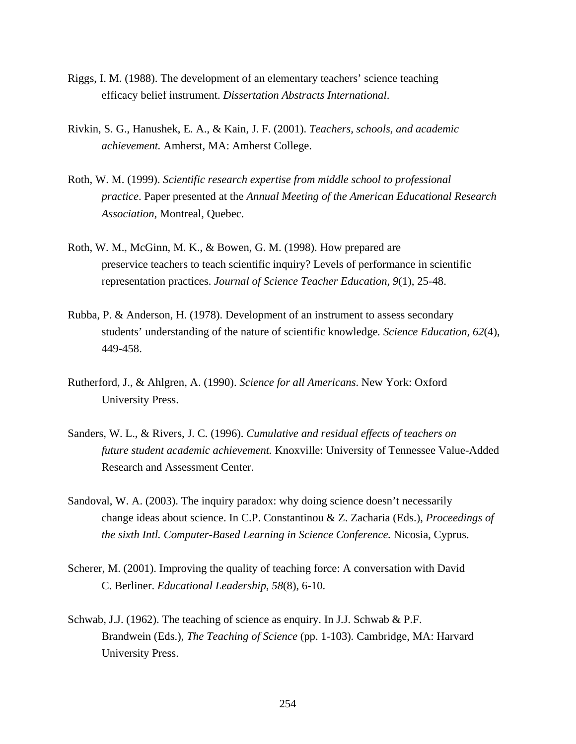Riggs, I. M. (1988). The development of an elementary teachers' science teaching efficacy belief instrument. *Dissertation Abstracts International*.

Rivkin, S. G., Hanushek, E. A., & Kain, J. F. (2001). *Teachers, schools, and academic achievement.* Amherst, MA: Amherst College.

Roth, W. M. (1999). *Scientific research expertise from middle school to professional practice*. Paper presented at the *Annual Meeting of the American Educational Research Association*, Montreal, Quebec.

Roth, W. M., McGinn, M. K., & Bowen, G. M. (1998). How prepared are preservice teachers to teach scientific inquiry? Levels of performance in scientific representation practices. *Journal of Science Teacher Education, 9*(1), 25-48.

Rubba, P. & Anderson, H. (1978). Development of an instrument to assess secondary students' understanding of the nature of scientific knowledge*. Science Education, 62*(4), 449-458.

Rutherford, J., & Ahlgren, A. (1990). *Science for all Americans*. New York: Oxford University Press.

Sanders, W. L., & Rivers, J. C. (1996). *Cumulative and residual effects of teachers on future student academic achievement.* Knoxville: University of Tennessee Value-Added Research and Assessment Center.

Sandoval, W. A. (2003). The inquiry paradox: why doing science doesn't necessarily change ideas about science. In C.P. Constantinou & Z. Zacharia (Eds.), *Proceedings of the sixth Intl. Computer-Based Learning in Science Conference.* Nicosia, Cyprus.

Scherer, M. (2001). Improving the quality of teaching force: A conversation with David C. Berliner. *Educational Leadership*, *58*(8), 6-10.

Schwab, J.J. (1962). The teaching of science as enquiry. In J.J. Schwab & P.F. Brandwein (Eds.), *The Teaching of Science* (pp. 1-103). Cambridge, MA: Harvard University Press.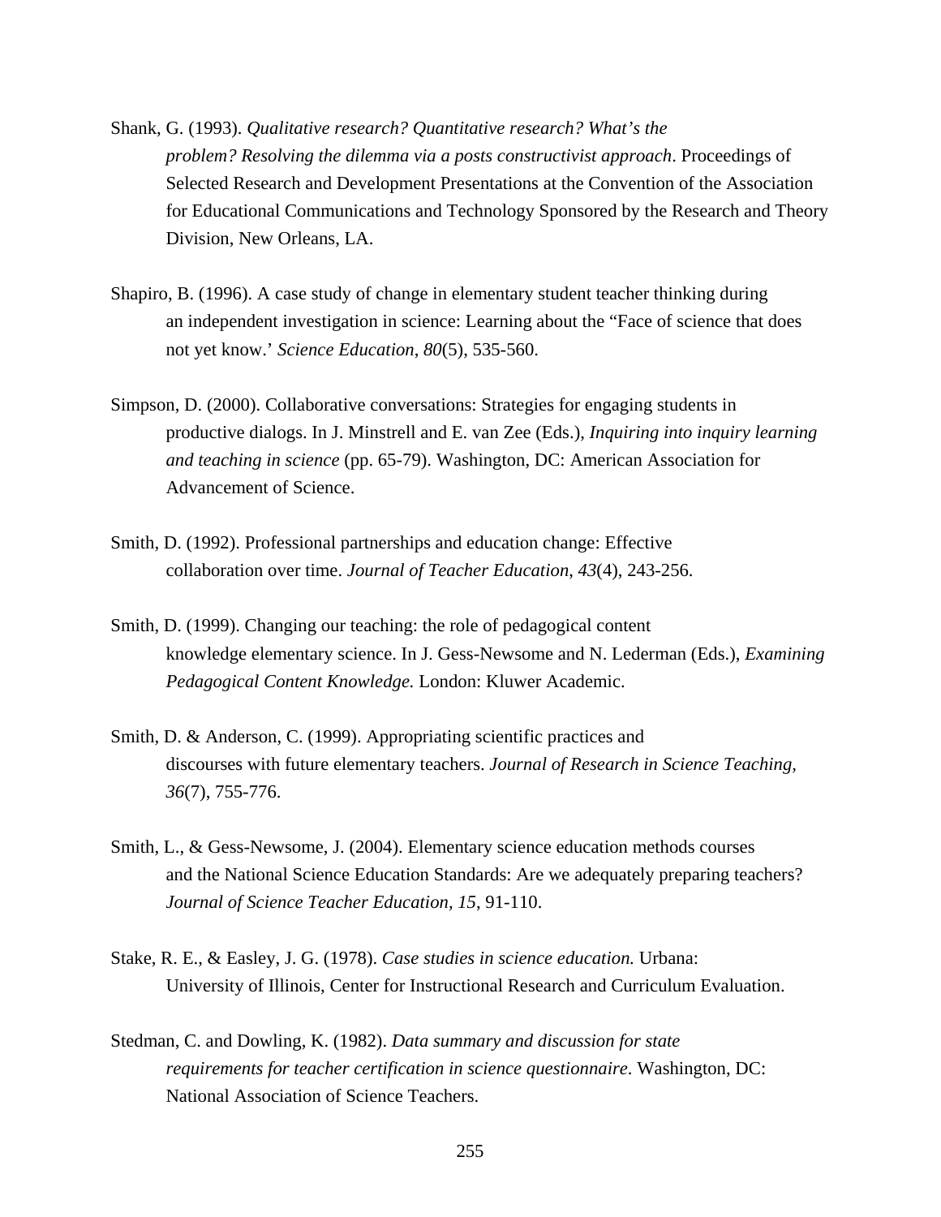Shank, G. (1993). *Qualitative research? Quantitative research? What's the problem? Resolving the dilemma via a posts constructivist approach*. Proceedings of Selected Research and Development Presentations at the Convention of the Association for Educational Communications and Technology Sponsored by the Research and Theory Division, New Orleans, LA.

Shapiro, B. (1996). A case study of change in elementary student teacher thinking during an independent investigation in science: Learning about the "Face of science that does not yet know.' *Science Education*, *80*(5), 535-560.

Simpson, D. (2000). Collaborative conversations: Strategies for engaging students in productive dialogs. In J. Minstrell and E. van Zee (Eds.), *Inquiring into inquiry learning and teaching in science* (pp. 65-79). Washington, DC: American Association for Advancement of Science.

Smith, D. (1992). Professional partnerships and education change: Effective collaboration over time. *Journal of Teacher Education*, *43*(4), 243-256.

Smith, D. (1999). Changing our teaching: the role of pedagogical content knowledge elementary science. In J. Gess-Newsome and N. Lederman (Eds.), *Examining Pedagogical Content Knowledge.* London: Kluwer Academic.

Smith, D. & Anderson, C. (1999). Appropriating scientific practices and discourses with future elementary teachers. *Journal of Research in Science Teaching, 36*(7), 755-776.

Smith, L., & Gess-Newsome, J. (2004). Elementary science education methods courses and the National Science Education Standards: Are we adequately preparing teachers? *Journal of Science Teacher Education, 15*, 91-110.

Stake, R. E., & Easley, J. G. (1978). *Case studies in science education.* Urbana: University of Illinois, Center for Instructional Research and Curriculum Evaluation.

Stedman, C. and Dowling, K. (1982). *Data summary and discussion for state requirements for teacher certification in science questionnaire*. Washington, DC: National Association of Science Teachers.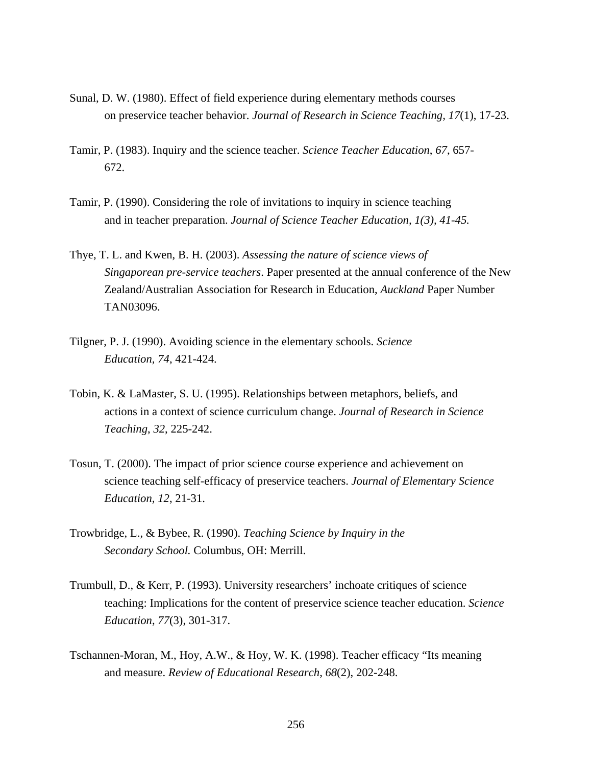Sunal, D. W. (1980). Effect of field experience during elementary methods courses on preservice teacher behavior. *Journal of Research in Science Teaching, 17*(1), 17-23.

Tamir, P. (1983). Inquiry and the science teacher. *Science Teacher Education*, *67*, 657-672.

Tamir, P. (1990). Considering the role of invitations to inquiry in science teaching and in teacher preparation. *Journal of Science Teacher Education, 1(3), 41-45.*

Thye, T. L. and Kwen, B. H. (2003). *Assessing the nature of science views of Singaporean pre-service teachers*. Paper presented at the annual conference of the New Zealand/Australian Association for Research in Education, *Auckland* Paper Number TAN03096.

Tilgner, P. J. (1990). Avoiding science in the elementary schools. *Science Education, 74*, 421-424.

Tobin, K. & LaMaster, S. U. (1995). Relationships between metaphors, beliefs, and actions in a context of science curriculum change. *Journal of Research in Science Teaching*, *32*, 225-242.

Tosun, T. (2000). The impact of prior science course experience and achievement on science teaching self-efficacy of preservice teachers. *Journal of Elementary Science Education, 12*, 21-31.

Trowbridge, L., & Bybee, R. (1990). *Teaching Science by Inquiry in the Secondary School.* Columbus, OH: Merrill.

Trumbull, D., & Kerr, P. (1993). University researchers' inchoate critiques of science teaching: Implications for the content of preservice science teacher education. *Science Education*, *77*(3), 301-317.

Tschannen-Moran, M., Hoy, A.W., & Hoy, W. K. (1998). Teacher efficacy "Its meaning and measure. *Review of Educational Research*, *68*(2), 202-248.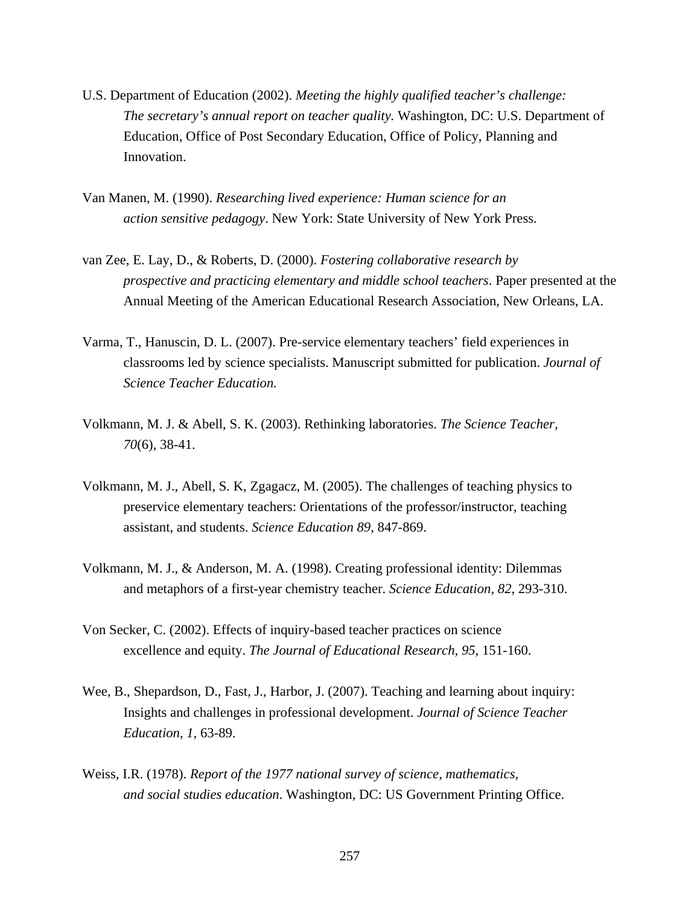U.S. Department of Education (2002). *Meeting the highly qualified teacher's challenge: The secretary's annual report on teacher quality.* Washington, DC: U.S. Department of Education, Office of Post Secondary Education, Office of Policy, Planning and Innovation.

Van Manen, M. (1990). *Researching lived experience: Human science for an action sensitive pedagogy*. New York: State University of New York Press.

van Zee, E. Lay, D., & Roberts, D. (2000). *Fostering collaborative research by prospective and practicing elementary and middle school teachers*. Paper presented at the Annual Meeting of the American Educational Research Association, New Orleans, LA.

Varma, T., Hanuscin, D. L. (2007). Pre-service elementary teachers' field experiences in classrooms led by science specialists. Manuscript submitted for publication. *Journal of Science Teacher Education.*

Volkmann, M. J. & Abell, S. K. (2003). Rethinking laboratories. *The Science Teacher, 70*(6), 38-41.

Volkmann, M. J., Abell, S. K, Zgagacz, M. (2005). The challenges of teaching physics to preservice elementary teachers: Orientations of the professor/instructor, teaching assistant, and students. *Science Education 89*, 847-869.

Volkmann, M. J., & Anderson, M. A. (1998). Creating professional identity: Dilemmas and metaphors of a first-year chemistry teacher. *Science Education, 82*, 293-310.

Von Secker, C. (2002). Effects of inquiry-based teacher practices on science excellence and equity. *The Journal of Educational Research, 95*, 151-160.

Wee, B., Shepardson, D., Fast, J., Harbor, J. (2007). Teaching and learning about inquiry: Insights and challenges in professional development. *Journal of Science Teacher Education*, *1*, 63-89.

Weiss, I.R. (1978). *Report of the 1977 national survey of science, mathematics, and social studies education*. Washington, DC: US Government Printing Office.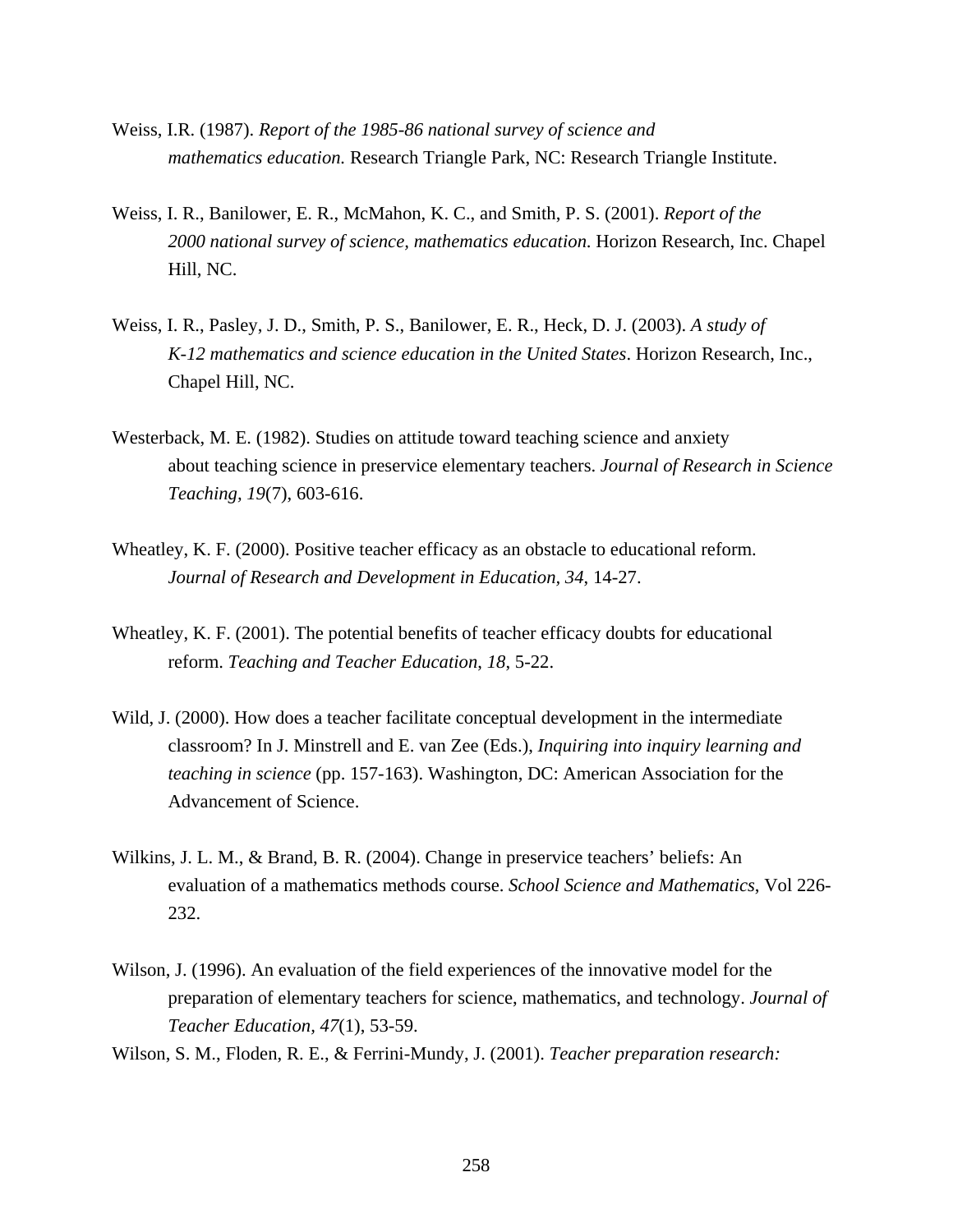Weiss, I.R. (1987). *Report of the 1985-86 national survey of science and mathematics education.* Research Triangle Park, NC: Research Triangle Institute.

Weiss, I. R., Banilower, E. R., McMahon, K. C., and Smith, P. S. (2001). *Report of the 2000 national survey of science, mathematics education.* Horizon Research, Inc. Chapel Hill, NC.

Weiss, I. R., Pasley, J. D., Smith, P. S., Banilower, E. R., Heck, D. J. (2003). *A study of K-12 mathematics and science education in the United States*. Horizon Research, Inc., Chapel Hill, NC.

Westerback, M. E. (1982). Studies on attitude toward teaching science and anxiety about teaching science in preservice elementary teachers. *Journal of Research in Science Teaching, 19*(7), 603-616.

Wheatley, K. F. (2000). Positive teacher efficacy as an obstacle to educational reform. *Journal of Research and Development in Education, 34*, 14-27.

Wheatley, K. F. (2001). The potential benefits of teacher efficacy doubts for educational reform. *Teaching and Teacher Education, 18*, 5-22.

Wild, J. (2000). How does a teacher facilitate conceptual development in the intermediate classroom? In J. Minstrell and E. van Zee (Eds.), *Inquiring into inquiry learning and teaching in science* (pp. 157-163). Washington, DC: American Association for the Advancement of Science.

Wilkins, J. L. M., & Brand, B. R. (2004). Change in preservice teachers' beliefs: An evaluation of a mathematics methods course. *School Science and Mathematics*, Vol 226-232.

Wilson, J. (1996). An evaluation of the field experiences of the innovative model for the preparation of elementary teachers for science, mathematics, and technology. *Journal of Teacher Education, 47*(1), 53-59.

Wilson, S. M., Floden, R. E., & Ferrini-Mundy, J. (2001). *Teacher preparation research:*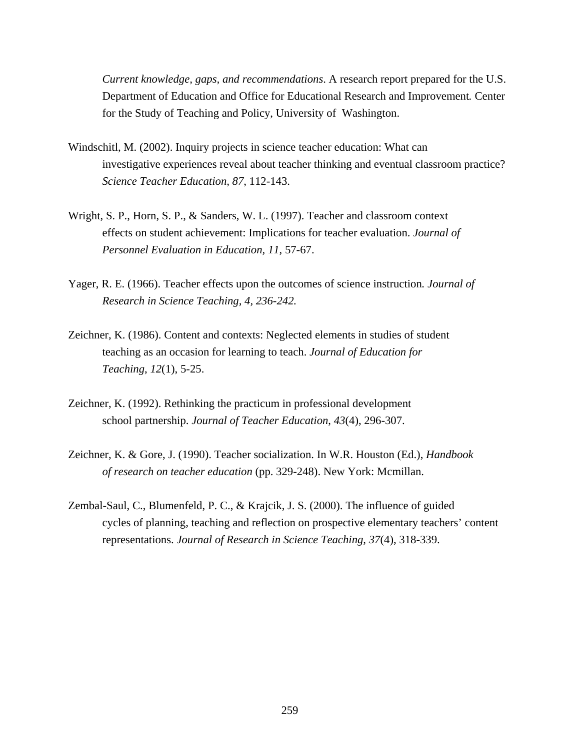*Current knowledge, gaps, and recommendations*. A research report prepared for the U.S. Department of Education and Office for Educational Research and Improvement. Center for the Study of Teaching and Policy, University of Washington.

Windschitl, M. (2002). Inquiry projects in science teacher education: What can investigative experiences reveal about teacher thinking and eventual classroom practice? *Science Teacher Education, 87*, 112-143.

Wright, S. P., Horn, S. P., & Sanders, W. L. (1997). Teacher and classroom context effects on student achievement: Implications for teacher evaluation. *Journal of Personnel Evaluation in Education, 11*, 57-67.

Yager, R. E. (1966). Teacher effects upon the outcomes of science instruction. *Journal of Research in Science Teaching, 4, 236-242.*

Zeichner, K. (1986). Content and contexts: Neglected elements in studies of student teaching as an occasion for learning to teach. *Journal of Education for Teaching, 12*(1), 5-25.

Zeichner, K. (1992). Rethinking the practicum in professional development school partnership. *Journal of Teacher Education, 43*(4), 296-307.

Zeichner, K. & Gore, J. (1990). Teacher socialization. In W.R. Houston (Ed.), *Handbook of research on teacher education* (pp. 329-248). New York: Mcmillan.

Zembal-Saul, C., Blumenfeld, P. C., & Krajcik, J. S. (2000). The influence of guided cycles of planning, teaching and reflection on prospective elementary teachers' content representations. *Journal of Research in Science Teaching, 37*(4), 318-339.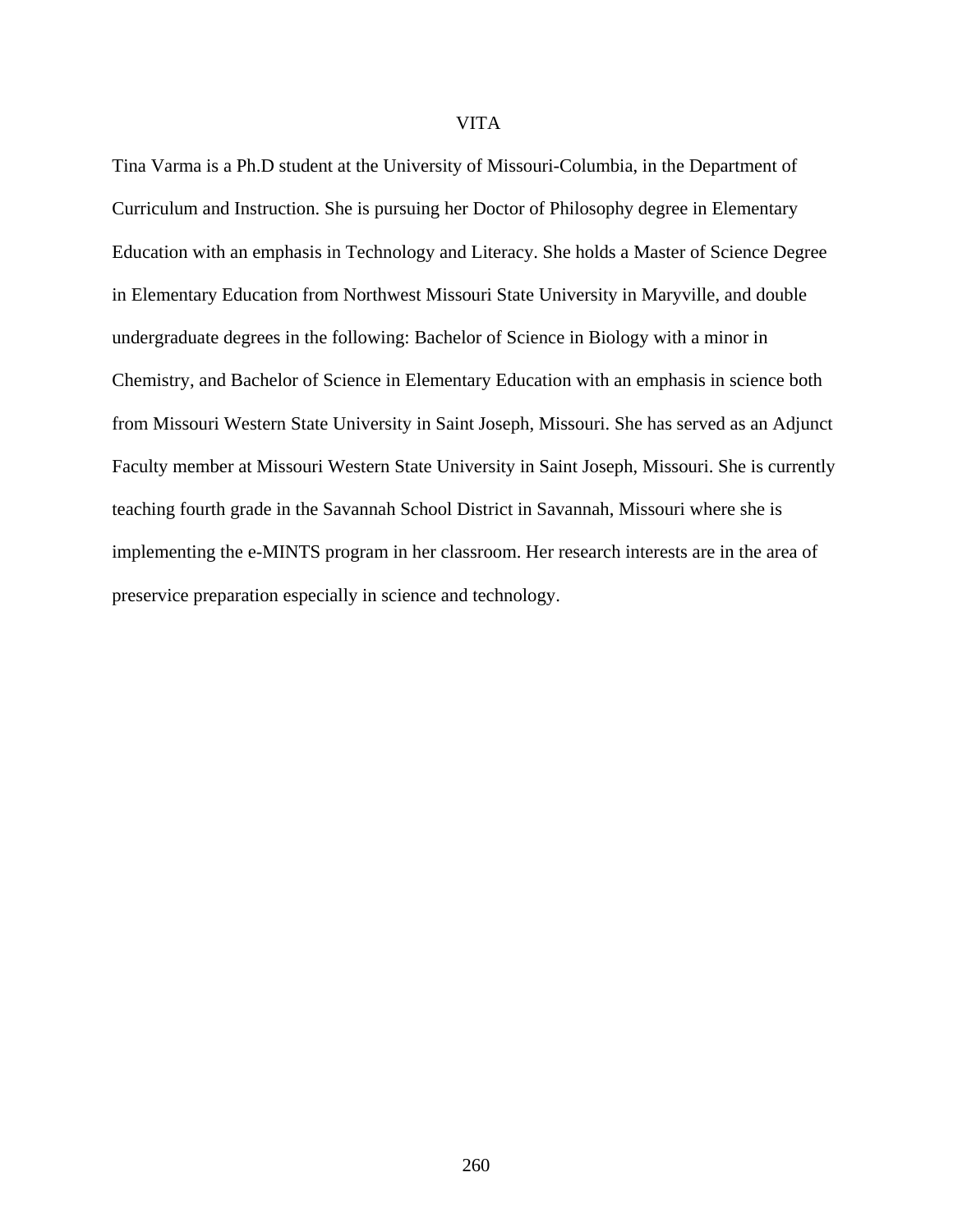# VITA

Tina Varma is a Ph.D student at the University of Missouri-Columbia, in the Department of Curriculum and Instruction. She is pursuing her Doctor of Philosophy degree in Elementary Education with an emphasis in Technology and Literacy. She holds a Master of Science Degree in Elementary Education from Northwest Missouri State University in Maryville, and double undergraduate degrees in the following: Bachelor of Science in Biology with a minor in Chemistry, and Bachelor of Science in Elementary Education with an emphasis in science both from Missouri Western State University in Saint Joseph, Missouri. She has served as an Adjunct Faculty member at Missouri Western State University in Saint Joseph, Missouri. She is currently teaching fourth grade in the Savannah School District in Savannah, Missouri where she is implementing the e-MINTS program in her classroom. Her research interests are in the area of preservice preparation especially in science and technology.